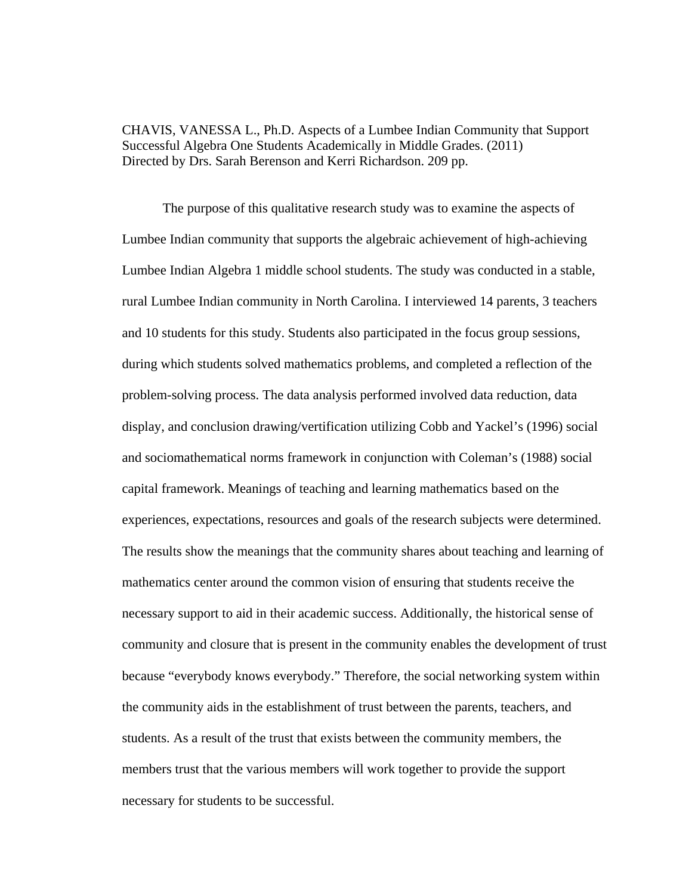CHAVIS, VANESSA L., Ph.D. Aspects of a Lumbee Indian Community that Support Successful Algebra One Students Academically in Middle Grades. (2011)
Directed by Drs. Sarah Berenson and Kerri Richardson. 209 pp.

The purpose of this qualitative research study was to examine the aspects of Lumbee Indian community that supports the algebraic achievement of high-achieving Lumbee Indian Algebra 1 middle school students. The study was conducted in a stable, rural Lumbee Indian community in North Carolina. I interviewed 14 parents, 3 teachers and 10 students for this study. Students also participated in the focus group sessions, during which students solved mathematics problems, and completed a reflection of the problem-solving process. The data analysis performed involved data reduction, data display, and conclusion drawing/vertification utilizing Cobb and Yackel's (1996) social and sociomathematical norms framework in conjunction with Coleman's (1988) social capital framework. Meanings of teaching and learning mathematics based on the experiences, expectations, resources and goals of the research subjects were determined. The results show the meanings that the community shares about teaching and learning of mathematics center around the common vision of ensuring that students receive the necessary support to aid in their academic success. Additionally, the historical sense of community and closure that is present in the community enables the development of trust because "everybody knows everybody." Therefore, the social networking system within the community aids in the establishment of trust between the parents, teachers, and students. As a result of the trust that exists between the community members, the members trust that the various members will work together to provide the support necessary for students to be successful.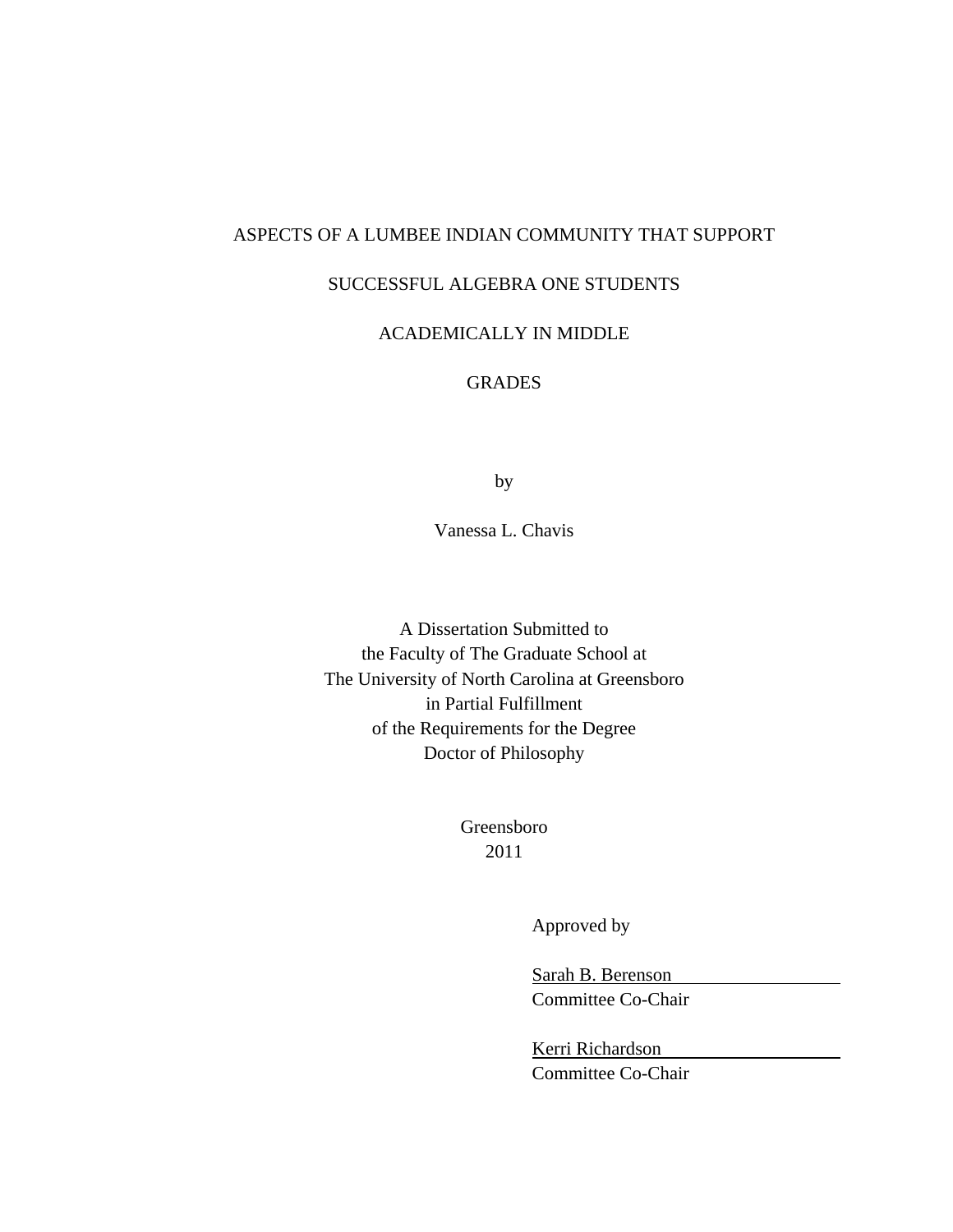ASPECTS OF A LUMBEE INDIAN COMMUNITY THAT SUPPORT

SUCCESSFUL ALGEBRA ONE STUDENTS

ACADEMICALLY IN MIDDLE

GRADES

by

Vanessa L. Chavis

A Dissertation Submitted to
the Faculty of The Graduate School at
The University of North Carolina at Greensboro
in Partial Fulfillment
of the Requirements for the Degree
Doctor of Philosophy

Greensboro
2011

Approved by

Sarah B. Berenson
Committee Co-Chair

Kerri Richardson
Committee Co-Chair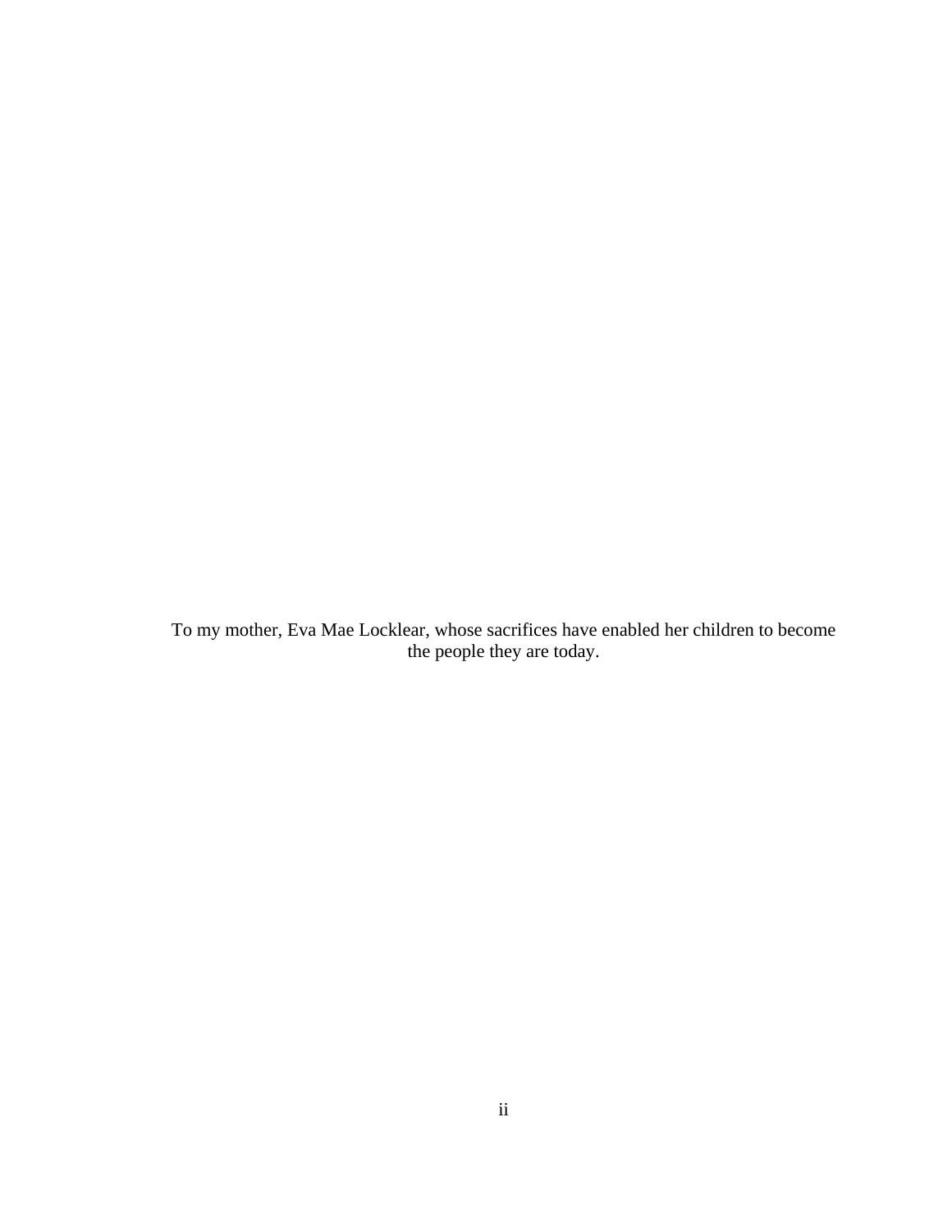To my mother, Eva Mae Locklear, whose sacrifices have enabled her children to become the people they are today.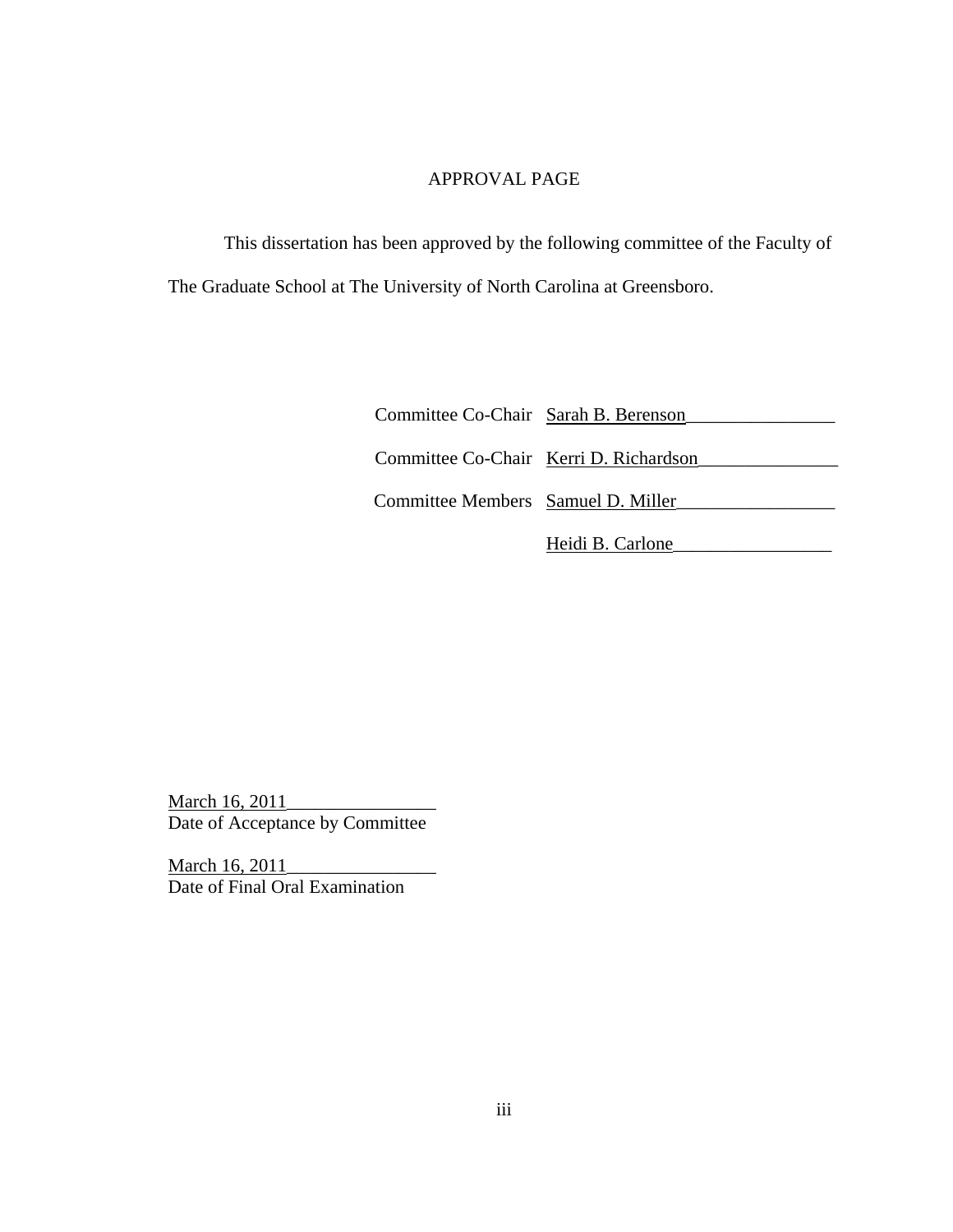# APPROVAL PAGE

This dissertation has been approved by the following committee of the Faculty of The Graduate School at The University of North Carolina at Greensboro.

Committee Co-Chair Sarah B. Berenson

Committee Co-Chair Kerri D. Richardson

Committee Members Samuel D. Miller

Heidi B. Carlone

March 16, 2011
Date of Acceptance by Committee

March 16, 2011
Date of Final Oral Examination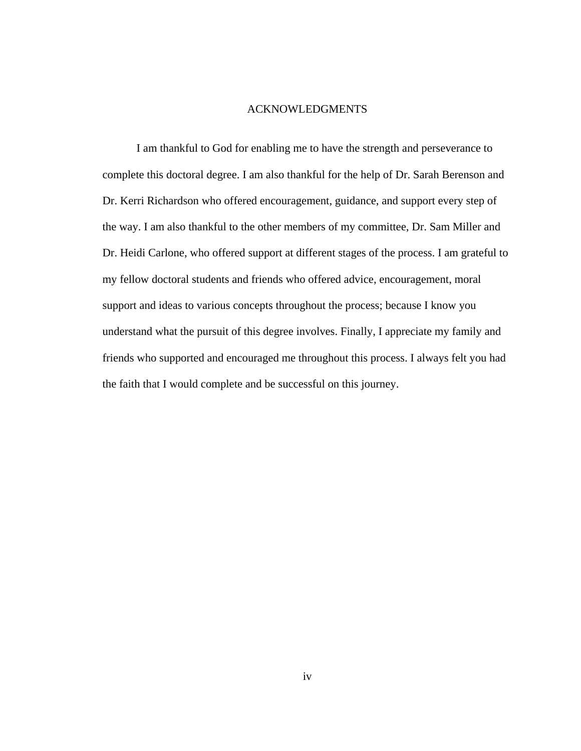# ACKNOWLEDGMENTS

I am thankful to God for enabling me to have the strength and perseverance to complete this doctoral degree. I am also thankful for the help of Dr. Sarah Berenson and Dr. Kerri Richardson who offered encouragement, guidance, and support every step of the way. I am also thankful to the other members of my committee, Dr. Sam Miller and Dr. Heidi Carlone, who offered support at different stages of the process. I am grateful to my fellow doctoral students and friends who offered advice, encouragement, moral support and ideas to various concepts throughout the process; because I know you understand what the pursuit of this degree involves. Finally, I appreciate my family and friends who supported and encouraged me throughout this process. I always felt you had the faith that I would complete and be successful on this journey.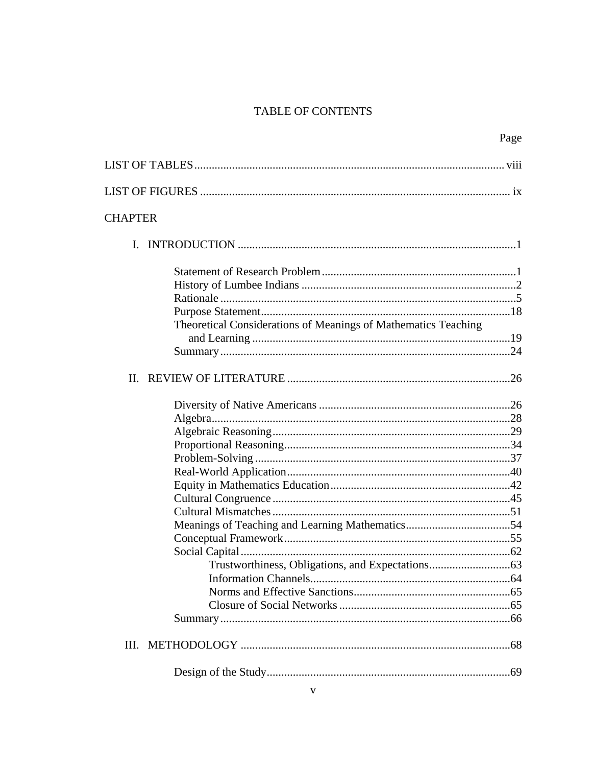# TABLE OF CONTENTS

Page

LIST OF TABLES ........................................................................................................ viii

LIST OF FIGURES ........................................................................................................ ix

CHAPTER

I. INTRODUCTION ............................................................................................1

- Statement of Research Problem ..................................................................1
- History of Lumbee Indians .........................................................................2
- Rationale ....................................................................................................5
- Purpose Statement.....................................................................................18
- Theoretical Considerations of Meanings of Mathematics Teaching and Learning .......................................................................................19
- Summary ..................................................................................................24

II. REVIEW OF LITERATURE ...........................................................................26

- Diversity of Native Americans .................................................................26
- Algebra......................................................................................................28
- Algebraic Reasoning .................................................................................29
- Proportional Reasoning.............................................................................34
- Problem-Solving .......................................................................................37
- Real-World Application............................................................................40
- Equity in Mathematics Education.............................................................42
- Cultural Congruence .................................................................................45
- Cultural Mismatches .................................................................................51
- Meanings of Teaching and Learning Mathematics....................................54
- Conceptual Framework.............................................................................55
- Social Capital............................................................................................62
  - Trustworthiness, Obligations, and Expectations............................63
  - Information Channels....................................................................64
  - Norms and Effective Sanctions.....................................................65
  - Closure of Social Networks ..........................................................65
- Summary ..................................................................................................66

III. METHODOLOGY ...........................................................................................68

- Design of the Study...................................................................................69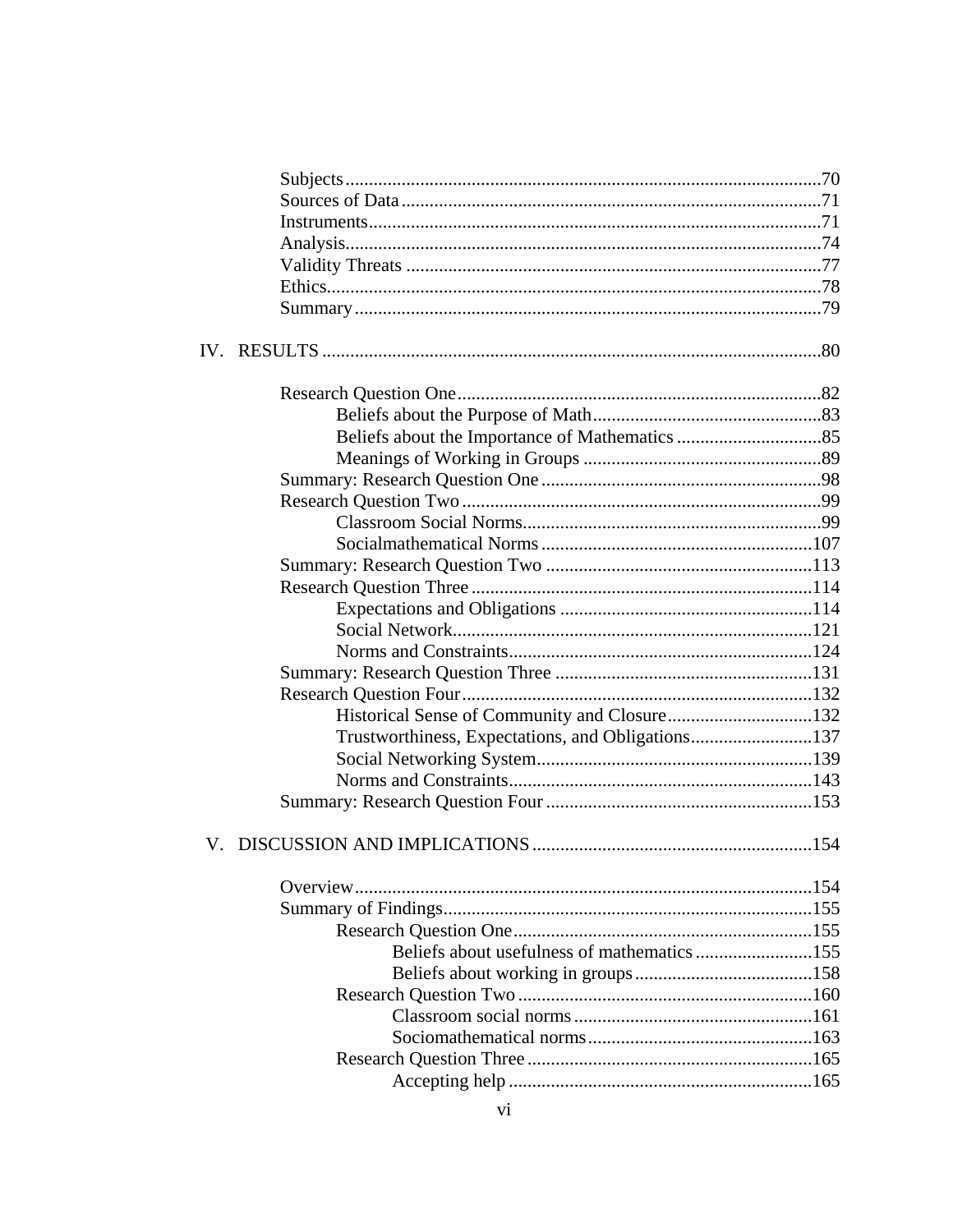Subjects .....................................................................................................70
Sources of Data ..........................................................................................71
Instruments.................................................................................................71
Analysis.......................................................................................................74
Validity Threats ..........................................................................................77
Ethics...........................................................................................................78
Summary ....................................................................................................79

IV. RESULTS ..........................................................................................................80

Research Question One.............................................................................82
Beliefs about the Purpose of Math................................................83
Beliefs about the Importance of Mathematics ...............................85
Meanings of Working in Groups ...................................................89
Summary: Research Question One ............................................................98
Research Question Two .............................................................................99
Classroom Social Norms................................................................99
Socialmathematical Norms ..........................................................107
Summary: Research Question Two .........................................................113
Research Question Three .........................................................................114
Expectations and Obligations ......................................................114
Social Network.............................................................................121
Norms and Constraints.................................................................124
Summary: Research Question Three .......................................................131
Research Question Four...........................................................................132
Historical Sense of Community and Closure...............................132
Trustworthiness, Expectations, and Obligations..........................137
Social Networking System...........................................................139
Norms and Constraints.................................................................143
Summary: Research Question Four .........................................................153

V. DISCUSSION AND IMPLICATIONS ...........................................................154

Overview..................................................................................................154
Summary of Findings...............................................................................155
Research Question One................................................................155
Beliefs about usefulness of mathematics .........................155
Beliefs about working in groups......................................158
Research Question Two ...............................................................160
Classroom social norms ...................................................161
Sociomathematical norms ................................................163
Research Question Three .............................................................165
Accepting help ................................................................165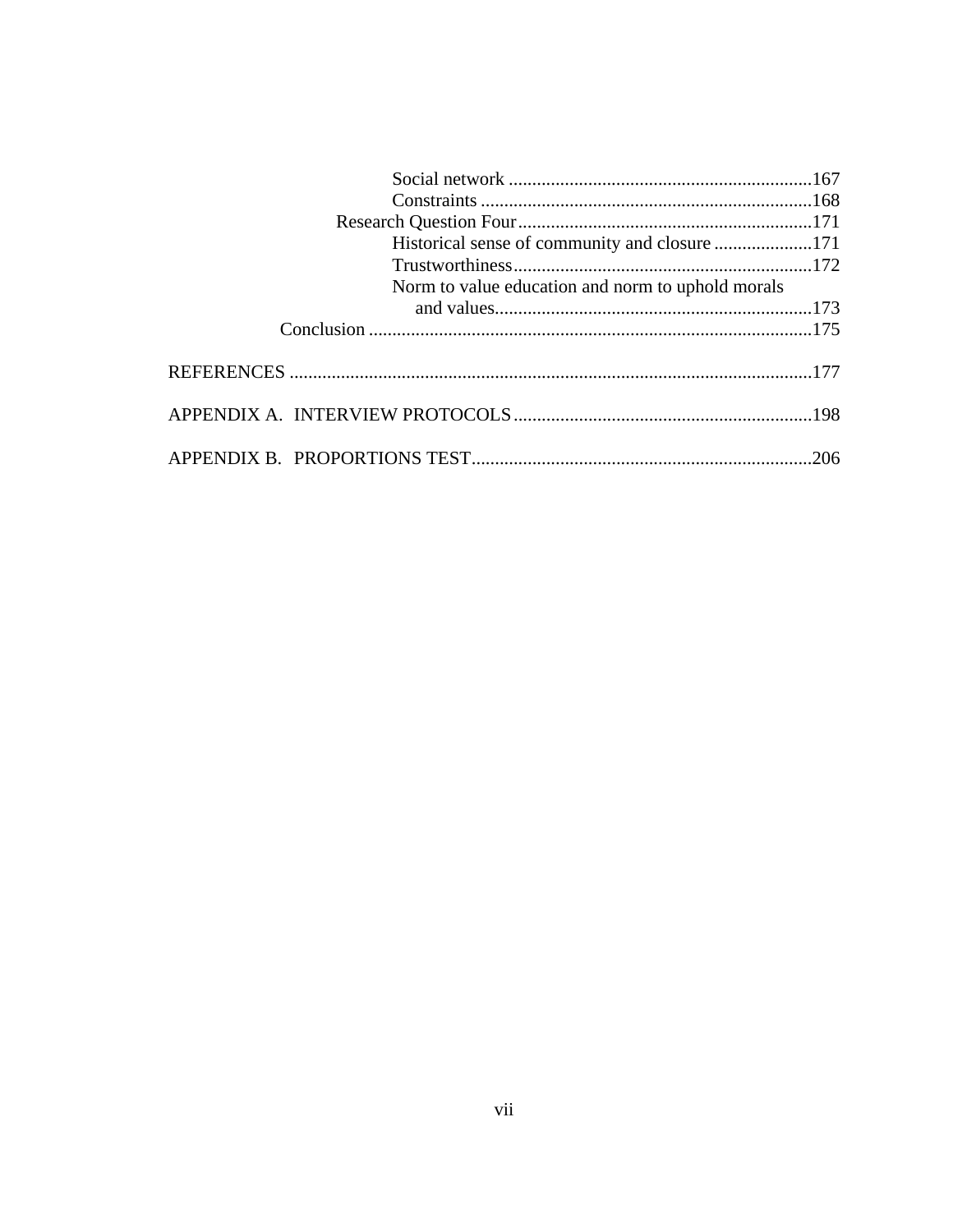Social network ....................................................................167
Constraints ..........................................................................168
Research Question Four...............................................................171
Historical sense of community and closure .....................171
Trustworthiness................................................................172
Norm to value education and norm to uphold morals and values...................................................................173
Conclusion ...............................................................................................175

REFERENCES ................................................................................................................177

APPENDIX A. INTERVIEW PROTOCOLS................................................................198

APPENDIX B. PROPORTIONS TEST.........................................................................206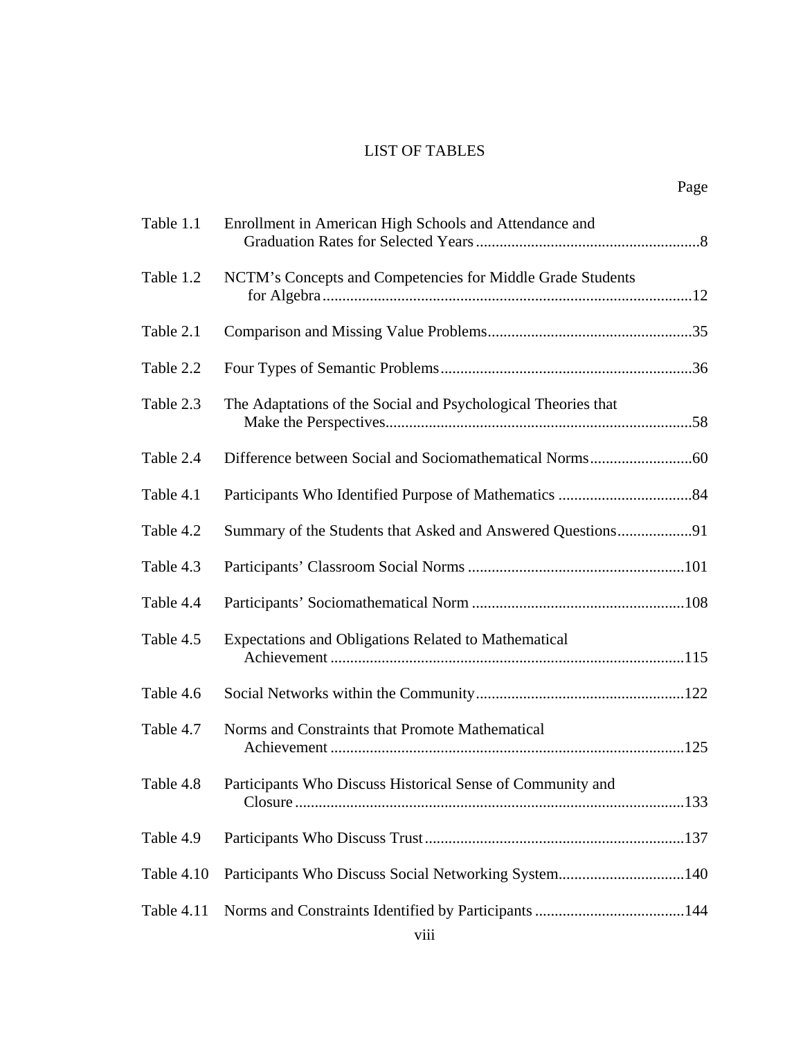# LIST OF TABLES

| | | Page |
|---|---|---|
| Table 1.1 | Enrollment in American High Schools and Attendance and Graduation Rates for Selected Years | 8 |
| Table 1.2 | NCTM's Concepts and Competencies for Middle Grade Students for Algebra | 12 |
| Table 2.1 | Comparison and Missing Value Problems | 35 |
| Table 2.2 | Four Types of Semantic Problems | 36 |
| Table 2.3 | The Adaptations of the Social and Psychological Theories that Make the Perspectives | 58 |
| Table 2.4 | Difference between Social and Sociomathematical Norms | 60 |
| Table 4.1 | Participants Who Identified Purpose of Mathematics | 84 |
| Table 4.2 | Summary of the Students that Asked and Answered Questions | 91 |
| Table 4.3 | Participants' Classroom Social Norms | 101 |
| Table 4.4 | Participants' Sociomathematical Norm | 108 |
| Table 4.5 | Expectations and Obligations Related to Mathematical Achievement | 115 |
| Table 4.6 | Social Networks within the Community | 122 |
| Table 4.7 | Norms and Constraints that Promote Mathematical Achievement | 125 |
| Table 4.8 | Participants Who Discuss Historical Sense of Community and Closure | 133 |
| Table 4.9 | Participants Who Discuss Trust | 137 |
| Table 4.10 | Participants Who Discuss Social Networking System | 140 |
| Table 4.11 | Norms and Constraints Identified by Participants | 144 |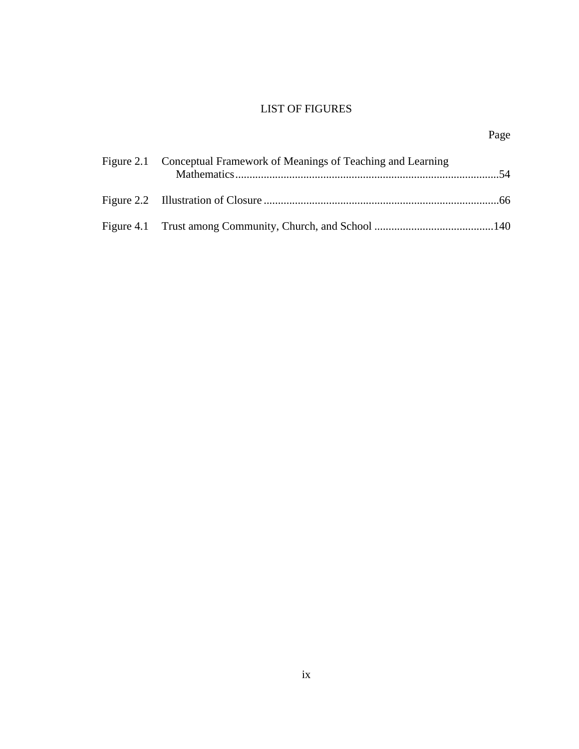# LIST OF FIGURES

| | | Page |
|---|---|---|
| Figure 2.1 | Conceptual Framework of Meanings of Teaching and Learning Mathematics | 54 |
| Figure 2.2 | Illustration of Closure | 66 |
| Figure 4.1 | Trust among Community, Church, and School | 140 |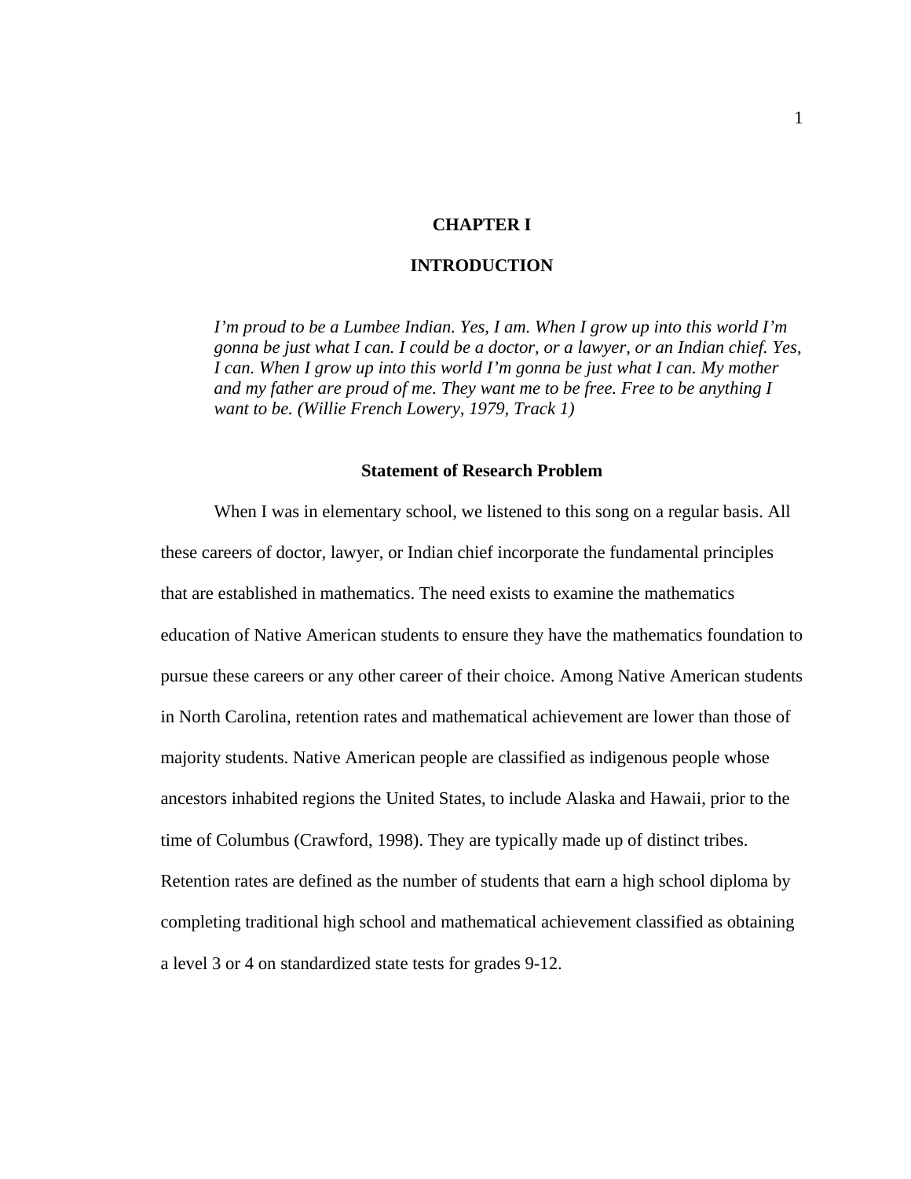# CHAPTER I

# INTRODUCTION

> *I'm proud to be a Lumbee Indian. Yes, I am. When I grow up into this world I'm gonna be just what I can. I could be a doctor, or a lawyer, or an Indian chief. Yes, I can. When I grow up into this world I'm gonna be just what I can. My mother and my father are proud of me. They want me to be free. Free to be anything I want to be. (Willie French Lowery, 1979, Track 1)*

## Statement of Research Problem

When I was in elementary school, we listened to this song on a regular basis. All these careers of doctor, lawyer, or Indian chief incorporate the fundamental principles that are established in mathematics. The need exists to examine the mathematics education of Native American students to ensure they have the mathematics foundation to pursue these careers or any other career of their choice. Among Native American students in North Carolina, retention rates and mathematical achievement are lower than those of majority students. Native American people are classified as indigenous people whose ancestors inhabited regions the United States, to include Alaska and Hawaii, prior to the time of Columbus (Crawford, 1998). They are typically made up of distinct tribes. Retention rates are defined as the number of students that earn a high school diploma by completing traditional high school and mathematical achievement classified as obtaining a level 3 or 4 on standardized state tests for grades 9-12.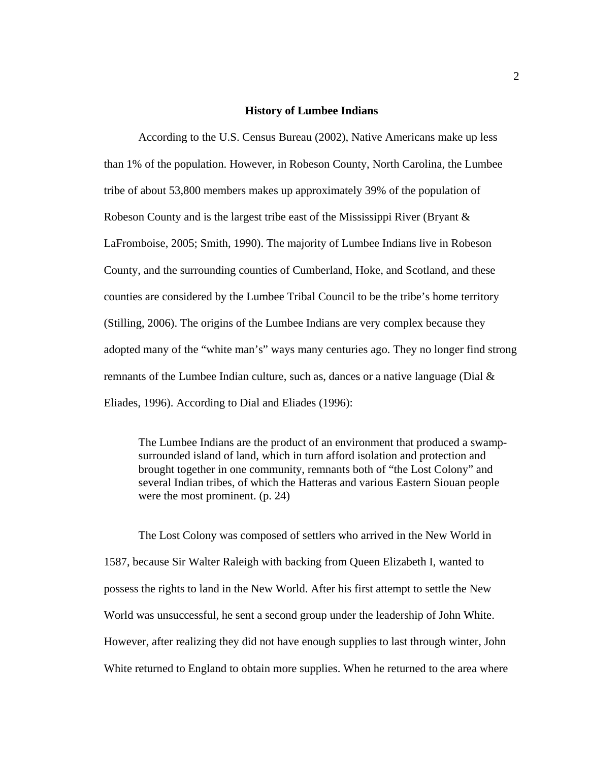## History of Lumbee Indians

According to the U.S. Census Bureau (2002), Native Americans make up less than 1% of the population. However, in Robeson County, North Carolina, the Lumbee tribe of about 53,800 members makes up approximately 39% of the population of Robeson County and is the largest tribe east of the Mississippi River (Bryant & LaFromboise, 2005; Smith, 1990). The majority of Lumbee Indians live in Robeson County, and the surrounding counties of Cumberland, Hoke, and Scotland, and these counties are considered by the Lumbee Tribal Council to be the tribe's home territory (Stilling, 2006). The origins of the Lumbee Indians are very complex because they adopted many of the "white man's" ways many centuries ago. They no longer find strong remnants of the Lumbee Indian culture, such as, dances or a native language (Dial & Eliades, 1996). According to Dial and Eliades (1996):

> The Lumbee Indians are the product of an environment that produced a swamp-surrounded island of land, which in turn afford isolation and protection and brought together in one community, remnants both of "the Lost Colony" and several Indian tribes, of which the Hatteras and various Eastern Siouan people were the most prominent. (p. 24)

The Lost Colony was composed of settlers who arrived in the New World in 1587, because Sir Walter Raleigh with backing from Queen Elizabeth I, wanted to possess the rights to land in the New World. After his first attempt to settle the New World was unsuccessful, he sent a second group under the leadership of John White. However, after realizing they did not have enough supplies to last through winter, John White returned to England to obtain more supplies. When he returned to the area where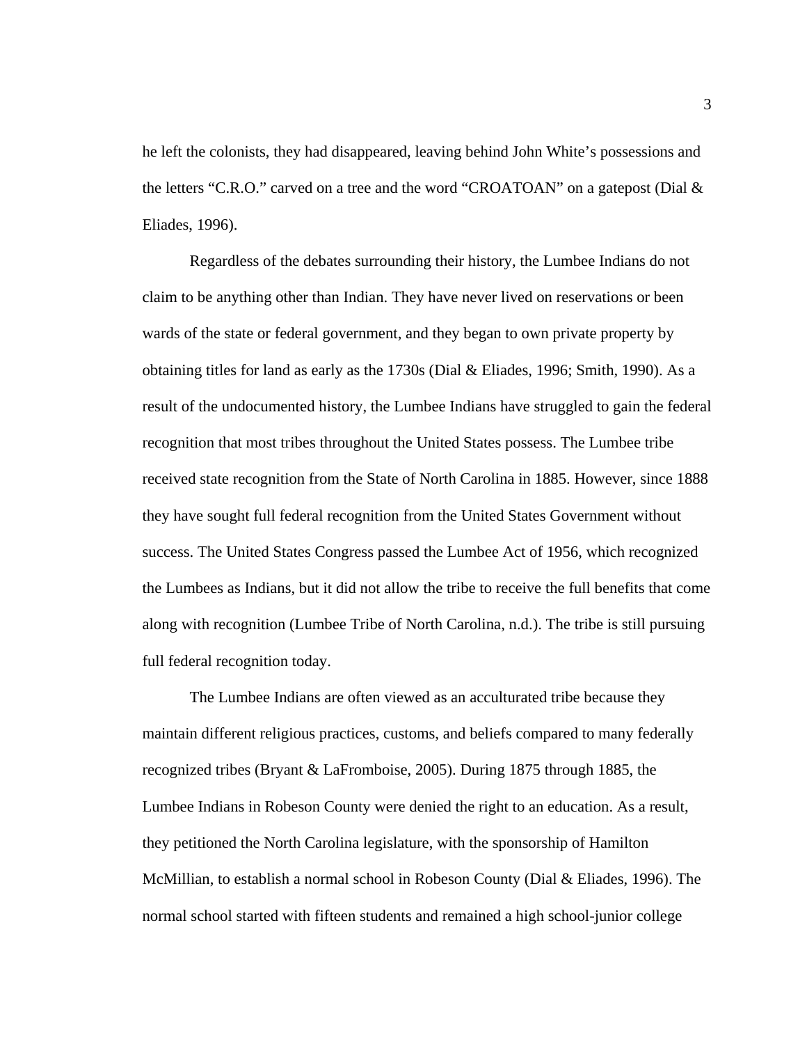he left the colonists, they had disappeared, leaving behind John White's possessions and the letters "C.R.O." carved on a tree and the word "CROATOAN" on a gatepost (Dial & Eliades, 1996).

Regardless of the debates surrounding their history, the Lumbee Indians do not claim to be anything other than Indian. They have never lived on reservations or been wards of the state or federal government, and they began to own private property by obtaining titles for land as early as the 1730s (Dial & Eliades, 1996; Smith, 1990). As a result of the undocumented history, the Lumbee Indians have struggled to gain the federal recognition that most tribes throughout the United States possess. The Lumbee tribe received state recognition from the State of North Carolina in 1885. However, since 1888 they have sought full federal recognition from the United States Government without success. The United States Congress passed the Lumbee Act of 1956, which recognized the Lumbees as Indians, but it did not allow the tribe to receive the full benefits that come along with recognition (Lumbee Tribe of North Carolina, n.d.). The tribe is still pursuing full federal recognition today.

The Lumbee Indians are often viewed as an acculturated tribe because they maintain different religious practices, customs, and beliefs compared to many federally recognized tribes (Bryant & LaFromboise, 2005). During 1875 through 1885, the Lumbee Indians in Robeson County were denied the right to an education. As a result, they petitioned the North Carolina legislature, with the sponsorship of Hamilton McMillian, to establish a normal school in Robeson County (Dial & Eliades, 1996). The normal school started with fifteen students and remained a high school-junior college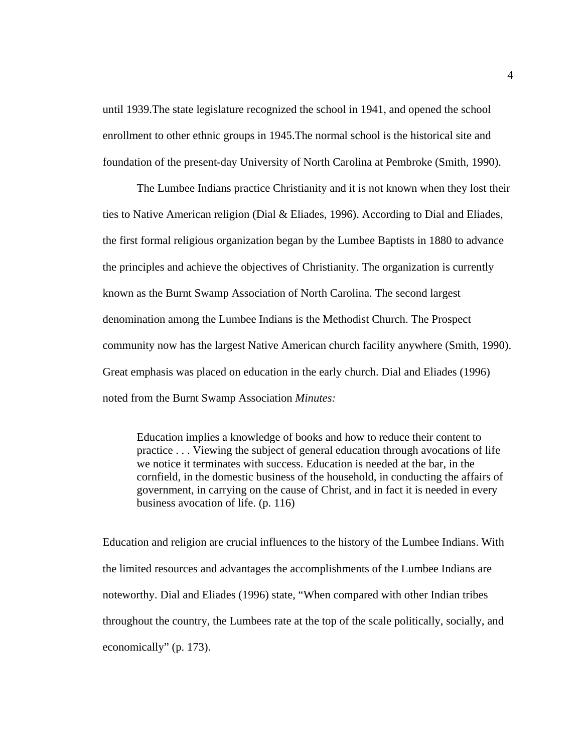until 1939.The state legislature recognized the school in 1941, and opened the school enrollment to other ethnic groups in 1945.The normal school is the historical site and foundation of the present-day University of North Carolina at Pembroke (Smith, 1990).

The Lumbee Indians practice Christianity and it is not known when they lost their ties to Native American religion (Dial & Eliades, 1996). According to Dial and Eliades, the first formal religious organization began by the Lumbee Baptists in 1880 to advance the principles and achieve the objectives of Christianity. The organization is currently known as the Burnt Swamp Association of North Carolina. The second largest denomination among the Lumbee Indians is the Methodist Church. The Prospect community now has the largest Native American church facility anywhere (Smith, 1990). Great emphasis was placed on education in the early church. Dial and Eliades (1996) noted from the Burnt Swamp Association *Minutes:*

> Education implies a knowledge of books and how to reduce their content to practice . . . Viewing the subject of general education through avocations of life we notice it terminates with success. Education is needed at the bar, in the cornfield, in the domestic business of the household, in conducting the affairs of government, in carrying on the cause of Christ, and in fact it is needed in every business avocation of life. (p. 116)

Education and religion are crucial influences to the history of the Lumbee Indians. With the limited resources and advantages the accomplishments of the Lumbee Indians are noteworthy. Dial and Eliades (1996) state, "When compared with other Indian tribes throughout the country, the Lumbees rate at the top of the scale politically, socially, and economically" (p. 173).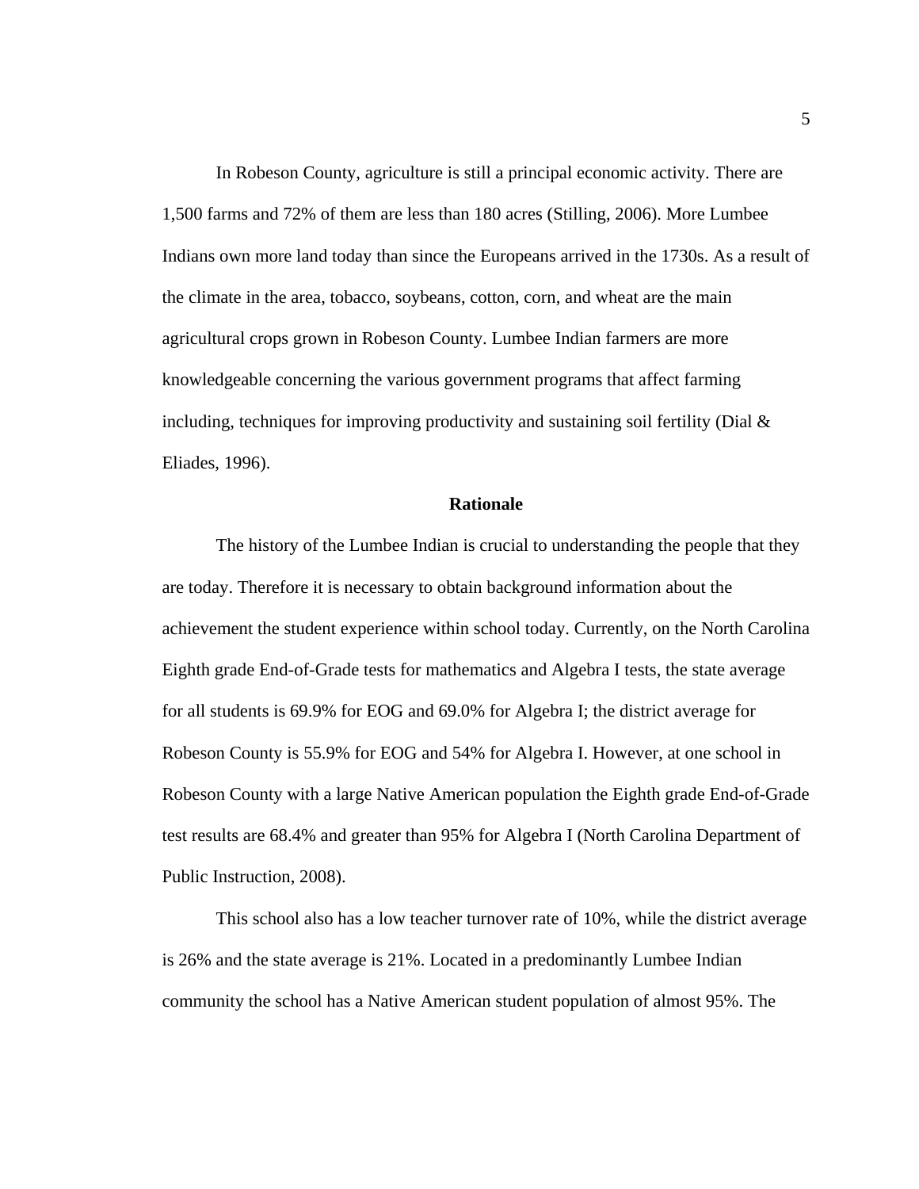In Robeson County, agriculture is still a principal economic activity. There are 1,500 farms and 72% of them are less than 180 acres (Stilling, 2006). More Lumbee Indians own more land today than since the Europeans arrived in the 1730s. As a result of the climate in the area, tobacco, soybeans, cotton, corn, and wheat are the main agricultural crops grown in Robeson County. Lumbee Indian farmers are more knowledgeable concerning the various government programs that affect farming including, techniques for improving productivity and sustaining soil fertility (Dial & Eliades, 1996).

## Rationale

The history of the Lumbee Indian is crucial to understanding the people that they are today. Therefore it is necessary to obtain background information about the achievement the student experience within school today. Currently, on the North Carolina Eighth grade End-of-Grade tests for mathematics and Algebra I tests, the state average for all students is 69.9% for EOG and 69.0% for Algebra I; the district average for Robeson County is 55.9% for EOG and 54% for Algebra I. However, at one school in Robeson County with a large Native American population the Eighth grade End-of-Grade test results are 68.4% and greater than 95% for Algebra I (North Carolina Department of Public Instruction, 2008).

This school also has a low teacher turnover rate of 10%, while the district average is 26% and the state average is 21%. Located in a predominantly Lumbee Indian community the school has a Native American student population of almost 95%. The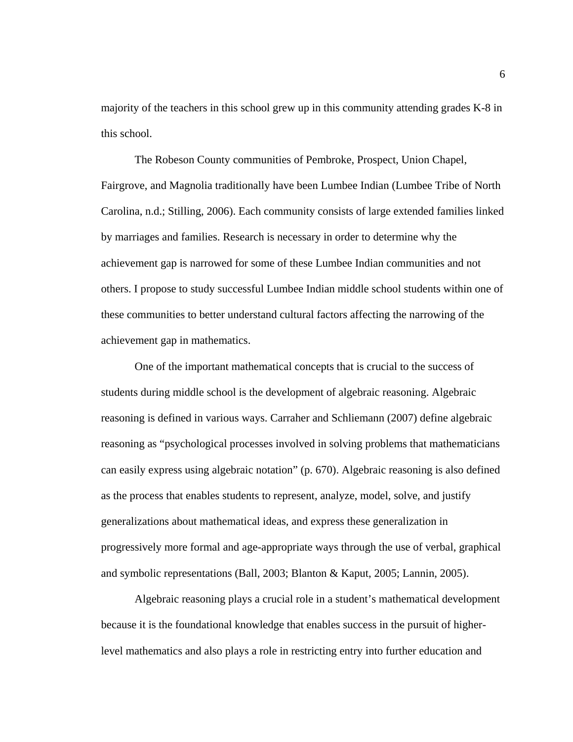majority of the teachers in this school grew up in this community attending grades K-8 in this school.

The Robeson County communities of Pembroke, Prospect, Union Chapel, Fairgrove, and Magnolia traditionally have been Lumbee Indian (Lumbee Tribe of North Carolina, n.d.; Stilling, 2006). Each community consists of large extended families linked by marriages and families. Research is necessary in order to determine why the achievement gap is narrowed for some of these Lumbee Indian communities and not others. I propose to study successful Lumbee Indian middle school students within one of these communities to better understand cultural factors affecting the narrowing of the achievement gap in mathematics.

One of the important mathematical concepts that is crucial to the success of students during middle school is the development of algebraic reasoning. Algebraic reasoning is defined in various ways. Carraher and Schliemann (2007) define algebraic reasoning as "psychological processes involved in solving problems that mathematicians can easily express using algebraic notation" (p. 670). Algebraic reasoning is also defined as the process that enables students to represent, analyze, model, solve, and justify generalizations about mathematical ideas, and express these generalization in progressively more formal and age-appropriate ways through the use of verbal, graphical and symbolic representations (Ball, 2003; Blanton & Kaput, 2005; Lannin, 2005).

Algebraic reasoning plays a crucial role in a student's mathematical development because it is the foundational knowledge that enables success in the pursuit of higher-level mathematics and also plays a role in restricting entry into further education and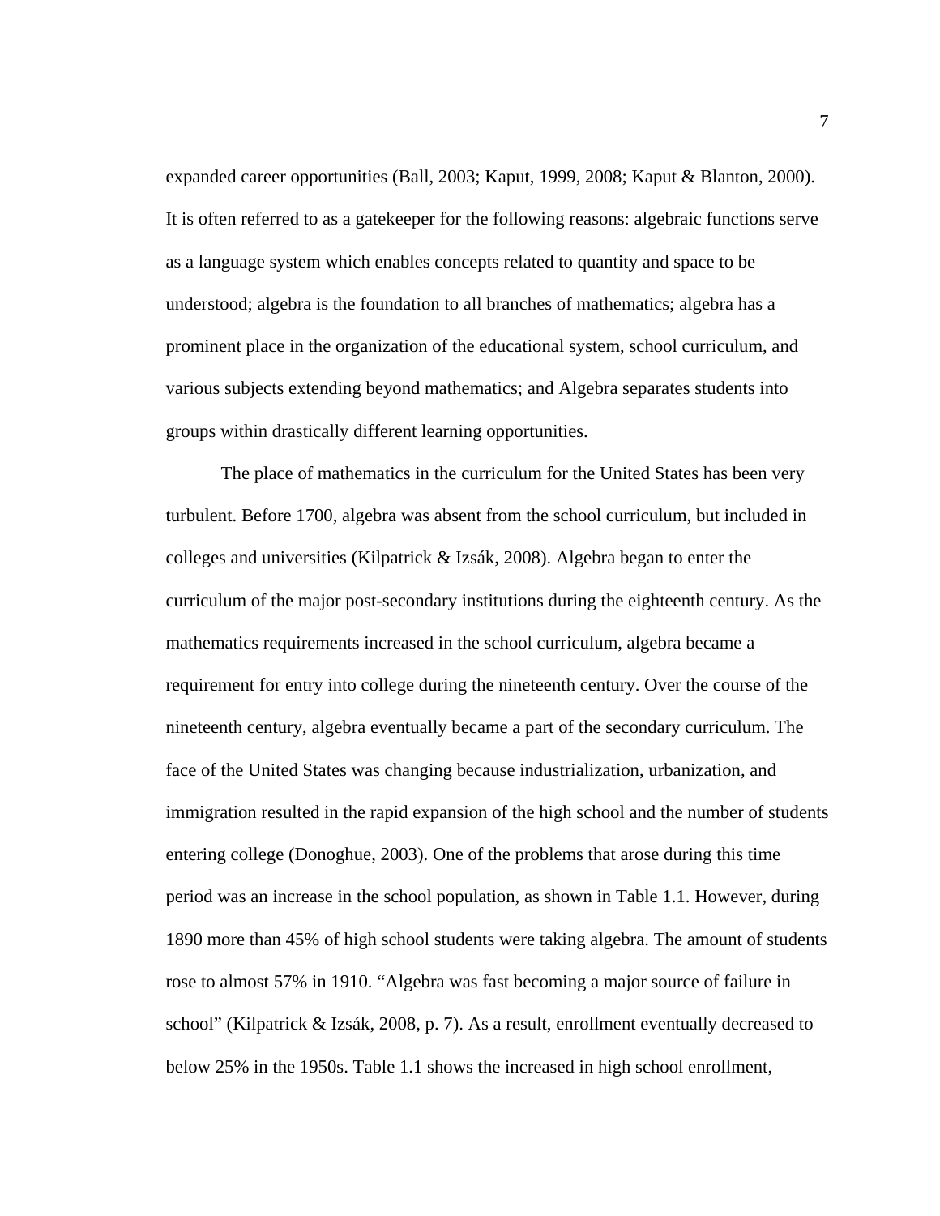expanded career opportunities (Ball, 2003; Kaput, 1999, 2008; Kaput & Blanton, 2000). It is often referred to as a gatekeeper for the following reasons: algebraic functions serve as a language system which enables concepts related to quantity and space to be understood; algebra is the foundation to all branches of mathematics; algebra has a prominent place in the organization of the educational system, school curriculum, and various subjects extending beyond mathematics; and Algebra separates students into groups within drastically different learning opportunities.

The place of mathematics in the curriculum for the United States has been very turbulent. Before 1700, algebra was absent from the school curriculum, but included in colleges and universities (Kilpatrick & Izsák, 2008). Algebra began to enter the curriculum of the major post-secondary institutions during the eighteenth century. As the mathematics requirements increased in the school curriculum, algebra became a requirement for entry into college during the nineteenth century. Over the course of the nineteenth century, algebra eventually became a part of the secondary curriculum. The face of the United States was changing because industrialization, urbanization, and immigration resulted in the rapid expansion of the high school and the number of students entering college (Donoghue, 2003). One of the problems that arose during this time period was an increase in the school population, as shown in Table 1.1. However, during 1890 more than 45% of high school students were taking algebra. The amount of students rose to almost 57% in 1910. "Algebra was fast becoming a major source of failure in school" (Kilpatrick & Izsák, 2008, p. 7). As a result, enrollment eventually decreased to below 25% in the 1950s. Table 1.1 shows the increased in high school enrollment,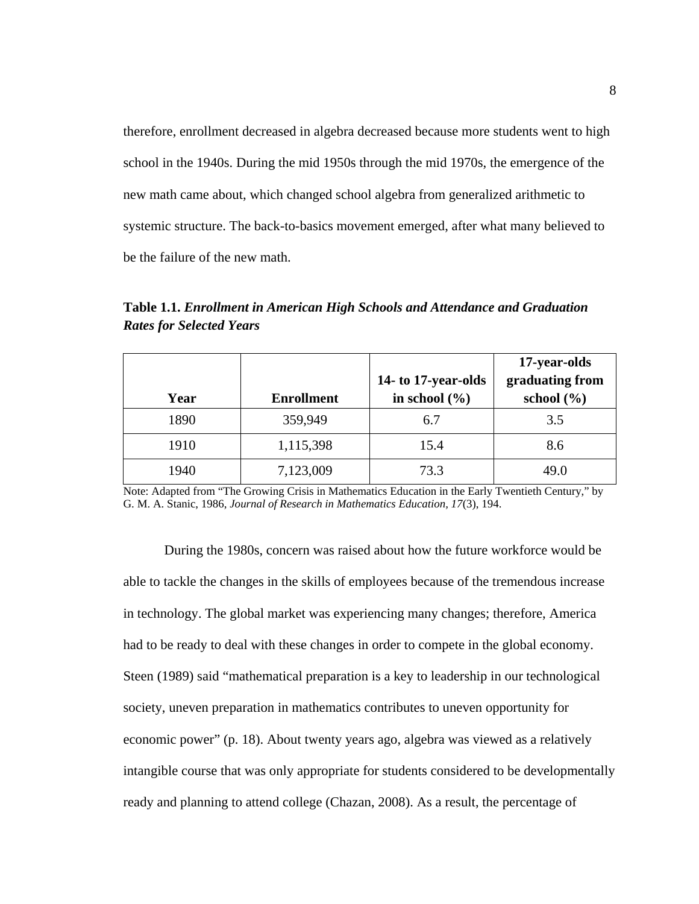therefore, enrollment decreased in algebra decreased because more students went to high school in the 1940s. During the mid 1950s through the mid 1970s, the emergence of the new math came about, which changed school algebra from generalized arithmetic to systemic structure. The back-to-basics movement emerged, after what many believed to be the failure of the new math.

**Table 1.1.** ***Enrollment in American High Schools and Attendance and Graduation Rates for Selected Years***

| Year | Enrollment | 14- to 17-year-olds in school (%) | 17-year-olds graduating from school (%) |
|---|---|---|---|
| 1890 | 359,949 | 6.7 | 3.5 |
| 1910 | 1,115,398 | 15.4 | 8.6 |
| 1940 | 7,123,009 | 73.3 | 49.0 |

Note: Adapted from "The Growing Crisis in Mathematics Education in the Early Twentieth Century," by G. M. A. Stanic, 1986, *Journal of Research in Mathematics Education, 17*(3), 194.

During the 1980s, concern was raised about how the future workforce would be able to tackle the changes in the skills of employees because of the tremendous increase in technology. The global market was experiencing many changes; therefore, America had to be ready to deal with these changes in order to compete in the global economy. Steen (1989) said "mathematical preparation is a key to leadership in our technological society, uneven preparation in mathematics contributes to uneven opportunity for economic power" (p. 18). About twenty years ago, algebra was viewed as a relatively intangible course that was only appropriate for students considered to be developmentally ready and planning to attend college (Chazan, 2008). As a result, the percentage of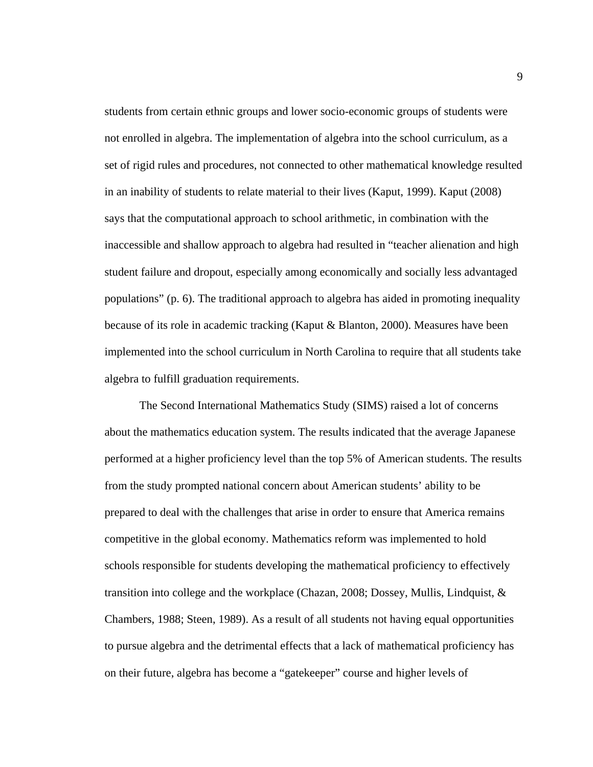students from certain ethnic groups and lower socio-economic groups of students were not enrolled in algebra. The implementation of algebra into the school curriculum, as a set of rigid rules and procedures, not connected to other mathematical knowledge resulted in an inability of students to relate material to their lives (Kaput, 1999). Kaput (2008) says that the computational approach to school arithmetic, in combination with the inaccessible and shallow approach to algebra had resulted in "teacher alienation and high student failure and dropout, especially among economically and socially less advantaged populations" (p. 6). The traditional approach to algebra has aided in promoting inequality because of its role in academic tracking (Kaput & Blanton, 2000). Measures have been implemented into the school curriculum in North Carolina to require that all students take algebra to fulfill graduation requirements.

The Second International Mathematics Study (SIMS) raised a lot of concerns about the mathematics education system. The results indicated that the average Japanese performed at a higher proficiency level than the top 5% of American students. The results from the study prompted national concern about American students' ability to be prepared to deal with the challenges that arise in order to ensure that America remains competitive in the global economy. Mathematics reform was implemented to hold schools responsible for students developing the mathematical proficiency to effectively transition into college and the workplace (Chazan, 2008; Dossey, Mullis, Lindquist, & Chambers, 1988; Steen, 1989). As a result of all students not having equal opportunities to pursue algebra and the detrimental effects that a lack of mathematical proficiency has on their future, algebra has become a "gatekeeper" course and higher levels of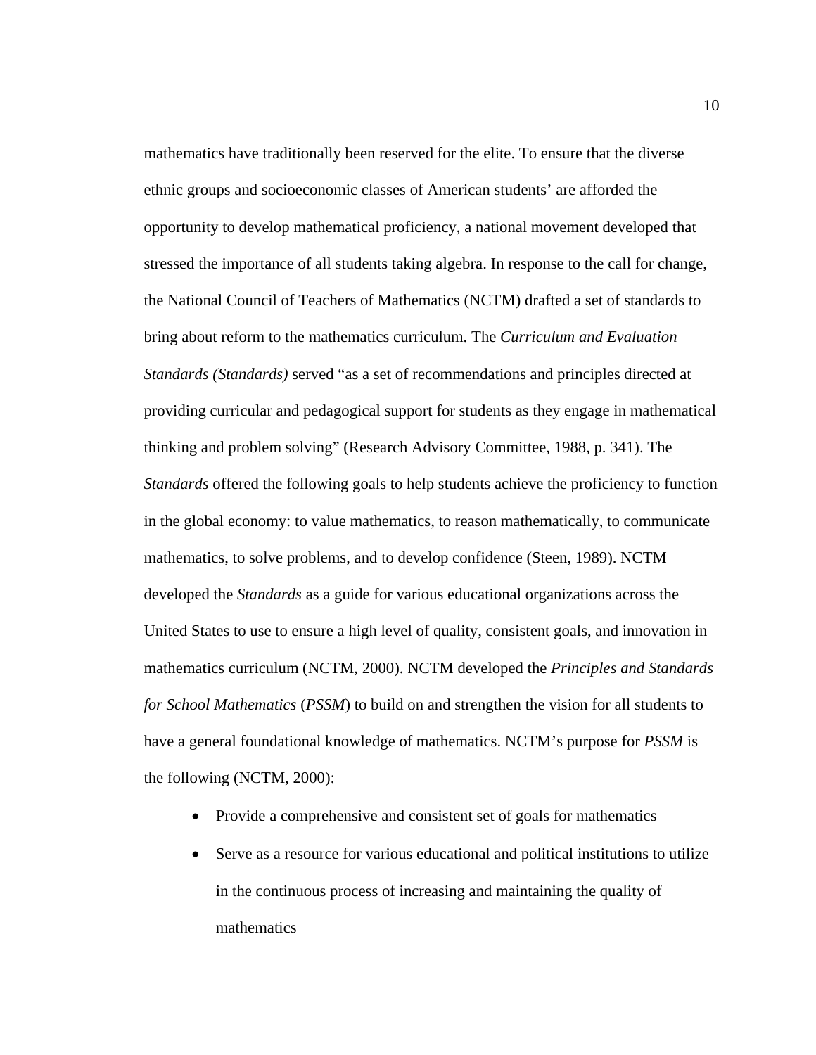mathematics have traditionally been reserved for the elite. To ensure that the diverse ethnic groups and socioeconomic classes of American students' are afforded the opportunity to develop mathematical proficiency, a national movement developed that stressed the importance of all students taking algebra. In response to the call for change, the National Council of Teachers of Mathematics (NCTM) drafted a set of standards to bring about reform to the mathematics curriculum. The *Curriculum and Evaluation Standards (Standards)* served "as a set of recommendations and principles directed at providing curricular and pedagogical support for students as they engage in mathematical thinking and problem solving" (Research Advisory Committee, 1988, p. 341). The *Standards* offered the following goals to help students achieve the proficiency to function in the global economy: to value mathematics, to reason mathematically, to communicate mathematics, to solve problems, and to develop confidence (Steen, 1989). NCTM developed the *Standards* as a guide for various educational organizations across the United States to use to ensure a high level of quality, consistent goals, and innovation in mathematics curriculum (NCTM, 2000). NCTM developed the *Principles and Standards for School Mathematics* (*PSSM*) to build on and strengthen the vision for all students to have a general foundational knowledge of mathematics. NCTM's purpose for *PSSM* is the following (NCTM, 2000):

- Provide a comprehensive and consistent set of goals for mathematics
- Serve as a resource for various educational and political institutions to utilize in the continuous process of increasing and maintaining the quality of mathematics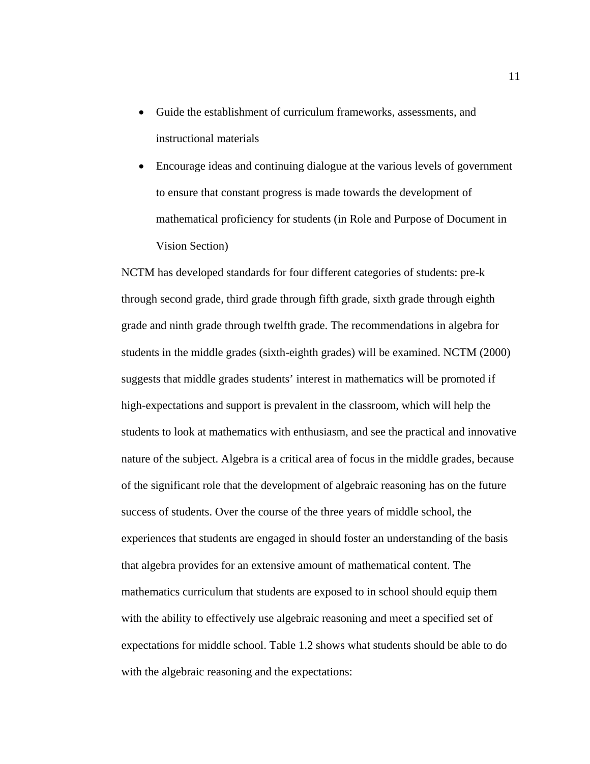- Guide the establishment of curriculum frameworks, assessments, and instructional materials
- Encourage ideas and continuing dialogue at the various levels of government to ensure that constant progress is made towards the development of mathematical proficiency for students (in Role and Purpose of Document in Vision Section)

NCTM has developed standards for four different categories of students: pre-k through second grade, third grade through fifth grade, sixth grade through eighth grade and ninth grade through twelfth grade. The recommendations in algebra for students in the middle grades (sixth-eighth grades) will be examined. NCTM (2000) suggests that middle grades students' interest in mathematics will be promoted if high-expectations and support is prevalent in the classroom, which will help the students to look at mathematics with enthusiasm, and see the practical and innovative nature of the subject. Algebra is a critical area of focus in the middle grades, because of the significant role that the development of algebraic reasoning has on the future success of students. Over the course of the three years of middle school, the experiences that students are engaged in should foster an understanding of the basis that algebra provides for an extensive amount of mathematical content. The mathematics curriculum that students are exposed to in school should equip them with the ability to effectively use algebraic reasoning and meet a specified set of expectations for middle school. Table 1.2 shows what students should be able to do with the algebraic reasoning and the expectations: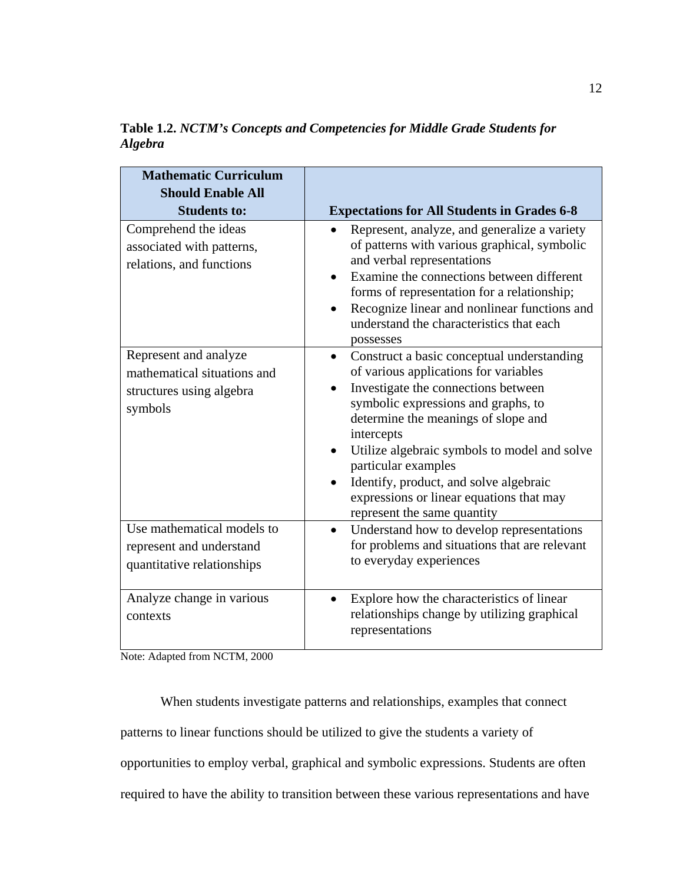**Table 1.2.** *NCTM's Concepts and Competencies for Middle Grade Students for Algebra*

| Mathematic Curriculum Should Enable All Students to: | Expectations for All Students in Grades 6-8 |
|---|---|
| Comprehend the ideas associated with patterns, relations, and functions | • Represent, analyze, and generalize a variety of patterns with various graphical, symbolic and verbal representations<br>• Examine the connections between different forms of representation for a relationship;<br>• Recognize linear and nonlinear functions and understand the characteristics that each possesses |
| Represent and analyze mathematical situations and structures using algebra symbols | • Construct a basic conceptual understanding of various applications for variables<br>• Investigate the connections between symbolic expressions and graphs, to determine the meanings of slope and intercepts<br>• Utilize algebraic symbols to model and solve particular examples<br>• Identify, product, and solve algebraic expressions or linear equations that may represent the same quantity |
| Use mathematical models to represent and understand quantitative relationships | • Understand how to develop representations for problems and situations that are relevant to everyday experiences |
| Analyze change in various contexts | • Explore how the characteristics of linear relationships change by utilizing graphical representations |

Note: Adapted from NCTM, 2000

When students investigate patterns and relationships, examples that connect patterns to linear functions should be utilized to give the students a variety of opportunities to employ verbal, graphical and symbolic expressions. Students are often required to have the ability to transition between these various representations and have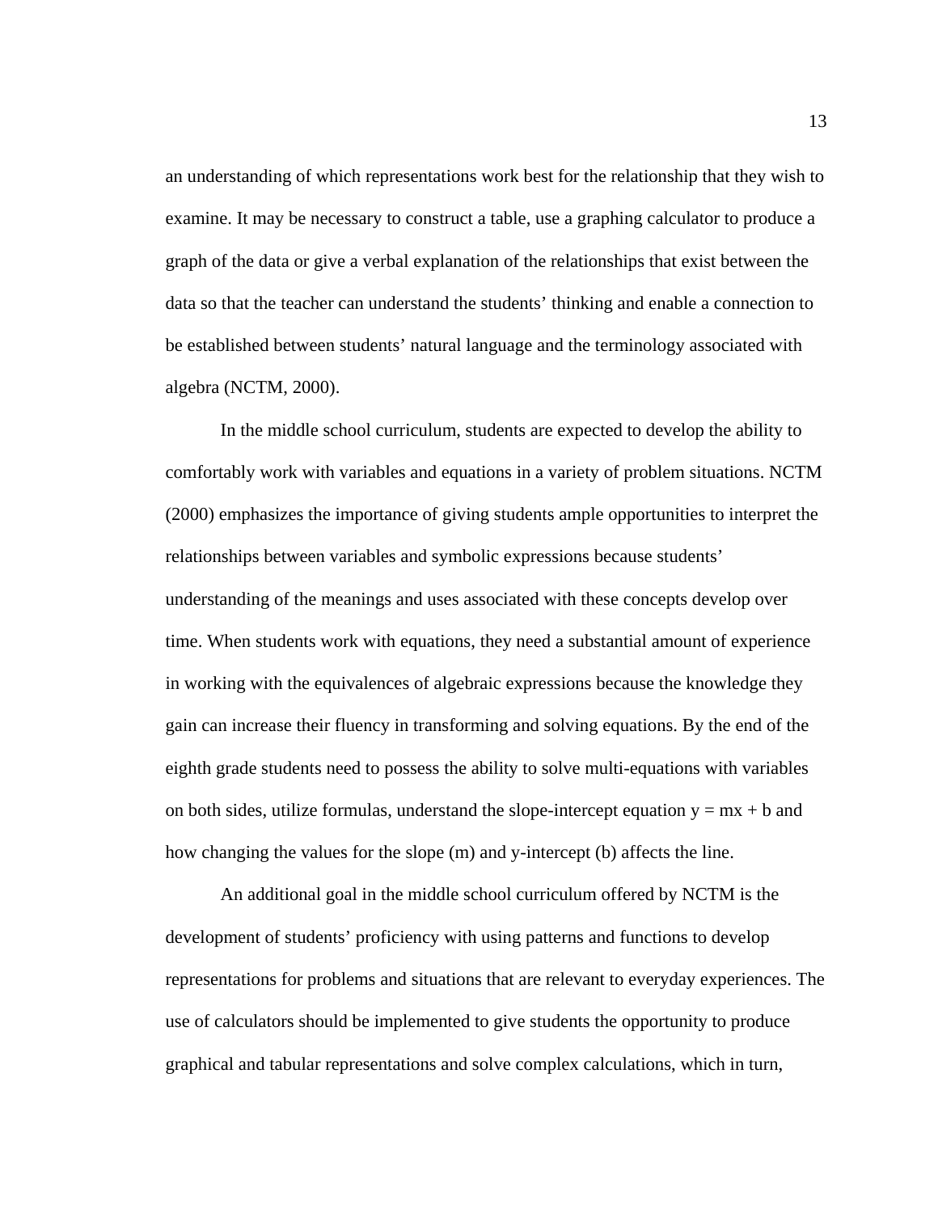an understanding of which representations work best for the relationship that they wish to examine. It may be necessary to construct a table, use a graphing calculator to produce a graph of the data or give a verbal explanation of the relationships that exist between the data so that the teacher can understand the students' thinking and enable a connection to be established between students' natural language and the terminology associated with algebra (NCTM, 2000).

In the middle school curriculum, students are expected to develop the ability to comfortably work with variables and equations in a variety of problem situations. NCTM (2000) emphasizes the importance of giving students ample opportunities to interpret the relationships between variables and symbolic expressions because students' understanding of the meanings and uses associated with these concepts develop over time. When students work with equations, they need a substantial amount of experience in working with the equivalences of algebraic expressions because the knowledge they gain can increase their fluency in transforming and solving equations. By the end of the eighth grade students need to possess the ability to solve multi-equations with variables on both sides, utilize formulas, understand the slope-intercept equation $y = mx + b$ and how changing the values for the slope ($m$) and y-intercept ($b$) affects the line.

An additional goal in the middle school curriculum offered by NCTM is the development of students' proficiency with using patterns and functions to develop representations for problems and situations that are relevant to everyday experiences. The use of calculators should be implemented to give students the opportunity to produce graphical and tabular representations and solve complex calculations, which in turn,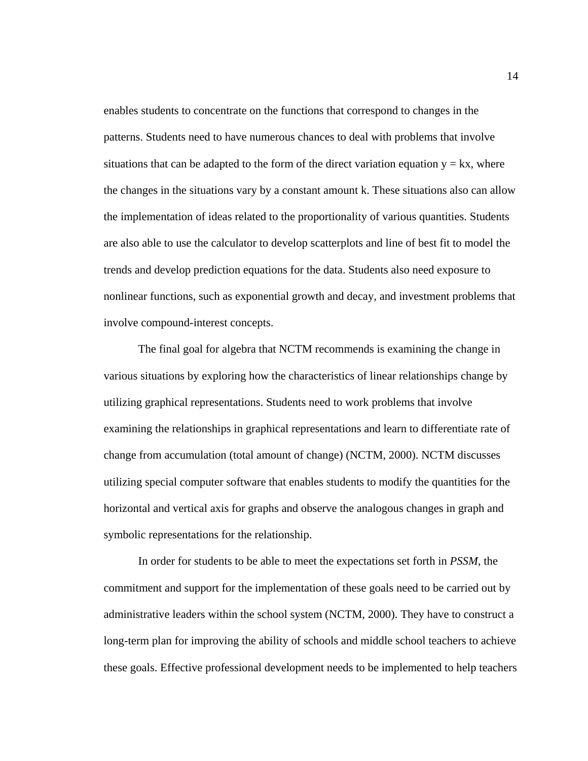enables students to concentrate on the functions that correspond to changes in the patterns. Students need to have numerous chances to deal with problems that involve situations that can be adapted to the form of the direct variation equation $y = kx$, where the changes in the situations vary by a constant amount $k$. These situations also can allow the implementation of ideas related to the proportionality of various quantities. Students are also able to use the calculator to develop scatterplots and line of best fit to model the trends and develop prediction equations for the data. Students also need exposure to nonlinear functions, such as exponential growth and decay, and investment problems that involve compound-interest concepts.

The final goal for algebra that NCTM recommends is examining the change in various situations by exploring how the characteristics of linear relationships change by utilizing graphical representations. Students need to work problems that involve examining the relationships in graphical representations and learn to differentiate rate of change from accumulation (total amount of change) (NCTM, 2000). NCTM discusses utilizing special computer software that enables students to modify the quantities for the horizontal and vertical axis for graphs and observe the analogous changes in graph and symbolic representations for the relationship.

In order for students to be able to meet the expectations set forth in *PSSM*, the commitment and support for the implementation of these goals need to be carried out by administrative leaders within the school system (NCTM, 2000). They have to construct a long-term plan for improving the ability of schools and middle school teachers to achieve these goals. Effective professional development needs to be implemented to help teachers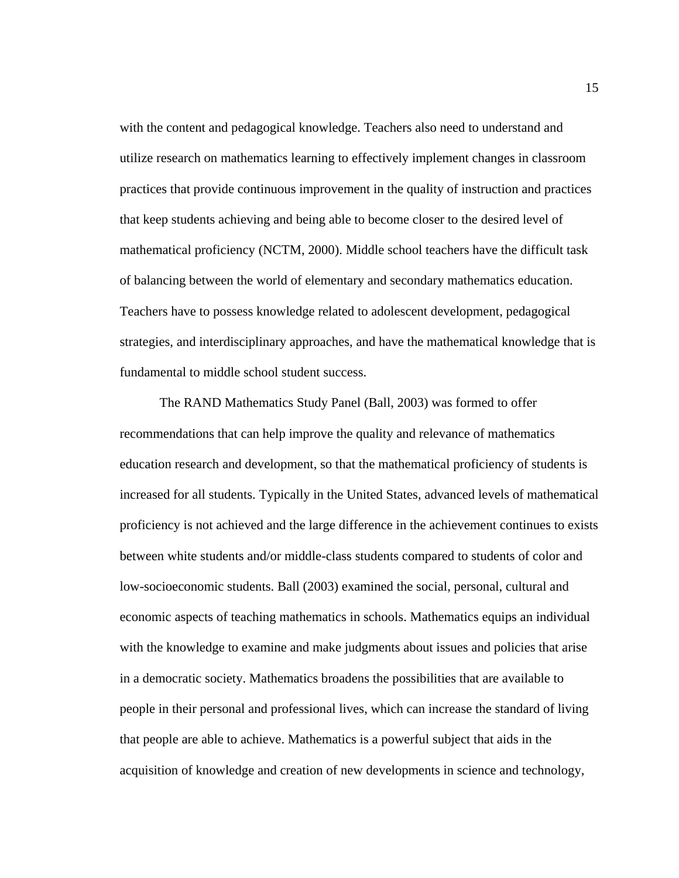with the content and pedagogical knowledge. Teachers also need to understand and utilize research on mathematics learning to effectively implement changes in classroom practices that provide continuous improvement in the quality of instruction and practices that keep students achieving and being able to become closer to the desired level of mathematical proficiency (NCTM, 2000). Middle school teachers have the difficult task of balancing between the world of elementary and secondary mathematics education. Teachers have to possess knowledge related to adolescent development, pedagogical strategies, and interdisciplinary approaches, and have the mathematical knowledge that is fundamental to middle school student success.

The RAND Mathematics Study Panel (Ball, 2003) was formed to offer recommendations that can help improve the quality and relevance of mathematics education research and development, so that the mathematical proficiency of students is increased for all students. Typically in the United States, advanced levels of mathematical proficiency is not achieved and the large difference in the achievement continues to exists between white students and/or middle-class students compared to students of color and low-socioeconomic students. Ball (2003) examined the social, personal, cultural and economic aspects of teaching mathematics in schools. Mathematics equips an individual with the knowledge to examine and make judgments about issues and policies that arise in a democratic society. Mathematics broadens the possibilities that are available to people in their personal and professional lives, which can increase the standard of living that people are able to achieve. Mathematics is a powerful subject that aids in the acquisition of knowledge and creation of new developments in science and technology,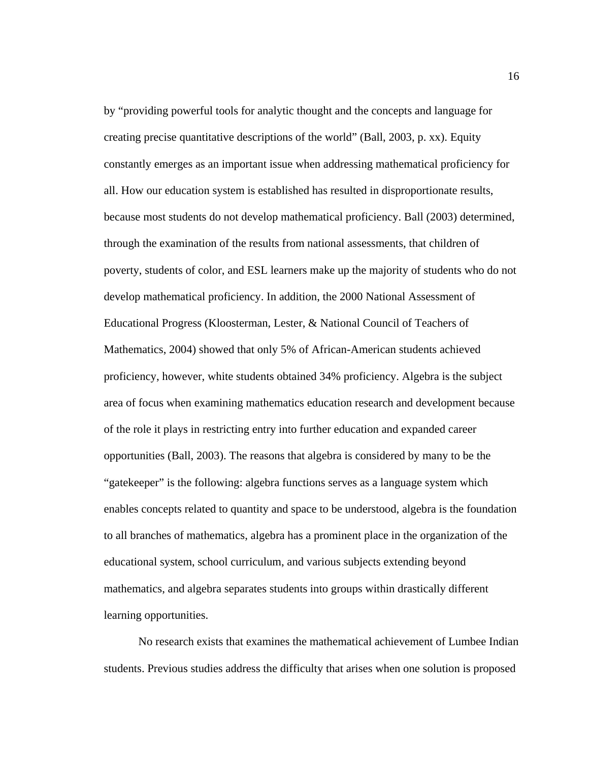by “providing powerful tools for analytic thought and the concepts and language for creating precise quantitative descriptions of the world” (Ball, 2003, p. xx). Equity constantly emerges as an important issue when addressing mathematical proficiency for all. How our education system is established has resulted in disproportionate results, because most students do not develop mathematical proficiency. Ball (2003) determined, through the examination of the results from national assessments, that children of poverty, students of color, and ESL learners make up the majority of students who do not develop mathematical proficiency. In addition, the 2000 National Assessment of Educational Progress (Kloosterman, Lester, & National Council of Teachers of Mathematics, 2004) showed that only 5% of African-American students achieved proficiency, however, white students obtained 34% proficiency. Algebra is the subject area of focus when examining mathematics education research and development because of the role it plays in restricting entry into further education and expanded career opportunities (Ball, 2003). The reasons that algebra is considered by many to be the “gatekeeper” is the following: algebra functions serves as a language system which enables concepts related to quantity and space to be understood, algebra is the foundation to all branches of mathematics, algebra has a prominent place in the organization of the educational system, school curriculum, and various subjects extending beyond mathematics, and algebra separates students into groups within drastically different learning opportunities.

No research exists that examines the mathematical achievement of Lumbee Indian students. Previous studies address the difficulty that arises when one solution is proposed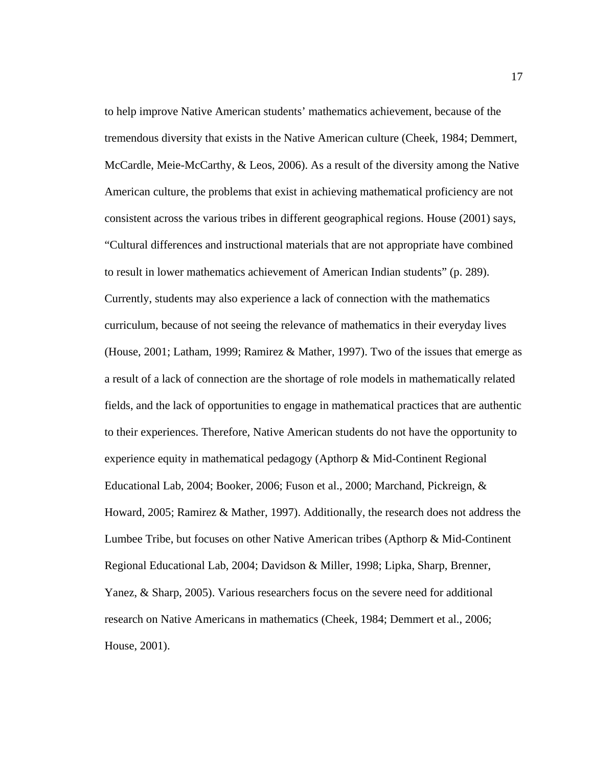to help improve Native American students' mathematics achievement, because of the tremendous diversity that exists in the Native American culture (Cheek, 1984; Demmert, McCardle, Meie-McCarthy, & Leos, 2006). As a result of the diversity among the Native American culture, the problems that exist in achieving mathematical proficiency are not consistent across the various tribes in different geographical regions. House (2001) says, "Cultural differences and instructional materials that are not appropriate have combined to result in lower mathematics achievement of American Indian students" (p. 289). Currently, students may also experience a lack of connection with the mathematics curriculum, because of not seeing the relevance of mathematics in their everyday lives (House, 2001; Latham, 1999; Ramirez & Mather, 1997). Two of the issues that emerge as a result of a lack of connection are the shortage of role models in mathematically related fields, and the lack of opportunities to engage in mathematical practices that are authentic to their experiences. Therefore, Native American students do not have the opportunity to experience equity in mathematical pedagogy (Apthorp & Mid-Continent Regional Educational Lab, 2004; Booker, 2006; Fuson et al., 2000; Marchand, Pickreign, & Howard, 2005; Ramirez & Mather, 1997). Additionally, the research does not address the Lumbee Tribe, but focuses on other Native American tribes (Apthorp & Mid-Continent Regional Educational Lab, 2004; Davidson & Miller, 1998; Lipka, Sharp, Brenner, Yanez, & Sharp, 2005). Various researchers focus on the severe need for additional research on Native Americans in mathematics (Cheek, 1984; Demmert et al., 2006; House, 2001).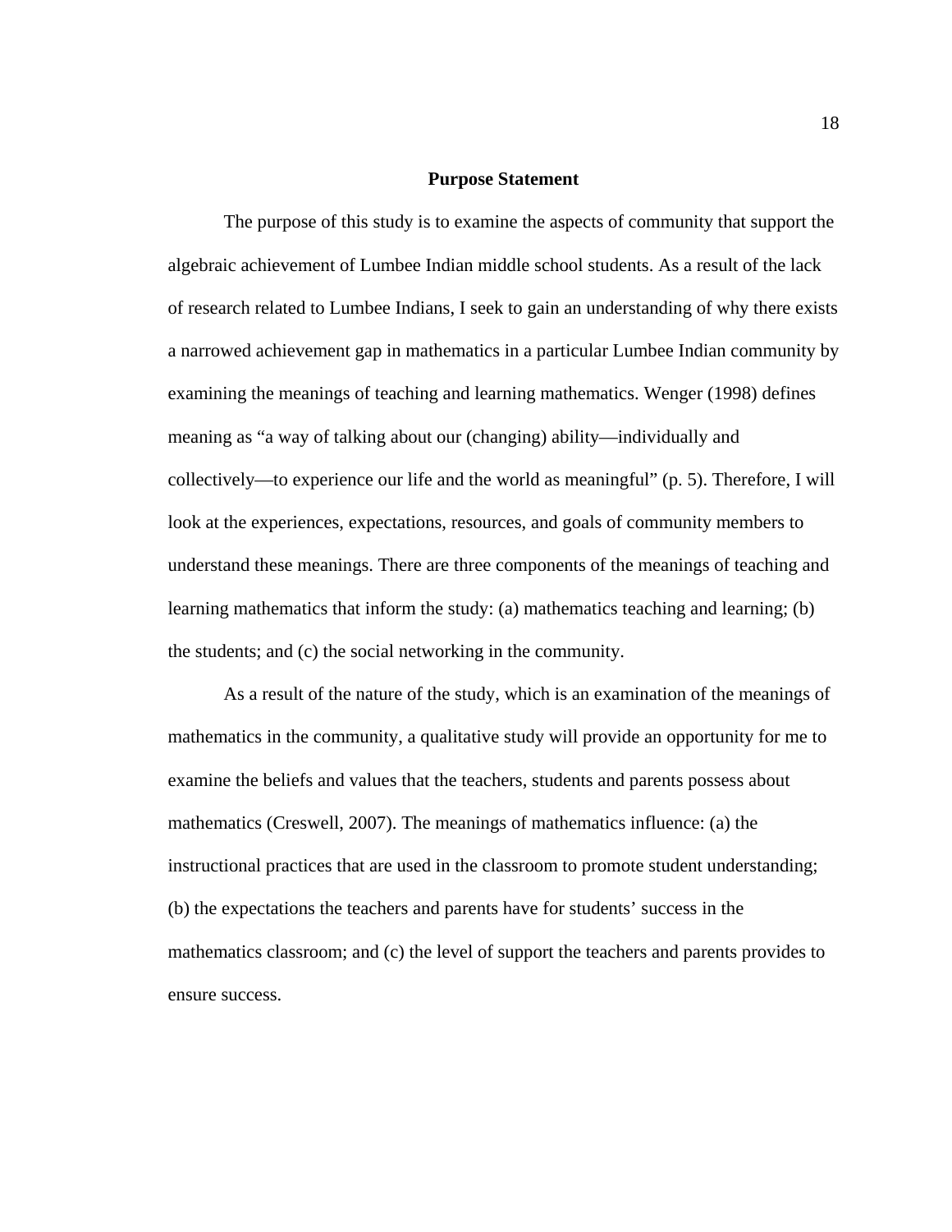## Purpose Statement

The purpose of this study is to examine the aspects of community that support the algebraic achievement of Lumbee Indian middle school students. As a result of the lack of research related to Lumbee Indians, I seek to gain an understanding of why there exists a narrowed achievement gap in mathematics in a particular Lumbee Indian community by examining the meanings of teaching and learning mathematics. Wenger (1998) defines meaning as "a way of talking about our (changing) ability—individually and collectively—to experience our life and the world as meaningful" (p. 5). Therefore, I will look at the experiences, expectations, resources, and goals of community members to understand these meanings. There are three components of the meanings of teaching and learning mathematics that inform the study: (a) mathematics teaching and learning; (b) the students; and (c) the social networking in the community.

As a result of the nature of the study, which is an examination of the meanings of mathematics in the community, a qualitative study will provide an opportunity for me to examine the beliefs and values that the teachers, students and parents possess about mathematics (Creswell, 2007). The meanings of mathematics influence: (a) the instructional practices that are used in the classroom to promote student understanding; (b) the expectations the teachers and parents have for students' success in the mathematics classroom; and (c) the level of support the teachers and parents provides to ensure success.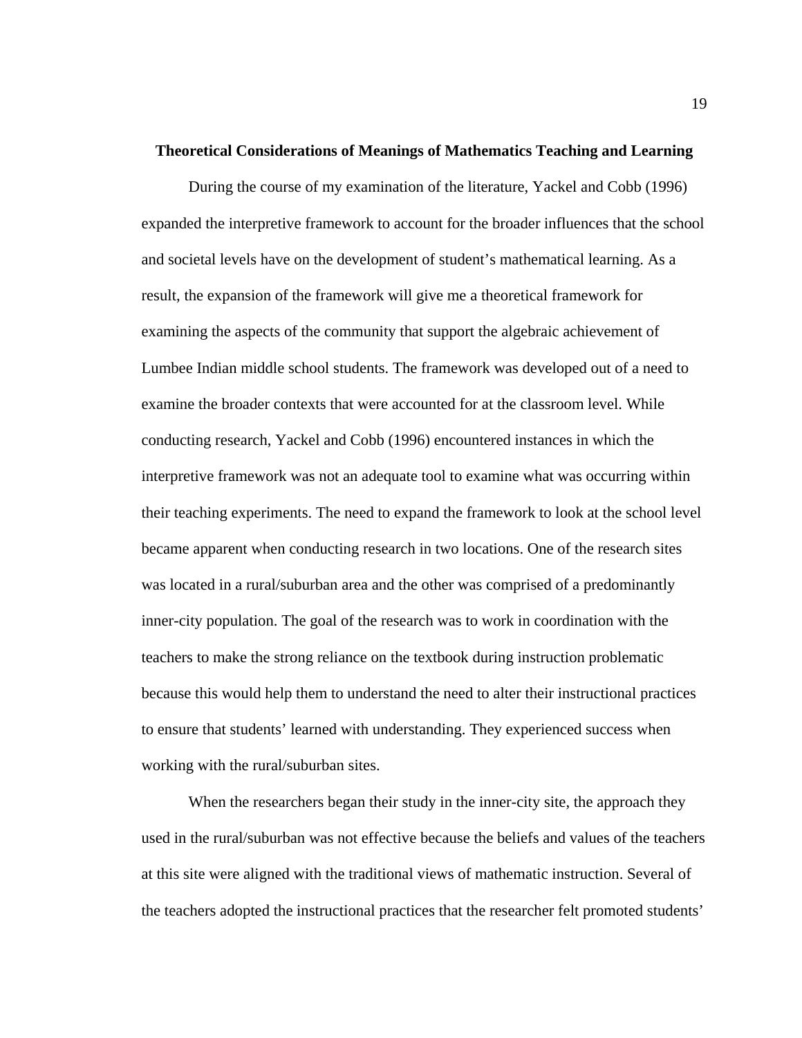## Theoretical Considerations of Meanings of Mathematics Teaching and Learning

During the course of my examination of the literature, Yackel and Cobb (1996) expanded the interpretive framework to account for the broader influences that the school and societal levels have on the development of student's mathematical learning. As a result, the expansion of the framework will give me a theoretical framework for examining the aspects of the community that support the algebraic achievement of Lumbee Indian middle school students. The framework was developed out of a need to examine the broader contexts that were accounted for at the classroom level. While conducting research, Yackel and Cobb (1996) encountered instances in which the interpretive framework was not an adequate tool to examine what was occurring within their teaching experiments. The need to expand the framework to look at the school level became apparent when conducting research in two locations. One of the research sites was located in a rural/suburban area and the other was comprised of a predominantly inner-city population. The goal of the research was to work in coordination with the teachers to make the strong reliance on the textbook during instruction problematic because this would help them to understand the need to alter their instructional practices to ensure that students' learned with understanding. They experienced success when working with the rural/suburban sites.

When the researchers began their study in the inner-city site, the approach they used in the rural/suburban was not effective because the beliefs and values of the teachers at this site were aligned with the traditional views of mathematic instruction. Several of the teachers adopted the instructional practices that the researcher felt promoted students'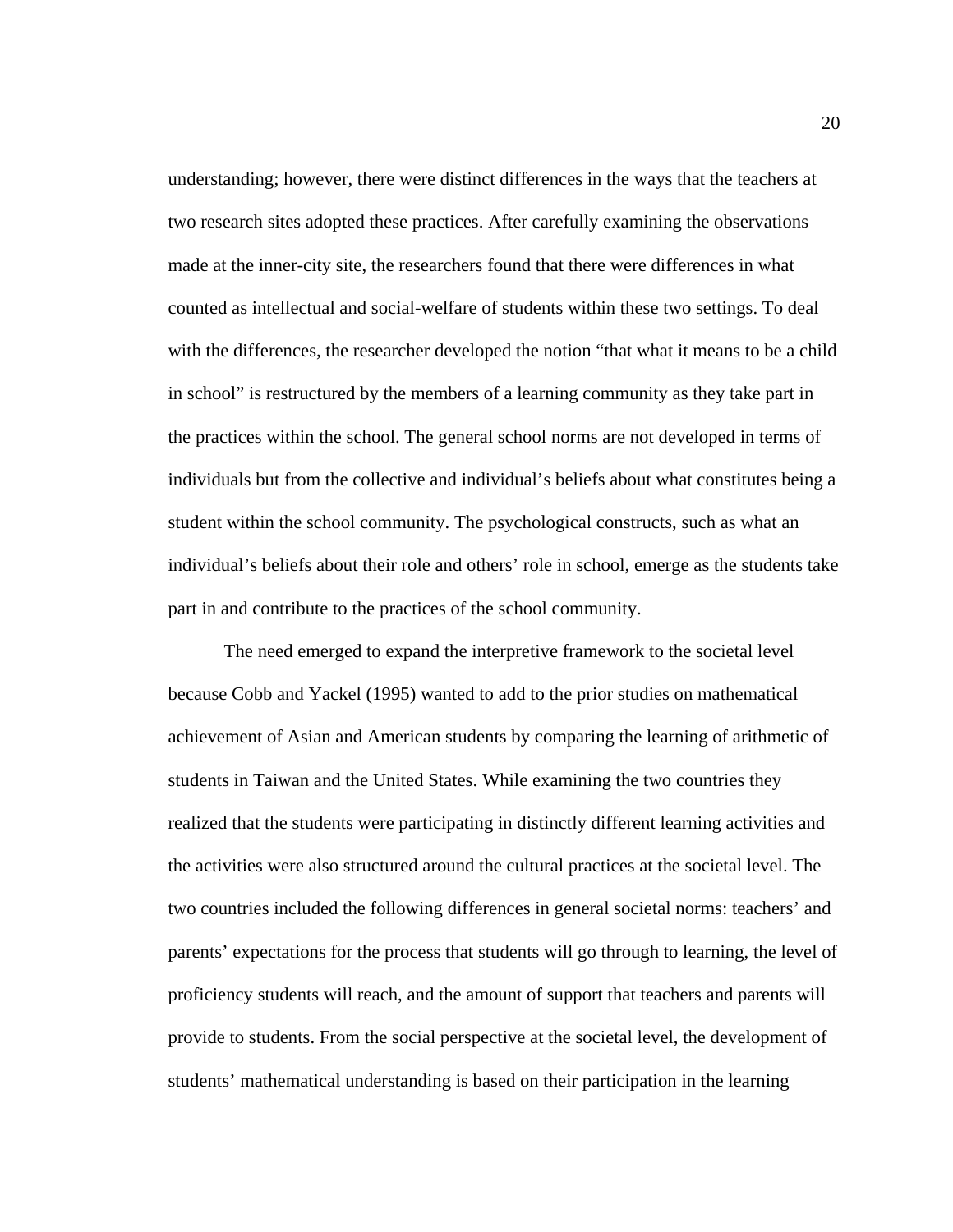understanding; however, there were distinct differences in the ways that the teachers at two research sites adopted these practices. After carefully examining the observations made at the inner-city site, the researchers found that there were differences in what counted as intellectual and social-welfare of students within these two settings. To deal with the differences, the researcher developed the notion "that what it means to be a child in school" is restructured by the members of a learning community as they take part in the practices within the school. The general school norms are not developed in terms of individuals but from the collective and individual's beliefs about what constitutes being a student within the school community. The psychological constructs, such as what an individual's beliefs about their role and others' role in school, emerge as the students take part in and contribute to the practices of the school community.

The need emerged to expand the interpretive framework to the societal level because Cobb and Yackel (1995) wanted to add to the prior studies on mathematical achievement of Asian and American students by comparing the learning of arithmetic of students in Taiwan and the United States. While examining the two countries they realized that the students were participating in distinctly different learning activities and the activities were also structured around the cultural practices at the societal level. The two countries included the following differences in general societal norms: teachers' and parents' expectations for the process that students will go through to learning, the level of proficiency students will reach, and the amount of support that teachers and parents will provide to students. From the social perspective at the societal level, the development of students' mathematical understanding is based on their participation in the learning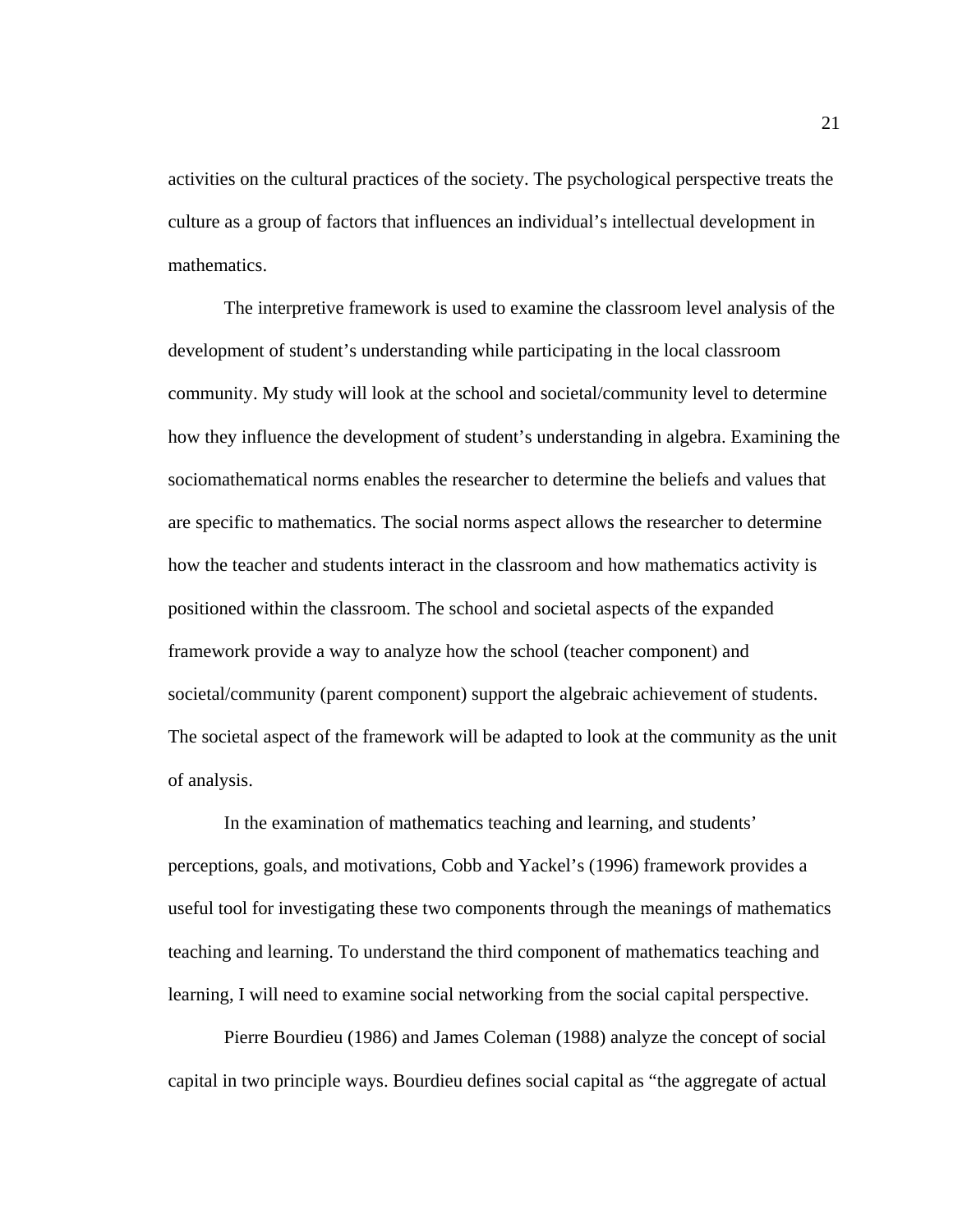activities on the cultural practices of the society. The psychological perspective treats the culture as a group of factors that influences an individual's intellectual development in mathematics.

The interpretive framework is used to examine the classroom level analysis of the development of student's understanding while participating in the local classroom community. My study will look at the school and societal/community level to determine how they influence the development of student's understanding in algebra. Examining the sociomathematical norms enables the researcher to determine the beliefs and values that are specific to mathematics. The social norms aspect allows the researcher to determine how the teacher and students interact in the classroom and how mathematics activity is positioned within the classroom. The school and societal aspects of the expanded framework provide a way to analyze how the school (teacher component) and societal/community (parent component) support the algebraic achievement of students. The societal aspect of the framework will be adapted to look at the community as the unit of analysis.

In the examination of mathematics teaching and learning, and students' perceptions, goals, and motivations, Cobb and Yackel's (1996) framework provides a useful tool for investigating these two components through the meanings of mathematics teaching and learning. To understand the third component of mathematics teaching and learning, I will need to examine social networking from the social capital perspective.

Pierre Bourdieu (1986) and James Coleman (1988) analyze the concept of social capital in two principle ways. Bourdieu defines social capital as "the aggregate of actual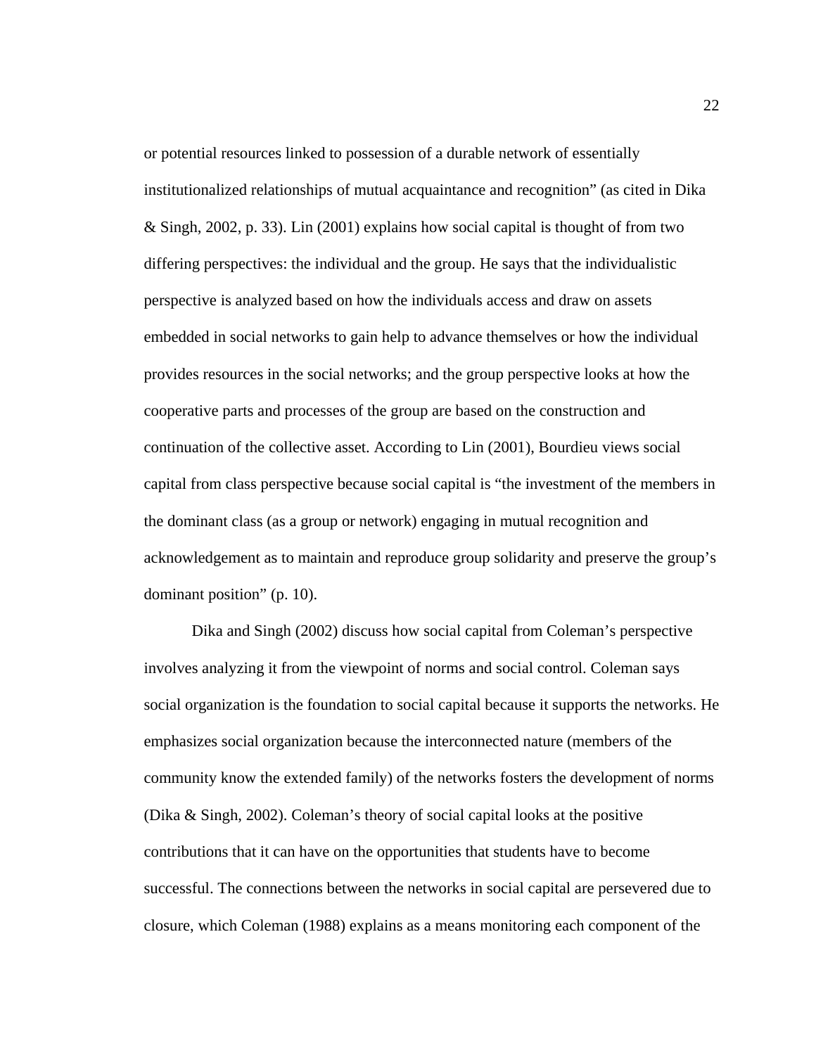or potential resources linked to possession of a durable network of essentially institutionalized relationships of mutual acquaintance and recognition" (as cited in Dika & Singh, 2002, p. 33). Lin (2001) explains how social capital is thought of from two differing perspectives: the individual and the group. He says that the individualistic perspective is analyzed based on how the individuals access and draw on assets embedded in social networks to gain help to advance themselves or how the individual provides resources in the social networks; and the group perspective looks at how the cooperative parts and processes of the group are based on the construction and continuation of the collective asset. According to Lin (2001), Bourdieu views social capital from class perspective because social capital is "the investment of the members in the dominant class (as a group or network) engaging in mutual recognition and acknowledgement as to maintain and reproduce group solidarity and preserve the group's dominant position" (p. 10).

Dika and Singh (2002) discuss how social capital from Coleman's perspective involves analyzing it from the viewpoint of norms and social control. Coleman says social organization is the foundation to social capital because it supports the networks. He emphasizes social organization because the interconnected nature (members of the community know the extended family) of the networks fosters the development of norms (Dika & Singh, 2002). Coleman's theory of social capital looks at the positive contributions that it can have on the opportunities that students have to become successful. The connections between the networks in social capital are persevered due to closure, which Coleman (1988) explains as a means monitoring each component of the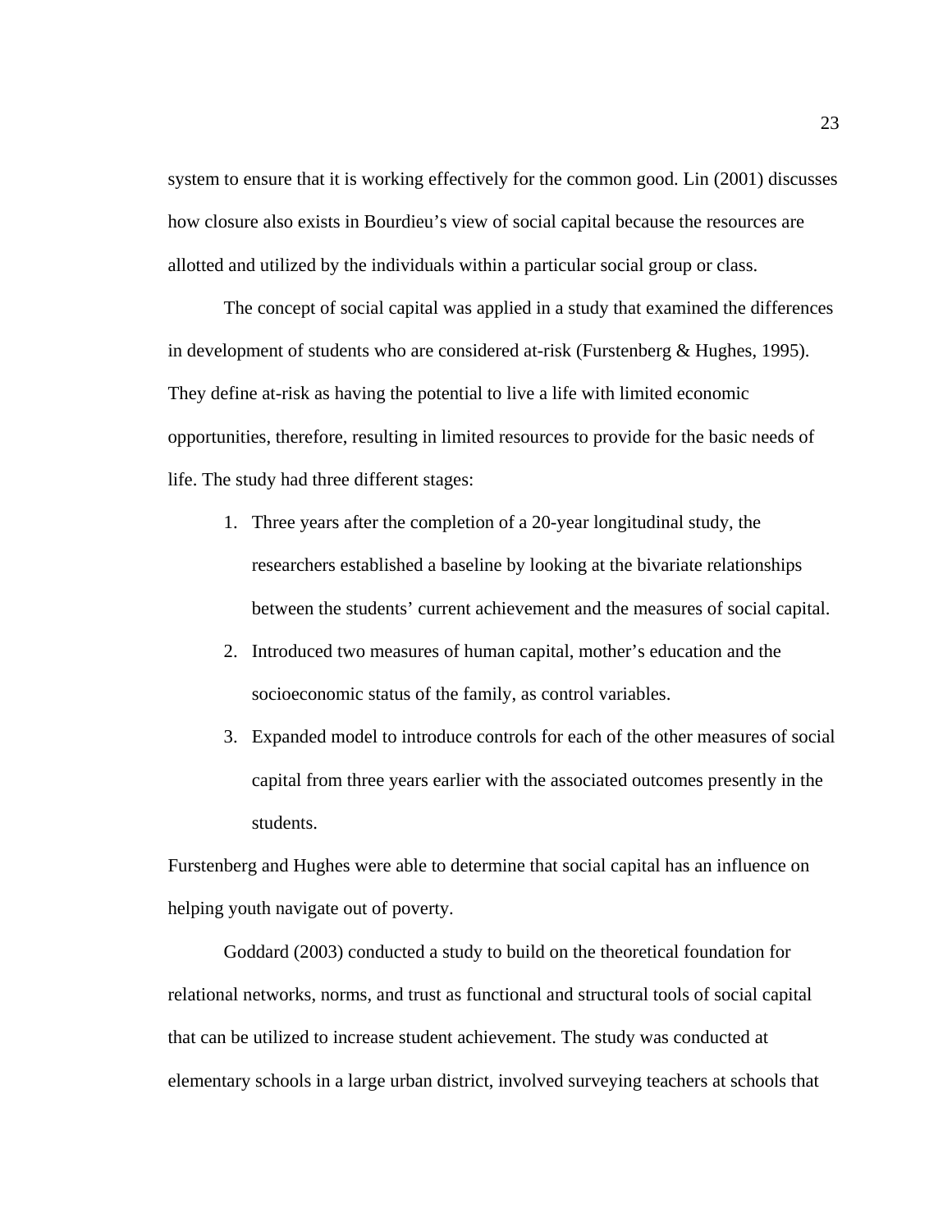system to ensure that it is working effectively for the common good. Lin (2001) discusses how closure also exists in Bourdieu's view of social capital because the resources are allotted and utilized by the individuals within a particular social group or class.

The concept of social capital was applied in a study that examined the differences in development of students who are considered at-risk (Furstenberg & Hughes, 1995). They define at-risk as having the potential to live a life with limited economic opportunities, therefore, resulting in limited resources to provide for the basic needs of life. The study had three different stages:

1. Three years after the completion of a 20-year longitudinal study, the researchers established a baseline by looking at the bivariate relationships between the students' current achievement and the measures of social capital.
2. Introduced two measures of human capital, mother's education and the socioeconomic status of the family, as control variables.
3. Expanded model to introduce controls for each of the other measures of social capital from three years earlier with the associated outcomes presently in the students.

Furstenberg and Hughes were able to determine that social capital has an influence on helping youth navigate out of poverty.

Goddard (2003) conducted a study to build on the theoretical foundation for relational networks, norms, and trust as functional and structural tools of social capital that can be utilized to increase student achievement. The study was conducted at elementary schools in a large urban district, involved surveying teachers at schools that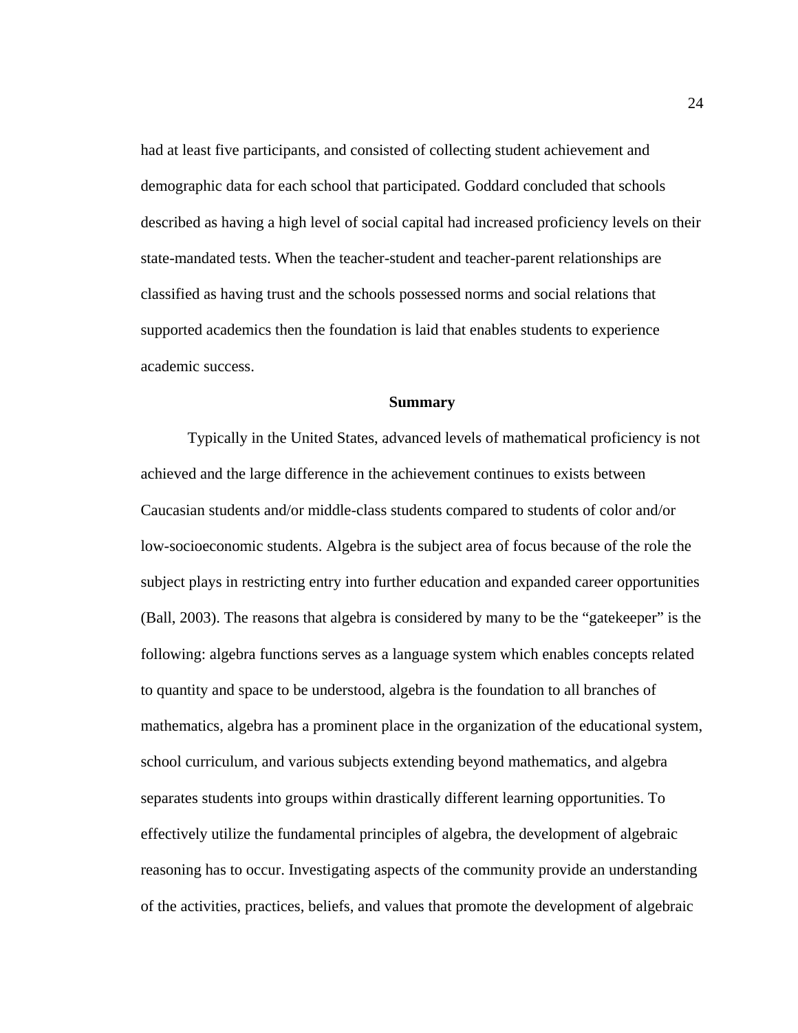had at least five participants, and consisted of collecting student achievement and demographic data for each school that participated. Goddard concluded that schools described as having a high level of social capital had increased proficiency levels on their state-mandated tests. When the teacher-student and teacher-parent relationships are classified as having trust and the schools possessed norms and social relations that supported academics then the foundation is laid that enables students to experience academic success.

## Summary

Typically in the United States, advanced levels of mathematical proficiency is not achieved and the large difference in the achievement continues to exists between Caucasian students and/or middle-class students compared to students of color and/or low-socioeconomic students. Algebra is the subject area of focus because of the role the subject plays in restricting entry into further education and expanded career opportunities (Ball, 2003). The reasons that algebra is considered by many to be the "gatekeeper" is the following: algebra functions serves as a language system which enables concepts related to quantity and space to be understood, algebra is the foundation to all branches of mathematics, algebra has a prominent place in the organization of the educational system, school curriculum, and various subjects extending beyond mathematics, and algebra separates students into groups within drastically different learning opportunities. To effectively utilize the fundamental principles of algebra, the development of algebraic reasoning has to occur. Investigating aspects of the community provide an understanding of the activities, practices, beliefs, and values that promote the development of algebraic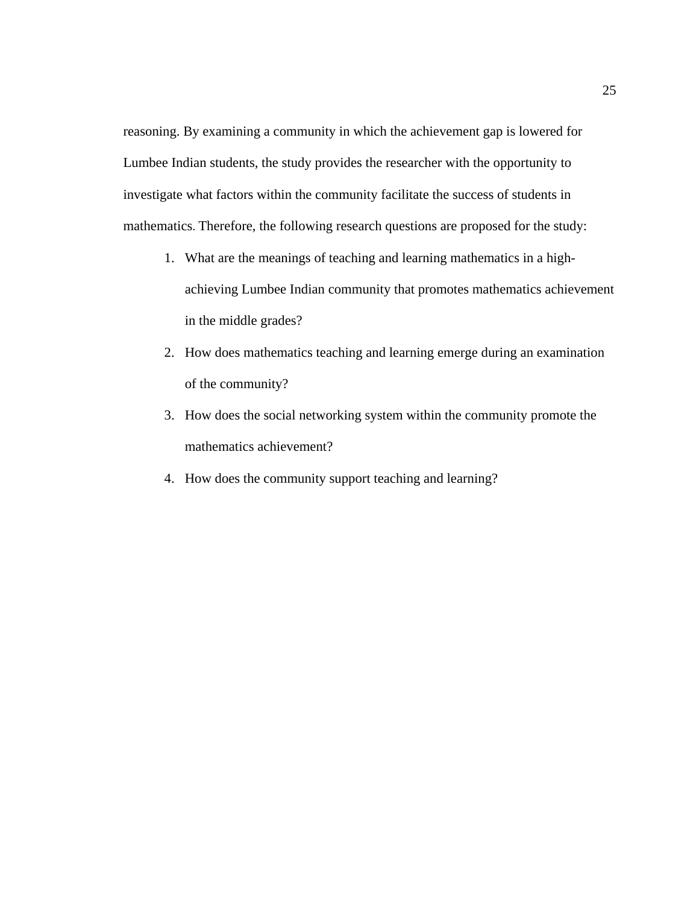reasoning. By examining a community in which the achievement gap is lowered for Lumbee Indian students, the study provides the researcher with the opportunity to investigate what factors within the community facilitate the success of students in mathematics. Therefore, the following research questions are proposed for the study:

1. What are the meanings of teaching and learning mathematics in a high-achieving Lumbee Indian community that promotes mathematics achievement in the middle grades?
2. How does mathematics teaching and learning emerge during an examination of the community?
3. How does the social networking system within the community promote the mathematics achievement?
4. How does the community support teaching and learning?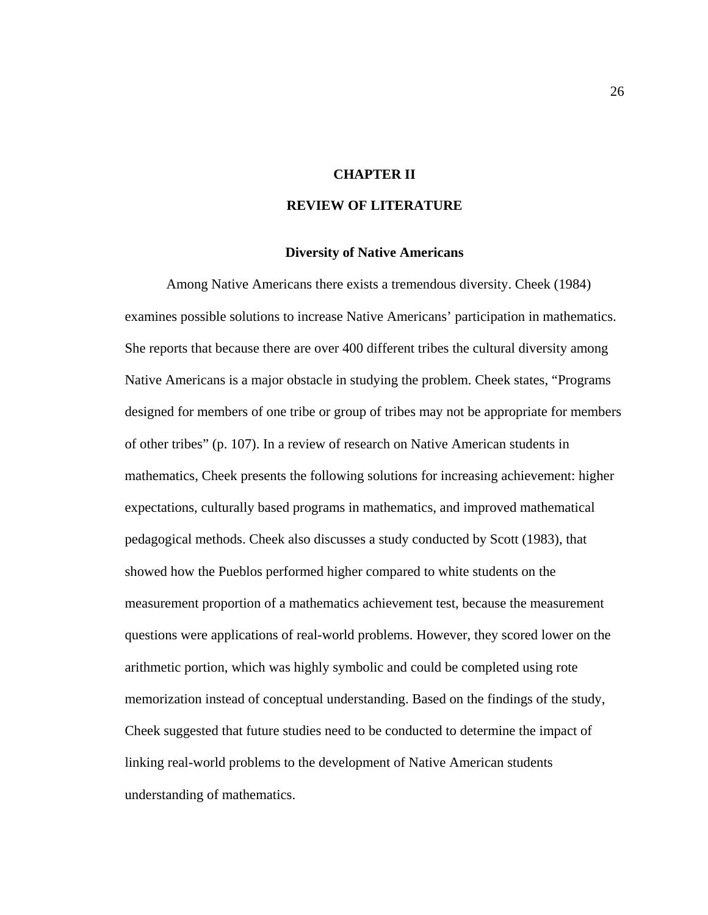# CHAPTER II

# REVIEW OF LITERATURE

## Diversity of Native Americans

Among Native Americans there exists a tremendous diversity. Cheek (1984) examines possible solutions to increase Native Americans' participation in mathematics. She reports that because there are over 400 different tribes the cultural diversity among Native Americans is a major obstacle in studying the problem. Cheek states, "Programs designed for members of one tribe or group of tribes may not be appropriate for members of other tribes" (p. 107). In a review of research on Native American students in mathematics, Cheek presents the following solutions for increasing achievement: higher expectations, culturally based programs in mathematics, and improved mathematical pedagogical methods. Cheek also discusses a study conducted by Scott (1983), that showed how the Pueblos performed higher compared to white students on the measurement proportion of a mathematics achievement test, because the measurement questions were applications of real-world problems. However, they scored lower on the arithmetic portion, which was highly symbolic and could be completed using rote memorization instead of conceptual understanding. Based on the findings of the study, Cheek suggested that future studies need to be conducted to determine the impact of linking real-world problems to the development of Native American students understanding of mathematics.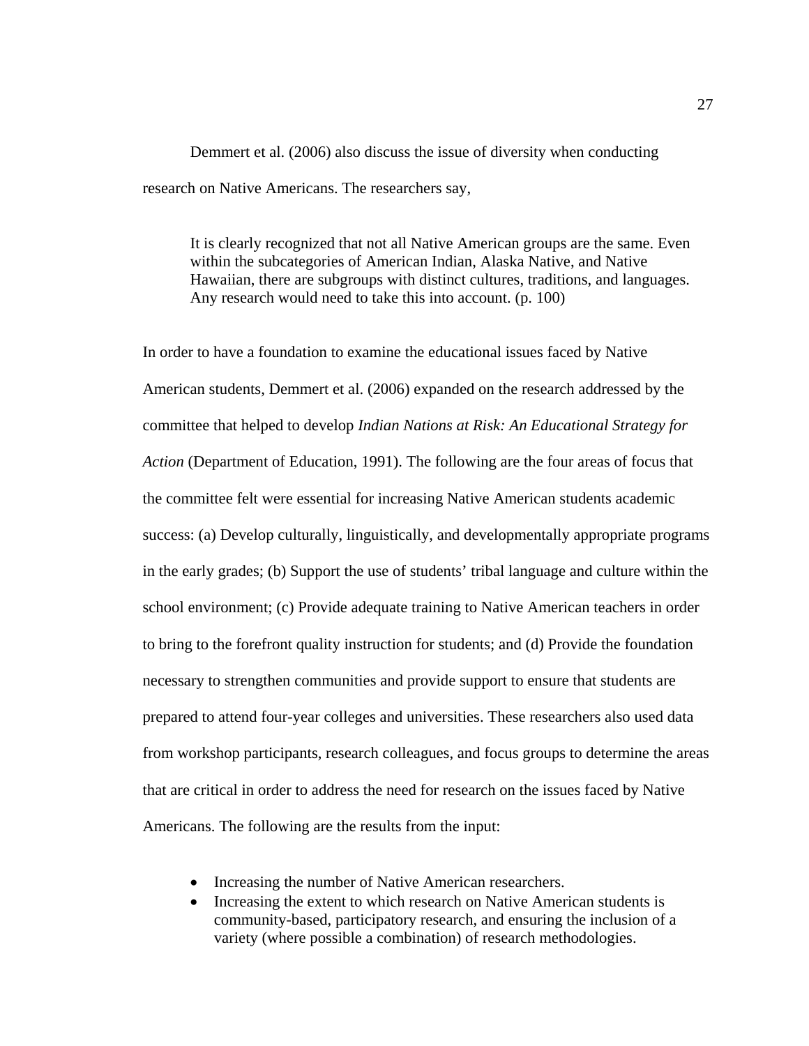Demmert et al. (2006) also discuss the issue of diversity when conducting research on Native Americans. The researchers say,

> It is clearly recognized that not all Native American groups are the same. Even within the subcategories of American Indian, Alaska Native, and Native Hawaiian, there are subgroups with distinct cultures, traditions, and languages. Any research would need to take this into account. (p. 100)

In order to have a foundation to examine the educational issues faced by Native American students, Demmert et al. (2006) expanded on the research addressed by the committee that helped to develop *Indian Nations at Risk: An Educational Strategy for Action* (Department of Education, 1991). The following are the four areas of focus that the committee felt were essential for increasing Native American students academic success: (a) Develop culturally, linguistically, and developmentally appropriate programs in the early grades; (b) Support the use of students' tribal language and culture within the school environment; (c) Provide adequate training to Native American teachers in order to bring to the forefront quality instruction for students; and (d) Provide the foundation necessary to strengthen communities and provide support to ensure that students are prepared to attend four-year colleges and universities. These researchers also used data from workshop participants, research colleagues, and focus groups to determine the areas that are critical in order to address the need for research on the issues faced by Native Americans. The following are the results from the input:

- Increasing the number of Native American researchers.
- Increasing the extent to which research on Native American students is community-based, participatory research, and ensuring the inclusion of a variety (where possible a combination) of research methodologies.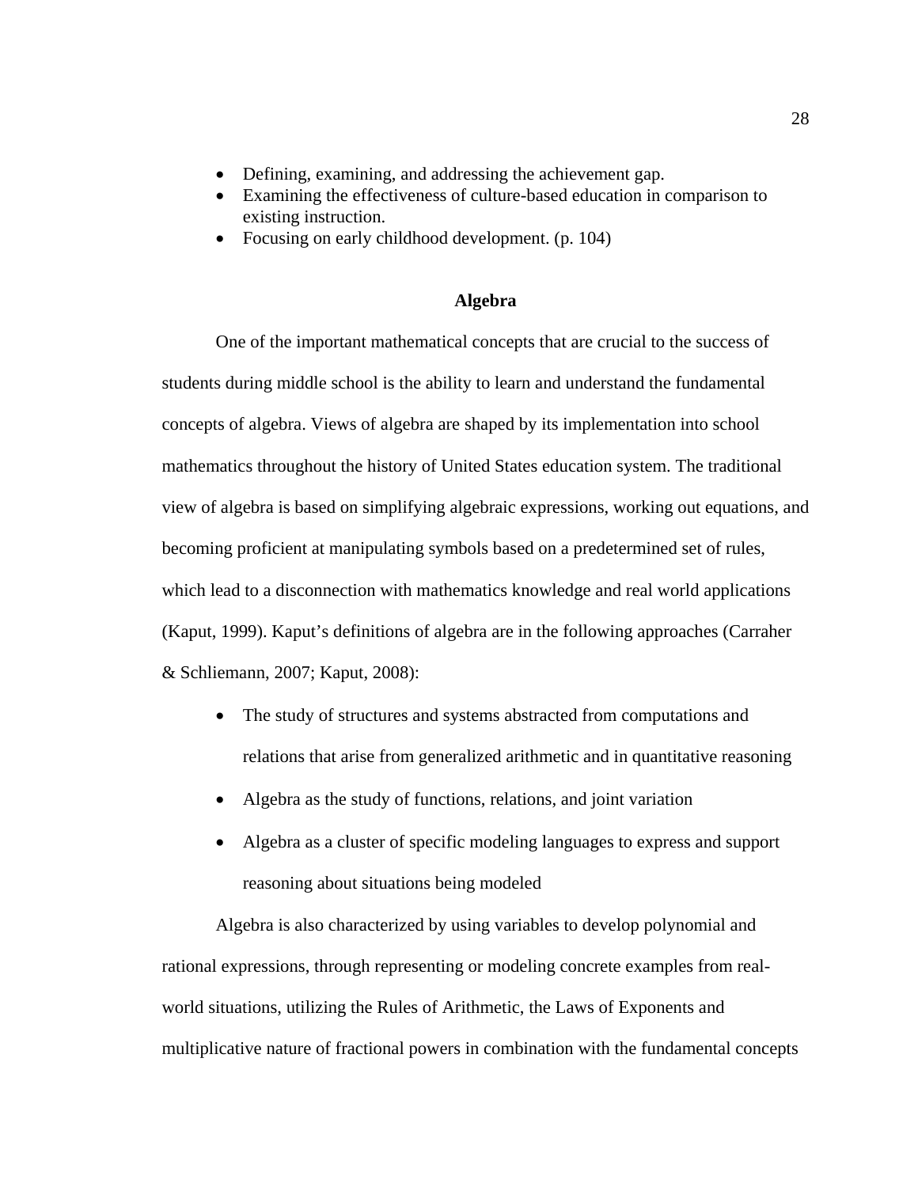- Defining, examining, and addressing the achievement gap.
- Examining the effectiveness of culture-based education in comparison to existing instruction.
- Focusing on early childhood development. (p. 104)

## Algebra

One of the important mathematical concepts that are crucial to the success of students during middle school is the ability to learn and understand the fundamental concepts of algebra. Views of algebra are shaped by its implementation into school mathematics throughout the history of United States education system. The traditional view of algebra is based on simplifying algebraic expressions, working out equations, and becoming proficient at manipulating symbols based on a predetermined set of rules, which lead to a disconnection with mathematics knowledge and real world applications (Kaput, 1999). Kaput's definitions of algebra are in the following approaches (Carraher & Schliemann, 2007; Kaput, 2008):

- The study of structures and systems abstracted from computations and relations that arise from generalized arithmetic and in quantitative reasoning
- Algebra as the study of functions, relations, and joint variation
- Algebra as a cluster of specific modeling languages to express and support reasoning about situations being modeled

Algebra is also characterized by using variables to develop polynomial and rational expressions, through representing or modeling concrete examples from real-world situations, utilizing the Rules of Arithmetic, the Laws of Exponents and multiplicative nature of fractional powers in combination with the fundamental concepts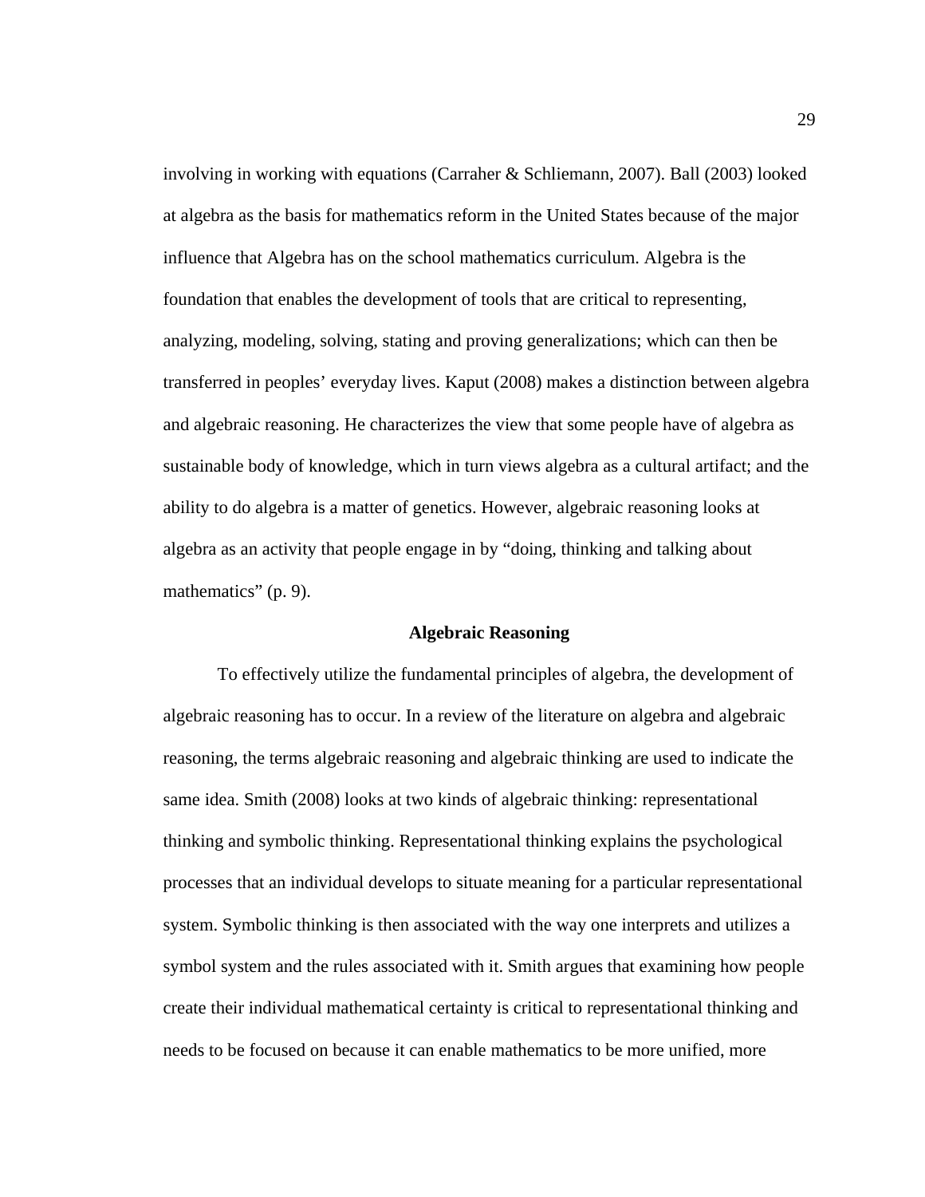involving in working with equations (Carraher & Schliemann, 2007). Ball (2003) looked at algebra as the basis for mathematics reform in the United States because of the major influence that Algebra has on the school mathematics curriculum. Algebra is the foundation that enables the development of tools that are critical to representing, analyzing, modeling, solving, stating and proving generalizations; which can then be transferred in peoples' everyday lives. Kaput (2008) makes a distinction between algebra and algebraic reasoning. He characterizes the view that some people have of algebra as sustainable body of knowledge, which in turn views algebra as a cultural artifact; and the ability to do algebra is a matter of genetics. However, algebraic reasoning looks at algebra as an activity that people engage in by "doing, thinking and talking about mathematics" (p. 9).

## Algebraic Reasoning

To effectively utilize the fundamental principles of algebra, the development of algebraic reasoning has to occur. In a review of the literature on algebra and algebraic reasoning, the terms algebraic reasoning and algebraic thinking are used to indicate the same idea. Smith (2008) looks at two kinds of algebraic thinking: representational thinking and symbolic thinking. Representational thinking explains the psychological processes that an individual develops to situate meaning for a particular representational system. Symbolic thinking is then associated with the way one interprets and utilizes a symbol system and the rules associated with it. Smith argues that examining how people create their individual mathematical certainty is critical to representational thinking and needs to be focused on because it can enable mathematics to be more unified, more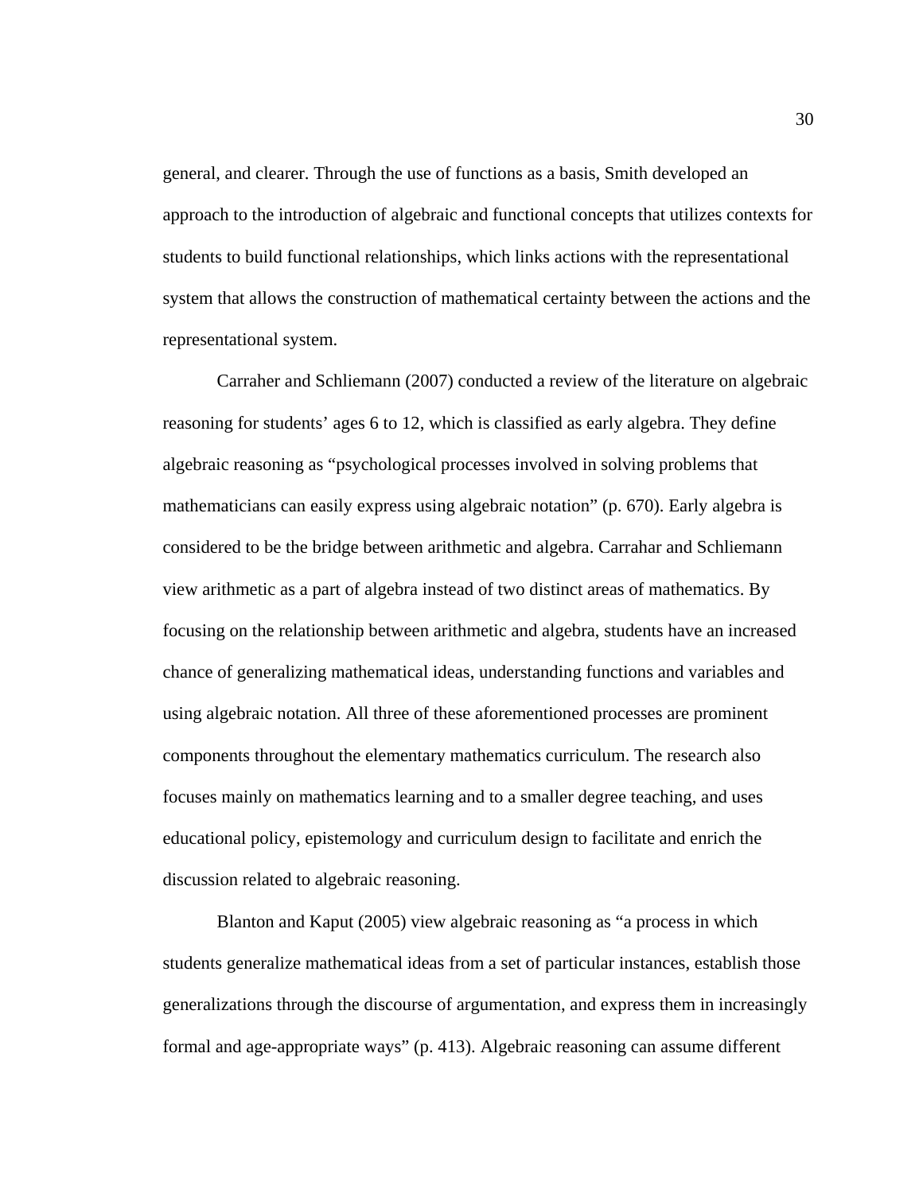general, and clearer. Through the use of functions as a basis, Smith developed an approach to the introduction of algebraic and functional concepts that utilizes contexts for students to build functional relationships, which links actions with the representational system that allows the construction of mathematical certainty between the actions and the representational system.

Carraher and Schliemann (2007) conducted a review of the literature on algebraic reasoning for students' ages 6 to 12, which is classified as early algebra. They define algebraic reasoning as "psychological processes involved in solving problems that mathematicians can easily express using algebraic notation" (p. 670). Early algebra is considered to be the bridge between arithmetic and algebra. Carrahar and Schliemann view arithmetic as a part of algebra instead of two distinct areas of mathematics. By focusing on the relationship between arithmetic and algebra, students have an increased chance of generalizing mathematical ideas, understanding functions and variables and using algebraic notation. All three of these aforementioned processes are prominent components throughout the elementary mathematics curriculum. The research also focuses mainly on mathematics learning and to a smaller degree teaching, and uses educational policy, epistemology and curriculum design to facilitate and enrich the discussion related to algebraic reasoning.

Blanton and Kaput (2005) view algebraic reasoning as "a process in which students generalize mathematical ideas from a set of particular instances, establish those generalizations through the discourse of argumentation, and express them in increasingly formal and age-appropriate ways" (p. 413). Algebraic reasoning can assume different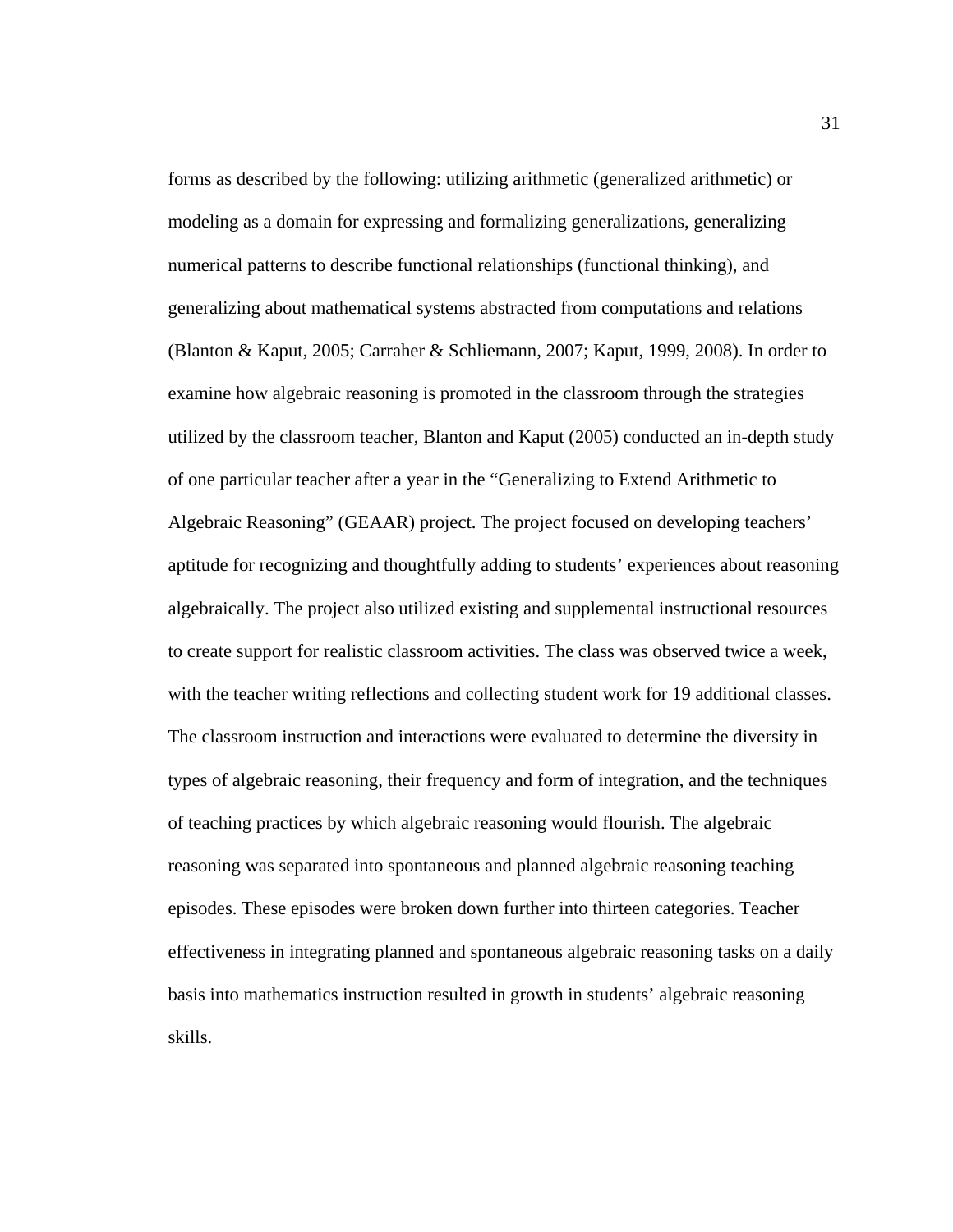forms as described by the following: utilizing arithmetic (generalized arithmetic) or modeling as a domain for expressing and formalizing generalizations, generalizing numerical patterns to describe functional relationships (functional thinking), and generalizing about mathematical systems abstracted from computations and relations (Blanton & Kaput, 2005; Carraher & Schliemann, 2007; Kaput, 1999, 2008). In order to examine how algebraic reasoning is promoted in the classroom through the strategies utilized by the classroom teacher, Blanton and Kaput (2005) conducted an in-depth study of one particular teacher after a year in the "Generalizing to Extend Arithmetic to Algebraic Reasoning" (GEAAR) project. The project focused on developing teachers' aptitude for recognizing and thoughtfully adding to students' experiences about reasoning algebraically. The project also utilized existing and supplemental instructional resources to create support for realistic classroom activities. The class was observed twice a week, with the teacher writing reflections and collecting student work for 19 additional classes. The classroom instruction and interactions were evaluated to determine the diversity in types of algebraic reasoning, their frequency and form of integration, and the techniques of teaching practices by which algebraic reasoning would flourish. The algebraic reasoning was separated into spontaneous and planned algebraic reasoning teaching episodes. These episodes were broken down further into thirteen categories. Teacher effectiveness in integrating planned and spontaneous algebraic reasoning tasks on a daily basis into mathematics instruction resulted in growth in students' algebraic reasoning skills.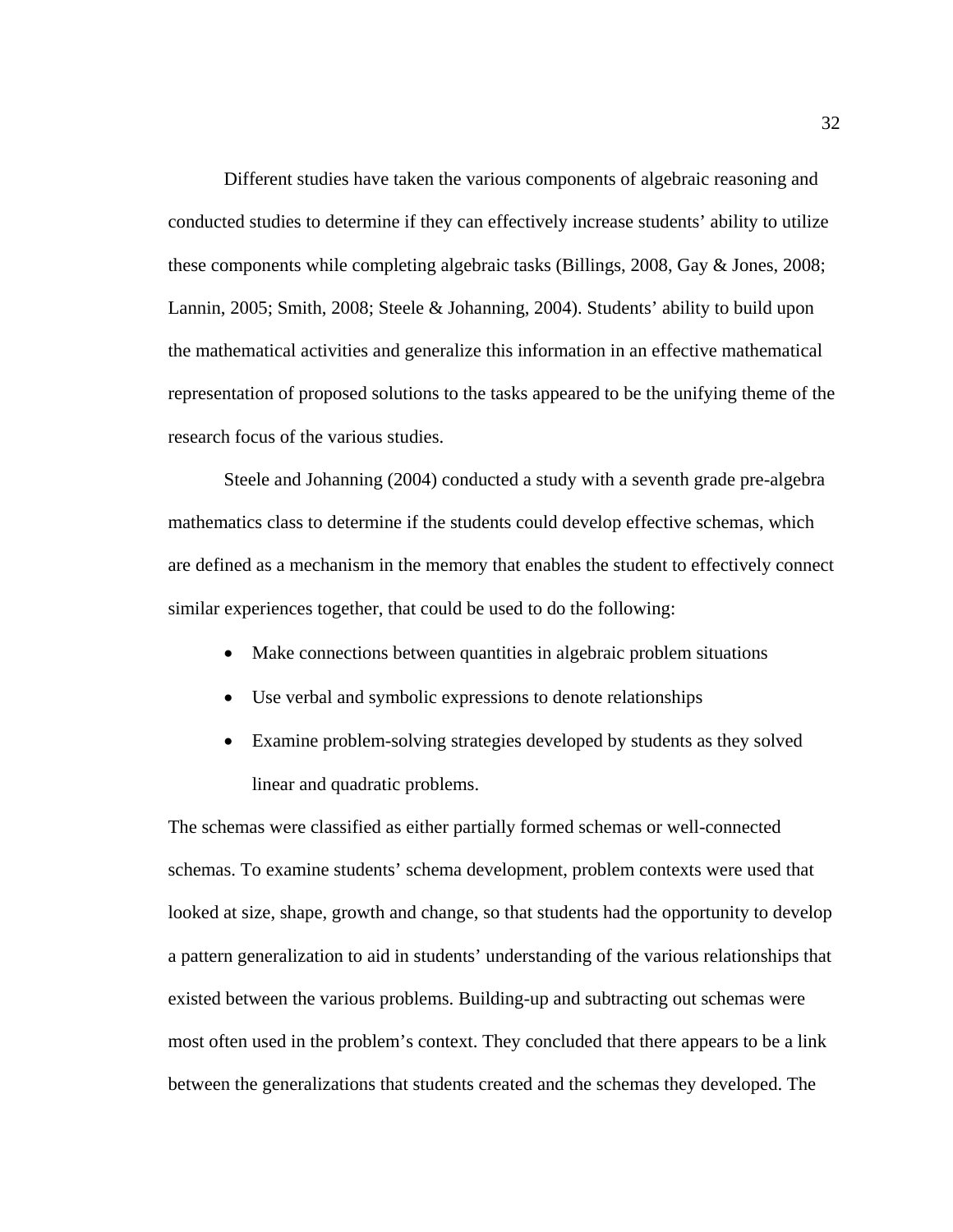Different studies have taken the various components of algebraic reasoning and conducted studies to determine if they can effectively increase students' ability to utilize these components while completing algebraic tasks (Billings, 2008, Gay & Jones, 2008; Lannin, 2005; Smith, 2008; Steele & Johanning, 2004). Students' ability to build upon the mathematical activities and generalize this information in an effective mathematical representation of proposed solutions to the tasks appeared to be the unifying theme of the research focus of the various studies.

Steele and Johanning (2004) conducted a study with a seventh grade pre-algebra mathematics class to determine if the students could develop effective schemas, which are defined as a mechanism in the memory that enables the student to effectively connect similar experiences together, that could be used to do the following:

- Make connections between quantities in algebraic problem situations
- Use verbal and symbolic expressions to denote relationships
- Examine problem-solving strategies developed by students as they solved linear and quadratic problems.

The schemas were classified as either partially formed schemas or well-connected schemas. To examine students' schema development, problem contexts were used that looked at size, shape, growth and change, so that students had the opportunity to develop a pattern generalization to aid in students' understanding of the various relationships that existed between the various problems. Building-up and subtracting out schemas were most often used in the problem's context. They concluded that there appears to be a link between the generalizations that students created and the schemas they developed. The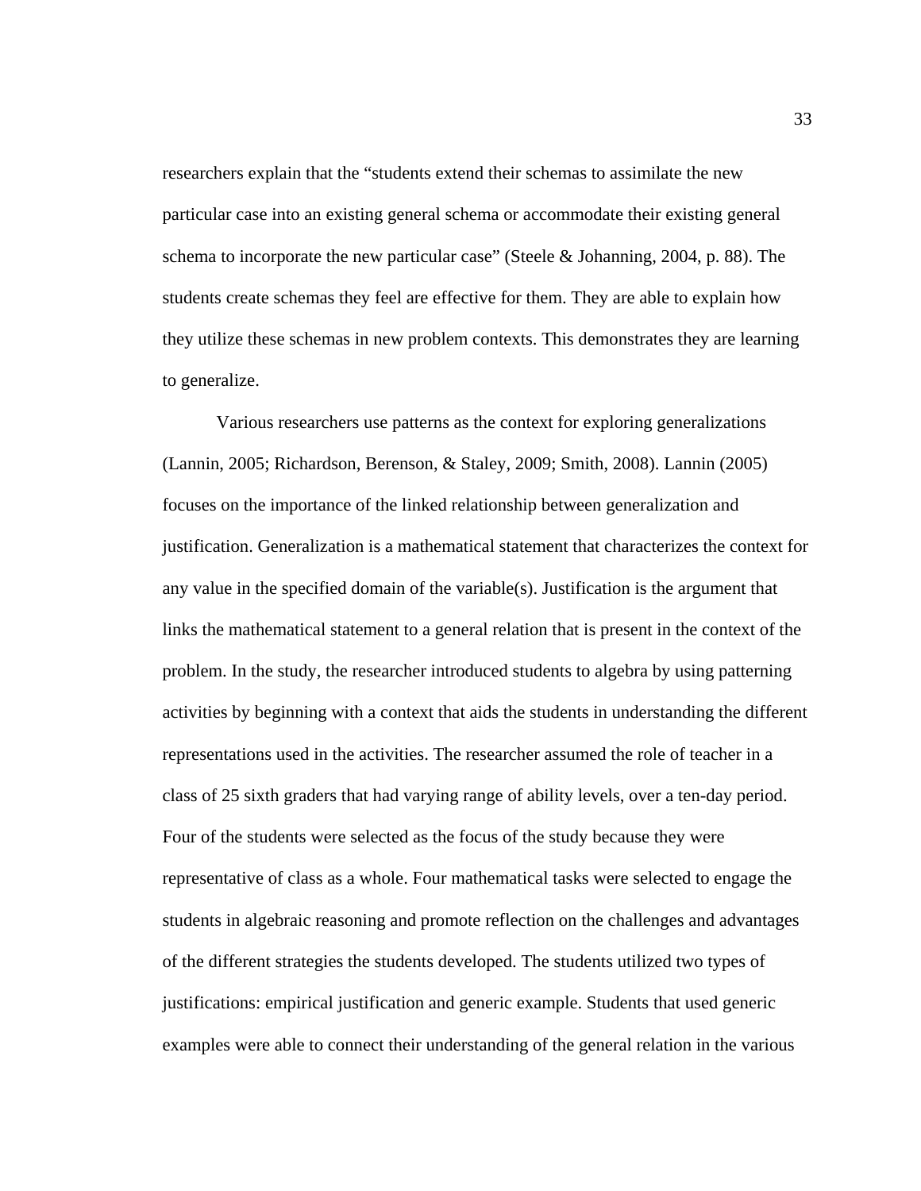researchers explain that the "students extend their schemas to assimilate the new particular case into an existing general schema or accommodate their existing general schema to incorporate the new particular case" (Steele & Johanning, 2004, p. 88). The students create schemas they feel are effective for them. They are able to explain how they utilize these schemas in new problem contexts. This demonstrates they are learning to generalize.

Various researchers use patterns as the context for exploring generalizations (Lannin, 2005; Richardson, Berenson, & Staley, 2009; Smith, 2008). Lannin (2005) focuses on the importance of the linked relationship between generalization and justification. Generalization is a mathematical statement that characterizes the context for any value in the specified domain of the variable(s). Justification is the argument that links the mathematical statement to a general relation that is present in the context of the problem. In the study, the researcher introduced students to algebra by using patterning activities by beginning with a context that aids the students in understanding the different representations used in the activities. The researcher assumed the role of teacher in a class of 25 sixth graders that had varying range of ability levels, over a ten-day period. Four of the students were selected as the focus of the study because they were representative of class as a whole. Four mathematical tasks were selected to engage the students in algebraic reasoning and promote reflection on the challenges and advantages of the different strategies the students developed. The students utilized two types of justifications: empirical justification and generic example. Students that used generic examples were able to connect their understanding of the general relation in the various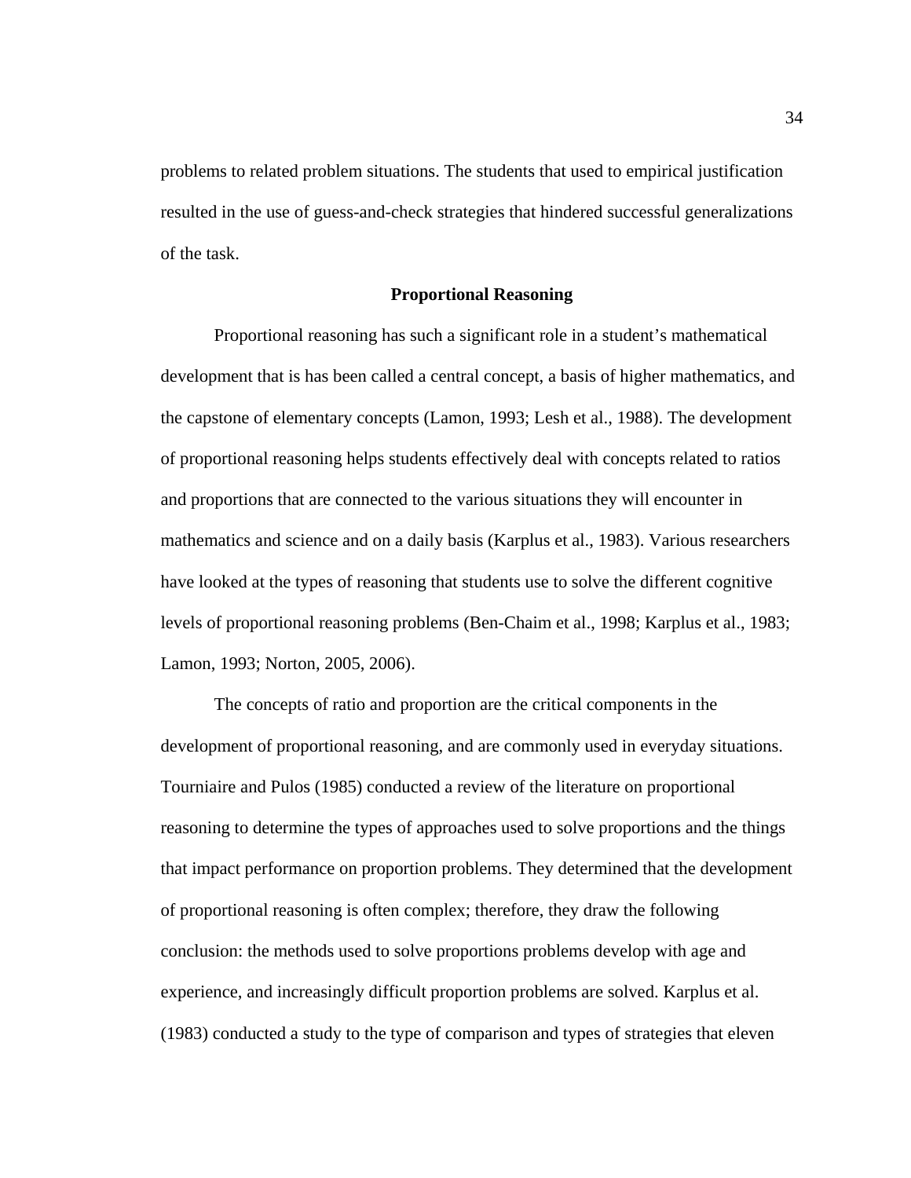problems to related problem situations. The students that used to empirical justification resulted in the use of guess-and-check strategies that hindered successful generalizations of the task.

## Proportional Reasoning

Proportional reasoning has such a significant role in a student's mathematical development that is has been called a central concept, a basis of higher mathematics, and the capstone of elementary concepts (Lamon, 1993; Lesh et al., 1988). The development of proportional reasoning helps students effectively deal with concepts related to ratios and proportions that are connected to the various situations they will encounter in mathematics and science and on a daily basis (Karplus et al., 1983). Various researchers have looked at the types of reasoning that students use to solve the different cognitive levels of proportional reasoning problems (Ben-Chaim et al., 1998; Karplus et al., 1983; Lamon, 1993; Norton, 2005, 2006).

The concepts of ratio and proportion are the critical components in the development of proportional reasoning, and are commonly used in everyday situations. Tourniaire and Pulos (1985) conducted a review of the literature on proportional reasoning to determine the types of approaches used to solve proportions and the things that impact performance on proportion problems. They determined that the development of proportional reasoning is often complex; therefore, they draw the following conclusion: the methods used to solve proportions problems develop with age and experience, and increasingly difficult proportion problems are solved. Karplus et al. (1983) conducted a study to the type of comparison and types of strategies that eleven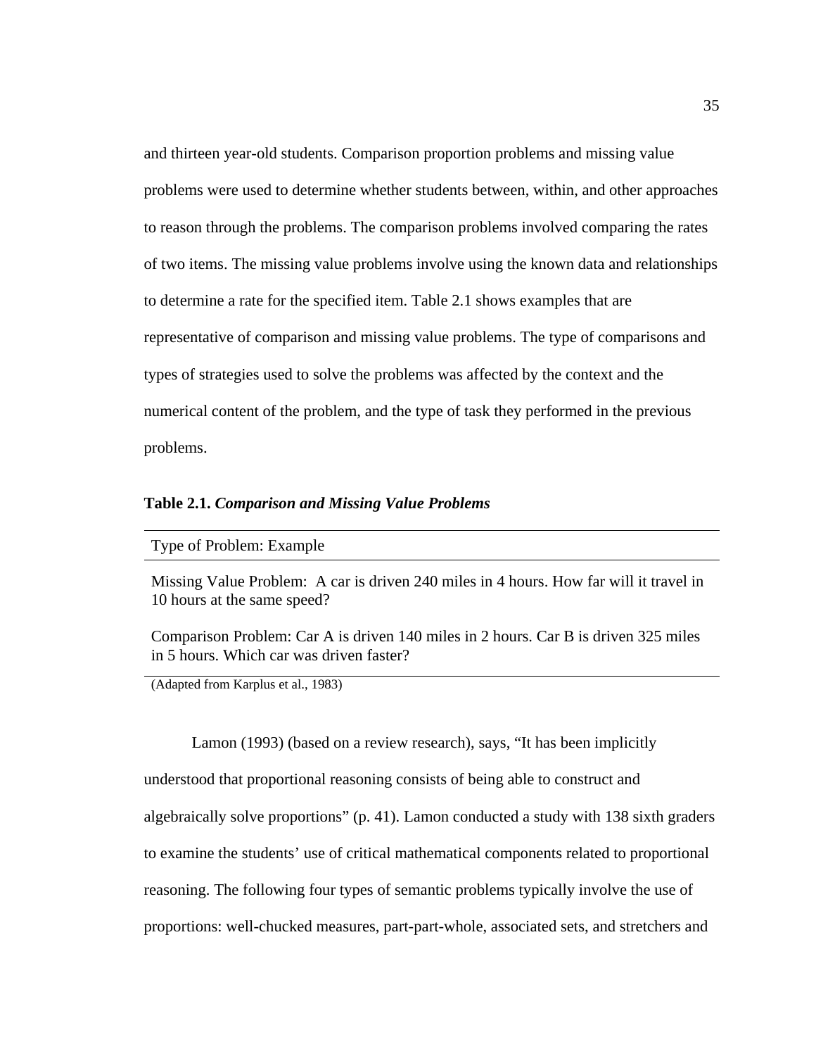and thirteen year-old students. Comparison proportion problems and missing value problems were used to determine whether students between, within, and other approaches to reason through the problems. The comparison problems involved comparing the rates of two items. The missing value problems involve using the known data and relationships to determine a rate for the specified item. Table 2.1 shows examples that are representative of comparison and missing value problems. The type of comparisons and types of strategies used to solve the problems was affected by the context and the numerical content of the problem, and the type of task they performed in the previous problems.

**Table 2.1.** ***Comparison and Missing Value Problems***

| Type of Problem: Example |
| --- |
| Missing Value Problem: A car is driven 240 miles in 4 hours. How far will it travel in 10 hours at the same speed? |
| Comparison Problem: Car A is driven 140 miles in 2 hours. Car B is driven 325 miles in 5 hours. Which car was driven faster? |

(Adapted from Karplus et al., 1983)

Lamon (1993) (based on a review research), says, “It has been implicitly understood that proportional reasoning consists of being able to construct and algebraically solve proportions” (p. 41). Lamon conducted a study with 138 sixth graders to examine the students’ use of critical mathematical components related to proportional reasoning. The following four types of semantic problems typically involve the use of proportions: well-chucked measures, part-part-whole, associated sets, and stretchers and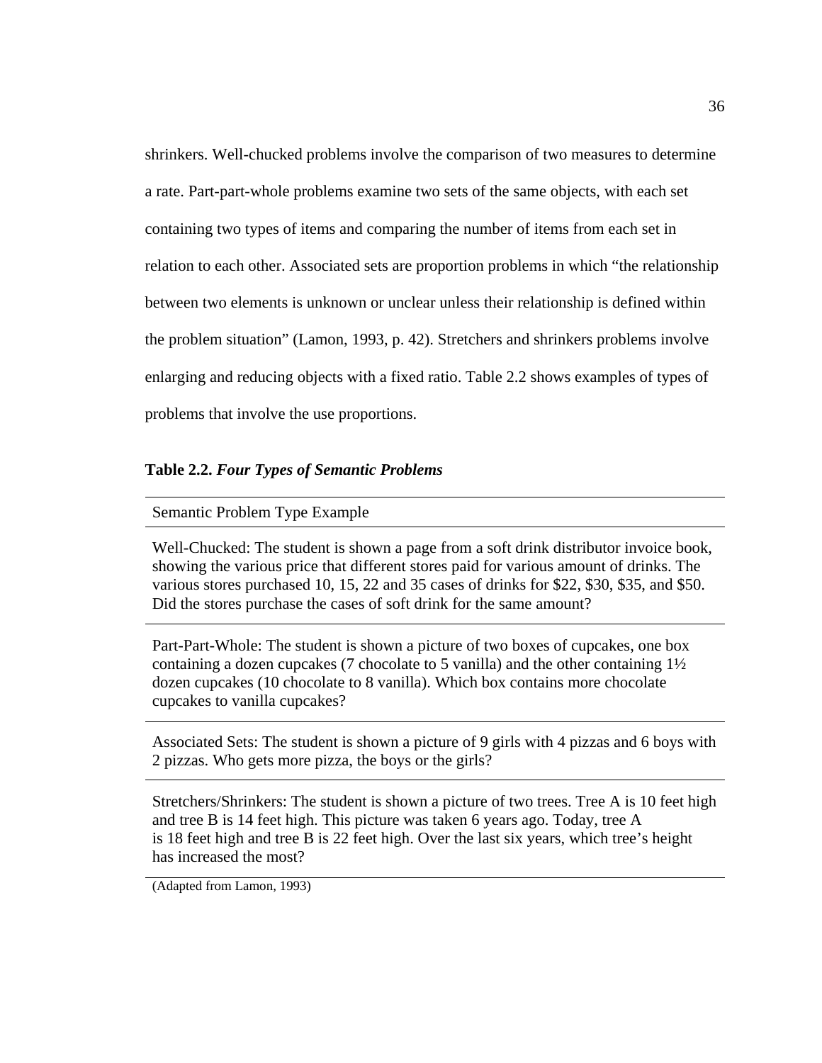shrinkers. Well-chucked problems involve the comparison of two measures to determine a rate. Part-part-whole problems examine two sets of the same objects, with each set containing two types of items and comparing the number of items from each set in relation to each other. Associated sets are proportion problems in which "the relationship between two elements is unknown or unclear unless their relationship is defined within the problem situation" (Lamon, 1993, p. 42). Stretchers and shrinkers problems involve enlarging and reducing objects with a fixed ratio. Table 2.2 shows examples of types of problems that involve the use proportions.

**Table 2.2.** ***Four Types of Semantic Problems***

| Semantic Problem Type Example |
|---|
| Well-Chucked: The student is shown a page from a soft drink distributor invoice book, showing the various price that different stores paid for various amount of drinks. The various stores purchased 10, 15, 22 and 35 cases of drinks for $22, $30, $35, and $50. Did the stores purchase the cases of soft drink for the same amount? |
| Part-Part-Whole: The student is shown a picture of two boxes of cupcakes, one box containing a dozen cupcakes (7 chocolate to 5 vanilla) and the other containing 1½ dozen cupcakes (10 chocolate to 8 vanilla). Which box contains more chocolate cupcakes to vanilla cupcakes? |
| Associated Sets: The student is shown a picture of 9 girls with 4 pizzas and 6 boys with 2 pizzas. Who gets more pizza, the boys or the girls? |
| Stretchers/Shrinkers: The student is shown a picture of two trees. Tree A is 10 feet high and tree B is 14 feet high. This picture was taken 6 years ago. Today, tree A is 18 feet high and tree B is 22 feet high. Over the last six years, which tree's height has increased the most? |

(Adapted from Lamon, 1993)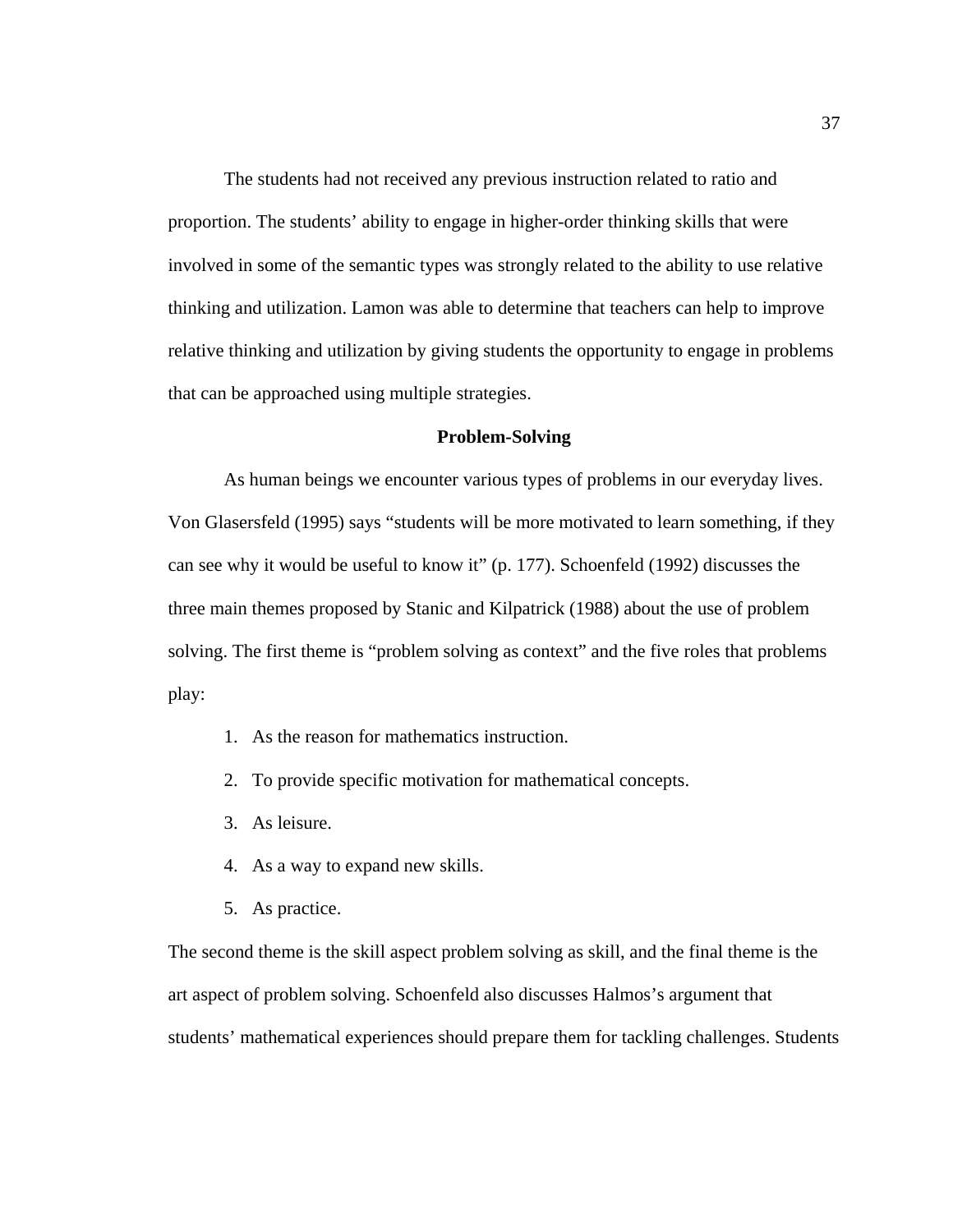The students had not received any previous instruction related to ratio and proportion. The students' ability to engage in higher-order thinking skills that were involved in some of the semantic types was strongly related to the ability to use relative thinking and utilization. Lamon was able to determine that teachers can help to improve relative thinking and utilization by giving students the opportunity to engage in problems that can be approached using multiple strategies.

## Problem-Solving

As human beings we encounter various types of problems in our everyday lives. Von Glasersfeld (1995) says "students will be more motivated to learn something, if they can see why it would be useful to know it" (p. 177). Schoenfeld (1992) discusses the three main themes proposed by Stanic and Kilpatrick (1988) about the use of problem solving. The first theme is "problem solving as context" and the five roles that problems play:

1. As the reason for mathematics instruction.
2. To provide specific motivation for mathematical concepts.
3. As leisure.
4. As a way to expand new skills.
5. As practice.

The second theme is the skill aspect problem solving as skill, and the final theme is the art aspect of problem solving. Schoenfeld also discusses Halmos's argument that students' mathematical experiences should prepare them for tackling challenges. Students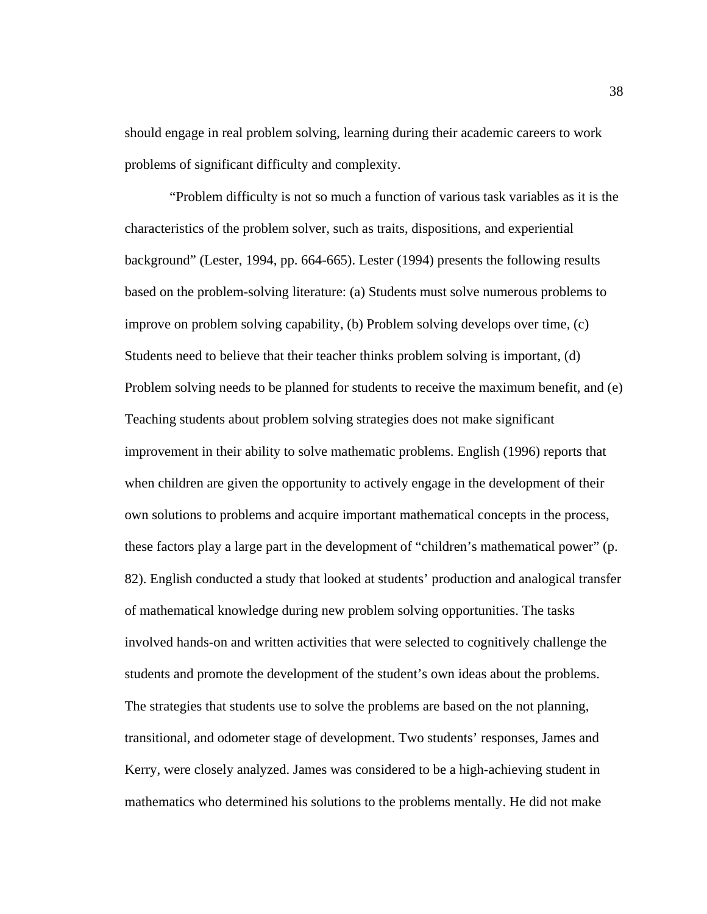should engage in real problem solving, learning during their academic careers to work problems of significant difficulty and complexity.

"Problem difficulty is not so much a function of various task variables as it is the characteristics of the problem solver, such as traits, dispositions, and experiential background" (Lester, 1994, pp. 664-665). Lester (1994) presents the following results based on the problem-solving literature: (a) Students must solve numerous problems to improve on problem solving capability, (b) Problem solving develops over time, (c) Students need to believe that their teacher thinks problem solving is important, (d) Problem solving needs to be planned for students to receive the maximum benefit, and (e) Teaching students about problem solving strategies does not make significant improvement in their ability to solve mathematic problems. English (1996) reports that when children are given the opportunity to actively engage in the development of their own solutions to problems and acquire important mathematical concepts in the process, these factors play a large part in the development of "children's mathematical power" (p. 82). English conducted a study that looked at students' production and analogical transfer of mathematical knowledge during new problem solving opportunities. The tasks involved hands-on and written activities that were selected to cognitively challenge the students and promote the development of the student's own ideas about the problems. The strategies that students use to solve the problems are based on the not planning, transitional, and odometer stage of development. Two students' responses, James and Kerry, were closely analyzed. James was considered to be a high-achieving student in mathematics who determined his solutions to the problems mentally. He did not make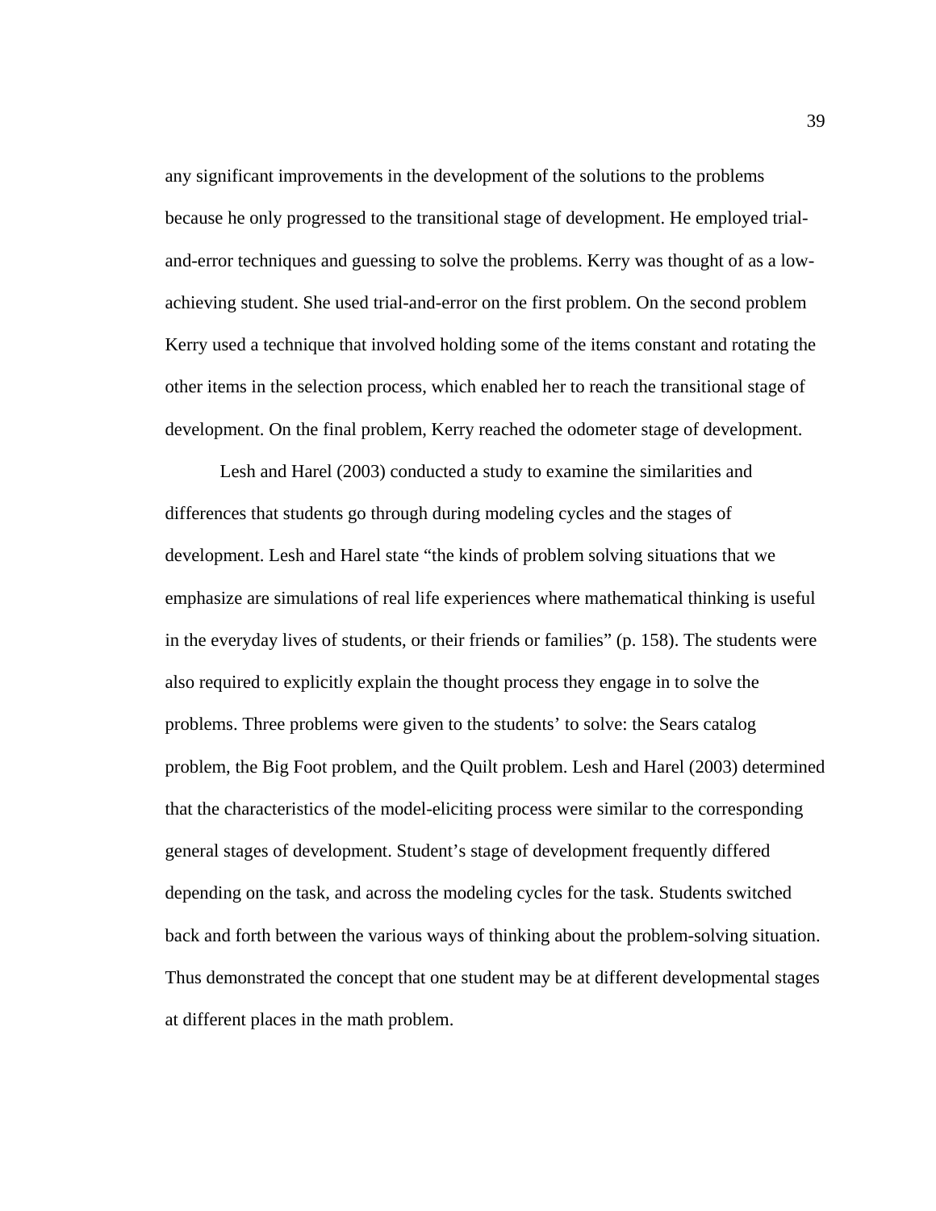any significant improvements in the development of the solutions to the problems because he only progressed to the transitional stage of development. He employed trial-and-error techniques and guessing to solve the problems. Kerry was thought of as a low-achieving student. She used trial-and-error on the first problem. On the second problem Kerry used a technique that involved holding some of the items constant and rotating the other items in the selection process, which enabled her to reach the transitional stage of development. On the final problem, Kerry reached the odometer stage of development.

Lesh and Harel (2003) conducted a study to examine the similarities and differences that students go through during modeling cycles and the stages of development. Lesh and Harel state "the kinds of problem solving situations that we emphasize are simulations of real life experiences where mathematical thinking is useful in the everyday lives of students, or their friends or families" (p. 158). The students were also required to explicitly explain the thought process they engage in to solve the problems. Three problems were given to the students' to solve: the Sears catalog problem, the Big Foot problem, and the Quilt problem. Lesh and Harel (2003) determined that the characteristics of the model-eliciting process were similar to the corresponding general stages of development. Student's stage of development frequently differed depending on the task, and across the modeling cycles for the task. Students switched back and forth between the various ways of thinking about the problem-solving situation. Thus demonstrated the concept that one student may be at different developmental stages at different places in the math problem.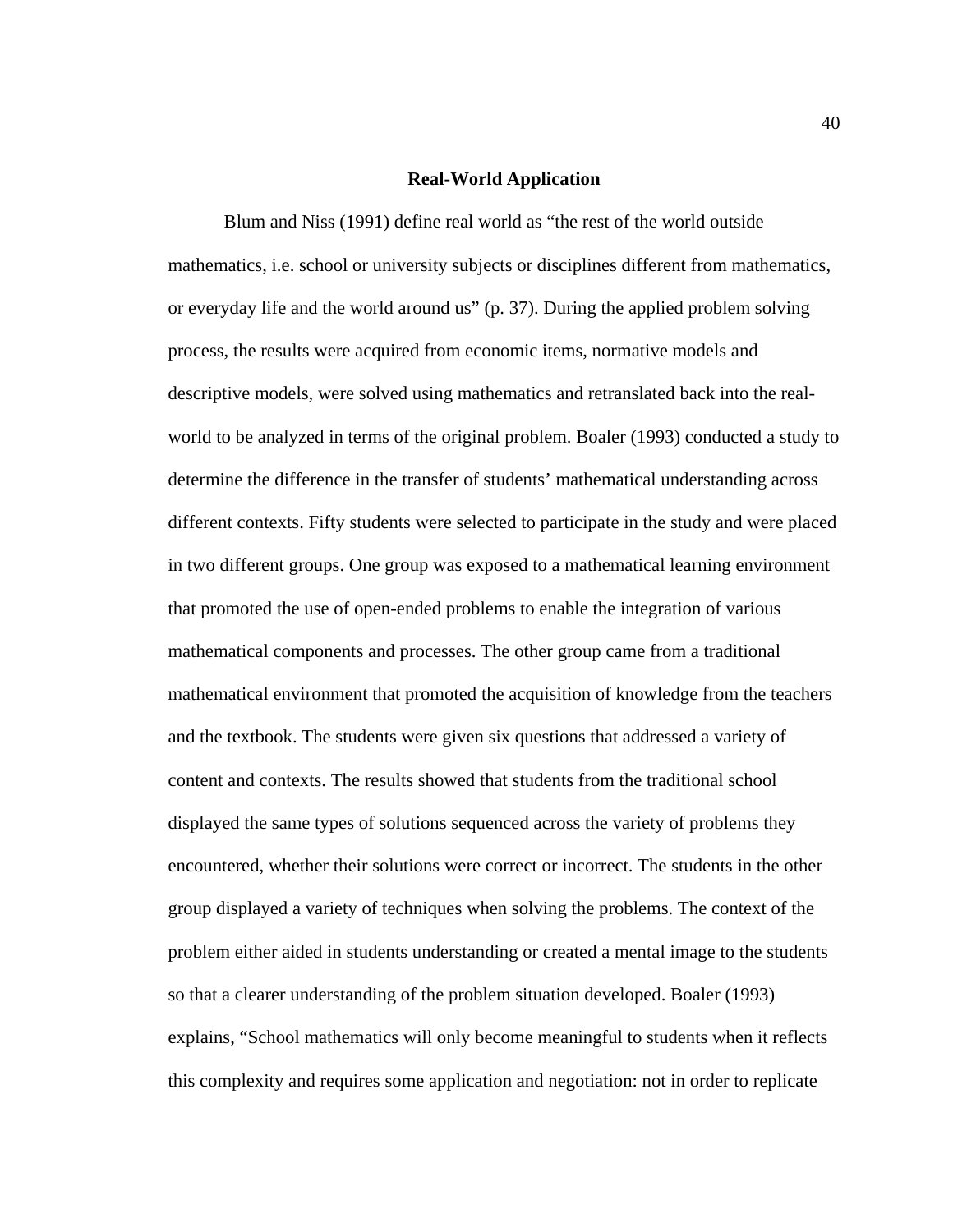## Real-World Application

Blum and Niss (1991) define real world as "the rest of the world outside mathematics, i.e. school or university subjects or disciplines different from mathematics, or everyday life and the world around us" (p. 37). During the applied problem solving process, the results were acquired from economic items, normative models and descriptive models, were solved using mathematics and retranslated back into the real-world to be analyzed in terms of the original problem. Boaler (1993) conducted a study to determine the difference in the transfer of students' mathematical understanding across different contexts. Fifty students were selected to participate in the study and were placed in two different groups. One group was exposed to a mathematical learning environment that promoted the use of open-ended problems to enable the integration of various mathematical components and processes. The other group came from a traditional mathematical environment that promoted the acquisition of knowledge from the teachers and the textbook. The students were given six questions that addressed a variety of content and contexts. The results showed that students from the traditional school displayed the same types of solutions sequenced across the variety of problems they encountered, whether their solutions were correct or incorrect. The students in the other group displayed a variety of techniques when solving the problems. The context of the problem either aided in students understanding or created a mental image to the students so that a clearer understanding of the problem situation developed. Boaler (1993) explains, "School mathematics will only become meaningful to students when it reflects this complexity and requires some application and negotiation: not in order to replicate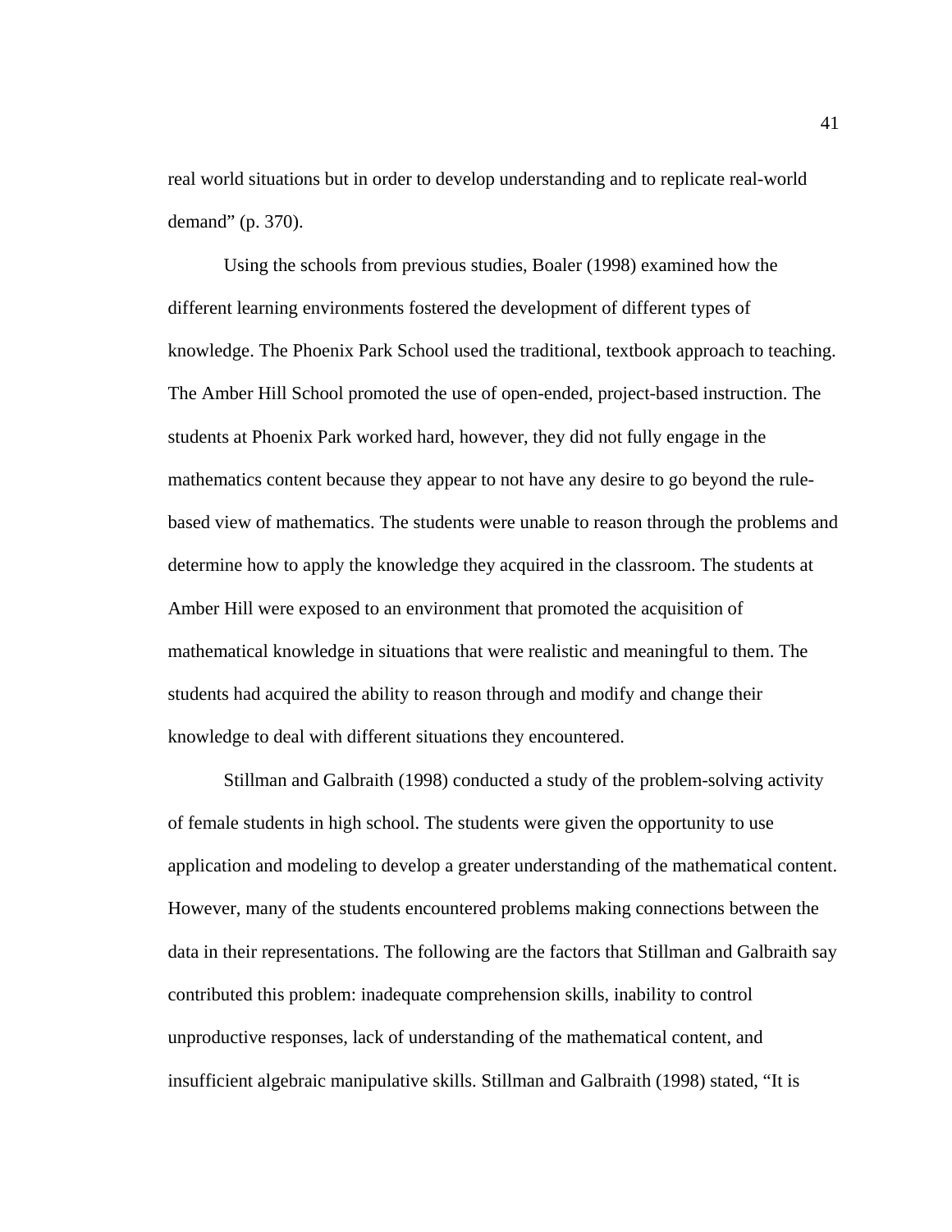real world situations but in order to develop understanding and to replicate real-world demand" (p. 370).

Using the schools from previous studies, Boaler (1998) examined how the different learning environments fostered the development of different types of knowledge. The Phoenix Park School used the traditional, textbook approach to teaching. The Amber Hill School promoted the use of open-ended, project-based instruction. The students at Phoenix Park worked hard, however, they did not fully engage in the mathematics content because they appear to not have any desire to go beyond the rule-based view of mathematics. The students were unable to reason through the problems and determine how to apply the knowledge they acquired in the classroom. The students at Amber Hill were exposed to an environment that promoted the acquisition of mathematical knowledge in situations that were realistic and meaningful to them. The students had acquired the ability to reason through and modify and change their knowledge to deal with different situations they encountered.

Stillman and Galbraith (1998) conducted a study of the problem-solving activity of female students in high school. The students were given the opportunity to use application and modeling to develop a greater understanding of the mathematical content. However, many of the students encountered problems making connections between the data in their representations. The following are the factors that Stillman and Galbraith say contributed this problem: inadequate comprehension skills, inability to control unproductive responses, lack of understanding of the mathematical content, and insufficient algebraic manipulative skills. Stillman and Galbraith (1998) stated, "It is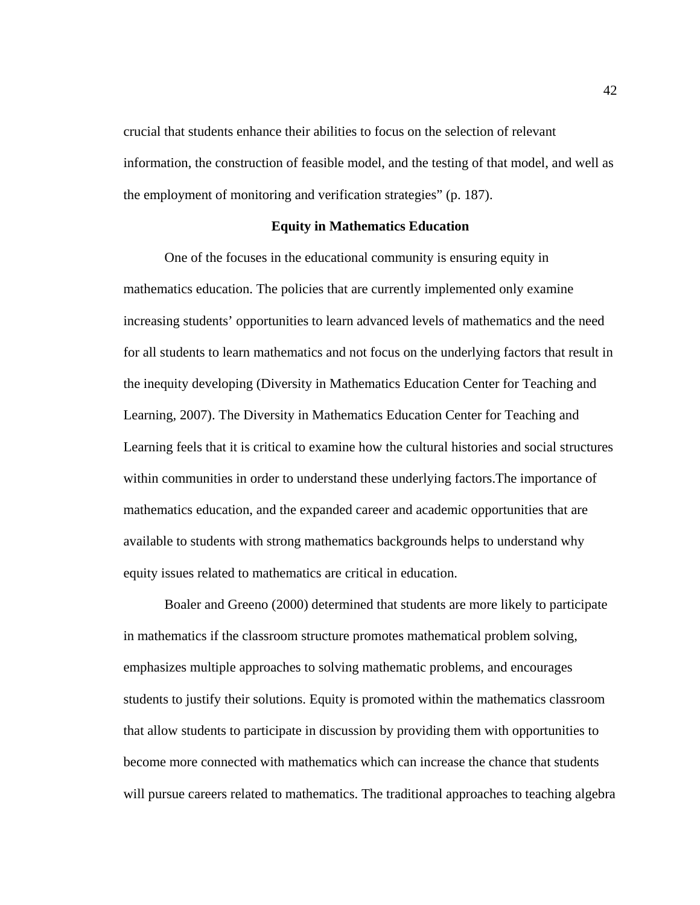crucial that students enhance their abilities to focus on the selection of relevant information, the construction of feasible model, and the testing of that model, and well as the employment of monitoring and verification strategies" (p. 187).

## Equity in Mathematics Education

One of the focuses in the educational community is ensuring equity in mathematics education. The policies that are currently implemented only examine increasing students' opportunities to learn advanced levels of mathematics and the need for all students to learn mathematics and not focus on the underlying factors that result in the inequity developing (Diversity in Mathematics Education Center for Teaching and Learning, 2007). The Diversity in Mathematics Education Center for Teaching and Learning feels that it is critical to examine how the cultural histories and social structures within communities in order to understand these underlying factors.The importance of mathematics education, and the expanded career and academic opportunities that are available to students with strong mathematics backgrounds helps to understand why equity issues related to mathematics are critical in education.

Boaler and Greeno (2000) determined that students are more likely to participate in mathematics if the classroom structure promotes mathematical problem solving, emphasizes multiple approaches to solving mathematic problems, and encourages students to justify their solutions. Equity is promoted within the mathematics classroom that allow students to participate in discussion by providing them with opportunities to become more connected with mathematics which can increase the chance that students will pursue careers related to mathematics. The traditional approaches to teaching algebra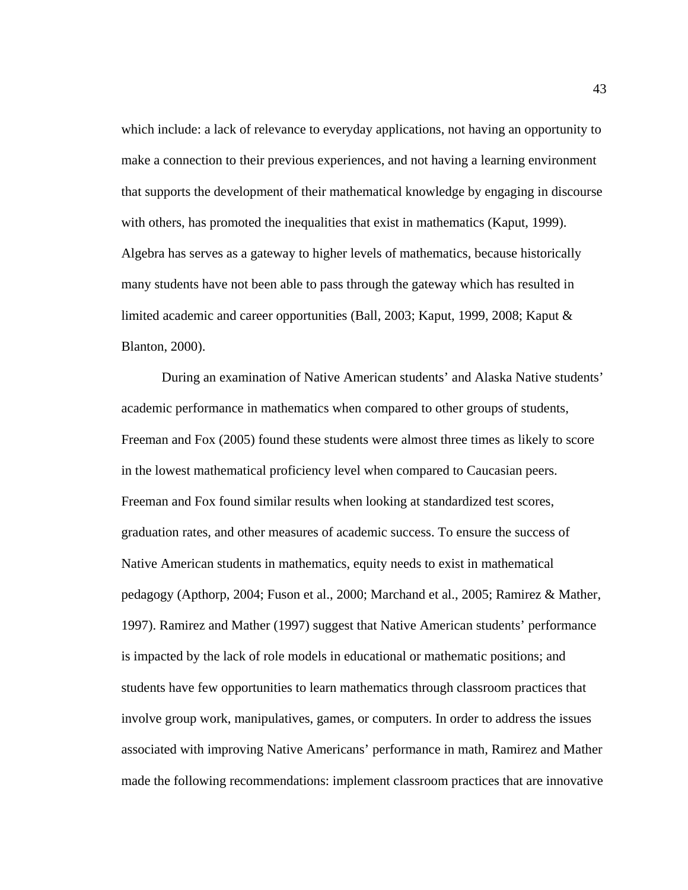which include: a lack of relevance to everyday applications, not having an opportunity to make a connection to their previous experiences, and not having a learning environment that supports the development of their mathematical knowledge by engaging in discourse with others, has promoted the inequalities that exist in mathematics (Kaput, 1999). Algebra has serves as a gateway to higher levels of mathematics, because historically many students have not been able to pass through the gateway which has resulted in limited academic and career opportunities (Ball, 2003; Kaput, 1999, 2008; Kaput & Blanton, 2000).

During an examination of Native American students' and Alaska Native students' academic performance in mathematics when compared to other groups of students, Freeman and Fox (2005) found these students were almost three times as likely to score in the lowest mathematical proficiency level when compared to Caucasian peers. Freeman and Fox found similar results when looking at standardized test scores, graduation rates, and other measures of academic success. To ensure the success of Native American students in mathematics, equity needs to exist in mathematical pedagogy (Apthorp, 2004; Fuson et al., 2000; Marchand et al., 2005; Ramirez & Mather, 1997). Ramirez and Mather (1997) suggest that Native American students' performance is impacted by the lack of role models in educational or mathematic positions; and students have few opportunities to learn mathematics through classroom practices that involve group work, manipulatives, games, or computers. In order to address the issues associated with improving Native Americans' performance in math, Ramirez and Mather made the following recommendations: implement classroom practices that are innovative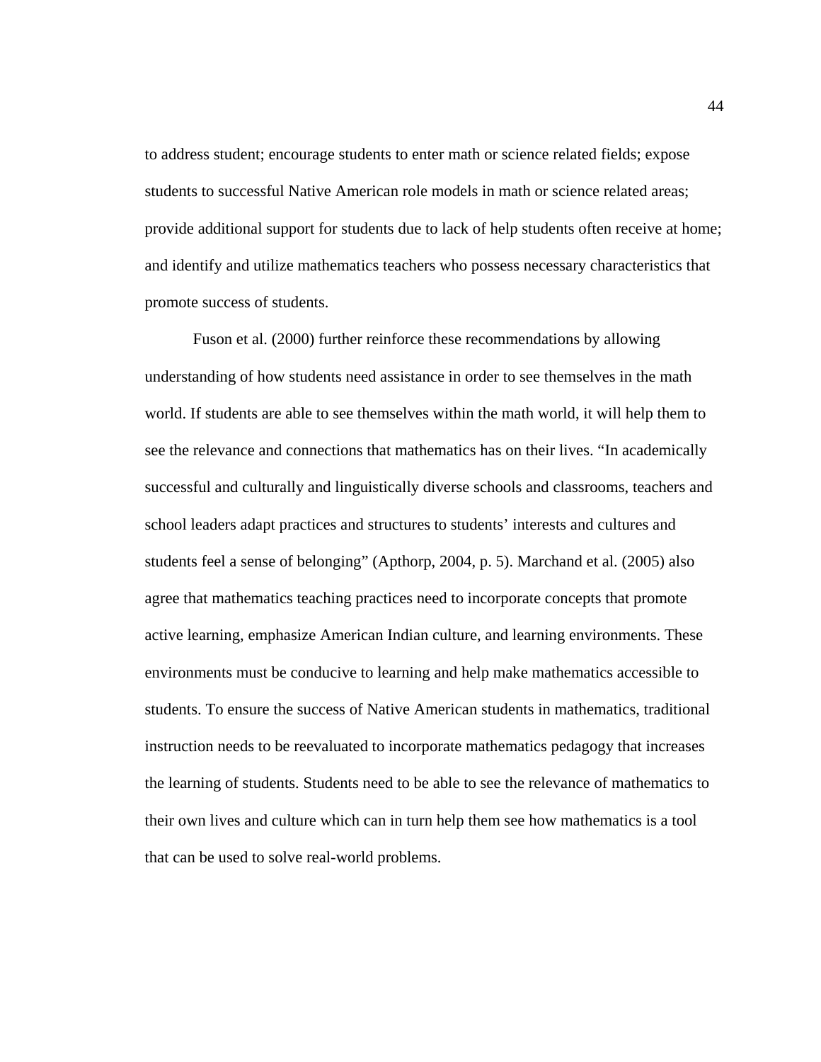to address student; encourage students to enter math or science related fields; expose students to successful Native American role models in math or science related areas; provide additional support for students due to lack of help students often receive at home; and identify and utilize mathematics teachers who possess necessary characteristics that promote success of students.

Fuson et al. (2000) further reinforce these recommendations by allowing understanding of how students need assistance in order to see themselves in the math world. If students are able to see themselves within the math world, it will help them to see the relevance and connections that mathematics has on their lives. "In academically successful and culturally and linguistically diverse schools and classrooms, teachers and school leaders adapt practices and structures to students' interests and cultures and students feel a sense of belonging" (Apthorp, 2004, p. 5). Marchand et al. (2005) also agree that mathematics teaching practices need to incorporate concepts that promote active learning, emphasize American Indian culture, and learning environments. These environments must be conducive to learning and help make mathematics accessible to students. To ensure the success of Native American students in mathematics, traditional instruction needs to be reevaluated to incorporate mathematics pedagogy that increases the learning of students. Students need to be able to see the relevance of mathematics to their own lives and culture which can in turn help them see how mathematics is a tool that can be used to solve real-world problems.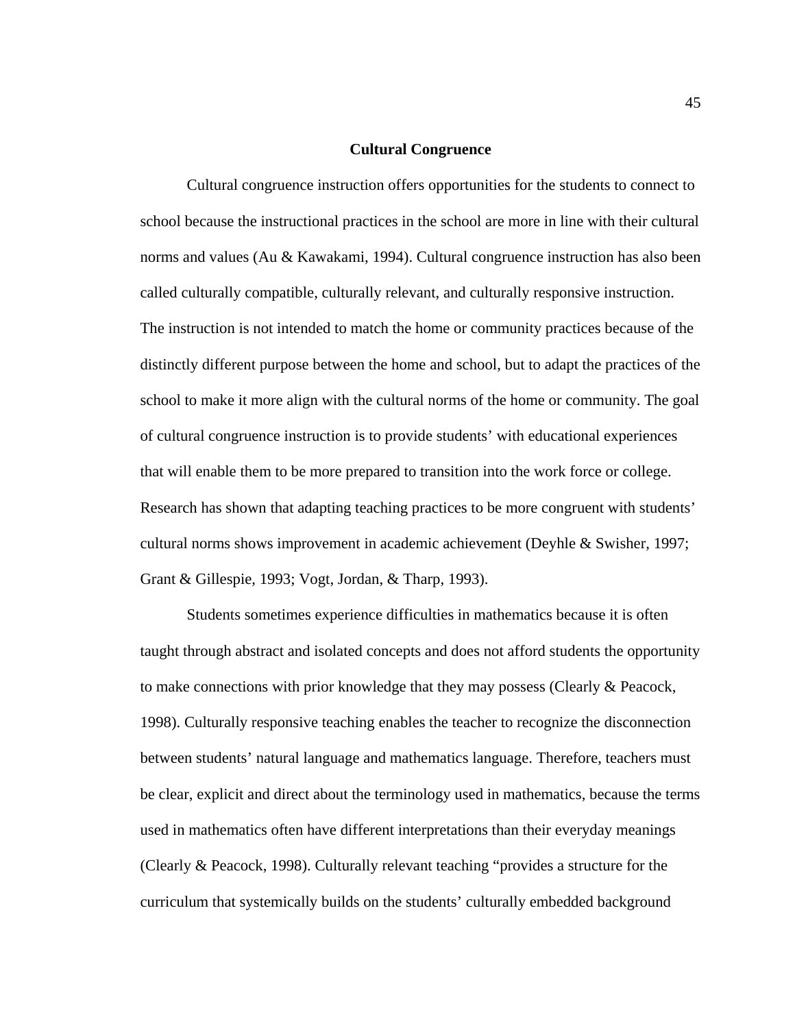## Cultural Congruence

Cultural congruence instruction offers opportunities for the students to connect to school because the instructional practices in the school are more in line with their cultural norms and values (Au & Kawakami, 1994). Cultural congruence instruction has also been called culturally compatible, culturally relevant, and culturally responsive instruction. The instruction is not intended to match the home or community practices because of the distinctly different purpose between the home and school, but to adapt the practices of the school to make it more align with the cultural norms of the home or community. The goal of cultural congruence instruction is to provide students' with educational experiences that will enable them to be more prepared to transition into the work force or college. Research has shown that adapting teaching practices to be more congruent with students' cultural norms shows improvement in academic achievement (Deyhle & Swisher, 1997; Grant & Gillespie, 1993; Vogt, Jordan, & Tharp, 1993).

Students sometimes experience difficulties in mathematics because it is often taught through abstract and isolated concepts and does not afford students the opportunity to make connections with prior knowledge that they may possess (Clearly & Peacock, 1998). Culturally responsive teaching enables the teacher to recognize the disconnection between students' natural language and mathematics language. Therefore, teachers must be clear, explicit and direct about the terminology used in mathematics, because the terms used in mathematics often have different interpretations than their everyday meanings (Clearly & Peacock, 1998). Culturally relevant teaching "provides a structure for the curriculum that systemically builds on the students' culturally embedded background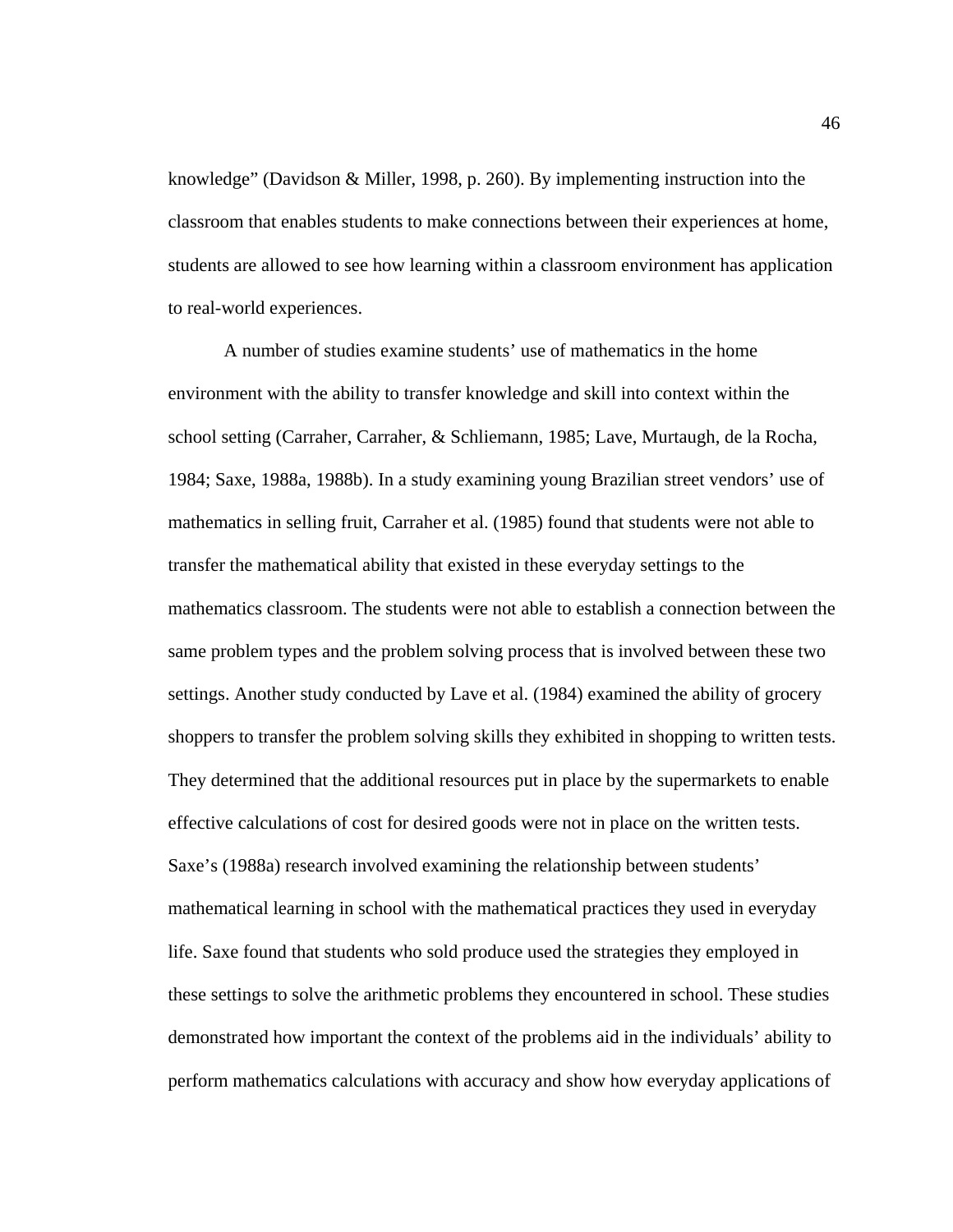knowledge" (Davidson & Miller, 1998, p. 260). By implementing instruction into the classroom that enables students to make connections between their experiences at home, students are allowed to see how learning within a classroom environment has application to real-world experiences.

A number of studies examine students' use of mathematics in the home environment with the ability to transfer knowledge and skill into context within the school setting (Carraher, Carraher, & Schliemann, 1985; Lave, Murtaugh, de la Rocha, 1984; Saxe, 1988a, 1988b). In a study examining young Brazilian street vendors' use of mathematics in selling fruit, Carraher et al. (1985) found that students were not able to transfer the mathematical ability that existed in these everyday settings to the mathematics classroom. The students were not able to establish a connection between the same problem types and the problem solving process that is involved between these two settings. Another study conducted by Lave et al. (1984) examined the ability of grocery shoppers to transfer the problem solving skills they exhibited in shopping to written tests. They determined that the additional resources put in place by the supermarkets to enable effective calculations of cost for desired goods were not in place on the written tests. Saxe's (1988a) research involved examining the relationship between students' mathematical learning in school with the mathematical practices they used in everyday life. Saxe found that students who sold produce used the strategies they employed in these settings to solve the arithmetic problems they encountered in school. These studies demonstrated how important the context of the problems aid in the individuals' ability to perform mathematics calculations with accuracy and show how everyday applications of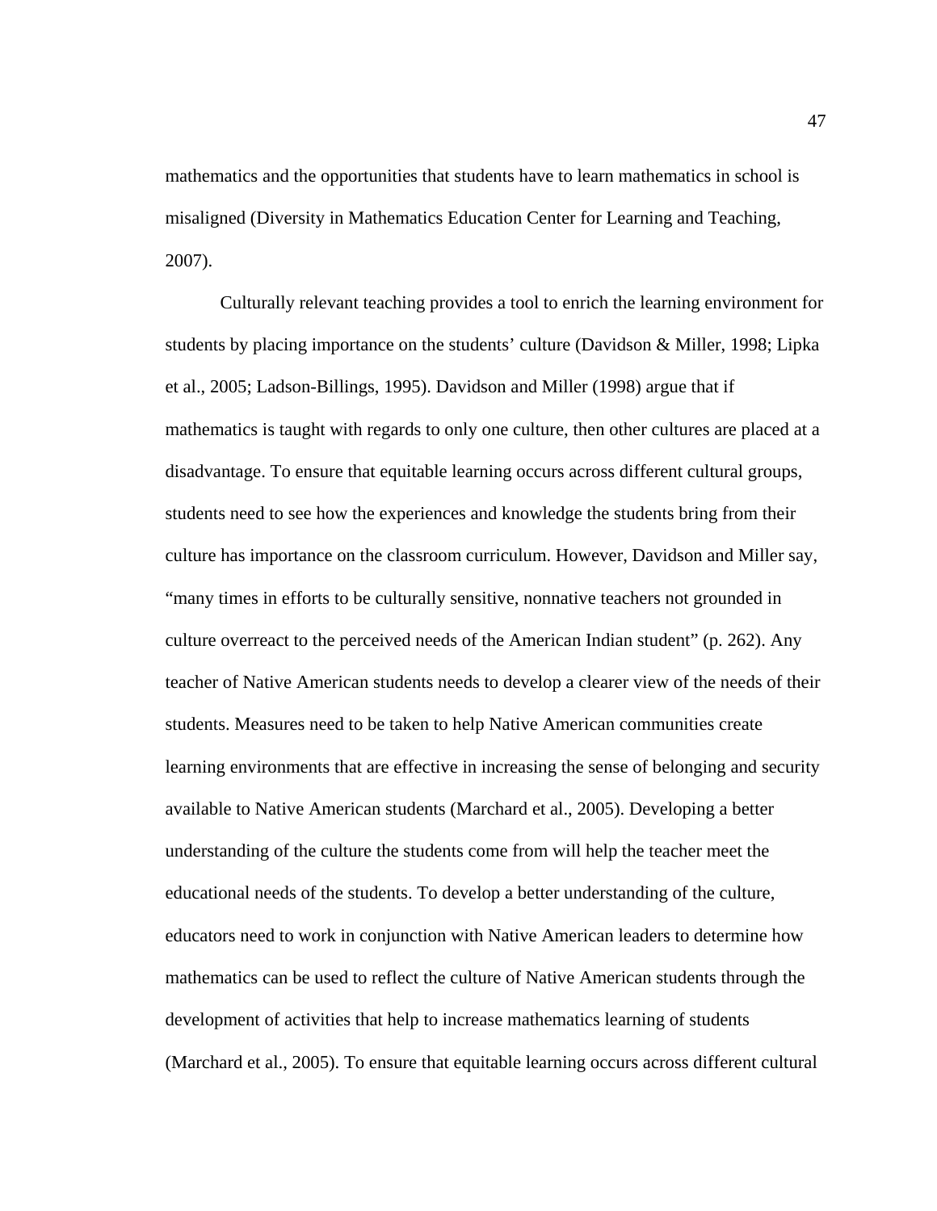mathematics and the opportunities that students have to learn mathematics in school is misaligned (Diversity in Mathematics Education Center for Learning and Teaching, 2007).

Culturally relevant teaching provides a tool to enrich the learning environment for students by placing importance on the students' culture (Davidson & Miller, 1998; Lipka et al., 2005; Ladson-Billings, 1995). Davidson and Miller (1998) argue that if mathematics is taught with regards to only one culture, then other cultures are placed at a disadvantage. To ensure that equitable learning occurs across different cultural groups, students need to see how the experiences and knowledge the students bring from their culture has importance on the classroom curriculum. However, Davidson and Miller say, "many times in efforts to be culturally sensitive, nonnative teachers not grounded in culture overreact to the perceived needs of the American Indian student" (p. 262). Any teacher of Native American students needs to develop a clearer view of the needs of their students. Measures need to be taken to help Native American communities create learning environments that are effective in increasing the sense of belonging and security available to Native American students (Marchard et al., 2005). Developing a better understanding of the culture the students come from will help the teacher meet the educational needs of the students. To develop a better understanding of the culture, educators need to work in conjunction with Native American leaders to determine how mathematics can be used to reflect the culture of Native American students through the development of activities that help to increase mathematics learning of students (Marchard et al., 2005). To ensure that equitable learning occurs across different cultural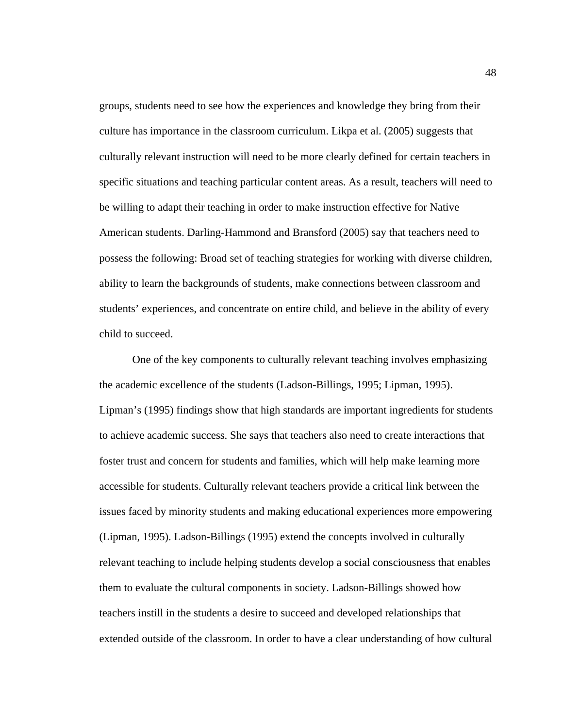groups, students need to see how the experiences and knowledge they bring from their culture has importance in the classroom curriculum. Likpa et al. (2005) suggests that culturally relevant instruction will need to be more clearly defined for certain teachers in specific situations and teaching particular content areas. As a result, teachers will need to be willing to adapt their teaching in order to make instruction effective for Native American students. Darling-Hammond and Bransford (2005) say that teachers need to possess the following: Broad set of teaching strategies for working with diverse children, ability to learn the backgrounds of students, make connections between classroom and students' experiences, and concentrate on entire child, and believe in the ability of every child to succeed.

One of the key components to culturally relevant teaching involves emphasizing the academic excellence of the students (Ladson-Billings, 1995; Lipman, 1995). Lipman's (1995) findings show that high standards are important ingredients for students to achieve academic success. She says that teachers also need to create interactions that foster trust and concern for students and families, which will help make learning more accessible for students. Culturally relevant teachers provide a critical link between the issues faced by minority students and making educational experiences more empowering (Lipman, 1995). Ladson-Billings (1995) extend the concepts involved in culturally relevant teaching to include helping students develop a social consciousness that enables them to evaluate the cultural components in society. Ladson-Billings showed how teachers instill in the students a desire to succeed and developed relationships that extended outside of the classroom. In order to have a clear understanding of how cultural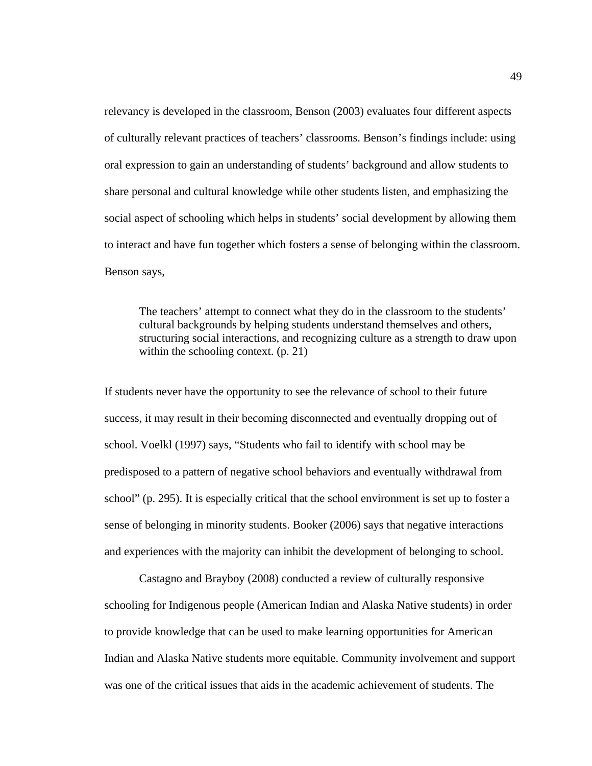relevancy is developed in the classroom, Benson (2003) evaluates four different aspects of culturally relevant practices of teachers' classrooms. Benson's findings include: using oral expression to gain an understanding of students' background and allow students to share personal and cultural knowledge while other students listen, and emphasizing the social aspect of schooling which helps in students' social development by allowing them to interact and have fun together which fosters a sense of belonging within the classroom. Benson says,

> The teachers' attempt to connect what they do in the classroom to the students' cultural backgrounds by helping students understand themselves and others, structuring social interactions, and recognizing culture as a strength to draw upon within the schooling context. (p. 21)

If students never have the opportunity to see the relevance of school to their future success, it may result in their becoming disconnected and eventually dropping out of school. Voelkl (1997) says, "Students who fail to identify with school may be predisposed to a pattern of negative school behaviors and eventually withdrawal from school" (p. 295). It is especially critical that the school environment is set up to foster a sense of belonging in minority students. Booker (2006) says that negative interactions and experiences with the majority can inhibit the development of belonging to school.

Castagno and Brayboy (2008) conducted a review of culturally responsive schooling for Indigenous people (American Indian and Alaska Native students) in order to provide knowledge that can be used to make learning opportunities for American Indian and Alaska Native students more equitable. Community involvement and support was one of the critical issues that aids in the academic achievement of students. The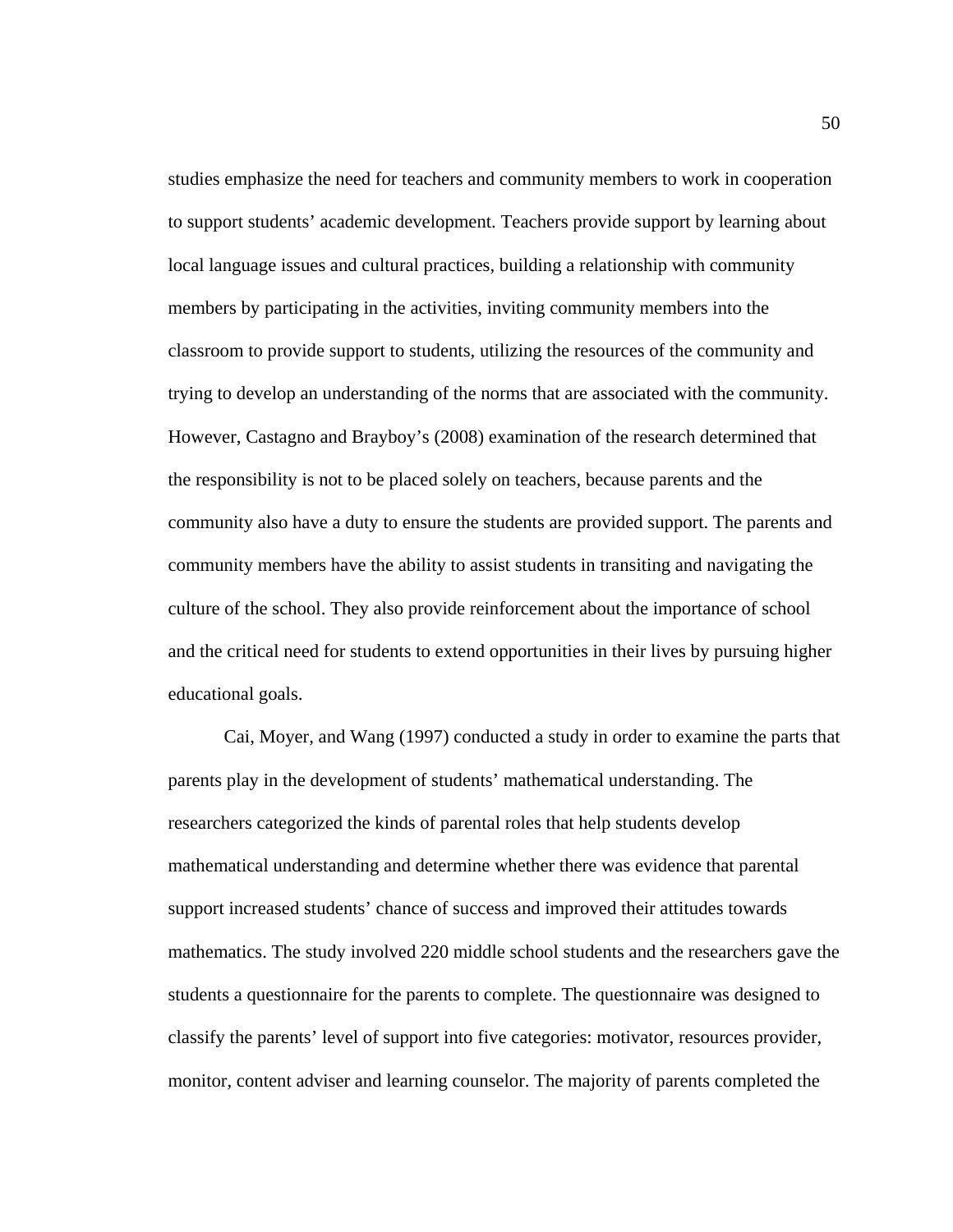studies emphasize the need for teachers and community members to work in cooperation to support students' academic development. Teachers provide support by learning about local language issues and cultural practices, building a relationship with community members by participating in the activities, inviting community members into the classroom to provide support to students, utilizing the resources of the community and trying to develop an understanding of the norms that are associated with the community. However, Castagno and Brayboy's (2008) examination of the research determined that the responsibility is not to be placed solely on teachers, because parents and the community also have a duty to ensure the students are provided support. The parents and community members have the ability to assist students in transiting and navigating the culture of the school. They also provide reinforcement about the importance of school and the critical need for students to extend opportunities in their lives by pursuing higher educational goals.

Cai, Moyer, and Wang (1997) conducted a study in order to examine the parts that parents play in the development of students' mathematical understanding. The researchers categorized the kinds of parental roles that help students develop mathematical understanding and determine whether there was evidence that parental support increased students' chance of success and improved their attitudes towards mathematics. The study involved 220 middle school students and the researchers gave the students a questionnaire for the parents to complete. The questionnaire was designed to classify the parents' level of support into five categories: motivator, resources provider, monitor, content adviser and learning counselor. The majority of parents completed the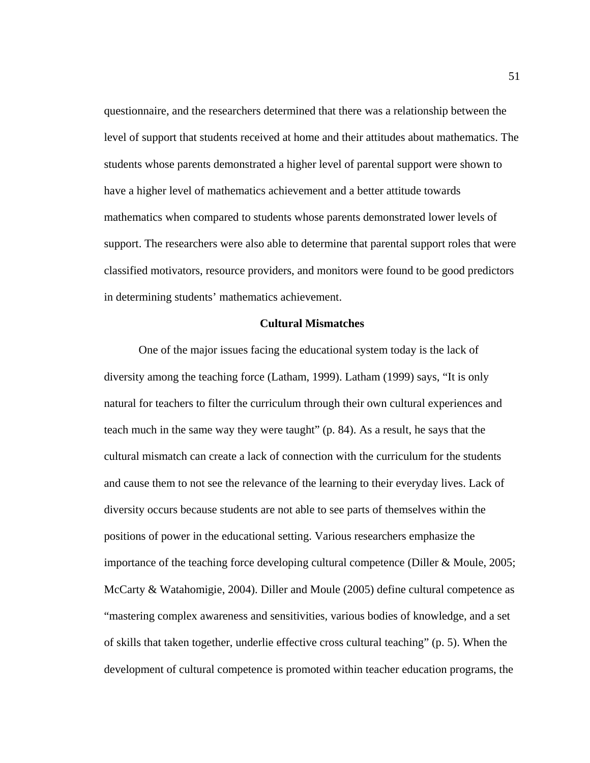questionnaire, and the researchers determined that there was a relationship between the level of support that students received at home and their attitudes about mathematics. The students whose parents demonstrated a higher level of parental support were shown to have a higher level of mathematics achievement and a better attitude towards mathematics when compared to students whose parents demonstrated lower levels of support. The researchers were also able to determine that parental support roles that were classified motivators, resource providers, and monitors were found to be good predictors in determining students' mathematics achievement.

## Cultural Mismatches

One of the major issues facing the educational system today is the lack of diversity among the teaching force (Latham, 1999). Latham (1999) says, "It is only natural for teachers to filter the curriculum through their own cultural experiences and teach much in the same way they were taught" (p. 84). As a result, he says that the cultural mismatch can create a lack of connection with the curriculum for the students and cause them to not see the relevance of the learning to their everyday lives. Lack of diversity occurs because students are not able to see parts of themselves within the positions of power in the educational setting. Various researchers emphasize the importance of the teaching force developing cultural competence (Diller & Moule, 2005; McCarty & Watahomigie, 2004). Diller and Moule (2005) define cultural competence as "mastering complex awareness and sensitivities, various bodies of knowledge, and a set of skills that taken together, underlie effective cross cultural teaching" (p. 5). When the development of cultural competence is promoted within teacher education programs, the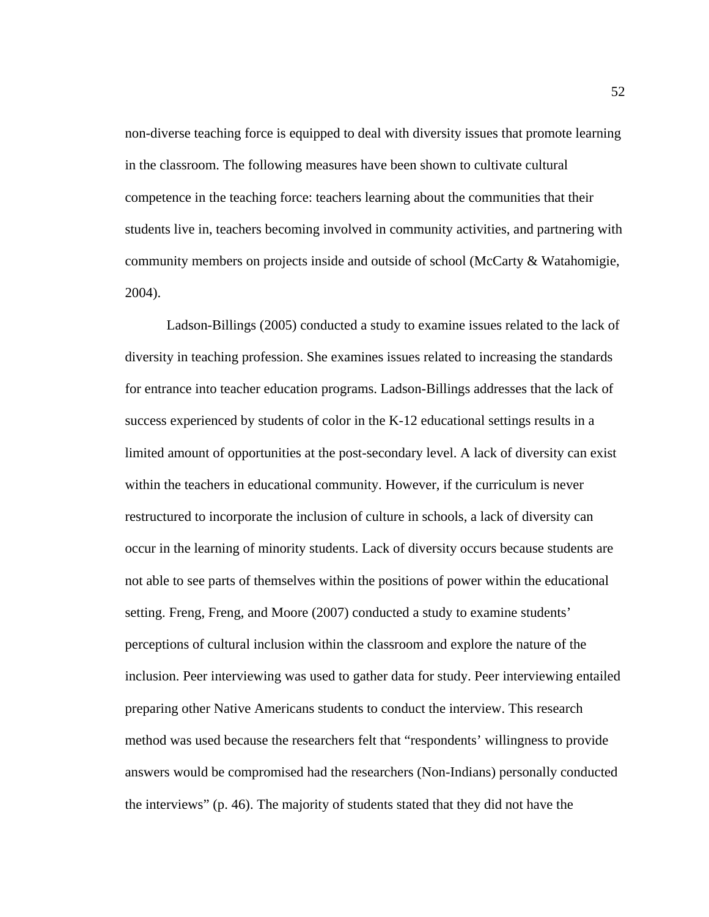non-diverse teaching force is equipped to deal with diversity issues that promote learning in the classroom. The following measures have been shown to cultivate cultural competence in the teaching force: teachers learning about the communities that their students live in, teachers becoming involved in community activities, and partnering with community members on projects inside and outside of school (McCarty & Watahomigie, 2004).

Ladson-Billings (2005) conducted a study to examine issues related to the lack of diversity in teaching profession. She examines issues related to increasing the standards for entrance into teacher education programs. Ladson-Billings addresses that the lack of success experienced by students of color in the K-12 educational settings results in a limited amount of opportunities at the post-secondary level. A lack of diversity can exist within the teachers in educational community. However, if the curriculum is never restructured to incorporate the inclusion of culture in schools, a lack of diversity can occur in the learning of minority students. Lack of diversity occurs because students are not able to see parts of themselves within the positions of power within the educational setting. Freng, Freng, and Moore (2007) conducted a study to examine students' perceptions of cultural inclusion within the classroom and explore the nature of the inclusion. Peer interviewing was used to gather data for study. Peer interviewing entailed preparing other Native Americans students to conduct the interview. This research method was used because the researchers felt that "respondents' willingness to provide answers would be compromised had the researchers (Non-Indians) personally conducted the interviews" (p. 46). The majority of students stated that they did not have the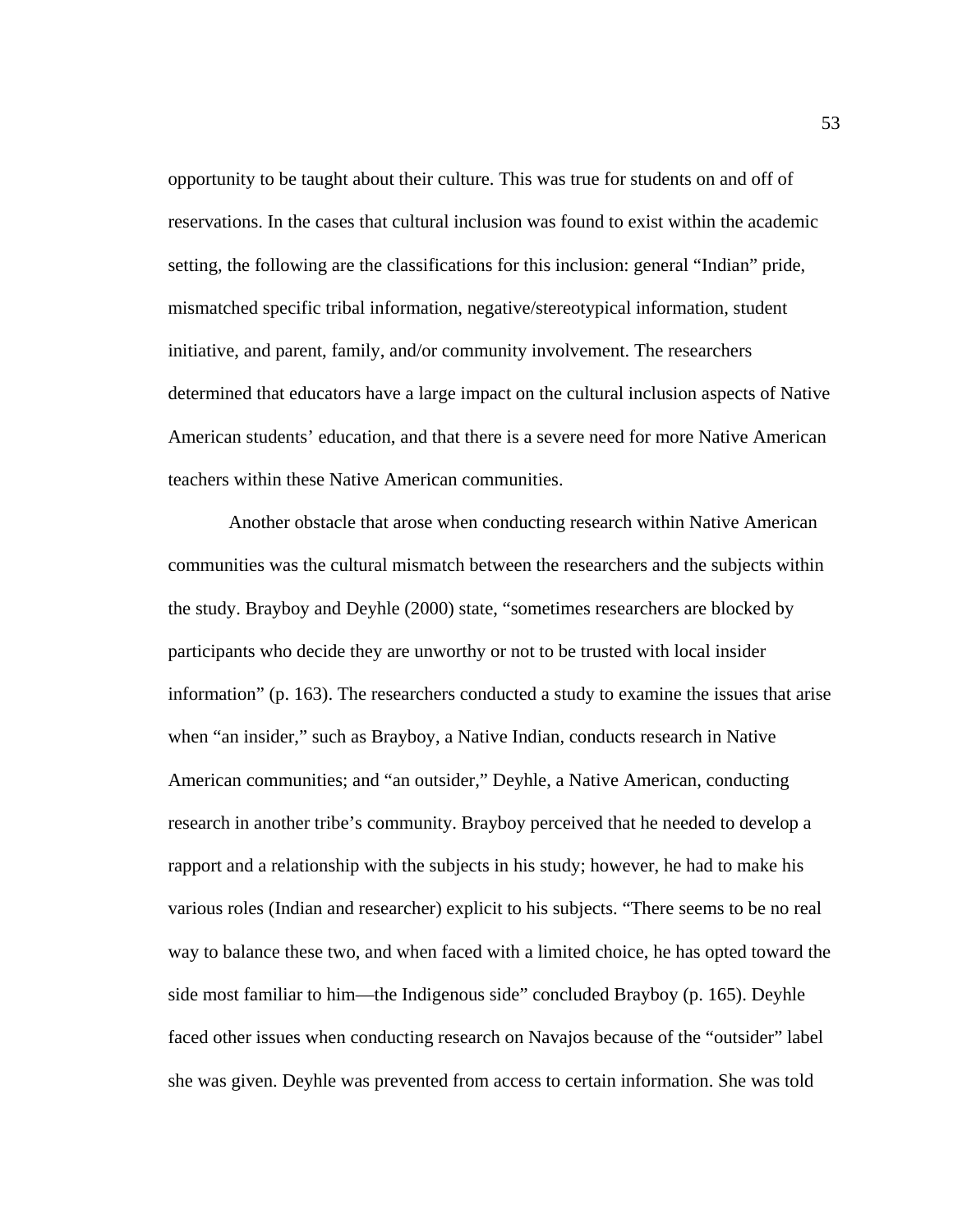opportunity to be taught about their culture. This was true for students on and off of reservations. In the cases that cultural inclusion was found to exist within the academic setting, the following are the classifications for this inclusion: general "Indian" pride, mismatched specific tribal information, negative/stereotypical information, student initiative, and parent, family, and/or community involvement. The researchers determined that educators have a large impact on the cultural inclusion aspects of Native American students' education, and that there is a severe need for more Native American teachers within these Native American communities.

Another obstacle that arose when conducting research within Native American communities was the cultural mismatch between the researchers and the subjects within the study. Brayboy and Deyhle (2000) state, "sometimes researchers are blocked by participants who decide they are unworthy or not to be trusted with local insider information" (p. 163). The researchers conducted a study to examine the issues that arise when "an insider," such as Brayboy, a Native Indian, conducts research in Native American communities; and "an outsider," Deyhle, a Native American, conducting research in another tribe's community. Brayboy perceived that he needed to develop a rapport and a relationship with the subjects in his study; however, he had to make his various roles (Indian and researcher) explicit to his subjects. "There seems to be no real way to balance these two, and when faced with a limited choice, he has opted toward the side most familiar to him—the Indigenous side" concluded Brayboy (p. 165). Deyhle faced other issues when conducting research on Navajos because of the "outsider" label she was given. Deyhle was prevented from access to certain information. She was told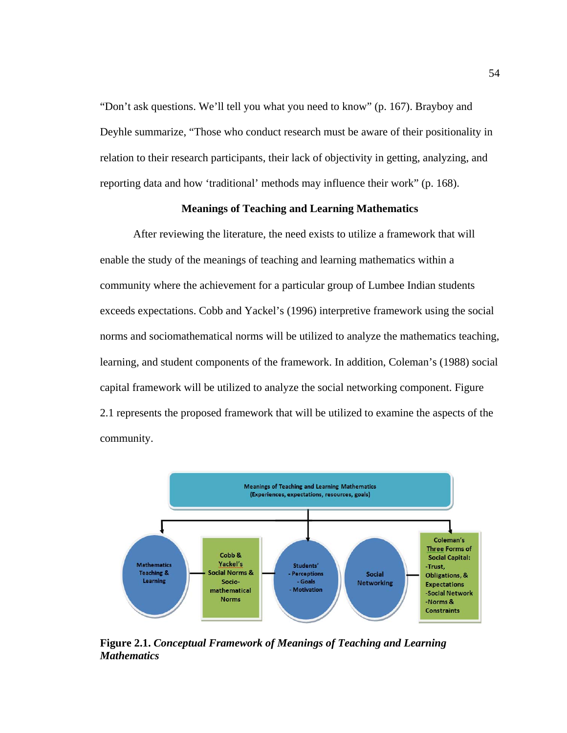"Don't ask questions. We'll tell you what you need to know" (p. 167). Brayboy and Deyhle summarize, "Those who conduct research must be aware of their positionality in relation to their research participants, their lack of objectivity in getting, analyzing, and reporting data and how 'traditional' methods may influence their work" (p. 168).

## Meanings of Teaching and Learning Mathematics

After reviewing the literature, the need exists to utilize a framework that will enable the study of the meanings of teaching and learning mathematics within a community where the achievement for a particular group of Lumbee Indian students exceeds expectations. Cobb and Yackel's (1996) interpretive framework using the social norms and sociomathematical norms will be utilized to analyze the mathematics teaching, learning, and student components of the framework. In addition, Coleman's (1988) social capital framework will be utilized to analyze the social networking component. Figure 2.1 represents the proposed framework that will be utilized to examine the aspects of the community.

Meanings of Teaching and Learning Mathematics
(Experiences, expectations, resources, goals)

Mathematics Teaching & Learning — Cobb & Yackel's Social Norms & Socio-mathematical Norms — Students' - Perceptions - Goals - Motivation

Social Networking — Coleman's Three Forms of Social Capital: -Trust, Obligations, & Expectations -Social Network -Norms & Constraints

**Figure 2.1.** ***Conceptual Framework of Meanings of Teaching and Learning Mathematics***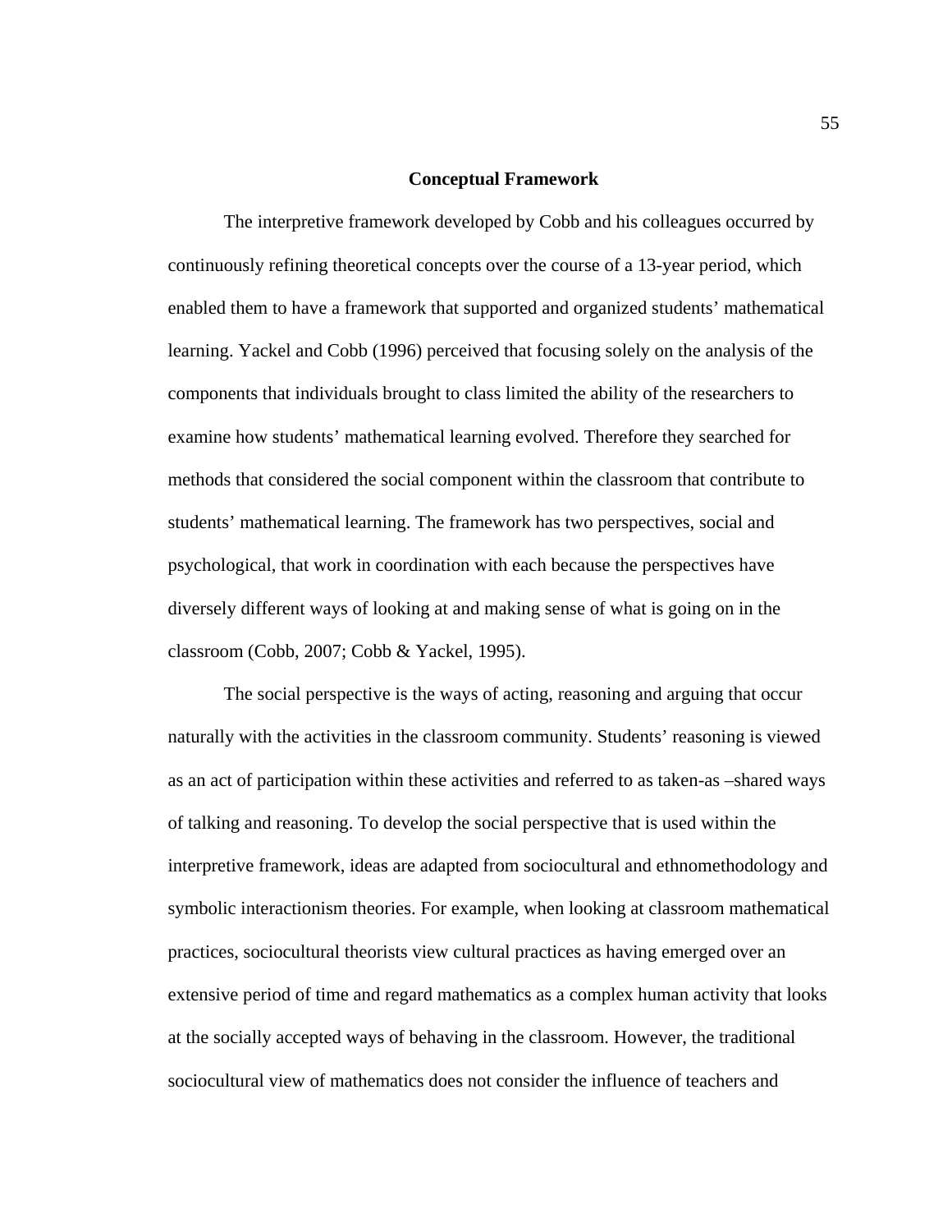## Conceptual Framework

The interpretive framework developed by Cobb and his colleagues occurred by continuously refining theoretical concepts over the course of a 13-year period, which enabled them to have a framework that supported and organized students' mathematical learning. Yackel and Cobb (1996) perceived that focusing solely on the analysis of the components that individuals brought to class limited the ability of the researchers to examine how students' mathematical learning evolved. Therefore they searched for methods that considered the social component within the classroom that contribute to students' mathematical learning. The framework has two perspectives, social and psychological, that work in coordination with each because the perspectives have diversely different ways of looking at and making sense of what is going on in the classroom (Cobb, 2007; Cobb & Yackel, 1995).

The social perspective is the ways of acting, reasoning and arguing that occur naturally with the activities in the classroom community. Students' reasoning is viewed as an act of participation within these activities and referred to as taken-as –shared ways of talking and reasoning. To develop the social perspective that is used within the interpretive framework, ideas are adapted from sociocultural and ethnomethodology and symbolic interactionism theories. For example, when looking at classroom mathematical practices, sociocultural theorists view cultural practices as having emerged over an extensive period of time and regard mathematics as a complex human activity that looks at the socially accepted ways of behaving in the classroom. However, the traditional sociocultural view of mathematics does not consider the influence of teachers and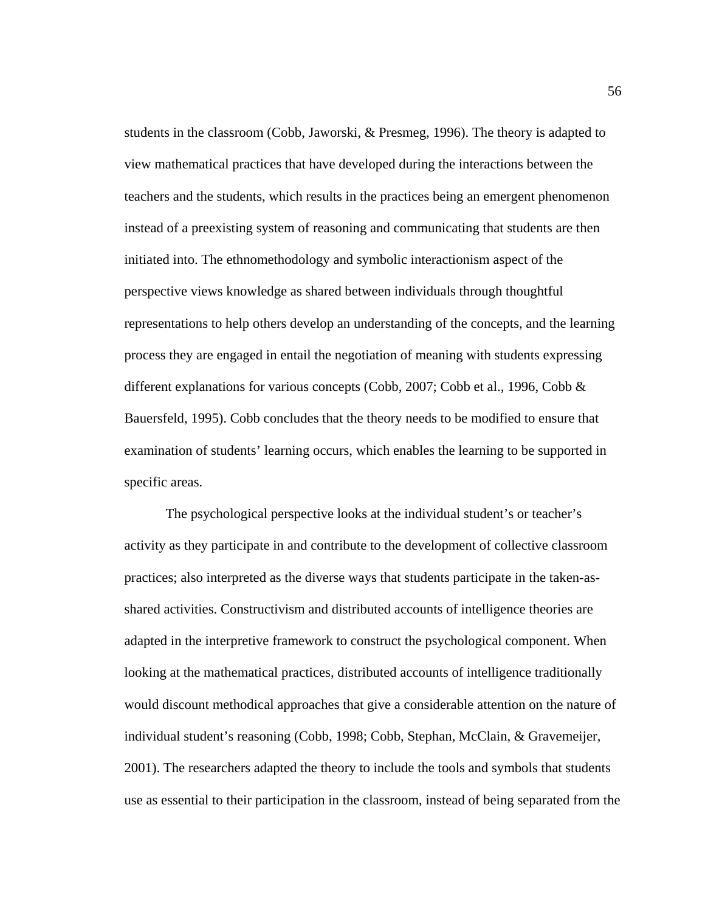students in the classroom (Cobb, Jaworski, & Presmeg, 1996). The theory is adapted to view mathematical practices that have developed during the interactions between the teachers and the students, which results in the practices being an emergent phenomenon instead of a preexisting system of reasoning and communicating that students are then initiated into. The ethnomethodology and symbolic interactionism aspect of the perspective views knowledge as shared between individuals through thoughtful representations to help others develop an understanding of the concepts, and the learning process they are engaged in entail the negotiation of meaning with students expressing different explanations for various concepts (Cobb, 2007; Cobb et al., 1996, Cobb & Bauersfeld, 1995). Cobb concludes that the theory needs to be modified to ensure that examination of students' learning occurs, which enables the learning to be supported in specific areas.

The psychological perspective looks at the individual student's or teacher's activity as they participate in and contribute to the development of collective classroom practices; also interpreted as the diverse ways that students participate in the taken-as-shared activities. Constructivism and distributed accounts of intelligence theories are adapted in the interpretive framework to construct the psychological component. When looking at the mathematical practices, distributed accounts of intelligence traditionally would discount methodical approaches that give a considerable attention on the nature of individual student's reasoning (Cobb, 1998; Cobb, Stephan, McClain, & Gravemeijer, 2001). The researchers adapted the theory to include the tools and symbols that students use as essential to their participation in the classroom, instead of being separated from the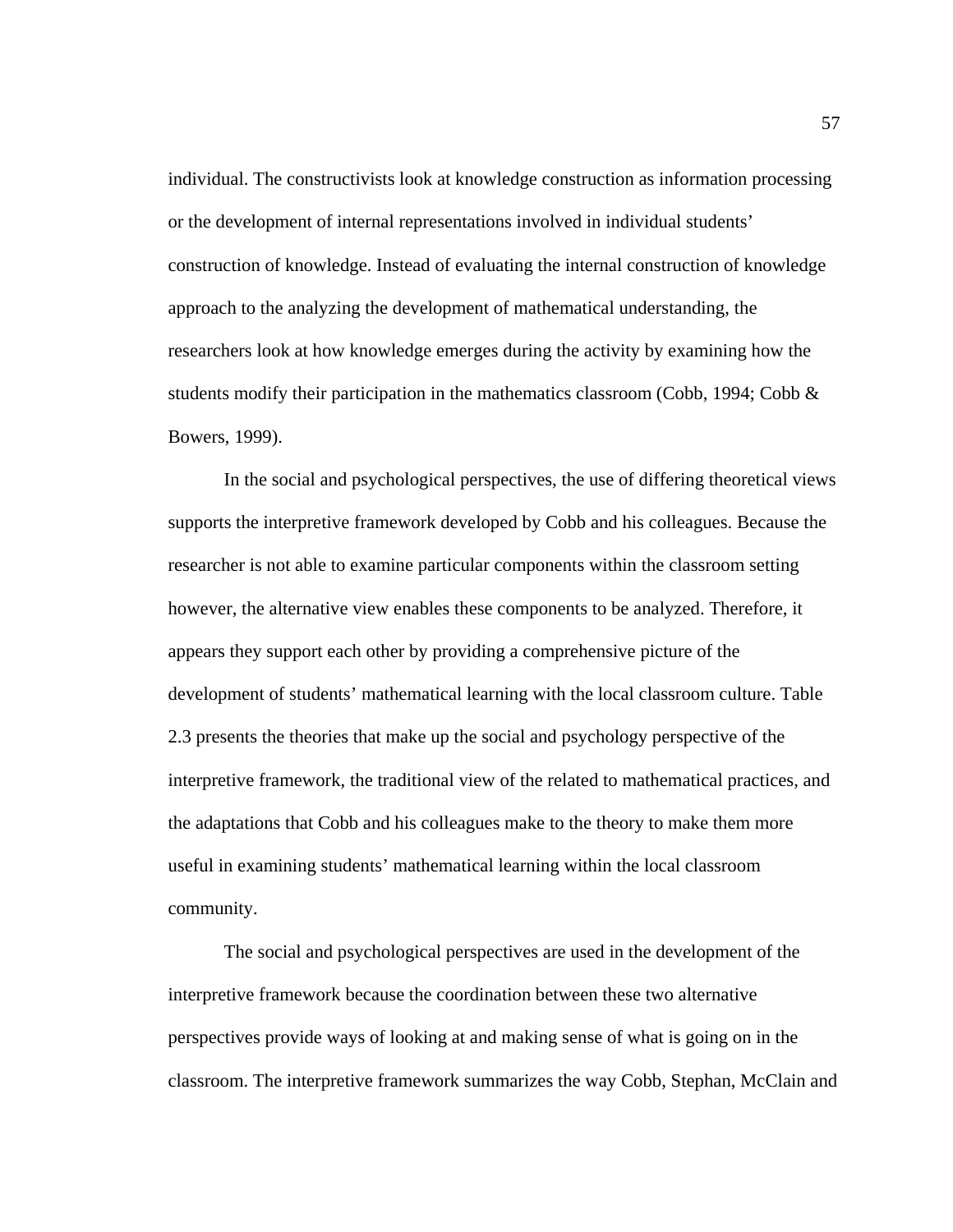individual. The constructivists look at knowledge construction as information processing or the development of internal representations involved in individual students' construction of knowledge. Instead of evaluating the internal construction of knowledge approach to the analyzing the development of mathematical understanding, the researchers look at how knowledge emerges during the activity by examining how the students modify their participation in the mathematics classroom (Cobb, 1994; Cobb & Bowers, 1999).

In the social and psychological perspectives, the use of differing theoretical views supports the interpretive framework developed by Cobb and his colleagues. Because the researcher is not able to examine particular components within the classroom setting however, the alternative view enables these components to be analyzed. Therefore, it appears they support each other by providing a comprehensive picture of the development of students' mathematical learning with the local classroom culture. Table 2.3 presents the theories that make up the social and psychology perspective of the interpretive framework, the traditional view of the related to mathematical practices, and the adaptations that Cobb and his colleagues make to the theory to make them more useful in examining students' mathematical learning within the local classroom community.

The social and psychological perspectives are used in the development of the interpretive framework because the coordination between these two alternative perspectives provide ways of looking at and making sense of what is going on in the classroom. The interpretive framework summarizes the way Cobb, Stephan, McClain and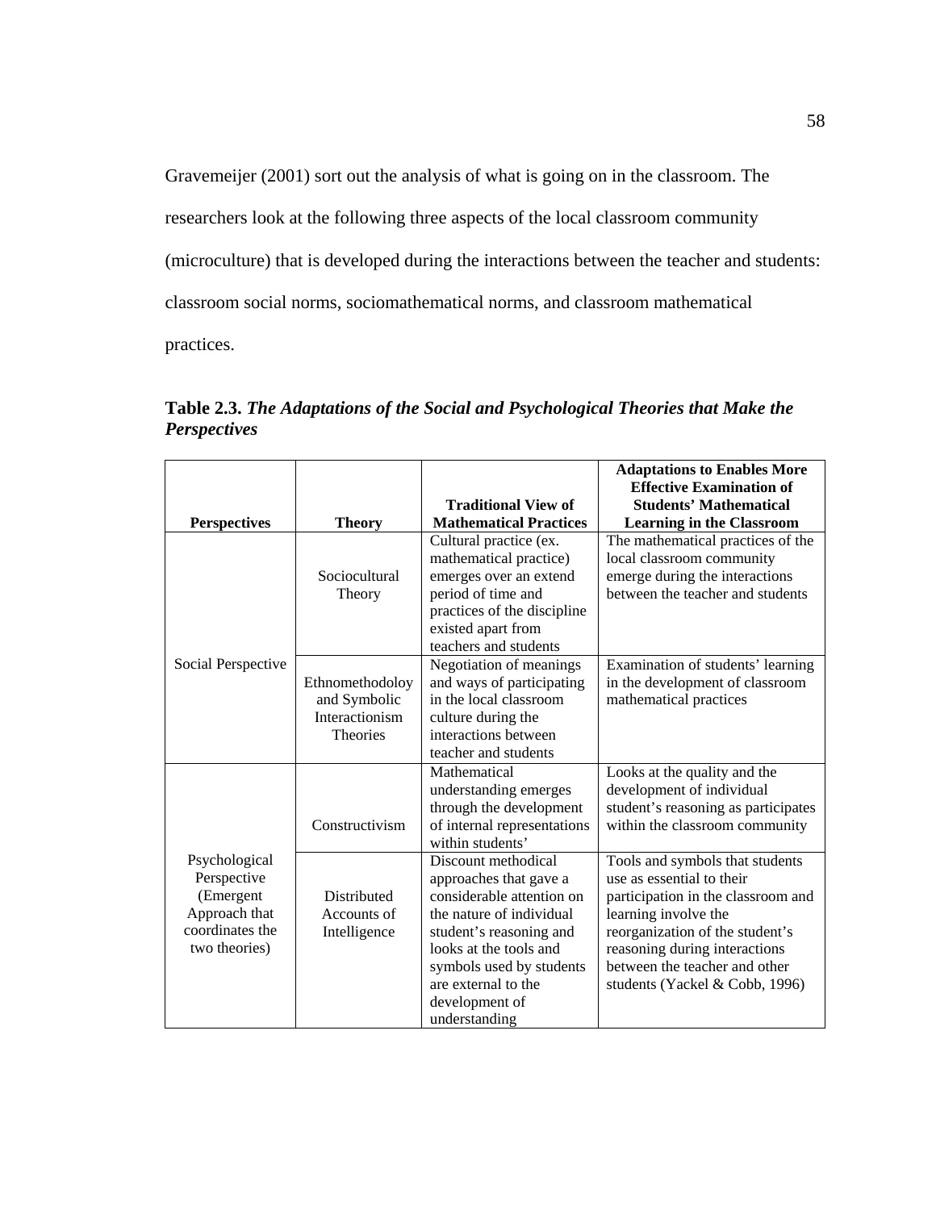Gravemeijer (2001) sort out the analysis of what is going on in the classroom. The researchers look at the following three aspects of the local classroom community (microculture) that is developed during the interactions between the teacher and students: classroom social norms, sociomathematical norms, and classroom mathematical practices.

**Table 2.3.** ***The Adaptations of the Social and Psychological Theories that Make the Perspectives***

| Perspectives | Theory | Traditional View of Mathematical Practices | Adaptations to Enables More Effective Examination of Students' Mathematical Learning in the Classroom |
|---|---|---|---|
| Social Perspective | Sociocultural Theory | Cultural practice (ex. mathematical practice) emerges over an extend period of time and practices of the discipline existed apart from teachers and students | The mathematical practices of the local classroom community emerge during the interactions between the teacher and students |
| | Ethnomethodoloy and Symbolic Interactionism Theories | Negotiation of meanings and ways of participating in the local classroom culture during the interactions between teacher and students | Examination of students' learning in the development of classroom mathematical practices |
| Psychological Perspective (Emergent Approach that coordinates the two theories) | Constructivism | Mathematical understanding emerges through the development of internal representations within students' | Looks at the quality and the development of individual student's reasoning as participates within the classroom community |
| | Distributed Accounts of Intelligence | Discount methodical approaches that gave a considerable attention on the nature of individual student's reasoning and looks at the tools and symbols used by students are external to the development of understanding | Tools and symbols that students use as essential to their participation in the classroom and learning involve the reorganization of the student's reasoning during interactions between the teacher and other students (Yackel & Cobb, 1996) |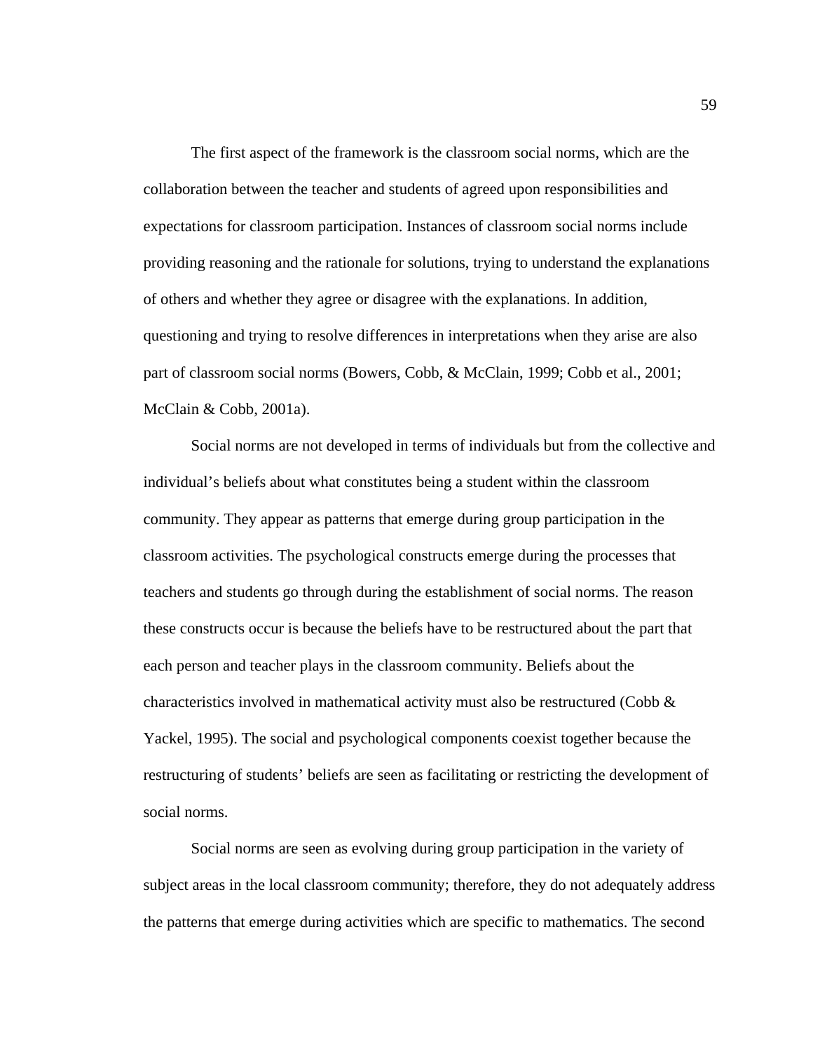The first aspect of the framework is the classroom social norms, which are the collaboration between the teacher and students of agreed upon responsibilities and expectations for classroom participation. Instances of classroom social norms include providing reasoning and the rationale for solutions, trying to understand the explanations of others and whether they agree or disagree with the explanations. In addition, questioning and trying to resolve differences in interpretations when they arise are also part of classroom social norms (Bowers, Cobb, & McClain, 1999; Cobb et al., 2001; McClain & Cobb, 2001a).

Social norms are not developed in terms of individuals but from the collective and individual's beliefs about what constitutes being a student within the classroom community. They appear as patterns that emerge during group participation in the classroom activities. The psychological constructs emerge during the processes that teachers and students go through during the establishment of social norms. The reason these constructs occur is because the beliefs have to be restructured about the part that each person and teacher plays in the classroom community. Beliefs about the characteristics involved in mathematical activity must also be restructured (Cobb & Yackel, 1995). The social and psychological components coexist together because the restructuring of students' beliefs are seen as facilitating or restricting the development of social norms.

Social norms are seen as evolving during group participation in the variety of subject areas in the local classroom community; therefore, they do not adequately address the patterns that emerge during activities which are specific to mathematics. The second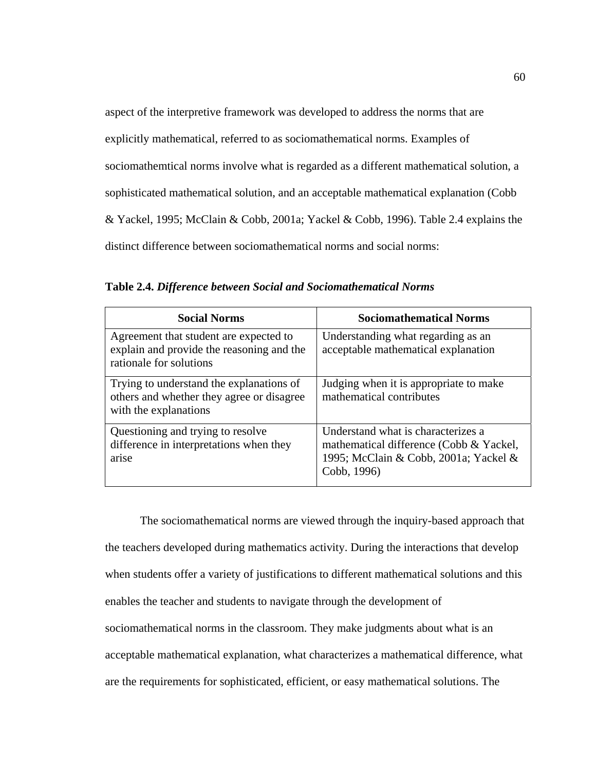aspect of the interpretive framework was developed to address the norms that are explicitly mathematical, referred to as sociomathematical norms. Examples of sociomathemtical norms involve what is regarded as a different mathematical solution, a sophisticated mathematical solution, and an acceptable mathematical explanation (Cobb & Yackel, 1995; McClain & Cobb, 2001a; Yackel & Cobb, 1996). Table 2.4 explains the distinct difference between sociomathematical norms and social norms:

**Table 2.4.** ***Difference between Social and Sociomathematical Norms***

| Social Norms | Sociomathematical Norms |
|---|---|
| Agreement that student are expected to explain and provide the reasoning and the rationale for solutions | Understanding what regarding as an acceptable mathematical explanation |
| Trying to understand the explanations of others and whether they agree or disagree with the explanations | Judging when it is appropriate to make mathematical contributes |
| Questioning and trying to resolve difference in interpretations when they arise | Understand what is characterizes a mathematical difference (Cobb & Yackel, 1995; McClain & Cobb, 2001a; Yackel & Cobb, 1996) |

The sociomathematical norms are viewed through the inquiry-based approach that the teachers developed during mathematics activity. During the interactions that develop when students offer a variety of justifications to different mathematical solutions and this enables the teacher and students to navigate through the development of sociomathematical norms in the classroom. They make judgments about what is an acceptable mathematical explanation, what characterizes a mathematical difference, what are the requirements for sophisticated, efficient, or easy mathematical solutions. The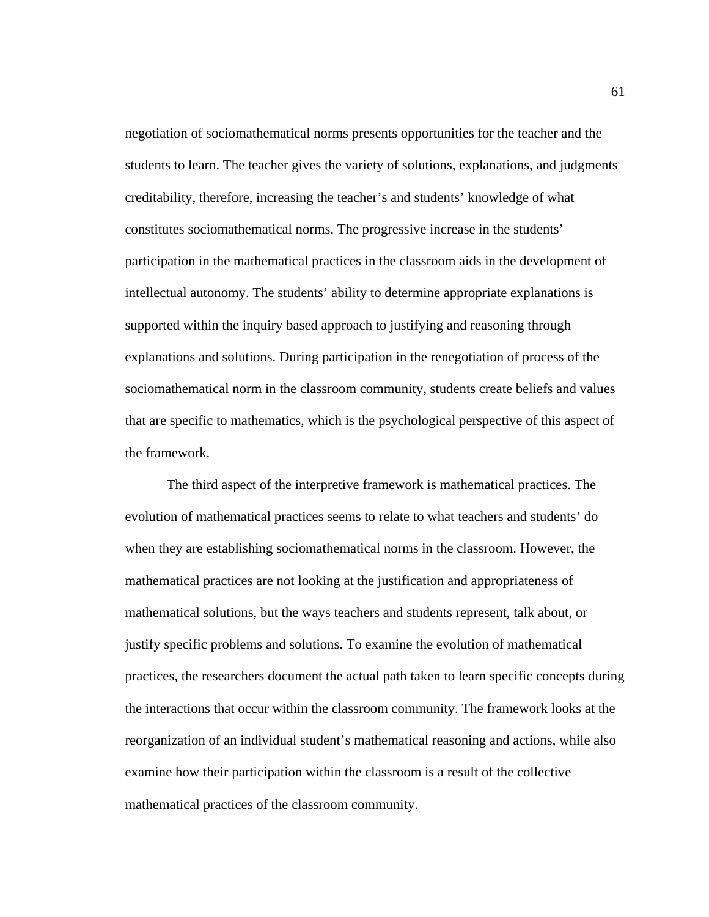negotiation of sociomathematical norms presents opportunities for the teacher and the students to learn. The teacher gives the variety of solutions, explanations, and judgments creditability, therefore, increasing the teacher's and students' knowledge of what constitutes sociomathematical norms. The progressive increase in the students' participation in the mathematical practices in the classroom aids in the development of intellectual autonomy. The students' ability to determine appropriate explanations is supported within the inquiry based approach to justifying and reasoning through explanations and solutions. During participation in the renegotiation of process of the sociomathematical norm in the classroom community, students create beliefs and values that are specific to mathematics, which is the psychological perspective of this aspect of the framework.

The third aspect of the interpretive framework is mathematical practices. The evolution of mathematical practices seems to relate to what teachers and students' do when they are establishing sociomathematical norms in the classroom. However, the mathematical practices are not looking at the justification and appropriateness of mathematical solutions, but the ways teachers and students represent, talk about, or justify specific problems and solutions. To examine the evolution of mathematical practices, the researchers document the actual path taken to learn specific concepts during the interactions that occur within the classroom community. The framework looks at the reorganization of an individual student's mathematical reasoning and actions, while also examine how their participation within the classroom is a result of the collective mathematical practices of the classroom community.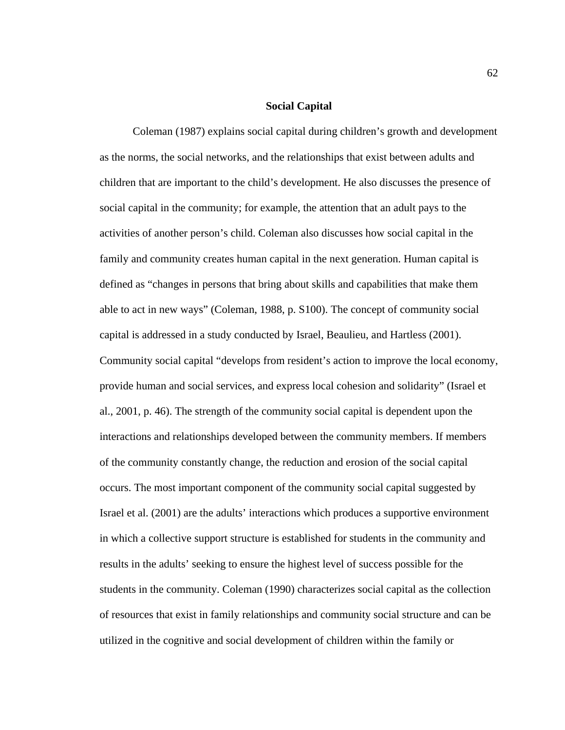## Social Capital

Coleman (1987) explains social capital during children's growth and development as the norms, the social networks, and the relationships that exist between adults and children that are important to the child's development. He also discusses the presence of social capital in the community; for example, the attention that an adult pays to the activities of another person's child. Coleman also discusses how social capital in the family and community creates human capital in the next generation. Human capital is defined as "changes in persons that bring about skills and capabilities that make them able to act in new ways" (Coleman, 1988, p. S100). The concept of community social capital is addressed in a study conducted by Israel, Beaulieu, and Hartless (2001). Community social capital "develops from resident's action to improve the local economy, provide human and social services, and express local cohesion and solidarity" (Israel et al., 2001, p. 46). The strength of the community social capital is dependent upon the interactions and relationships developed between the community members. If members of the community constantly change, the reduction and erosion of the social capital occurs. The most important component of the community social capital suggested by Israel et al. (2001) are the adults' interactions which produces a supportive environment in which a collective support structure is established for students in the community and results in the adults' seeking to ensure the highest level of success possible for the students in the community. Coleman (1990) characterizes social capital as the collection of resources that exist in family relationships and community social structure and can be utilized in the cognitive and social development of children within the family or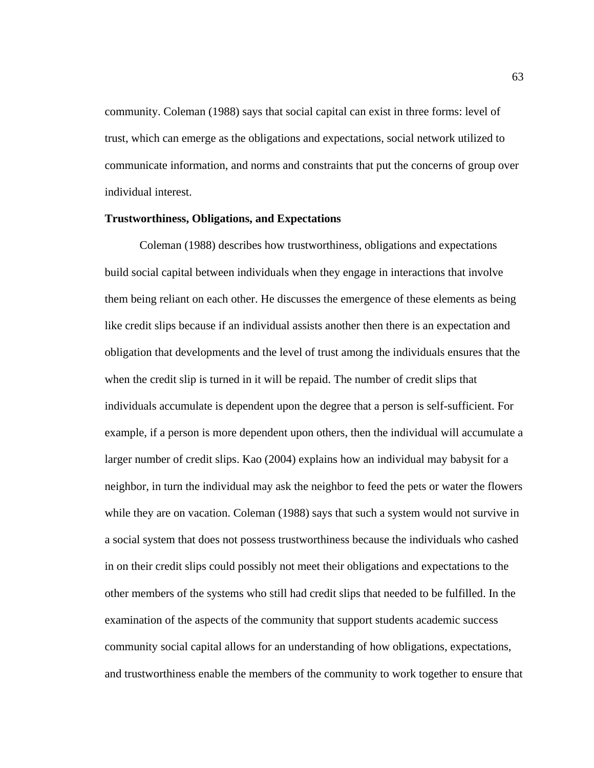community. Coleman (1988) says that social capital can exist in three forms: level of trust, which can emerge as the obligations and expectations, social network utilized to communicate information, and norms and constraints that put the concerns of group over individual interest.

**Trustworthiness, Obligations, and Expectations**

Coleman (1988) describes how trustworthiness, obligations and expectations build social capital between individuals when they engage in interactions that involve them being reliant on each other. He discusses the emergence of these elements as being like credit slips because if an individual assists another then there is an expectation and obligation that developments and the level of trust among the individuals ensures that the when the credit slip is turned in it will be repaid. The number of credit slips that individuals accumulate is dependent upon the degree that a person is self-sufficient. For example, if a person is more dependent upon others, then the individual will accumulate a larger number of credit slips. Kao (2004) explains how an individual may babysit for a neighbor, in turn the individual may ask the neighbor to feed the pets or water the flowers while they are on vacation. Coleman (1988) says that such a system would not survive in a social system that does not possess trustworthiness because the individuals who cashed in on their credit slips could possibly not meet their obligations and expectations to the other members of the systems who still had credit slips that needed to be fulfilled. In the examination of the aspects of the community that support students academic success community social capital allows for an understanding of how obligations, expectations, and trustworthiness enable the members of the community to work together to ensure that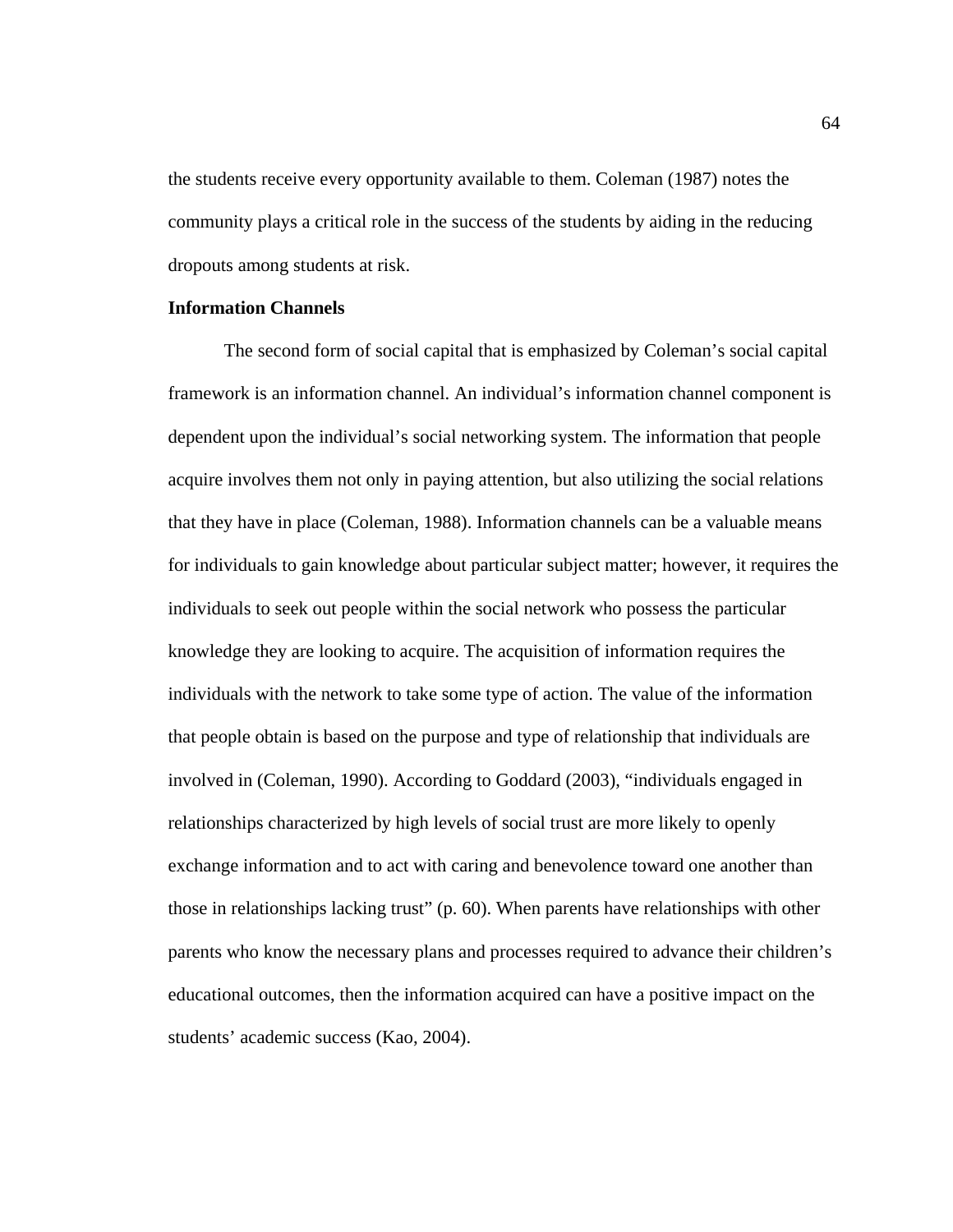the students receive every opportunity available to them. Coleman (1987) notes the community plays a critical role in the success of the students by aiding in the reducing dropouts among students at risk.

**Information Channels**

The second form of social capital that is emphasized by Coleman's social capital framework is an information channel. An individual's information channel component is dependent upon the individual's social networking system. The information that people acquire involves them not only in paying attention, but also utilizing the social relations that they have in place (Coleman, 1988). Information channels can be a valuable means for individuals to gain knowledge about particular subject matter; however, it requires the individuals to seek out people within the social network who possess the particular knowledge they are looking to acquire. The acquisition of information requires the individuals with the network to take some type of action. The value of the information that people obtain is based on the purpose and type of relationship that individuals are involved in (Coleman, 1990). According to Goddard (2003), "individuals engaged in relationships characterized by high levels of social trust are more likely to openly exchange information and to act with caring and benevolence toward one another than those in relationships lacking trust" (p. 60). When parents have relationships with other parents who know the necessary plans and processes required to advance their children's educational outcomes, then the information acquired can have a positive impact on the students' academic success (Kao, 2004).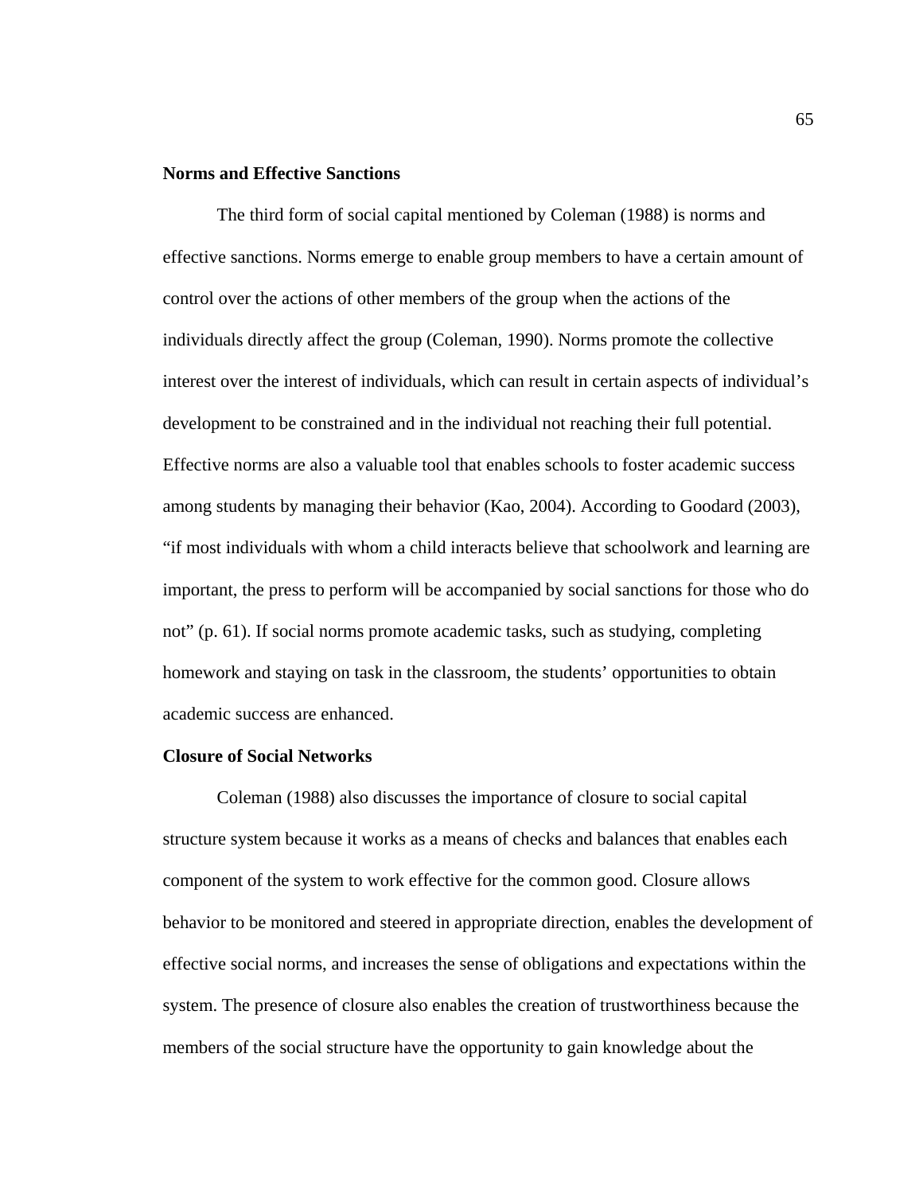**Norms and Effective Sanctions**

The third form of social capital mentioned by Coleman (1988) is norms and effective sanctions. Norms emerge to enable group members to have a certain amount of control over the actions of other members of the group when the actions of the individuals directly affect the group (Coleman, 1990). Norms promote the collective interest over the interest of individuals, which can result in certain aspects of individual's development to be constrained and in the individual not reaching their full potential. Effective norms are also a valuable tool that enables schools to foster academic success among students by managing their behavior (Kao, 2004). According to Goodard (2003), "if most individuals with whom a child interacts believe that schoolwork and learning are important, the press to perform will be accompanied by social sanctions for those who do not" (p. 61). If social norms promote academic tasks, such as studying, completing homework and staying on task in the classroom, the students' opportunities to obtain academic success are enhanced.

**Closure of Social Networks**

Coleman (1988) also discusses the importance of closure to social capital structure system because it works as a means of checks and balances that enables each component of the system to work effective for the common good. Closure allows behavior to be monitored and steered in appropriate direction, enables the development of effective social norms, and increases the sense of obligations and expectations within the system. The presence of closure also enables the creation of trustworthiness because the members of the social structure have the opportunity to gain knowledge about the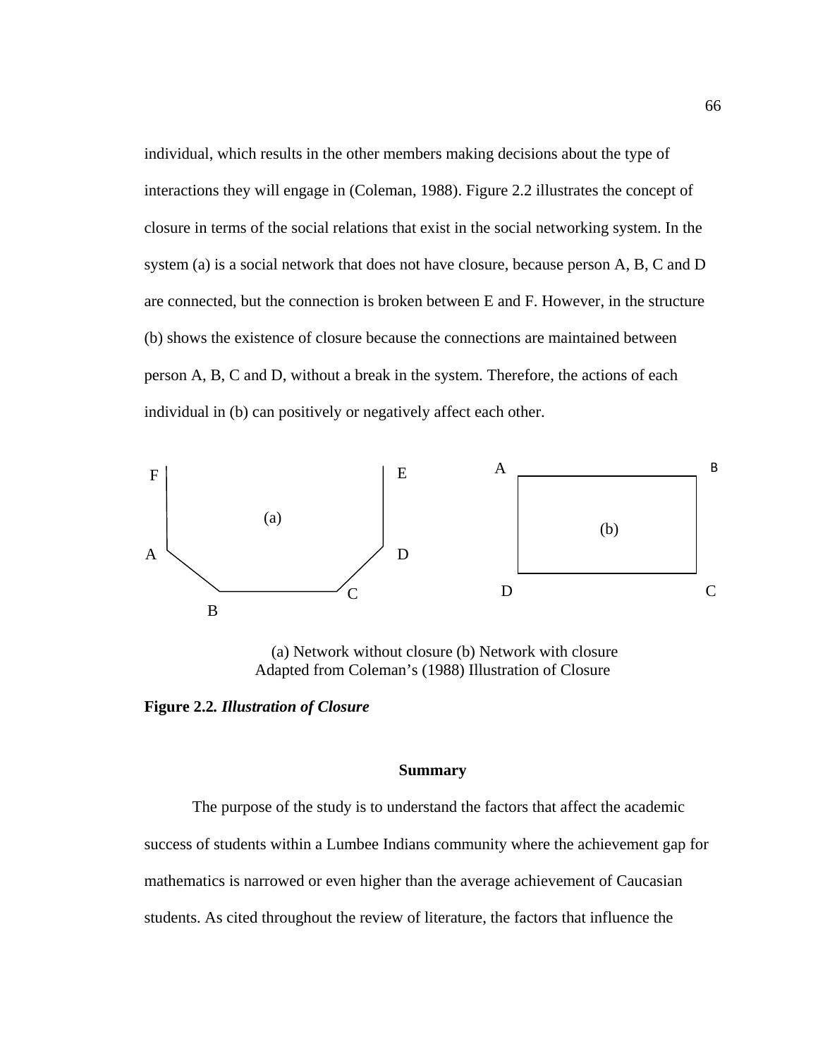individual, which results in the other members making decisions about the type of interactions they will engage in (Coleman, 1988). Figure 2.2 illustrates the concept of closure in terms of the social relations that exist in the social networking system. In the system (a) is a social network that does not have closure, because person A, B, C and D are connected, but the connection is broken between E and F. However, in the structure (b) shows the existence of closure because the connections are maintained between person A, B, C and D, without a break in the system. Therefore, the actions of each individual in (b) can positively or negatively affect each other.

F E A B

(a) (b)

A D

D C

C

B

(a) Network without closure (b) Network with closure
Adapted from Coleman's (1988) Illustration of Closure

**Figure 2.2.** ***Illustration of Closure***

## Summary

The purpose of the study is to understand the factors that affect the academic success of students within a Lumbee Indians community where the achievement gap for mathematics is narrowed or even higher than the average achievement of Caucasian students. As cited throughout the review of literature, the factors that influence the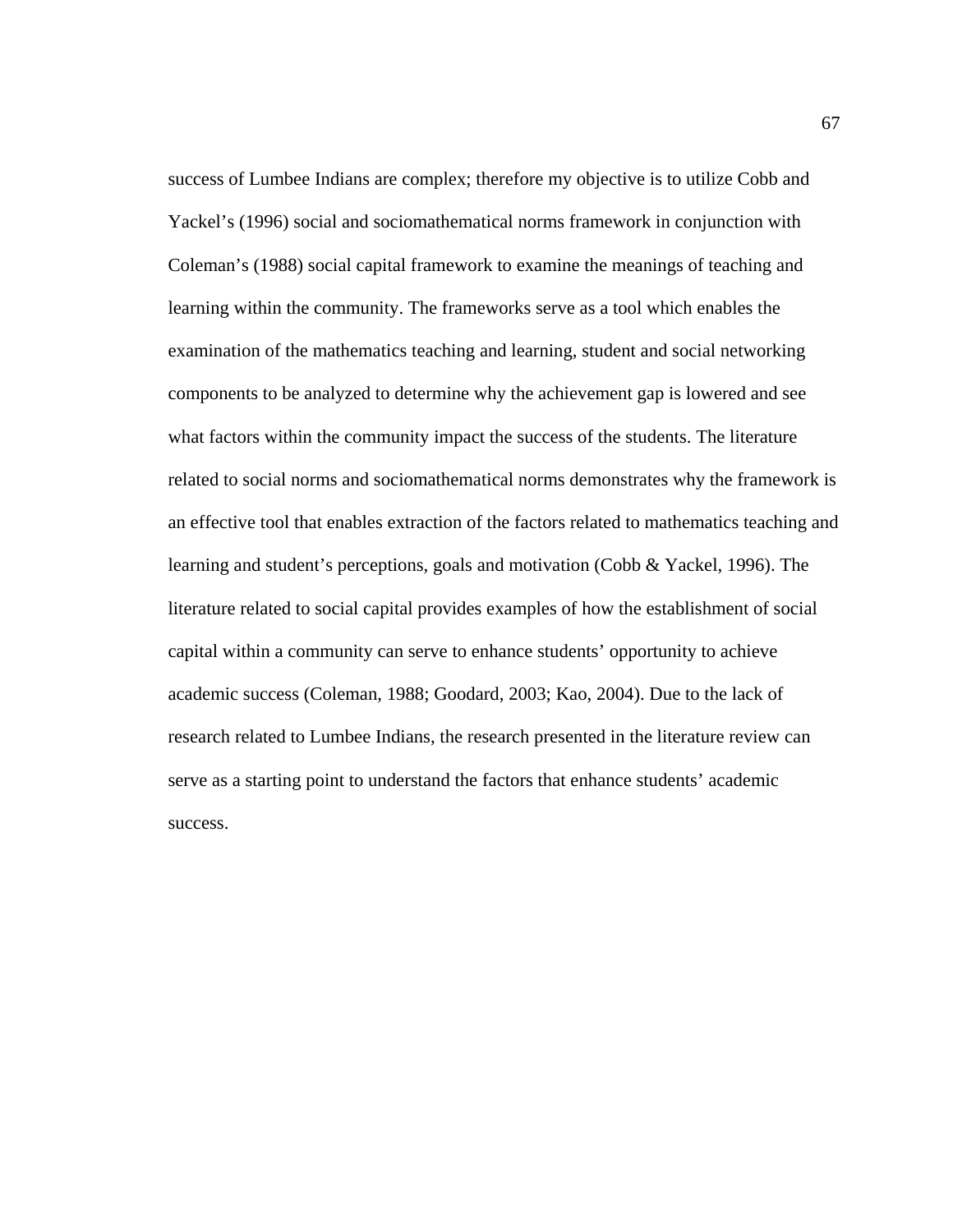success of Lumbee Indians are complex; therefore my objective is to utilize Cobb and Yackel's (1996) social and sociomathematical norms framework in conjunction with Coleman's (1988) social capital framework to examine the meanings of teaching and learning within the community. The frameworks serve as a tool which enables the examination of the mathematics teaching and learning, student and social networking components to be analyzed to determine why the achievement gap is lowered and see what factors within the community impact the success of the students. The literature related to social norms and sociomathematical norms demonstrates why the framework is an effective tool that enables extraction of the factors related to mathematics teaching and learning and student's perceptions, goals and motivation (Cobb & Yackel, 1996). The literature related to social capital provides examples of how the establishment of social capital within a community can serve to enhance students' opportunity to achieve academic success (Coleman, 1988; Goodard, 2003; Kao, 2004). Due to the lack of research related to Lumbee Indians, the research presented in the literature review can serve as a starting point to understand the factors that enhance students' academic success.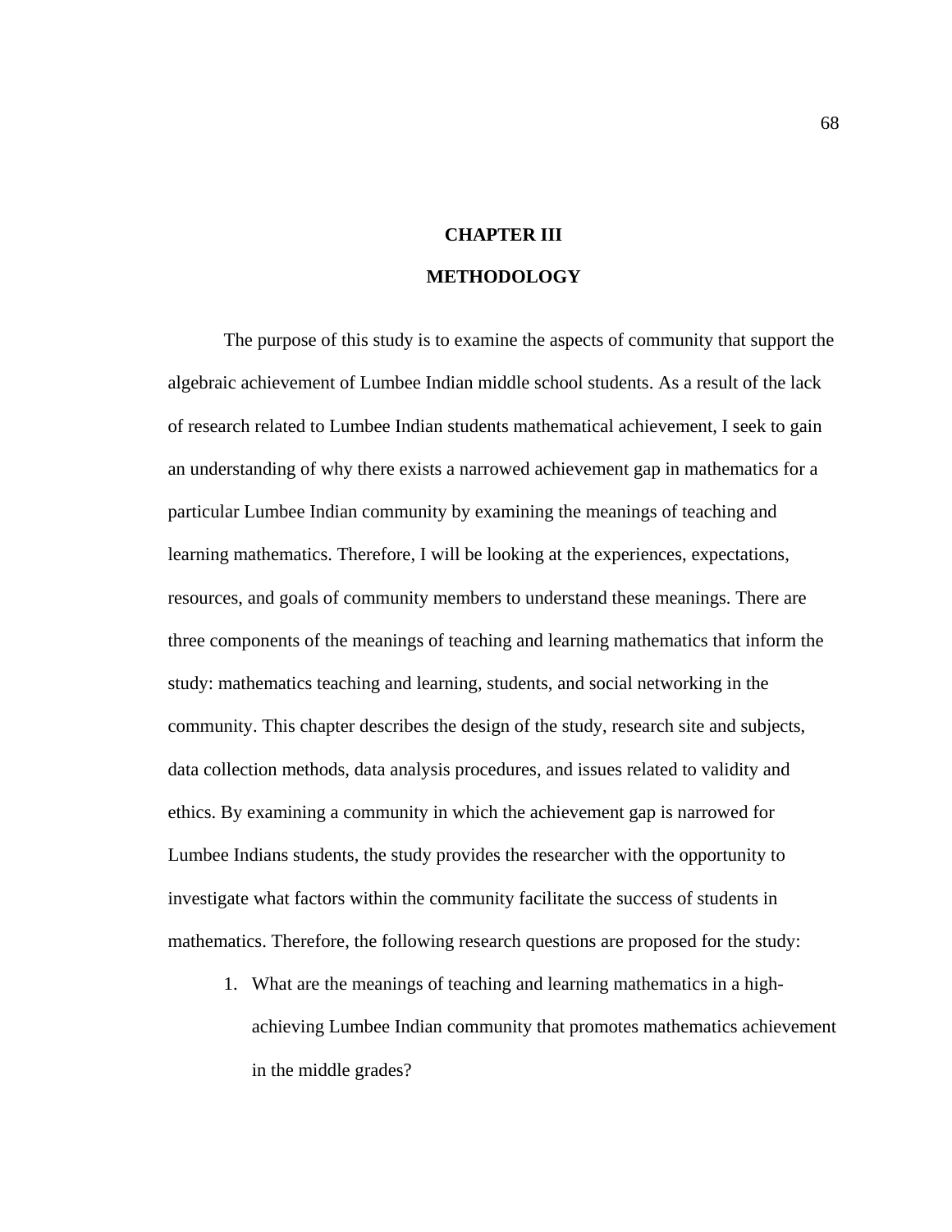# CHAPTER III

# METHODOLOGY

The purpose of this study is to examine the aspects of community that support the algebraic achievement of Lumbee Indian middle school students. As a result of the lack of research related to Lumbee Indian students mathematical achievement, I seek to gain an understanding of why there exists a narrowed achievement gap in mathematics for a particular Lumbee Indian community by examining the meanings of teaching and learning mathematics. Therefore, I will be looking at the experiences, expectations, resources, and goals of community members to understand these meanings. There are three components of the meanings of teaching and learning mathematics that inform the study: mathematics teaching and learning, students, and social networking in the community. This chapter describes the design of the study, research site and subjects, data collection methods, data analysis procedures, and issues related to validity and ethics. By examining a community in which the achievement gap is narrowed for Lumbee Indians students, the study provides the researcher with the opportunity to investigate what factors within the community facilitate the success of students in mathematics. Therefore, the following research questions are proposed for the study:

1. What are the meanings of teaching and learning mathematics in a high-achieving Lumbee Indian community that promotes mathematics achievement in the middle grades?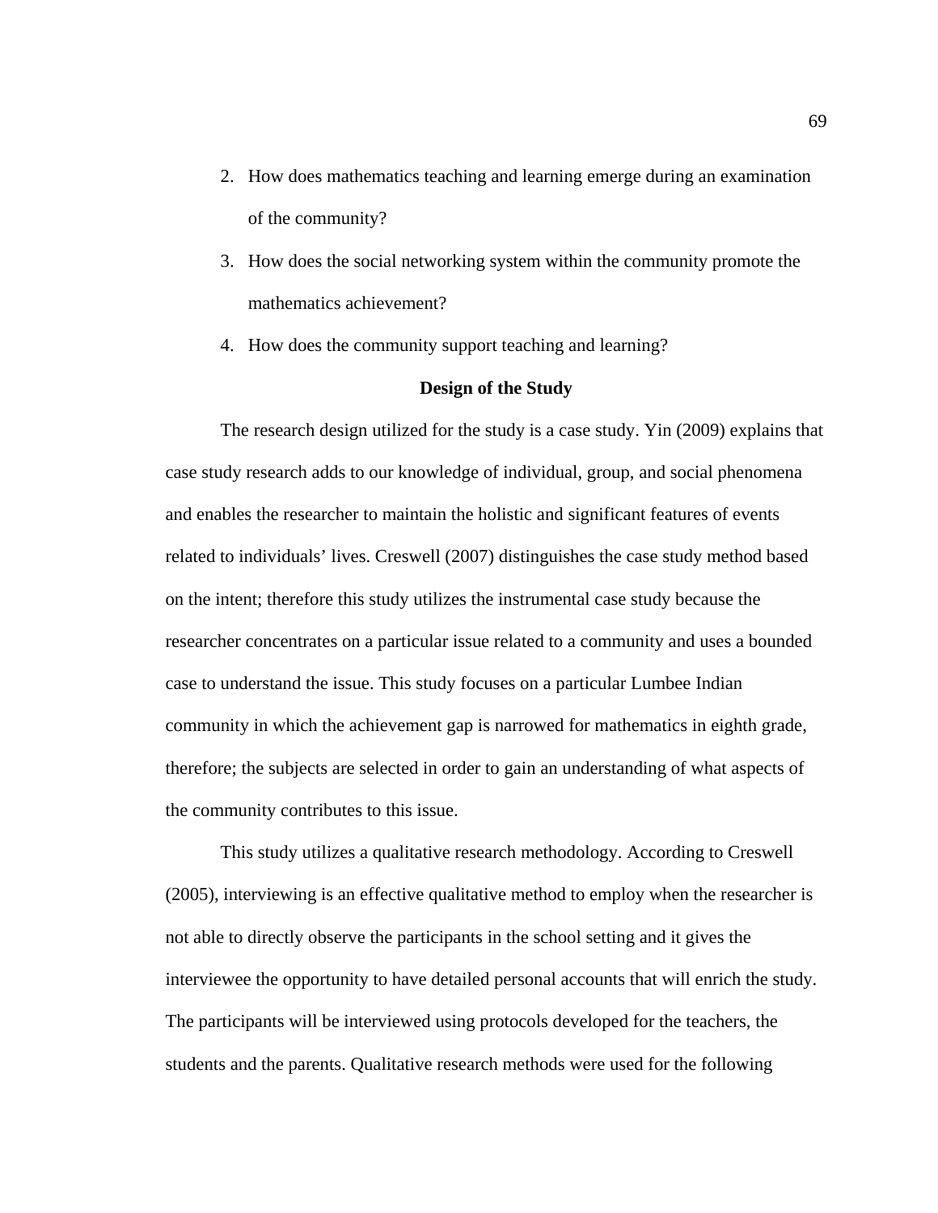2. How does mathematics teaching and learning emerge during an examination of the community?
3. How does the social networking system within the community promote the mathematics achievement?
4. How does the community support teaching and learning?

## Design of the Study

The research design utilized for the study is a case study. Yin (2009) explains that case study research adds to our knowledge of individual, group, and social phenomena and enables the researcher to maintain the holistic and significant features of events related to individuals' lives. Creswell (2007) distinguishes the case study method based on the intent; therefore this study utilizes the instrumental case study because the researcher concentrates on a particular issue related to a community and uses a bounded case to understand the issue. This study focuses on a particular Lumbee Indian community in which the achievement gap is narrowed for mathematics in eighth grade, therefore; the subjects are selected in order to gain an understanding of what aspects of the community contributes to this issue.

This study utilizes a qualitative research methodology. According to Creswell (2005), interviewing is an effective qualitative method to employ when the researcher is not able to directly observe the participants in the school setting and it gives the interviewee the opportunity to have detailed personal accounts that will enrich the study. The participants will be interviewed using protocols developed for the teachers, the students and the parents. Qualitative research methods were used for the following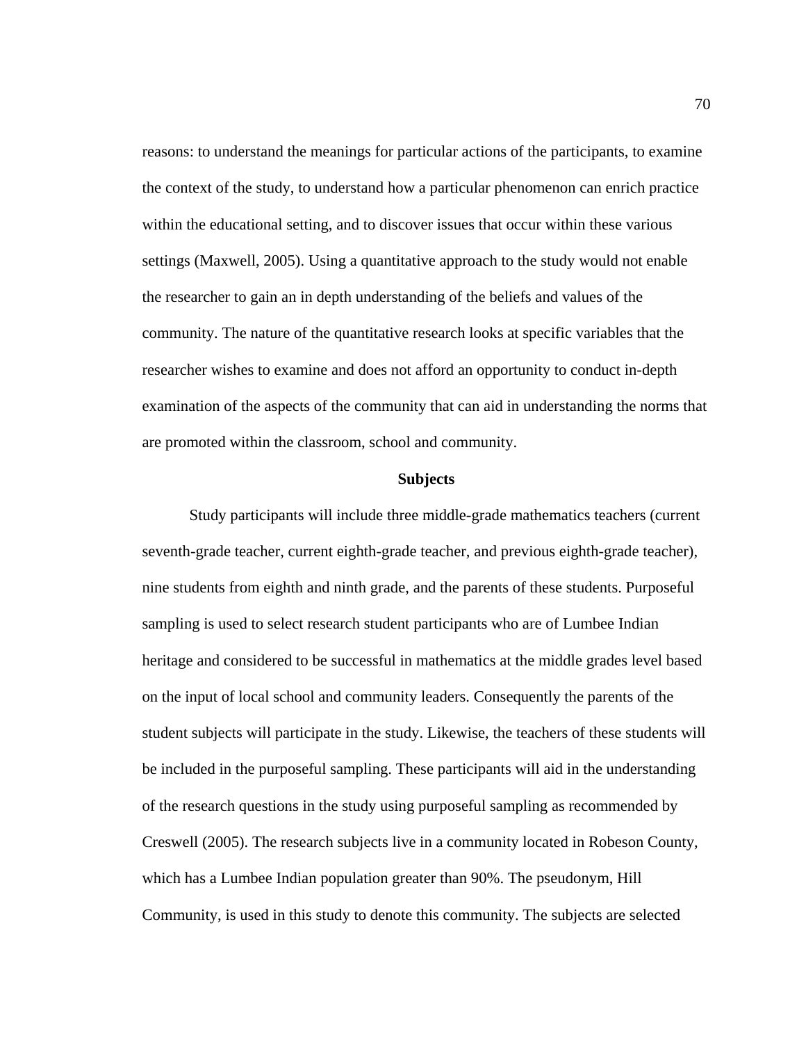reasons: to understand the meanings for particular actions of the participants, to examine the context of the study, to understand how a particular phenomenon can enrich practice within the educational setting, and to discover issues that occur within these various settings (Maxwell, 2005). Using a quantitative approach to the study would not enable the researcher to gain an in depth understanding of the beliefs and values of the community. The nature of the quantitative research looks at specific variables that the researcher wishes to examine and does not afford an opportunity to conduct in-depth examination of the aspects of the community that can aid in understanding the norms that are promoted within the classroom, school and community.

## Subjects

Study participants will include three middle-grade mathematics teachers (current seventh-grade teacher, current eighth-grade teacher, and previous eighth-grade teacher), nine students from eighth and ninth grade, and the parents of these students. Purposeful sampling is used to select research student participants who are of Lumbee Indian heritage and considered to be successful in mathematics at the middle grades level based on the input of local school and community leaders. Consequently the parents of the student subjects will participate in the study. Likewise, the teachers of these students will be included in the purposeful sampling. These participants will aid in the understanding of the research questions in the study using purposeful sampling as recommended by Creswell (2005). The research subjects live in a community located in Robeson County, which has a Lumbee Indian population greater than 90%. The pseudonym, Hill Community, is used in this study to denote this community. The subjects are selected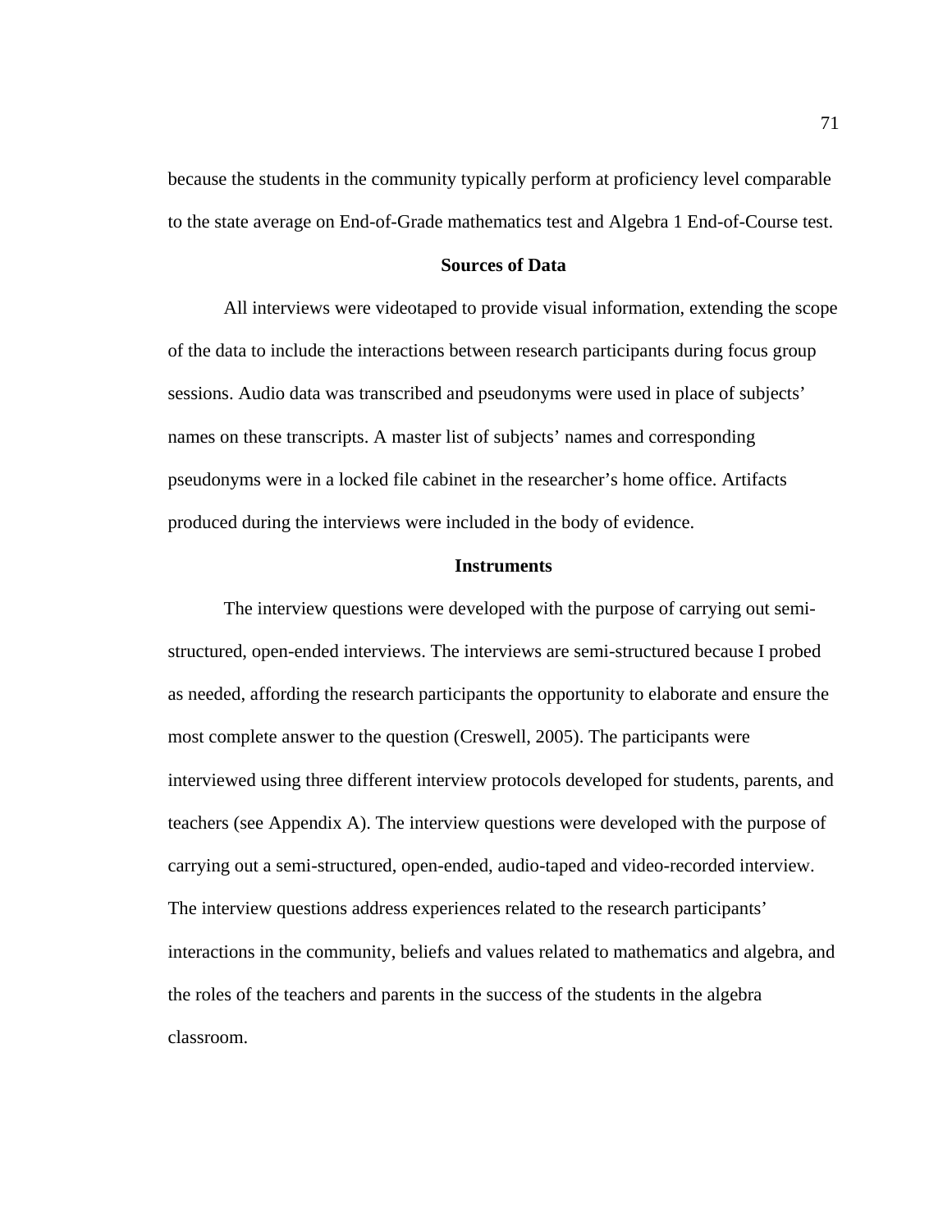because the students in the community typically perform at proficiency level comparable to the state average on End-of-Grade mathematics test and Algebra 1 End-of-Course test.

### Sources of Data

All interviews were videotaped to provide visual information, extending the scope of the data to include the interactions between research participants during focus group sessions. Audio data was transcribed and pseudonyms were used in place of subjects' names on these transcripts. A master list of subjects' names and corresponding pseudonyms were in a locked file cabinet in the researcher's home office. Artifacts produced during the interviews were included in the body of evidence.

### Instruments

The interview questions were developed with the purpose of carrying out semi-structured, open-ended interviews. The interviews are semi-structured because I probed as needed, affording the research participants the opportunity to elaborate and ensure the most complete answer to the question (Creswell, 2005). The participants were interviewed using three different interview protocols developed for students, parents, and teachers (see Appendix A). The interview questions were developed with the purpose of carrying out a semi-structured, open-ended, audio-taped and video-recorded interview. The interview questions address experiences related to the research participants' interactions in the community, beliefs and values related to mathematics and algebra, and the roles of the teachers and parents in the success of the students in the algebra classroom.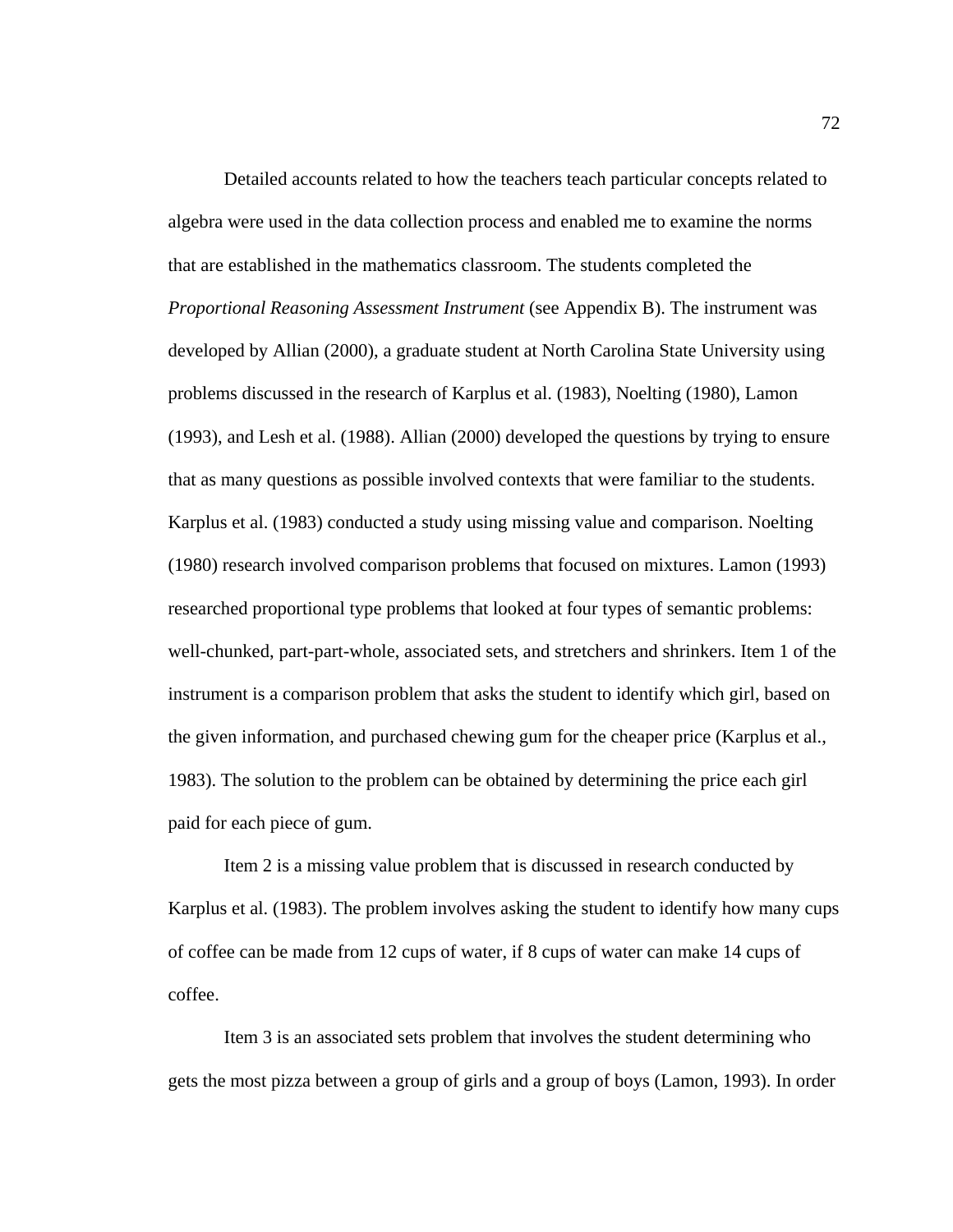Detailed accounts related to how the teachers teach particular concepts related to algebra were used in the data collection process and enabled me to examine the norms that are established in the mathematics classroom. The students completed the *Proportional Reasoning Assessment Instrument* (see Appendix B). The instrument was developed by Allian (2000), a graduate student at North Carolina State University using problems discussed in the research of Karplus et al. (1983), Noelting (1980), Lamon (1993), and Lesh et al. (1988). Allian (2000) developed the questions by trying to ensure that as many questions as possible involved contexts that were familiar to the students. Karplus et al. (1983) conducted a study using missing value and comparison. Noelting (1980) research involved comparison problems that focused on mixtures. Lamon (1993) researched proportional type problems that looked at four types of semantic problems: well-chunked, part-part-whole, associated sets, and stretchers and shrinkers. Item 1 of the instrument is a comparison problem that asks the student to identify which girl, based on the given information, and purchased chewing gum for the cheaper price (Karplus et al., 1983). The solution to the problem can be obtained by determining the price each girl paid for each piece of gum.

Item 2 is a missing value problem that is discussed in research conducted by Karplus et al. (1983). The problem involves asking the student to identify how many cups of coffee can be made from 12 cups of water, if 8 cups of water can make 14 cups of coffee.

Item 3 is an associated sets problem that involves the student determining who gets the most pizza between a group of girls and a group of boys (Lamon, 1993). In order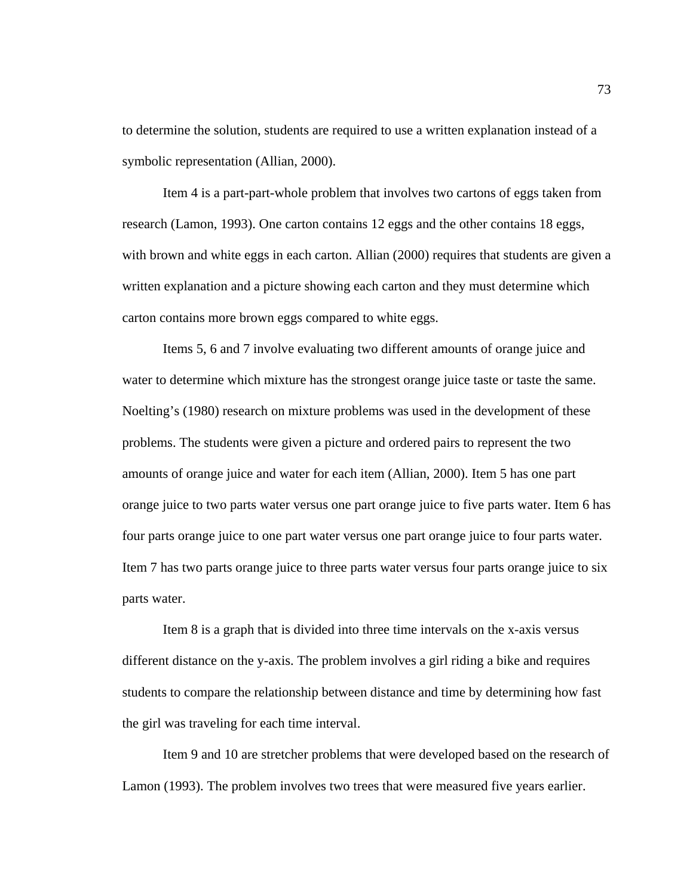to determine the solution, students are required to use a written explanation instead of a symbolic representation (Allian, 2000).

Item 4 is a part-part-whole problem that involves two cartons of eggs taken from research (Lamon, 1993). One carton contains 12 eggs and the other contains 18 eggs, with brown and white eggs in each carton. Allian (2000) requires that students are given a written explanation and a picture showing each carton and they must determine which carton contains more brown eggs compared to white eggs.

Items 5, 6 and 7 involve evaluating two different amounts of orange juice and water to determine which mixture has the strongest orange juice taste or taste the same. Noelting's (1980) research on mixture problems was used in the development of these problems. The students were given a picture and ordered pairs to represent the two amounts of orange juice and water for each item (Allian, 2000). Item 5 has one part orange juice to two parts water versus one part orange juice to five parts water. Item 6 has four parts orange juice to one part water versus one part orange juice to four parts water. Item 7 has two parts orange juice to three parts water versus four parts orange juice to six parts water.

Item 8 is a graph that is divided into three time intervals on the x-axis versus different distance on the y-axis. The problem involves a girl riding a bike and requires students to compare the relationship between distance and time by determining how fast the girl was traveling for each time interval.

Item 9 and 10 are stretcher problems that were developed based on the research of Lamon (1993). The problem involves two trees that were measured five years earlier.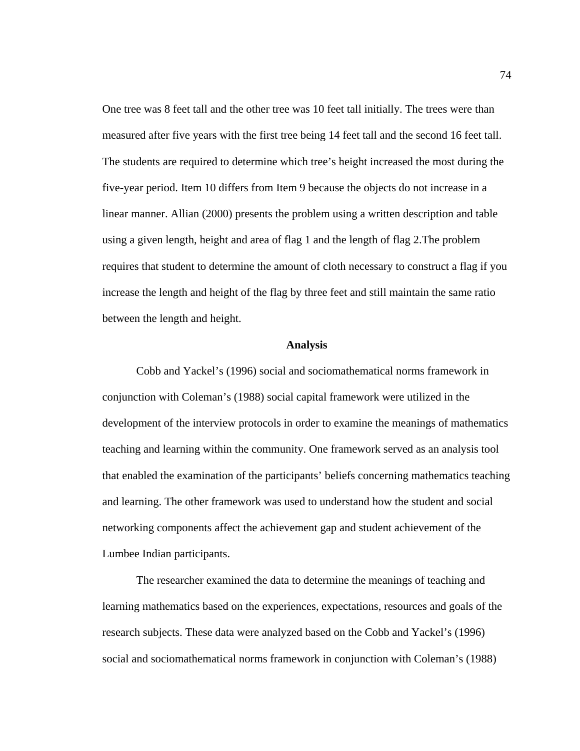One tree was 8 feet tall and the other tree was 10 feet tall initially. The trees were than measured after five years with the first tree being 14 feet tall and the second 16 feet tall. The students are required to determine which tree's height increased the most during the five-year period. Item 10 differs from Item 9 because the objects do not increase in a linear manner. Allian (2000) presents the problem using a written description and table using a given length, height and area of flag 1 and the length of flag 2.The problem requires that student to determine the amount of cloth necessary to construct a flag if you increase the length and height of the flag by three feet and still maintain the same ratio between the length and height.

## Analysis

Cobb and Yackel's (1996) social and sociomathematical norms framework in conjunction with Coleman's (1988) social capital framework were utilized in the development of the interview protocols in order to examine the meanings of mathematics teaching and learning within the community. One framework served as an analysis tool that enabled the examination of the participants' beliefs concerning mathematics teaching and learning. The other framework was used to understand how the student and social networking components affect the achievement gap and student achievement of the Lumbee Indian participants.

The researcher examined the data to determine the meanings of teaching and learning mathematics based on the experiences, expectations, resources and goals of the research subjects. These data were analyzed based on the Cobb and Yackel's (1996) social and sociomathematical norms framework in conjunction with Coleman's (1988)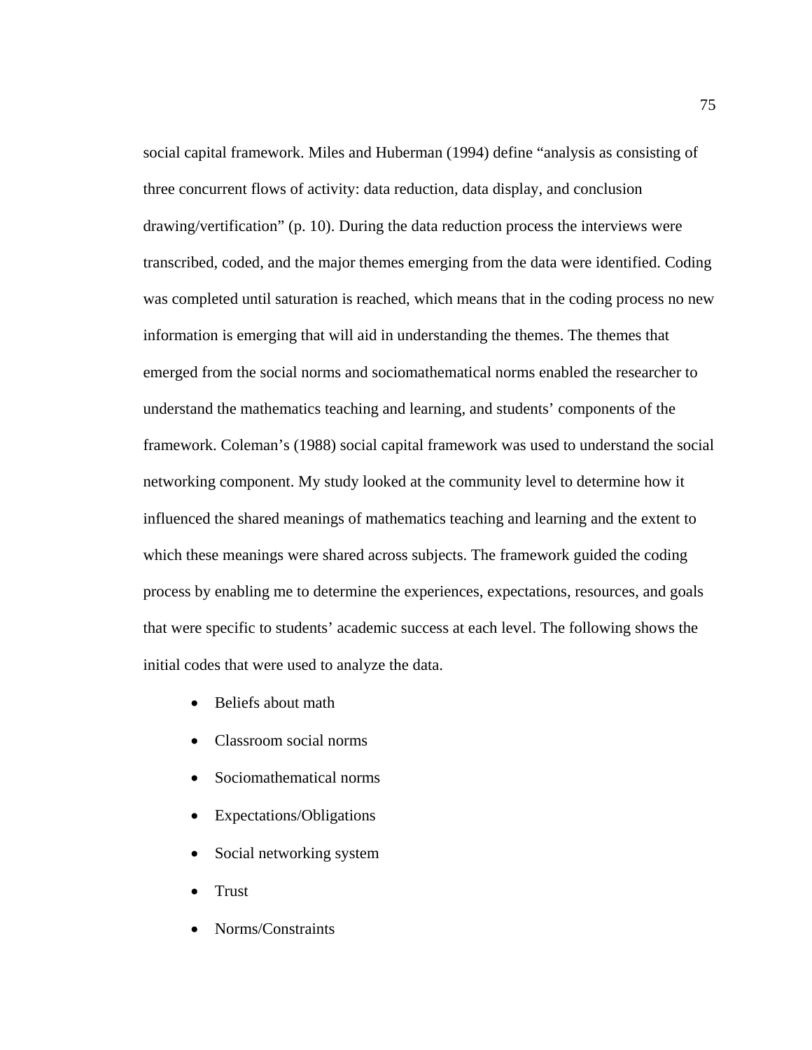social capital framework. Miles and Huberman (1994) define "analysis as consisting of three concurrent flows of activity: data reduction, data display, and conclusion drawing/vertification" (p. 10). During the data reduction process the interviews were transcribed, coded, and the major themes emerging from the data were identified. Coding was completed until saturation is reached, which means that in the coding process no new information is emerging that will aid in understanding the themes. The themes that emerged from the social norms and sociomathematical norms enabled the researcher to understand the mathematics teaching and learning, and students' components of the framework. Coleman's (1988) social capital framework was used to understand the social networking component. My study looked at the community level to determine how it influenced the shared meanings of mathematics teaching and learning and the extent to which these meanings were shared across subjects. The framework guided the coding process by enabling me to determine the experiences, expectations, resources, and goals that were specific to students' academic success at each level. The following shows the initial codes that were used to analyze the data.

- Beliefs about math
- Classroom social norms
- Sociomathematical norms
- Expectations/Obligations
- Social networking system
- Trust
- Norms/Constraints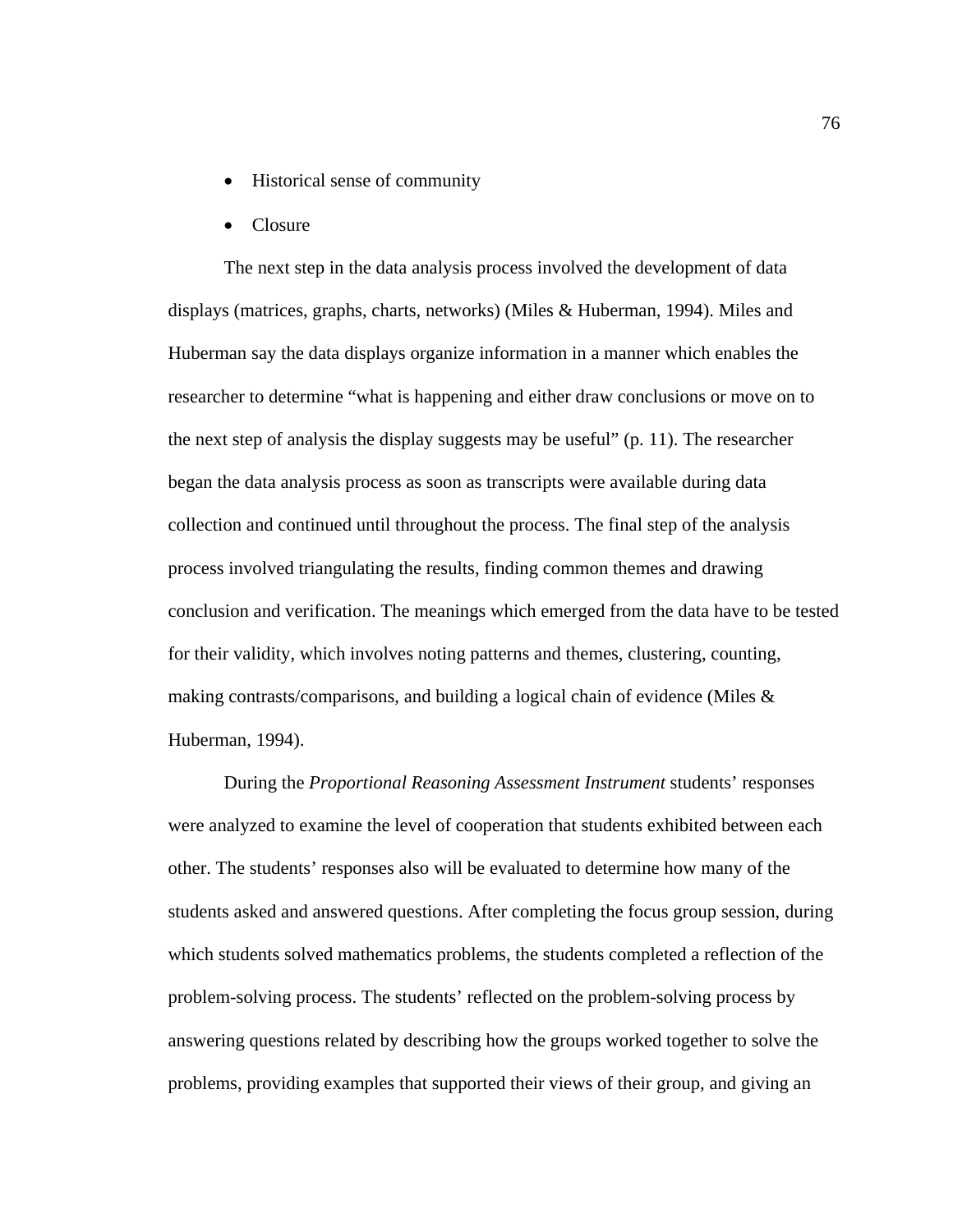- Historical sense of community
- Closure

The next step in the data analysis process involved the development of data displays (matrices, graphs, charts, networks) (Miles & Huberman, 1994). Miles and Huberman say the data displays organize information in a manner which enables the researcher to determine "what is happening and either draw conclusions or move on to the next step of analysis the display suggests may be useful" (p. 11). The researcher began the data analysis process as soon as transcripts were available during data collection and continued until throughout the process. The final step of the analysis process involved triangulating the results, finding common themes and drawing conclusion and verification. The meanings which emerged from the data have to be tested for their validity, which involves noting patterns and themes, clustering, counting, making contrasts/comparisons, and building a logical chain of evidence (Miles & Huberman, 1994).

During the *Proportional Reasoning Assessment Instrument* students' responses were analyzed to examine the level of cooperation that students exhibited between each other. The students' responses also will be evaluated to determine how many of the students asked and answered questions. After completing the focus group session, during which students solved mathematics problems, the students completed a reflection of the problem-solving process. The students' reflected on the problem-solving process by answering questions related by describing how the groups worked together to solve the problems, providing examples that supported their views of their group, and giving an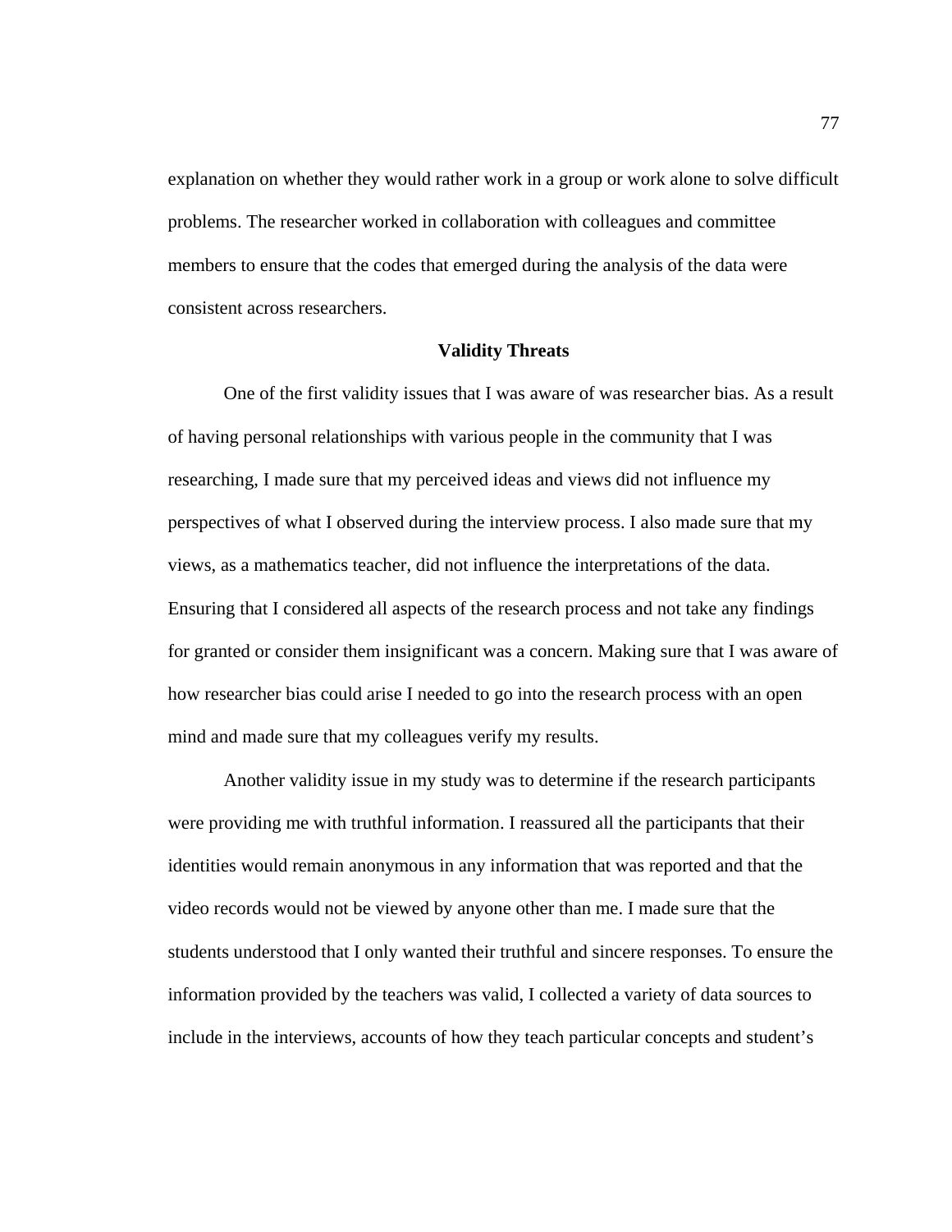explanation on whether they would rather work in a group or work alone to solve difficult problems. The researcher worked in collaboration with colleagues and committee members to ensure that the codes that emerged during the analysis of the data were consistent across researchers.

## Validity Threats

One of the first validity issues that I was aware of was researcher bias. As a result of having personal relationships with various people in the community that I was researching, I made sure that my perceived ideas and views did not influence my perspectives of what I observed during the interview process. I also made sure that my views, as a mathematics teacher, did not influence the interpretations of the data. Ensuring that I considered all aspects of the research process and not take any findings for granted or consider them insignificant was a concern. Making sure that I was aware of how researcher bias could arise I needed to go into the research process with an open mind and made sure that my colleagues verify my results.

Another validity issue in my study was to determine if the research participants were providing me with truthful information. I reassured all the participants that their identities would remain anonymous in any information that was reported and that the video records would not be viewed by anyone other than me. I made sure that the students understood that I only wanted their truthful and sincere responses. To ensure the information provided by the teachers was valid, I collected a variety of data sources to include in the interviews, accounts of how they teach particular concepts and student's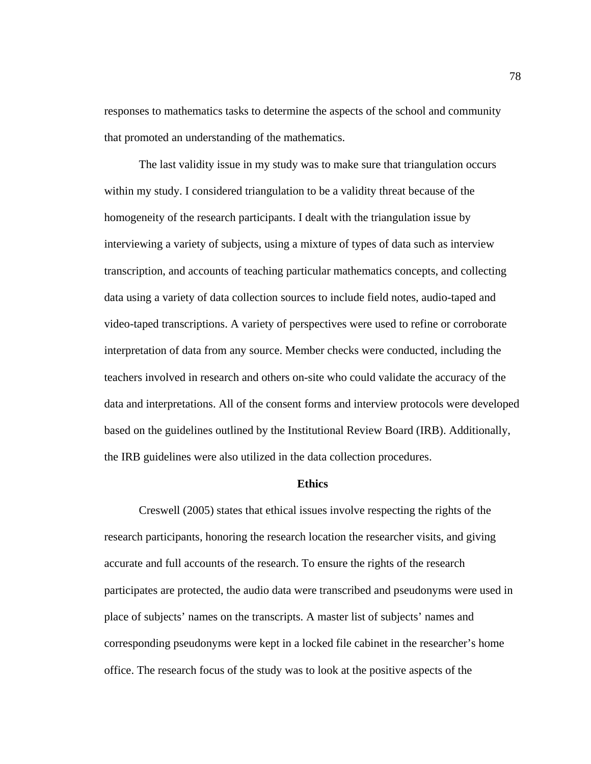responses to mathematics tasks to determine the aspects of the school and community that promoted an understanding of the mathematics.

The last validity issue in my study was to make sure that triangulation occurs within my study. I considered triangulation to be a validity threat because of the homogeneity of the research participants. I dealt with the triangulation issue by interviewing a variety of subjects, using a mixture of types of data such as interview transcription, and accounts of teaching particular mathematics concepts, and collecting data using a variety of data collection sources to include field notes, audio-taped and video-taped transcriptions. A variety of perspectives were used to refine or corroborate interpretation of data from any source. Member checks were conducted, including the teachers involved in research and others on-site who could validate the accuracy of the data and interpretations. All of the consent forms and interview protocols were developed based on the guidelines outlined by the Institutional Review Board (IRB). Additionally, the IRB guidelines were also utilized in the data collection procedures.

## Ethics

Creswell (2005) states that ethical issues involve respecting the rights of the research participants, honoring the research location the researcher visits, and giving accurate and full accounts of the research. To ensure the rights of the research participates are protected, the audio data were transcribed and pseudonyms were used in place of subjects' names on the transcripts. A master list of subjects' names and corresponding pseudonyms were kept in a locked file cabinet in the researcher's home office. The research focus of the study was to look at the positive aspects of the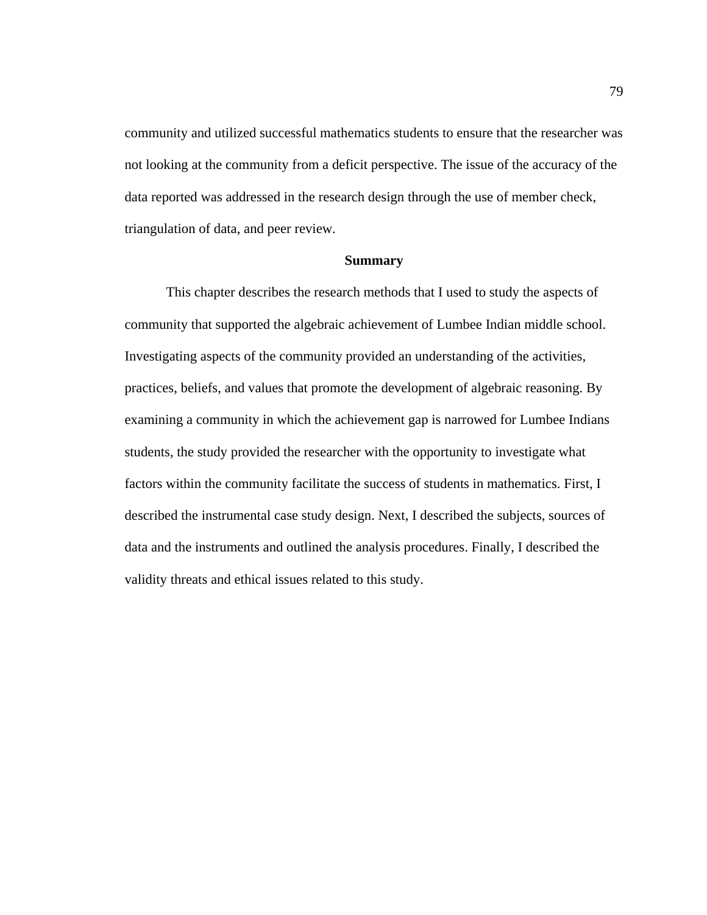community and utilized successful mathematics students to ensure that the researcher was not looking at the community from a deficit perspective. The issue of the accuracy of the data reported was addressed in the research design through the use of member check, triangulation of data, and peer review.

## Summary

This chapter describes the research methods that I used to study the aspects of community that supported the algebraic achievement of Lumbee Indian middle school. Investigating aspects of the community provided an understanding of the activities, practices, beliefs, and values that promote the development of algebraic reasoning. By examining a community in which the achievement gap is narrowed for Lumbee Indians students, the study provided the researcher with the opportunity to investigate what factors within the community facilitate the success of students in mathematics. First, I described the instrumental case study design. Next, I described the subjects, sources of data and the instruments and outlined the analysis procedures. Finally, I described the validity threats and ethical issues related to this study.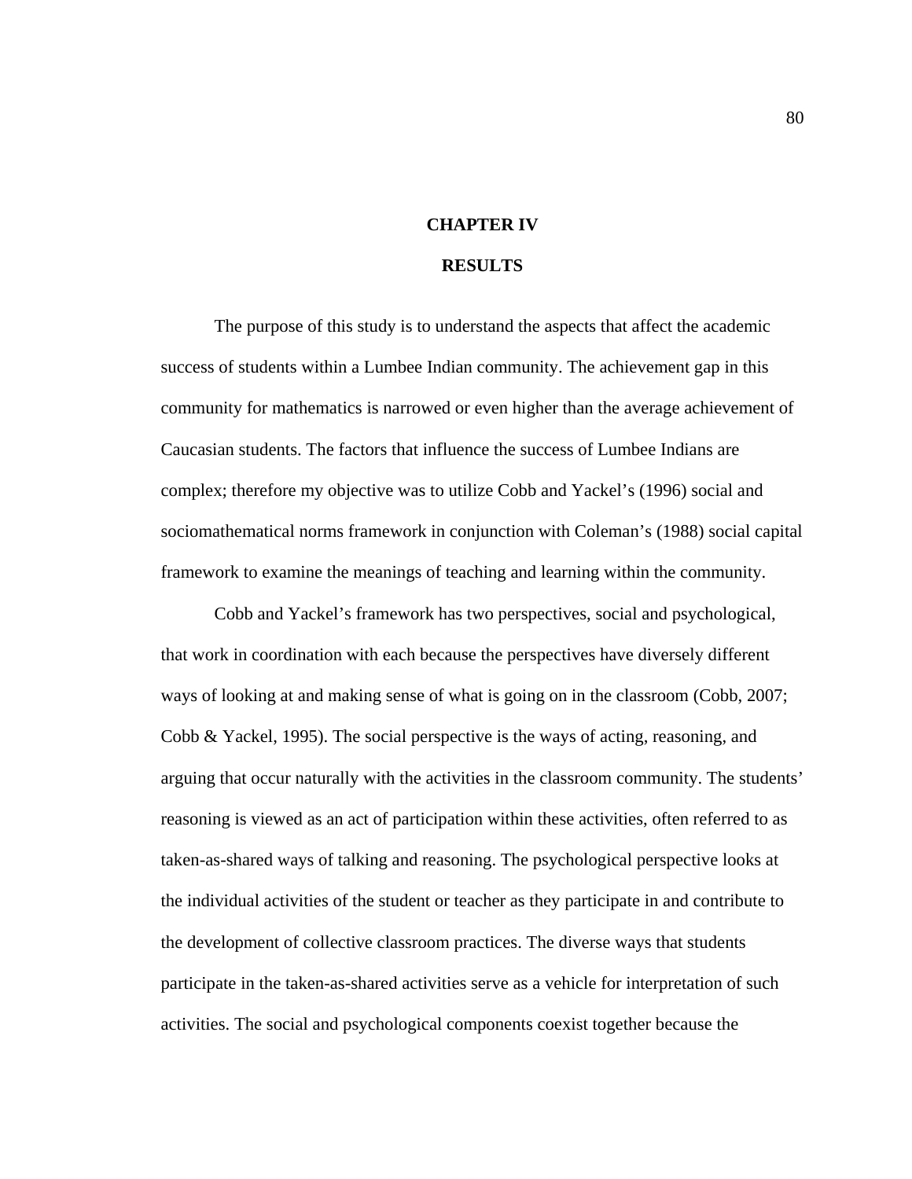# CHAPTER IV

# RESULTS

The purpose of this study is to understand the aspects that affect the academic success of students within a Lumbee Indian community. The achievement gap in this community for mathematics is narrowed or even higher than the average achievement of Caucasian students. The factors that influence the success of Lumbee Indians are complex; therefore my objective was to utilize Cobb and Yackel's (1996) social and sociomathematical norms framework in conjunction with Coleman's (1988) social capital framework to examine the meanings of teaching and learning within the community.

Cobb and Yackel's framework has two perspectives, social and psychological, that work in coordination with each because the perspectives have diversely different ways of looking at and making sense of what is going on in the classroom (Cobb, 2007; Cobb & Yackel, 1995). The social perspective is the ways of acting, reasoning, and arguing that occur naturally with the activities in the classroom community. The students' reasoning is viewed as an act of participation within these activities, often referred to as taken-as-shared ways of talking and reasoning. The psychological perspective looks at the individual activities of the student or teacher as they participate in and contribute to the development of collective classroom practices. The diverse ways that students participate in the taken-as-shared activities serve as a vehicle for interpretation of such activities. The social and psychological components coexist together because the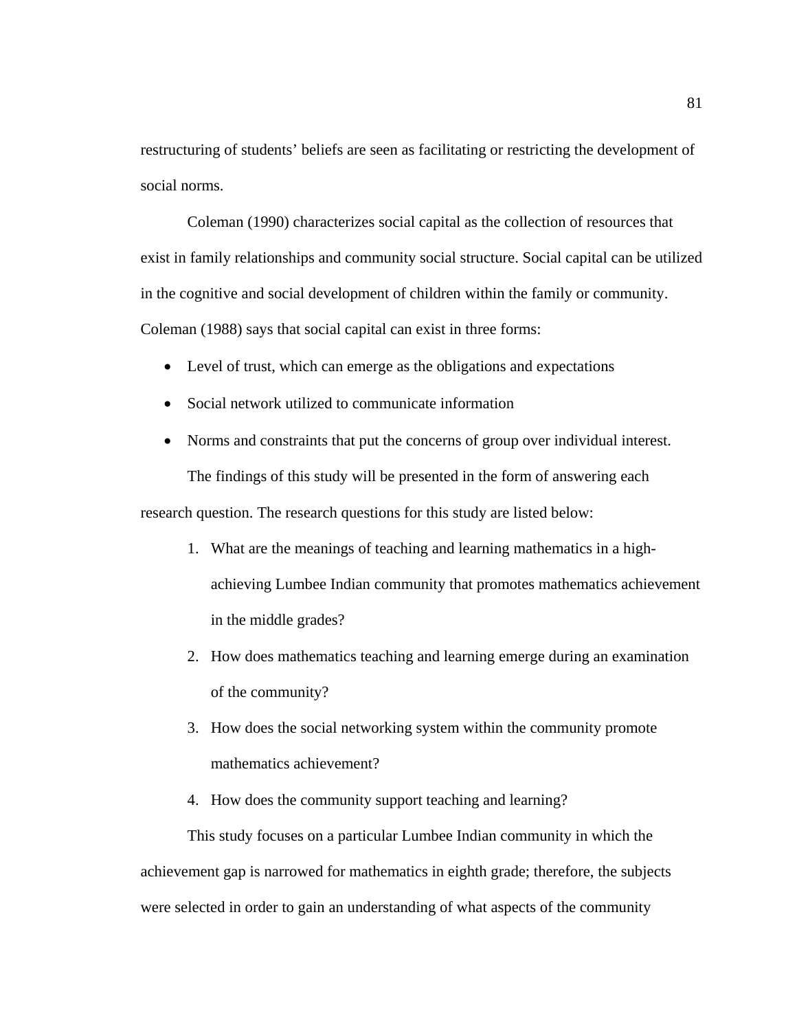restructuring of students' beliefs are seen as facilitating or restricting the development of social norms.

Coleman (1990) characterizes social capital as the collection of resources that exist in family relationships and community social structure. Social capital can be utilized in the cognitive and social development of children within the family or community. Coleman (1988) says that social capital can exist in three forms:

- Level of trust, which can emerge as the obligations and expectations
- Social network utilized to communicate information
- Norms and constraints that put the concerns of group over individual interest.

The findings of this study will be presented in the form of answering each research question. The research questions for this study are listed below:

1. What are the meanings of teaching and learning mathematics in a high-achieving Lumbee Indian community that promotes mathematics achievement in the middle grades?
2. How does mathematics teaching and learning emerge during an examination of the community?
3. How does the social networking system within the community promote mathematics achievement?
4. How does the community support teaching and learning?

This study focuses on a particular Lumbee Indian community in which the achievement gap is narrowed for mathematics in eighth grade; therefore, the subjects were selected in order to gain an understanding of what aspects of the community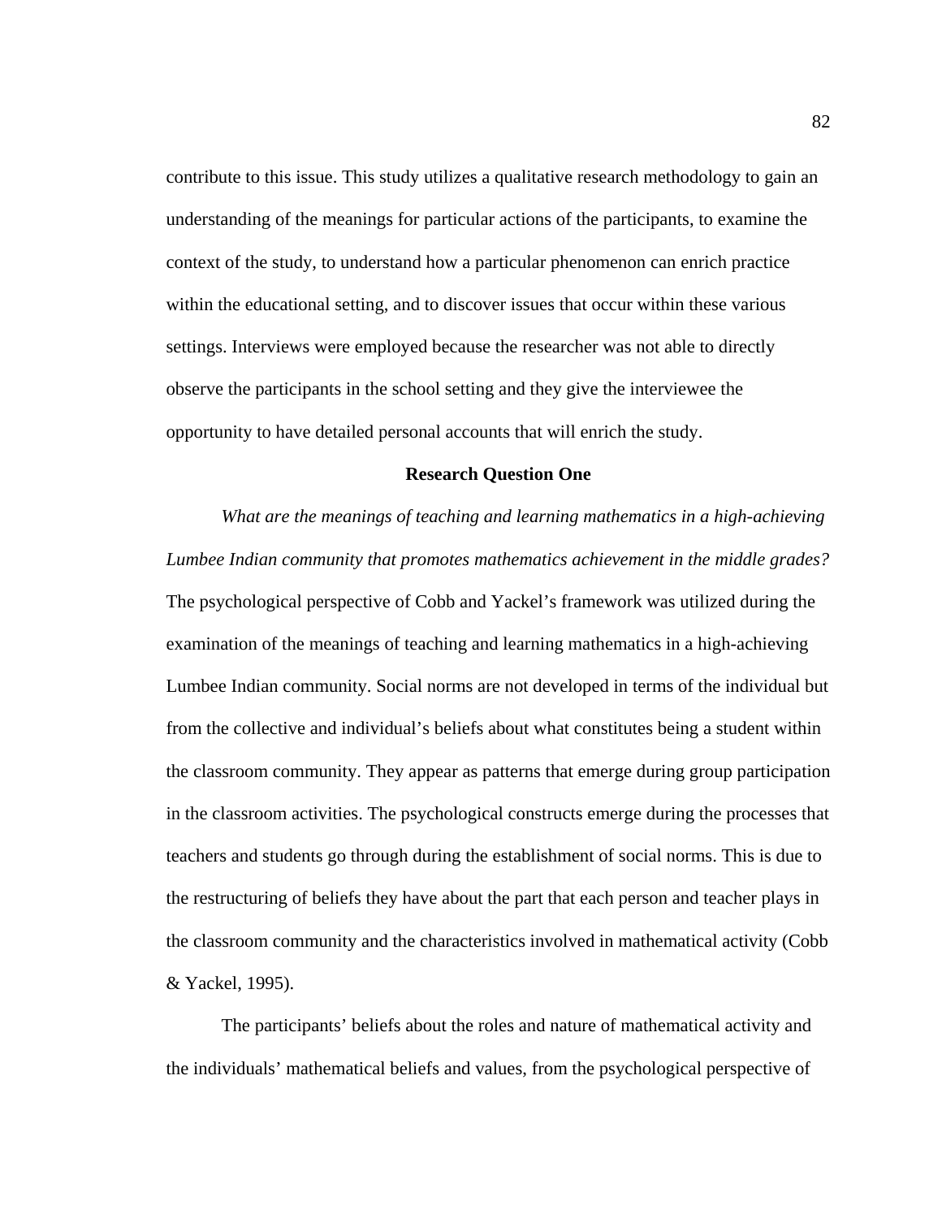contribute to this issue. This study utilizes a qualitative research methodology to gain an understanding of the meanings for particular actions of the participants, to examine the context of the study, to understand how a particular phenomenon can enrich practice within the educational setting, and to discover issues that occur within these various settings. Interviews were employed because the researcher was not able to directly observe the participants in the school setting and they give the interviewee the opportunity to have detailed personal accounts that will enrich the study.

## Research Question One

*What are the meanings of teaching and learning mathematics in a high-achieving Lumbee Indian community that promotes mathematics achievement in the middle grades?* The psychological perspective of Cobb and Yackel's framework was utilized during the examination of the meanings of teaching and learning mathematics in a high-achieving Lumbee Indian community. Social norms are not developed in terms of the individual but from the collective and individual's beliefs about what constitutes being a student within the classroom community. They appear as patterns that emerge during group participation in the classroom activities. The psychological constructs emerge during the processes that teachers and students go through during the establishment of social norms. This is due to the restructuring of beliefs they have about the part that each person and teacher plays in the classroom community and the characteristics involved in mathematical activity (Cobb & Yackel, 1995).

The participants' beliefs about the roles and nature of mathematical activity and the individuals' mathematical beliefs and values, from the psychological perspective of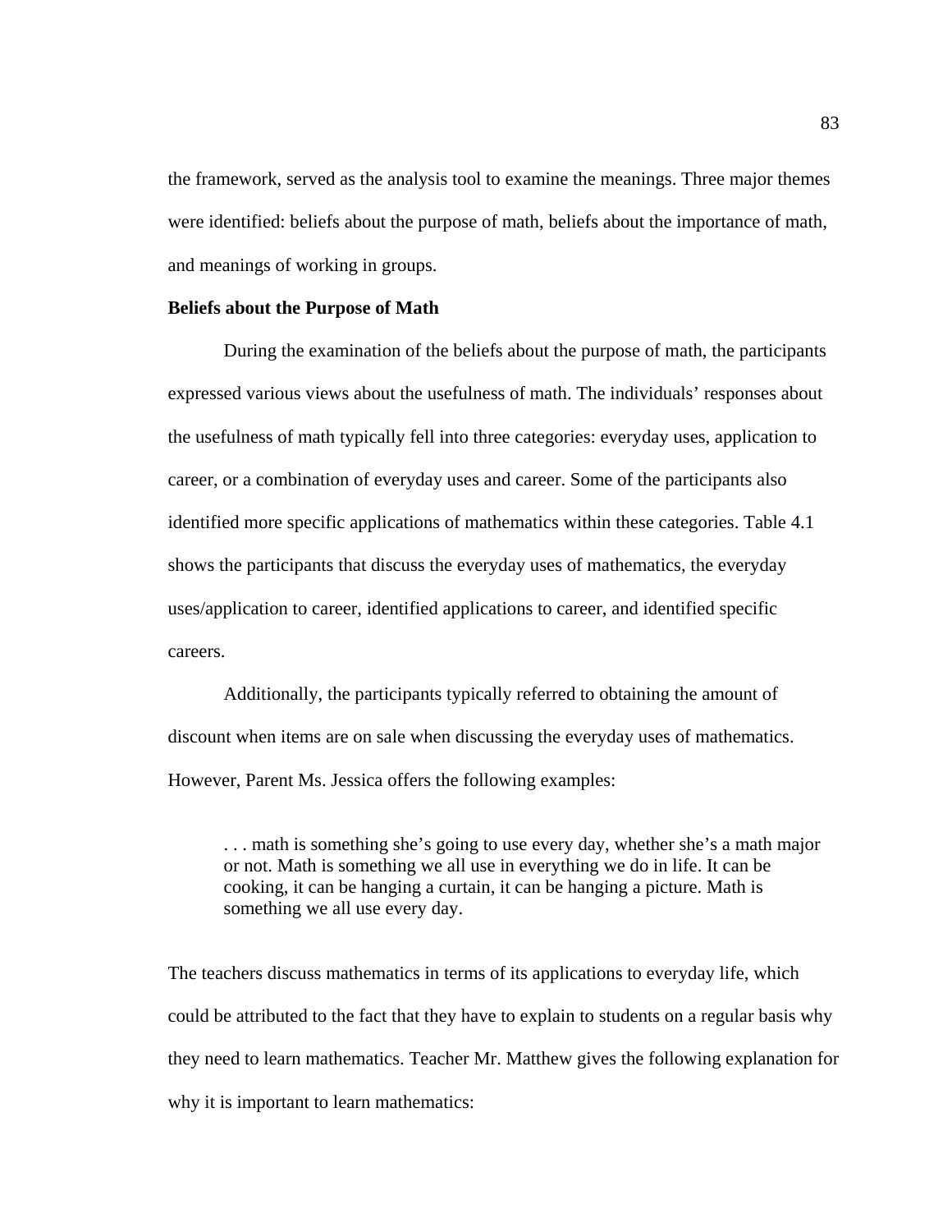the framework, served as the analysis tool to examine the meanings. Three major themes were identified: beliefs about the purpose of math, beliefs about the importance of math, and meanings of working in groups.

**Beliefs about the Purpose of Math**

During the examination of the beliefs about the purpose of math, the participants expressed various views about the usefulness of math. The individuals' responses about the usefulness of math typically fell into three categories: everyday uses, application to career, or a combination of everyday uses and career. Some of the participants also identified more specific applications of mathematics within these categories. Table 4.1 shows the participants that discuss the everyday uses of mathematics, the everyday uses/application to career, identified applications to career, and identified specific careers.

Additionally, the participants typically referred to obtaining the amount of discount when items are on sale when discussing the everyday uses of mathematics. However, Parent Ms. Jessica offers the following examples:

> . . . math is something she's going to use every day, whether she's a math major or not. Math is something we all use in everything we do in life. It can be cooking, it can be hanging a curtain, it can be hanging a picture. Math is something we all use every day.

The teachers discuss mathematics in terms of its applications to everyday life, which could be attributed to the fact that they have to explain to students on a regular basis why they need to learn mathematics. Teacher Mr. Matthew gives the following explanation for why it is important to learn mathematics: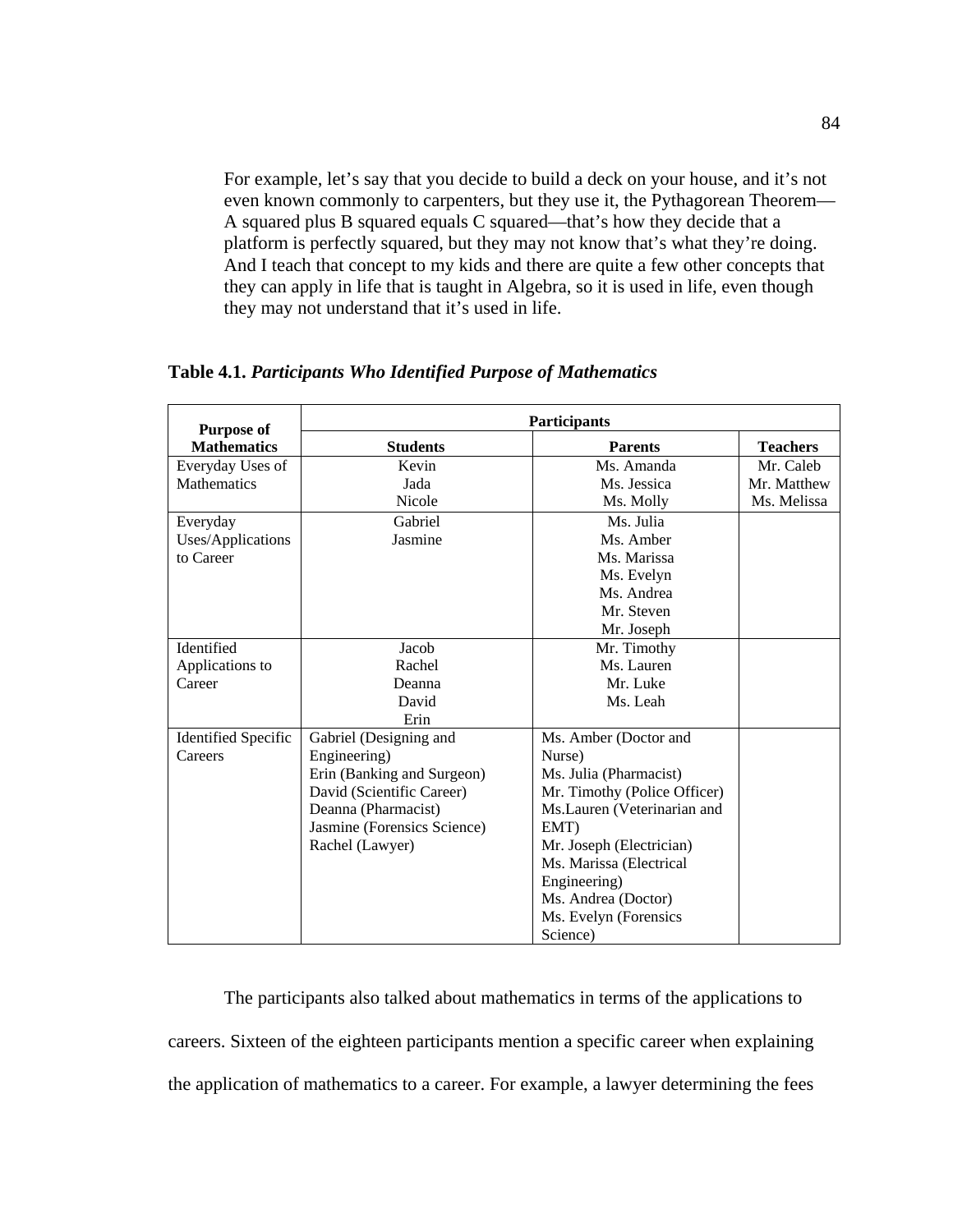> For example, let's say that you decide to build a deck on your house, and it's not even known commonly to carpenters, but they use it, the Pythagorean Theorem—A squared plus B squared equals C squared—that's how they decide that a platform is perfectly squared, but they may not know that's what they're doing. And I teach that concept to my kids and there are quite a few other concepts that they can apply in life that is taught in Algebra, so it is used in life, even though they may not understand that it's used in life.

**Table 4.1.** ***Participants Who Identified Purpose of Mathematics***

| Purpose of Mathematics | Participants | | |
|---|---|---|---|
| | **Students** | **Parents** | **Teachers** |
| Everyday Uses of Mathematics | Kevin<br>Jada<br>Nicole | Ms. Amanda<br>Ms. Jessica<br>Ms. Molly | Mr. Caleb<br>Mr. Matthew<br>Ms. Melissa |
| Everyday Uses/Applications to Career | Gabriel<br>Jasmine | Ms. Julia<br>Ms. Amber<br>Ms. Marissa<br>Ms. Evelyn<br>Ms. Andrea<br>Mr. Steven<br>Mr. Joseph | |
| Identified Applications to Career | Jacob<br>Rachel<br>Deanna<br>David<br>Erin | Mr. Timothy<br>Ms. Lauren<br>Mr. Luke<br>Ms. Leah | |
| Identified Specific Careers | Gabriel (Designing and Engineering)<br>Erin (Banking and Surgeon)<br>David (Scientific Career)<br>Deanna (Pharmacist)<br>Jasmine (Forensics Science)<br>Rachel (Lawyer) | Ms. Amber (Doctor and Nurse)<br>Ms. Julia (Pharmacist)<br>Mr. Timothy (Police Officer)<br>Ms.Lauren (Veterinarian and EMT)<br>Mr. Joseph (Electrician)<br>Ms. Marissa (Electrical Engineering)<br>Ms. Andrea (Doctor)<br>Ms. Evelyn (Forensics Science) | |

The participants also talked about mathematics in terms of the applications to careers. Sixteen of the eighteen participants mention a specific career when explaining the application of mathematics to a career. For example, a lawyer determining the fees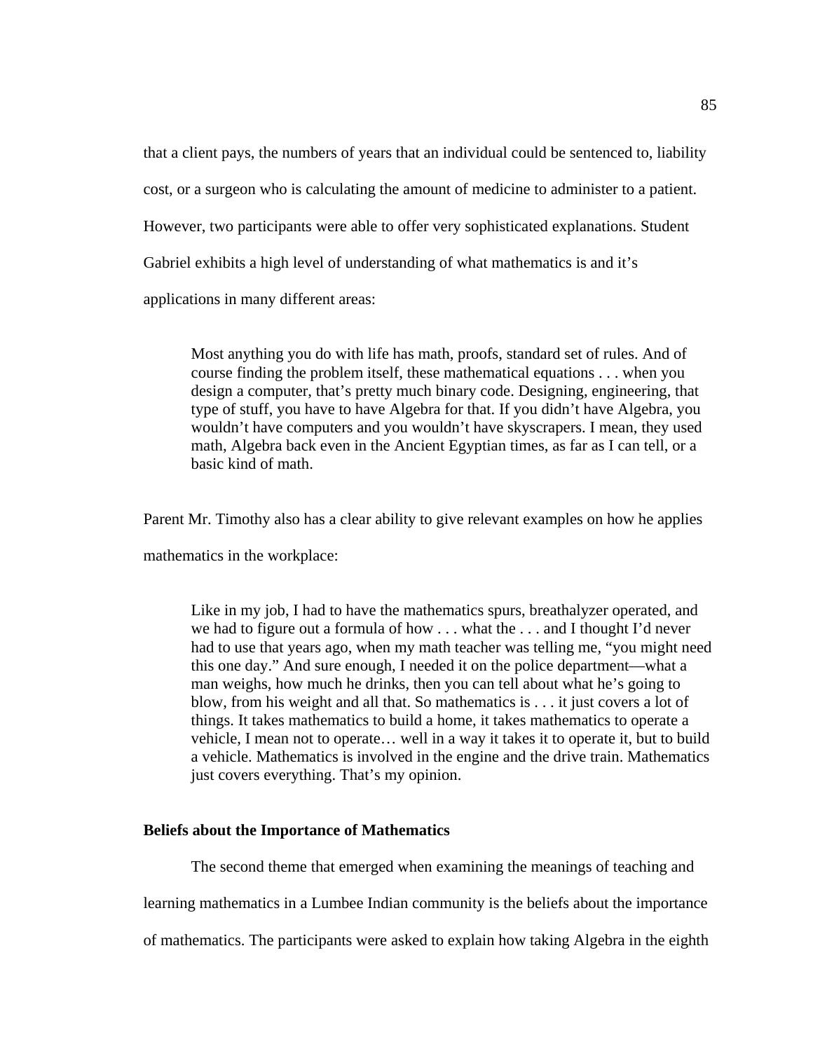that a client pays, the numbers of years that an individual could be sentenced to, liability cost, or a surgeon who is calculating the amount of medicine to administer to a patient. However, two participants were able to offer very sophisticated explanations. Student Gabriel exhibits a high level of understanding of what mathematics is and it's applications in many different areas:

> Most anything you do with life has math, proofs, standard set of rules. And of course finding the problem itself, these mathematical equations . . . when you design a computer, that's pretty much binary code. Designing, engineering, that type of stuff, you have to have Algebra for that. If you didn't have Algebra, you wouldn't have computers and you wouldn't have skyscrapers. I mean, they used math, Algebra back even in the Ancient Egyptian times, as far as I can tell, or a basic kind of math.

Parent Mr. Timothy also has a clear ability to give relevant examples on how he applies mathematics in the workplace:

> Like in my job, I had to have the mathematics spurs, breathalyzer operated, and we had to figure out a formula of how . . . what the . . . and I thought I'd never had to use that years ago, when my math teacher was telling me, "you might need this one day." And sure enough, I needed it on the police department—what a man weighs, how much he drinks, then you can tell about what he's going to blow, from his weight and all that. So mathematics is . . . it just covers a lot of things. It takes mathematics to build a home, it takes mathematics to operate a vehicle, I mean not to operate… well in a way it takes it to operate it, but to build a vehicle. Mathematics is involved in the engine and the drive train. Mathematics just covers everything. That's my opinion.

**Beliefs about the Importance of Mathematics**

The second theme that emerged when examining the meanings of teaching and learning mathematics in a Lumbee Indian community is the beliefs about the importance of mathematics. The participants were asked to explain how taking Algebra in the eighth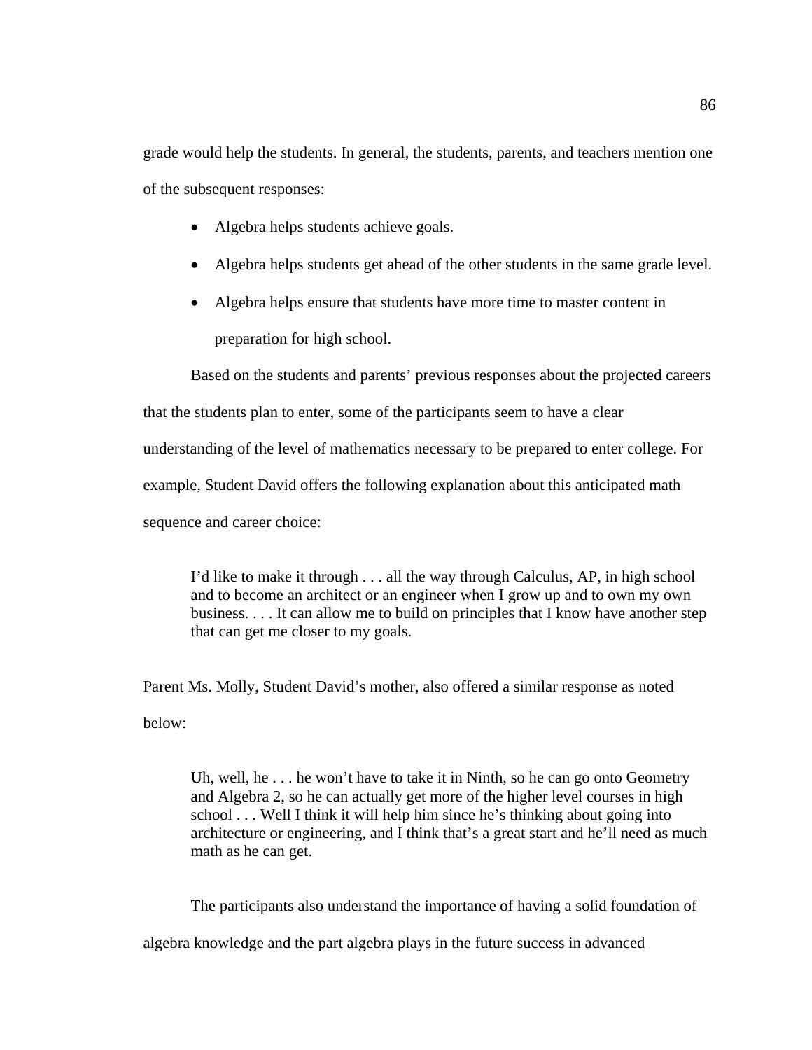grade would help the students. In general, the students, parents, and teachers mention one of the subsequent responses:

- Algebra helps students achieve goals.
- Algebra helps students get ahead of the other students in the same grade level.
- Algebra helps ensure that students have more time to master content in preparation for high school.

Based on the students and parents' previous responses about the projected careers that the students plan to enter, some of the participants seem to have a clear understanding of the level of mathematics necessary to be prepared to enter college. For example, Student David offers the following explanation about this anticipated math sequence and career choice:

> I'd like to make it through . . . all the way through Calculus, AP, in high school and to become an architect or an engineer when I grow up and to own my own business. . . . It can allow me to build on principles that I know have another step that can get me closer to my goals.

Parent Ms. Molly, Student David's mother, also offered a similar response as noted below:

> Uh, well, he . . . he won't have to take it in Ninth, so he can go onto Geometry and Algebra 2, so he can actually get more of the higher level courses in high school . . . Well I think it will help him since he's thinking about going into architecture or engineering, and I think that's a great start and he'll need as much math as he can get.

The participants also understand the importance of having a solid foundation of algebra knowledge and the part algebra plays in the future success in advanced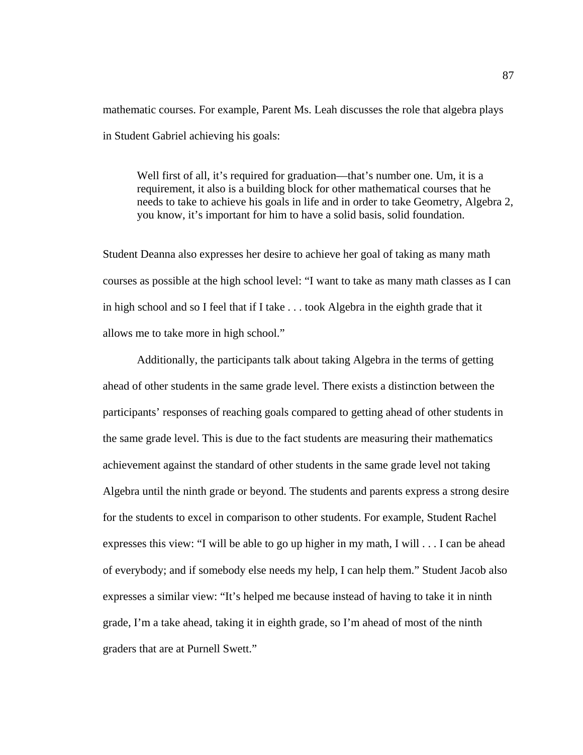mathematic courses. For example, Parent Ms. Leah discusses the role that algebra plays in Student Gabriel achieving his goals:

> Well first of all, it's required for graduation—that's number one. Um, it is a requirement, it also is a building block for other mathematical courses that he needs to take to achieve his goals in life and in order to take Geometry, Algebra 2, you know, it's important for him to have a solid basis, solid foundation.

Student Deanna also expresses her desire to achieve her goal of taking as many math courses as possible at the high school level: "I want to take as many math classes as I can in high school and so I feel that if I take . . . took Algebra in the eighth grade that it allows me to take more in high school."

Additionally, the participants talk about taking Algebra in the terms of getting ahead of other students in the same grade level. There exists a distinction between the participants' responses of reaching goals compared to getting ahead of other students in the same grade level. This is due to the fact students are measuring their mathematics achievement against the standard of other students in the same grade level not taking Algebra until the ninth grade or beyond. The students and parents express a strong desire for the students to excel in comparison to other students. For example, Student Rachel expresses this view: "I will be able to go up higher in my math, I will . . . I can be ahead of everybody; and if somebody else needs my help, I can help them." Student Jacob also expresses a similar view: "It's helped me because instead of having to take it in ninth grade, I'm a take ahead, taking it in eighth grade, so I'm ahead of most of the ninth graders that are at Purnell Swett."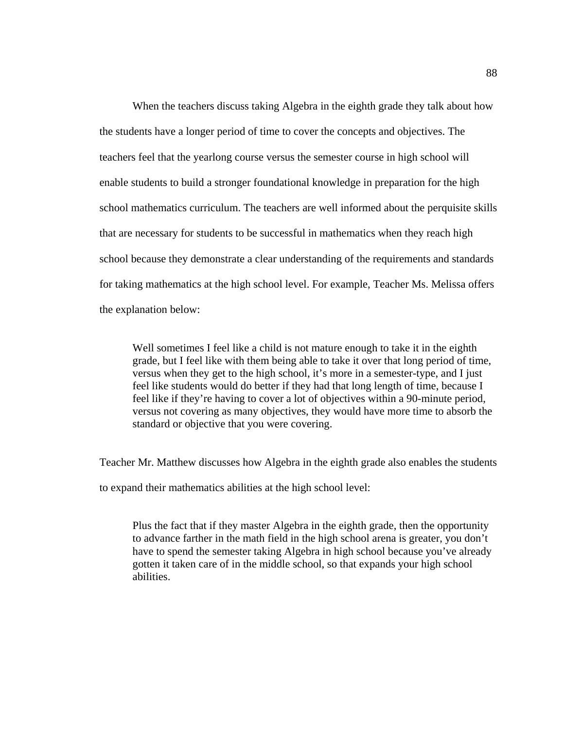When the teachers discuss taking Algebra in the eighth grade they talk about how the students have a longer period of time to cover the concepts and objectives. The teachers feel that the yearlong course versus the semester course in high school will enable students to build a stronger foundational knowledge in preparation for the high school mathematics curriculum. The teachers are well informed about the perquisite skills that are necessary for students to be successful in mathematics when they reach high school because they demonstrate a clear understanding of the requirements and standards for taking mathematics at the high school level. For example, Teacher Ms. Melissa offers the explanation below:

> Well sometimes I feel like a child is not mature enough to take it in the eighth grade, but I feel like with them being able to take it over that long period of time, versus when they get to the high school, it's more in a semester-type, and I just feel like students would do better if they had that long length of time, because I feel like if they're having to cover a lot of objectives within a 90-minute period, versus not covering as many objectives, they would have more time to absorb the standard or objective that you were covering.

Teacher Mr. Matthew discusses how Algebra in the eighth grade also enables the students to expand their mathematics abilities at the high school level:

> Plus the fact that if they master Algebra in the eighth grade, then the opportunity to advance farther in the math field in the high school arena is greater, you don't have to spend the semester taking Algebra in high school because you've already gotten it taken care of in the middle school, so that expands your high school abilities.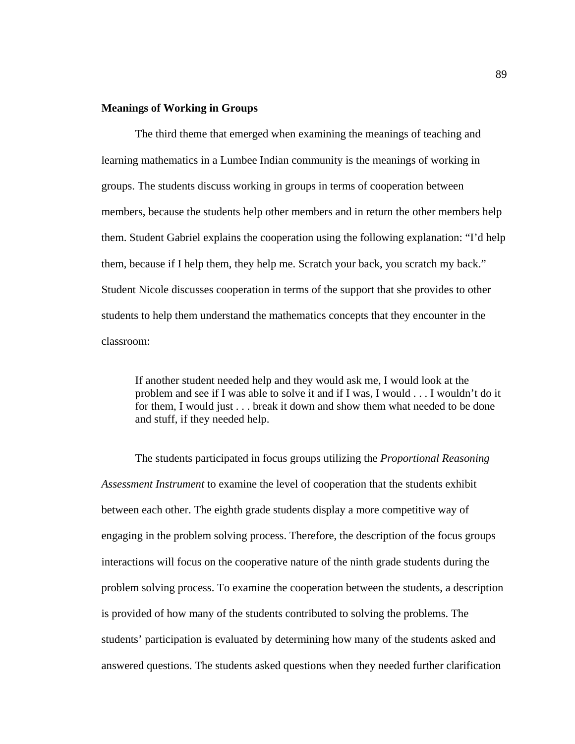**Meanings of Working in Groups**

The third theme that emerged when examining the meanings of teaching and learning mathematics in a Lumbee Indian community is the meanings of working in groups. The students discuss working in groups in terms of cooperation between members, because the students help other members and in return the other members help them. Student Gabriel explains the cooperation using the following explanation: "I'd help them, because if I help them, they help me. Scratch your back, you scratch my back." Student Nicole discusses cooperation in terms of the support that she provides to other students to help them understand the mathematics concepts that they encounter in the classroom:

> If another student needed help and they would ask me, I would look at the problem and see if I was able to solve it and if I was, I would . . . I wouldn't do it for them, I would just . . . break it down and show them what needed to be done and stuff, if they needed help.

The students participated in focus groups utilizing the *Proportional Reasoning Assessment Instrument* to examine the level of cooperation that the students exhibit between each other. The eighth grade students display a more competitive way of engaging in the problem solving process. Therefore, the description of the focus groups interactions will focus on the cooperative nature of the ninth grade students during the problem solving process. To examine the cooperation between the students, a description is provided of how many of the students contributed to solving the problems. The students' participation is evaluated by determining how many of the students asked and answered questions. The students asked questions when they needed further clarification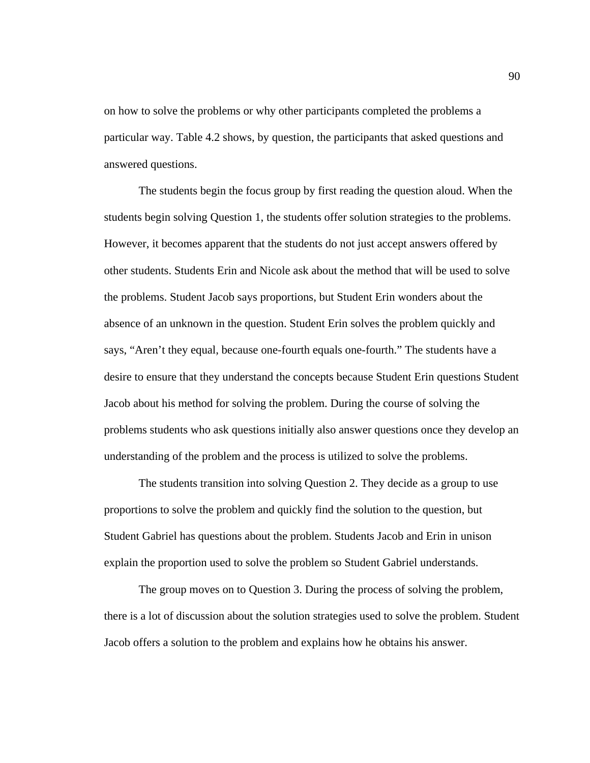on how to solve the problems or why other participants completed the problems a particular way. Table 4.2 shows, by question, the participants that asked questions and answered questions.

The students begin the focus group by first reading the question aloud. When the students begin solving Question 1, the students offer solution strategies to the problems. However, it becomes apparent that the students do not just accept answers offered by other students. Students Erin and Nicole ask about the method that will be used to solve the problems. Student Jacob says proportions, but Student Erin wonders about the absence of an unknown in the question. Student Erin solves the problem quickly and says, "Aren't they equal, because one-fourth equals one-fourth." The students have a desire to ensure that they understand the concepts because Student Erin questions Student Jacob about his method for solving the problem. During the course of solving the problems students who ask questions initially also answer questions once they develop an understanding of the problem and the process is utilized to solve the problems.

The students transition into solving Question 2. They decide as a group to use proportions to solve the problem and quickly find the solution to the question, but Student Gabriel has questions about the problem. Students Jacob and Erin in unison explain the proportion used to solve the problem so Student Gabriel understands.

The group moves on to Question 3. During the process of solving the problem, there is a lot of discussion about the solution strategies used to solve the problem. Student Jacob offers a solution to the problem and explains how he obtains his answer.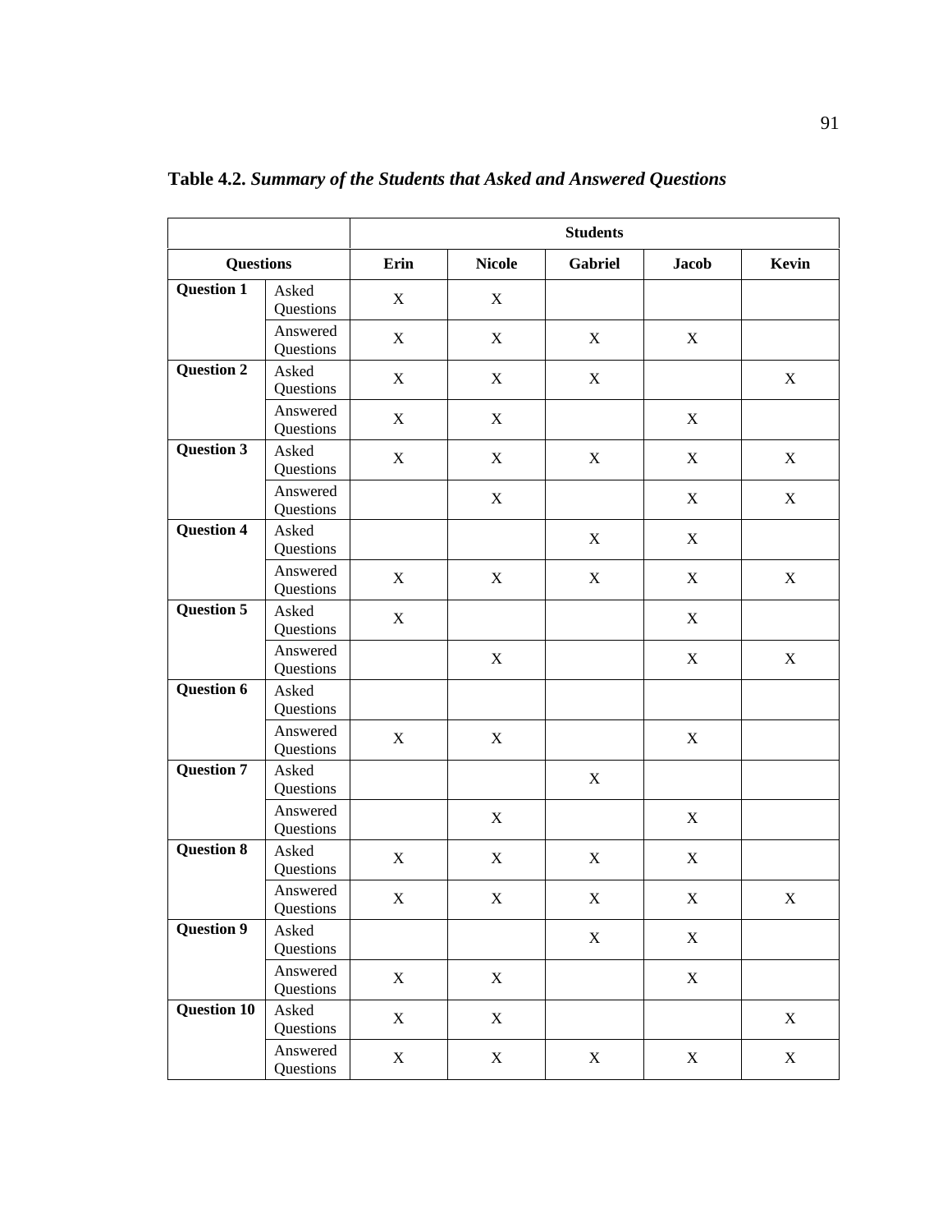**Table 4.2.** ***Summary of the Students that Asked and Answered Questions***

| | | Students | | | | |
|---|---|---|---|---|---|---|
| **Questions** | | **Erin** | **Nicole** | **Gabriel** | **Jacob** | **Kevin** |
| **Question 1** | Asked Questions | X | X | | | |
| | Answered Questions | X | X | X | X | |
| **Question 2** | Asked Questions | X | X | X | | X |
| | Answered Questions | X | X | | X | |
| **Question 3** | Asked Questions | X | X | X | X | X |
| | Answered Questions | | X | | X | X |
| **Question 4** | Asked Questions | | | X | X | |
| | Answered Questions | X | X | X | X | X |
| **Question 5** | Asked Questions | X | | | X | |
| | Answered Questions | | X | | X | X |
| **Question 6** | Asked Questions | | | | | |
| | Answered Questions | X | X | | X | |
| **Question 7** | Asked Questions | | | X | | |
| | Answered Questions | | X | | X | |
| **Question 8** | Asked Questions | X | X | X | X | |
| | Answered Questions | X | X | X | X | X |
| **Question 9** | Asked Questions | | | X | X | |
| | Answered Questions | X | X | | X | |
| **Question 10** | Asked Questions | X | X | | | X |
| | Answered Questions | X | X | X | X | X |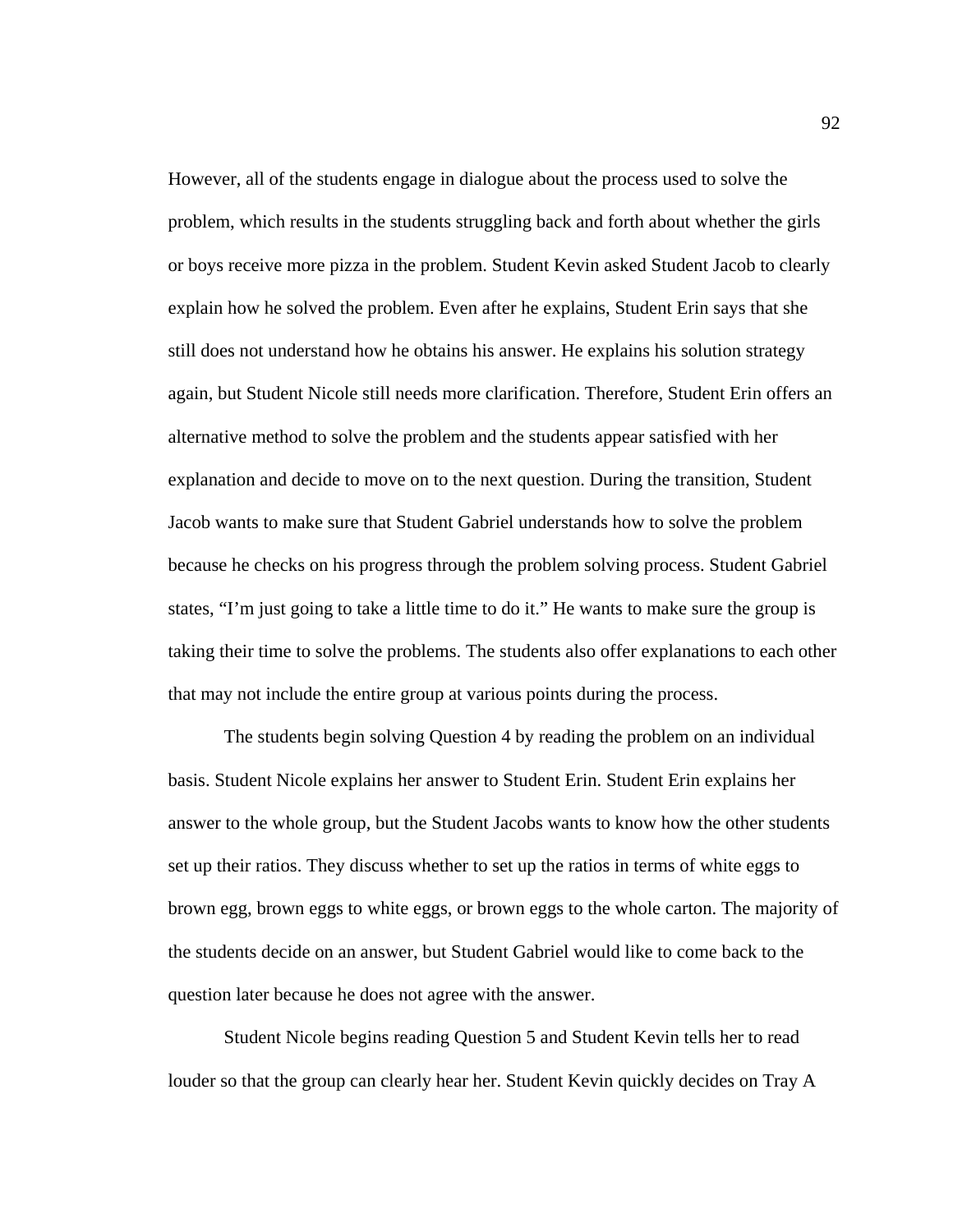However, all of the students engage in dialogue about the process used to solve the problem, which results in the students struggling back and forth about whether the girls or boys receive more pizza in the problem. Student Kevin asked Student Jacob to clearly explain how he solved the problem. Even after he explains, Student Erin says that she still does not understand how he obtains his answer. He explains his solution strategy again, but Student Nicole still needs more clarification. Therefore, Student Erin offers an alternative method to solve the problem and the students appear satisfied with her explanation and decide to move on to the next question. During the transition, Student Jacob wants to make sure that Student Gabriel understands how to solve the problem because he checks on his progress through the problem solving process. Student Gabriel states, "I'm just going to take a little time to do it." He wants to make sure the group is taking their time to solve the problems. The students also offer explanations to each other that may not include the entire group at various points during the process.

The students begin solving Question 4 by reading the problem on an individual basis. Student Nicole explains her answer to Student Erin. Student Erin explains her answer to the whole group, but the Student Jacobs wants to know how the other students set up their ratios. They discuss whether to set up the ratios in terms of white eggs to brown egg, brown eggs to white eggs, or brown eggs to the whole carton. The majority of the students decide on an answer, but Student Gabriel would like to come back to the question later because he does not agree with the answer.

Student Nicole begins reading Question 5 and Student Kevin tells her to read louder so that the group can clearly hear her. Student Kevin quickly decides on Tray A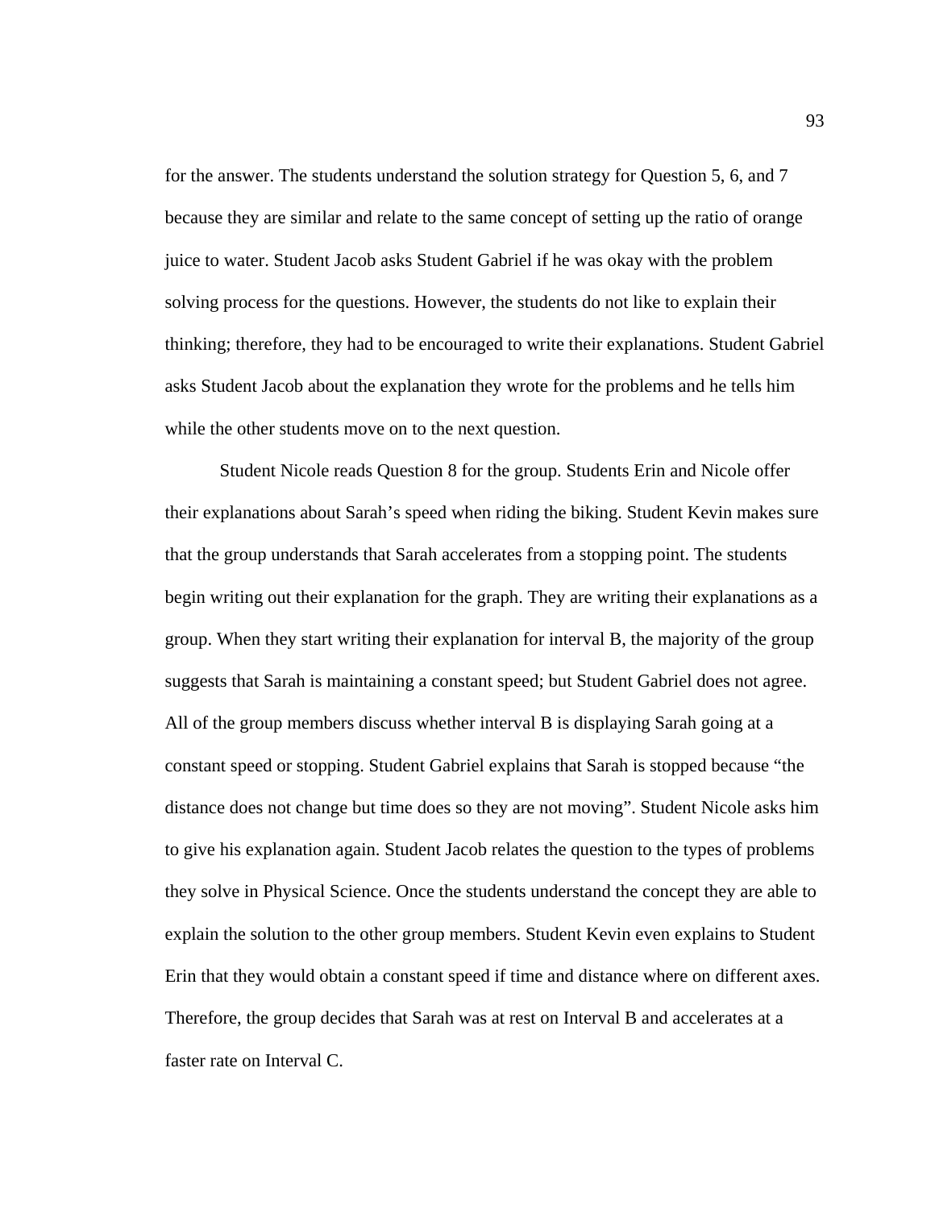for the answer. The students understand the solution strategy for Question 5, 6, and 7 because they are similar and relate to the same concept of setting up the ratio of orange juice to water. Student Jacob asks Student Gabriel if he was okay with the problem solving process for the questions. However, the students do not like to explain their thinking; therefore, they had to be encouraged to write their explanations. Student Gabriel asks Student Jacob about the explanation they wrote for the problems and he tells him while the other students move on to the next question.

Student Nicole reads Question 8 for the group. Students Erin and Nicole offer their explanations about Sarah's speed when riding the biking. Student Kevin makes sure that the group understands that Sarah accelerates from a stopping point. The students begin writing out their explanation for the graph. They are writing their explanations as a group. When they start writing their explanation for interval B, the majority of the group suggests that Sarah is maintaining a constant speed; but Student Gabriel does not agree. All of the group members discuss whether interval B is displaying Sarah going at a constant speed or stopping. Student Gabriel explains that Sarah is stopped because "the distance does not change but time does so they are not moving". Student Nicole asks him to give his explanation again. Student Jacob relates the question to the types of problems they solve in Physical Science. Once the students understand the concept they are able to explain the solution to the other group members. Student Kevin even explains to Student Erin that they would obtain a constant speed if time and distance where on different axes. Therefore, the group decides that Sarah was at rest on Interval B and accelerates at a faster rate on Interval C.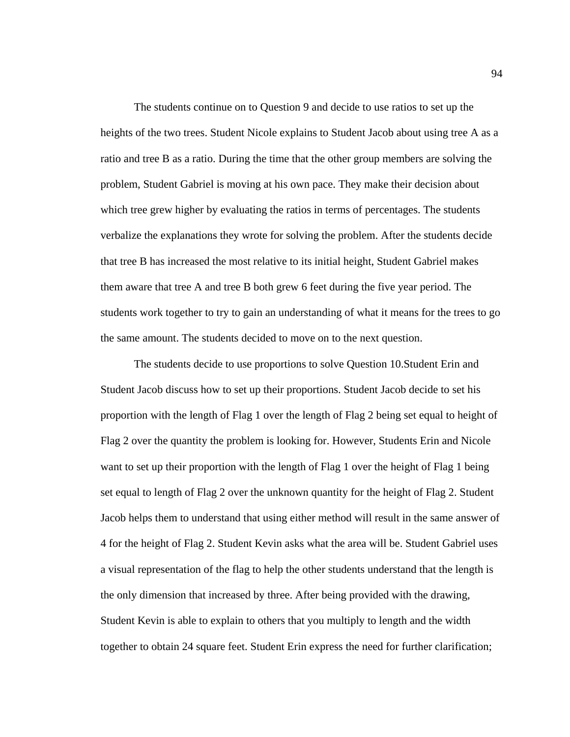The students continue on to Question 9 and decide to use ratios to set up the heights of the two trees. Student Nicole explains to Student Jacob about using tree A as a ratio and tree B as a ratio. During the time that the other group members are solving the problem, Student Gabriel is moving at his own pace. They make their decision about which tree grew higher by evaluating the ratios in terms of percentages. The students verbalize the explanations they wrote for solving the problem. After the students decide that tree B has increased the most relative to its initial height, Student Gabriel makes them aware that tree A and tree B both grew 6 feet during the five year period. The students work together to try to gain an understanding of what it means for the trees to go the same amount. The students decided to move on to the next question.

The students decide to use proportions to solve Question 10.Student Erin and Student Jacob discuss how to set up their proportions. Student Jacob decide to set his proportion with the length of Flag 1 over the length of Flag 2 being set equal to height of Flag 2 over the quantity the problem is looking for. However, Students Erin and Nicole want to set up their proportion with the length of Flag 1 over the height of Flag 1 being set equal to length of Flag 2 over the unknown quantity for the height of Flag 2. Student Jacob helps them to understand that using either method will result in the same answer of 4 for the height of Flag 2. Student Kevin asks what the area will be. Student Gabriel uses a visual representation of the flag to help the other students understand that the length is the only dimension that increased by three. After being provided with the drawing, Student Kevin is able to explain to others that you multiply to length and the width together to obtain 24 square feet. Student Erin express the need for further clarification;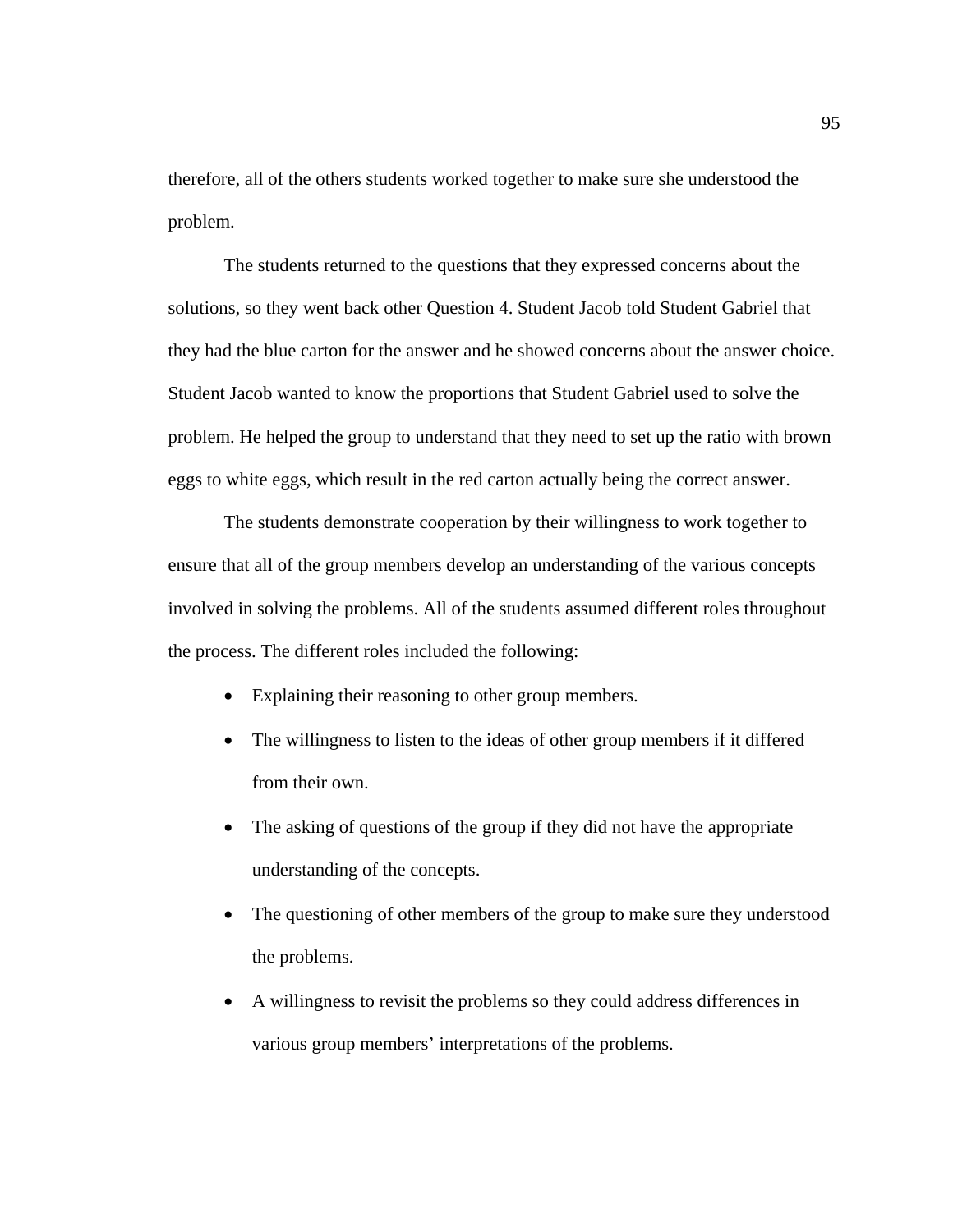therefore, all of the others students worked together to make sure she understood the problem.

The students returned to the questions that they expressed concerns about the solutions, so they went back other Question 4. Student Jacob told Student Gabriel that they had the blue carton for the answer and he showed concerns about the answer choice. Student Jacob wanted to know the proportions that Student Gabriel used to solve the problem. He helped the group to understand that they need to set up the ratio with brown eggs to white eggs, which result in the red carton actually being the correct answer.

The students demonstrate cooperation by their willingness to work together to ensure that all of the group members develop an understanding of the various concepts involved in solving the problems. All of the students assumed different roles throughout the process. The different roles included the following:

- Explaining their reasoning to other group members.
- The willingness to listen to the ideas of other group members if it differed from their own.
- The asking of questions of the group if they did not have the appropriate understanding of the concepts.
- The questioning of other members of the group to make sure they understood the problems.
- A willingness to revisit the problems so they could address differences in various group members' interpretations of the problems.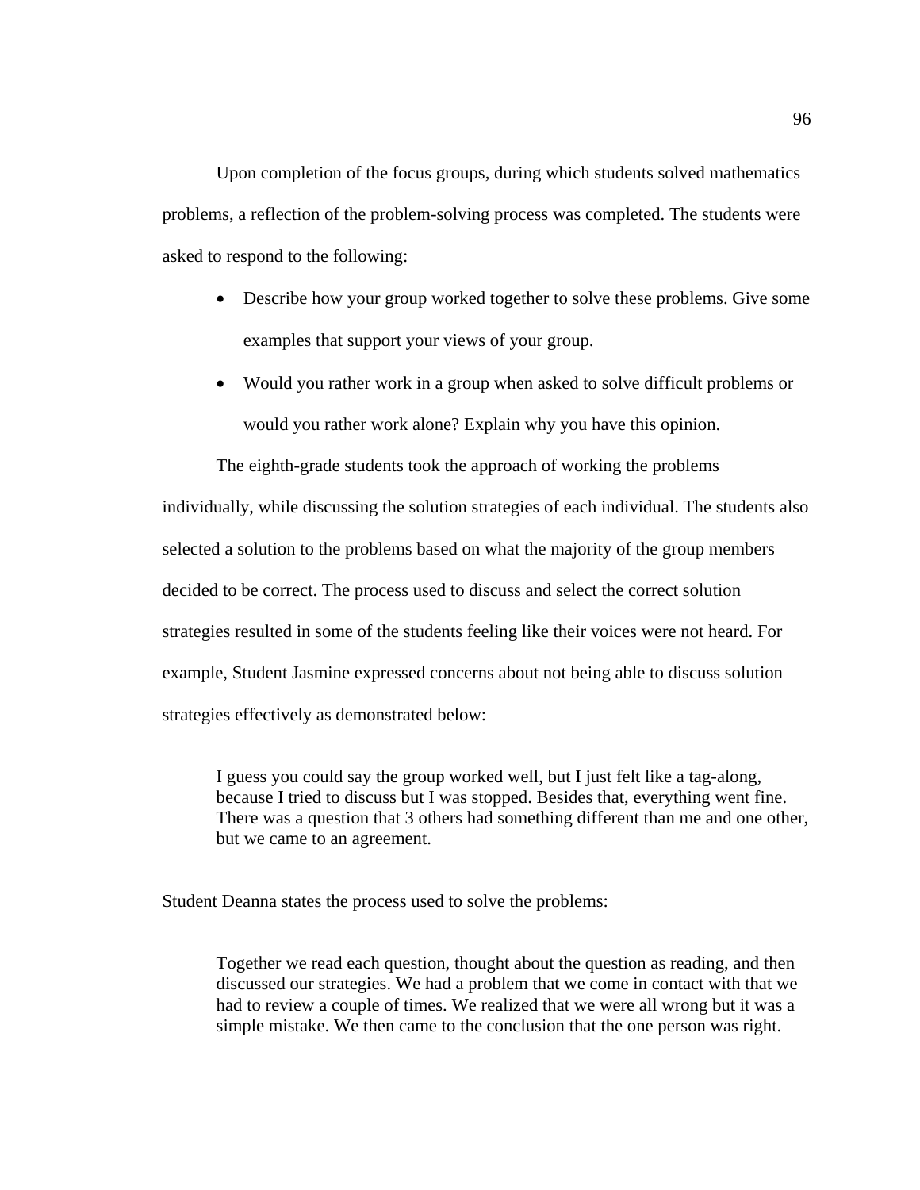Upon completion of the focus groups, during which students solved mathematics problems, a reflection of the problem-solving process was completed. The students were asked to respond to the following:

- Describe how your group worked together to solve these problems. Give some examples that support your views of your group.
- Would you rather work in a group when asked to solve difficult problems or would you rather work alone? Explain why you have this opinion.

The eighth-grade students took the approach of working the problems individually, while discussing the solution strategies of each individual. The students also selected a solution to the problems based on what the majority of the group members decided to be correct. The process used to discuss and select the correct solution strategies resulted in some of the students feeling like their voices were not heard. For example, Student Jasmine expressed concerns about not being able to discuss solution strategies effectively as demonstrated below:

> I guess you could say the group worked well, but I just felt like a tag-along, because I tried to discuss but I was stopped. Besides that, everything went fine. There was a question that 3 others had something different than me and one other, but we came to an agreement.

Student Deanna states the process used to solve the problems:

> Together we read each question, thought about the question as reading, and then discussed our strategies. We had a problem that we come in contact with that we had to review a couple of times. We realized that we were all wrong but it was a simple mistake. We then came to the conclusion that the one person was right.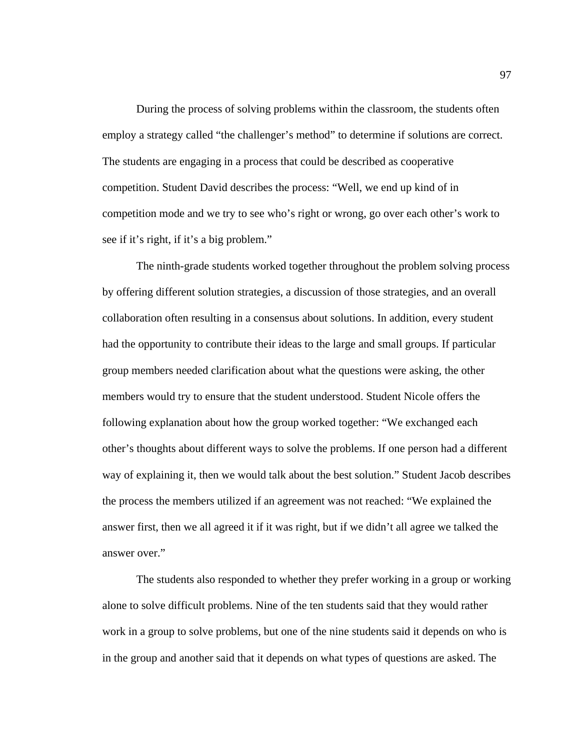During the process of solving problems within the classroom, the students often employ a strategy called “the challenger’s method” to determine if solutions are correct. The students are engaging in a process that could be described as cooperative competition. Student David describes the process: “Well, we end up kind of in competition mode and we try to see who’s right or wrong, go over each other’s work to see if it’s right, if it’s a big problem.”

The ninth-grade students worked together throughout the problem solving process by offering different solution strategies, a discussion of those strategies, and an overall collaboration often resulting in a consensus about solutions. In addition, every student had the opportunity to contribute their ideas to the large and small groups. If particular group members needed clarification about what the questions were asking, the other members would try to ensure that the student understood. Student Nicole offers the following explanation about how the group worked together: “We exchanged each other’s thoughts about different ways to solve the problems. If one person had a different way of explaining it, then we would talk about the best solution.” Student Jacob describes the process the members utilized if an agreement was not reached: “We explained the answer first, then we all agreed it if it was right, but if we didn’t all agree we talked the answer over.”

The students also responded to whether they prefer working in a group or working alone to solve difficult problems. Nine of the ten students said that they would rather work in a group to solve problems, but one of the nine students said it depends on who is in the group and another said that it depends on what types of questions are asked. The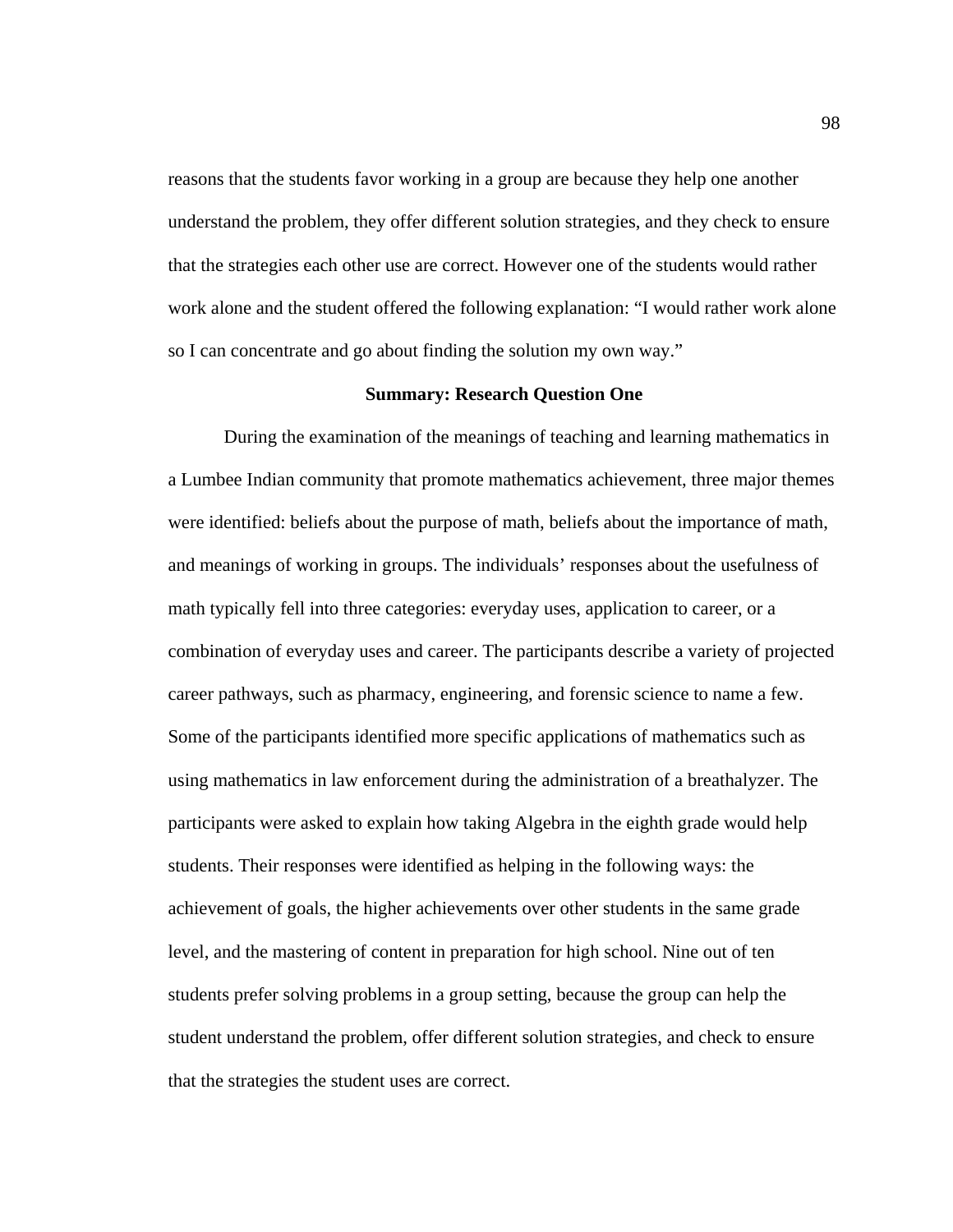reasons that the students favor working in a group are because they help one another understand the problem, they offer different solution strategies, and they check to ensure that the strategies each other use are correct. However one of the students would rather work alone and the student offered the following explanation: “I would rather work alone so I can concentrate and go about finding the solution my own way.”

## Summary: Research Question One

During the examination of the meanings of teaching and learning mathematics in a Lumbee Indian community that promote mathematics achievement, three major themes were identified: beliefs about the purpose of math, beliefs about the importance of math, and meanings of working in groups. The individuals’ responses about the usefulness of math typically fell into three categories: everyday uses, application to career, or a combination of everyday uses and career. The participants describe a variety of projected career pathways, such as pharmacy, engineering, and forensic science to name a few. Some of the participants identified more specific applications of mathematics such as using mathematics in law enforcement during the administration of a breathalyzer. The participants were asked to explain how taking Algebra in the eighth grade would help students. Their responses were identified as helping in the following ways: the achievement of goals, the higher achievements over other students in the same grade level, and the mastering of content in preparation for high school. Nine out of ten students prefer solving problems in a group setting, because the group can help the student understand the problem, offer different solution strategies, and check to ensure that the strategies the student uses are correct.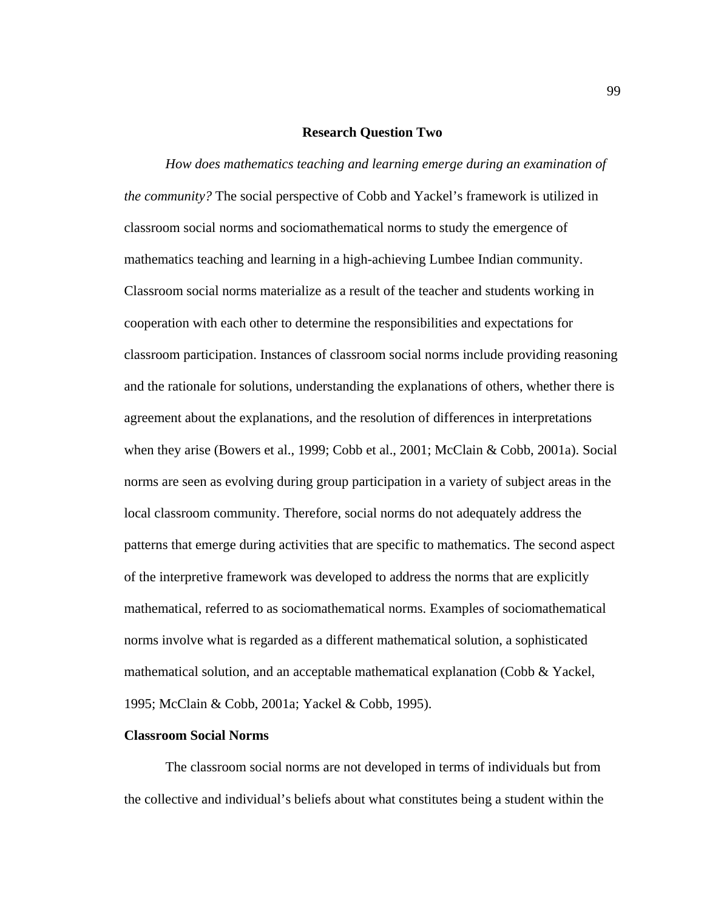## Research Question Two

*How does mathematics teaching and learning emerge during an examination of the community?* The social perspective of Cobb and Yackel's framework is utilized in classroom social norms and sociomathematical norms to study the emergence of mathematics teaching and learning in a high-achieving Lumbee Indian community. Classroom social norms materialize as a result of the teacher and students working in cooperation with each other to determine the responsibilities and expectations for classroom participation. Instances of classroom social norms include providing reasoning and the rationale for solutions, understanding the explanations of others, whether there is agreement about the explanations, and the resolution of differences in interpretations when they arise (Bowers et al., 1999; Cobb et al., 2001; McClain & Cobb, 2001a). Social norms are seen as evolving during group participation in a variety of subject areas in the local classroom community. Therefore, social norms do not adequately address the patterns that emerge during activities that are specific to mathematics. The second aspect of the interpretive framework was developed to address the norms that are explicitly mathematical, referred to as sociomathematical norms. Examples of sociomathematical norms involve what is regarded as a different mathematical solution, a sophisticated mathematical solution, and an acceptable mathematical explanation (Cobb & Yackel, 1995; McClain & Cobb, 2001a; Yackel & Cobb, 1995).

### Classroom Social Norms

The classroom social norms are not developed in terms of individuals but from the collective and individual's beliefs about what constitutes being a student within the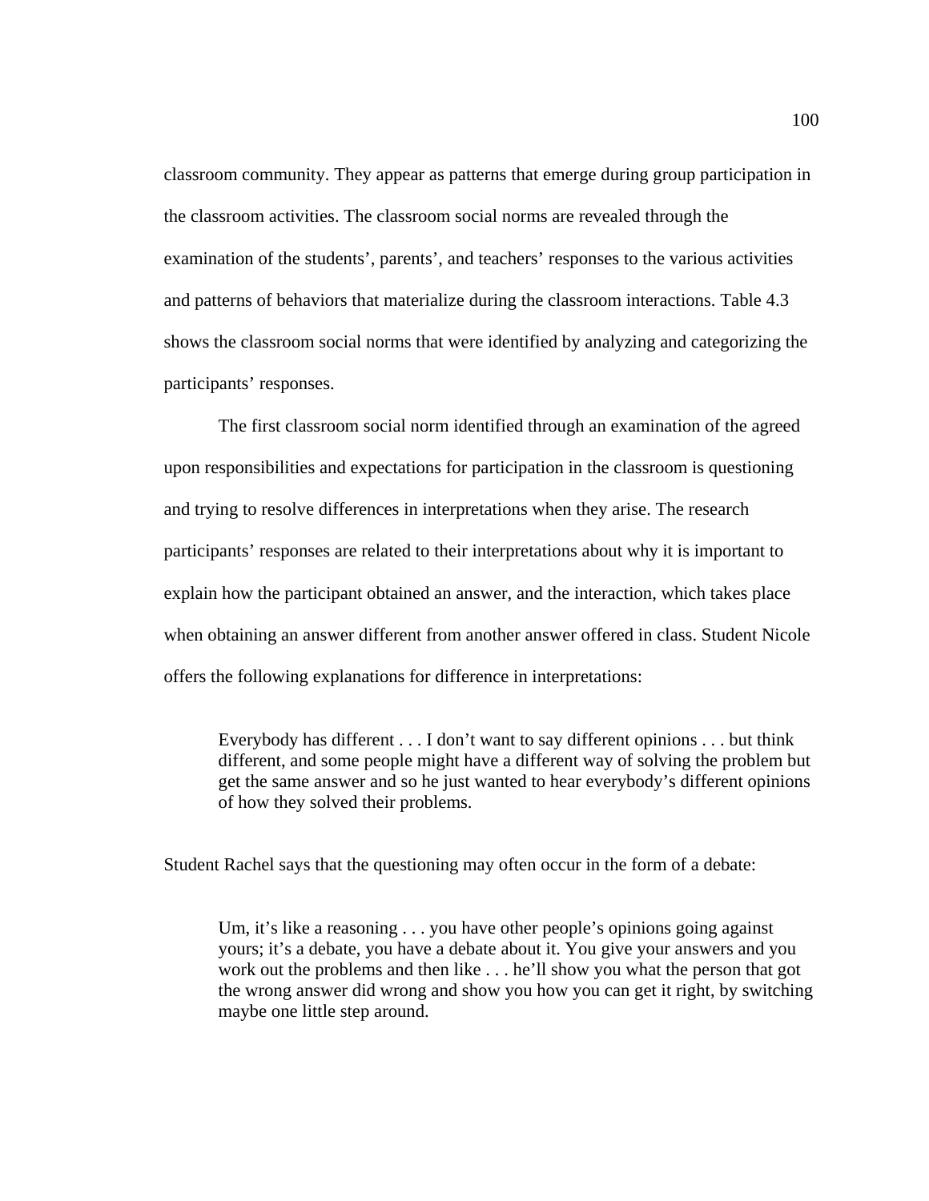classroom community. They appear as patterns that emerge during group participation in the classroom activities. The classroom social norms are revealed through the examination of the students', parents', and teachers' responses to the various activities and patterns of behaviors that materialize during the classroom interactions. Table 4.3 shows the classroom social norms that were identified by analyzing and categorizing the participants' responses.

The first classroom social norm identified through an examination of the agreed upon responsibilities and expectations for participation in the classroom is questioning and trying to resolve differences in interpretations when they arise. The research participants' responses are related to their interpretations about why it is important to explain how the participant obtained an answer, and the interaction, which takes place when obtaining an answer different from another answer offered in class. Student Nicole offers the following explanations for difference in interpretations:

> Everybody has different . . . I don't want to say different opinions . . . but think different, and some people might have a different way of solving the problem but get the same answer and so he just wanted to hear everybody's different opinions of how they solved their problems.

Student Rachel says that the questioning may often occur in the form of a debate:

> Um, it's like a reasoning . . . you have other people's opinions going against yours; it's a debate, you have a debate about it. You give your answers and you work out the problems and then like . . . he'll show you what the person that got the wrong answer did wrong and show you how you can get it right, by switching maybe one little step around.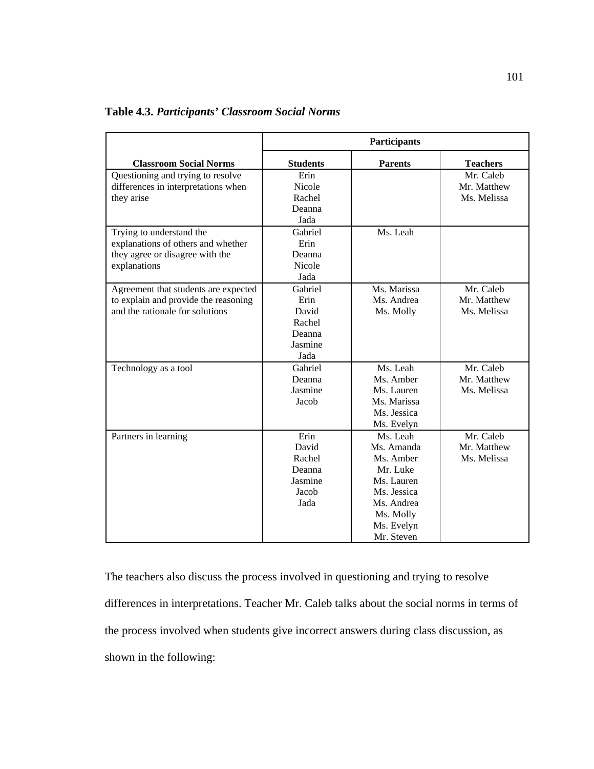**Table 4.3.** ***Participants' Classroom Social Norms***

| Classroom Social Norms | Participants | | |
|---|---|---|---|
| | **Students** | **Parents** | **Teachers** |
| Questioning and trying to resolve differences in interpretations when they arise | Erin<br>Nicole<br>Rachel<br>Deanna<br>Jada | | Mr. Caleb<br>Mr. Matthew<br>Ms. Melissa |
| Trying to understand the explanations of others and whether they agree or disagree with the explanations | Gabriel<br>Erin<br>Deanna<br>Nicole<br>Jada | Ms. Leah | |
| Agreement that students are expected to explain and provide the reasoning and the rationale for solutions | Gabriel<br>Erin<br>David<br>Rachel<br>Deanna<br>Jasmine<br>Jada | Ms. Marissa<br>Ms. Andrea<br>Ms. Molly | Mr. Caleb<br>Mr. Matthew<br>Ms. Melissa |
| Technology as a tool | Gabriel<br>Deanna<br>Jasmine<br>Jacob | Ms. Leah<br>Ms. Amber<br>Ms. Lauren<br>Ms. Marissa<br>Ms. Jessica<br>Ms. Evelyn | Mr. Caleb<br>Mr. Matthew<br>Ms. Melissa |
| Partners in learning | Erin<br>David<br>Rachel<br>Deanna<br>Jasmine<br>Jacob<br>Jada | Ms. Leah<br>Ms. Amanda<br>Ms. Amber<br>Mr. Luke<br>Ms. Lauren<br>Ms. Jessica<br>Ms. Andrea<br>Ms. Molly<br>Ms. Evelyn<br>Mr. Steven | Mr. Caleb<br>Mr. Matthew<br>Ms. Melissa |

The teachers also discuss the process involved in questioning and trying to resolve differences in interpretations. Teacher Mr. Caleb talks about the social norms in terms of the process involved when students give incorrect answers during class discussion, as shown in the following: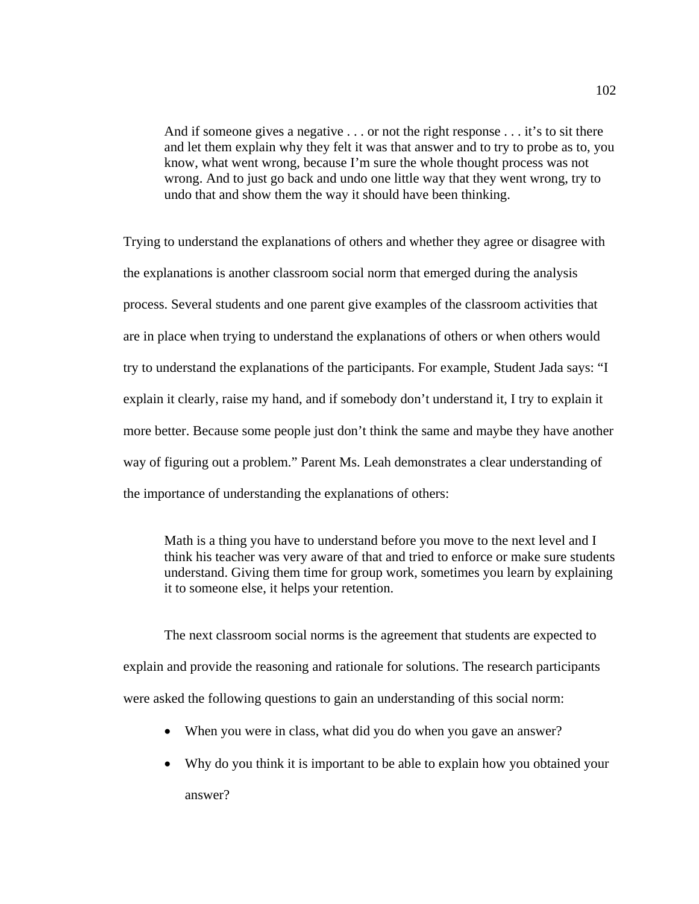> And if someone gives a negative . . . or not the right response . . . it's to sit there and let them explain why they felt it was that answer and to try to probe as to, you know, what went wrong, because I'm sure the whole thought process was not wrong. And to just go back and undo one little way that they went wrong, try to undo that and show them the way it should have been thinking.

Trying to understand the explanations of others and whether they agree or disagree with the explanations is another classroom social norm that emerged during the analysis process. Several students and one parent give examples of the classroom activities that are in place when trying to understand the explanations of others or when others would try to understand the explanations of the participants. For example, Student Jada says: "I explain it clearly, raise my hand, and if somebody don't understand it, I try to explain it more better. Because some people just don't think the same and maybe they have another way of figuring out a problem." Parent Ms. Leah demonstrates a clear understanding of the importance of understanding the explanations of others:

> Math is a thing you have to understand before you move to the next level and I think his teacher was very aware of that and tried to enforce or make sure students understand. Giving them time for group work, sometimes you learn by explaining it to someone else, it helps your retention.

The next classroom social norms is the agreement that students are expected to explain and provide the reasoning and rationale for solutions. The research participants were asked the following questions to gain an understanding of this social norm:

- When you were in class, what did you do when you gave an answer?
- Why do you think it is important to be able to explain how you obtained your answer?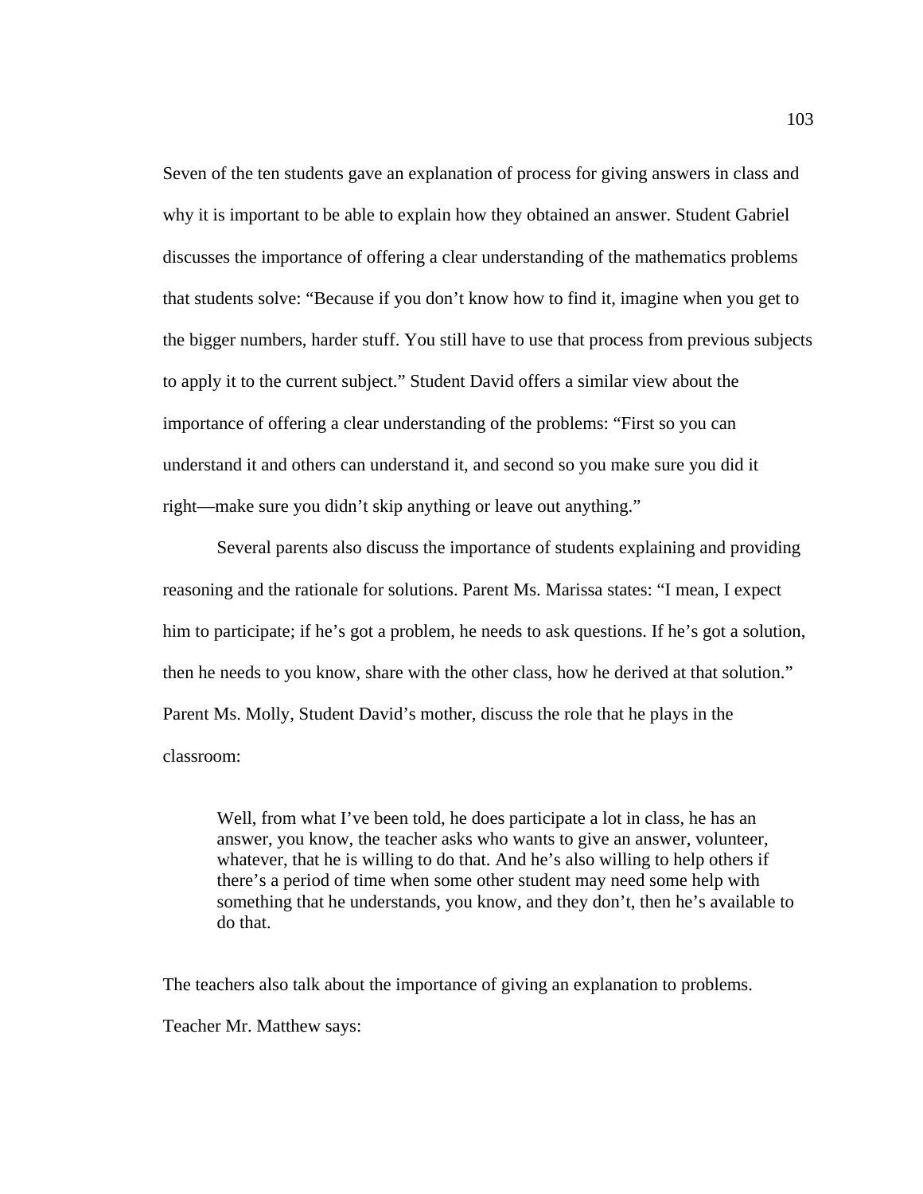Seven of the ten students gave an explanation of process for giving answers in class and why it is important to be able to explain how they obtained an answer. Student Gabriel discusses the importance of offering a clear understanding of the mathematics problems that students solve: “Because if you don’t know how to find it, imagine when you get to the bigger numbers, harder stuff. You still have to use that process from previous subjects to apply it to the current subject.” Student David offers a similar view about the importance of offering a clear understanding of the problems: “First so you can understand it and others can understand it, and second so you make sure you did it right—make sure you didn’t skip anything or leave out anything.”

Several parents also discuss the importance of students explaining and providing reasoning and the rationale for solutions. Parent Ms. Marissa states: “I mean, I expect him to participate; if he’s got a problem, he needs to ask questions. If he’s got a solution, then he needs to you know, share with the other class, how he derived at that solution.” Parent Ms. Molly, Student David’s mother, discuss the role that he plays in the classroom:

> Well, from what I’ve been told, he does participate a lot in class, he has an answer, you know, the teacher asks who wants to give an answer, volunteer, whatever, that he is willing to do that. And he’s also willing to help others if there’s a period of time when some other student may need some help with something that he understands, you know, and they don’t, then he’s available to do that.

The teachers also talk about the importance of giving an explanation to problems. Teacher Mr. Matthew says: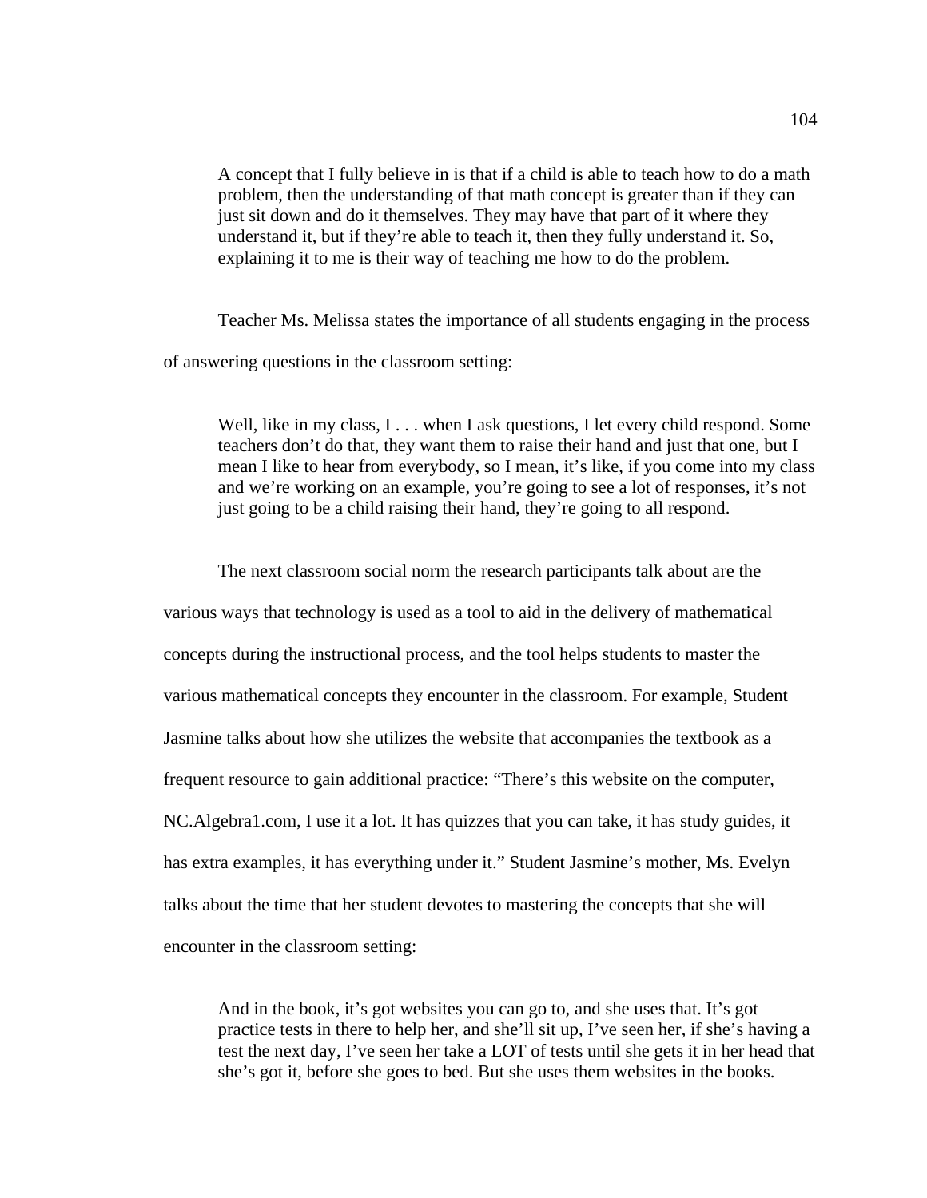> A concept that I fully believe in is that if a child is able to teach how to do a math problem, then the understanding of that math concept is greater than if they can just sit down and do it themselves. They may have that part of it where they understand it, but if they're able to teach it, then they fully understand it. So, explaining it to me is their way of teaching me how to do the problem.

Teacher Ms. Melissa states the importance of all students engaging in the process of answering questions in the classroom setting:

> Well, like in my class, I . . . when I ask questions, I let every child respond. Some teachers don't do that, they want them to raise their hand and just that one, but I mean I like to hear from everybody, so I mean, it's like, if you come into my class and we're working on an example, you're going to see a lot of responses, it's not just going to be a child raising their hand, they're going to all respond.

The next classroom social norm the research participants talk about are the various ways that technology is used as a tool to aid in the delivery of mathematical concepts during the instructional process, and the tool helps students to master the various mathematical concepts they encounter in the classroom. For example, Student Jasmine talks about how she utilizes the website that accompanies the textbook as a frequent resource to gain additional practice: "There's this website on the computer, NC.Algebra1.com, I use it a lot. It has quizzes that you can take, it has study guides, it has extra examples, it has everything under it." Student Jasmine's mother, Ms. Evelyn talks about the time that her student devotes to mastering the concepts that she will encounter in the classroom setting:

> And in the book, it's got websites you can go to, and she uses that. It's got practice tests in there to help her, and she'll sit up, I've seen her, if she's having a test the next day, I've seen her take a LOT of tests until she gets it in her head that she's got it, before she goes to bed. But she uses them websites in the books.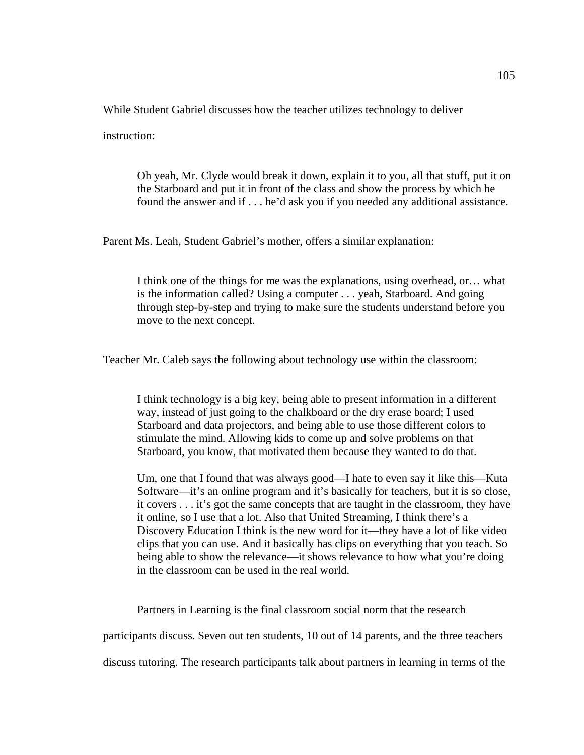While Student Gabriel discusses how the teacher utilizes technology to deliver instruction:

> Oh yeah, Mr. Clyde would break it down, explain it to you, all that stuff, put it on the Starboard and put it in front of the class and show the process by which he found the answer and if . . . he'd ask you if you needed any additional assistance.

Parent Ms. Leah, Student Gabriel's mother, offers a similar explanation:

> I think one of the things for me was the explanations, using overhead, or… what is the information called? Using a computer . . . yeah, Starboard. And going through step-by-step and trying to make sure the students understand before you move to the next concept.

Teacher Mr. Caleb says the following about technology use within the classroom:

> I think technology is a big key, being able to present information in a different way, instead of just going to the chalkboard or the dry erase board; I used Starboard and data projectors, and being able to use those different colors to stimulate the mind. Allowing kids to come up and solve problems on that Starboard, you know, that motivated them because they wanted to do that.
>
> Um, one that I found that was always good—I hate to even say it like this—Kuta Software—it's an online program and it's basically for teachers, but it is so close, it covers . . . it's got the same concepts that are taught in the classroom, they have it online, so I use that a lot. Also that United Streaming, I think there's a Discovery Education I think is the new word for it—they have a lot of like video clips that you can use. And it basically has clips on everything that you teach. So being able to show the relevance—it shows relevance to how what you're doing in the classroom can be used in the real world.

Partners in Learning is the final classroom social norm that the research participants discuss. Seven out ten students, 10 out of 14 parents, and the three teachers discuss tutoring. The research participants talk about partners in learning in terms of the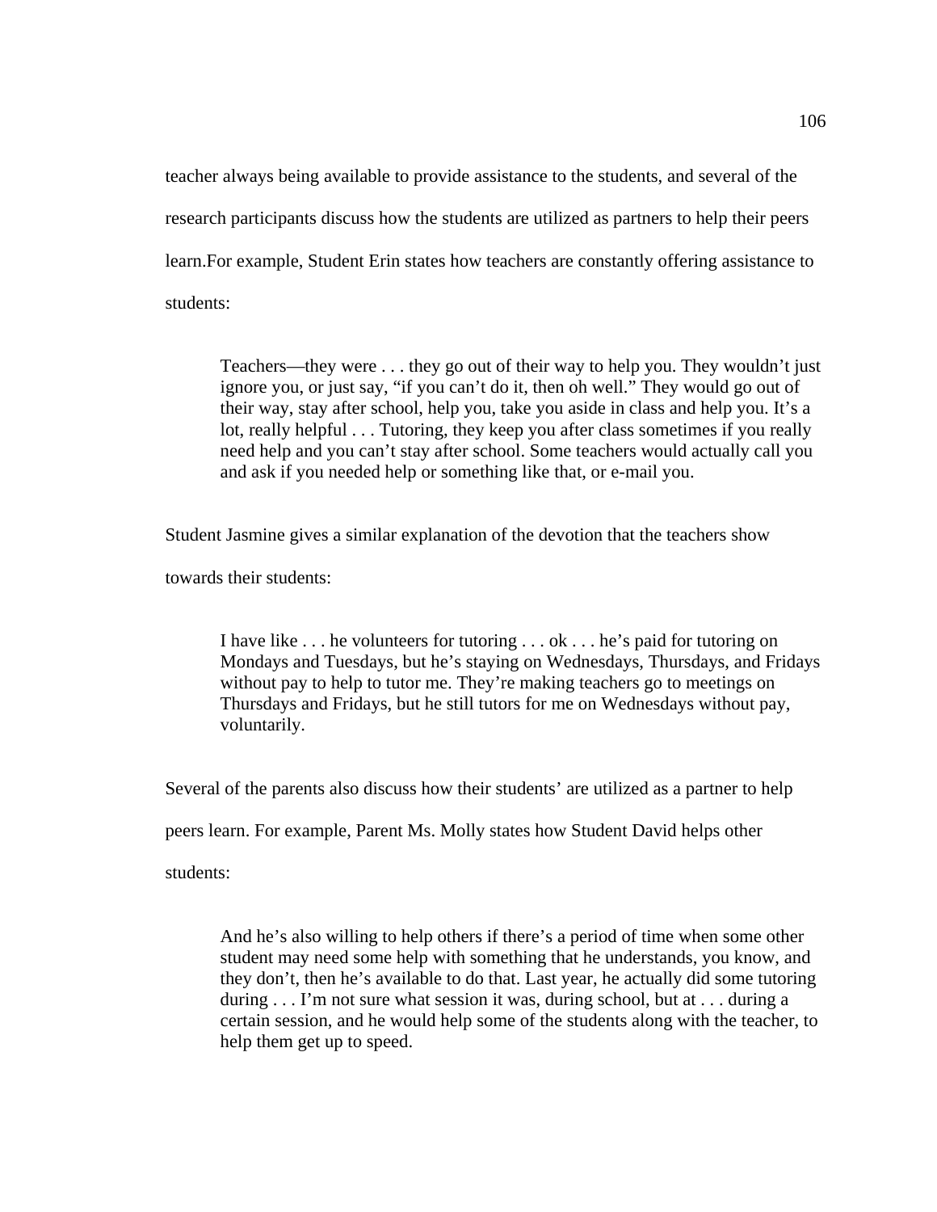teacher always being available to provide assistance to the students, and several of the research participants discuss how the students are utilized as partners to help their peers learn.For example, Student Erin states how teachers are constantly offering assistance to students:

> Teachers—they were . . . they go out of their way to help you. They wouldn't just ignore you, or just say, "if you can't do it, then oh well." They would go out of their way, stay after school, help you, take you aside in class and help you. It's a lot, really helpful . . . Tutoring, they keep you after class sometimes if you really need help and you can't stay after school. Some teachers would actually call you and ask if you needed help or something like that, or e-mail you.

Student Jasmine gives a similar explanation of the devotion that the teachers show towards their students:

> I have like . . . he volunteers for tutoring . . . ok . . . he's paid for tutoring on Mondays and Tuesdays, but he's staying on Wednesdays, Thursdays, and Fridays without pay to help to tutor me. They're making teachers go to meetings on Thursdays and Fridays, but he still tutors for me on Wednesdays without pay, voluntarily.

Several of the parents also discuss how their students' are utilized as a partner to help peers learn. For example, Parent Ms. Molly states how Student David helps other students:

> And he's also willing to help others if there's a period of time when some other student may need some help with something that he understands, you know, and they don't, then he's available to do that. Last year, he actually did some tutoring during . . . I'm not sure what session it was, during school, but at . . . during a certain session, and he would help some of the students along with the teacher, to help them get up to speed.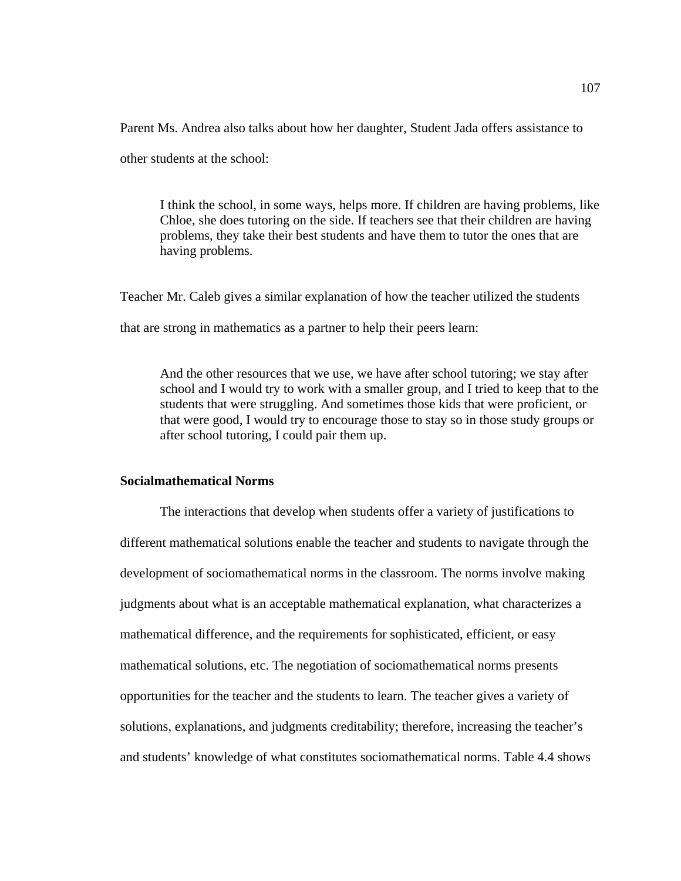Parent Ms. Andrea also talks about how her daughter, Student Jada offers assistance to other students at the school:

> I think the school, in some ways, helps more. If children are having problems, like Chloe, she does tutoring on the side. If teachers see that their children are having problems, they take their best students and have them to tutor the ones that are having problems.

Teacher Mr. Caleb gives a similar explanation of how the teacher utilized the students that are strong in mathematics as a partner to help their peers learn:

> And the other resources that we use, we have after school tutoring; we stay after school and I would try to work with a smaller group, and I tried to keep that to the students that were struggling. And sometimes those kids that were proficient, or that were good, I would try to encourage those to stay so in those study groups or after school tutoring, I could pair them up.

### Socialmathematical Norms

The interactions that develop when students offer a variety of justifications to different mathematical solutions enable the teacher and students to navigate through the development of sociomathematical norms in the classroom. The norms involve making judgments about what is an acceptable mathematical explanation, what characterizes a mathematical difference, and the requirements for sophisticated, efficient, or easy mathematical solutions, etc. The negotiation of sociomathematical norms presents opportunities for the teacher and the students to learn. The teacher gives a variety of solutions, explanations, and judgments creditability; therefore, increasing the teacher's and students' knowledge of what constitutes sociomathematical norms. Table 4.4 shows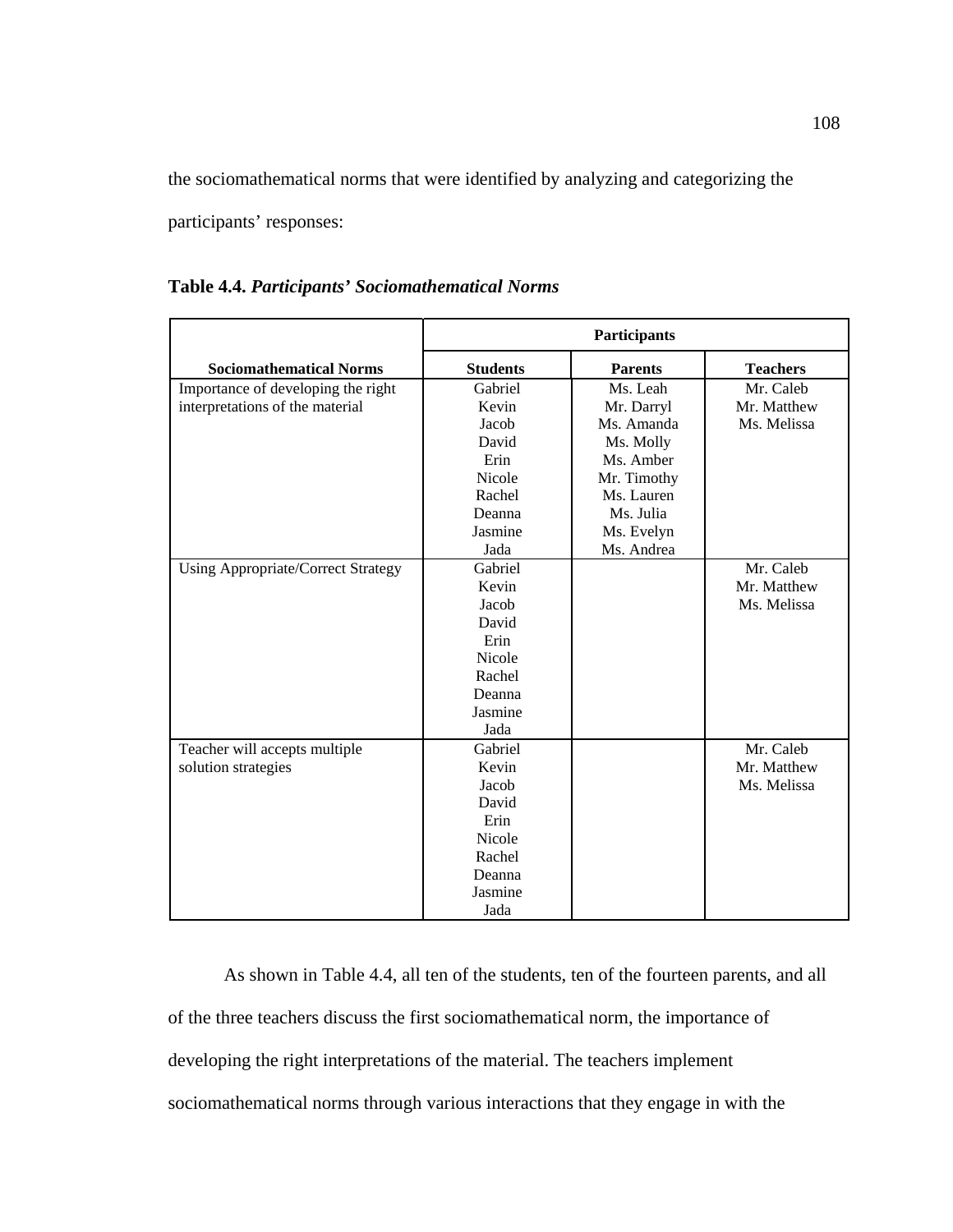the sociomathematical norms that were identified by analyzing and categorizing the participants' responses:

**Table 4.4.** ***Participants' Sociomathematical Norms***

| | Participants | | |
|---|---|---|---|
| **Sociomathematical Norms** | **Students** | **Parents** | **Teachers** |
| Importance of developing the right interpretations of the material | Gabriel<br>Kevin<br>Jacob<br>David<br>Erin<br>Nicole<br>Rachel<br>Deanna<br>Jasmine<br>Jada | Ms. Leah<br>Mr. Darryl<br>Ms. Amanda<br>Ms. Molly<br>Ms. Amber<br>Mr. Timothy<br>Ms. Lauren<br>Ms. Julia<br>Ms. Evelyn<br>Ms. Andrea | Mr. Caleb<br>Mr. Matthew<br>Ms. Melissa |
| Using Appropriate/Correct Strategy | Gabriel<br>Kevin<br>Jacob<br>David<br>Erin<br>Nicole<br>Rachel<br>Deanna<br>Jasmine<br>Jada | | Mr. Caleb<br>Mr. Matthew<br>Ms. Melissa |
| Teacher will accepts multiple solution strategies | Gabriel<br>Kevin<br>Jacob<br>David<br>Erin<br>Nicole<br>Rachel<br>Deanna<br>Jasmine<br>Jada | | Mr. Caleb<br>Mr. Matthew<br>Ms. Melissa |

As shown in Table 4.4, all ten of the students, ten of the fourteen parents, and all of the three teachers discuss the first sociomathematical norm, the importance of developing the right interpretations of the material. The teachers implement sociomathematical norms through various interactions that they engage in with the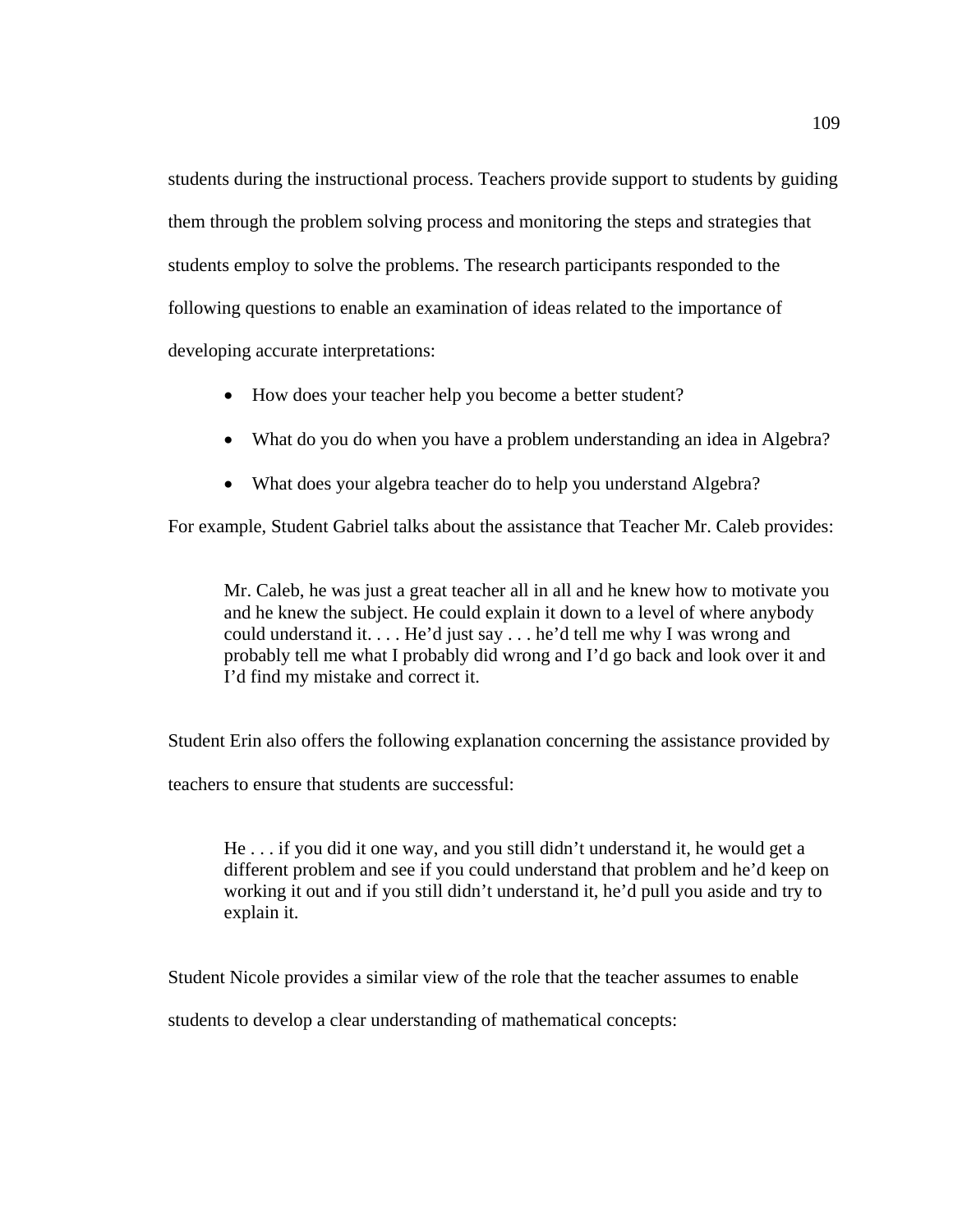students during the instructional process. Teachers provide support to students by guiding them through the problem solving process and monitoring the steps and strategies that students employ to solve the problems. The research participants responded to the following questions to enable an examination of ideas related to the importance of developing accurate interpretations:

- How does your teacher help you become a better student?
- What do you do when you have a problem understanding an idea in Algebra?
- What does your algebra teacher do to help you understand Algebra?

For example, Student Gabriel talks about the assistance that Teacher Mr. Caleb provides:

> Mr. Caleb, he was just a great teacher all in all and he knew how to motivate you and he knew the subject. He could explain it down to a level of where anybody could understand it. . . . He'd just say . . . he'd tell me why I was wrong and probably tell me what I probably did wrong and I'd go back and look over it and I'd find my mistake and correct it.

Student Erin also offers the following explanation concerning the assistance provided by teachers to ensure that students are successful:

> He . . . if you did it one way, and you still didn't understand it, he would get a different problem and see if you could understand that problem and he'd keep on working it out and if you still didn't understand it, he'd pull you aside and try to explain it.

Student Nicole provides a similar view of the role that the teacher assumes to enable students to develop a clear understanding of mathematical concepts: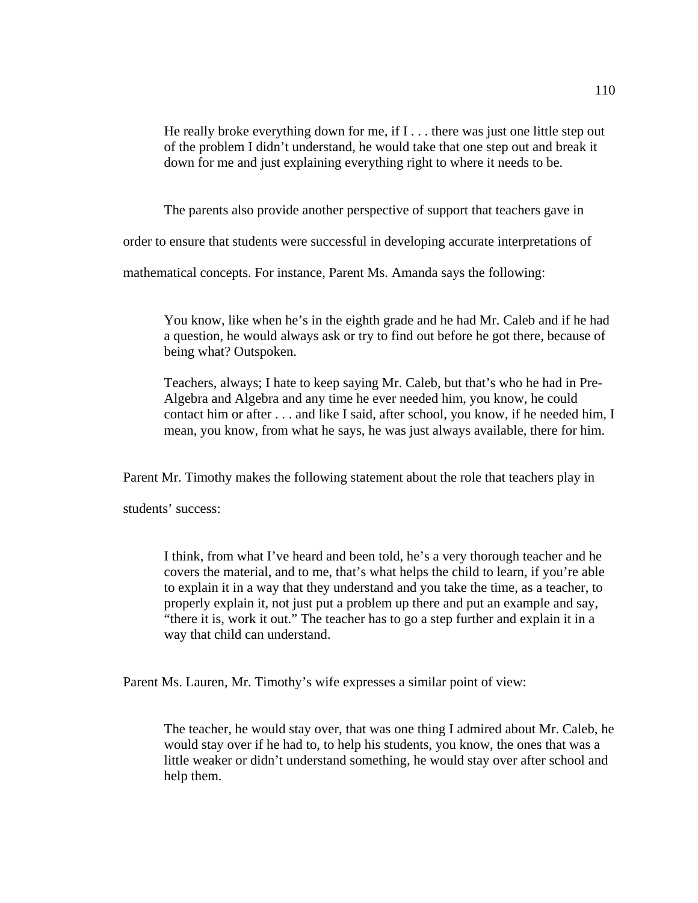> He really broke everything down for me, if I . . . there was just one little step out of the problem I didn't understand, he would take that one step out and break it down for me and just explaining everything right to where it needs to be.

The parents also provide another perspective of support that teachers gave in order to ensure that students were successful in developing accurate interpretations of mathematical concepts. For instance, Parent Ms. Amanda says the following:

> You know, like when he's in the eighth grade and he had Mr. Caleb and if he had a question, he would always ask or try to find out before he got there, because of being what? Outspoken.
>
> Teachers, always; I hate to keep saying Mr. Caleb, but that's who he had in Pre-Algebra and Algebra and any time he ever needed him, you know, he could contact him or after . . . and like I said, after school, you know, if he needed him, I mean, you know, from what he says, he was just always available, there for him.

Parent Mr. Timothy makes the following statement about the role that teachers play in students' success:

> I think, from what I've heard and been told, he's a very thorough teacher and he covers the material, and to me, that's what helps the child to learn, if you're able to explain it in a way that they understand and you take the time, as a teacher, to properly explain it, not just put a problem up there and put an example and say, "there it is, work it out." The teacher has to go a step further and explain it in a way that child can understand.

Parent Ms. Lauren, Mr. Timothy's wife expresses a similar point of view:

> The teacher, he would stay over, that was one thing I admired about Mr. Caleb, he would stay over if he had to, to help his students, you know, the ones that was a little weaker or didn't understand something, he would stay over after school and help them.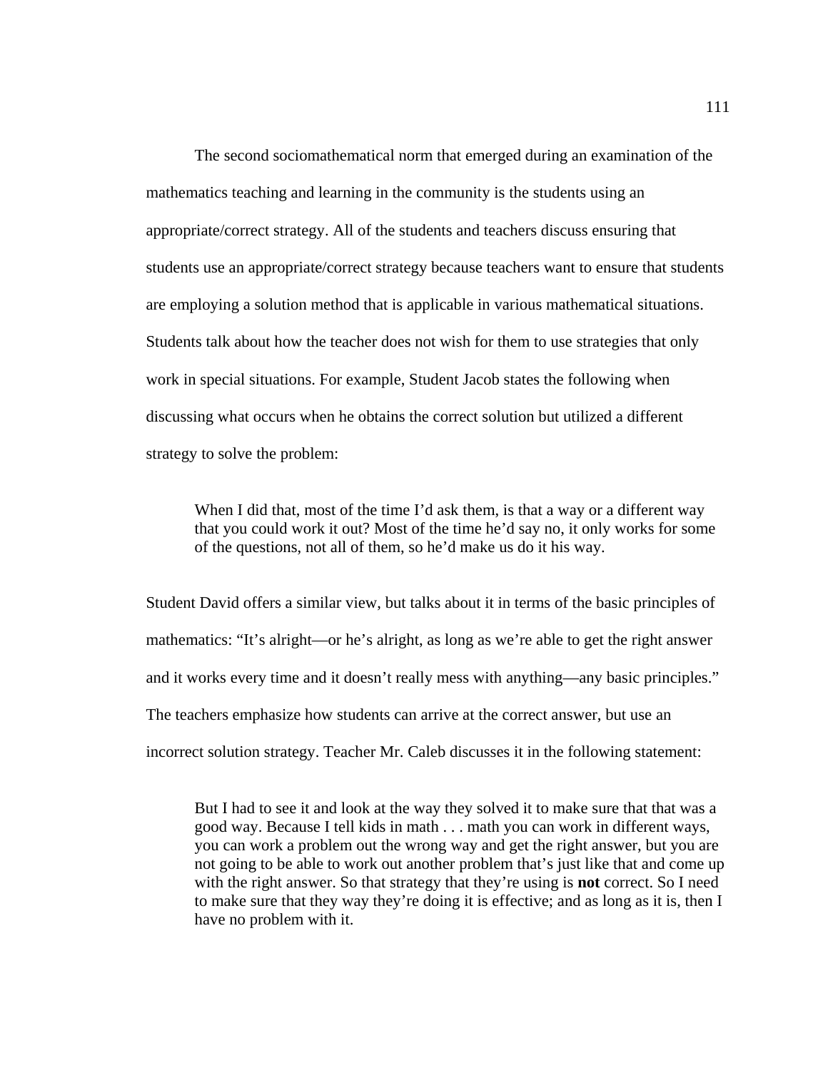The second sociomathematical norm that emerged during an examination of the mathematics teaching and learning in the community is the students using an appropriate/correct strategy. All of the students and teachers discuss ensuring that students use an appropriate/correct strategy because teachers want to ensure that students are employing a solution method that is applicable in various mathematical situations. Students talk about how the teacher does not wish for them to use strategies that only work in special situations. For example, Student Jacob states the following when discussing what occurs when he obtains the correct solution but utilized a different strategy to solve the problem:

> When I did that, most of the time I'd ask them, is that a way or a different way that you could work it out? Most of the time he'd say no, it only works for some of the questions, not all of them, so he'd make us do it his way.

Student David offers a similar view, but talks about it in terms of the basic principles of mathematics: "It's alright—or he's alright, as long as we're able to get the right answer and it works every time and it doesn't really mess with anything—any basic principles." The teachers emphasize how students can arrive at the correct answer, but use an incorrect solution strategy. Teacher Mr. Caleb discusses it in the following statement:

> But I had to see it and look at the way they solved it to make sure that that was a good way. Because I tell kids in math . . . math you can work in different ways, you can work a problem out the wrong way and get the right answer, but you are not going to be able to work out another problem that's just like that and come up with the right answer. So that strategy that they're using is **not** correct. So I need to make sure that they way they're doing it is effective; and as long as it is, then I have no problem with it.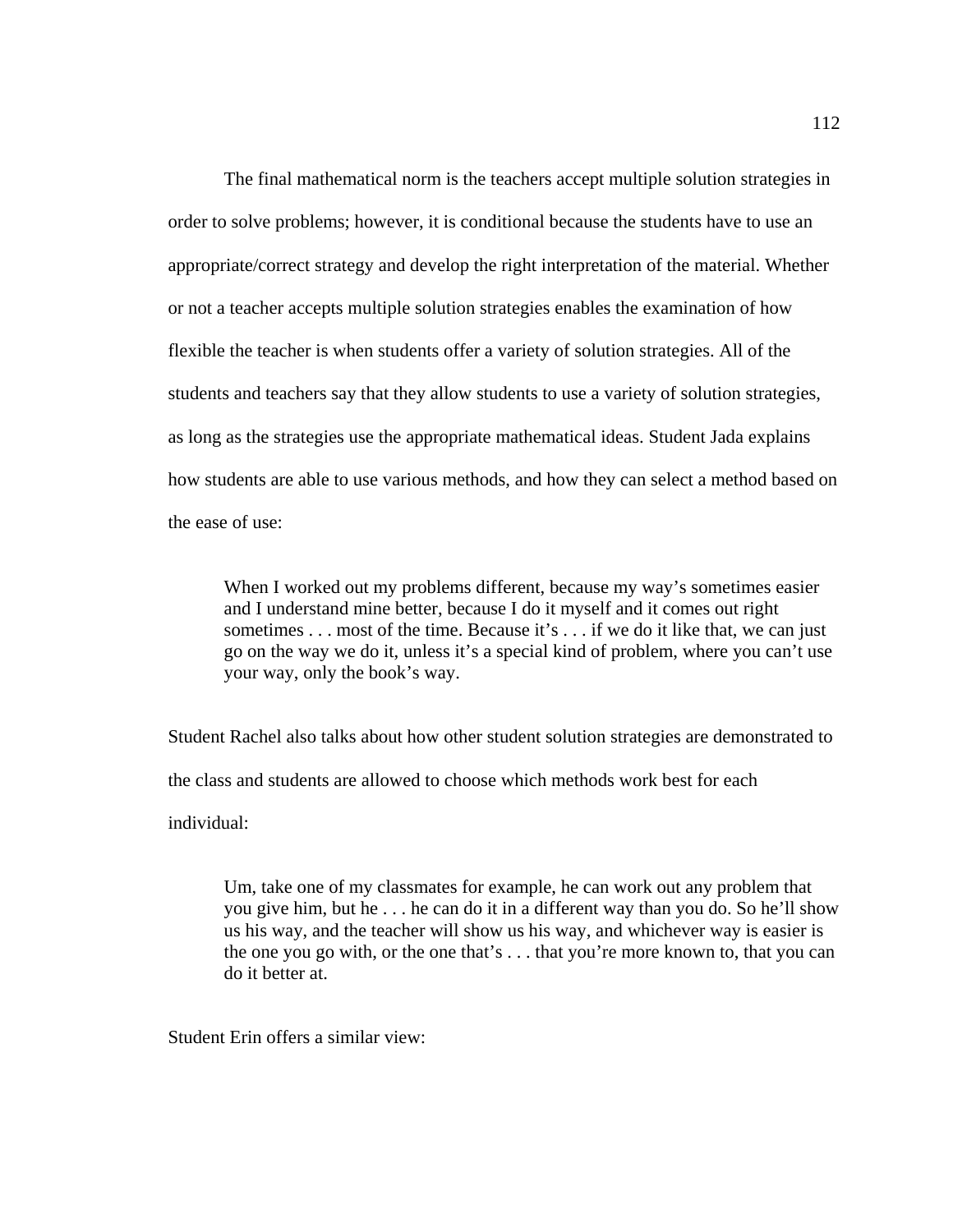The final mathematical norm is the teachers accept multiple solution strategies in order to solve problems; however, it is conditional because the students have to use an appropriate/correct strategy and develop the right interpretation of the material. Whether or not a teacher accepts multiple solution strategies enables the examination of how flexible the teacher is when students offer a variety of solution strategies. All of the students and teachers say that they allow students to use a variety of solution strategies, as long as the strategies use the appropriate mathematical ideas. Student Jada explains how students are able to use various methods, and how they can select a method based on the ease of use:

> When I worked out my problems different, because my way's sometimes easier and I understand mine better, because I do it myself and it comes out right sometimes . . . most of the time. Because it's . . . if we do it like that, we can just go on the way we do it, unless it's a special kind of problem, where you can't use your way, only the book's way.

Student Rachel also talks about how other student solution strategies are demonstrated to the class and students are allowed to choose which methods work best for each individual:

> Um, take one of my classmates for example, he can work out any problem that you give him, but he . . . he can do it in a different way than you do. So he'll show us his way, and the teacher will show us his way, and whichever way is easier is the one you go with, or the one that's . . . that you're more known to, that you can do it better at.

Student Erin offers a similar view: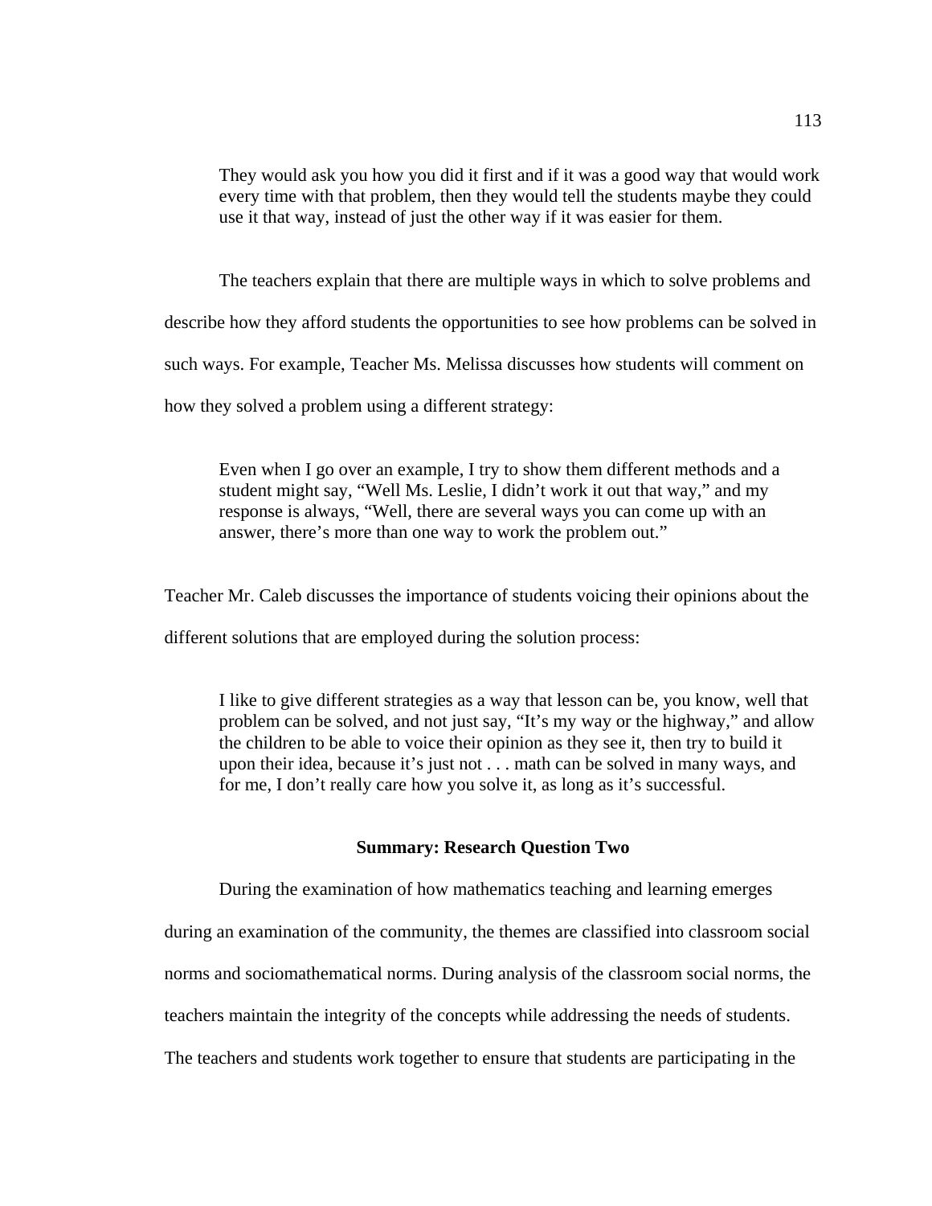> They would ask you how you did it first and if it was a good way that would work every time with that problem, then they would tell the students maybe they could use it that way, instead of just the other way if it was easier for them.

The teachers explain that there are multiple ways in which to solve problems and describe how they afford students the opportunities to see how problems can be solved in such ways. For example, Teacher Ms. Melissa discusses how students will comment on how they solved a problem using a different strategy:

> Even when I go over an example, I try to show them different methods and a student might say, "Well Ms. Leslie, I didn't work it out that way," and my response is always, "Well, there are several ways you can come up with an answer, there's more than one way to work the problem out."

Teacher Mr. Caleb discusses the importance of students voicing their opinions about the different solutions that are employed during the solution process:

> I like to give different strategies as a way that lesson can be, you know, well that problem can be solved, and not just say, "It's my way or the highway," and allow the children to be able to voice their opinion as they see it, then try to build it upon their idea, because it's just not . . . math can be solved in many ways, and for me, I don't really care how you solve it, as long as it's successful.

**Summary: Research Question Two**

During the examination of how mathematics teaching and learning emerges during an examination of the community, the themes are classified into classroom social norms and sociomathematical norms. During analysis of the classroom social norms, the teachers maintain the integrity of the concepts while addressing the needs of students. The teachers and students work together to ensure that students are participating in the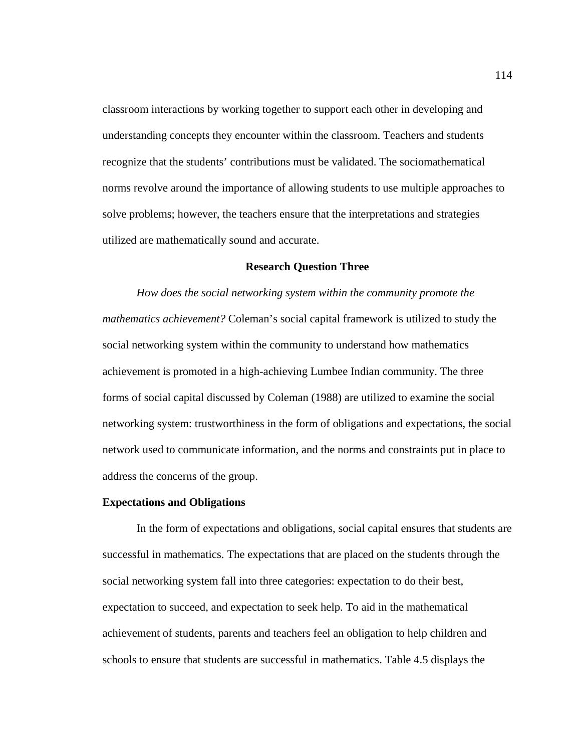classroom interactions by working together to support each other in developing and understanding concepts they encounter within the classroom. Teachers and students recognize that the students' contributions must be validated. The sociomathematical norms revolve around the importance of allowing students to use multiple approaches to solve problems; however, the teachers ensure that the interpretations and strategies utilized are mathematically sound and accurate.

## Research Question Three

*How does the social networking system within the community promote the mathematics achievement?* Coleman's social capital framework is utilized to study the social networking system within the community to understand how mathematics achievement is promoted in a high-achieving Lumbee Indian community. The three forms of social capital discussed by Coleman (1988) are utilized to examine the social networking system: trustworthiness in the form of obligations and expectations, the social network used to communicate information, and the norms and constraints put in place to address the concerns of the group.

### Expectations and Obligations

In the form of expectations and obligations, social capital ensures that students are successful in mathematics. The expectations that are placed on the students through the social networking system fall into three categories: expectation to do their best, expectation to succeed, and expectation to seek help. To aid in the mathematical achievement of students, parents and teachers feel an obligation to help children and schools to ensure that students are successful in mathematics. Table 4.5 displays the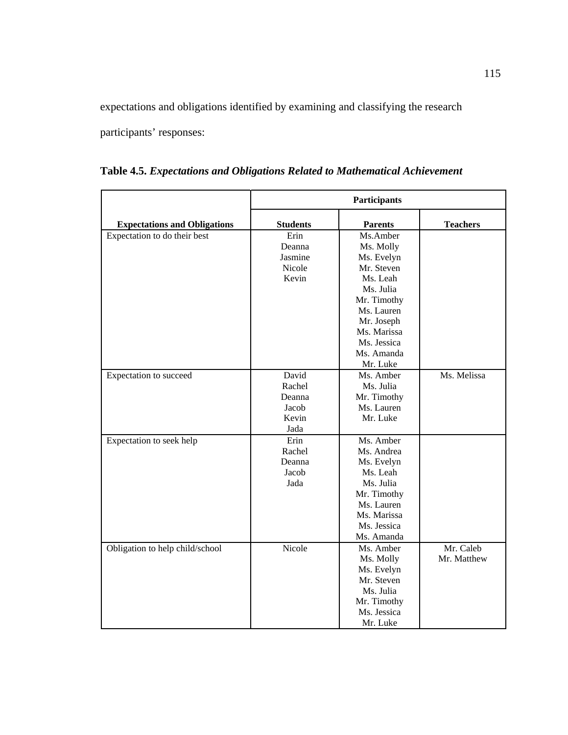expectations and obligations identified by examining and classifying the research participants' responses:

**Table 4.5.** ***Expectations and Obligations Related to Mathematical Achievement***

| | Participants | | |
|---|---|---|---|
| **Expectations and Obligations** | **Students** | **Parents** | **Teachers** |
| Expectation to do their best | Erin<br>Deanna<br>Jasmine<br>Nicole<br>Kevin | Ms.Amber<br>Ms. Molly<br>Ms. Evelyn<br>Mr. Steven<br>Ms. Leah<br>Ms. Julia<br>Mr. Timothy<br>Ms. Lauren<br>Mr. Joseph<br>Ms. Marissa<br>Ms. Jessica<br>Ms. Amanda<br>Mr. Luke | |
| Expectation to succeed | David<br>Rachel<br>Deanna<br>Jacob<br>Kevin<br>Jada | Ms. Amber<br>Ms. Julia<br>Mr. Timothy<br>Ms. Lauren<br>Mr. Luke | Ms. Melissa |
| Expectation to seek help | Erin<br>Rachel<br>Deanna<br>Jacob<br>Jada | Ms. Amber<br>Ms. Andrea<br>Ms. Evelyn<br>Ms. Leah<br>Ms. Julia<br>Mr. Timothy<br>Ms. Lauren<br>Ms. Marissa<br>Ms. Jessica<br>Ms. Amanda | |
| Obligation to help child/school | Nicole | Ms. Amber<br>Ms. Molly<br>Ms. Evelyn<br>Mr. Steven<br>Ms. Julia<br>Mr. Timothy<br>Ms. Jessica<br>Mr. Luke | Mr. Caleb<br>Mr. Matthew |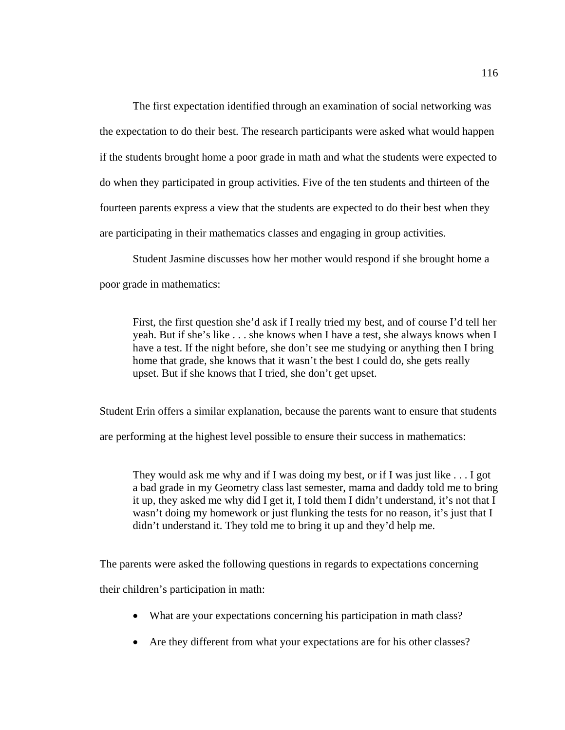The first expectation identified through an examination of social networking was the expectation to do their best. The research participants were asked what would happen if the students brought home a poor grade in math and what the students were expected to do when they participated in group activities. Five of the ten students and thirteen of the fourteen parents express a view that the students are expected to do their best when they are participating in their mathematics classes and engaging in group activities.

Student Jasmine discusses how her mother would respond if she brought home a poor grade in mathematics:

> First, the first question she'd ask if I really tried my best, and of course I'd tell her yeah. But if she's like . . . she knows when I have a test, she always knows when I have a test. If the night before, she don't see me studying or anything then I bring home that grade, she knows that it wasn't the best I could do, she gets really upset. But if she knows that I tried, she don't get upset.

Student Erin offers a similar explanation, because the parents want to ensure that students are performing at the highest level possible to ensure their success in mathematics:

> They would ask me why and if I was doing my best, or if I was just like . . . I got a bad grade in my Geometry class last semester, mama and daddy told me to bring it up, they asked me why did I get it, I told them I didn't understand, it's not that I wasn't doing my homework or just flunking the tests for no reason, it's just that I didn't understand it. They told me to bring it up and they'd help me.

The parents were asked the following questions in regards to expectations concerning their children's participation in math:

- What are your expectations concerning his participation in math class?
- Are they different from what your expectations are for his other classes?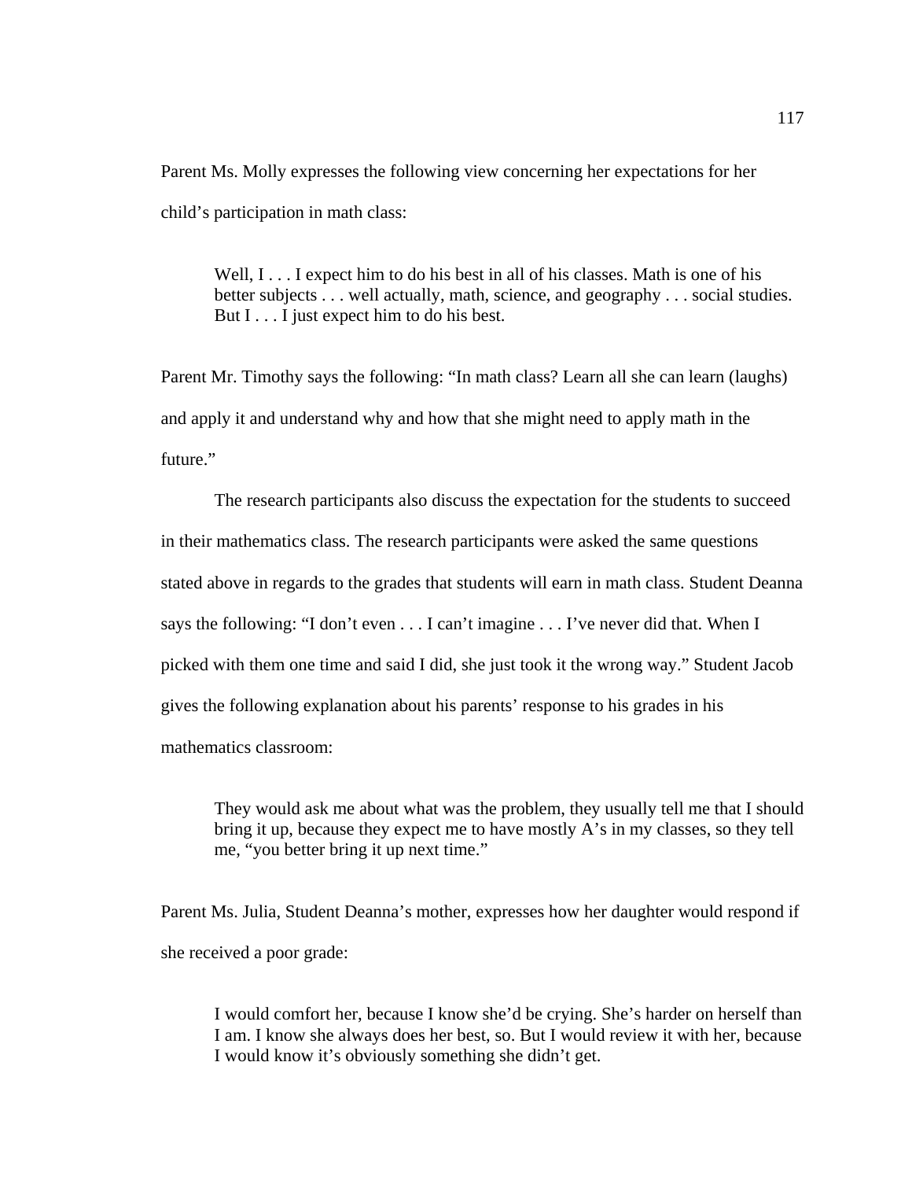Parent Ms. Molly expresses the following view concerning her expectations for her child's participation in math class:

> Well, I . . . I expect him to do his best in all of his classes. Math is one of his better subjects . . . well actually, math, science, and geography . . . social studies. But I . . . I just expect him to do his best.

Parent Mr. Timothy says the following: "In math class? Learn all she can learn (laughs) and apply it and understand why and how that she might need to apply math in the future."

The research participants also discuss the expectation for the students to succeed in their mathematics class. The research participants were asked the same questions stated above in regards to the grades that students will earn in math class. Student Deanna says the following: "I don't even . . . I can't imagine . . . I've never did that. When I picked with them one time and said I did, she just took it the wrong way." Student Jacob gives the following explanation about his parents' response to his grades in his mathematics classroom:

> They would ask me about what was the problem, they usually tell me that I should bring it up, because they expect me to have mostly A's in my classes, so they tell me, "you better bring it up next time."

Parent Ms. Julia, Student Deanna's mother, expresses how her daughter would respond if she received a poor grade:

> I would comfort her, because I know she'd be crying. She's harder on herself than I am. I know she always does her best, so. But I would review it with her, because I would know it's obviously something she didn't get.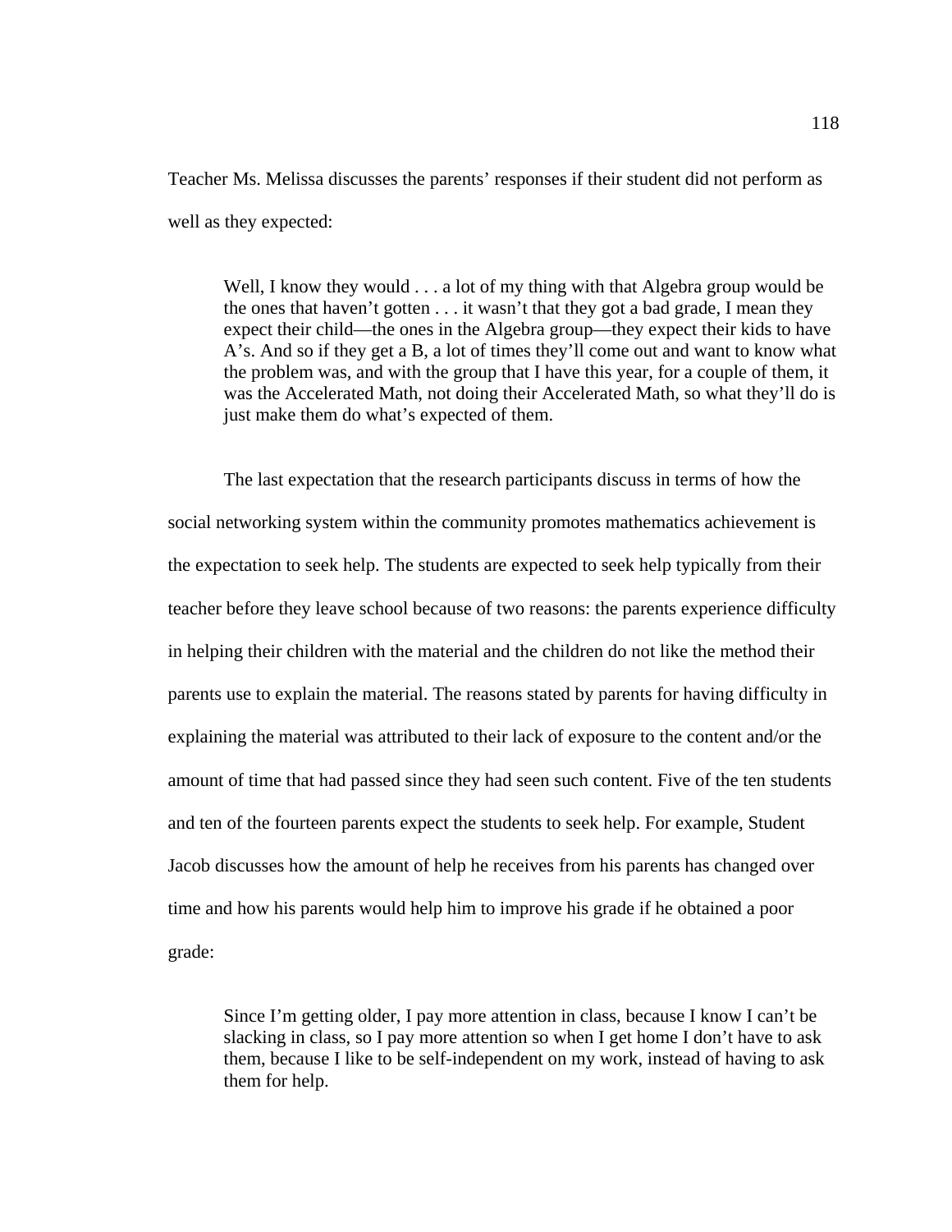Teacher Ms. Melissa discusses the parents' responses if their student did not perform as well as they expected:

> Well, I know they would . . . a lot of my thing with that Algebra group would be the ones that haven't gotten . . . it wasn't that they got a bad grade, I mean they expect their child—the ones in the Algebra group—they expect their kids to have A's. And so if they get a B, a lot of times they'll come out and want to know what the problem was, and with the group that I have this year, for a couple of them, it was the Accelerated Math, not doing their Accelerated Math, so what they'll do is just make them do what's expected of them.

The last expectation that the research participants discuss in terms of how the social networking system within the community promotes mathematics achievement is the expectation to seek help. The students are expected to seek help typically from their teacher before they leave school because of two reasons: the parents experience difficulty in helping their children with the material and the children do not like the method their parents use to explain the material. The reasons stated by parents for having difficulty in explaining the material was attributed to their lack of exposure to the content and/or the amount of time that had passed since they had seen such content. Five of the ten students and ten of the fourteen parents expect the students to seek help. For example, Student Jacob discusses how the amount of help he receives from his parents has changed over time and how his parents would help him to improve his grade if he obtained a poor grade:

> Since I'm getting older, I pay more attention in class, because I know I can't be slacking in class, so I pay more attention so when I get home I don't have to ask them, because I like to be self-independent on my work, instead of having to ask them for help.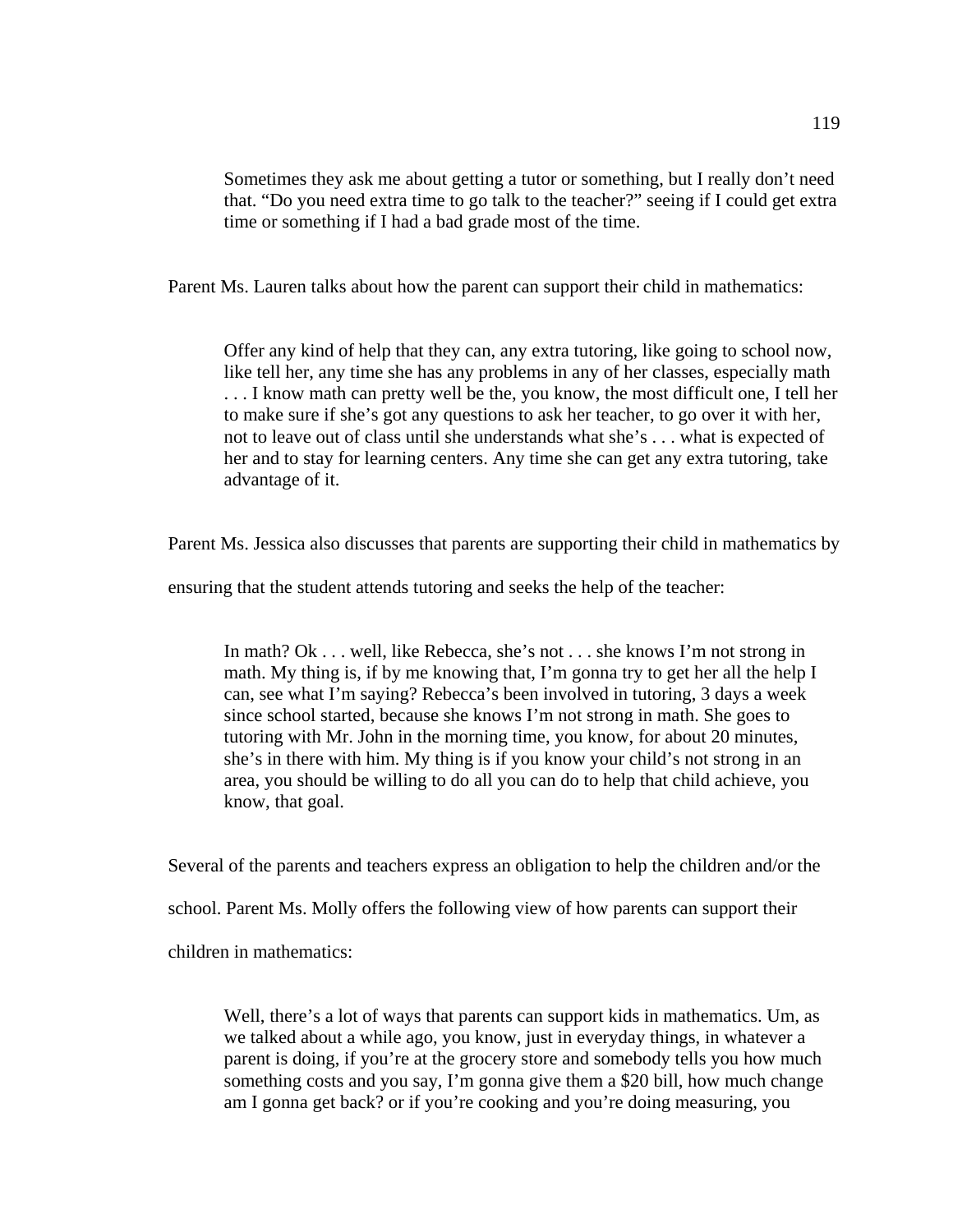> Sometimes they ask me about getting a tutor or something, but I really don't need that. "Do you need extra time to go talk to the teacher?" seeing if I could get extra time or something if I had a bad grade most of the time.

Parent Ms. Lauren talks about how the parent can support their child in mathematics:

> Offer any kind of help that they can, any extra tutoring, like going to school now, like tell her, any time she has any problems in any of her classes, especially math . . . I know math can pretty well be the, you know, the most difficult one, I tell her to make sure if she's got any questions to ask her teacher, to go over it with her, not to leave out of class until she understands what she's . . . what is expected of her and to stay for learning centers. Any time she can get any extra tutoring, take advantage of it.

Parent Ms. Jessica also discusses that parents are supporting their child in mathematics by ensuring that the student attends tutoring and seeks the help of the teacher:

> In math? Ok . . . well, like Rebecca, she's not . . . she knows I'm not strong in math. My thing is, if by me knowing that, I'm gonna try to get her all the help I can, see what I'm saying? Rebecca's been involved in tutoring, 3 days a week since school started, because she knows I'm not strong in math. She goes to tutoring with Mr. John in the morning time, you know, for about 20 minutes, she's in there with him. My thing is if you know your child's not strong in an area, you should be willing to do all you can do to help that child achieve, you know, that goal.

Several of the parents and teachers express an obligation to help the children and/or the school. Parent Ms. Molly offers the following view of how parents can support their children in mathematics:

> Well, there's a lot of ways that parents can support kids in mathematics. Um, as we talked about a while ago, you know, just in everyday things, in whatever a parent is doing, if you're at the grocery store and somebody tells you how much something costs and you say, I'm gonna give them a $20 bill, how much change am I gonna get back? or if you're cooking and you're doing measuring, you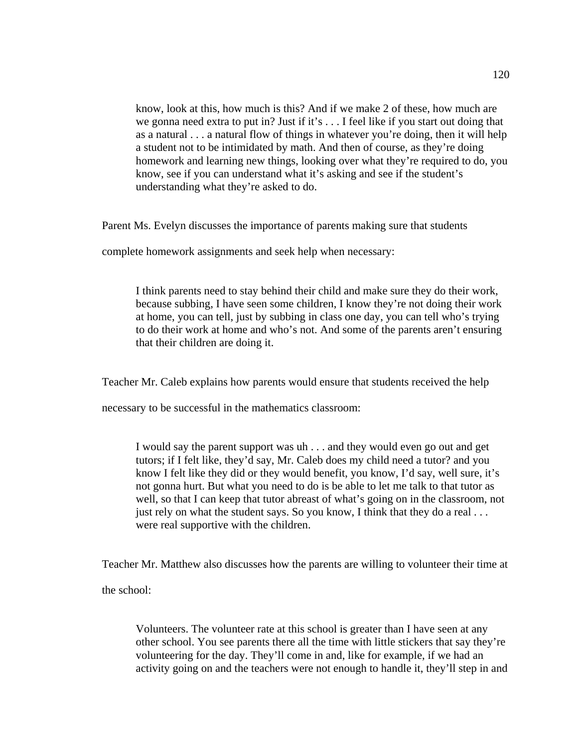> know, look at this, how much is this? And if we make 2 of these, how much are we gonna need extra to put in? Just if it's . . . I feel like if you start out doing that as a natural . . . a natural flow of things in whatever you're doing, then it will help a student not to be intimidated by math. And then of course, as they're doing homework and learning new things, looking over what they're required to do, you know, see if you can understand what it's asking and see if the student's understanding what they're asked to do.

Parent Ms. Evelyn discusses the importance of parents making sure that students complete homework assignments and seek help when necessary:

> I think parents need to stay behind their child and make sure they do their work, because subbing, I have seen some children, I know they're not doing their work at home, you can tell, just by subbing in class one day, you can tell who's trying to do their work at home and who's not. And some of the parents aren't ensuring that their children are doing it.

Teacher Mr. Caleb explains how parents would ensure that students received the help necessary to be successful in the mathematics classroom:

> I would say the parent support was uh . . . and they would even go out and get tutors; if I felt like, they'd say, Mr. Caleb does my child need a tutor? and you know I felt like they did or they would benefit, you know, I'd say, well sure, it's not gonna hurt. But what you need to do is be able to let me talk to that tutor as well, so that I can keep that tutor abreast of what's going on in the classroom, not just rely on what the student says. So you know, I think that they do a real . . . were real supportive with the children.

Teacher Mr. Matthew also discusses how the parents are willing to volunteer their time at the school:

> Volunteers. The volunteer rate at this school is greater than I have seen at any other school. You see parents there all the time with little stickers that say they're volunteering for the day. They'll come in and, like for example, if we had an activity going on and the teachers were not enough to handle it, they'll step in and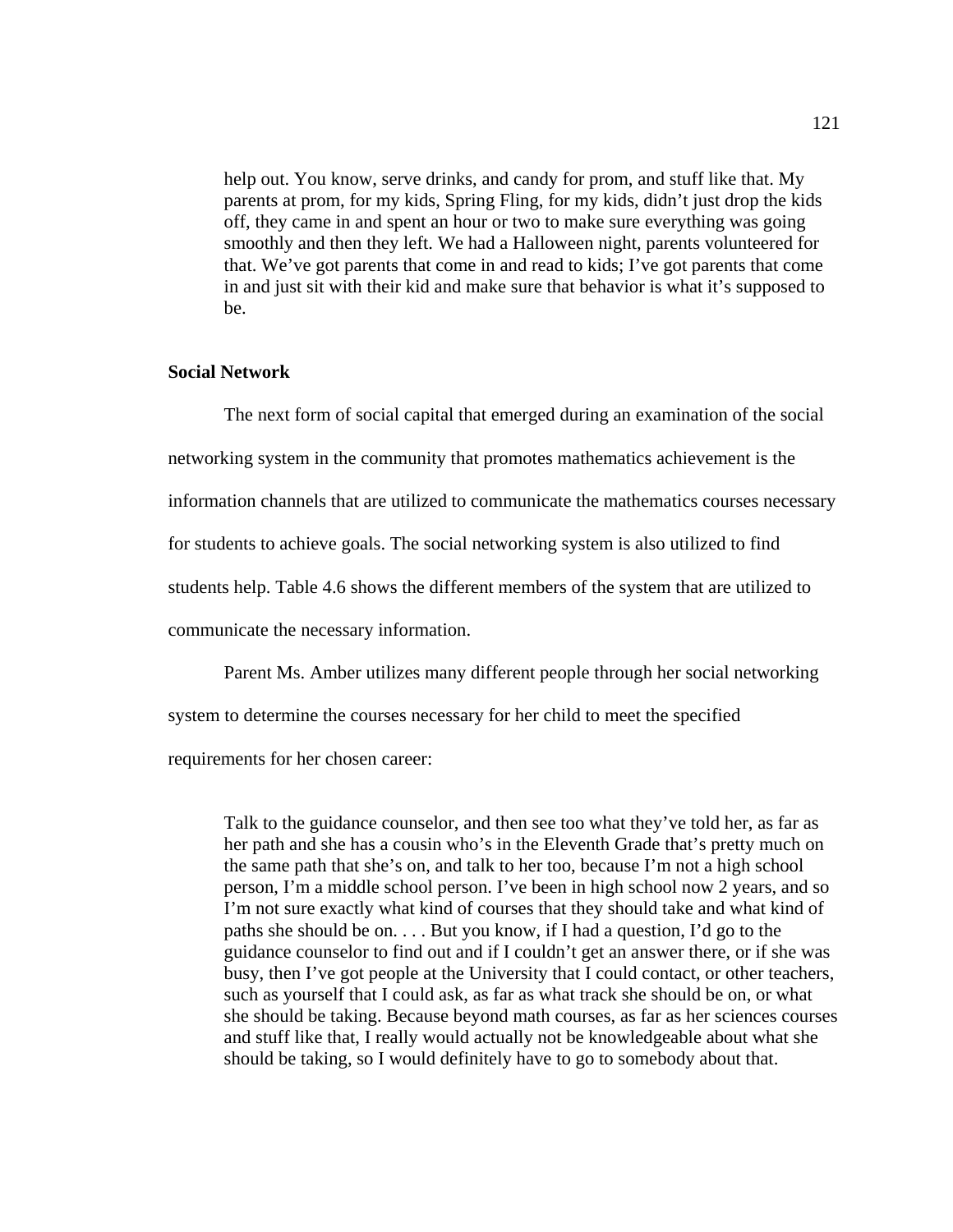> help out. You know, serve drinks, and candy for prom, and stuff like that. My parents at prom, for my kids, Spring Fling, for my kids, didn't just drop the kids off, they came in and spent an hour or two to make sure everything was going smoothly and then they left. We had a Halloween night, parents volunteered for that. We've got parents that come in and read to kids; I've got parents that come in and just sit with their kid and make sure that behavior is what it's supposed to be.

### Social Network

The next form of social capital that emerged during an examination of the social networking system in the community that promotes mathematics achievement is the information channels that are utilized to communicate the mathematics courses necessary for students to achieve goals. The social networking system is also utilized to find students help. Table 4.6 shows the different members of the system that are utilized to communicate the necessary information.

Parent Ms. Amber utilizes many different people through her social networking system to determine the courses necessary for her child to meet the specified requirements for her chosen career:

> Talk to the guidance counselor, and then see too what they've told her, as far as her path and she has a cousin who's in the Eleventh Grade that's pretty much on the same path that she's on, and talk to her too, because I'm not a high school person, I'm a middle school person. I've been in high school now 2 years, and so I'm not sure exactly what kind of courses that they should take and what kind of paths she should be on. . . . But you know, if I had a question, I'd go to the guidance counselor to find out and if I couldn't get an answer there, or if she was busy, then I've got people at the University that I could contact, or other teachers, such as yourself that I could ask, as far as what track she should be on, or what she should be taking. Because beyond math courses, as far as her sciences courses and stuff like that, I really would actually not be knowledgeable about what she should be taking, so I would definitely have to go to somebody about that.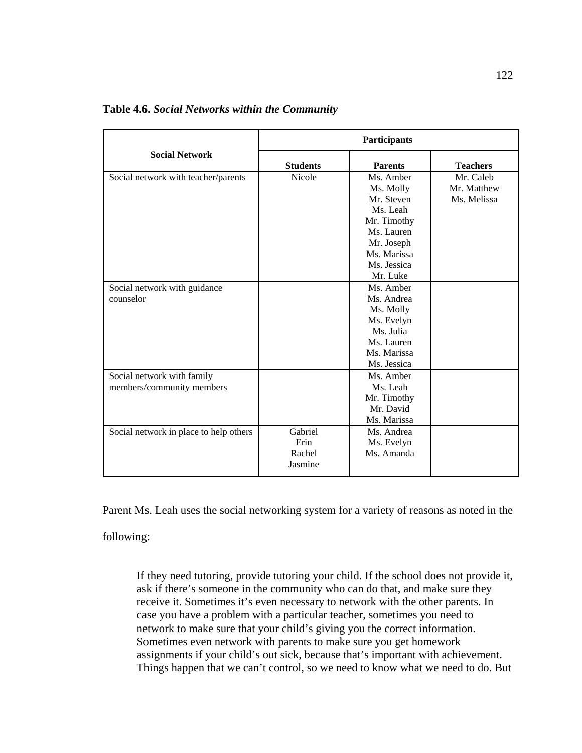**Table 4.6.** ***Social Networks within the Community***

| Social Network | Participants | | |
|---|---|---|---|
| | **Students** | **Parents** | **Teachers** |
| Social network with teacher/parents | Nicole | Ms. Amber<br>Ms. Molly<br>Mr. Steven<br>Ms. Leah<br>Mr. Timothy<br>Ms. Lauren<br>Mr. Joseph<br>Ms. Marissa<br>Ms. Jessica<br>Mr. Luke | Mr. Caleb<br>Mr. Matthew<br>Ms. Melissa |
| Social network with guidance counselor | | Ms. Amber<br>Ms. Andrea<br>Ms. Molly<br>Ms. Evelyn<br>Ms. Julia<br>Ms. Lauren<br>Ms. Marissa<br>Ms. Jessica | |
| Social network with family members/community members | | Ms. Amber<br>Ms. Leah<br>Mr. Timothy<br>Mr. David<br>Ms. Marissa | |
| Social network in place to help others | Gabriel<br>Erin<br>Rachel<br>Jasmine | Ms. Andrea<br>Ms. Evelyn<br>Ms. Amanda | |

Parent Ms. Leah uses the social networking system for a variety of reasons as noted in the following:

> If they need tutoring, provide tutoring your child. If the school does not provide it, ask if there's someone in the community who can do that, and make sure they receive it. Sometimes it's even necessary to network with the other parents. In case you have a problem with a particular teacher, sometimes you need to network to make sure that your child's giving you the correct information. Sometimes even network with parents to make sure you get homework assignments if your child's out sick, because that's important with achievement. Things happen that we can't control, so we need to know what we need to do. But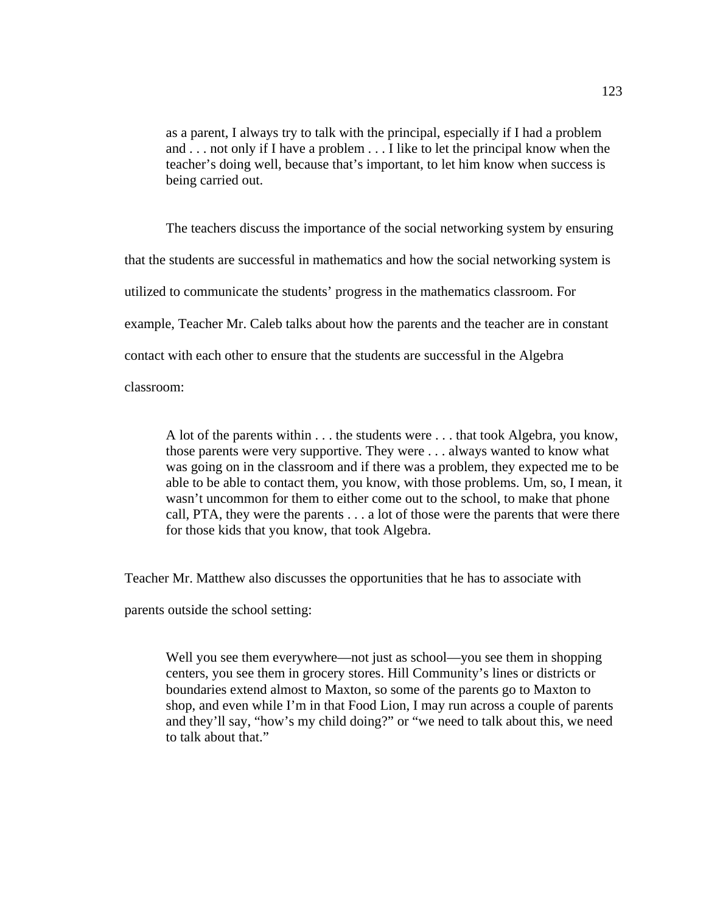> as a parent, I always try to talk with the principal, especially if I had a problem and . . . not only if I have a problem . . . I like to let the principal know when the teacher's doing well, because that's important, to let him know when success is being carried out.

The teachers discuss the importance of the social networking system by ensuring that the students are successful in mathematics and how the social networking system is utilized to communicate the students' progress in the mathematics classroom. For example, Teacher Mr. Caleb talks about how the parents and the teacher are in constant contact with each other to ensure that the students are successful in the Algebra classroom:

> A lot of the parents within . . . the students were . . . that took Algebra, you know, those parents were very supportive. They were . . . always wanted to know what was going on in the classroom and if there was a problem, they expected me to be able to be able to contact them, you know, with those problems. Um, so, I mean, it wasn't uncommon for them to either come out to the school, to make that phone call, PTA, they were the parents . . . a lot of those were the parents that were there for those kids that you know, that took Algebra.

Teacher Mr. Matthew also discusses the opportunities that he has to associate with parents outside the school setting:

> Well you see them everywhere—not just as school—you see them in shopping centers, you see them in grocery stores. Hill Community's lines or districts or boundaries extend almost to Maxton, so some of the parents go to Maxton to shop, and even while I'm in that Food Lion, I may run across a couple of parents and they'll say, "how's my child doing?" or "we need to talk about this, we need to talk about that."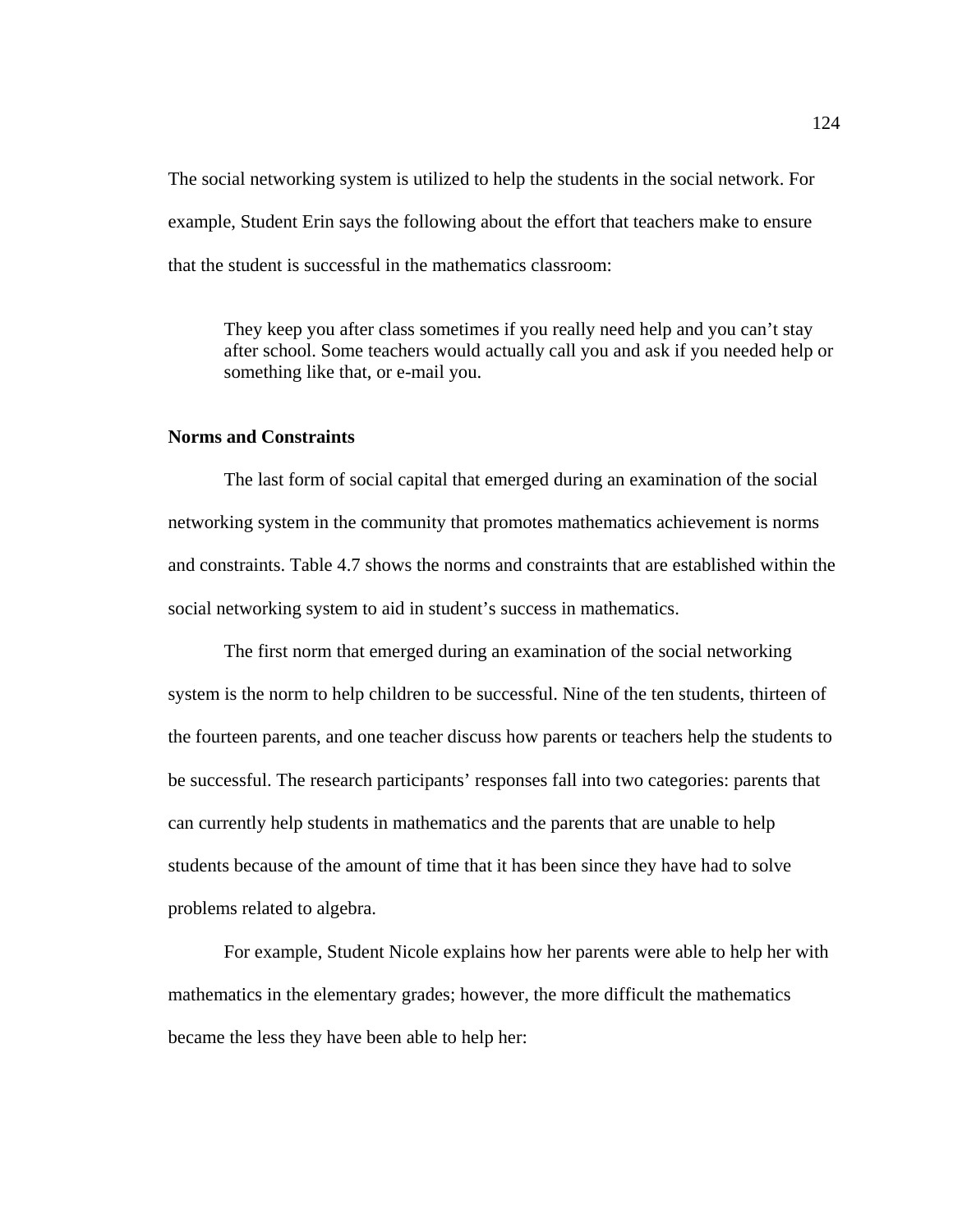The social networking system is utilized to help the students in the social network. For example, Student Erin says the following about the effort that teachers make to ensure that the student is successful in the mathematics classroom:

> They keep you after class sometimes if you really need help and you can’t stay after school. Some teachers would actually call you and ask if you needed help or something like that, or e-mail you.

**Norms and Constraints**

The last form of social capital that emerged during an examination of the social networking system in the community that promotes mathematics achievement is norms and constraints. Table 4.7 shows the norms and constraints that are established within the social networking system to aid in student’s success in mathematics.

The first norm that emerged during an examination of the social networking system is the norm to help children to be successful. Nine of the ten students, thirteen of the fourteen parents, and one teacher discuss how parents or teachers help the students to be successful. The research participants’ responses fall into two categories: parents that can currently help students in mathematics and the parents that are unable to help students because of the amount of time that it has been since they have had to solve problems related to algebra.

For example, Student Nicole explains how her parents were able to help her with mathematics in the elementary grades; however, the more difficult the mathematics became the less they have been able to help her: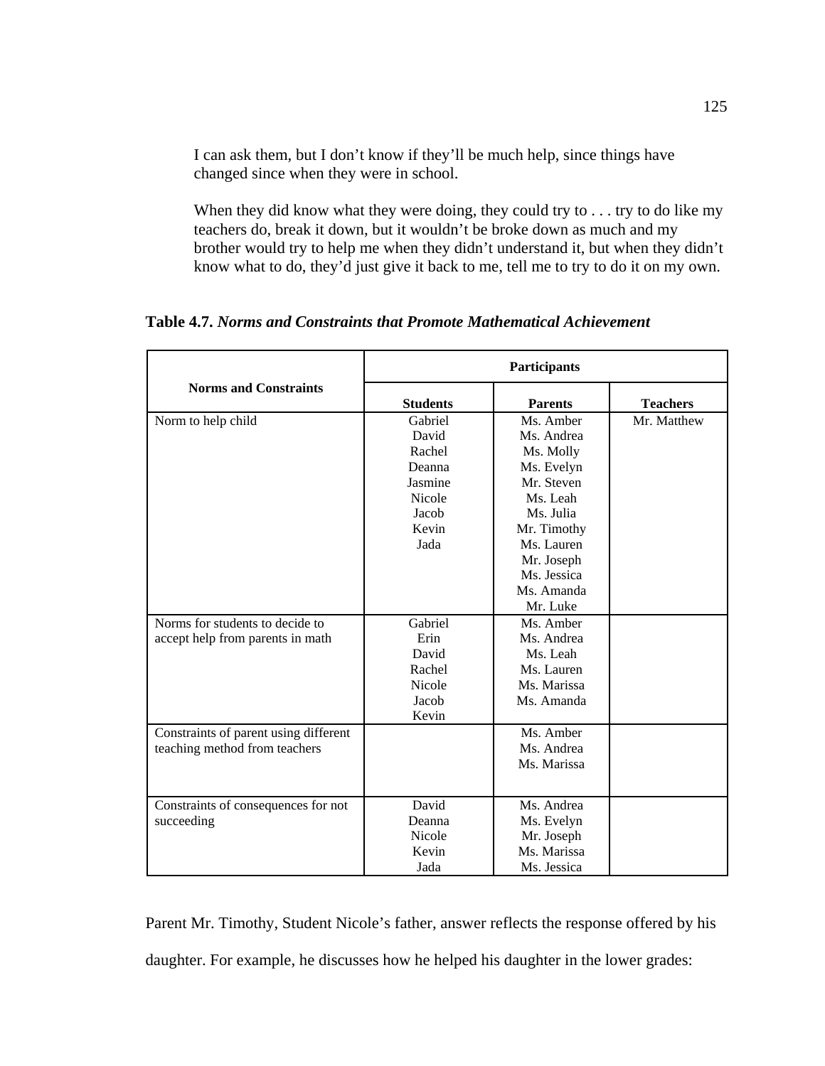> I can ask them, but I don't know if they'll be much help, since things have changed since when they were in school.
>
> When they did know what they were doing, they could try to . . . try to do like my teachers do, break it down, but it wouldn't be broke down as much and my brother would try to help me when they didn't understand it, but when they didn't know what to do, they'd just give it back to me, tell me to try to do it on my own.

**Table 4.7.** ***Norms and Constraints that Promote Mathematical Achievement***

| Norms and Constraints | Participants | | |
|---|---|---|---|
| | **Students** | **Parents** | **Teachers** |
| Norm to help child | Gabriel<br>David<br>Rachel<br>Deanna<br>Jasmine<br>Nicole<br>Jacob<br>Kevin<br>Jada | Ms. Amber<br>Ms. Andrea<br>Ms. Molly<br>Ms. Evelyn<br>Mr. Steven<br>Ms. Leah<br>Ms. Julia<br>Mr. Timothy<br>Ms. Lauren<br>Mr. Joseph<br>Ms. Jessica<br>Ms. Amanda<br>Mr. Luke | Mr. Matthew |
| Norms for students to decide to accept help from parents in math | Gabriel<br>Erin<br>David<br>Rachel<br>Nicole<br>Jacob<br>Kevin | Ms. Amber<br>Ms. Andrea<br>Ms. Leah<br>Ms. Lauren<br>Ms. Marissa<br>Ms. Amanda | |
| Constraints of parent using different teaching method from teachers | | Ms. Amber<br>Ms. Andrea<br>Ms. Marissa | |
| Constraints of consequences for not succeeding | David<br>Deanna<br>Nicole<br>Kevin<br>Jada | Ms. Andrea<br>Ms. Evelyn<br>Mr. Joseph<br>Ms. Marissa<br>Ms. Jessica | |

Parent Mr. Timothy, Student Nicole's father, answer reflects the response offered by his daughter. For example, he discusses how he helped his daughter in the lower grades: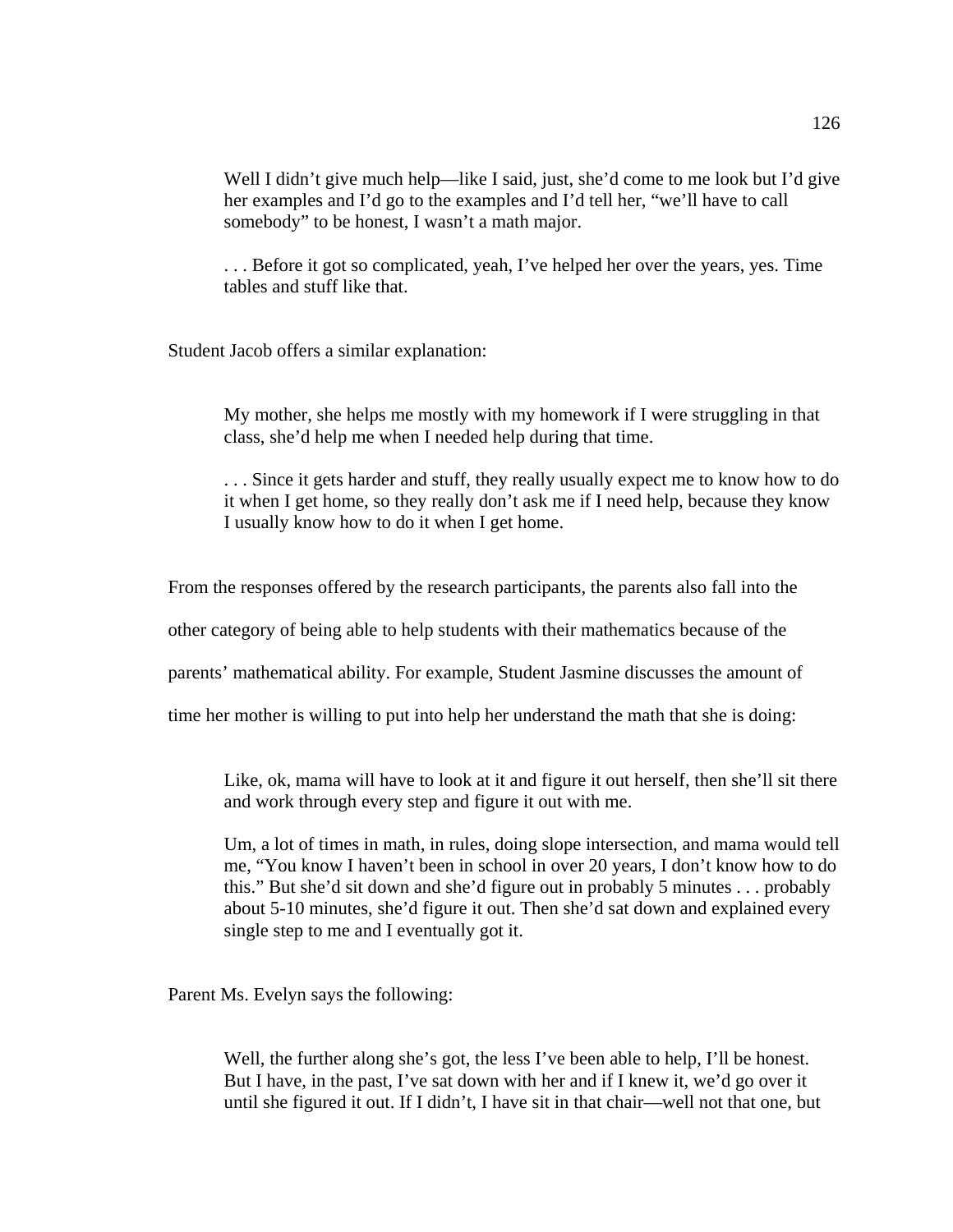> Well I didn't give much help—like I said, just, she'd come to me look but I'd give her examples and I'd go to the examples and I'd tell her, "we'll have to call somebody" to be honest, I wasn't a math major.
>
> . . . Before it got so complicated, yeah, I've helped her over the years, yes. Time tables and stuff like that.

Student Jacob offers a similar explanation:

> My mother, she helps me mostly with my homework if I were struggling in that class, she'd help me when I needed help during that time.
>
> . . . Since it gets harder and stuff, they really usually expect me to know how to do it when I get home, so they really don't ask me if I need help, because they know I usually know how to do it when I get home.

From the responses offered by the research participants, the parents also fall into the other category of being able to help students with their mathematics because of the parents' mathematical ability. For example, Student Jasmine discusses the amount of time her mother is willing to put into help her understand the math that she is doing:

> Like, ok, mama will have to look at it and figure it out herself, then she'll sit there and work through every step and figure it out with me.
>
> Um, a lot of times in math, in rules, doing slope intersection, and mama would tell me, "You know I haven't been in school in over 20 years, I don't know how to do this." But she'd sit down and she'd figure out in probably 5 minutes . . . probably about 5-10 minutes, she'd figure it out. Then she'd sat down and explained every single step to me and I eventually got it.

Parent Ms. Evelyn says the following:

> Well, the further along she's got, the less I've been able to help, I'll be honest. But I have, in the past, I've sat down with her and if I knew it, we'd go over it until she figured it out. If I didn't, I have sit in that chair—well not that one, but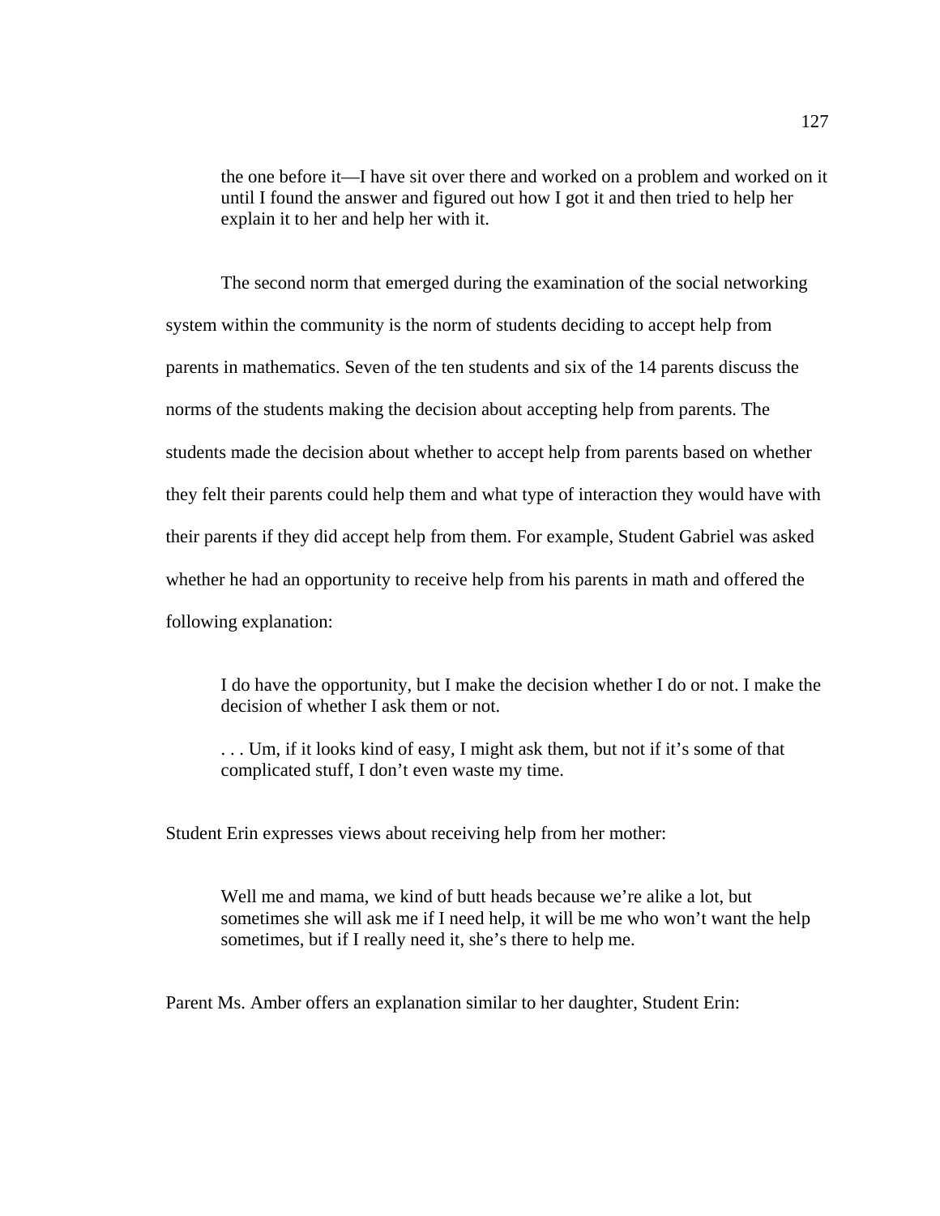> the one before it—I have sit over there and worked on a problem and worked on it until I found the answer and figured out how I got it and then tried to help her explain it to her and help her with it.

The second norm that emerged during the examination of the social networking system within the community is the norm of students deciding to accept help from parents in mathematics. Seven of the ten students and six of the 14 parents discuss the norms of the students making the decision about accepting help from parents. The students made the decision about whether to accept help from parents based on whether they felt their parents could help them and what type of interaction they would have with their parents if they did accept help from them. For example, Student Gabriel was asked whether he had an opportunity to receive help from his parents in math and offered the following explanation:

> I do have the opportunity, but I make the decision whether I do or not. I make the decision of whether I ask them or not.
>
> . . . Um, if it looks kind of easy, I might ask them, but not if it's some of that complicated stuff, I don't even waste my time.

Student Erin expresses views about receiving help from her mother:

> Well me and mama, we kind of butt heads because we're alike a lot, but sometimes she will ask me if I need help, it will be me who won't want the help sometimes, but if I really need it, she's there to help me.

Parent Ms. Amber offers an explanation similar to her daughter, Student Erin: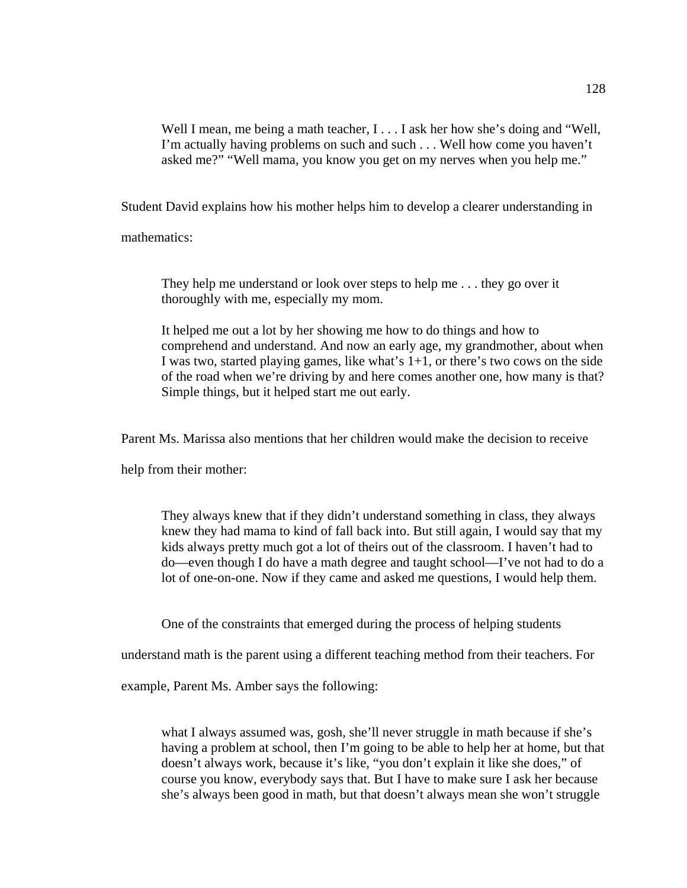> Well I mean, me being a math teacher, I . . . I ask her how she's doing and "Well, I'm actually having problems on such and such . . . Well how come you haven't asked me?" "Well mama, you know you get on my nerves when you help me."

Student David explains how his mother helps him to develop a clearer understanding in mathematics:

> They help me understand or look over steps to help me . . . they go over it thoroughly with me, especially my mom.
>
> It helped me out a lot by her showing me how to do things and how to comprehend and understand. And now an early age, my grandmother, about when I was two, started playing games, like what's 1+1, or there's two cows on the side of the road when we're driving by and here comes another one, how many is that? Simple things, but it helped start me out early.

Parent Ms. Marissa also mentions that her children would make the decision to receive help from their mother:

> They always knew that if they didn't understand something in class, they always knew they had mama to kind of fall back into. But still again, I would say that my kids always pretty much got a lot of theirs out of the classroom. I haven't had to do—even though I do have a math degree and taught school—I've not had to do a lot of one-on-one. Now if they came and asked me questions, I would help them.

One of the constraints that emerged during the process of helping students understand math is the parent using a different teaching method from their teachers. For example, Parent Ms. Amber says the following:

> what I always assumed was, gosh, she'll never struggle in math because if she's having a problem at school, then I'm going to be able to help her at home, but that doesn't always work, because it's like, "you don't explain it like she does," of course you know, everybody says that. But I have to make sure I ask her because she's always been good in math, but that doesn't always mean she won't struggle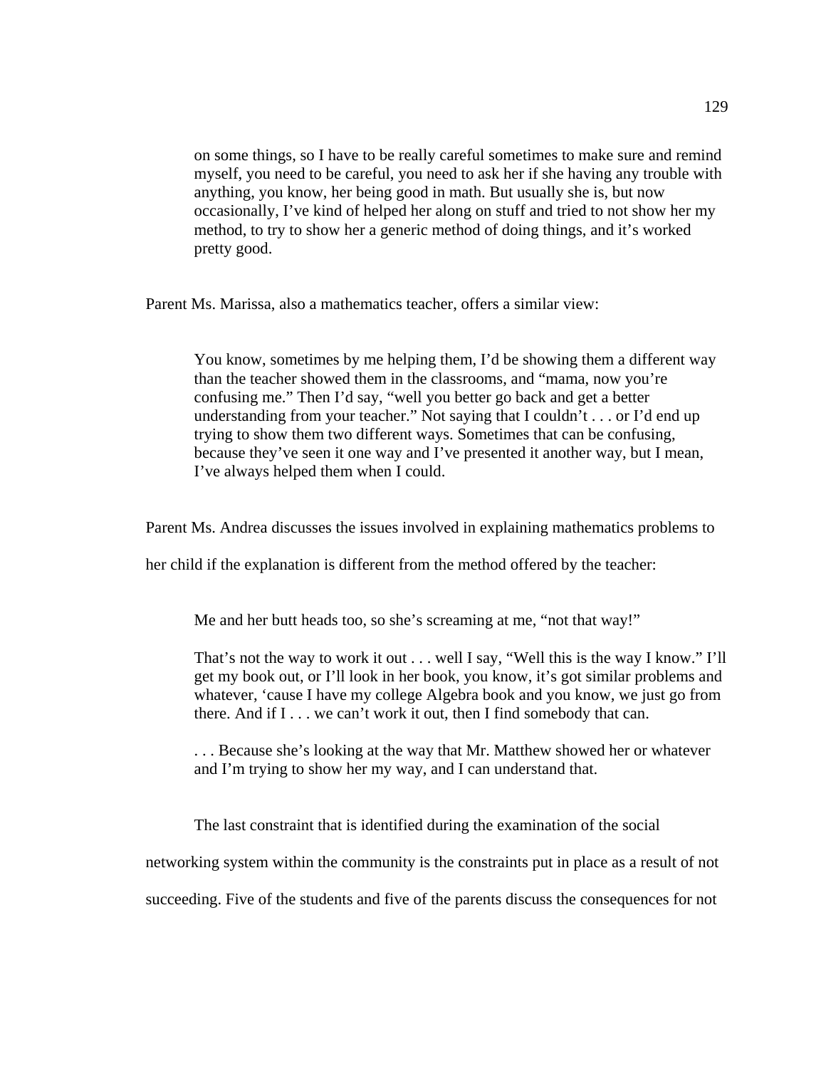> on some things, so I have to be really careful sometimes to make sure and remind myself, you need to be careful, you need to ask her if she having any trouble with anything, you know, her being good in math. But usually she is, but now occasionally, I've kind of helped her along on stuff and tried to not show her my method, to try to show her a generic method of doing things, and it's worked pretty good.

Parent Ms. Marissa, also a mathematics teacher, offers a similar view:

> You know, sometimes by me helping them, I'd be showing them a different way than the teacher showed them in the classrooms, and "mama, now you're confusing me." Then I'd say, "well you better go back and get a better understanding from your teacher." Not saying that I couldn't . . . or I'd end up trying to show them two different ways. Sometimes that can be confusing, because they've seen it one way and I've presented it another way, but I mean, I've always helped them when I could.

Parent Ms. Andrea discusses the issues involved in explaining mathematics problems to her child if the explanation is different from the method offered by the teacher:

> Me and her butt heads too, so she's screaming at me, "not that way!"
>
> That's not the way to work it out . . . well I say, "Well this is the way I know." I'll get my book out, or I'll look in her book, you know, it's got similar problems and whatever, 'cause I have my college Algebra book and you know, we just go from there. And if I . . . we can't work it out, then I find somebody that can.
>
> . . . Because she's looking at the way that Mr. Matthew showed her or whatever and I'm trying to show her my way, and I can understand that.

The last constraint that is identified during the examination of the social networking system within the community is the constraints put in place as a result of not succeeding. Five of the students and five of the parents discuss the consequences for not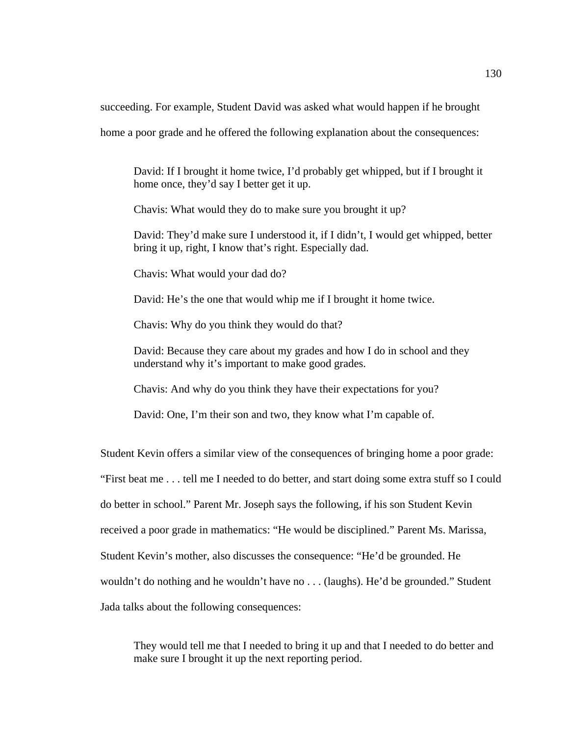succeeding. For example, Student David was asked what would happen if he brought home a poor grade and he offered the following explanation about the consequences:

> David: If I brought it home twice, I'd probably get whipped, but if I brought it home once, they'd say I better get it up.
>
> Chavis: What would they do to make sure you brought it up?
>
> David: They'd make sure I understood it, if I didn't, I would get whipped, better bring it up, right, I know that's right. Especially dad.
>
> Chavis: What would your dad do?
>
> David: He's the one that would whip me if I brought it home twice.
>
> Chavis: Why do you think they would do that?
>
> David: Because they care about my grades and how I do in school and they understand why it's important to make good grades.
>
> Chavis: And why do you think they have their expectations for you?
>
> David: One, I'm their son and two, they know what I'm capable of.

Student Kevin offers a similar view of the consequences of bringing home a poor grade: "First beat me . . . tell me I needed to do better, and start doing some extra stuff so I could do better in school." Parent Mr. Joseph says the following, if his son Student Kevin received a poor grade in mathematics: "He would be disciplined." Parent Ms. Marissa, Student Kevin's mother, also discusses the consequence: "He'd be grounded. He wouldn't do nothing and he wouldn't have no . . . (laughs). He'd be grounded." Student Jada talks about the following consequences:

> They would tell me that I needed to bring it up and that I needed to do better and make sure I brought it up the next reporting period.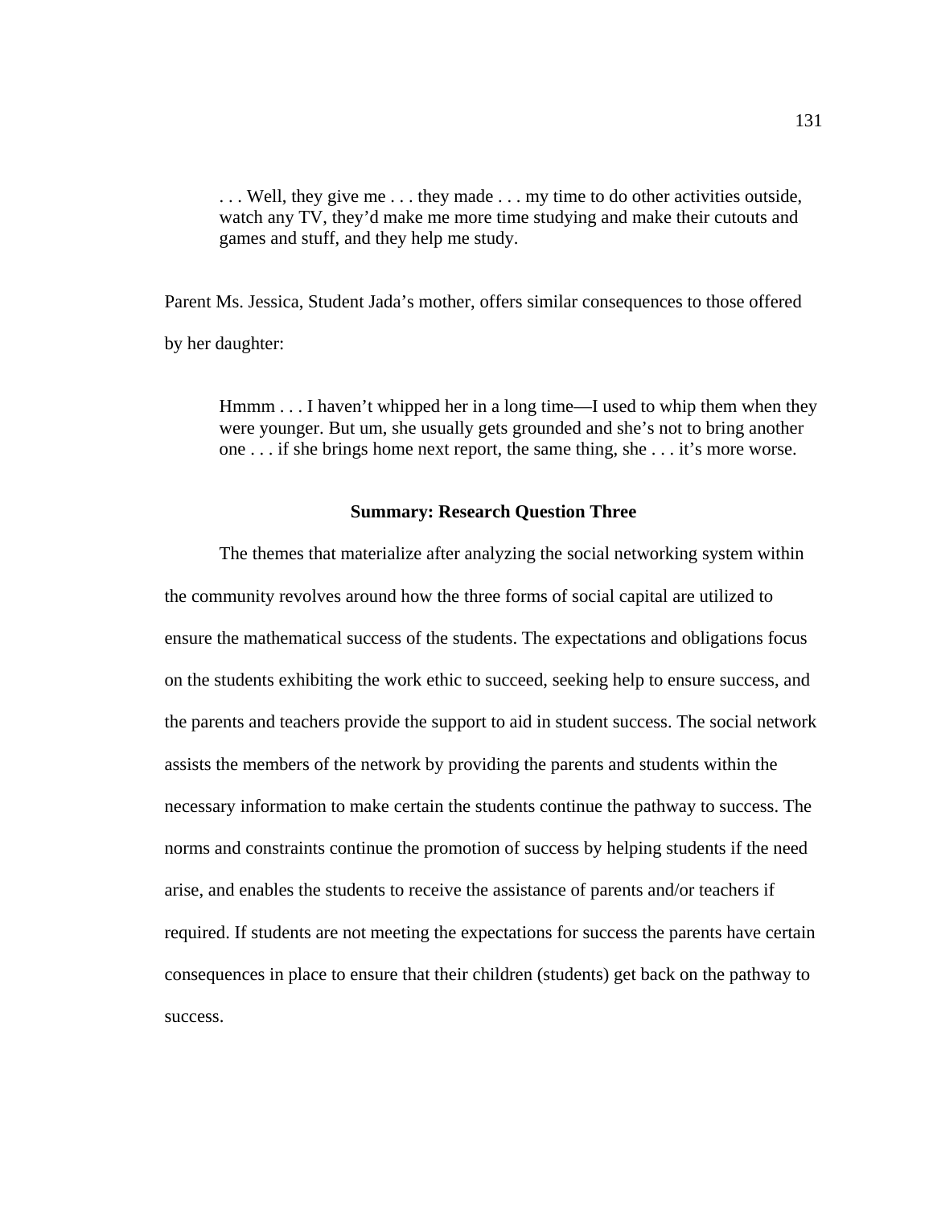> . . . Well, they give me . . . they made . . . my time to do other activities outside, watch any TV, they'd make me more time studying and make their cutouts and games and stuff, and they help me study.

Parent Ms. Jessica, Student Jada's mother, offers similar consequences to those offered by her daughter:

> Hmmm . . . I haven't whipped her in a long time—I used to whip them when they were younger. But um, she usually gets grounded and she's not to bring another one . . . if she brings home next report, the same thing, she . . . it's more worse.

### Summary: Research Question Three

The themes that materialize after analyzing the social networking system within the community revolves around how the three forms of social capital are utilized to ensure the mathematical success of the students. The expectations and obligations focus on the students exhibiting the work ethic to succeed, seeking help to ensure success, and the parents and teachers provide the support to aid in student success. The social network assists the members of the network by providing the parents and students within the necessary information to make certain the students continue the pathway to success. The norms and constraints continue the promotion of success by helping students if the need arise, and enables the students to receive the assistance of parents and/or teachers if required. If students are not meeting the expectations for success the parents have certain consequences in place to ensure that their children (students) get back on the pathway to success.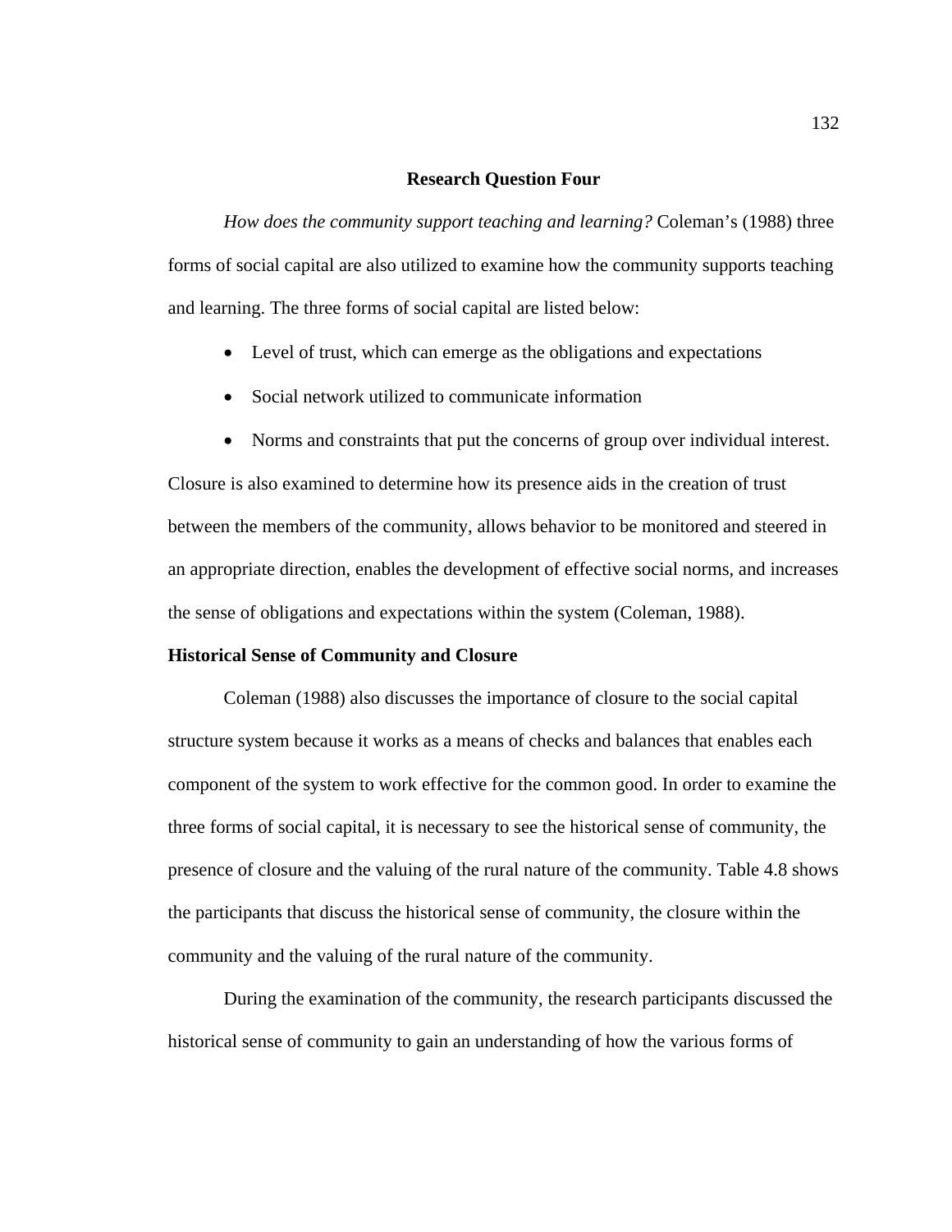## Research Question Four

*How does the community support teaching and learning?* Coleman's (1988) three forms of social capital are also utilized to examine how the community supports teaching and learning. The three forms of social capital are listed below:

- Level of trust, which can emerge as the obligations and expectations
- Social network utilized to communicate information
- Norms and constraints that put the concerns of group over individual interest.

Closure is also examined to determine how its presence aids in the creation of trust between the members of the community, allows behavior to be monitored and steered in an appropriate direction, enables the development of effective social norms, and increases the sense of obligations and expectations within the system (Coleman, 1988).

### Historical Sense of Community and Closure

Coleman (1988) also discusses the importance of closure to the social capital structure system because it works as a means of checks and balances that enables each component of the system to work effective for the common good. In order to examine the three forms of social capital, it is necessary to see the historical sense of community, the presence of closure and the valuing of the rural nature of the community. Table 4.8 shows the participants that discuss the historical sense of community, the closure within the community and the valuing of the rural nature of the community.

During the examination of the community, the research participants discussed the historical sense of community to gain an understanding of how the various forms of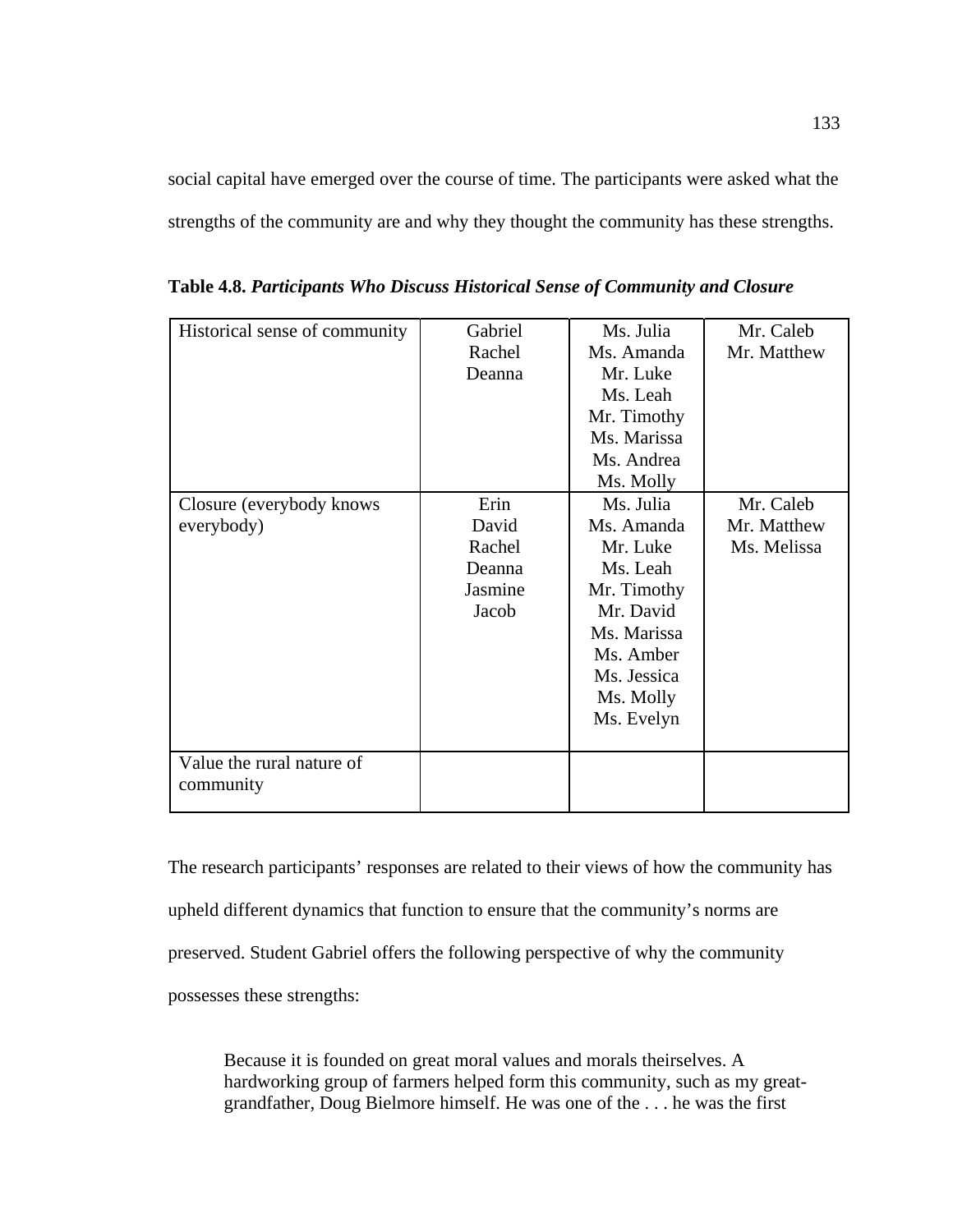social capital have emerged over the course of time. The participants were asked what the strengths of the community are and why they thought the community has these strengths.

**Table 4.8.** ***Participants Who Discuss Historical Sense of Community and Closure***

| | | | |
|---|---|---|---|
| Historical sense of community | Gabriel<br>Rachel<br>Deanna | Ms. Julia<br>Ms. Amanda<br>Mr. Luke<br>Ms. Leah<br>Mr. Timothy<br>Ms. Marissa<br>Ms. Andrea<br>Ms. Molly | Mr. Caleb<br>Mr. Matthew |
| Closure (everybody knows everybody) | Erin<br>David<br>Rachel<br>Deanna<br>Jasmine<br>Jacob | Ms. Julia<br>Ms. Amanda<br>Mr. Luke<br>Ms. Leah<br>Mr. Timothy<br>Mr. David<br>Ms. Marissa<br>Ms. Amber<br>Ms. Jessica<br>Ms. Molly<br>Ms. Evelyn | Mr. Caleb<br>Mr. Matthew<br>Ms. Melissa |
| Value the rural nature of community | | | |

The research participants' responses are related to their views of how the community has upheld different dynamics that function to ensure that the community's norms are preserved. Student Gabriel offers the following perspective of why the community possesses these strengths:

> Because it is founded on great moral values and morals theirselves. A hardworking group of farmers helped form this community, such as my great-grandfather, Doug Bielmore himself. He was one of the . . . he was the first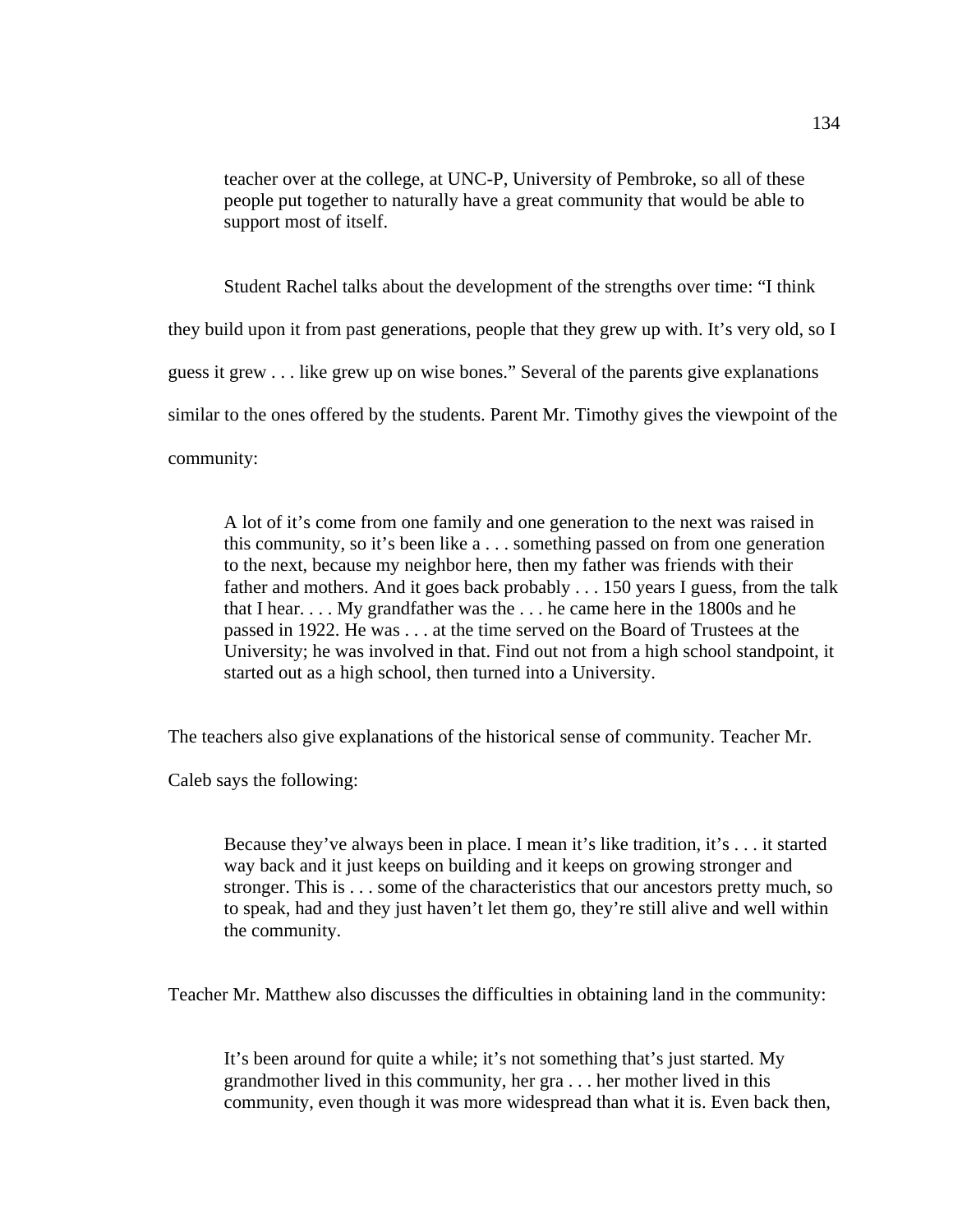> teacher over at the college, at UNC-P, University of Pembroke, so all of these people put together to naturally have a great community that would be able to support most of itself.

Student Rachel talks about the development of the strengths over time: "I think they build upon it from past generations, people that they grew up with. It's very old, so I guess it grew . . . like grew up on wise bones." Several of the parents give explanations similar to the ones offered by the students. Parent Mr. Timothy gives the viewpoint of the community:

> A lot of it's come from one family and one generation to the next was raised in this community, so it's been like a . . . something passed on from one generation to the next, because my neighbor here, then my father was friends with their father and mothers. And it goes back probably . . . 150 years I guess, from the talk that I hear. . . . My grandfather was the . . . he came here in the 1800s and he passed in 1922. He was . . . at the time served on the Board of Trustees at the University; he was involved in that. Find out not from a high school standpoint, it started out as a high school, then turned into a University.

The teachers also give explanations of the historical sense of community. Teacher Mr. Caleb says the following:

> Because they've always been in place. I mean it's like tradition, it's . . . it started way back and it just keeps on building and it keeps on growing stronger and stronger. This is . . . some of the characteristics that our ancestors pretty much, so to speak, had and they just haven't let them go, they're still alive and well within the community.

Teacher Mr. Matthew also discusses the difficulties in obtaining land in the community:

> It's been around for quite a while; it's not something that's just started. My grandmother lived in this community, her gra . . . her mother lived in this community, even though it was more widespread than what it is. Even back then,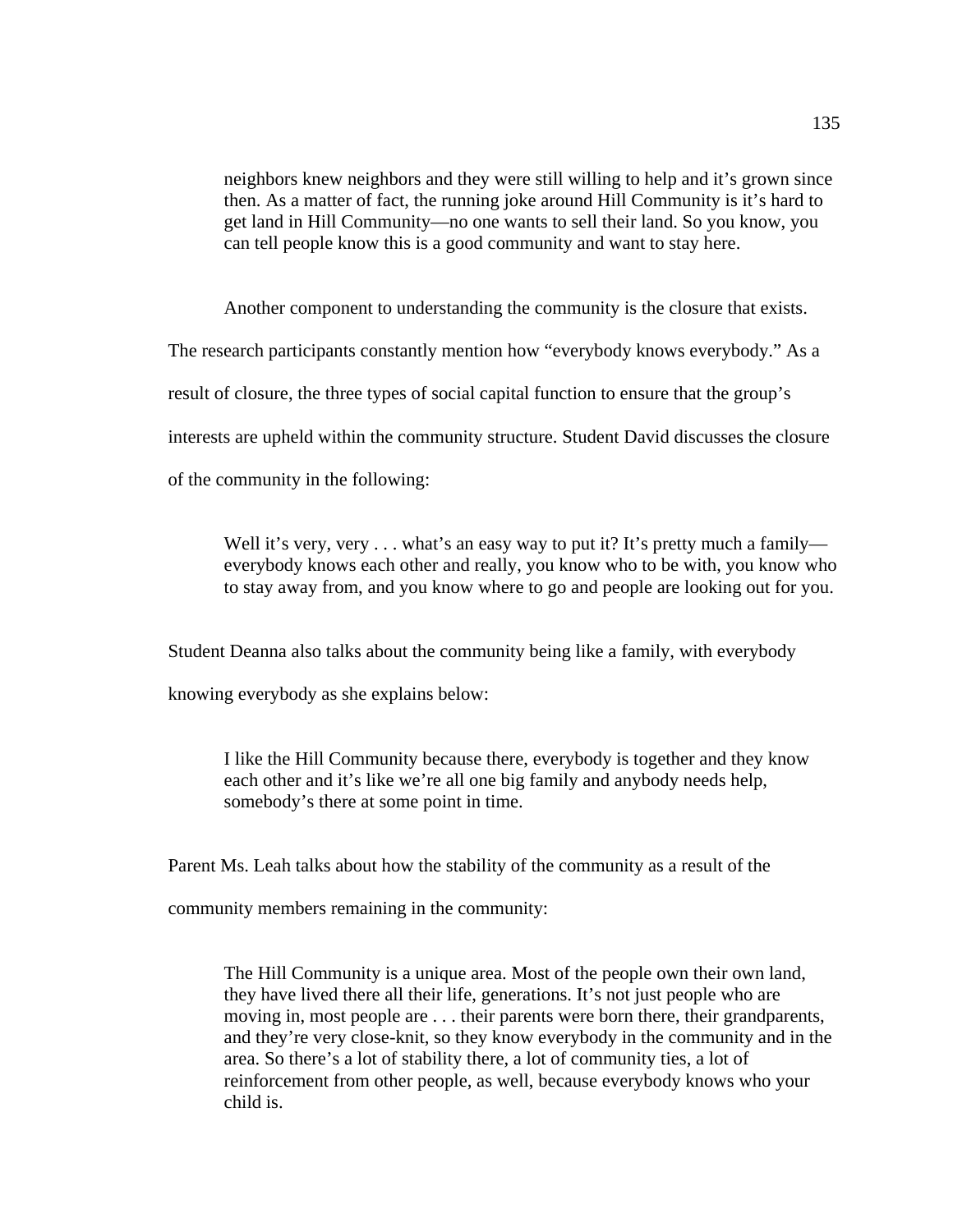> neighbors knew neighbors and they were still willing to help and it's grown since then. As a matter of fact, the running joke around Hill Community is it's hard to get land in Hill Community—no one wants to sell their land. So you know, you can tell people know this is a good community and want to stay here.

Another component to understanding the community is the closure that exists. The research participants constantly mention how "everybody knows everybody." As a result of closure, the three types of social capital function to ensure that the group's interests are upheld within the community structure. Student David discusses the closure of the community in the following:

> Well it's very, very . . . what's an easy way to put it? It's pretty much a family—everybody knows each other and really, you know who to be with, you know who to stay away from, and you know where to go and people are looking out for you.

Student Deanna also talks about the community being like a family, with everybody knowing everybody as she explains below:

> I like the Hill Community because there, everybody is together and they know each other and it's like we're all one big family and anybody needs help, somebody's there at some point in time.

Parent Ms. Leah talks about how the stability of the community as a result of the community members remaining in the community:

> The Hill Community is a unique area. Most of the people own their own land, they have lived there all their life, generations. It's not just people who are moving in, most people are . . . their parents were born there, their grandparents, and they're very close-knit, so they know everybody in the community and in the area. So there's a lot of stability there, a lot of community ties, a lot of reinforcement from other people, as well, because everybody knows who your child is.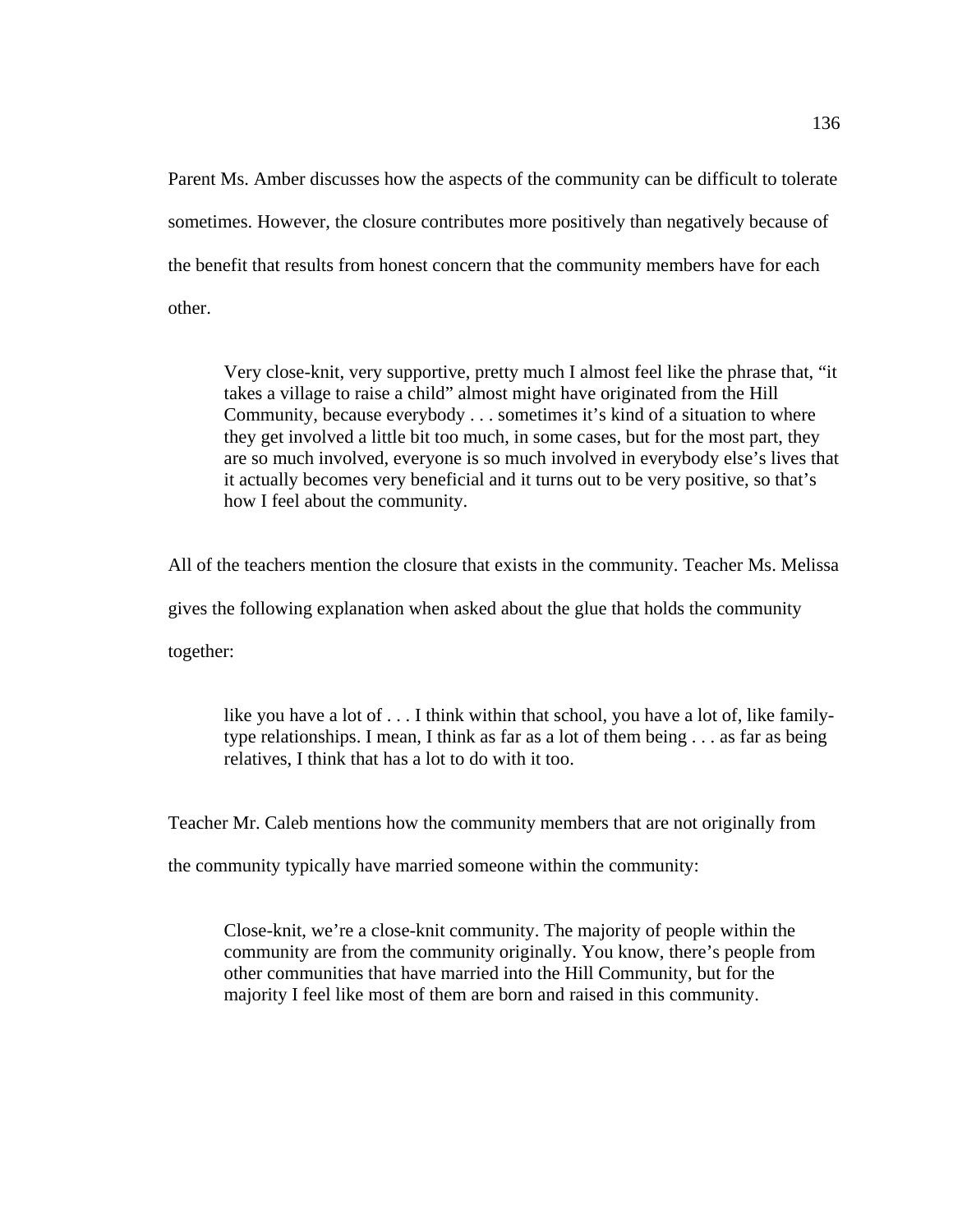Parent Ms. Amber discusses how the aspects of the community can be difficult to tolerate sometimes. However, the closure contributes more positively than negatively because of the benefit that results from honest concern that the community members have for each other.

> Very close-knit, very supportive, pretty much I almost feel like the phrase that, "it takes a village to raise a child" almost might have originated from the Hill Community, because everybody . . . sometimes it's kind of a situation to where they get involved a little bit too much, in some cases, but for the most part, they are so much involved, everyone is so much involved in everybody else's lives that it actually becomes very beneficial and it turns out to be very positive, so that's how I feel about the community.

All of the teachers mention the closure that exists in the community. Teacher Ms. Melissa gives the following explanation when asked about the glue that holds the community together:

> like you have a lot of . . . I think within that school, you have a lot of, like family-type relationships. I mean, I think as far as a lot of them being . . . as far as being relatives, I think that has a lot to do with it too.

Teacher Mr. Caleb mentions how the community members that are not originally from the community typically have married someone within the community:

> Close-knit, we're a close-knit community. The majority of people within the community are from the community originally. You know, there's people from other communities that have married into the Hill Community, but for the majority I feel like most of them are born and raised in this community.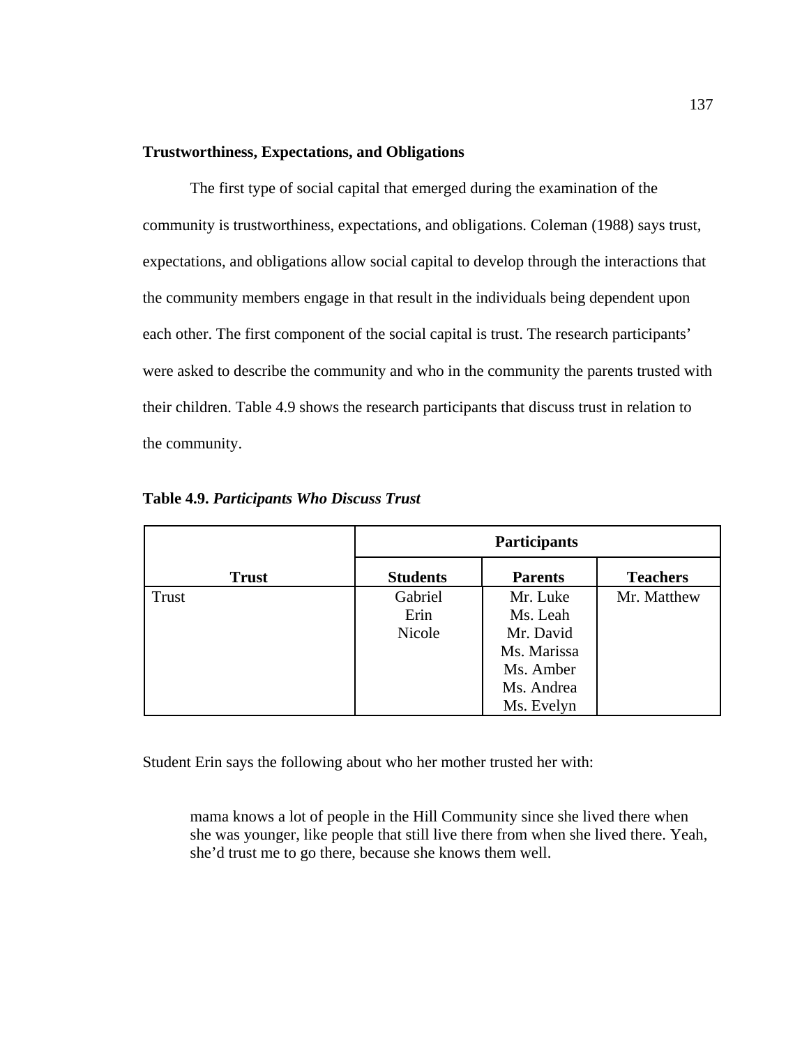**Trustworthiness, Expectations, and Obligations**

The first type of social capital that emerged during the examination of the community is trustworthiness, expectations, and obligations. Coleman (1988) says trust, expectations, and obligations allow social capital to develop through the interactions that the community members engage in that result in the individuals being dependent upon each other. The first component of the social capital is trust. The research participants' were asked to describe the community and who in the community the parents trusted with their children. Table 4.9 shows the research participants that discuss trust in relation to the community.

**Table 4.9.** ***Participants Who Discuss Trust***

| | Participants | | |
|---|---|---|---|
| **Trust** | **Students** | **Parents** | **Teachers** |
| Trust | Gabriel<br>Erin<br>Nicole | Mr. Luke<br>Ms. Leah<br>Mr. David<br>Ms. Marissa<br>Ms. Amber<br>Ms. Andrea<br>Ms. Evelyn | Mr. Matthew |

Student Erin says the following about who her mother trusted her with:

> mama knows a lot of people in the Hill Community since she lived there when she was younger, like people that still live there from when she lived there. Yeah, she'd trust me to go there, because she knows them well.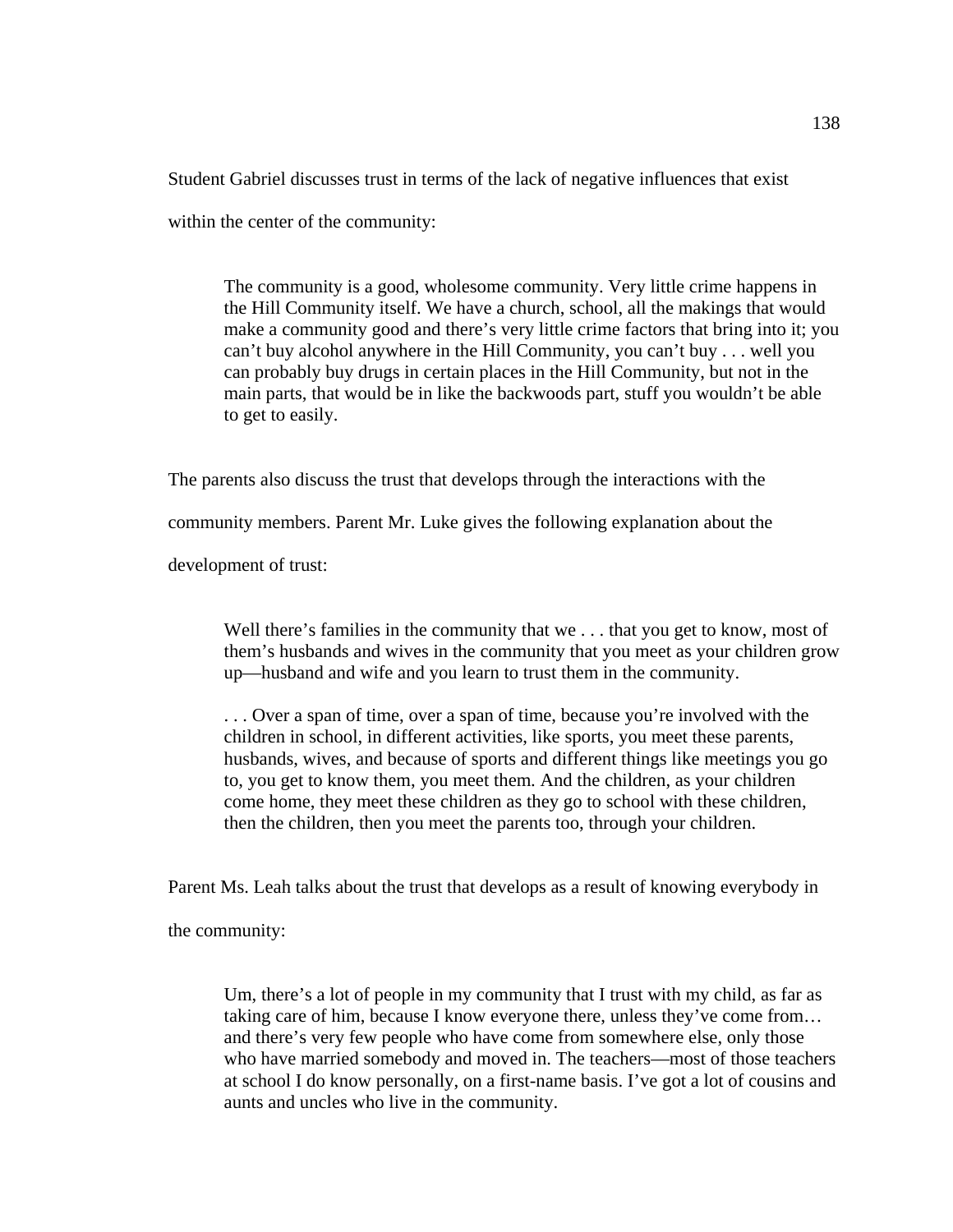Student Gabriel discusses trust in terms of the lack of negative influences that exist within the center of the community:

> The community is a good, wholesome community. Very little crime happens in the Hill Community itself. We have a church, school, all the makings that would make a community good and there's very little crime factors that bring into it; you can't buy alcohol anywhere in the Hill Community, you can't buy . . . well you can probably buy drugs in certain places in the Hill Community, but not in the main parts, that would be in like the backwoods part, stuff you wouldn't be able to get to easily.

The parents also discuss the trust that develops through the interactions with the community members. Parent Mr. Luke gives the following explanation about the development of trust:

> Well there's families in the community that we . . . that you get to know, most of them's husbands and wives in the community that you meet as your children grow up—husband and wife and you learn to trust them in the community.
>
> . . . Over a span of time, over a span of time, because you're involved with the children in school, in different activities, like sports, you meet these parents, husbands, wives, and because of sports and different things like meetings you go to, you get to know them, you meet them. And the children, as your children come home, they meet these children as they go to school with these children, then the children, then you meet the parents too, through your children.

Parent Ms. Leah talks about the trust that develops as a result of knowing everybody in the community:

> Um, there's a lot of people in my community that I trust with my child, as far as taking care of him, because I know everyone there, unless they've come from… and there's very few people who have come from somewhere else, only those who have married somebody and moved in. The teachers—most of those teachers at school I do know personally, on a first-name basis. I've got a lot of cousins and aunts and uncles who live in the community.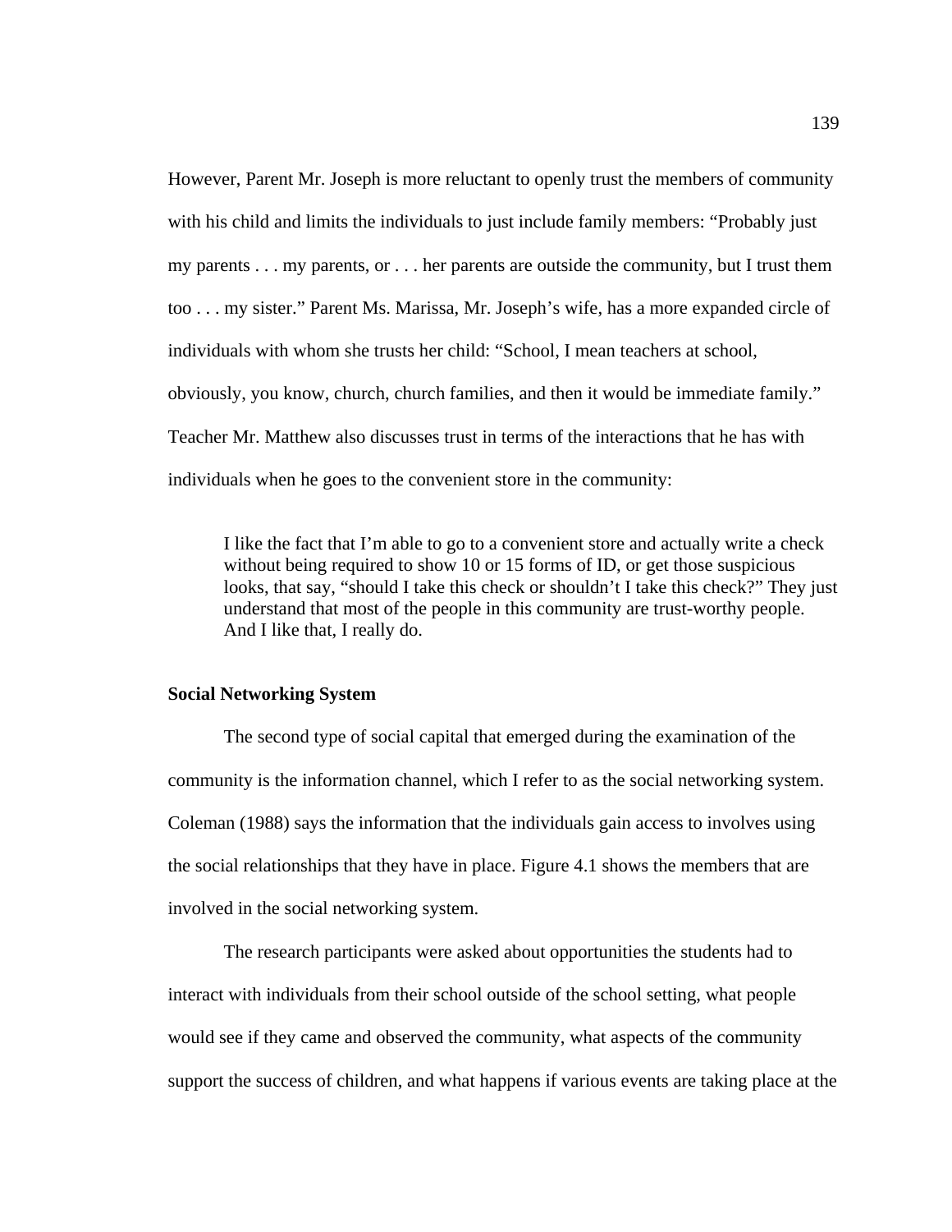However, Parent Mr. Joseph is more reluctant to openly trust the members of community with his child and limits the individuals to just include family members: “Probably just my parents . . . my parents, or . . . her parents are outside the community, but I trust them too . . . my sister.” Parent Ms. Marissa, Mr. Joseph’s wife, has a more expanded circle of individuals with whom she trusts her child: “School, I mean teachers at school, obviously, you know, church, church families, and then it would be immediate family.” Teacher Mr. Matthew also discusses trust in terms of the interactions that he has with individuals when he goes to the convenient store in the community:

> I like the fact that I’m able to go to a convenient store and actually write a check without being required to show 10 or 15 forms of ID, or get those suspicious looks, that say, “should I take this check or shouldn’t I take this check?” They just understand that most of the people in this community are trust-worthy people. And I like that, I really do.

**Social Networking System**

The second type of social capital that emerged during the examination of the community is the information channel, which I refer to as the social networking system. Coleman (1988) says the information that the individuals gain access to involves using the social relationships that they have in place. Figure 4.1 shows the members that are involved in the social networking system.

The research participants were asked about opportunities the students had to interact with individuals from their school outside of the school setting, what people would see if they came and observed the community, what aspects of the community support the success of children, and what happens if various events are taking place at the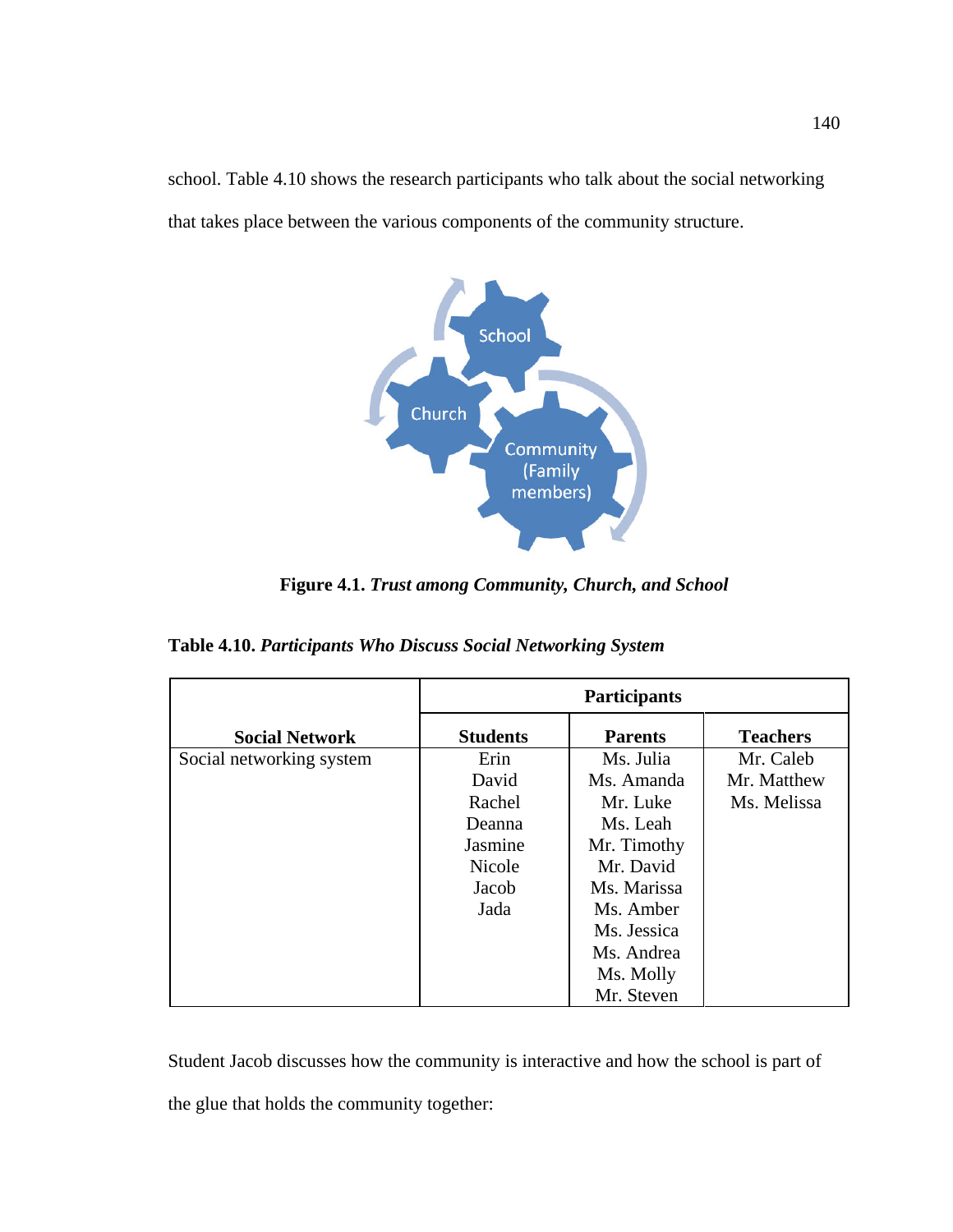school. Table 4.10 shows the research participants who talk about the social networking that takes place between the various components of the community structure.

**Figure 4.1.** ***Trust among Community, Church, and School***

**Table 4.10.** ***Participants Who Discuss Social Networking System***

| | **Participants** | | |
|---|---|---|---|
| **Social Network** | **Students** | **Parents** | **Teachers** |
| Social networking system | Erin<br>David<br>Rachel<br>Deanna<br>Jasmine<br>Nicole<br>Jacob<br>Jada | Ms. Julia<br>Ms. Amanda<br>Mr. Luke<br>Ms. Leah<br>Mr. Timothy<br>Mr. David<br>Ms. Marissa<br>Ms. Amber<br>Ms. Jessica<br>Ms. Andrea<br>Ms. Molly<br>Mr. Steven | Mr. Caleb<br>Mr. Matthew<br>Ms. Melissa |

Student Jacob discusses how the community is interactive and how the school is part of the glue that holds the community together: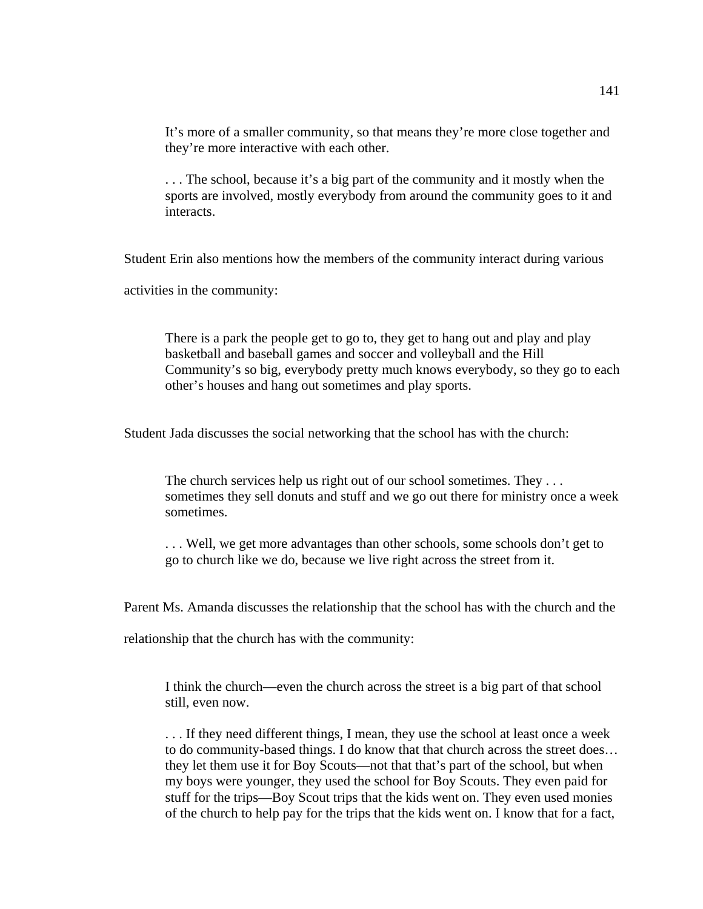> It's more of a smaller community, so that means they're more close together and they're more interactive with each other.
>
> . . . The school, because it's a big part of the community and it mostly when the sports are involved, mostly everybody from around the community goes to it and interacts.

Student Erin also mentions how the members of the community interact during various activities in the community:

> There is a park the people get to go to, they get to hang out and play and play basketball and baseball games and soccer and volleyball and the Hill Community's so big, everybody pretty much knows everybody, so they go to each other's houses and hang out sometimes and play sports.

Student Jada discusses the social networking that the school has with the church:

> The church services help us right out of our school sometimes. They . . . sometimes they sell donuts and stuff and we go out there for ministry once a week sometimes.
>
> . . . Well, we get more advantages than other schools, some schools don't get to go to church like we do, because we live right across the street from it.

Parent Ms. Amanda discusses the relationship that the school has with the church and the relationship that the church has with the community:

> I think the church—even the church across the street is a big part of that school still, even now.
>
> . . . If they need different things, I mean, they use the school at least once a week to do community-based things. I do know that that church across the street does… they let them use it for Boy Scouts—not that that's part of the school, but when my boys were younger, they used the school for Boy Scouts. They even paid for stuff for the trips—Boy Scout trips that the kids went on. They even used monies of the church to help pay for the trips that the kids went on. I know that for a fact,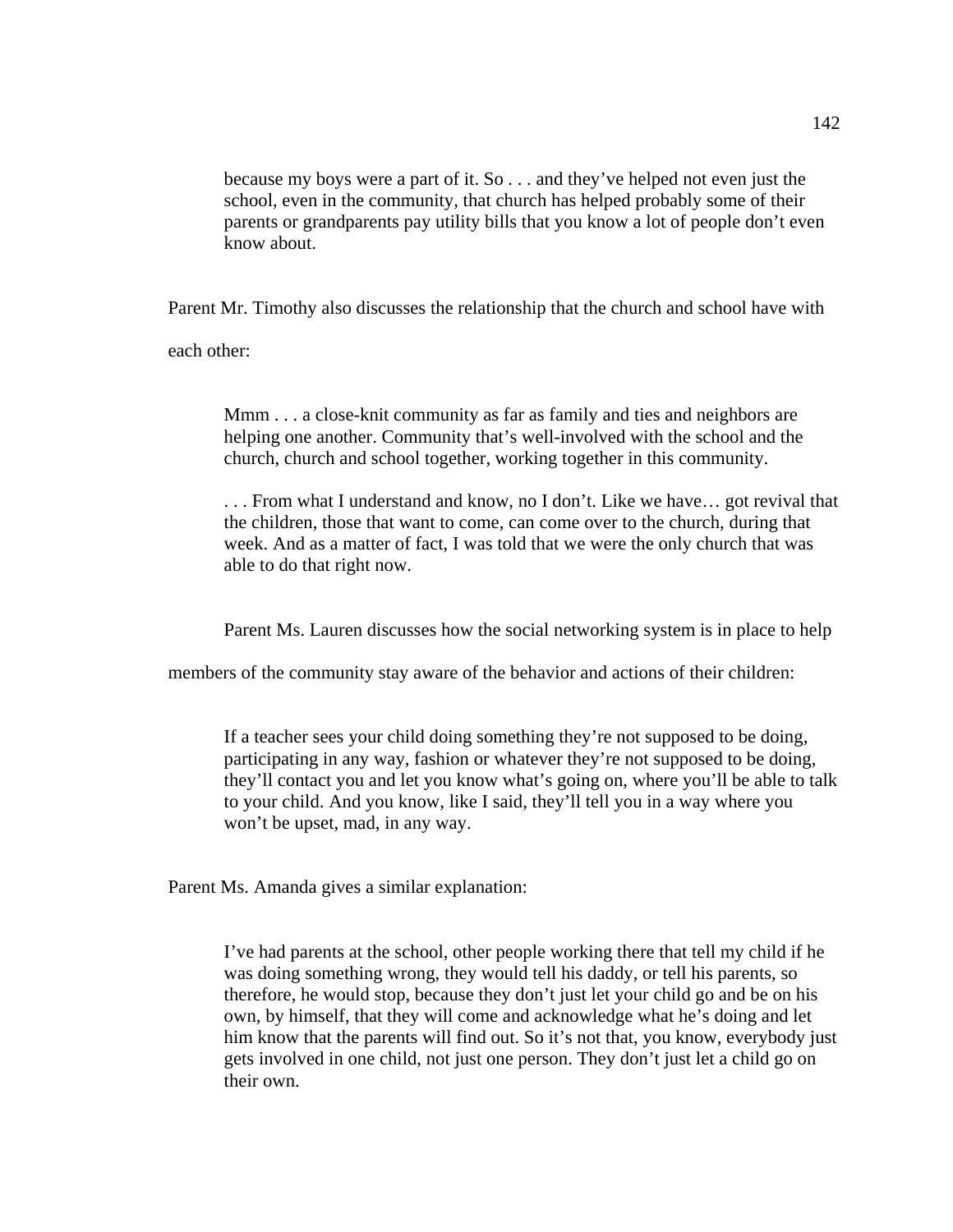> because my boys were a part of it. So . . . and they've helped not even just the school, even in the community, that church has helped probably some of their parents or grandparents pay utility bills that you know a lot of people don't even know about.

Parent Mr. Timothy also discusses the relationship that the church and school have with each other:

> Mmm . . . a close-knit community as far as family and ties and neighbors are helping one another. Community that's well-involved with the school and the church, church and school together, working together in this community.
>
> . . . From what I understand and know, no I don't. Like we have… got revival that the children, those that want to come, can come over to the church, during that week. And as a matter of fact, I was told that we were the only church that was able to do that right now.

Parent Ms. Lauren discusses how the social networking system is in place to help members of the community stay aware of the behavior and actions of their children:

> If a teacher sees your child doing something they're not supposed to be doing, participating in any way, fashion or whatever they're not supposed to be doing, they'll contact you and let you know what's going on, where you'll be able to talk to your child. And you know, like I said, they'll tell you in a way where you won't be upset, mad, in any way.

Parent Ms. Amanda gives a similar explanation:

> I've had parents at the school, other people working there that tell my child if he was doing something wrong, they would tell his daddy, or tell his parents, so therefore, he would stop, because they don't just let your child go and be on his own, by himself, that they will come and acknowledge what he's doing and let him know that the parents will find out. So it's not that, you know, everybody just gets involved in one child, not just one person. They don't just let a child go on their own.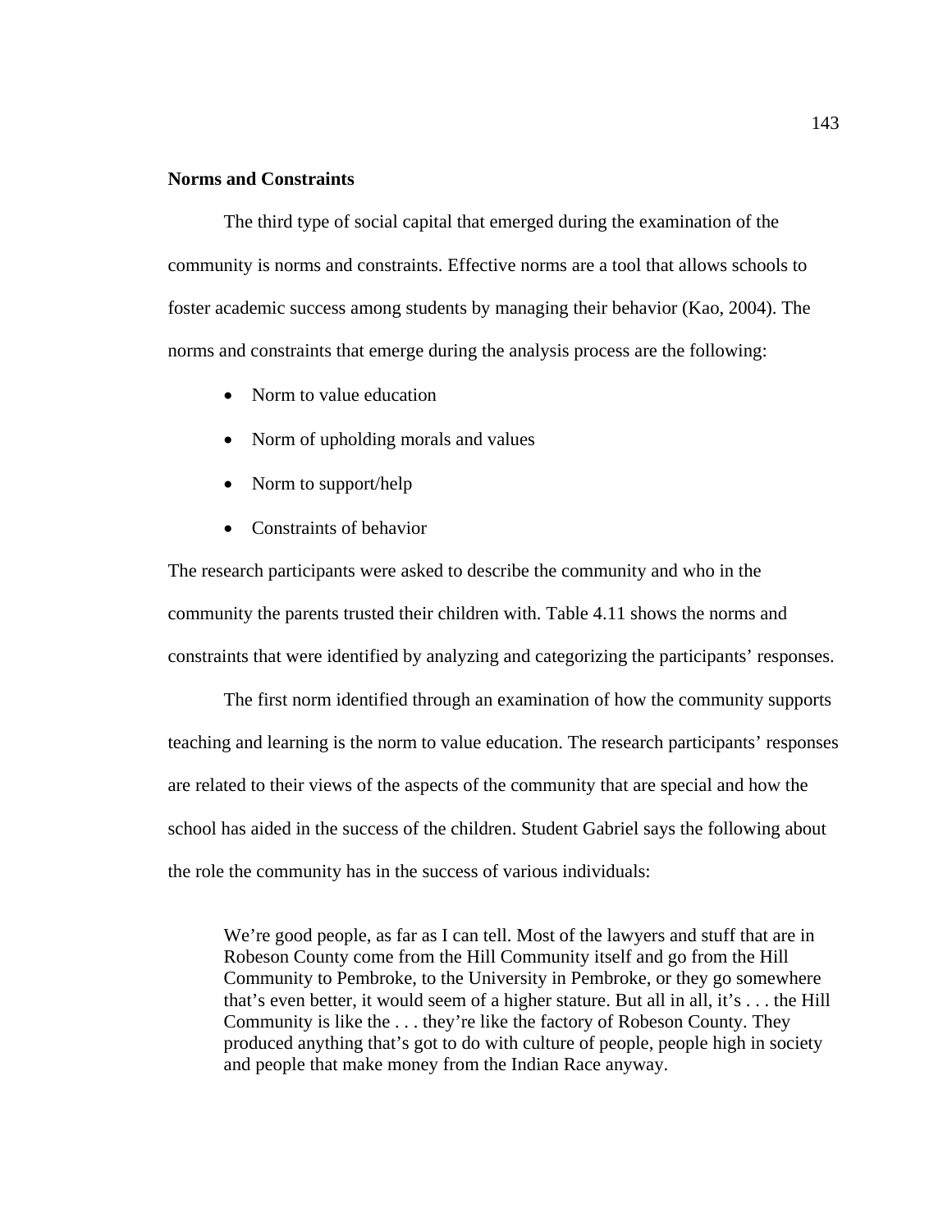**Norms and Constraints**

The third type of social capital that emerged during the examination of the community is norms and constraints. Effective norms are a tool that allows schools to foster academic success among students by managing their behavior (Kao, 2004). The norms and constraints that emerge during the analysis process are the following:

- Norm to value education
- Norm of upholding morals and values
- Norm to support/help
- Constraints of behavior

The research participants were asked to describe the community and who in the community the parents trusted their children with. Table 4.11 shows the norms and constraints that were identified by analyzing and categorizing the participants' responses.

The first norm identified through an examination of how the community supports teaching and learning is the norm to value education. The research participants' responses are related to their views of the aspects of the community that are special and how the school has aided in the success of the children. Student Gabriel says the following about the role the community has in the success of various individuals:

> We're good people, as far as I can tell. Most of the lawyers and stuff that are in Robeson County come from the Hill Community itself and go from the Hill Community to Pembroke, to the University in Pembroke, or they go somewhere that's even better, it would seem of a higher stature. But all in all, it's . . . the Hill Community is like the . . . they're like the factory of Robeson County. They produced anything that's got to do with culture of people, people high in society and people that make money from the Indian Race anyway.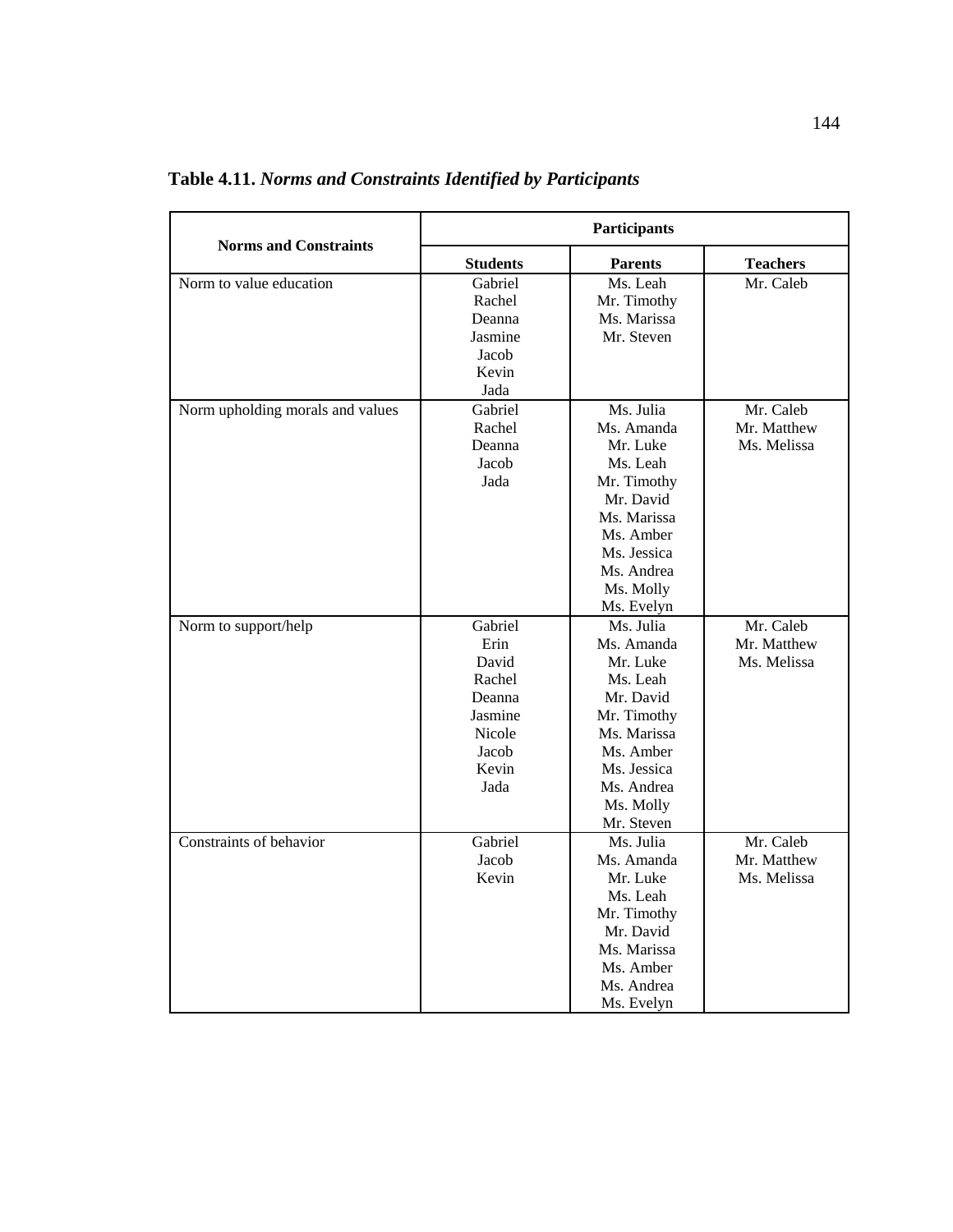**Table 4.11.** ***Norms and Constraints Identified by Participants***

| Norms and Constraints | Participants | | |
|---|---|---|---|
| | **Students** | **Parents** | **Teachers** |
| Norm to value education | Gabriel<br>Rachel<br>Deanna<br>Jasmine<br>Jacob<br>Kevin<br>Jada | Ms. Leah<br>Mr. Timothy<br>Ms. Marissa<br>Mr. Steven | Mr. Caleb |
| Norm upholding morals and values | Gabriel<br>Rachel<br>Deanna<br>Jacob<br>Jada | Ms. Julia<br>Ms. Amanda<br>Mr. Luke<br>Ms. Leah<br>Mr. Timothy<br>Mr. David<br>Ms. Marissa<br>Ms. Amber<br>Ms. Jessica<br>Ms. Andrea<br>Ms. Molly<br>Ms. Evelyn | Mr. Caleb<br>Mr. Matthew<br>Ms. Melissa |
| Norm to support/help | Gabriel<br>Erin<br>David<br>Rachel<br>Deanna<br>Jasmine<br>Nicole<br>Jacob<br>Kevin<br>Jada | Ms. Julia<br>Ms. Amanda<br>Mr. Luke<br>Ms. Leah<br>Mr. David<br>Mr. Timothy<br>Ms. Marissa<br>Ms. Amber<br>Ms. Jessica<br>Ms. Andrea<br>Ms. Molly<br>Mr. Steven | Mr. Caleb<br>Mr. Matthew<br>Ms. Melissa |
| Constraints of behavior | Gabriel<br>Jacob<br>Kevin | Ms. Julia<br>Ms. Amanda<br>Mr. Luke<br>Ms. Leah<br>Mr. Timothy<br>Mr. David<br>Ms. Marissa<br>Ms. Amber<br>Ms. Andrea<br>Ms. Evelyn | Mr. Caleb<br>Mr. Matthew<br>Ms. Melissa |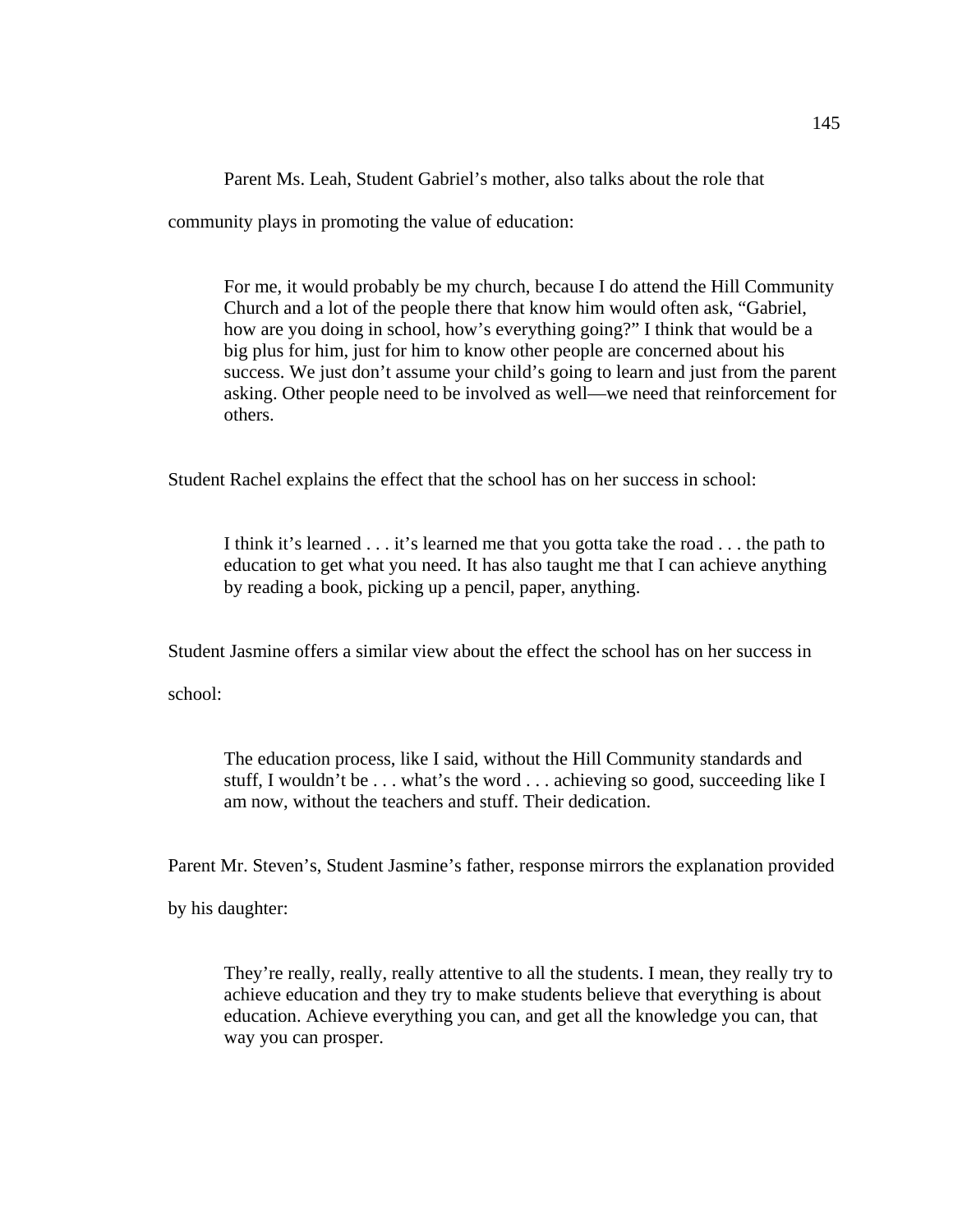Parent Ms. Leah, Student Gabriel's mother, also talks about the role that community plays in promoting the value of education:

> For me, it would probably be my church, because I do attend the Hill Community Church and a lot of the people there that know him would often ask, "Gabriel, how are you doing in school, how's everything going?" I think that would be a big plus for him, just for him to know other people are concerned about his success. We just don't assume your child's going to learn and just from the parent asking. Other people need to be involved as well—we need that reinforcement for others.

Student Rachel explains the effect that the school has on her success in school:

> I think it's learned . . . it's learned me that you gotta take the road . . . the path to education to get what you need. It has also taught me that I can achieve anything by reading a book, picking up a pencil, paper, anything.

Student Jasmine offers a similar view about the effect the school has on her success in school:

> The education process, like I said, without the Hill Community standards and stuff, I wouldn't be . . . what's the word . . . achieving so good, succeeding like I am now, without the teachers and stuff. Their dedication.

Parent Mr. Steven's, Student Jasmine's father, response mirrors the explanation provided by his daughter:

> They're really, really, really attentive to all the students. I mean, they really try to achieve education and they try to make students believe that everything is about education. Achieve everything you can, and get all the knowledge you can, that way you can prosper.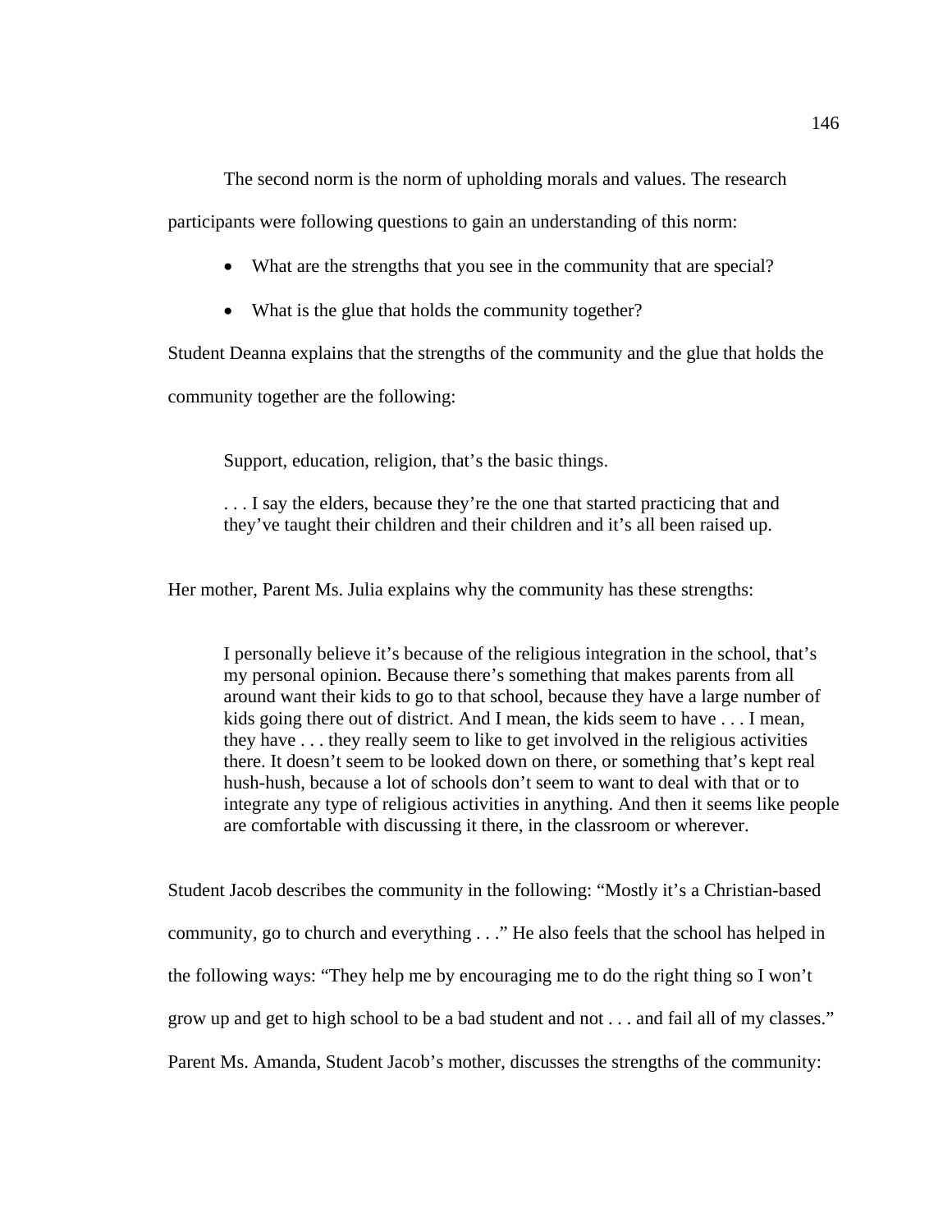The second norm is the norm of upholding morals and values. The research participants were following questions to gain an understanding of this norm:

- What are the strengths that you see in the community that are special?
- What is the glue that holds the community together?

Student Deanna explains that the strengths of the community and the glue that holds the community together are the following:

> Support, education, religion, that's the basic things.
>
> . . . I say the elders, because they're the one that started practicing that and they've taught their children and their children and it's all been raised up.

Her mother, Parent Ms. Julia explains why the community has these strengths:

> I personally believe it's because of the religious integration in the school, that's my personal opinion. Because there's something that makes parents from all around want their kids to go to that school, because they have a large number of kids going there out of district. And I mean, the kids seem to have . . . I mean, they have . . . they really seem to like to get involved in the religious activities there. It doesn't seem to be looked down on there, or something that's kept real hush-hush, because a lot of schools don't seem to want to deal with that or to integrate any type of religious activities in anything. And then it seems like people are comfortable with discussing it there, in the classroom or wherever.

Student Jacob describes the community in the following: "Mostly it's a Christian-based community, go to church and everything . . ." He also feels that the school has helped in the following ways: "They help me by encouraging me to do the right thing so I won't grow up and get to high school to be a bad student and not . . . and fail all of my classes." Parent Ms. Amanda, Student Jacob's mother, discusses the strengths of the community: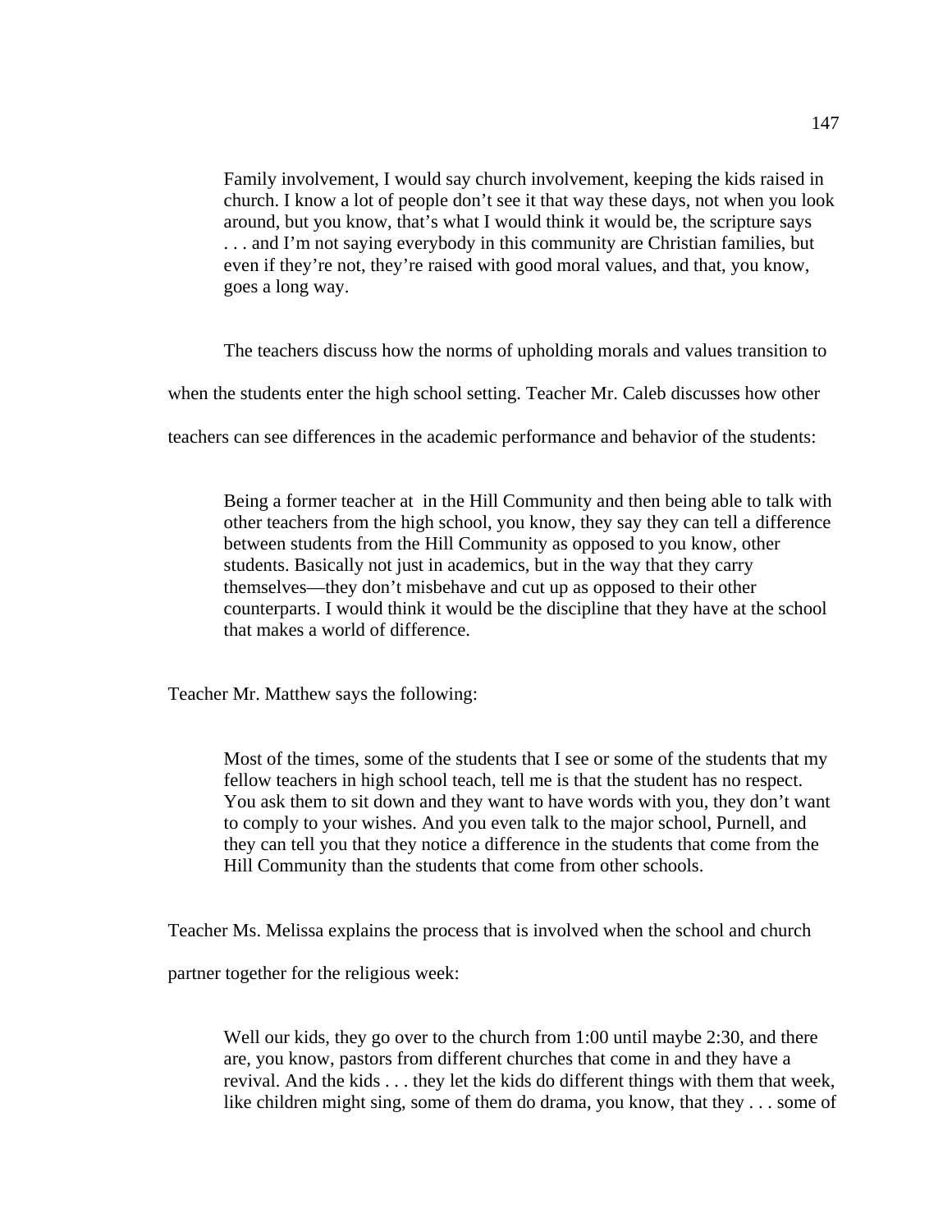> Family involvement, I would say church involvement, keeping the kids raised in church. I know a lot of people don't see it that way these days, not when you look around, but you know, that's what I would think it would be, the scripture says . . . and I'm not saying everybody in this community are Christian families, but even if they're not, they're raised with good moral values, and that, you know, goes a long way.

The teachers discuss how the norms of upholding morals and values transition to when the students enter the high school setting. Teacher Mr. Caleb discusses how other teachers can see differences in the academic performance and behavior of the students:

> Being a former teacher at  in the Hill Community and then being able to talk with other teachers from the high school, you know, they say they can tell a difference between students from the Hill Community as opposed to you know, other students. Basically not just in academics, but in the way that they carry themselves—they don't misbehave and cut up as opposed to their other counterparts. I would think it would be the discipline that they have at the school that makes a world of difference.

Teacher Mr. Matthew says the following:

> Most of the times, some of the students that I see or some of the students that my fellow teachers in high school teach, tell me is that the student has no respect. You ask them to sit down and they want to have words with you, they don't want to comply to your wishes. And you even talk to the major school, Purnell, and they can tell you that they notice a difference in the students that come from the Hill Community than the students that come from other schools.

Teacher Ms. Melissa explains the process that is involved when the school and church partner together for the religious week:

> Well our kids, they go over to the church from 1:00 until maybe 2:30, and there are, you know, pastors from different churches that come in and they have a revival. And the kids . . . they let the kids do different things with them that week, like children might sing, some of them do drama, you know, that they . . . some of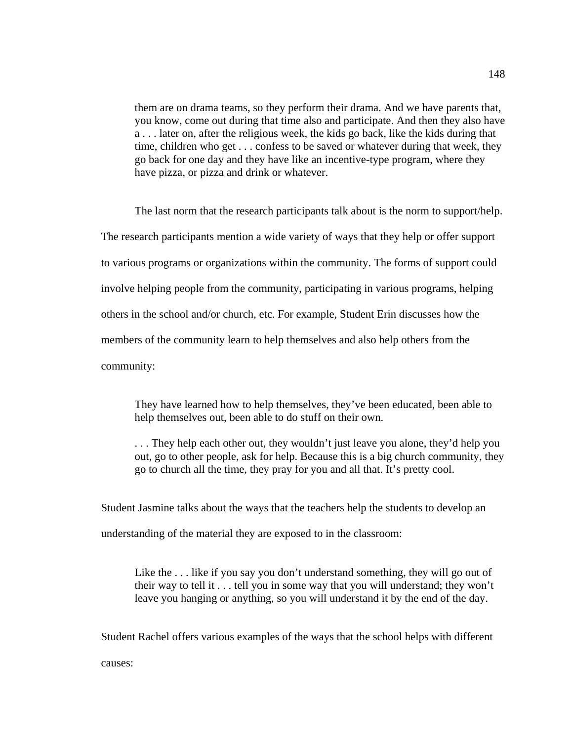> them are on drama teams, so they perform their drama. And we have parents that, you know, come out during that time also and participate. And then they also have a . . . later on, after the religious week, the kids go back, like the kids during that time, children who get . . . confess to be saved or whatever during that week, they go back for one day and they have like an incentive-type program, where they have pizza, or pizza and drink or whatever.

The last norm that the research participants talk about is the norm to support/help. The research participants mention a wide variety of ways that they help or offer support to various programs or organizations within the community. The forms of support could involve helping people from the community, participating in various programs, helping others in the school and/or church, etc. For example, Student Erin discusses how the members of the community learn to help themselves and also help others from the community:

> They have learned how to help themselves, they've been educated, been able to help themselves out, been able to do stuff on their own.
>
> . . . They help each other out, they wouldn't just leave you alone, they'd help you out, go to other people, ask for help. Because this is a big church community, they go to church all the time, they pray for you and all that. It's pretty cool.

Student Jasmine talks about the ways that the teachers help the students to develop an understanding of the material they are exposed to in the classroom:

> Like the . . . like if you say you don't understand something, they will go out of their way to tell it . . . tell you in some way that you will understand; they won't leave you hanging or anything, so you will understand it by the end of the day.

Student Rachel offers various examples of the ways that the school helps with different causes: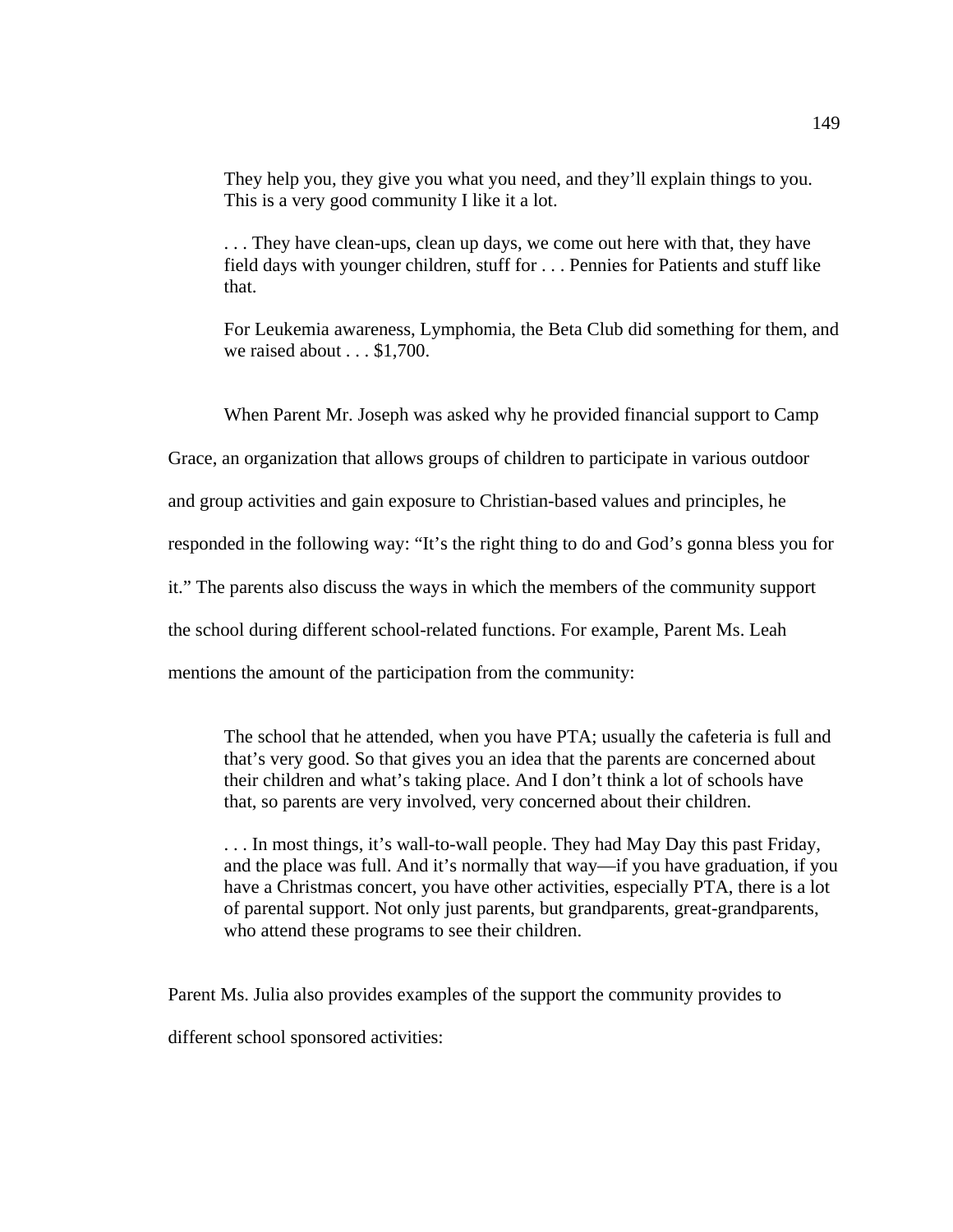> They help you, they give you what you need, and they'll explain things to you. This is a very good community I like it a lot.
>
> . . . They have clean-ups, clean up days, we come out here with that, they have field days with younger children, stuff for . . . Pennies for Patients and stuff like that.
>
> For Leukemia awareness, Lymphomia, the Beta Club did something for them, and we raised about . . . $1,700.

When Parent Mr. Joseph was asked why he provided financial support to Camp Grace, an organization that allows groups of children to participate in various outdoor and group activities and gain exposure to Christian-based values and principles, he responded in the following way: "It's the right thing to do and God's gonna bless you for it." The parents also discuss the ways in which the members of the community support the school during different school-related functions. For example, Parent Ms. Leah mentions the amount of the participation from the community:

> The school that he attended, when you have PTA; usually the cafeteria is full and that's very good. So that gives you an idea that the parents are concerned about their children and what's taking place. And I don't think a lot of schools have that, so parents are very involved, very concerned about their children.
>
> . . . In most things, it's wall-to-wall people. They had May Day this past Friday, and the place was full. And it's normally that way—if you have graduation, if you have a Christmas concert, you have other activities, especially PTA, there is a lot of parental support. Not only just parents, but grandparents, great-grandparents, who attend these programs to see their children.

Parent Ms. Julia also provides examples of the support the community provides to different school sponsored activities: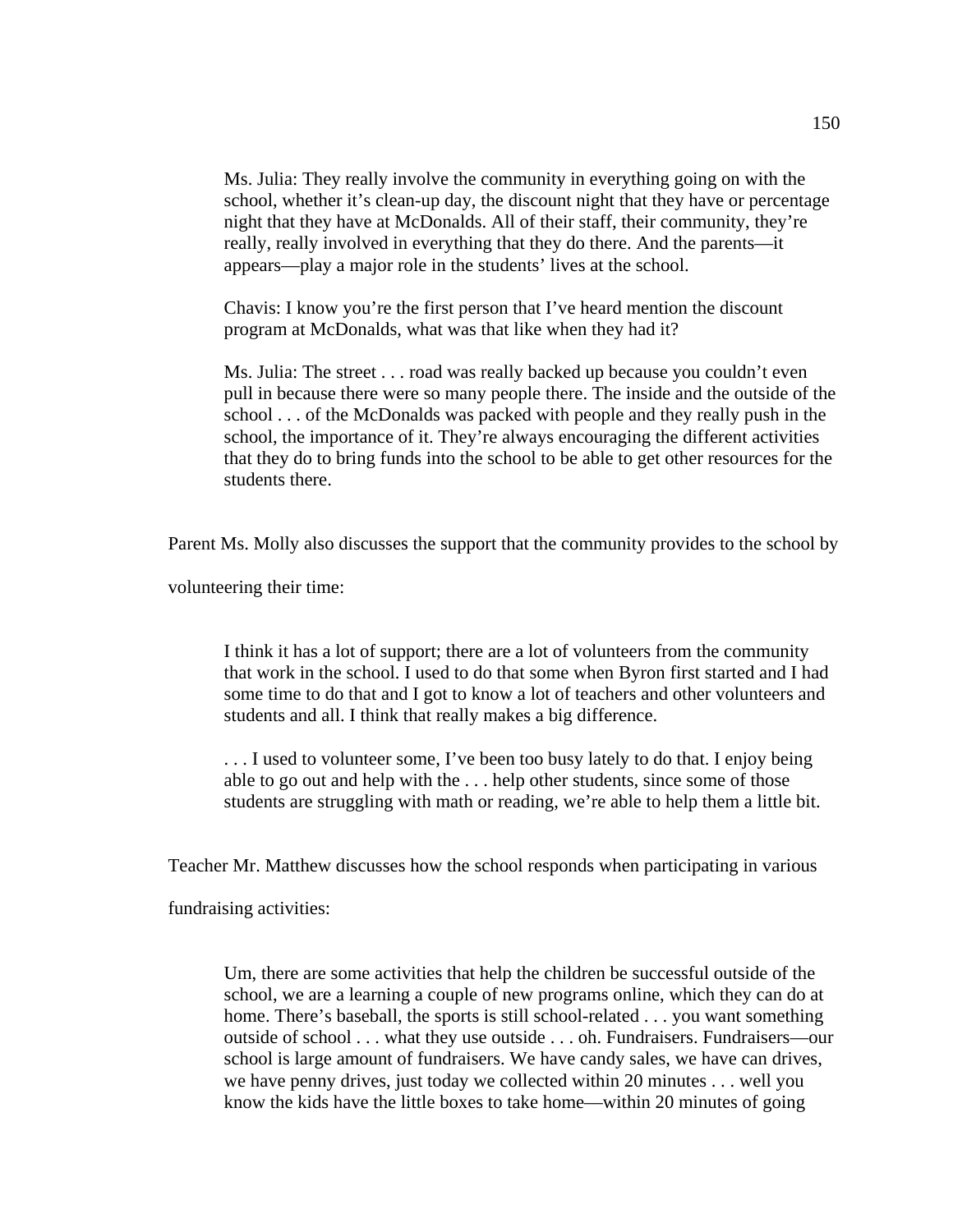> Ms. Julia: They really involve the community in everything going on with the school, whether it's clean-up day, the discount night that they have or percentage night that they have at McDonalds. All of their staff, their community, they're really, really involved in everything that they do there. And the parents—it appears—play a major role in the students' lives at the school.
>
> Chavis: I know you're the first person that I've heard mention the discount program at McDonalds, what was that like when they had it?
>
> Ms. Julia: The street . . . road was really backed up because you couldn't even pull in because there were so many people there. The inside and the outside of the school . . . of the McDonalds was packed with people and they really push in the school, the importance of it. They're always encouraging the different activities that they do to bring funds into the school to be able to get other resources for the students there.

Parent Ms. Molly also discusses the support that the community provides to the school by volunteering their time:

> I think it has a lot of support; there are a lot of volunteers from the community that work in the school. I used to do that some when Byron first started and I had some time to do that and I got to know a lot of teachers and other volunteers and students and all. I think that really makes a big difference.
>
> . . . I used to volunteer some, I've been too busy lately to do that. I enjoy being able to go out and help with the . . . help other students, since some of those students are struggling with math or reading, we're able to help them a little bit.

Teacher Mr. Matthew discusses how the school responds when participating in various fundraising activities:

> Um, there are some activities that help the children be successful outside of the school, we are a learning a couple of new programs online, which they can do at home. There's baseball, the sports is still school-related . . . you want something outside of school . . . what they use outside . . . oh. Fundraisers. Fundraisers—our school is large amount of fundraisers. We have candy sales, we have can drives, we have penny drives, just today we collected within 20 minutes . . . well you know the kids have the little boxes to take home—within 20 minutes of going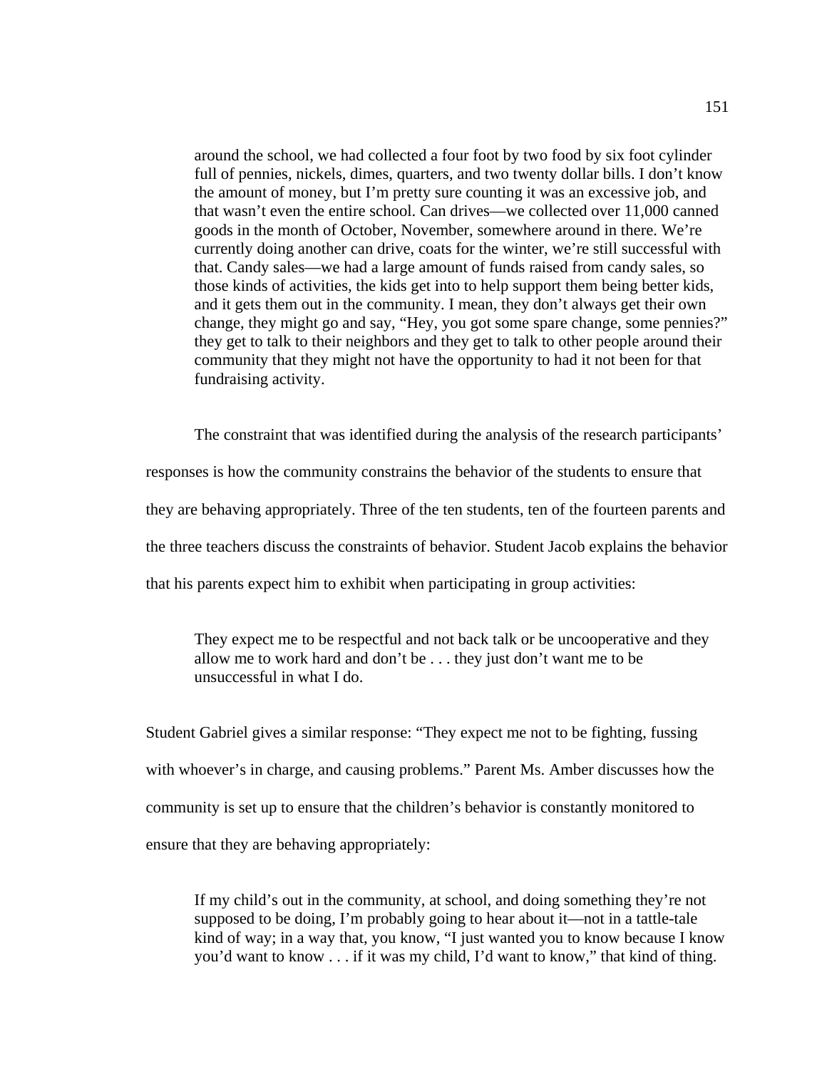> around the school, we had collected a four foot by two food by six foot cylinder full of pennies, nickels, dimes, quarters, and two twenty dollar bills. I don't know the amount of money, but I'm pretty sure counting it was an excessive job, and that wasn't even the entire school. Can drives—we collected over 11,000 canned goods in the month of October, November, somewhere around in there. We're currently doing another can drive, coats for the winter, we're still successful with that. Candy sales—we had a large amount of funds raised from candy sales, so those kinds of activities, the kids get into to help support them being better kids, and it gets them out in the community. I mean, they don't always get their own change, they might go and say, "Hey, you got some spare change, some pennies?" they get to talk to their neighbors and they get to talk to other people around their community that they might not have the opportunity to had it not been for that fundraising activity.

The constraint that was identified during the analysis of the research participants' responses is how the community constrains the behavior of the students to ensure that they are behaving appropriately. Three of the ten students, ten of the fourteen parents and the three teachers discuss the constraints of behavior. Student Jacob explains the behavior that his parents expect him to exhibit when participating in group activities:

> They expect me to be respectful and not back talk or be uncooperative and they allow me to work hard and don't be . . . they just don't want me to be unsuccessful in what I do.

Student Gabriel gives a similar response: "They expect me not to be fighting, fussing with whoever's in charge, and causing problems." Parent Ms. Amber discusses how the community is set up to ensure that the children's behavior is constantly monitored to ensure that they are behaving appropriately:

> If my child's out in the community, at school, and doing something they're not supposed to be doing, I'm probably going to hear about it—not in a tattle-tale kind of way; in a way that, you know, "I just wanted you to know because I know you'd want to know . . . if it was my child, I'd want to know," that kind of thing.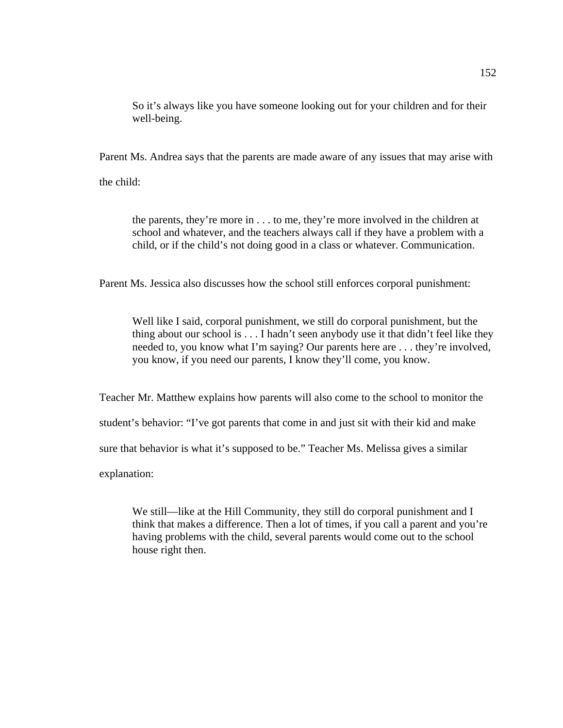> So it's always like you have someone looking out for your children and for their well-being.

Parent Ms. Andrea says that the parents are made aware of any issues that may arise with the child:

> the parents, they're more in . . . to me, they're more involved in the children at school and whatever, and the teachers always call if they have a problem with a child, or if the child's not doing good in a class or whatever. Communication.

Parent Ms. Jessica also discusses how the school still enforces corporal punishment:

> Well like I said, corporal punishment, we still do corporal punishment, but the thing about our school is . . . I hadn't seen anybody use it that didn't feel like they needed to, you know what I'm saying? Our parents here are . . . they're involved, you know, if you need our parents, I know they'll come, you know.

Teacher Mr. Matthew explains how parents will also come to the school to monitor the student's behavior: "I've got parents that come in and just sit with their kid and make sure that behavior is what it's supposed to be." Teacher Ms. Melissa gives a similar explanation:

> We still—like at the Hill Community, they still do corporal punishment and I think that makes a difference. Then a lot of times, if you call a parent and you're having problems with the child, several parents would come out to the school house right then.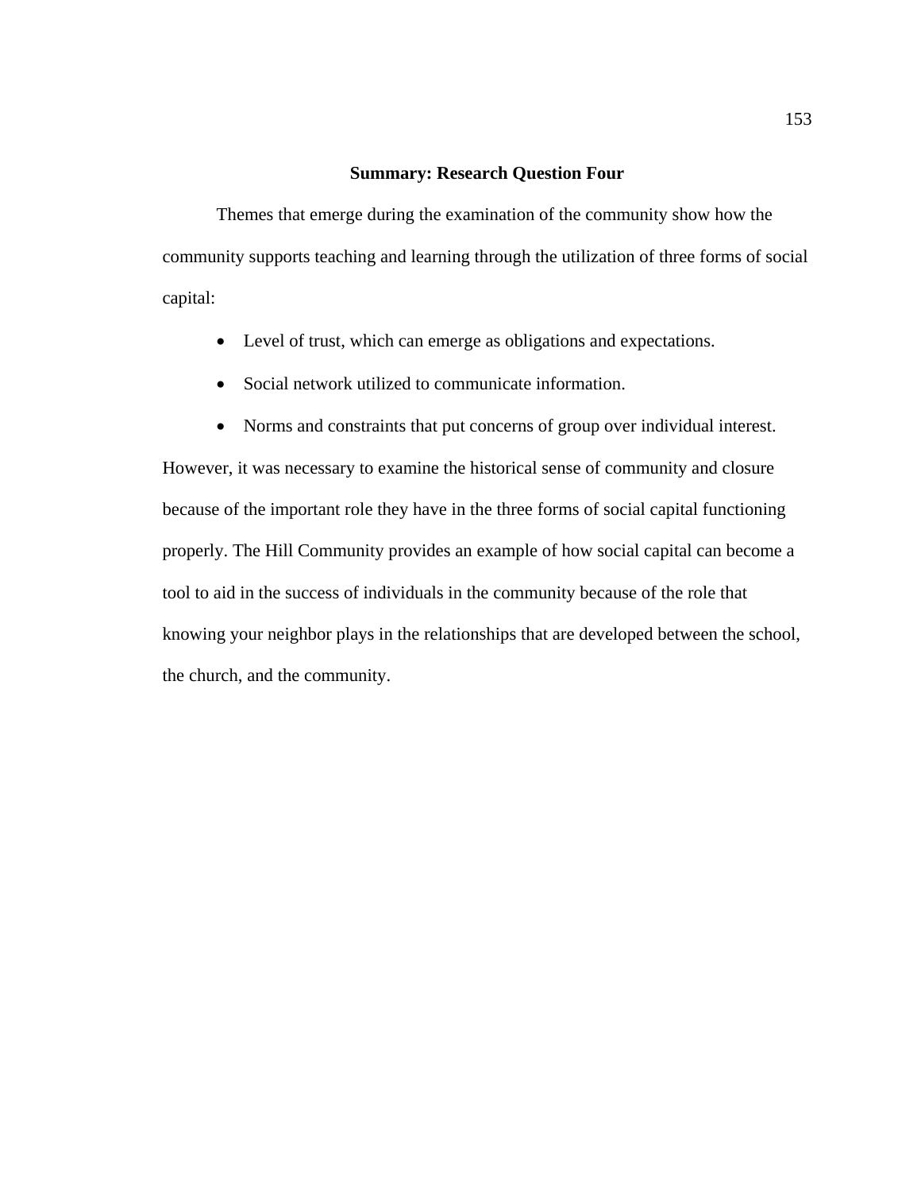## Summary: Research Question Four

Themes that emerge during the examination of the community show how the community supports teaching and learning through the utilization of three forms of social capital:

- Level of trust, which can emerge as obligations and expectations.
- Social network utilized to communicate information.
- Norms and constraints that put concerns of group over individual interest.

However, it was necessary to examine the historical sense of community and closure because of the important role they have in the three forms of social capital functioning properly. The Hill Community provides an example of how social capital can become a tool to aid in the success of individuals in the community because of the role that knowing your neighbor plays in the relationships that are developed between the school, the church, and the community.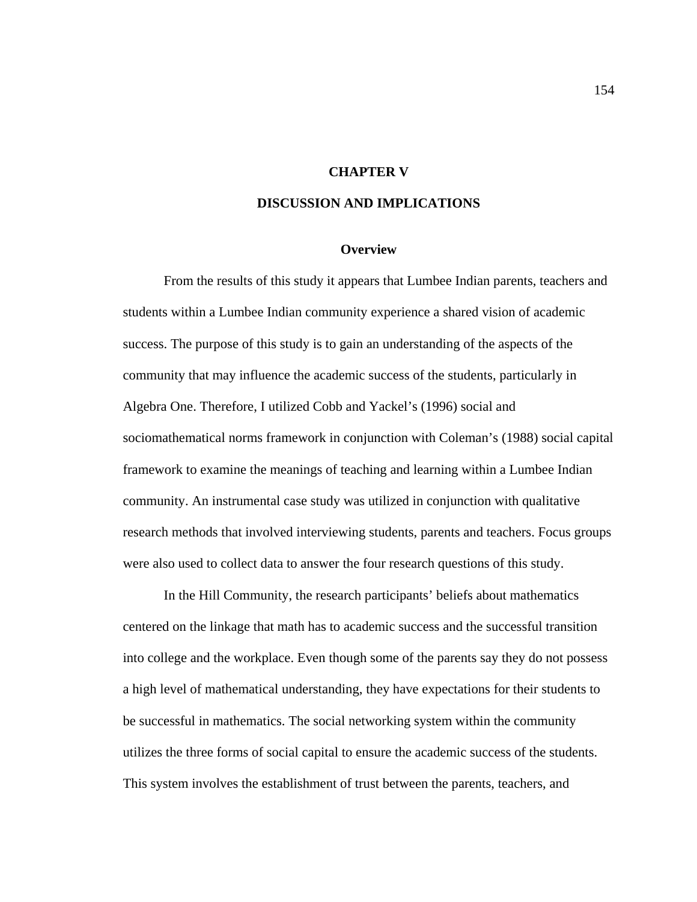# CHAPTER V

# DISCUSSION AND IMPLICATIONS

## Overview

From the results of this study it appears that Lumbee Indian parents, teachers and students within a Lumbee Indian community experience a shared vision of academic success. The purpose of this study is to gain an understanding of the aspects of the community that may influence the academic success of the students, particularly in Algebra One. Therefore, I utilized Cobb and Yackel's (1996) social and sociomathematical norms framework in conjunction with Coleman's (1988) social capital framework to examine the meanings of teaching and learning within a Lumbee Indian community. An instrumental case study was utilized in conjunction with qualitative research methods that involved interviewing students, parents and teachers. Focus groups were also used to collect data to answer the four research questions of this study.

In the Hill Community, the research participants' beliefs about mathematics centered on the linkage that math has to academic success and the successful transition into college and the workplace. Even though some of the parents say they do not possess a high level of mathematical understanding, they have expectations for their students to be successful in mathematics. The social networking system within the community utilizes the three forms of social capital to ensure the academic success of the students. This system involves the establishment of trust between the parents, teachers, and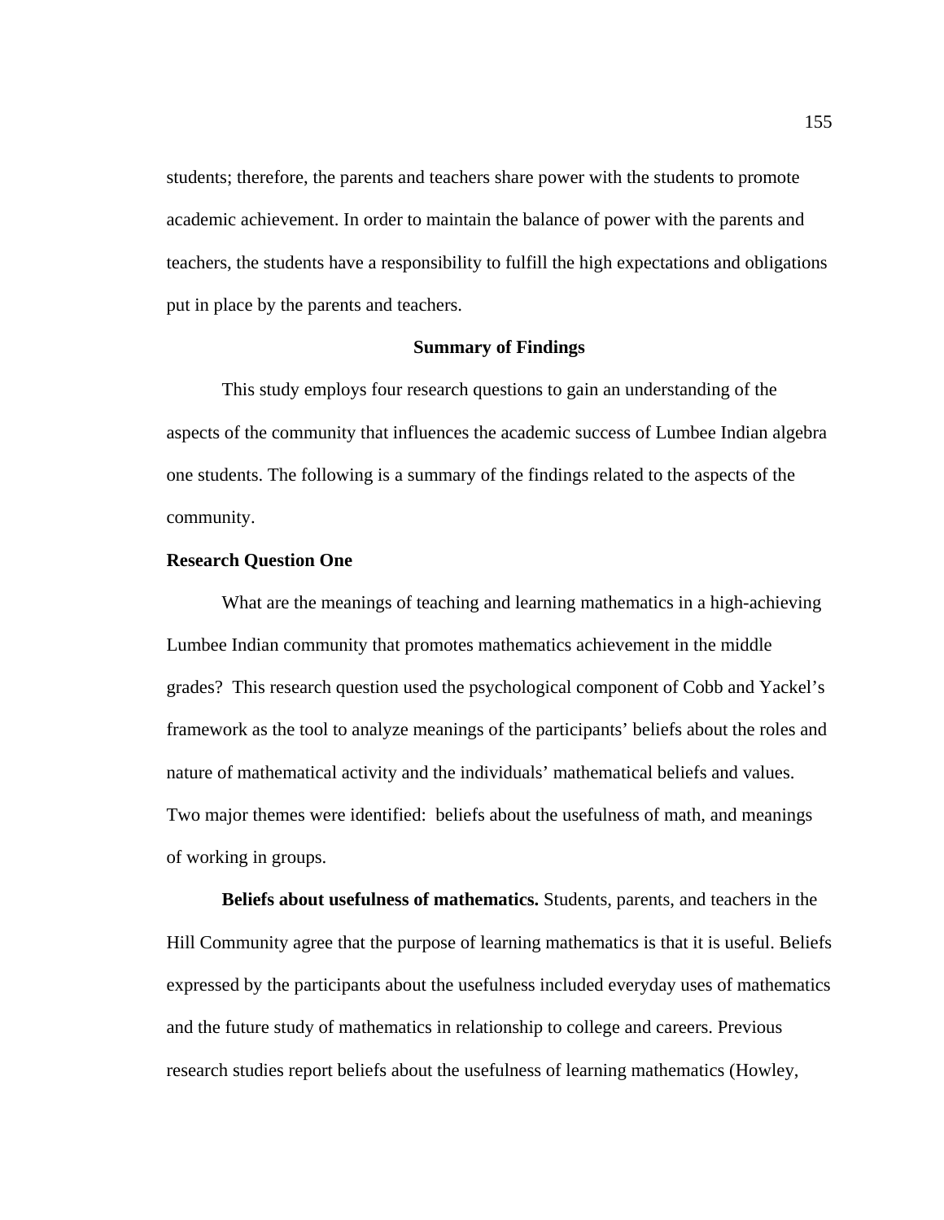students; therefore, the parents and teachers share power with the students to promote academic achievement. In order to maintain the balance of power with the parents and teachers, the students have a responsibility to fulfill the high expectations and obligations put in place by the parents and teachers.

## Summary of Findings

This study employs four research questions to gain an understanding of the aspects of the community that influences the academic success of Lumbee Indian algebra one students. The following is a summary of the findings related to the aspects of the community.

### Research Question One

What are the meanings of teaching and learning mathematics in a high-achieving Lumbee Indian community that promotes mathematics achievement in the middle grades? This research question used the psychological component of Cobb and Yackel's framework as the tool to analyze meanings of the participants' beliefs about the roles and nature of mathematical activity and the individuals' mathematical beliefs and values. Two major themes were identified: beliefs about the usefulness of math, and meanings of working in groups.

**Beliefs about usefulness of mathematics.** Students, parents, and teachers in the Hill Community agree that the purpose of learning mathematics is that it is useful. Beliefs expressed by the participants about the usefulness included everyday uses of mathematics and the future study of mathematics in relationship to college and careers. Previous research studies report beliefs about the usefulness of learning mathematics (Howley,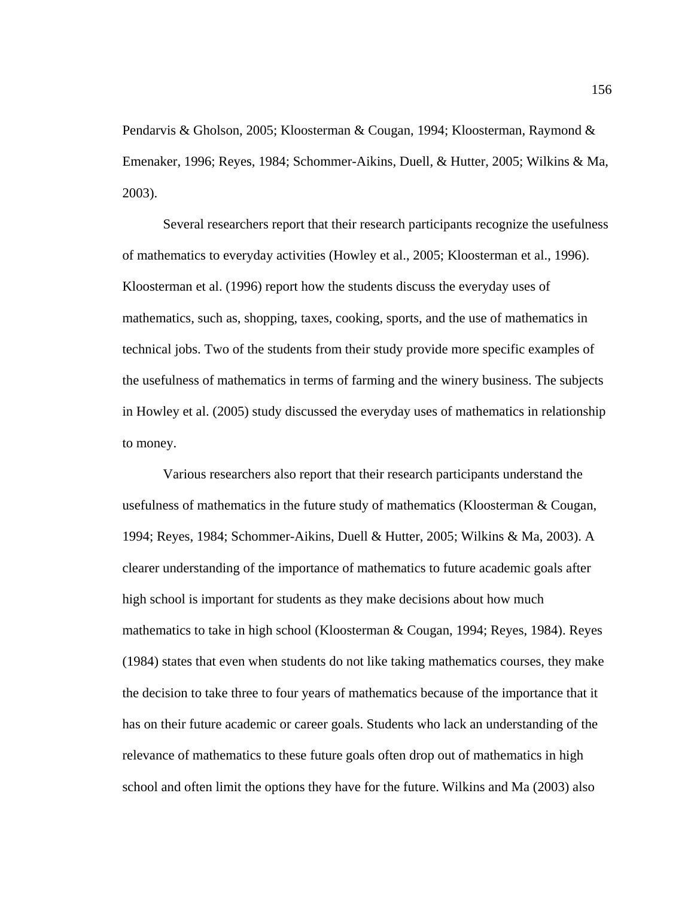Pendarvis & Gholson, 2005; Kloosterman & Cougan, 1994; Kloosterman, Raymond & Emenaker, 1996; Reyes, 1984; Schommer-Aikins, Duell, & Hutter, 2005; Wilkins & Ma, 2003).

Several researchers report that their research participants recognize the usefulness of mathematics to everyday activities (Howley et al., 2005; Kloosterman et al., 1996). Kloosterman et al. (1996) report how the students discuss the everyday uses of mathematics, such as, shopping, taxes, cooking, sports, and the use of mathematics in technical jobs. Two of the students from their study provide more specific examples of the usefulness of mathematics in terms of farming and the winery business. The subjects in Howley et al. (2005) study discussed the everyday uses of mathematics in relationship to money.

Various researchers also report that their research participants understand the usefulness of mathematics in the future study of mathematics (Kloosterman & Cougan, 1994; Reyes, 1984; Schommer-Aikins, Duell & Hutter, 2005; Wilkins & Ma, 2003). A clearer understanding of the importance of mathematics to future academic goals after high school is important for students as they make decisions about how much mathematics to take in high school (Kloosterman & Cougan, 1994; Reyes, 1984). Reyes (1984) states that even when students do not like taking mathematics courses, they make the decision to take three to four years of mathematics because of the importance that it has on their future academic or career goals. Students who lack an understanding of the relevance of mathematics to these future goals often drop out of mathematics in high school and often limit the options they have for the future. Wilkins and Ma (2003) also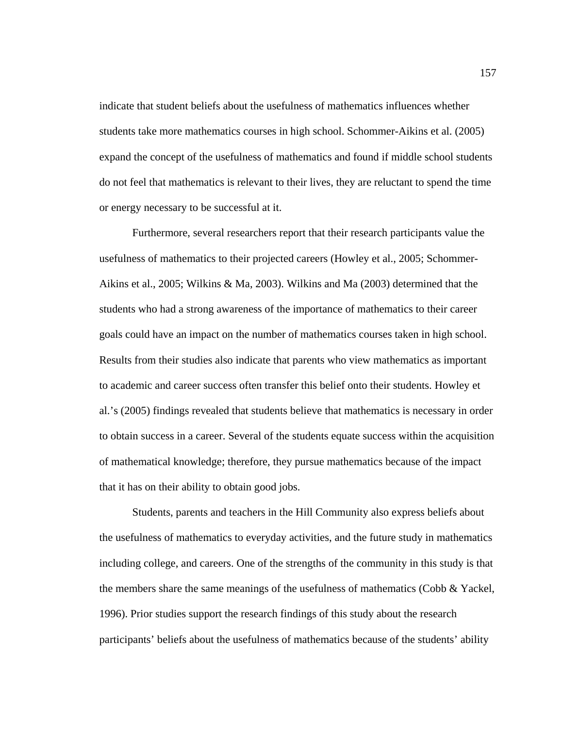indicate that student beliefs about the usefulness of mathematics influences whether students take more mathematics courses in high school. Schommer-Aikins et al. (2005) expand the concept of the usefulness of mathematics and found if middle school students do not feel that mathematics is relevant to their lives, they are reluctant to spend the time or energy necessary to be successful at it.

Furthermore, several researchers report that their research participants value the usefulness of mathematics to their projected careers (Howley et al., 2005; Schommer-Aikins et al., 2005; Wilkins & Ma, 2003). Wilkins and Ma (2003) determined that the students who had a strong awareness of the importance of mathematics to their career goals could have an impact on the number of mathematics courses taken in high school. Results from their studies also indicate that parents who view mathematics as important to academic and career success often transfer this belief onto their students. Howley et al.'s (2005) findings revealed that students believe that mathematics is necessary in order to obtain success in a career. Several of the students equate success within the acquisition of mathematical knowledge; therefore, they pursue mathematics because of the impact that it has on their ability to obtain good jobs.

Students, parents and teachers in the Hill Community also express beliefs about the usefulness of mathematics to everyday activities, and the future study in mathematics including college, and careers. One of the strengths of the community in this study is that the members share the same meanings of the usefulness of mathematics (Cobb & Yackel, 1996). Prior studies support the research findings of this study about the research participants' beliefs about the usefulness of mathematics because of the students' ability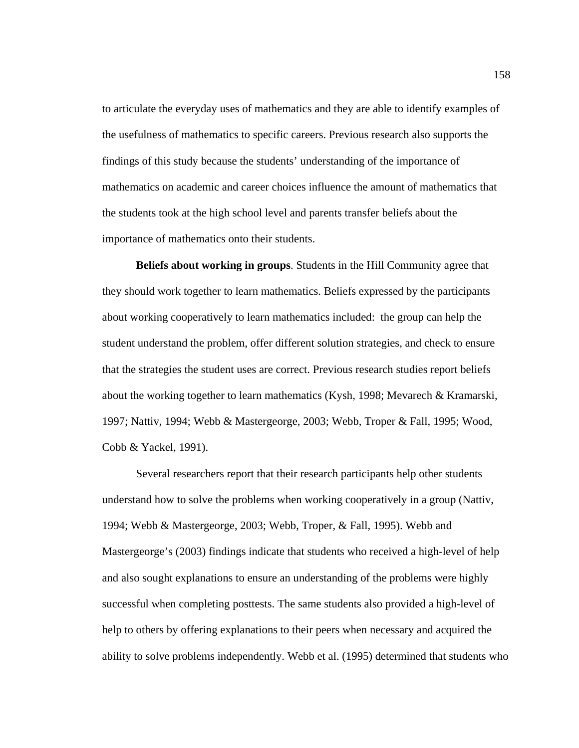to articulate the everyday uses of mathematics and they are able to identify examples of the usefulness of mathematics to specific careers. Previous research also supports the findings of this study because the students' understanding of the importance of mathematics on academic and career choices influence the amount of mathematics that the students took at the high school level and parents transfer beliefs about the importance of mathematics onto their students.

**Beliefs about working in groups**. Students in the Hill Community agree that they should work together to learn mathematics. Beliefs expressed by the participants about working cooperatively to learn mathematics included: the group can help the student understand the problem, offer different solution strategies, and check to ensure that the strategies the student uses are correct. Previous research studies report beliefs about the working together to learn mathematics (Kysh, 1998; Mevarech & Kramarski, 1997; Nattiv, 1994; Webb & Mastergeorge, 2003; Webb, Troper & Fall, 1995; Wood, Cobb & Yackel, 1991).

Several researchers report that their research participants help other students understand how to solve the problems when working cooperatively in a group (Nattiv, 1994; Webb & Mastergeorge, 2003; Webb, Troper, & Fall, 1995). Webb and Mastergeorge's (2003) findings indicate that students who received a high-level of help and also sought explanations to ensure an understanding of the problems were highly successful when completing posttests. The same students also provided a high-level of help to others by offering explanations to their peers when necessary and acquired the ability to solve problems independently. Webb et al. (1995) determined that students who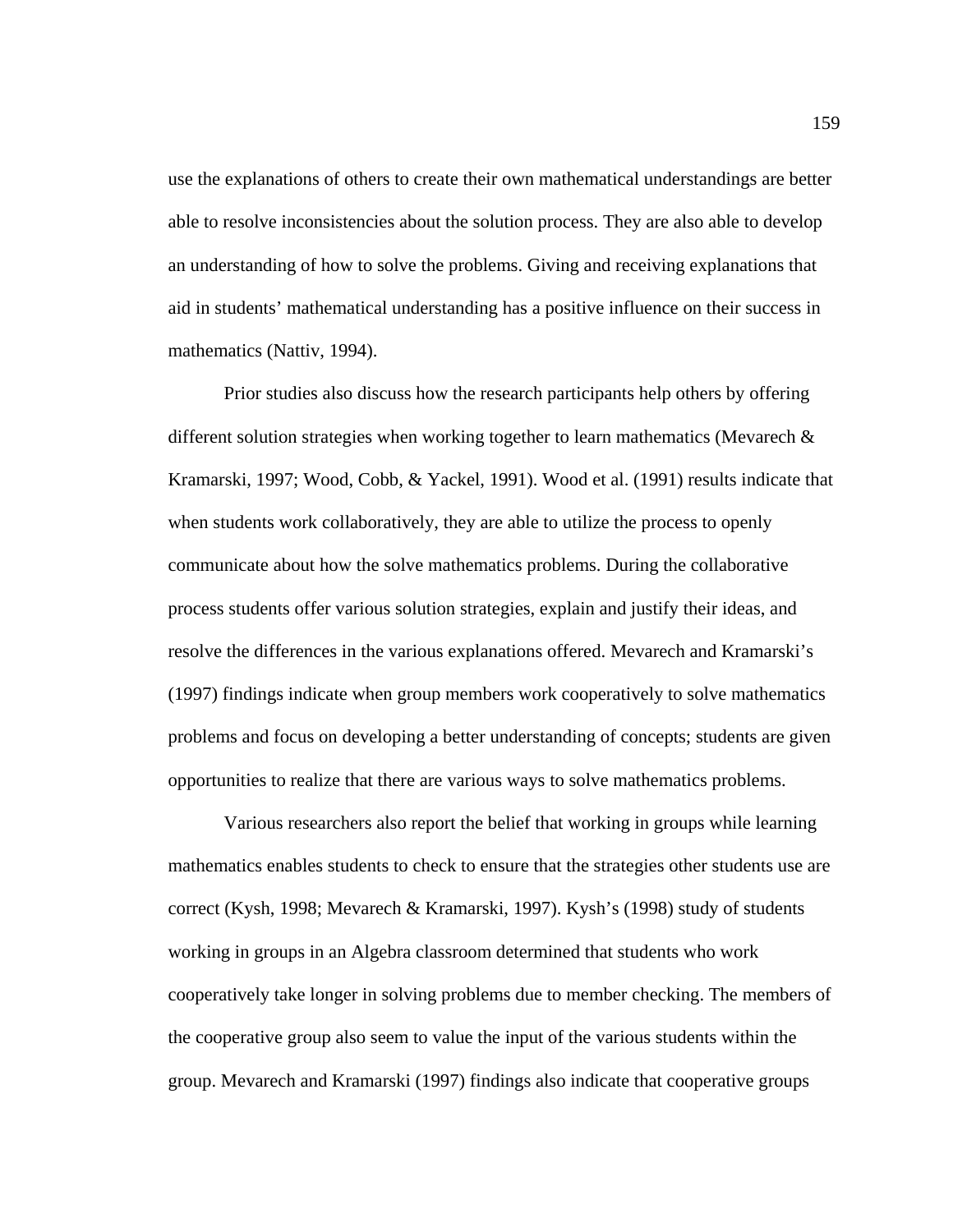use the explanations of others to create their own mathematical understandings are better able to resolve inconsistencies about the solution process. They are also able to develop an understanding of how to solve the problems. Giving and receiving explanations that aid in students' mathematical understanding has a positive influence on their success in mathematics (Nattiv, 1994).

Prior studies also discuss how the research participants help others by offering different solution strategies when working together to learn mathematics (Mevarech & Kramarski, 1997; Wood, Cobb, & Yackel, 1991). Wood et al. (1991) results indicate that when students work collaboratively, they are able to utilize the process to openly communicate about how the solve mathematics problems. During the collaborative process students offer various solution strategies, explain and justify their ideas, and resolve the differences in the various explanations offered. Mevarech and Kramarski's (1997) findings indicate when group members work cooperatively to solve mathematics problems and focus on developing a better understanding of concepts; students are given opportunities to realize that there are various ways to solve mathematics problems.

Various researchers also report the belief that working in groups while learning mathematics enables students to check to ensure that the strategies other students use are correct (Kysh, 1998; Mevarech & Kramarski, 1997). Kysh's (1998) study of students working in groups in an Algebra classroom determined that students who work cooperatively take longer in solving problems due to member checking. The members of the cooperative group also seem to value the input of the various students within the group. Mevarech and Kramarski (1997) findings also indicate that cooperative groups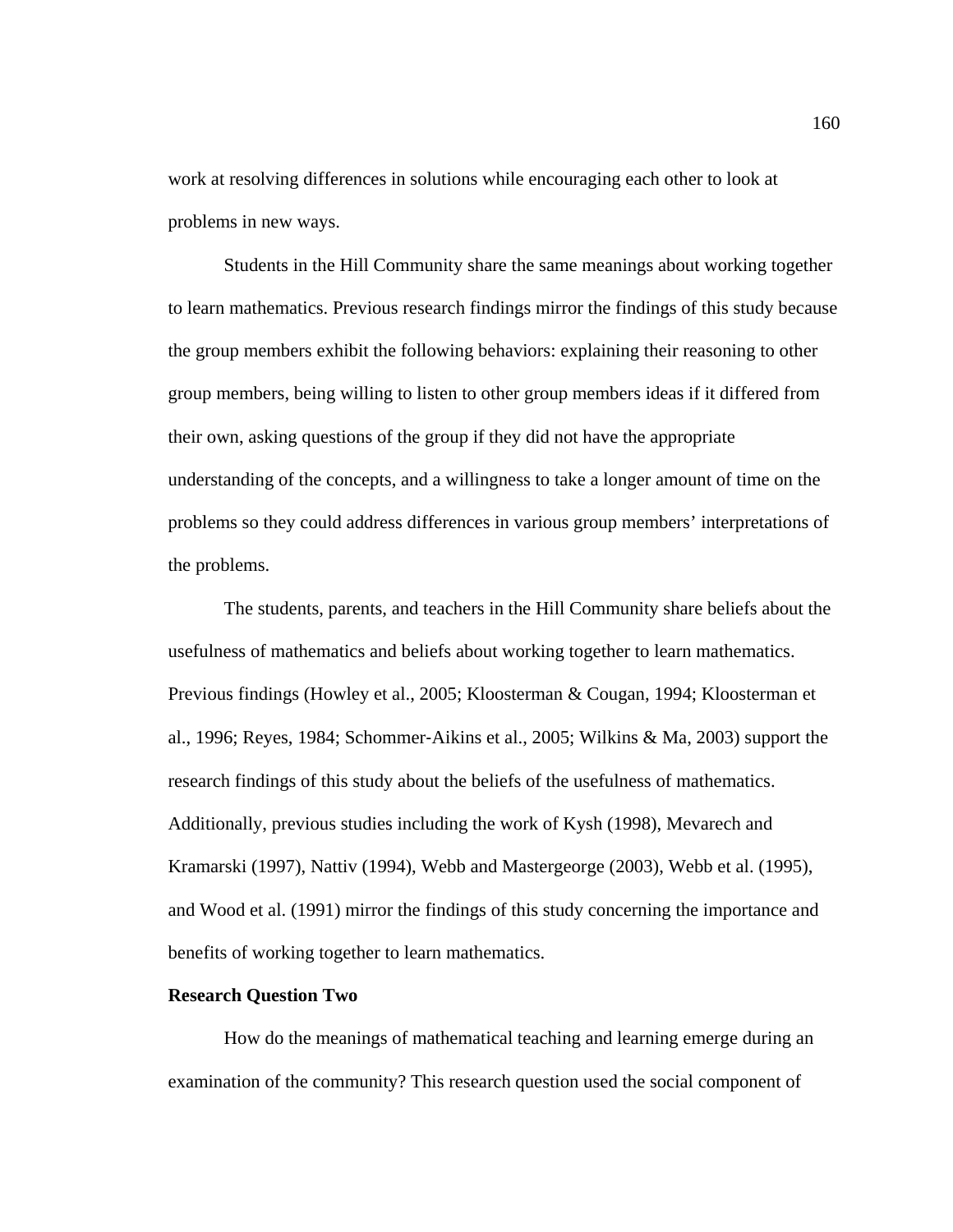work at resolving differences in solutions while encouraging each other to look at problems in new ways.

Students in the Hill Community share the same meanings about working together to learn mathematics. Previous research findings mirror the findings of this study because the group members exhibit the following behaviors: explaining their reasoning to other group members, being willing to listen to other group members ideas if it differed from their own, asking questions of the group if they did not have the appropriate understanding of the concepts, and a willingness to take a longer amount of time on the problems so they could address differences in various group members' interpretations of the problems.

The students, parents, and teachers in the Hill Community share beliefs about the usefulness of mathematics and beliefs about working together to learn mathematics. Previous findings (Howley et al., 2005; Kloosterman & Cougan, 1994; Kloosterman et al., 1996; Reyes, 1984; Schommer-Aikins et al., 2005; Wilkins & Ma, 2003) support the research findings of this study about the beliefs of the usefulness of mathematics. Additionally, previous studies including the work of Kysh (1998), Mevarech and Kramarski (1997), Nattiv (1994), Webb and Mastergeorge (2003), Webb et al. (1995), and Wood et al. (1991) mirror the findings of this study concerning the importance and benefits of working together to learn mathematics.

**Research Question Two**

How do the meanings of mathematical teaching and learning emerge during an examination of the community? This research question used the social component of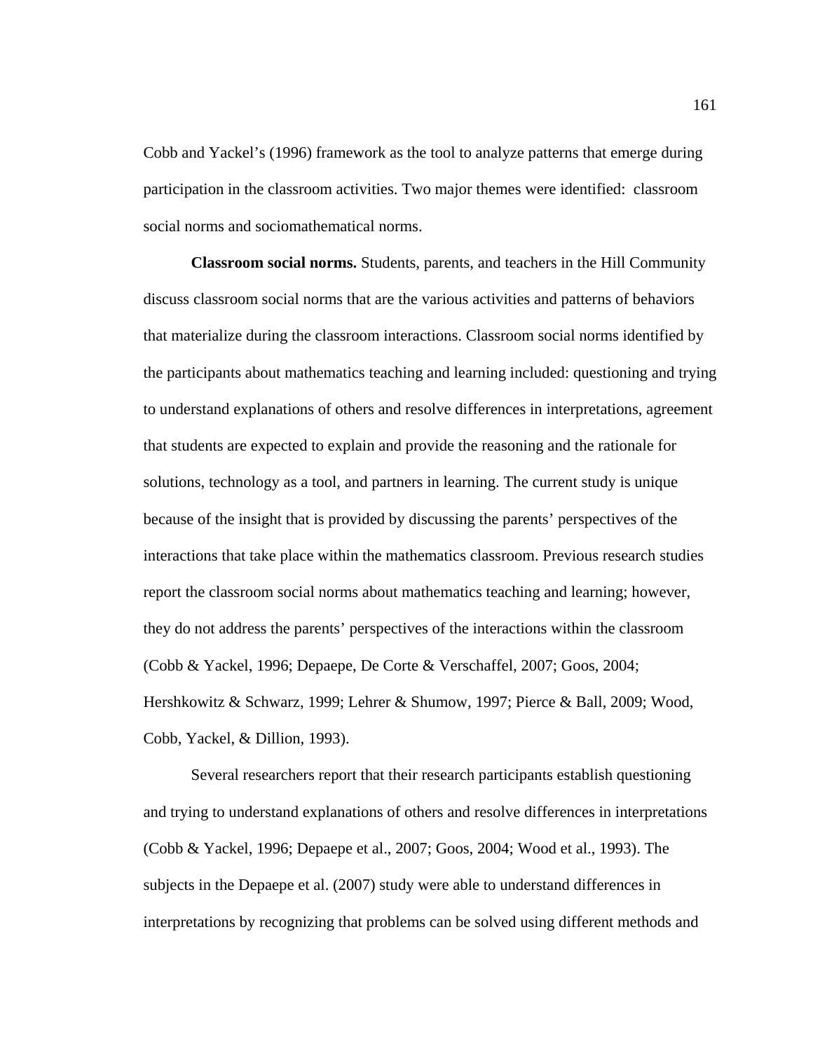Cobb and Yackel's (1996) framework as the tool to analyze patterns that emerge during participation in the classroom activities. Two major themes were identified: classroom social norms and sociomathematical norms.

**Classroom social norms.** Students, parents, and teachers in the Hill Community discuss classroom social norms that are the various activities and patterns of behaviors that materialize during the classroom interactions. Classroom social norms identified by the participants about mathematics teaching and learning included: questioning and trying to understand explanations of others and resolve differences in interpretations, agreement that students are expected to explain and provide the reasoning and the rationale for solutions, technology as a tool, and partners in learning. The current study is unique because of the insight that is provided by discussing the parents' perspectives of the interactions that take place within the mathematics classroom. Previous research studies report the classroom social norms about mathematics teaching and learning; however, they do not address the parents' perspectives of the interactions within the classroom (Cobb & Yackel, 1996; Depaepe, De Corte & Verschaffel, 2007; Goos, 2004; Hershkowitz & Schwarz, 1999; Lehrer & Shumow, 1997; Pierce & Ball, 2009; Wood, Cobb, Yackel, & Dillion, 1993).

Several researchers report that their research participants establish questioning and trying to understand explanations of others and resolve differences in interpretations (Cobb & Yackel, 1996; Depaepe et al., 2007; Goos, 2004; Wood et al., 1993). The subjects in the Depaepe et al. (2007) study were able to understand differences in interpretations by recognizing that problems can be solved using different methods and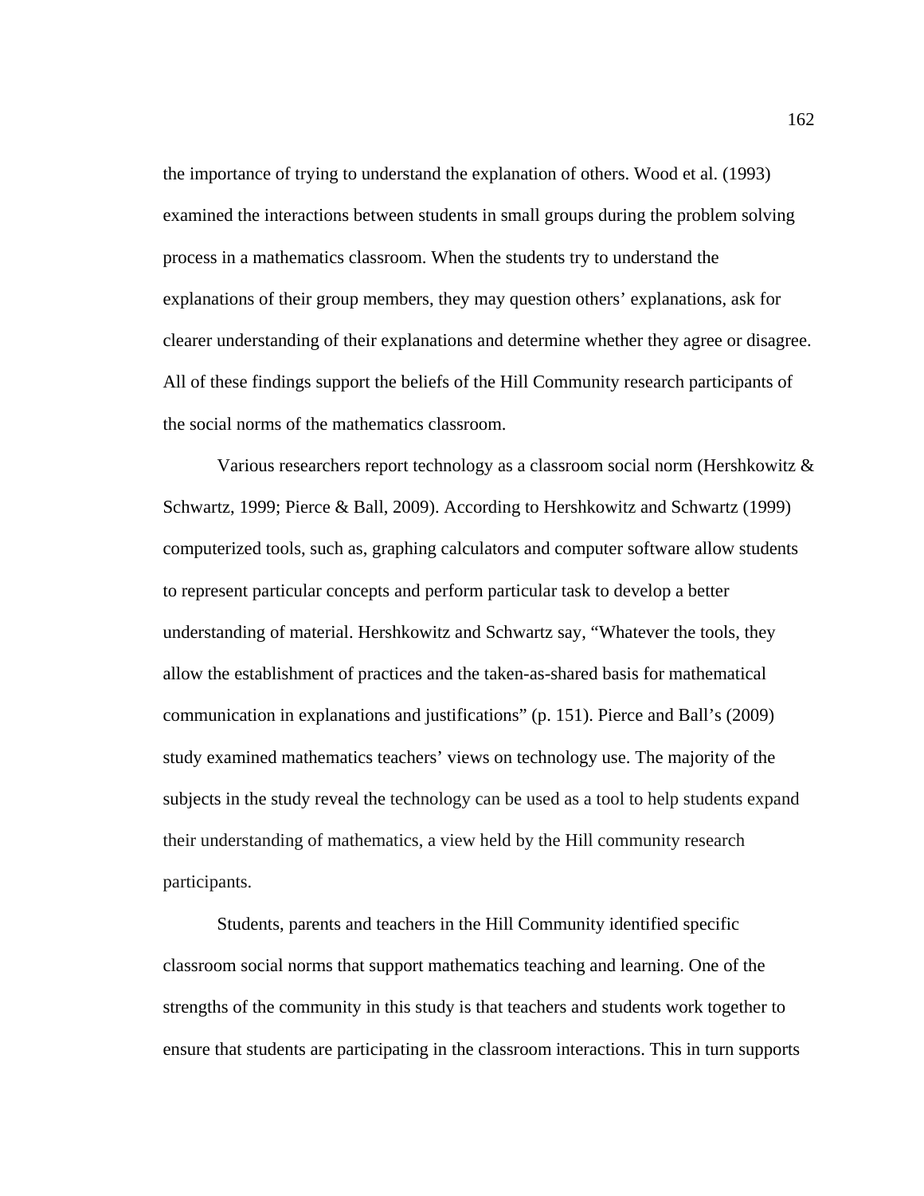the importance of trying to understand the explanation of others. Wood et al. (1993) examined the interactions between students in small groups during the problem solving process in a mathematics classroom. When the students try to understand the explanations of their group members, they may question others' explanations, ask for clearer understanding of their explanations and determine whether they agree or disagree. All of these findings support the beliefs of the Hill Community research participants of the social norms of the mathematics classroom.

Various researchers report technology as a classroom social norm (Hershkowitz & Schwartz, 1999; Pierce & Ball, 2009). According to Hershkowitz and Schwartz (1999) computerized tools, such as, graphing calculators and computer software allow students to represent particular concepts and perform particular task to develop a better understanding of material. Hershkowitz and Schwartz say, "Whatever the tools, they allow the establishment of practices and the taken-as-shared basis for mathematical communication in explanations and justifications" (p. 151). Pierce and Ball's (2009) study examined mathematics teachers' views on technology use. The majority of the subjects in the study reveal the technology can be used as a tool to help students expand their understanding of mathematics, a view held by the Hill community research participants.

Students, parents and teachers in the Hill Community identified specific classroom social norms that support mathematics teaching and learning. One of the strengths of the community in this study is that teachers and students work together to ensure that students are participating in the classroom interactions. This in turn supports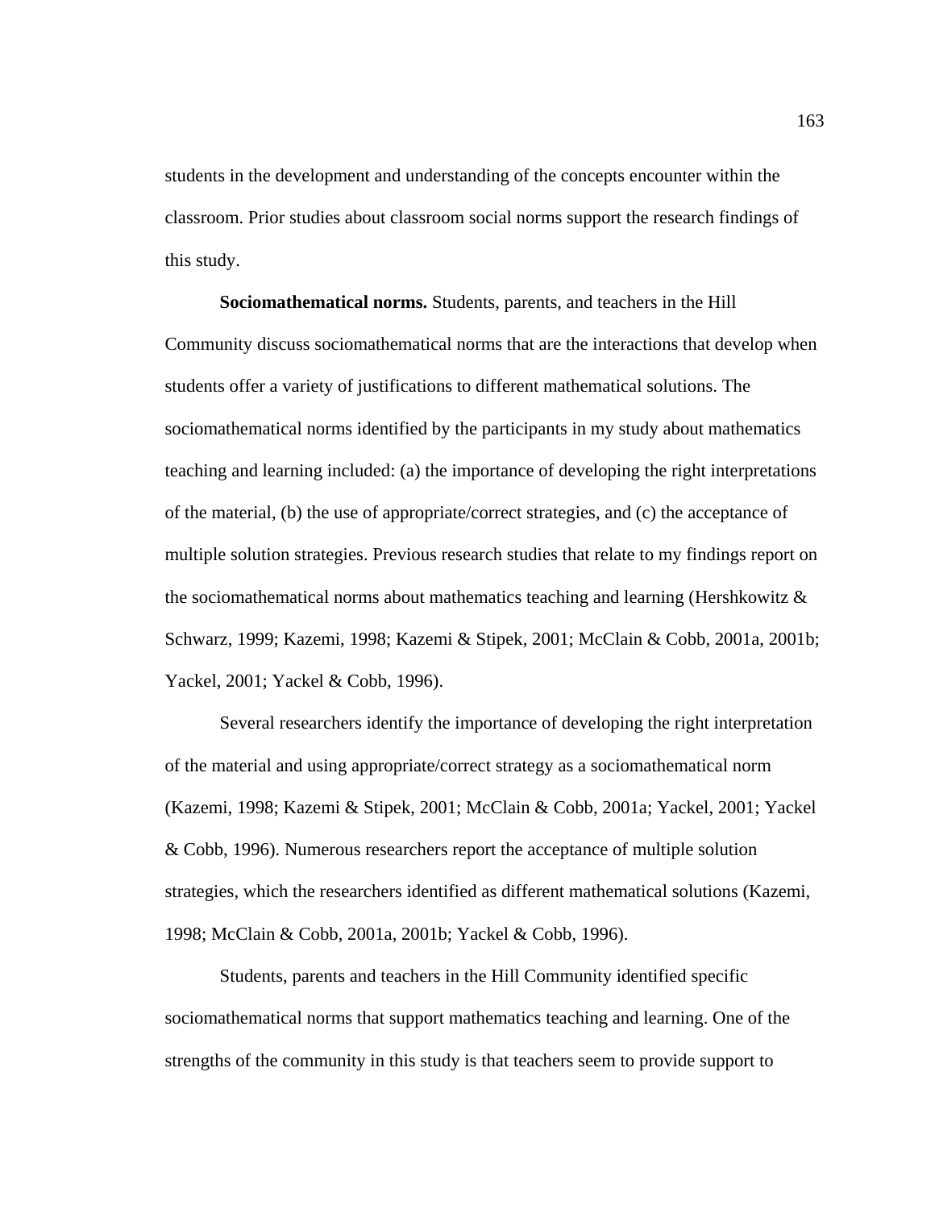students in the development and understanding of the concepts encounter within the classroom. Prior studies about classroom social norms support the research findings of this study.

**Sociomathematical norms.** Students, parents, and teachers in the Hill Community discuss sociomathematical norms that are the interactions that develop when students offer a variety of justifications to different mathematical solutions. The sociomathematical norms identified by the participants in my study about mathematics teaching and learning included: (a) the importance of developing the right interpretations of the material, (b) the use of appropriate/correct strategies, and (c) the acceptance of multiple solution strategies. Previous research studies that relate to my findings report on the sociomathematical norms about mathematics teaching and learning (Hershkowitz & Schwarz, 1999; Kazemi, 1998; Kazemi & Stipek, 2001; McClain & Cobb, 2001a, 2001b; Yackel, 2001; Yackel & Cobb, 1996).

Several researchers identify the importance of developing the right interpretation of the material and using appropriate/correct strategy as a sociomathematical norm (Kazemi, 1998; Kazemi & Stipek, 2001; McClain & Cobb, 2001a; Yackel, 2001; Yackel & Cobb, 1996). Numerous researchers report the acceptance of multiple solution strategies, which the researchers identified as different mathematical solutions (Kazemi, 1998; McClain & Cobb, 2001a, 2001b; Yackel & Cobb, 1996).

Students, parents and teachers in the Hill Community identified specific sociomathematical norms that support mathematics teaching and learning. One of the strengths of the community in this study is that teachers seem to provide support to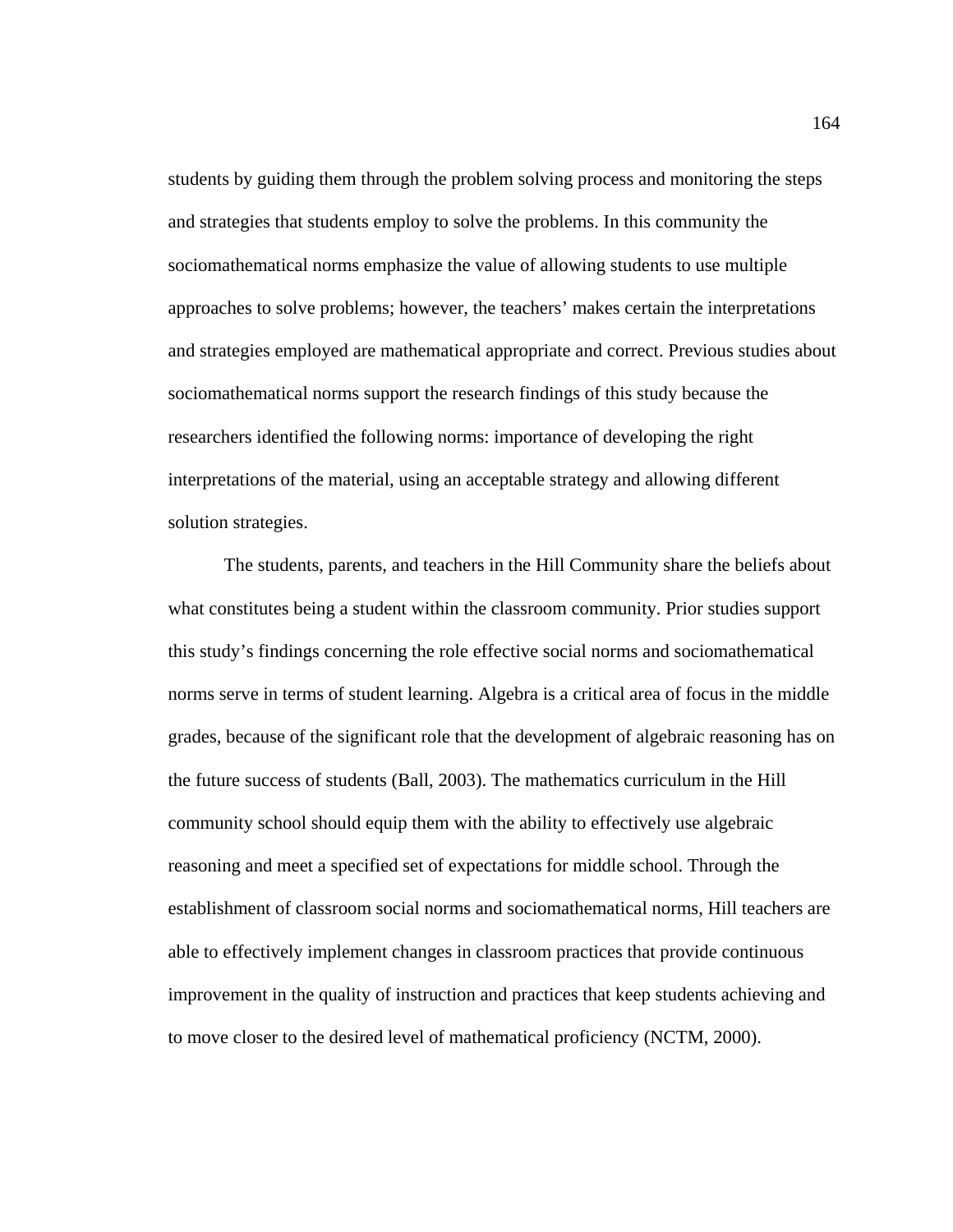students by guiding them through the problem solving process and monitoring the steps and strategies that students employ to solve the problems. In this community the sociomathematical norms emphasize the value of allowing students to use multiple approaches to solve problems; however, the teachers' makes certain the interpretations and strategies employed are mathematical appropriate and correct. Previous studies about sociomathematical norms support the research findings of this study because the researchers identified the following norms: importance of developing the right interpretations of the material, using an acceptable strategy and allowing different solution strategies.

The students, parents, and teachers in the Hill Community share the beliefs about what constitutes being a student within the classroom community. Prior studies support this study's findings concerning the role effective social norms and sociomathematical norms serve in terms of student learning. Algebra is a critical area of focus in the middle grades, because of the significant role that the development of algebraic reasoning has on the future success of students (Ball, 2003). The mathematics curriculum in the Hill community school should equip them with the ability to effectively use algebraic reasoning and meet a specified set of expectations for middle school. Through the establishment of classroom social norms and sociomathematical norms, Hill teachers are able to effectively implement changes in classroom practices that provide continuous improvement in the quality of instruction and practices that keep students achieving and to move closer to the desired level of mathematical proficiency (NCTM, 2000).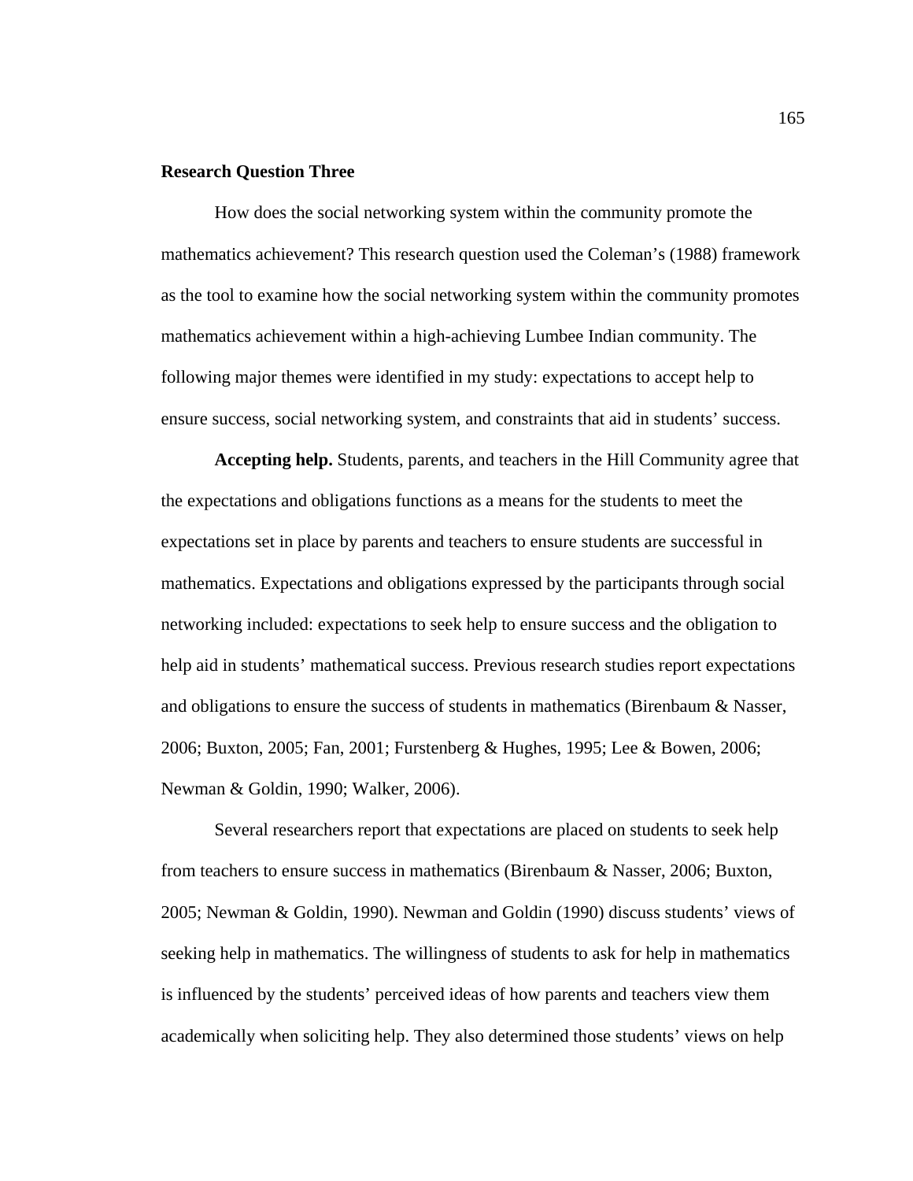**Research Question Three**

How does the social networking system within the community promote the mathematics achievement? This research question used the Coleman's (1988) framework as the tool to examine how the social networking system within the community promotes mathematics achievement within a high-achieving Lumbee Indian community. The following major themes were identified in my study: expectations to accept help to ensure success, social networking system, and constraints that aid in students' success.

**Accepting help.** Students, parents, and teachers in the Hill Community agree that the expectations and obligations functions as a means for the students to meet the expectations set in place by parents and teachers to ensure students are successful in mathematics. Expectations and obligations expressed by the participants through social networking included: expectations to seek help to ensure success and the obligation to help aid in students' mathematical success. Previous research studies report expectations and obligations to ensure the success of students in mathematics (Birenbaum & Nasser, 2006; Buxton, 2005; Fan, 2001; Furstenberg & Hughes, 1995; Lee & Bowen, 2006; Newman & Goldin, 1990; Walker, 2006).

Several researchers report that expectations are placed on students to seek help from teachers to ensure success in mathematics (Birenbaum & Nasser, 2006; Buxton, 2005; Newman & Goldin, 1990). Newman and Goldin (1990) discuss students' views of seeking help in mathematics. The willingness of students to ask for help in mathematics is influenced by the students' perceived ideas of how parents and teachers view them academically when soliciting help. They also determined those students' views on help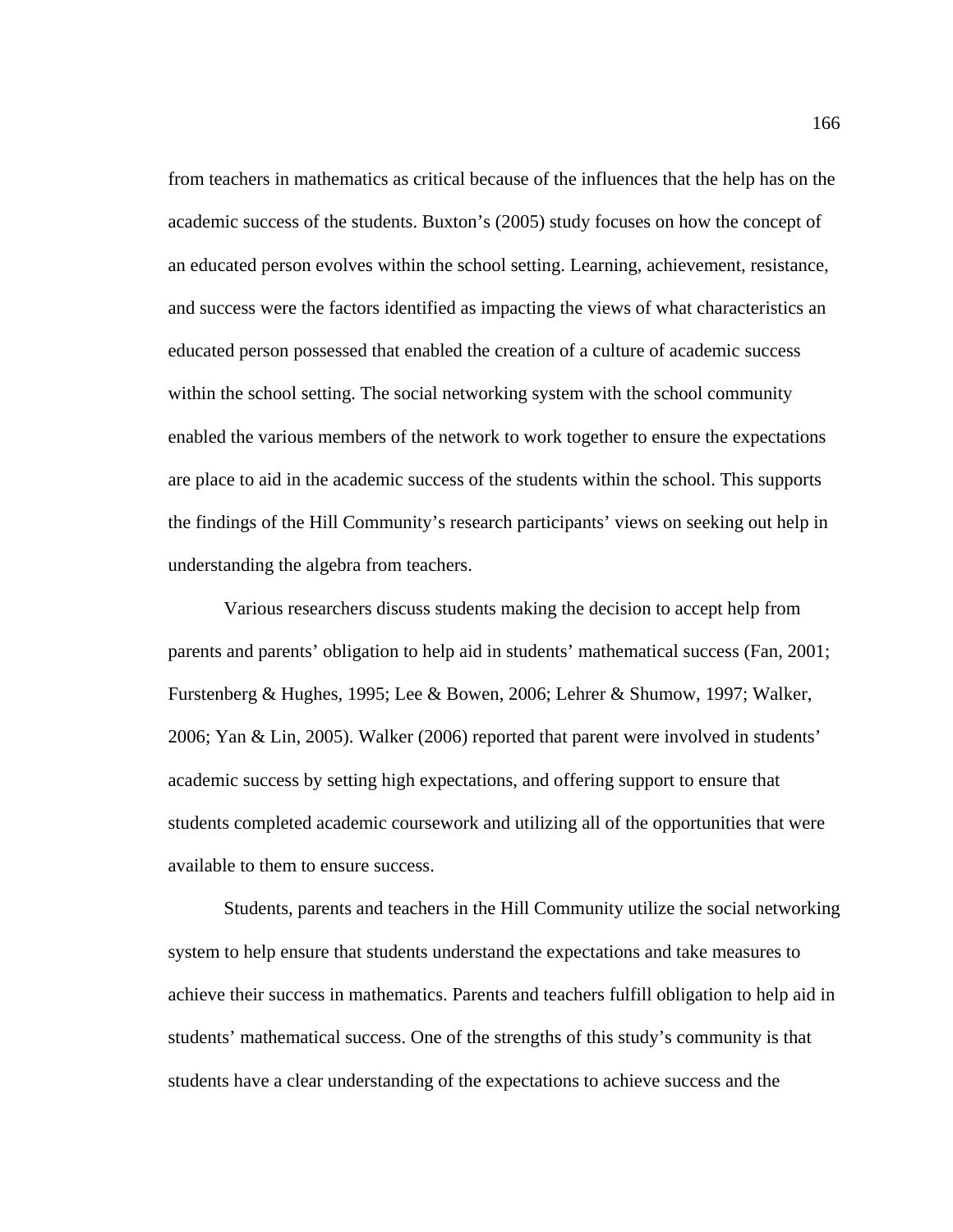from teachers in mathematics as critical because of the influences that the help has on the academic success of the students. Buxton's (2005) study focuses on how the concept of an educated person evolves within the school setting. Learning, achievement, resistance, and success were the factors identified as impacting the views of what characteristics an educated person possessed that enabled the creation of a culture of academic success within the school setting. The social networking system with the school community enabled the various members of the network to work together to ensure the expectations are place to aid in the academic success of the students within the school. This supports the findings of the Hill Community's research participants' views on seeking out help in understanding the algebra from teachers.

Various researchers discuss students making the decision to accept help from parents and parents' obligation to help aid in students' mathematical success (Fan, 2001; Furstenberg & Hughes, 1995; Lee & Bowen, 2006; Lehrer & Shumow, 1997; Walker, 2006; Yan & Lin, 2005). Walker (2006) reported that parent were involved in students' academic success by setting high expectations, and offering support to ensure that students completed academic coursework and utilizing all of the opportunities that were available to them to ensure success.

Students, parents and teachers in the Hill Community utilize the social networking system to help ensure that students understand the expectations and take measures to achieve their success in mathematics. Parents and teachers fulfill obligation to help aid in students' mathematical success. One of the strengths of this study's community is that students have a clear understanding of the expectations to achieve success and the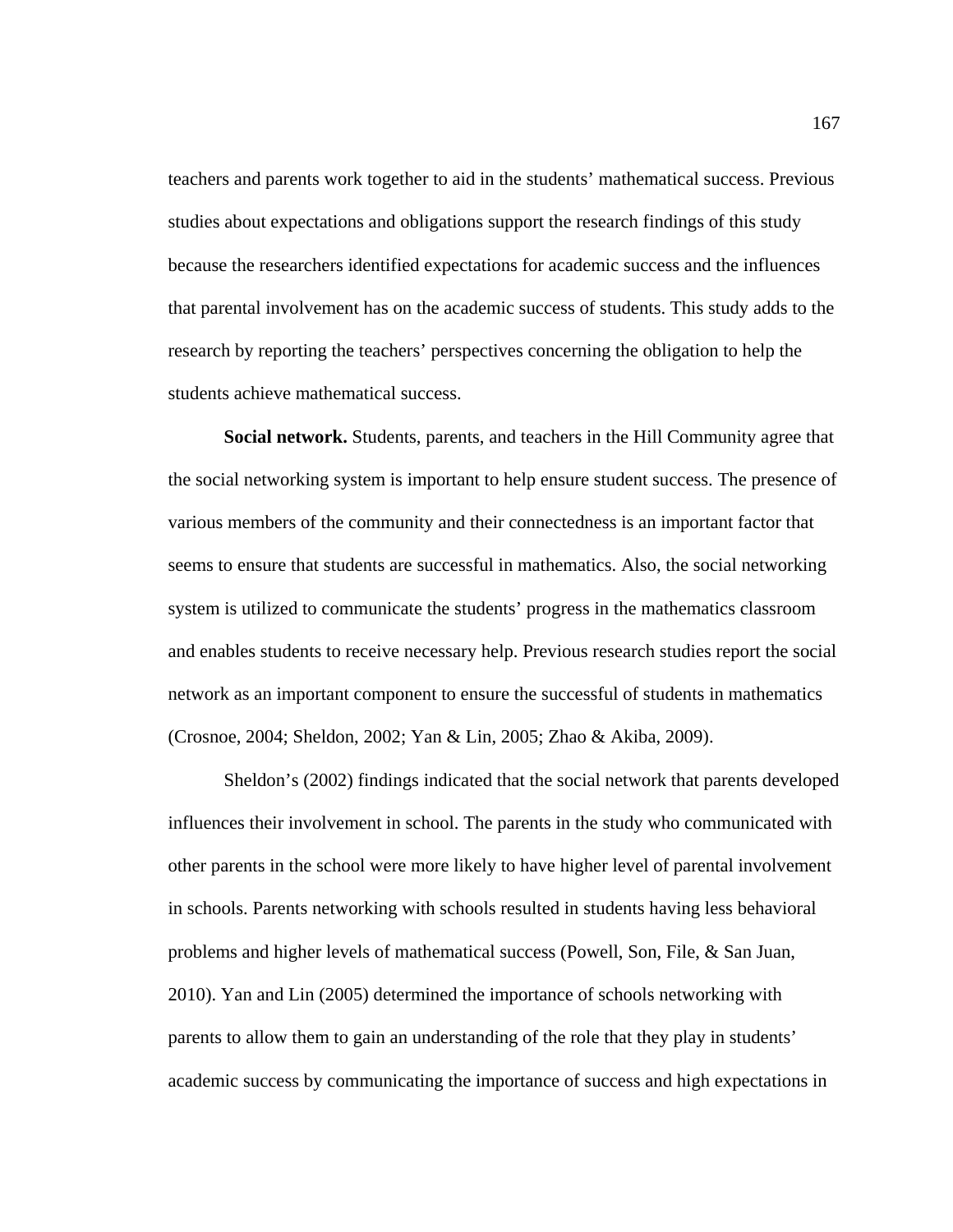teachers and parents work together to aid in the students' mathematical success. Previous studies about expectations and obligations support the research findings of this study because the researchers identified expectations for academic success and the influences that parental involvement has on the academic success of students. This study adds to the research by reporting the teachers' perspectives concerning the obligation to help the students achieve mathematical success.

**Social network.** Students, parents, and teachers in the Hill Community agree that the social networking system is important to help ensure student success. The presence of various members of the community and their connectedness is an important factor that seems to ensure that students are successful in mathematics. Also, the social networking system is utilized to communicate the students' progress in the mathematics classroom and enables students to receive necessary help. Previous research studies report the social network as an important component to ensure the successful of students in mathematics (Crosnoe, 2004; Sheldon, 2002; Yan & Lin, 2005; Zhao & Akiba, 2009).

Sheldon's (2002) findings indicated that the social network that parents developed influences their involvement in school. The parents in the study who communicated with other parents in the school were more likely to have higher level of parental involvement in schools. Parents networking with schools resulted in students having less behavioral problems and higher levels of mathematical success (Powell, Son, File, & San Juan, 2010). Yan and Lin (2005) determined the importance of schools networking with parents to allow them to gain an understanding of the role that they play in students' academic success by communicating the importance of success and high expectations in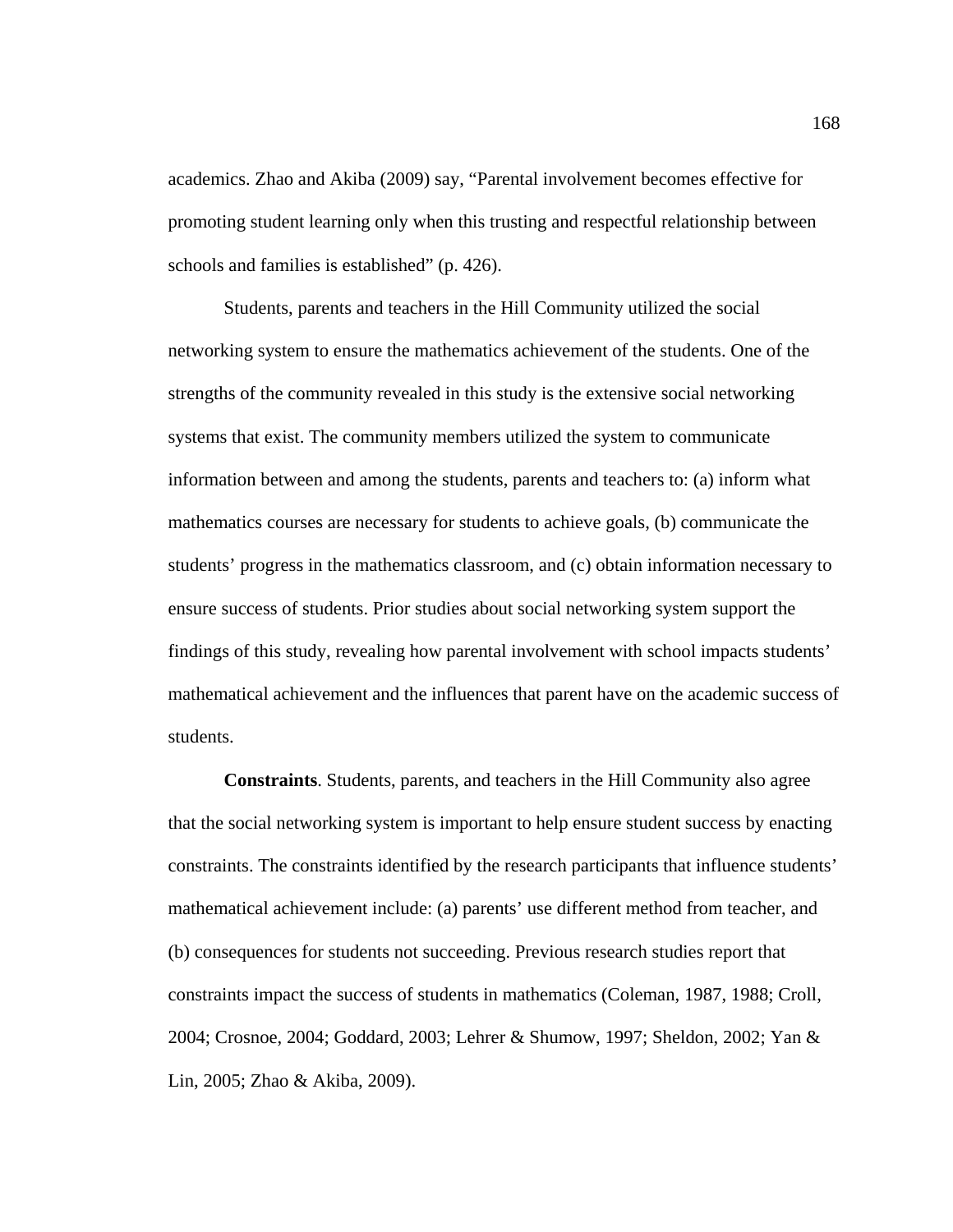academics. Zhao and Akiba (2009) say, “Parental involvement becomes effective for promoting student learning only when this trusting and respectful relationship between schools and families is established” (p. 426).

Students, parents and teachers in the Hill Community utilized the social networking system to ensure the mathematics achievement of the students. One of the strengths of the community revealed in this study is the extensive social networking systems that exist. The community members utilized the system to communicate information between and among the students, parents and teachers to: (a) inform what mathematics courses are necessary for students to achieve goals, (b) communicate the students’ progress in the mathematics classroom, and (c) obtain information necessary to ensure success of students. Prior studies about social networking system support the findings of this study, revealing how parental involvement with school impacts students’ mathematical achievement and the influences that parent have on the academic success of students.

**Constraints**. Students, parents, and teachers in the Hill Community also agree that the social networking system is important to help ensure student success by enacting constraints. The constraints identified by the research participants that influence students’ mathematical achievement include: (a) parents’ use different method from teacher, and (b) consequences for students not succeeding. Previous research studies report that constraints impact the success of students in mathematics (Coleman, 1987, 1988; Croll, 2004; Crosnoe, 2004; Goddard, 2003; Lehrer & Shumow, 1997; Sheldon, 2002; Yan & Lin, 2005; Zhao & Akiba, 2009).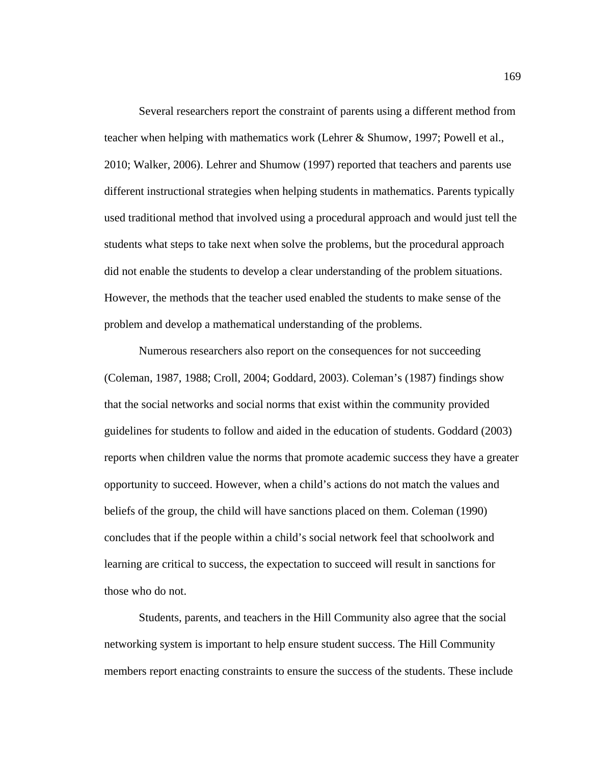Several researchers report the constraint of parents using a different method from teacher when helping with mathematics work (Lehrer & Shumow, 1997; Powell et al., 2010; Walker, 2006). Lehrer and Shumow (1997) reported that teachers and parents use different instructional strategies when helping students in mathematics. Parents typically used traditional method that involved using a procedural approach and would just tell the students what steps to take next when solve the problems, but the procedural approach did not enable the students to develop a clear understanding of the problem situations. However, the methods that the teacher used enabled the students to make sense of the problem and develop a mathematical understanding of the problems.

Numerous researchers also report on the consequences for not succeeding (Coleman, 1987, 1988; Croll, 2004; Goddard, 2003). Coleman's (1987) findings show that the social networks and social norms that exist within the community provided guidelines for students to follow and aided in the education of students. Goddard (2003) reports when children value the norms that promote academic success they have a greater opportunity to succeed. However, when a child's actions do not match the values and beliefs of the group, the child will have sanctions placed on them. Coleman (1990) concludes that if the people within a child's social network feel that schoolwork and learning are critical to success, the expectation to succeed will result in sanctions for those who do not.

Students, parents, and teachers in the Hill Community also agree that the social networking system is important to help ensure student success. The Hill Community members report enacting constraints to ensure the success of the students. These include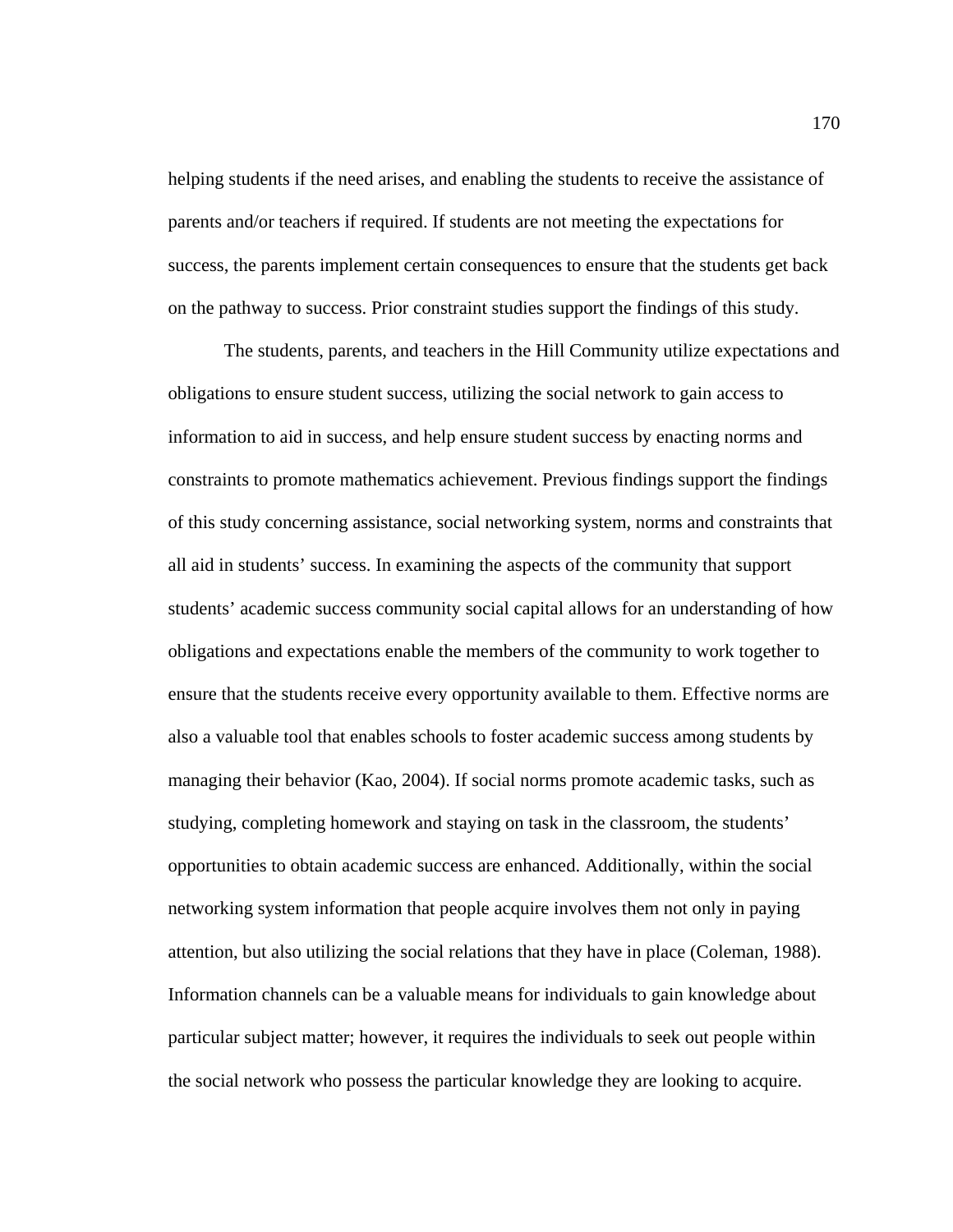helping students if the need arises, and enabling the students to receive the assistance of parents and/or teachers if required. If students are not meeting the expectations for success, the parents implement certain consequences to ensure that the students get back on the pathway to success. Prior constraint studies support the findings of this study.

The students, parents, and teachers in the Hill Community utilize expectations and obligations to ensure student success, utilizing the social network to gain access to information to aid in success, and help ensure student success by enacting norms and constraints to promote mathematics achievement. Previous findings support the findings of this study concerning assistance, social networking system, norms and constraints that all aid in students' success. In examining the aspects of the community that support students' academic success community social capital allows for an understanding of how obligations and expectations enable the members of the community to work together to ensure that the students receive every opportunity available to them. Effective norms are also a valuable tool that enables schools to foster academic success among students by managing their behavior (Kao, 2004). If social norms promote academic tasks, such as studying, completing homework and staying on task in the classroom, the students' opportunities to obtain academic success are enhanced. Additionally, within the social networking system information that people acquire involves them not only in paying attention, but also utilizing the social relations that they have in place (Coleman, 1988). Information channels can be a valuable means for individuals to gain knowledge about particular subject matter; however, it requires the individuals to seek out people within the social network who possess the particular knowledge they are looking to acquire.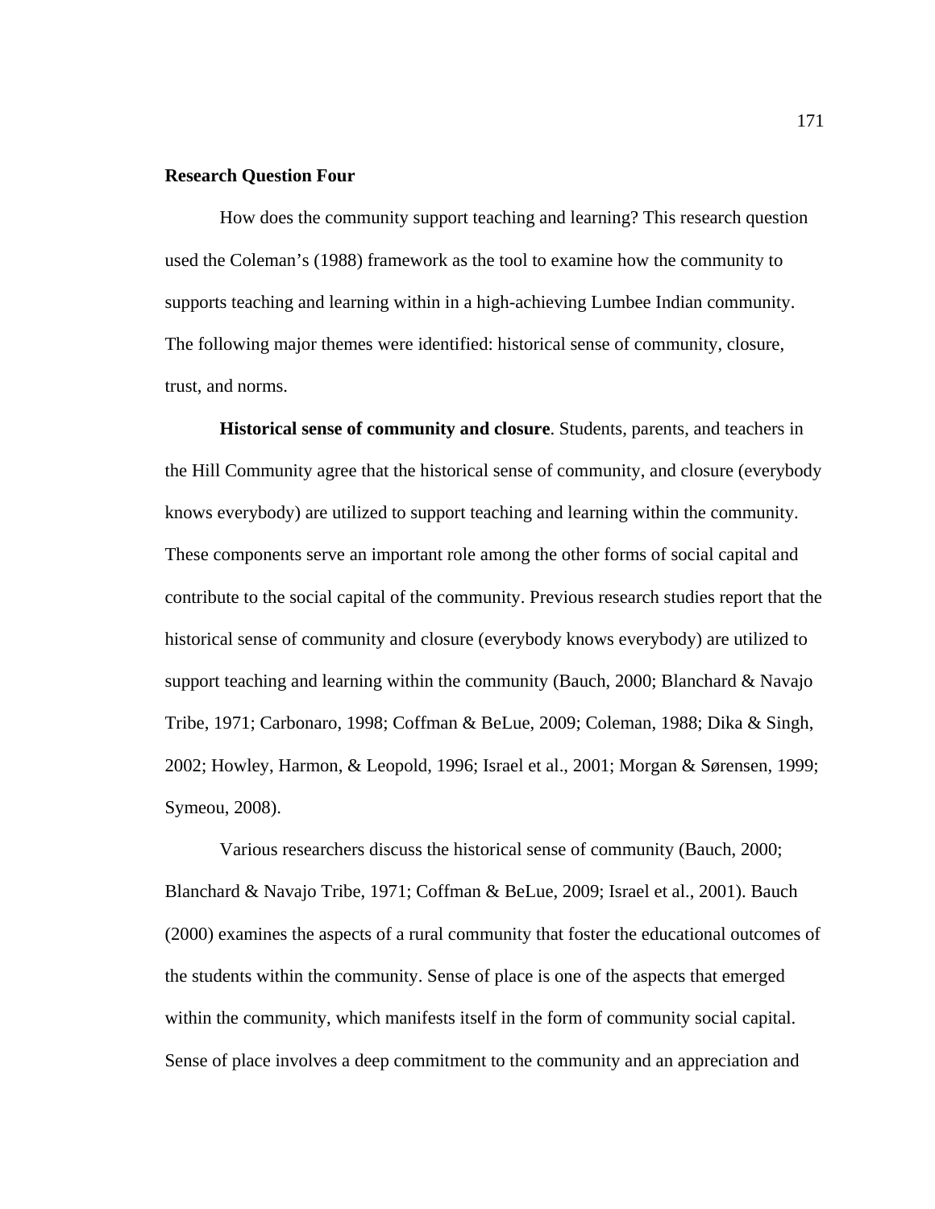**Research Question Four**

How does the community support teaching and learning? This research question used the Coleman's (1988) framework as the tool to examine how the community to supports teaching and learning within in a high-achieving Lumbee Indian community. The following major themes were identified: historical sense of community, closure, trust, and norms.

**Historical sense of community and closure**. Students, parents, and teachers in the Hill Community agree that the historical sense of community, and closure (everybody knows everybody) are utilized to support teaching and learning within the community. These components serve an important role among the other forms of social capital and contribute to the social capital of the community. Previous research studies report that the historical sense of community and closure (everybody knows everybody) are utilized to support teaching and learning within the community (Bauch, 2000; Blanchard & Navajo Tribe, 1971; Carbonaro, 1998; Coffman & BeLue, 2009; Coleman, 1988; Dika & Singh, 2002; Howley, Harmon, & Leopold, 1996; Israel et al., 2001; Morgan & Sørensen, 1999; Symeou, 2008).

Various researchers discuss the historical sense of community (Bauch, 2000; Blanchard & Navajo Tribe, 1971; Coffman & BeLue, 2009; Israel et al., 2001). Bauch (2000) examines the aspects of a rural community that foster the educational outcomes of the students within the community. Sense of place is one of the aspects that emerged within the community, which manifests itself in the form of community social capital. Sense of place involves a deep commitment to the community and an appreciation and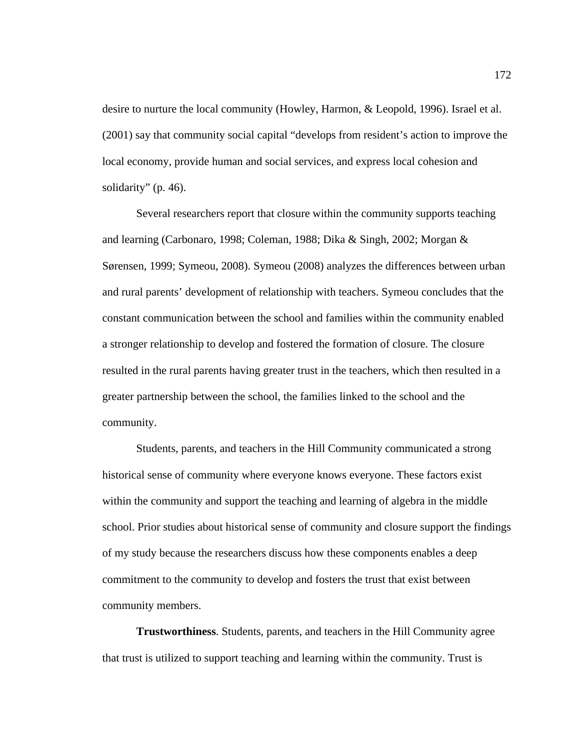desire to nurture the local community (Howley, Harmon, & Leopold, 1996). Israel et al. (2001) say that community social capital “develops from resident’s action to improve the local economy, provide human and social services, and express local cohesion and solidarity” (p. 46).

Several researchers report that closure within the community supports teaching and learning (Carbonaro, 1998; Coleman, 1988; Dika & Singh, 2002; Morgan & Sørensen, 1999; Symeou, 2008). Symeou (2008) analyzes the differences between urban and rural parents’ development of relationship with teachers. Symeou concludes that the constant communication between the school and families within the community enabled a stronger relationship to develop and fostered the formation of closure. The closure resulted in the rural parents having greater trust in the teachers, which then resulted in a greater partnership between the school, the families linked to the school and the community.

Students, parents, and teachers in the Hill Community communicated a strong historical sense of community where everyone knows everyone. These factors exist within the community and support the teaching and learning of algebra in the middle school. Prior studies about historical sense of community and closure support the findings of my study because the researchers discuss how these components enables a deep commitment to the community to develop and fosters the trust that exist between community members.

**Trustworthiness**. Students, parents, and teachers in the Hill Community agree that trust is utilized to support teaching and learning within the community. Trust is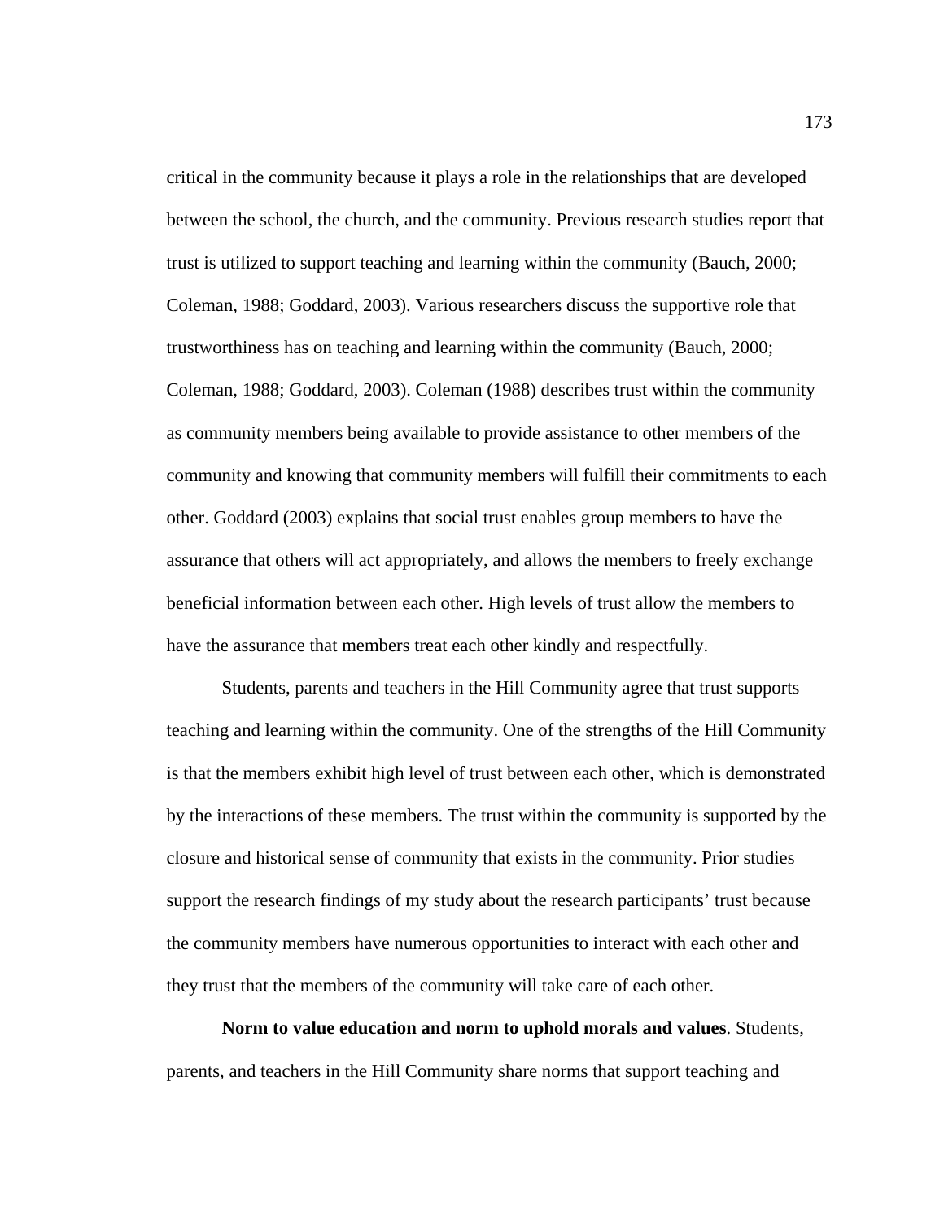critical in the community because it plays a role in the relationships that are developed between the school, the church, and the community. Previous research studies report that trust is utilized to support teaching and learning within the community (Bauch, 2000; Coleman, 1988; Goddard, 2003). Various researchers discuss the supportive role that trustworthiness has on teaching and learning within the community (Bauch, 2000; Coleman, 1988; Goddard, 2003). Coleman (1988) describes trust within the community as community members being available to provide assistance to other members of the community and knowing that community members will fulfill their commitments to each other. Goddard (2003) explains that social trust enables group members to have the assurance that others will act appropriately, and allows the members to freely exchange beneficial information between each other. High levels of trust allow the members to have the assurance that members treat each other kindly and respectfully.

Students, parents and teachers in the Hill Community agree that trust supports teaching and learning within the community. One of the strengths of the Hill Community is that the members exhibit high level of trust between each other, which is demonstrated by the interactions of these members. The trust within the community is supported by the closure and historical sense of community that exists in the community. Prior studies support the research findings of my study about the research participants' trust because the community members have numerous opportunities to interact with each other and they trust that the members of the community will take care of each other.

**Norm to value education and norm to uphold morals and values**. Students, parents, and teachers in the Hill Community share norms that support teaching and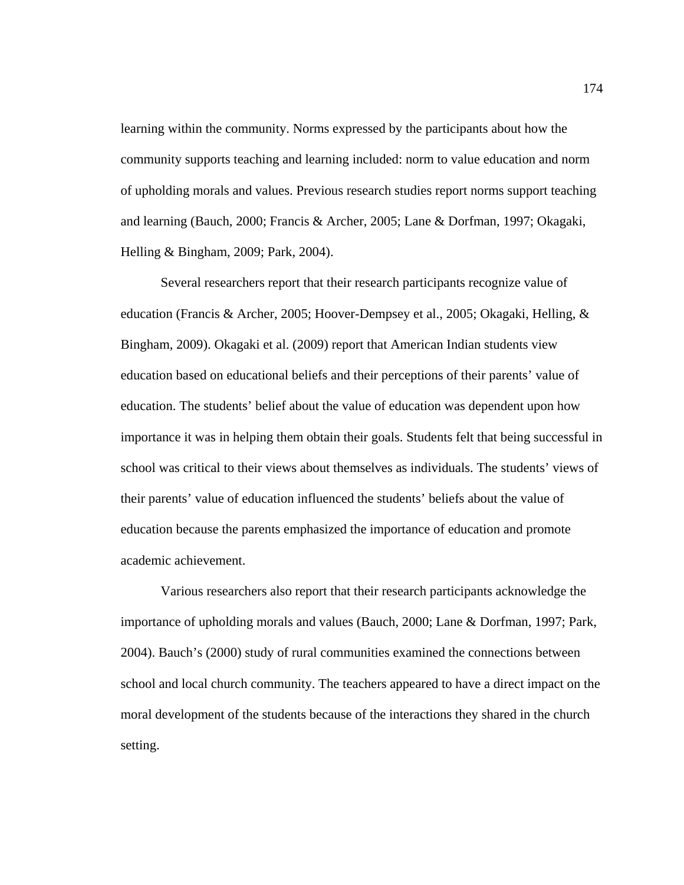learning within the community. Norms expressed by the participants about how the community supports teaching and learning included: norm to value education and norm of upholding morals and values. Previous research studies report norms support teaching and learning (Bauch, 2000; Francis & Archer, 2005; Lane & Dorfman, 1997; Okagaki, Helling & Bingham, 2009; Park, 2004).

Several researchers report that their research participants recognize value of education (Francis & Archer, 2005; Hoover-Dempsey et al., 2005; Okagaki, Helling, & Bingham, 2009). Okagaki et al. (2009) report that American Indian students view education based on educational beliefs and their perceptions of their parents' value of education. The students' belief about the value of education was dependent upon how importance it was in helping them obtain their goals. Students felt that being successful in school was critical to their views about themselves as individuals. The students' views of their parents' value of education influenced the students' beliefs about the value of education because the parents emphasized the importance of education and promote academic achievement.

Various researchers also report that their research participants acknowledge the importance of upholding morals and values (Bauch, 2000; Lane & Dorfman, 1997; Park, 2004). Bauch's (2000) study of rural communities examined the connections between school and local church community. The teachers appeared to have a direct impact on the moral development of the students because of the interactions they shared in the church setting.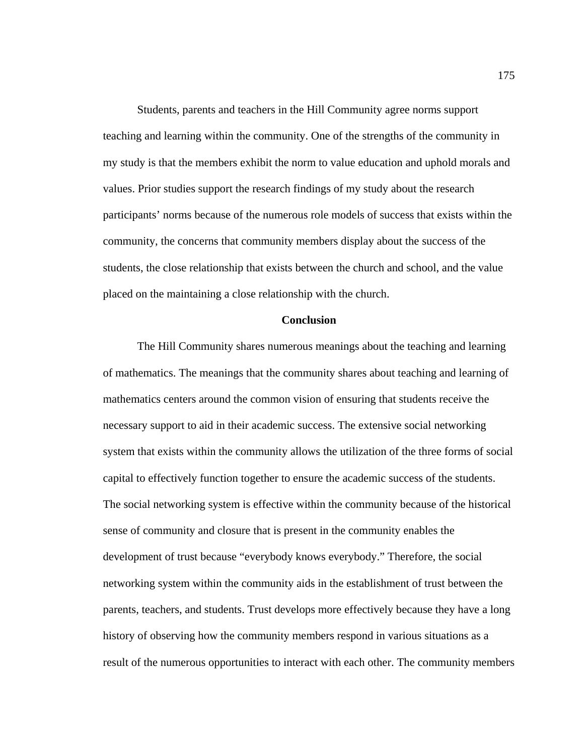Students, parents and teachers in the Hill Community agree norms support teaching and learning within the community. One of the strengths of the community in my study is that the members exhibit the norm to value education and uphold morals and values. Prior studies support the research findings of my study about the research participants' norms because of the numerous role models of success that exists within the community, the concerns that community members display about the success of the students, the close relationship that exists between the church and school, and the value placed on the maintaining a close relationship with the church.

## Conclusion

The Hill Community shares numerous meanings about the teaching and learning of mathematics. The meanings that the community shares about teaching and learning of mathematics centers around the common vision of ensuring that students receive the necessary support to aid in their academic success. The extensive social networking system that exists within the community allows the utilization of the three forms of social capital to effectively function together to ensure the academic success of the students. The social networking system is effective within the community because of the historical sense of community and closure that is present in the community enables the development of trust because "everybody knows everybody." Therefore, the social networking system within the community aids in the establishment of trust between the parents, teachers, and students. Trust develops more effectively because they have a long history of observing how the community members respond in various situations as a result of the numerous opportunities to interact with each other. The community members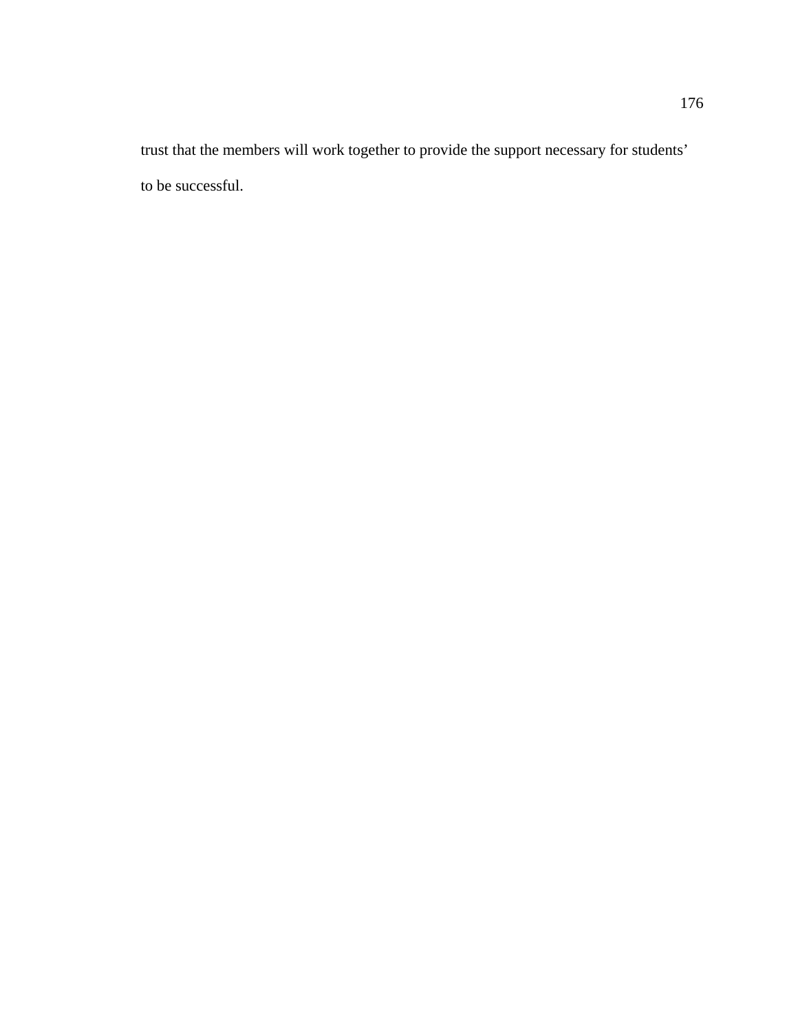trust that the members will work together to provide the support necessary for students' to be successful.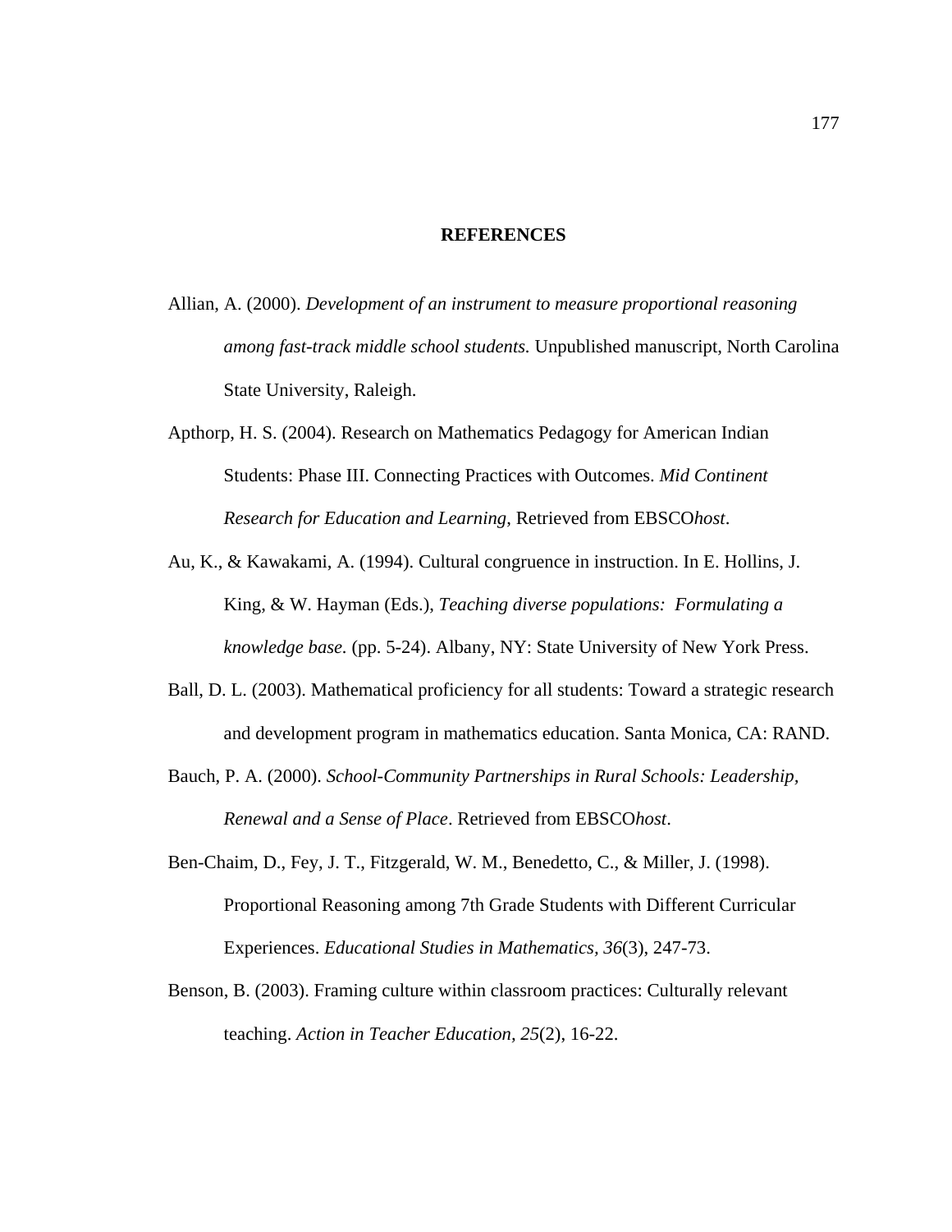# REFERENCES

Allian, A. (2000). *Development of an instrument to measure proportional reasoning among fast-track middle school students.* Unpublished manuscript, North Carolina State University, Raleigh.

Apthorp, H. S. (2004). Research on Mathematics Pedagogy for American Indian Students: Phase III. Connecting Practices with Outcomes. *Mid Continent Research for Education and Learning*, Retrieved from EBSCO*host*.

Au, K., & Kawakami, A. (1994). Cultural congruence in instruction. In E. Hollins, J. King, & W. Hayman (Eds.), *Teaching diverse populations: Formulating a knowledge base.* (pp. 5-24). Albany, NY: State University of New York Press.

Ball, D. L. (2003). Mathematical proficiency for all students: Toward a strategic research and development program in mathematics education. Santa Monica, CA: RAND.

Bauch, P. A. (2000). *School-Community Partnerships in Rural Schools: Leadership, Renewal and a Sense of Place*. Retrieved from EBSCO*host*.

Ben-Chaim, D., Fey, J. T., Fitzgerald, W. M., Benedetto, C., & Miller, J. (1998). Proportional Reasoning among 7th Grade Students with Different Curricular Experiences. *Educational Studies in Mathematics, 36*(3), 247-73.

Benson, B. (2003). Framing culture within classroom practices: Culturally relevant teaching. *Action in Teacher Education, 25*(2), 16-22.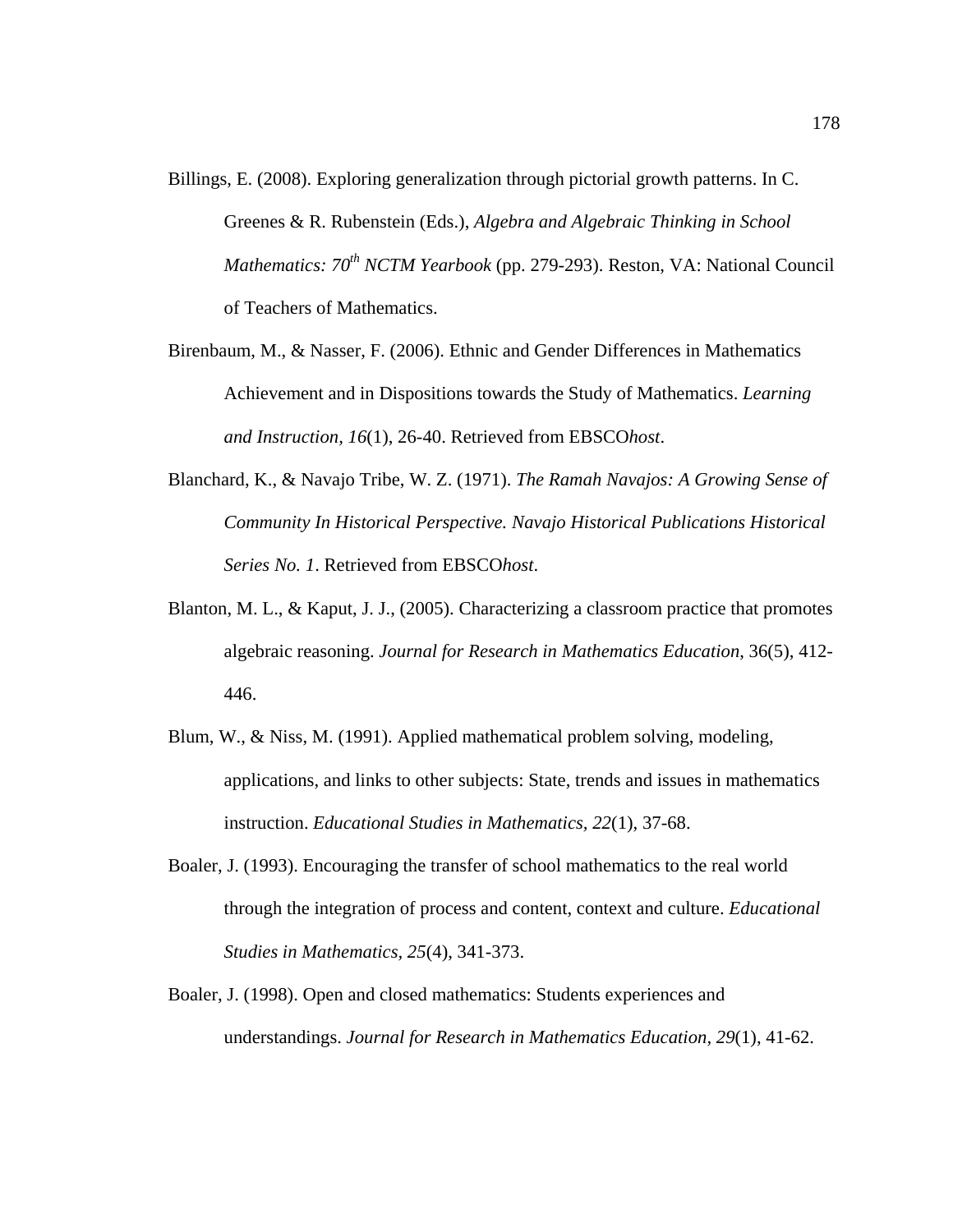Billings, E. (2008). Exploring generalization through pictorial growth patterns. In C. Greenes & R. Rubenstein (Eds.), *Algebra and Algebraic Thinking in School Mathematics: 70th NCTM Yearbook* (pp. 279-293). Reston, VA: National Council of Teachers of Mathematics.

Birenbaum, M., & Nasser, F. (2006). Ethnic and Gender Differences in Mathematics Achievement and in Dispositions towards the Study of Mathematics. *Learning and Instruction, 16*(1), 26-40. Retrieved from EBSCO*host*.

Blanchard, K., & Navajo Tribe, W. Z. (1971). *The Ramah Navajos: A Growing Sense of Community In Historical Perspective. Navajo Historical Publications Historical Series No. 1*. Retrieved from EBSCO*host*.

Blanton, M. L., & Kaput, J. J., (2005). Characterizing a classroom practice that promotes algebraic reasoning. *Journal for Research in Mathematics Education*, 36(5), 412-446.

Blum, W., & Niss, M. (1991). Applied mathematical problem solving, modeling, applications, and links to other subjects: State, trends and issues in mathematics instruction. *Educational Studies in Mathematics, 22*(1), 37-68.

Boaler, J. (1993). Encouraging the transfer of school mathematics to the real world through the integration of process and content, context and culture. *Educational Studies in Mathematics, 25*(4), 341-373.

Boaler, J. (1998). Open and closed mathematics: Students experiences and understandings. *Journal for Research in Mathematics Education, 29*(1), 41-62.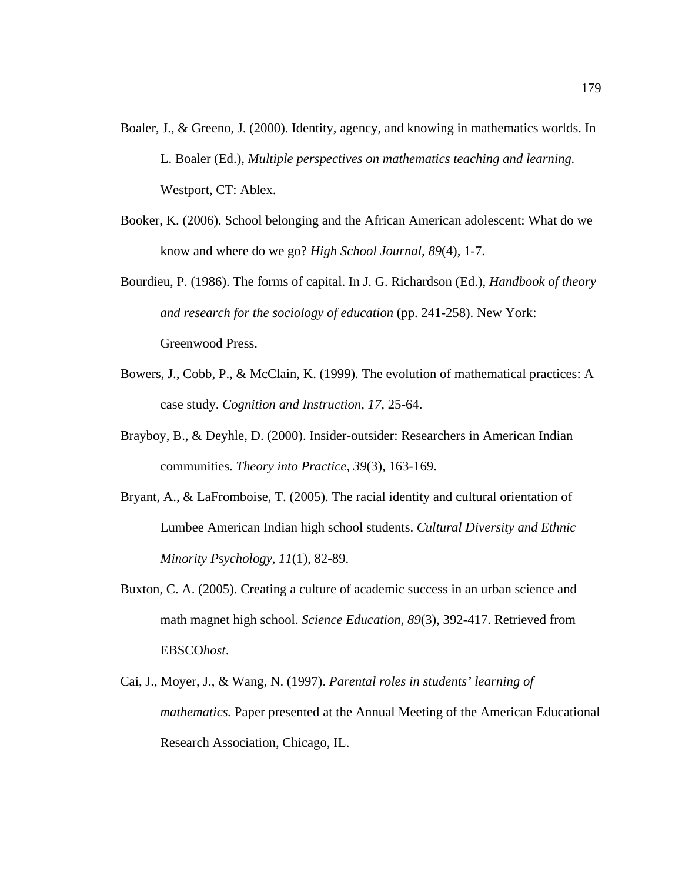Boaler, J., & Greeno, J. (2000). Identity, agency, and knowing in mathematics worlds. In L. Boaler (Ed.), *Multiple perspectives on mathematics teaching and learning.* Westport, CT: Ablex.

Booker, K. (2006). School belonging and the African American adolescent: What do we know and where do we go? *High School Journal, 89*(4), 1-7.

Bourdieu, P. (1986). The forms of capital. In J. G. Richardson (Ed.), *Handbook of theory and research for the sociology of education* (pp. 241-258). New York: Greenwood Press.

Bowers, J., Cobb, P., & McClain, K. (1999). The evolution of mathematical practices: A case study. *Cognition and Instruction, 17,* 25-64.

Brayboy, B., & Deyhle, D. (2000). Insider-outsider: Researchers in American Indian communities. *Theory into Practice, 39*(3), 163-169.

Bryant, A., & LaFromboise, T. (2005). The racial identity and cultural orientation of Lumbee American Indian high school students. *Cultural Diversity and Ethnic Minority Psychology, 11*(1), 82-89.

Buxton, C. A. (2005). Creating a culture of academic success in an urban science and math magnet high school. *Science Education, 89*(3), 392-417. Retrieved from EBSCO*host*.

Cai, J., Moyer, J., & Wang, N. (1997). *Parental roles in students' learning of mathematics.* Paper presented at the Annual Meeting of the American Educational Research Association, Chicago, IL.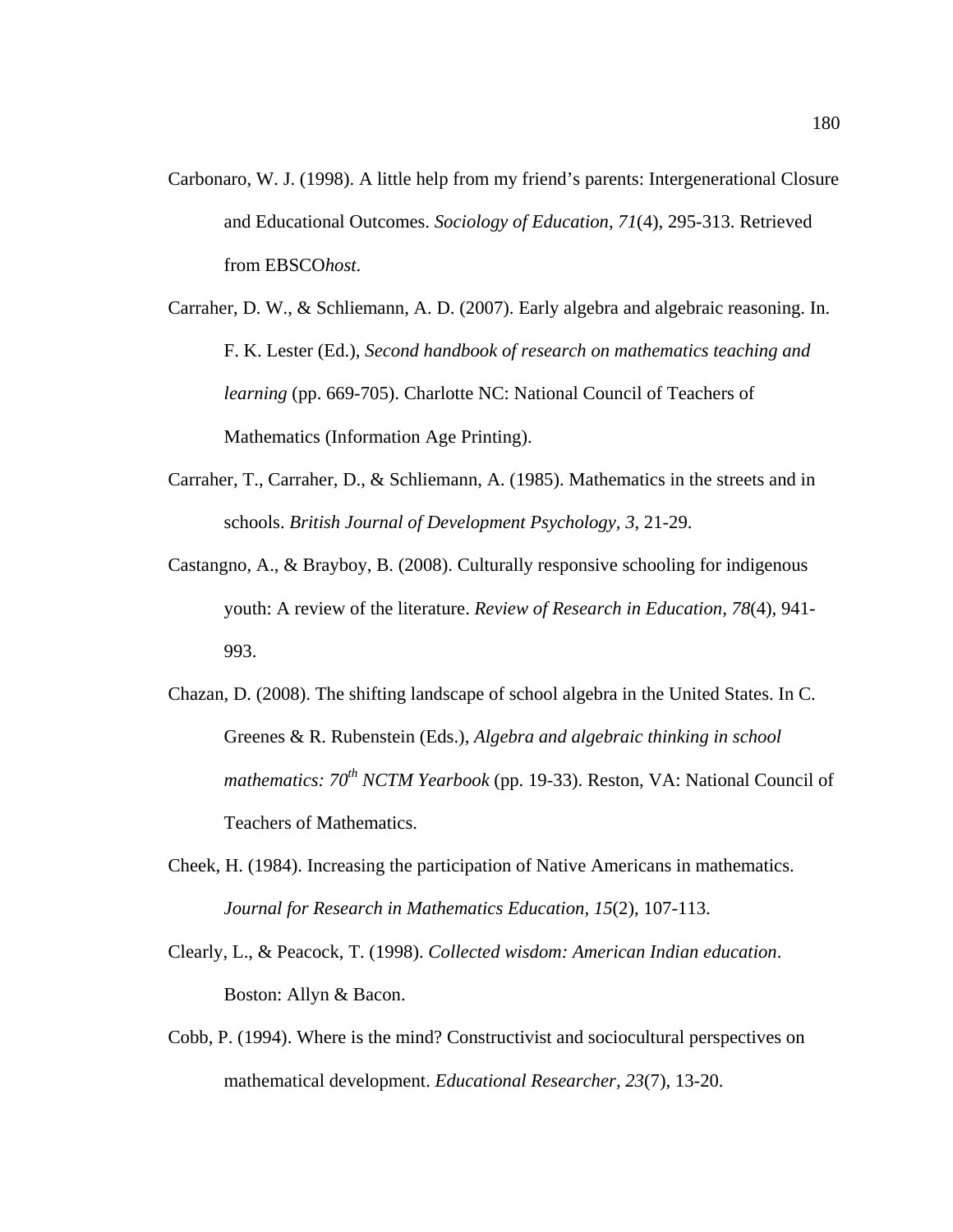Carbonaro, W. J. (1998). A little help from my friend's parents: Intergenerational Closure and Educational Outcomes. *Sociology of Education, 71*(4), 295-313. Retrieved from EBSCO*host.*

Carraher, D. W., & Schliemann, A. D. (2007). Early algebra and algebraic reasoning. In. F. K. Lester (Ed.), *Second handbook of research on mathematics teaching and learning* (pp. 669-705). Charlotte NC: National Council of Teachers of Mathematics (Information Age Printing).

Carraher, T., Carraher, D., & Schliemann, A. (1985). Mathematics in the streets and in schools. *British Journal of Development Psychology, 3,* 21-29.

Castangno, A., & Brayboy, B. (2008). Culturally responsive schooling for indigenous youth: A review of the literature. *Review of Research in Education, 78*(4), 941-993.

Chazan, D. (2008). The shifting landscape of school algebra in the United States. In C. Greenes & R. Rubenstein (Eds.), *Algebra and algebraic thinking in school mathematics: 70th NCTM Yearbook* (pp. 19-33). Reston, VA: National Council of Teachers of Mathematics.

Cheek, H. (1984). Increasing the participation of Native Americans in mathematics. *Journal for Research in Mathematics Education, 15*(2), 107-113.

Clearly, L., & Peacock, T. (1998). *Collected wisdom: American Indian education*. Boston: Allyn & Bacon.

Cobb, P. (1994). Where is the mind? Constructivist and sociocultural perspectives on mathematical development. *Educational Researcher, 23*(7), 13-20.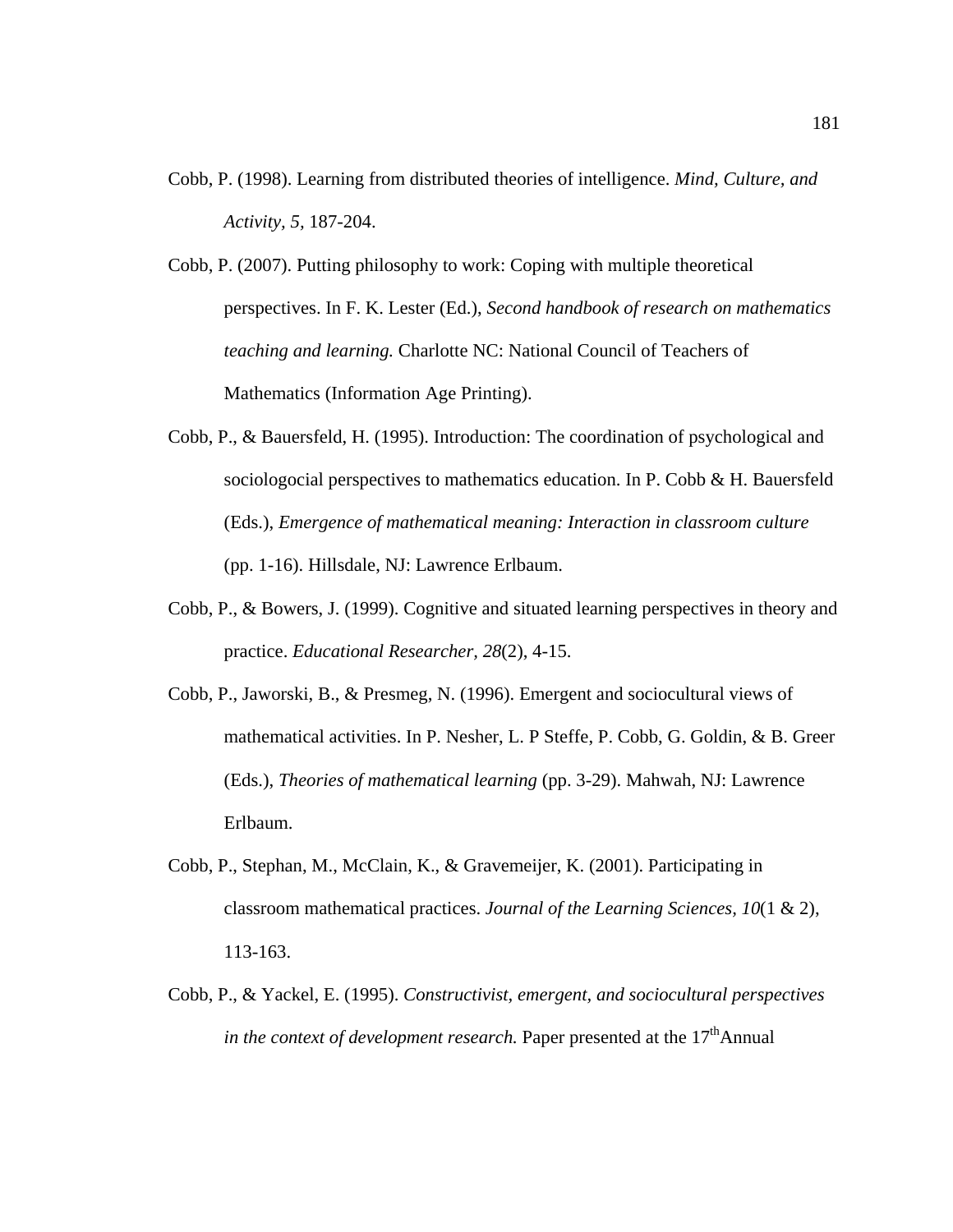Cobb, P. (1998). Learning from distributed theories of intelligence. *Mind, Culture, and Activity, 5,* 187-204.

Cobb, P. (2007). Putting philosophy to work: Coping with multiple theoretical perspectives. In F. K. Lester (Ed.), *Second handbook of research on mathematics teaching and learning.* Charlotte NC: National Council of Teachers of Mathematics (Information Age Printing).

Cobb, P., & Bauersfeld, H. (1995). Introduction: The coordination of psychological and sociologocial perspectives to mathematics education. In P. Cobb & H. Bauersfeld (Eds.), *Emergence of mathematical meaning: Interaction in classroom culture* (pp. 1-16). Hillsdale, NJ: Lawrence Erlbaum.

Cobb, P., & Bowers, J. (1999). Cognitive and situated learning perspectives in theory and practice. *Educational Researcher, 28*(2), 4-15.

Cobb, P., Jaworski, B., & Presmeg, N. (1996). Emergent and sociocultural views of mathematical activities. In P. Nesher, L. P Steffe, P. Cobb, G. Goldin, & B. Greer (Eds.), *Theories of mathematical learning* (pp. 3-29). Mahwah, NJ: Lawrence Erlbaum.

Cobb, P., Stephan, M., McClain, K., & Gravemeijer, K. (2001). Participating in classroom mathematical practices. *Journal of the Learning Sciences, 10*(1 & 2), 113-163.

Cobb, P., & Yackel, E. (1995). *Constructivist, emergent, and sociocultural perspectives in the context of development research.* Paper presented at the 17th Annual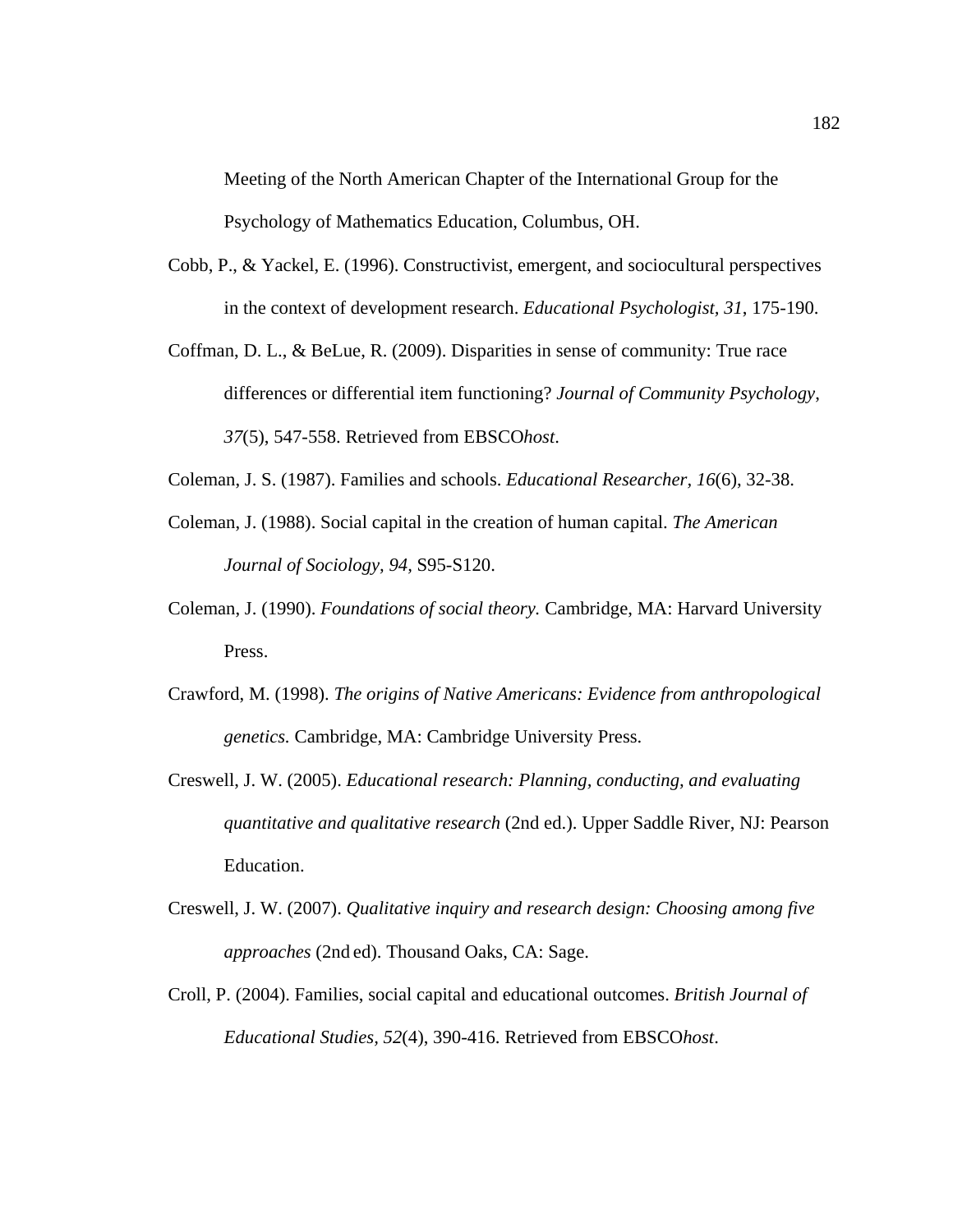Meeting of the North American Chapter of the International Group for the Psychology of Mathematics Education, Columbus, OH.

Cobb, P., & Yackel, E. (1996). Constructivist, emergent, and sociocultural perspectives in the context of development research. *Educational Psychologist, 31*, 175-190.

Coffman, D. L., & BeLue, R. (2009). Disparities in sense of community: True race differences or differential item functioning? *Journal of Community Psychology*, *37*(5), 547-558. Retrieved from EBSCO*host*.

Coleman, J. S. (1987). Families and schools. *Educational Researcher, 16*(6), 32-38.

Coleman, J. (1988). Social capital in the creation of human capital. *The American Journal of Sociology, 94*, S95-S120.

Coleman, J. (1990). *Foundations of social theory.* Cambridge, MA: Harvard University Press.

Crawford, M. (1998). *The origins of Native Americans: Evidence from anthropological genetics.* Cambridge, MA: Cambridge University Press.

Creswell, J. W. (2005). *Educational research: Planning, conducting, and evaluating quantitative and qualitative research* (2nd ed.). Upper Saddle River, NJ: Pearson Education.

Creswell, J. W. (2007). *Qualitative inquiry and research design: Choosing among five approaches* (2nd ed). Thousand Oaks, CA: Sage.

Croll, P. (2004). Families, social capital and educational outcomes. *British Journal of Educational Studies, 52*(4), 390-416. Retrieved from EBSCO*host*.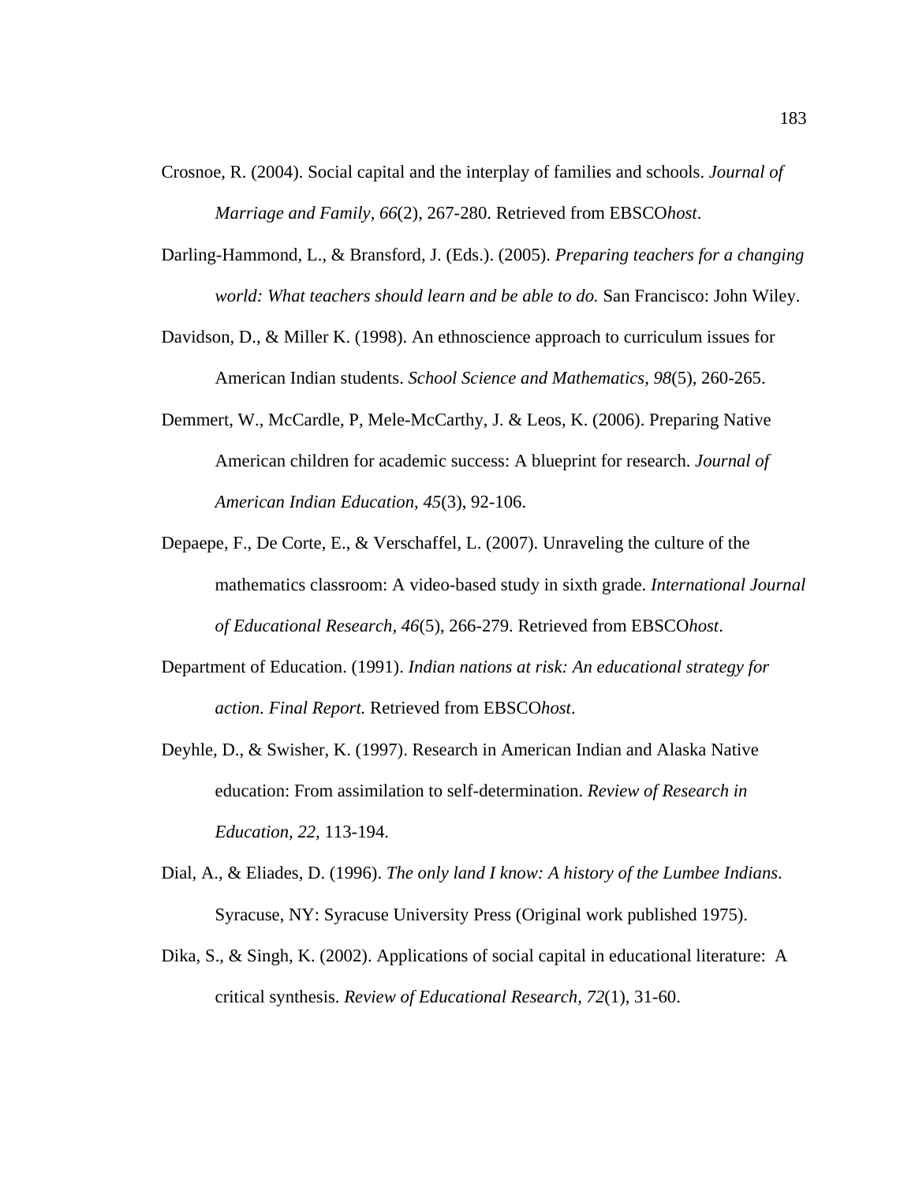Crosnoe, R. (2004). Social capital and the interplay of families and schools. *Journal of Marriage and Family, 66*(2), 267-280. Retrieved from EBSCO*host*.

Darling-Hammond, L., & Bransford, J. (Eds.). (2005). *Preparing teachers for a changing world: What teachers should learn and be able to do.* San Francisco: John Wiley.

Davidson, D., & Miller K. (1998). An ethnoscience approach to curriculum issues for American Indian students. *School Science and Mathematics, 98*(5), 260-265.

Demmert, W., McCardle, P, Mele-McCarthy, J. & Leos, K. (2006). Preparing Native American children for academic success: A blueprint for research. *Journal of American Indian Education, 45*(3), 92-106.

Depaepe, F., De Corte, E., & Verschaffel, L. (2007). Unraveling the culture of the mathematics classroom: A video-based study in sixth grade. *International Journal of Educational Research, 46*(5), 266-279. Retrieved from EBSCO*host*.

Department of Education. (1991). *Indian nations at risk: An educational strategy for action. Final Report.* Retrieved from EBSCO*host*.

Deyhle, D., & Swisher, K. (1997). Research in American Indian and Alaska Native education: From assimilation to self-determination. *Review of Research in Education, 22,* 113-194.

Dial, A., & Eliades, D. (1996). *The only land I know: A history of the Lumbee Indians*. Syracuse, NY: Syracuse University Press (Original work published 1975).

Dika, S., & Singh, K. (2002). Applications of social capital in educational literature: A critical synthesis. *Review of Educational Research, 72*(1), 31-60.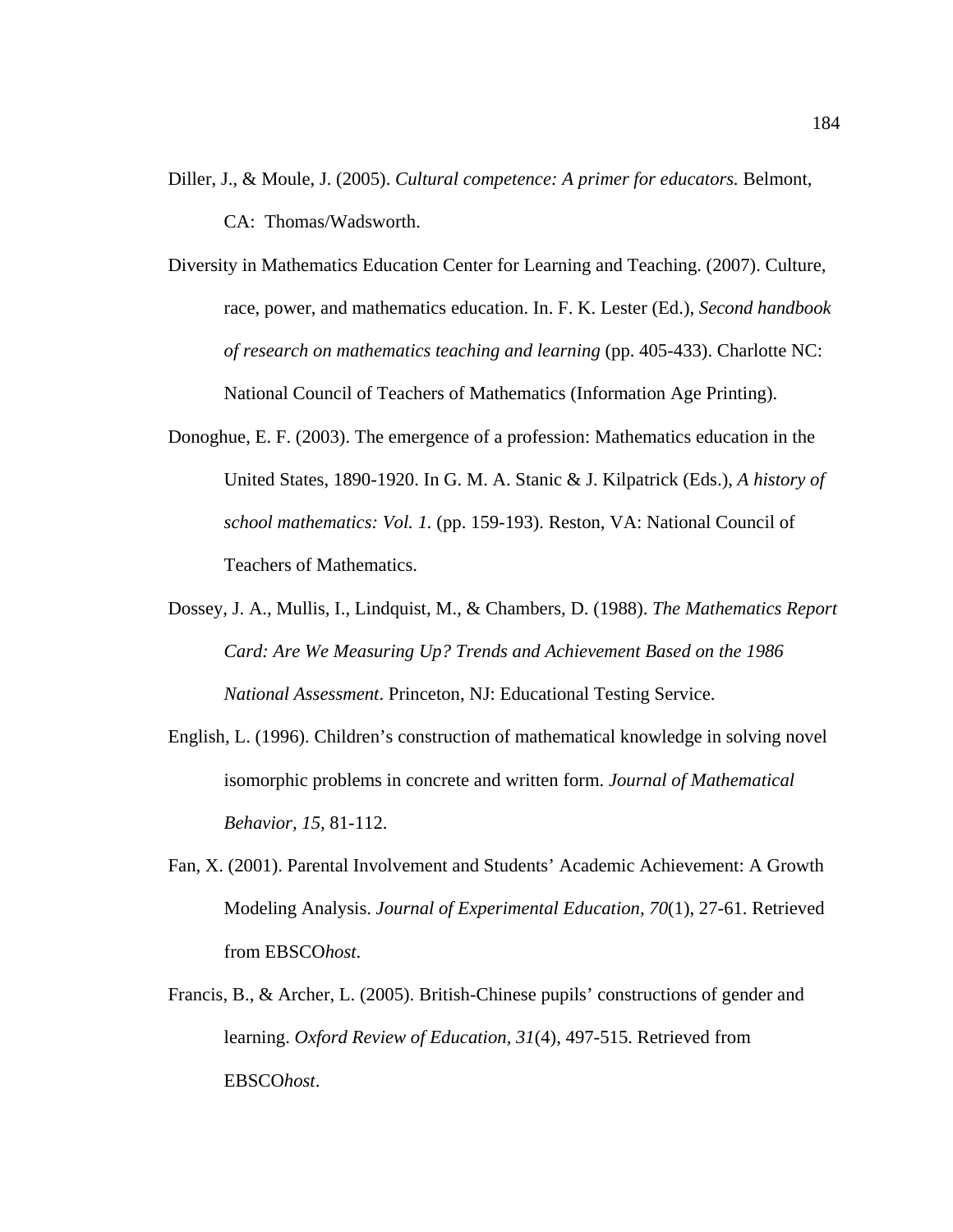Diller, J., & Moule, J. (2005). *Cultural competence: A primer for educators.* Belmont, CA: Thomas/Wadsworth.

Diversity in Mathematics Education Center for Learning and Teaching. (2007). Culture, race, power, and mathematics education. In. F. K. Lester (Ed.), *Second handbook of research on mathematics teaching and learning* (pp. 405-433). Charlotte NC: National Council of Teachers of Mathematics (Information Age Printing).

Donoghue, E. F. (2003). The emergence of a profession: Mathematics education in the United States, 1890-1920. In G. M. A. Stanic & J. Kilpatrick (Eds.), *A history of school mathematics: Vol. 1.* (pp. 159-193). Reston, VA: National Council of Teachers of Mathematics.

Dossey, J. A., Mullis, I., Lindquist, M., & Chambers, D. (1988). *The Mathematics Report Card: Are We Measuring Up? Trends and Achievement Based on the 1986 National Assessment*. Princeton, NJ: Educational Testing Service.

English, L. (1996). Children's construction of mathematical knowledge in solving novel isomorphic problems in concrete and written form. *Journal of Mathematical Behavior, 15,* 81-112.

Fan, X. (2001). Parental Involvement and Students' Academic Achievement: A Growth Modeling Analysis. *Journal of Experimental Education, 70*(1), 27-61. Retrieved from EBSCO*host*.

Francis, B., & Archer, L. (2005). British-Chinese pupils' constructions of gender and learning. *Oxford Review of Education, 31*(4), 497-515. Retrieved from EBSCO*host*.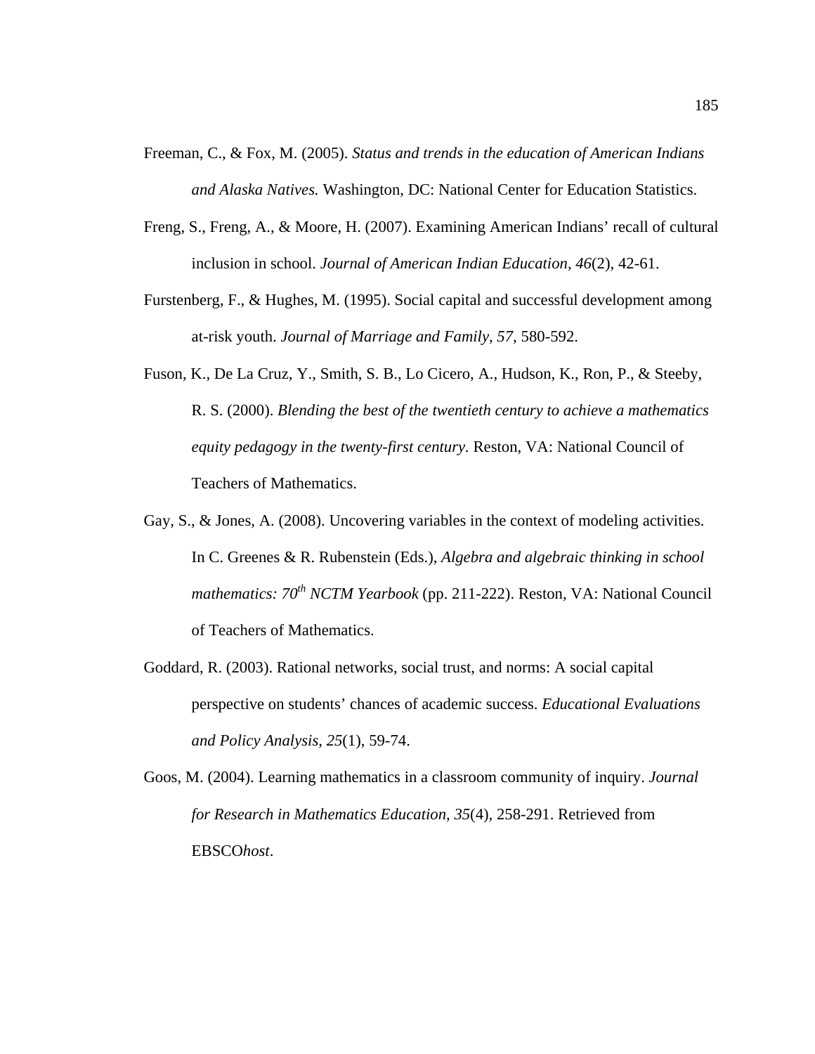Freeman, C., & Fox, M. (2005). *Status and trends in the education of American Indians and Alaska Natives.* Washington, DC: National Center for Education Statistics.

Freng, S., Freng, A., & Moore, H. (2007). Examining American Indians' recall of cultural inclusion in school. *Journal of American Indian Education, 46*(2), 42-61.

Furstenberg, F., & Hughes, M. (1995). Social capital and successful development among at-risk youth. *Journal of Marriage and Family, 57,* 580-592.

Fuson, K., De La Cruz, Y., Smith, S. B., Lo Cicero, A., Hudson, K., Ron, P., & Steeby, R. S. (2000). *Blending the best of the twentieth century to achieve a mathematics equity pedagogy in the twenty-first century.* Reston, VA: National Council of Teachers of Mathematics.

Gay, S., & Jones, A. (2008). Uncovering variables in the context of modeling activities. In C. Greenes & R. Rubenstein (Eds.), *Algebra and algebraic thinking in school mathematics: 70th NCTM Yearbook* (pp. 211-222). Reston, VA: National Council of Teachers of Mathematics.

Goddard, R. (2003). Rational networks, social trust, and norms: A social capital perspective on students' chances of academic success. *Educational Evaluations and Policy Analysis, 25*(1), 59-74.

Goos, M. (2004). Learning mathematics in a classroom community of inquiry. *Journal for Research in Mathematics Education, 35*(4), 258-291. Retrieved from EBSCO*host*.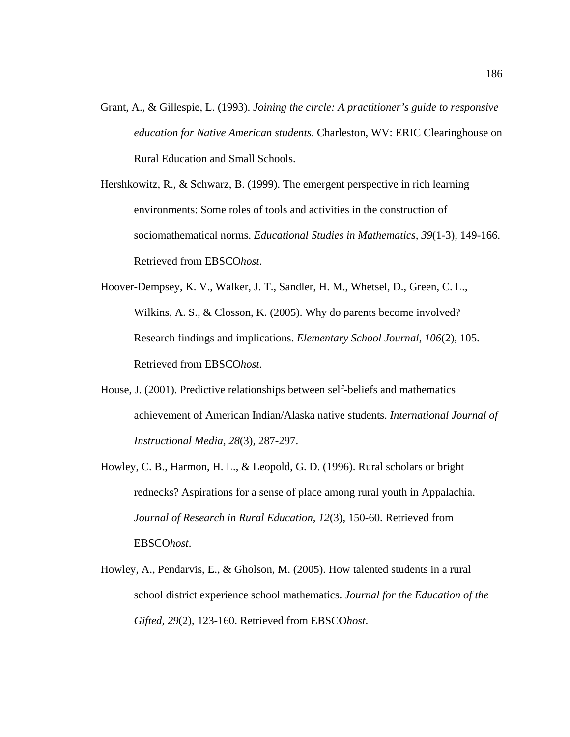Grant, A., & Gillespie, L. (1993). *Joining the circle: A practitioner's guide to responsive education for Native American students*. Charleston, WV: ERIC Clearinghouse on Rural Education and Small Schools.

Hershkowitz, R., & Schwarz, B. (1999). The emergent perspective in rich learning environments: Some roles of tools and activities in the construction of sociomathematical norms. *Educational Studies in Mathematics, 39*(1-3), 149-166. Retrieved from EBSCO*host*.

Hoover-Dempsey, K. V., Walker, J. T., Sandler, H. M., Whetsel, D., Green, C. L., Wilkins, A. S., & Closson, K. (2005). Why do parents become involved? Research findings and implications. *Elementary School Journal, 106*(2), 105. Retrieved from EBSCO*host*.

House, J. (2001). Predictive relationships between self-beliefs and mathematics achievement of American Indian/Alaska native students. *International Journal of Instructional Media, 28*(3), 287-297.

Howley, C. B., Harmon, H. L., & Leopold, G. D. (1996). Rural scholars or bright rednecks? Aspirations for a sense of place among rural youth in Appalachia. *Journal of Research in Rural Education, 12*(3), 150-60. Retrieved from EBSCO*host*.

Howley, A., Pendarvis, E., & Gholson, M. (2005). How talented students in a rural school district experience school mathematics. *Journal for the Education of the Gifted, 29*(2), 123-160. Retrieved from EBSCO*host*.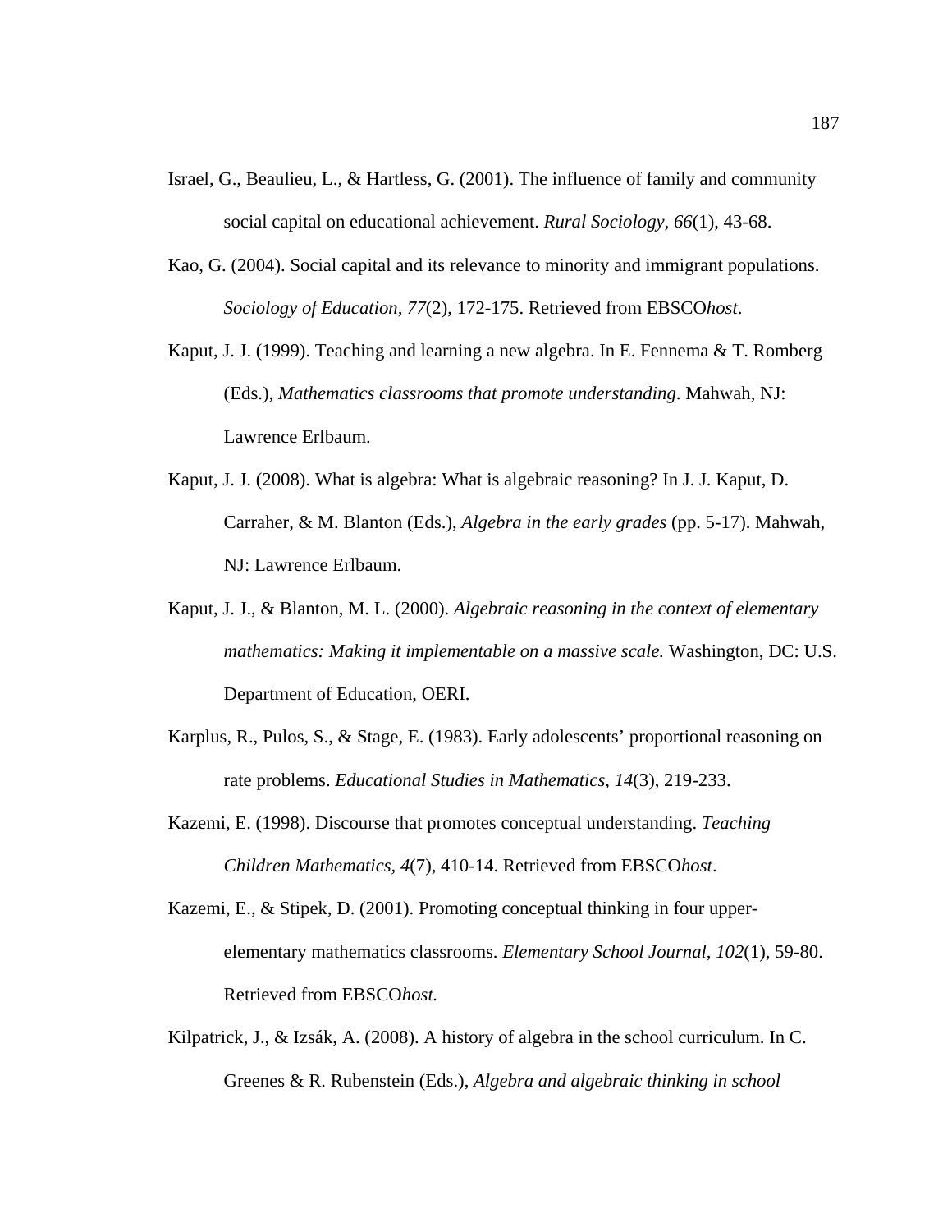Israel, G., Beaulieu, L., & Hartless, G. (2001). The influence of family and community social capital on educational achievement. *Rural Sociology, 66*(1), 43-68.

Kao, G. (2004). Social capital and its relevance to minority and immigrant populations. *Sociology of Education, 77*(2), 172-175. Retrieved from EBSCO*host*.

Kaput, J. J. (1999). Teaching and learning a new algebra. In E. Fennema & T. Romberg (Eds.), *Mathematics classrooms that promote understanding*. Mahwah, NJ: Lawrence Erlbaum.

Kaput, J. J. (2008). What is algebra: What is algebraic reasoning? In J. J. Kaput, D. Carraher, & M. Blanton (Eds.), *Algebra in the early grades* (pp. 5-17). Mahwah, NJ: Lawrence Erlbaum.

Kaput, J. J., & Blanton, M. L. (2000). *Algebraic reasoning in the context of elementary mathematics: Making it implementable on a massive scale.* Washington, DC: U.S. Department of Education, OERI.

Karplus, R., Pulos, S., & Stage, E. (1983). Early adolescents' proportional reasoning on rate problems. *Educational Studies in Mathematics, 14*(3), 219-233.

Kazemi, E. (1998). Discourse that promotes conceptual understanding. *Teaching Children Mathematics, 4*(7), 410-14. Retrieved from EBSCO*host*.

Kazemi, E., & Stipek, D. (2001). Promoting conceptual thinking in four upper-elementary mathematics classrooms. *Elementary School Journal, 102*(1), 59-80. Retrieved from EBSCO*host.*

Kilpatrick, J., & Izsák, A. (2008). A history of algebra in the school curriculum. In C. Greenes & R. Rubenstein (Eds.), *Algebra and algebraic thinking in school*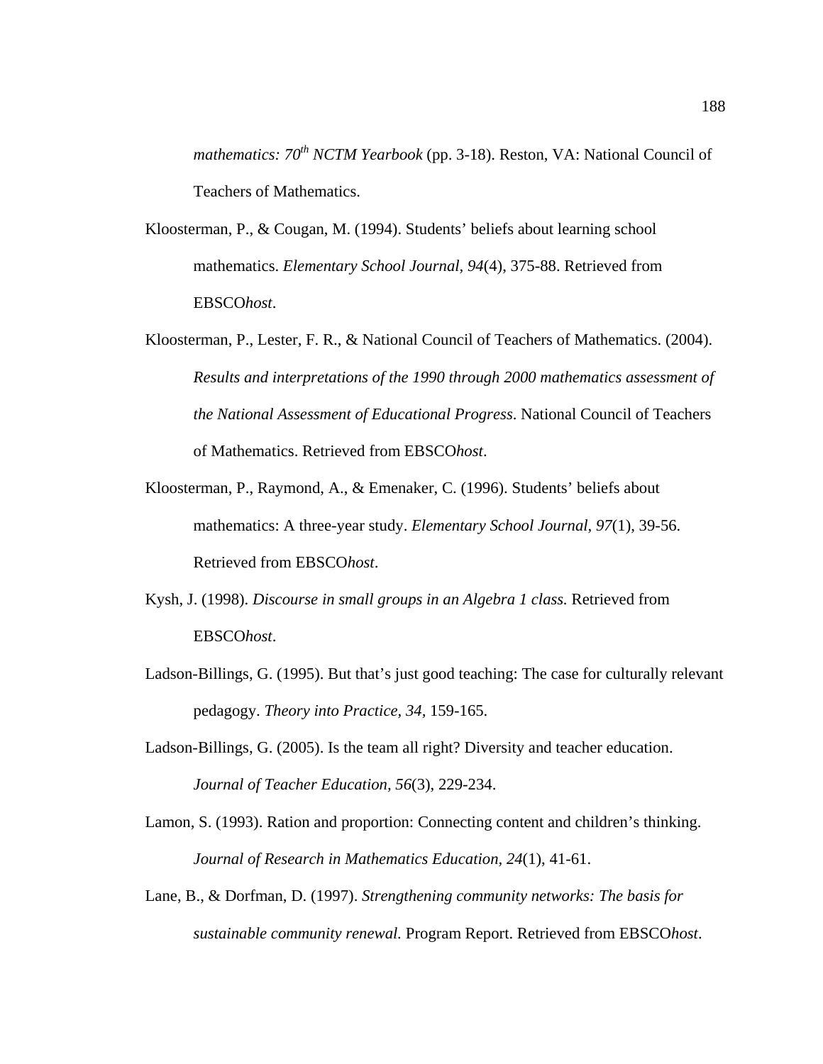*mathematics: 70th NCTM Yearbook* (pp. 3-18). Reston, VA: National Council of Teachers of Mathematics.

Kloosterman, P., & Cougan, M. (1994). Students' beliefs about learning school mathematics. *Elementary School Journal*, *94*(4), 375-88. Retrieved from EBSCO*host*.

Kloosterman, P., Lester, F. R., & National Council of Teachers of Mathematics. (2004). *Results and interpretations of the 1990 through 2000 mathematics assessment of the National Assessment of Educational Progress*. National Council of Teachers of Mathematics. Retrieved from EBSCO*host*.

Kloosterman, P., Raymond, A., & Emenaker, C. (1996). Students' beliefs about mathematics: A three-year study. *Elementary School Journal, 97*(1), 39-56. Retrieved from EBSCO*host*.

Kysh, J. (1998). *Discourse in small groups in an Algebra 1 class.* Retrieved from EBSCO*host*.

Ladson-Billings, G. (1995). But that's just good teaching: The case for culturally relevant pedagogy. *Theory into Practice, 34,* 159-165.

Ladson-Billings, G. (2005). Is the team all right? Diversity and teacher education. *Journal of Teacher Education, 56*(3), 229-234.

Lamon, S. (1993). Ration and proportion: Connecting content and children's thinking. *Journal of Research in Mathematics Education, 24*(1), 41-61.

Lane, B., & Dorfman, D. (1997). *Strengthening community networks: The basis for sustainable community renewal.* Program Report. Retrieved from EBSCO*host*.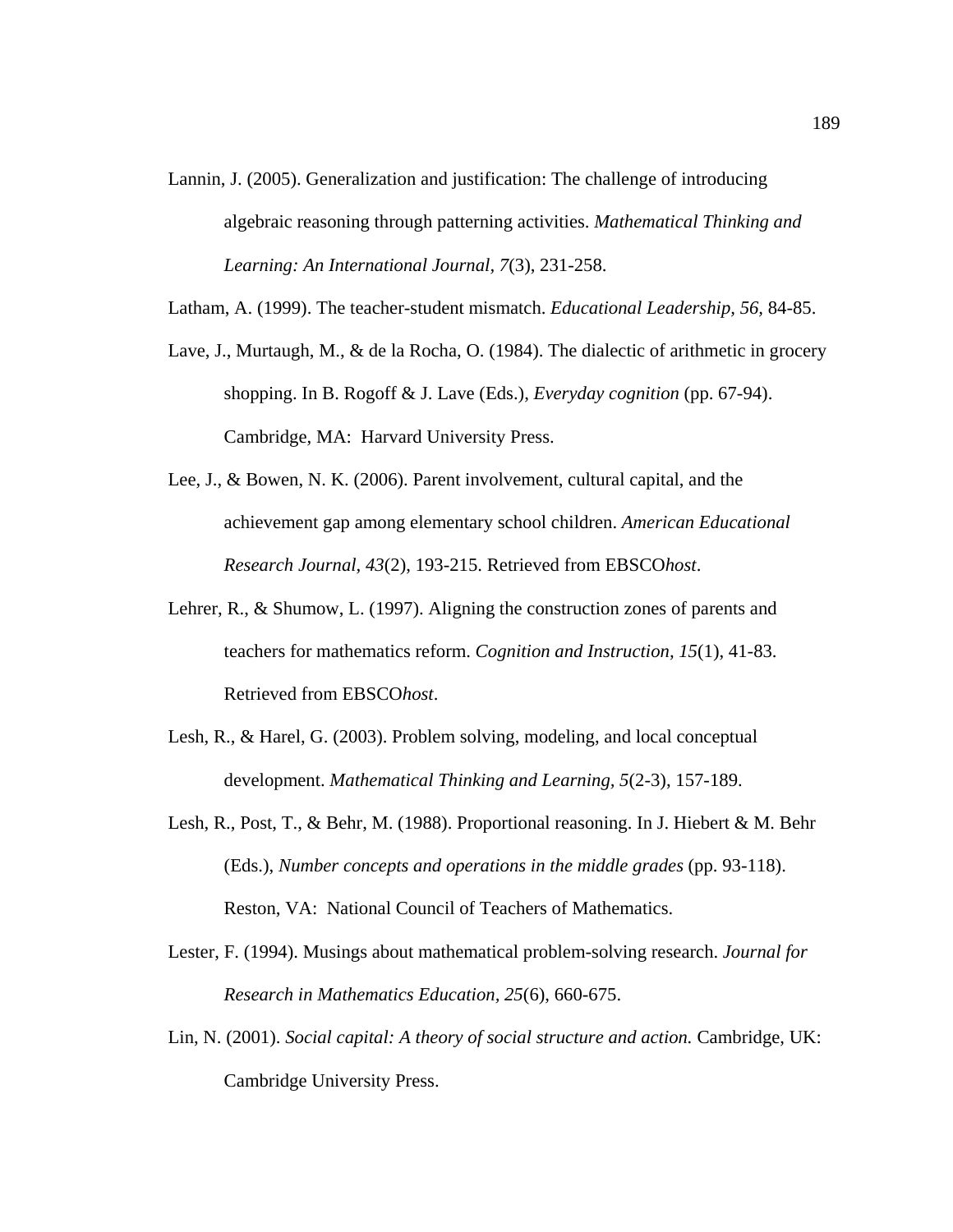Lannin, J. (2005). Generalization and justification: The challenge of introducing algebraic reasoning through patterning activities. *Mathematical Thinking and Learning: An International Journal*, *7*(3), 231-258.

Latham, A. (1999). The teacher-student mismatch. *Educational Leadership, 56*, 84-85.

Lave, J., Murtaugh, M., & de la Rocha, O. (1984). The dialectic of arithmetic in grocery shopping. In B. Rogoff & J. Lave (Eds.), *Everyday cognition* (pp. 67-94). Cambridge, MA: Harvard University Press.

Lee, J., & Bowen, N. K. (2006). Parent involvement, cultural capital, and the achievement gap among elementary school children. *American Educational Research Journal*, *43*(2), 193-215. Retrieved from EBSCO*host*.

Lehrer, R., & Shumow, L. (1997). Aligning the construction zones of parents and teachers for mathematics reform. *Cognition and Instruction, 15*(1), 41-83. Retrieved from EBSCO*host*.

Lesh, R., & Harel, G. (2003). Problem solving, modeling, and local conceptual development. *Mathematical Thinking and Learning, 5*(2-3), 157-189.

Lesh, R., Post, T., & Behr, M. (1988). Proportional reasoning. In J. Hiebert & M. Behr (Eds.), *Number concepts and operations in the middle grades* (pp. 93-118). Reston, VA: National Council of Teachers of Mathematics.

Lester, F. (1994). Musings about mathematical problem-solving research. *Journal for Research in Mathematics Education*, *25*(6), 660-675.

Lin, N. (2001). *Social capital: A theory of social structure and action.* Cambridge, UK: Cambridge University Press.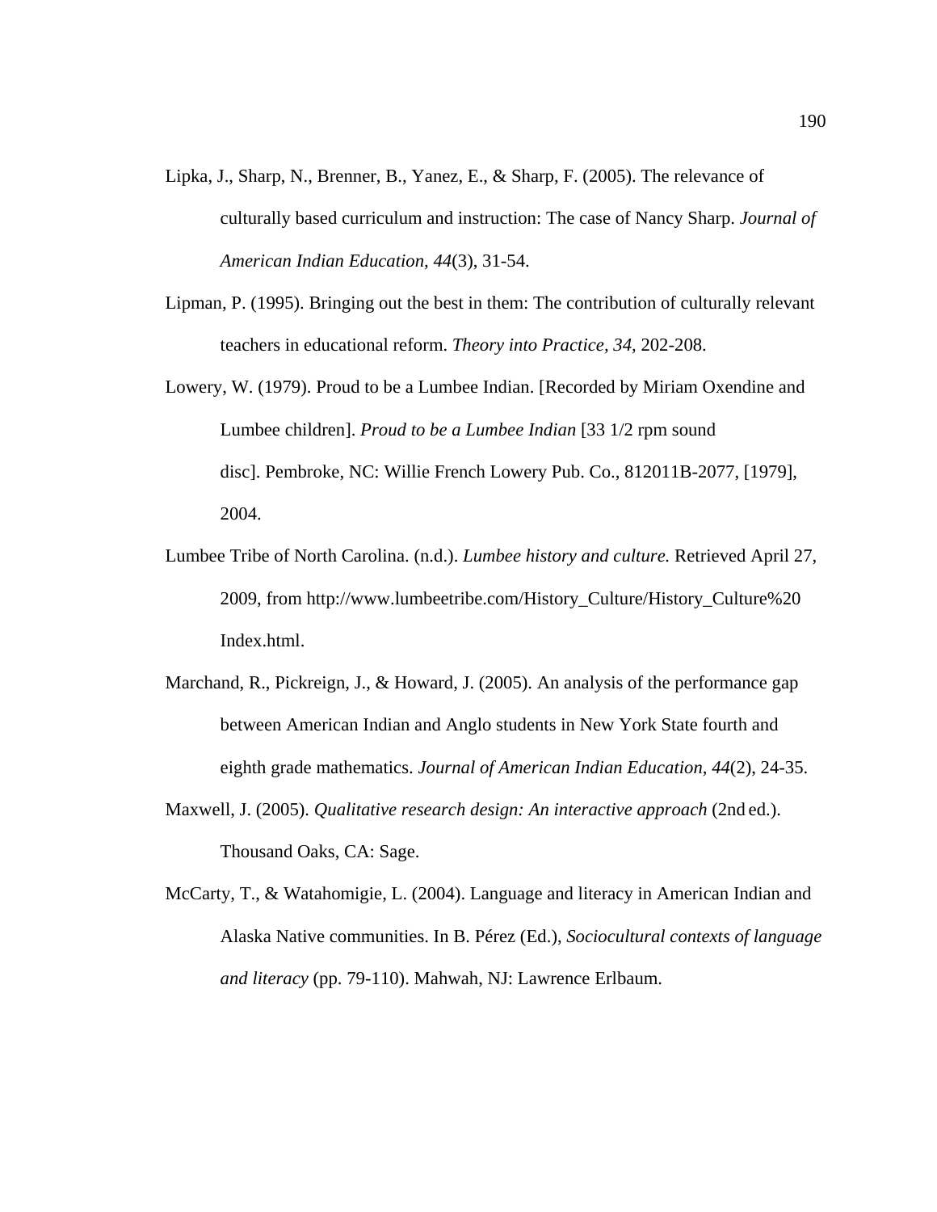Lipka, J., Sharp, N., Brenner, B., Yanez, E., & Sharp, F. (2005). The relevance of culturally based curriculum and instruction: The case of Nancy Sharp. *Journal of American Indian Education*, *44*(3), 31-54.

Lipman, P. (1995). Bringing out the best in them: The contribution of culturally relevant teachers in educational reform. *Theory into Practice, 34,* 202-208.

Lowery, W. (1979). Proud to be a Lumbee Indian. [Recorded by Miriam Oxendine and Lumbee children]. *Proud to be a Lumbee Indian* [33 1/2 rpm sound disc]. Pembroke, NC: Willie French Lowery Pub. Co., 812011B-2077, [1979], 2004.

Lumbee Tribe of North Carolina. (n.d.). *Lumbee history and culture.* Retrieved April 27, 2009, from http://www.lumbeetribe.com/History_Culture/History_Culture%20 Index.html.

Marchand, R., Pickreign, J., & Howard, J. (2005). An analysis of the performance gap between American Indian and Anglo students in New York State fourth and eighth grade mathematics. *Journal of American Indian Education, 44*(2), 24-35.

Maxwell, J. (2005). *Qualitative research design: An interactive approach* (2nd ed.). Thousand Oaks, CA: Sage.

McCarty, T., & Watahomigie, L. (2004). Language and literacy in American Indian and Alaska Native communities. In B. Pérez (Ed.), *Sociocultural contexts of language and literacy* (pp. 79-110). Mahwah, NJ: Lawrence Erlbaum.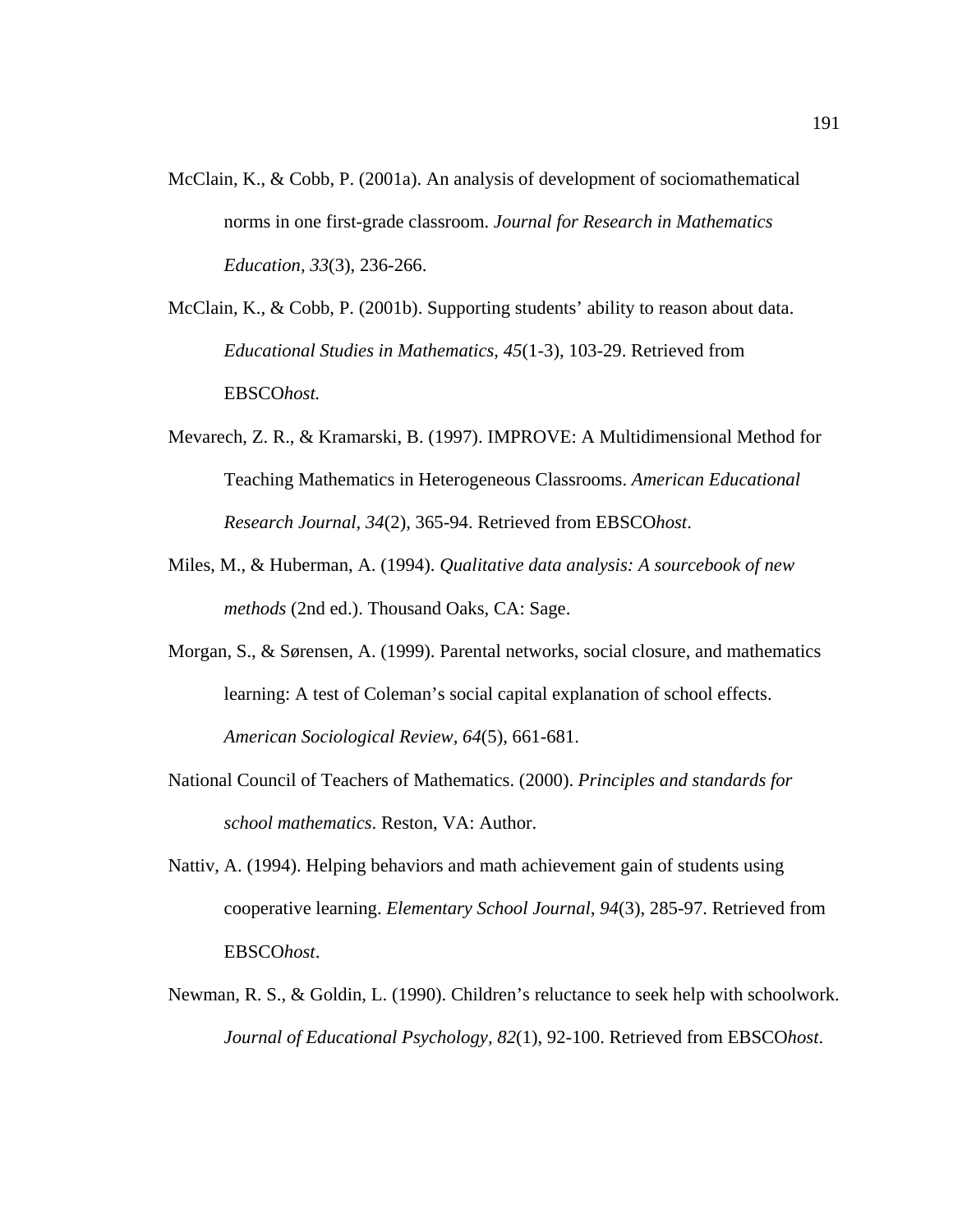McClain, K., & Cobb, P. (2001a). An analysis of development of sociomathematical norms in one first-grade classroom. *Journal for Research in Mathematics Education, 33*(3), 236-266.

McClain, K., & Cobb, P. (2001b). Supporting students' ability to reason about data. *Educational Studies in Mathematics, 45*(1-3), 103-29. Retrieved from EBSCO*host.*

Mevarech, Z. R., & Kramarski, B. (1997). IMPROVE: A Multidimensional Method for Teaching Mathematics in Heterogeneous Classrooms. *American Educational Research Journal*, *34*(2), 365-94. Retrieved from EBSCO*host*.

Miles, M., & Huberman, A. (1994). *Qualitative data analysis: A sourcebook of new methods* (2nd ed.). Thousand Oaks, CA: Sage.

Morgan, S., & Sørensen, A. (1999). Parental networks, social closure, and mathematics learning: A test of Coleman's social capital explanation of school effects. *American Sociological Review*, *64*(5), 661-681.

National Council of Teachers of Mathematics. (2000). *Principles and standards for school mathematics*. Reston, VA: Author.

Nattiv, A. (1994). Helping behaviors and math achievement gain of students using cooperative learning. *Elementary School Journal, 94*(3), 285-97. Retrieved from EBSCO*host*.

Newman, R. S., & Goldin, L. (1990). Children's reluctance to seek help with schoolwork. *Journal of Educational Psychology, 82*(1), 92-100. Retrieved from EBSCO*host*.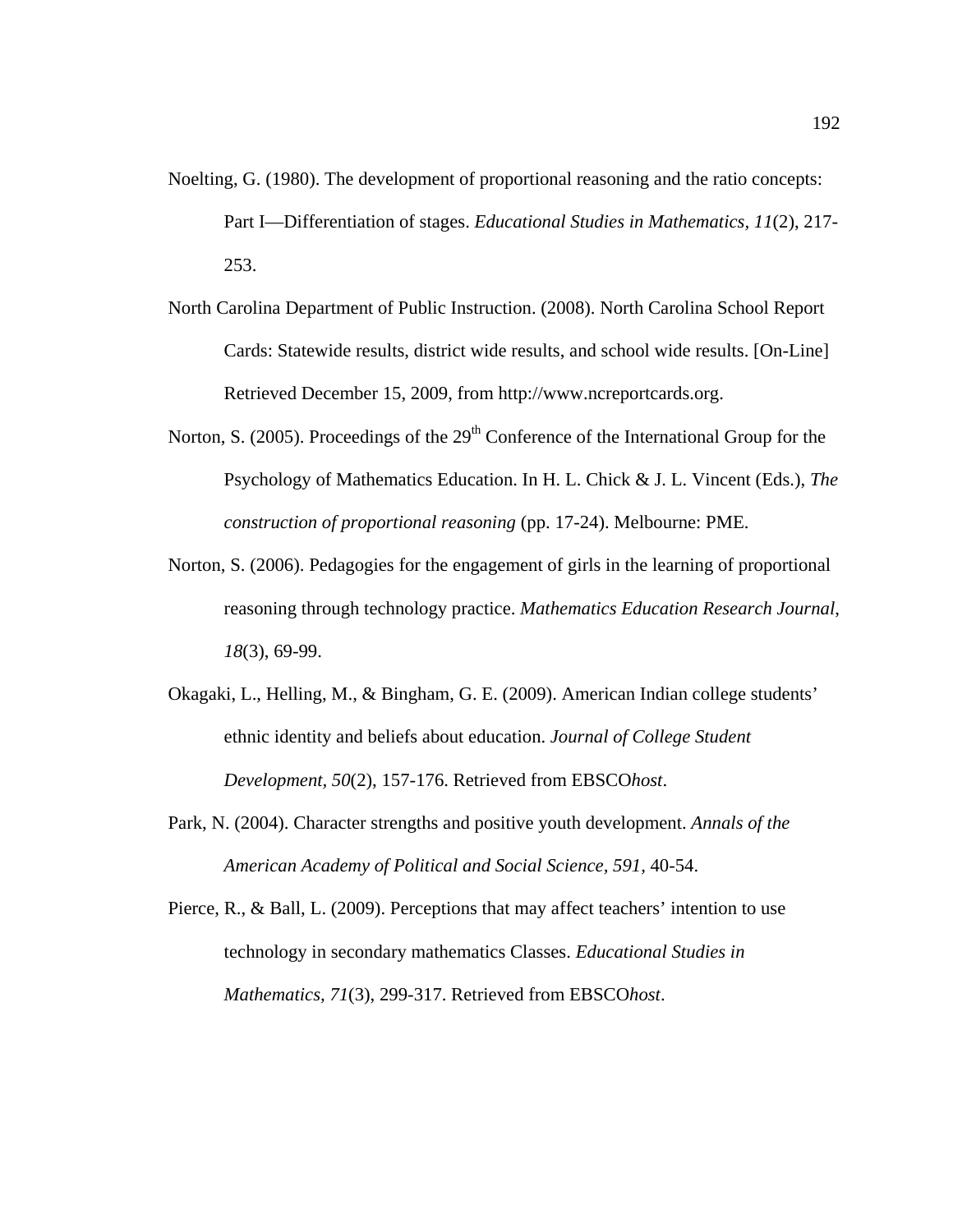Noelting, G. (1980). The development of proportional reasoning and the ratio concepts: Part I—Differentiation of stages. *Educational Studies in Mathematics, 11*(2), 217-253.

North Carolina Department of Public Instruction. (2008). North Carolina School Report Cards: Statewide results, district wide results, and school wide results. [On-Line] Retrieved December 15, 2009, from http://www.ncreportcards.org.

Norton, S. (2005). Proceedings of the 29th Conference of the International Group for the Psychology of Mathematics Education. In H. L. Chick & J. L. Vincent (Eds.), *The construction of proportional reasoning* (pp. 17-24). Melbourne: PME.

Norton, S. (2006). Pedagogies for the engagement of girls in the learning of proportional reasoning through technology practice. *Mathematics Education Research Journal*, *18*(3), 69-99.

Okagaki, L., Helling, M., & Bingham, G. E. (2009). American Indian college students' ethnic identity and beliefs about education. *Journal of College Student Development, 50*(2), 157-176. Retrieved from EBSCO*host*.

Park, N. (2004). Character strengths and positive youth development. *Annals of the American Academy of Political and Social Science, 591*, 40-54.

Pierce, R., & Ball, L. (2009). Perceptions that may affect teachers' intention to use technology in secondary mathematics Classes. *Educational Studies in Mathematics, 71*(3), 299-317. Retrieved from EBSCO*host*.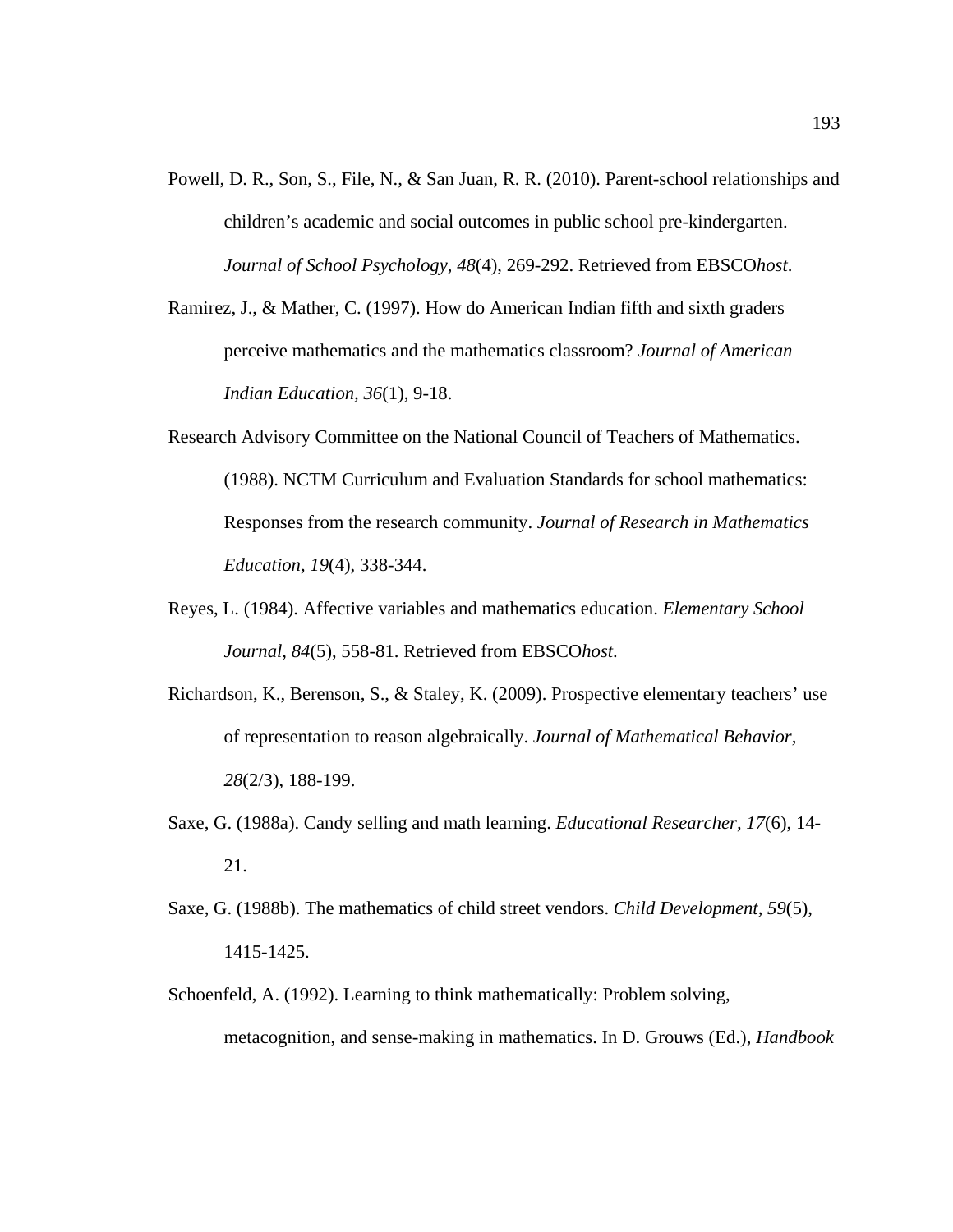Powell, D. R., Son, S., File, N., & San Juan, R. R. (2010). Parent-school relationships and children's academic and social outcomes in public school pre-kindergarten. *Journal of School Psychology, 48*(4), 269-292. Retrieved from EBSCO*host*.

Ramirez, J., & Mather, C. (1997). How do American Indian fifth and sixth graders perceive mathematics and the mathematics classroom? *Journal of American Indian Education, 36*(1), 9-18.

Research Advisory Committee on the National Council of Teachers of Mathematics. (1988). NCTM Curriculum and Evaluation Standards for school mathematics: Responses from the research community. *Journal of Research in Mathematics Education, 19*(4), 338-344.

Reyes, L. (1984). Affective variables and mathematics education. *Elementary School Journal, 84*(5), 558-81. Retrieved from EBSCO*host*.

Richardson, K., Berenson, S., & Staley, K. (2009). Prospective elementary teachers' use of representation to reason algebraically. *Journal of Mathematical Behavior, 28*(2/3), 188-199.

Saxe, G. (1988a). Candy selling and math learning. *Educational Researcher, 17*(6), 14-21.

Saxe, G. (1988b). The mathematics of child street vendors. *Child Development, 59*(5), 1415-1425.

Schoenfeld, A. (1992). Learning to think mathematically: Problem solving, metacognition, and sense-making in mathematics. In D. Grouws (Ed.), *Handbook*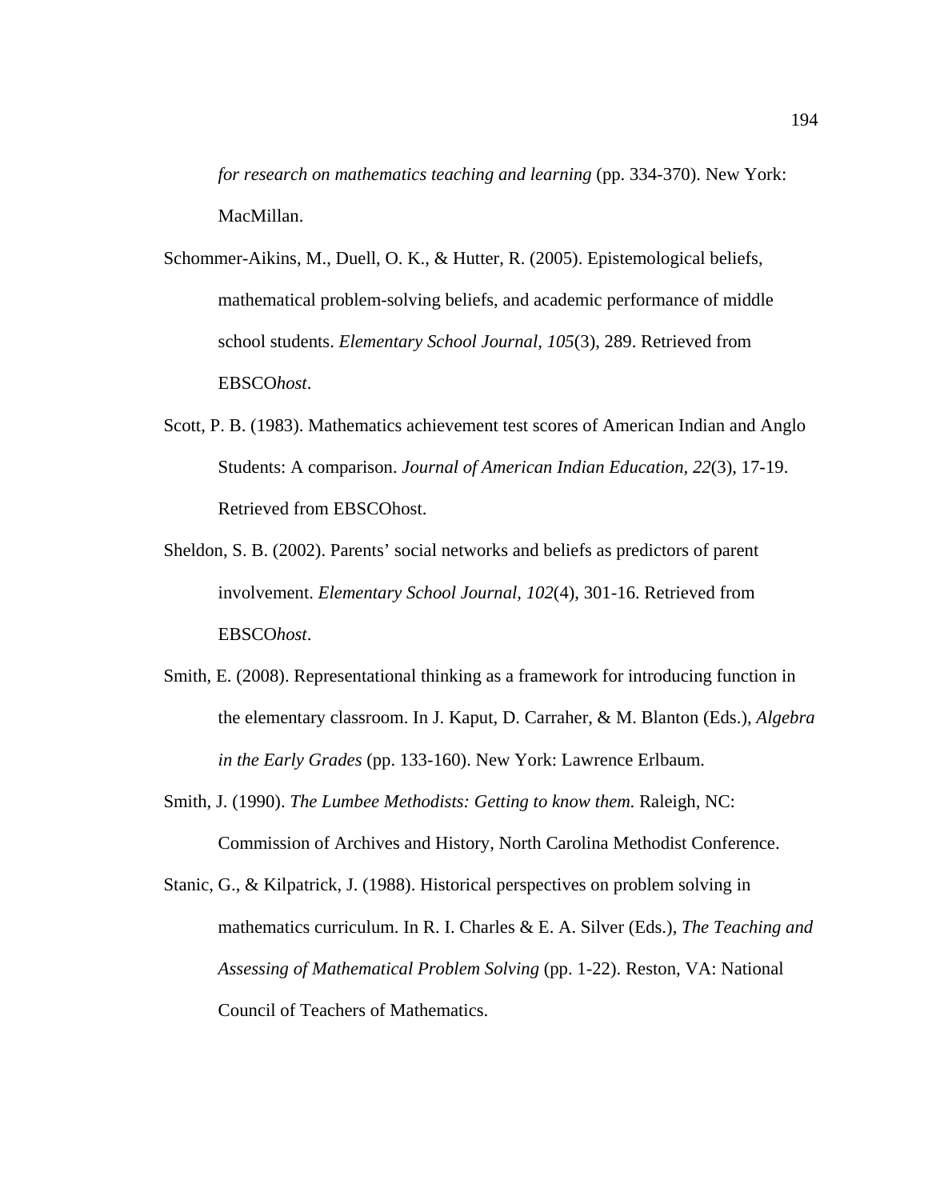*for research on mathematics teaching and learning* (pp. 334-370). New York: MacMillan.

Schommer-Aikins, M., Duell, O. K., & Hutter, R. (2005). Epistemological beliefs, mathematical problem-solving beliefs, and academic performance of middle school students. *Elementary School Journal, 105*(3), 289. Retrieved from EBSCO*host*.

Scott, P. B. (1983). Mathematics achievement test scores of American Indian and Anglo Students: A comparison. *Journal of American Indian Education, 22*(3), 17-19. Retrieved from EBSCOhost.

Sheldon, S. B. (2002). Parents' social networks and beliefs as predictors of parent involvement. *Elementary School Journal, 102*(4), 301-16. Retrieved from EBSCO*host*.

Smith, E. (2008). Representational thinking as a framework for introducing function in the elementary classroom. In J. Kaput, D. Carraher, & M. Blanton (Eds.), *Algebra in the Early Grades* (pp. 133-160). New York: Lawrence Erlbaum.

Smith, J. (1990). *The Lumbee Methodists: Getting to know them.* Raleigh, NC: Commission of Archives and History, North Carolina Methodist Conference.

Stanic, G., & Kilpatrick, J. (1988). Historical perspectives on problem solving in mathematics curriculum. In R. I. Charles & E. A. Silver (Eds.), *The Teaching and Assessing of Mathematical Problem Solving* (pp. 1-22). Reston, VA: National Council of Teachers of Mathematics.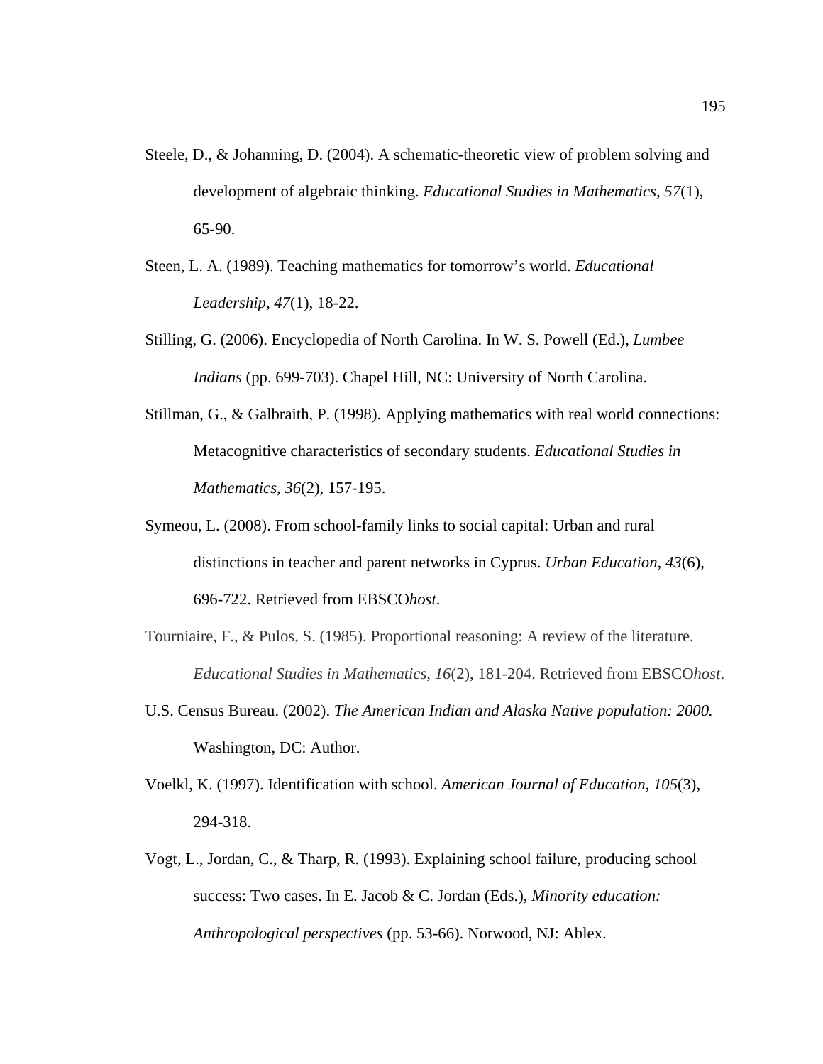Steele, D., & Johanning, D. (2004). A schematic-theoretic view of problem solving and development of algebraic thinking. *Educational Studies in Mathematics, 57*(1), 65-90.

Steen, L. A. (1989). Teaching mathematics for tomorrow's world. *Educational Leadership, 47*(1), 18-22.

Stilling, G. (2006). Encyclopedia of North Carolina. In W. S. Powell (Ed.), *Lumbee Indians* (pp. 699-703). Chapel Hill, NC: University of North Carolina.

Stillman, G., & Galbraith, P. (1998). Applying mathematics with real world connections: Metacognitive characteristics of secondary students. *Educational Studies in Mathematics, 36*(2), 157-195.

Symeou, L. (2008). From school-family links to social capital: Urban and rural distinctions in teacher and parent networks in Cyprus. *Urban Education, 43*(6), 696-722. Retrieved from EBSCO*host*.

Tourniaire, F., & Pulos, S. (1985). Proportional reasoning: A review of the literature. *Educational Studies in Mathematics, 16*(2), 181-204. Retrieved from EBSCO*host*.

U.S. Census Bureau. (2002). *The American Indian and Alaska Native population: 2000.* Washington, DC: Author.

Voelkl, K. (1997). Identification with school. *American Journal of Education, 105*(3), 294-318.

Vogt, L., Jordan, C., & Tharp, R. (1993). Explaining school failure, producing school success: Two cases. In E. Jacob & C. Jordan (Eds.), *Minority education: Anthropological perspectives* (pp. 53-66). Norwood, NJ: Ablex.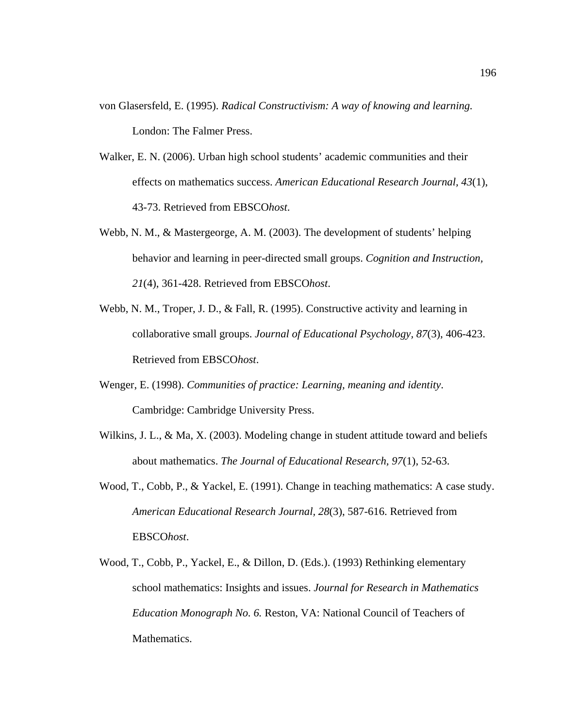von Glasersfeld, E. (1995). *Radical Constructivism: A way of knowing and learning.* London: The Falmer Press.

Walker, E. N. (2006). Urban high school students' academic communities and their effects on mathematics success. *American Educational Research Journal, 43*(1), 43-73. Retrieved from EBSCO*host*.

Webb, N. M., & Mastergeorge, A. M. (2003). The development of students' helping behavior and learning in peer-directed small groups. *Cognition and Instruction, 21*(4), 361-428. Retrieved from EBSCO*host.*

Webb, N. M., Troper, J. D., & Fall, R. (1995). Constructive activity and learning in collaborative small groups. *Journal of Educational Psychology, 87*(3), 406-423. Retrieved from EBSCO*host*.

Wenger, E. (1998). *Communities of practice: Learning, meaning and identity*. Cambridge: Cambridge University Press.

Wilkins, J. L., & Ma, X. (2003). Modeling change in student attitude toward and beliefs about mathematics. *The Journal of Educational Research, 97*(1), 52-63.

Wood, T., Cobb, P., & Yackel, E. (1991). Change in teaching mathematics: A case study. *American Educational Research Journal, 28*(3), 587-616. Retrieved from EBSCO*host*.

Wood, T., Cobb, P., Yackel, E., & Dillon, D. (Eds.). (1993) Rethinking elementary school mathematics: Insights and issues. *Journal for Research in Mathematics Education Monograph No. 6.* Reston, VA: National Council of Teachers of Mathematics.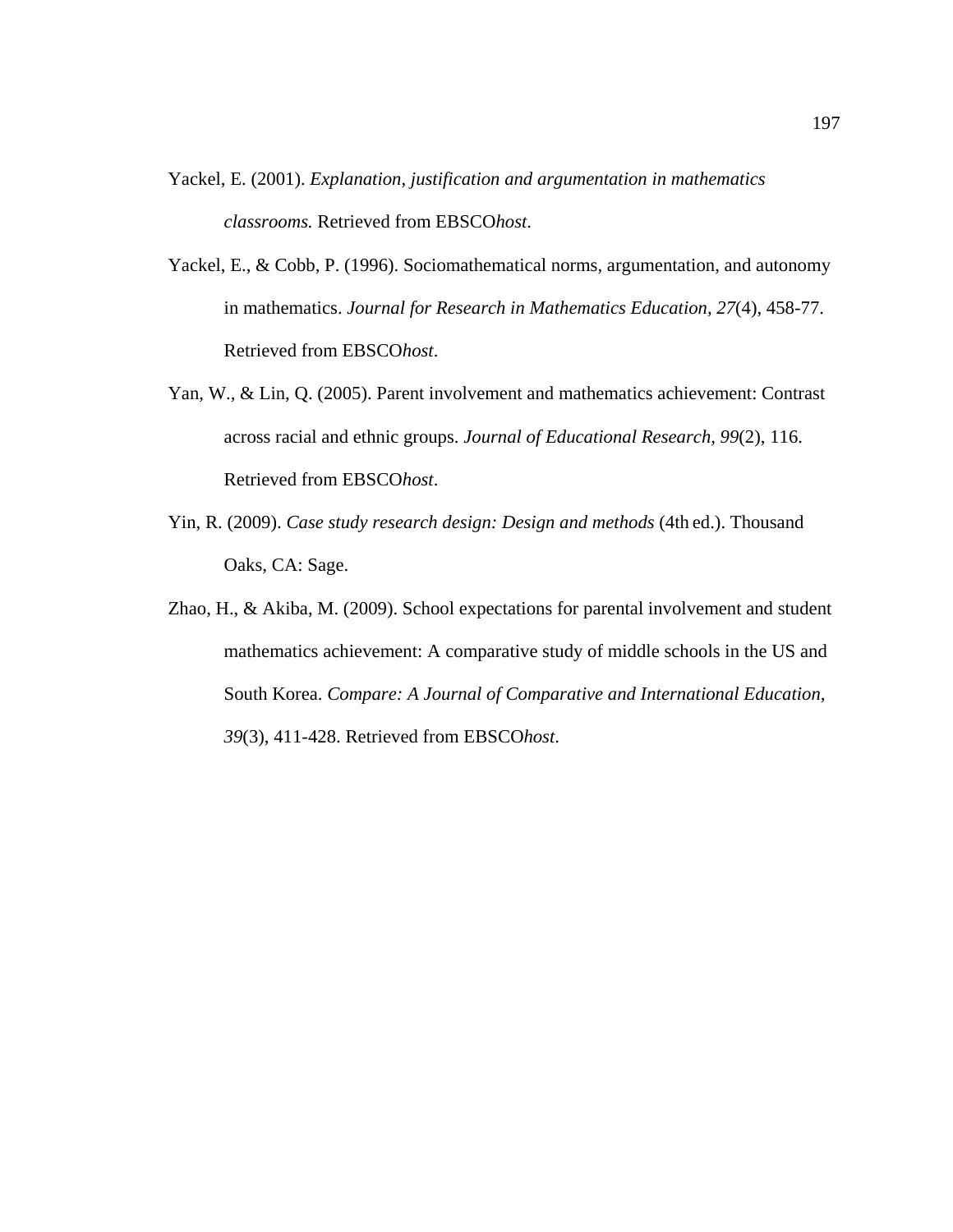Yackel, E. (2001). *Explanation, justification and argumentation in mathematics classrooms.* Retrieved from EBSCO*host.*

Yackel, E., & Cobb, P. (1996). Sociomathematical norms, argumentation, and autonomy in mathematics. *Journal for Research in Mathematics Education, 27*(4), 458-77. Retrieved from EBSCO*host*.

Yan, W., & Lin, Q. (2005). Parent involvement and mathematics achievement: Contrast across racial and ethnic groups. *Journal of Educational Research, 99*(2), 116. Retrieved from EBSCO*host*.

Yin, R. (2009). *Case study research design: Design and methods* (4th ed.). Thousand Oaks, CA: Sage.

Zhao, H., & Akiba, M. (2009). School expectations for parental involvement and student mathematics achievement: A comparative study of middle schools in the US and South Korea. *Compare: A Journal of Comparative and International Education, 39*(3), 411-428. Retrieved from EBSCO*host.*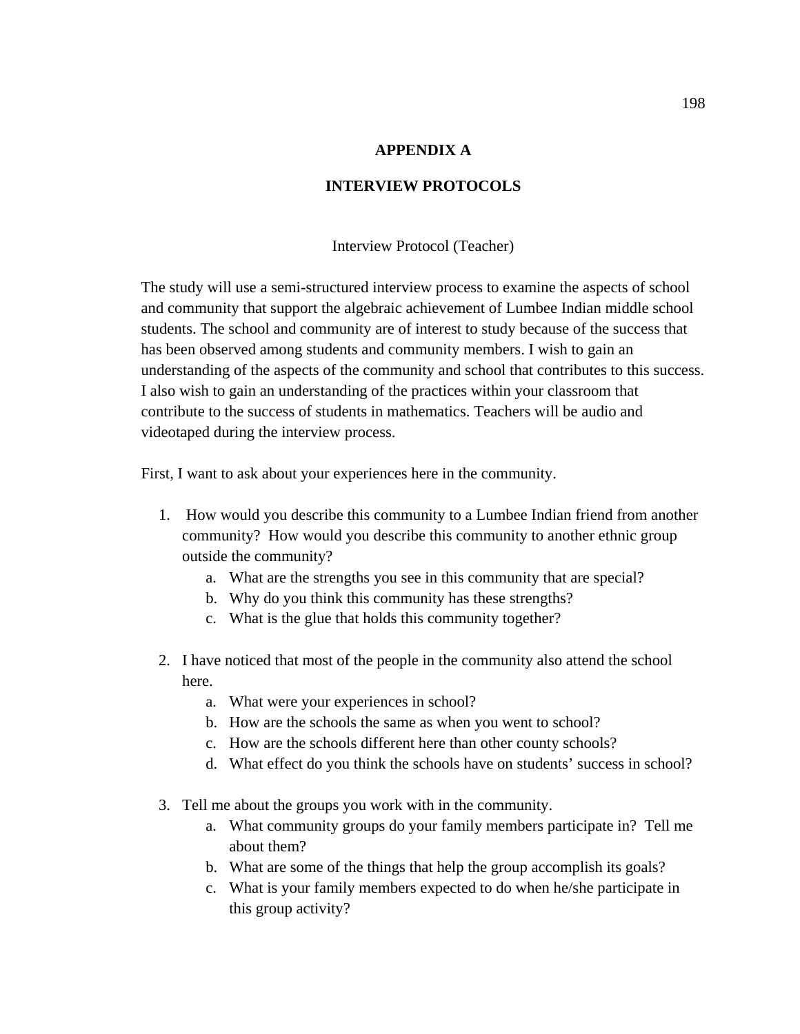# APPENDIX A

# INTERVIEW PROTOCOLS

Interview Protocol (Teacher)

The study will use a semi-structured interview process to examine the aspects of school and community that support the algebraic achievement of Lumbee Indian middle school students. The school and community are of interest to study because of the success that has been observed among students and community members. I wish to gain an understanding of the aspects of the community and school that contributes to this success. I also wish to gain an understanding of the practices within your classroom that contribute to the success of students in mathematics. Teachers will be audio and videotaped during the interview process.

First, I want to ask about your experiences here in the community.

1. How would you describe this community to a Lumbee Indian friend from another community? How would you describe this community to another ethnic group outside the community?
   a. What are the strengths you see in this community that are special?
   b. Why do you think this community has these strengths?
   c. What is the glue that holds this community together?

2. I have noticed that most of the people in the community also attend the school here.
   a. What were your experiences in school?
   b. How are the schools the same as when you went to school?
   c. How are the schools different here than other county schools?
   d. What effect do you think the schools have on students' success in school?

3. Tell me about the groups you work with in the community.
   a. What community groups do your family members participate in? Tell me about them?
   b. What are some of the things that help the group accomplish its goals?
   c. What is your family members expected to do when he/she participate in this group activity?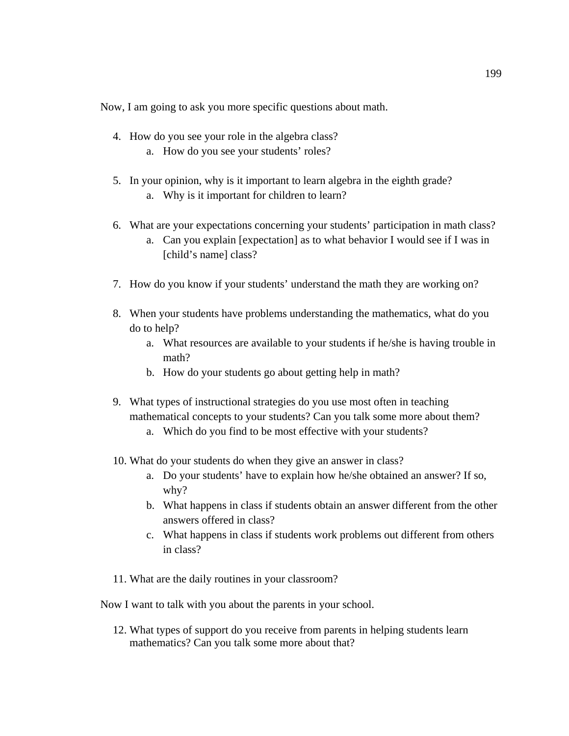Now, I am going to ask you more specific questions about math.

4. How do you see your role in the algebra class?
    a. How do you see your students' roles?

5. In your opinion, why is it important to learn algebra in the eighth grade?
    a. Why is it important for children to learn?

6. What are your expectations concerning your students' participation in math class?
    a. Can you explain [expectation] as to what behavior I would see if I was in [child's name] class?

7. How do you know if your students' understand the math they are working on?

8. When your students have problems understanding the mathematics, what do you do to help?
    a. What resources are available to your students if he/she is having trouble in math?
    b. How do your students go about getting help in math?

9. What types of instructional strategies do you use most often in teaching mathematical concepts to your students? Can you talk some more about them?
    a. Which do you find to be most effective with your students?

10. What do your students do when they give an answer in class?
    a. Do your students' have to explain how he/she obtained an answer? If so, why?
    b. What happens in class if students obtain an answer different from the other answers offered in class?
    c. What happens in class if students work problems out different from others in class?

11. What are the daily routines in your classroom?

Now I want to talk with you about the parents in your school.

12. What types of support do you receive from parents in helping students learn mathematics? Can you talk some more about that?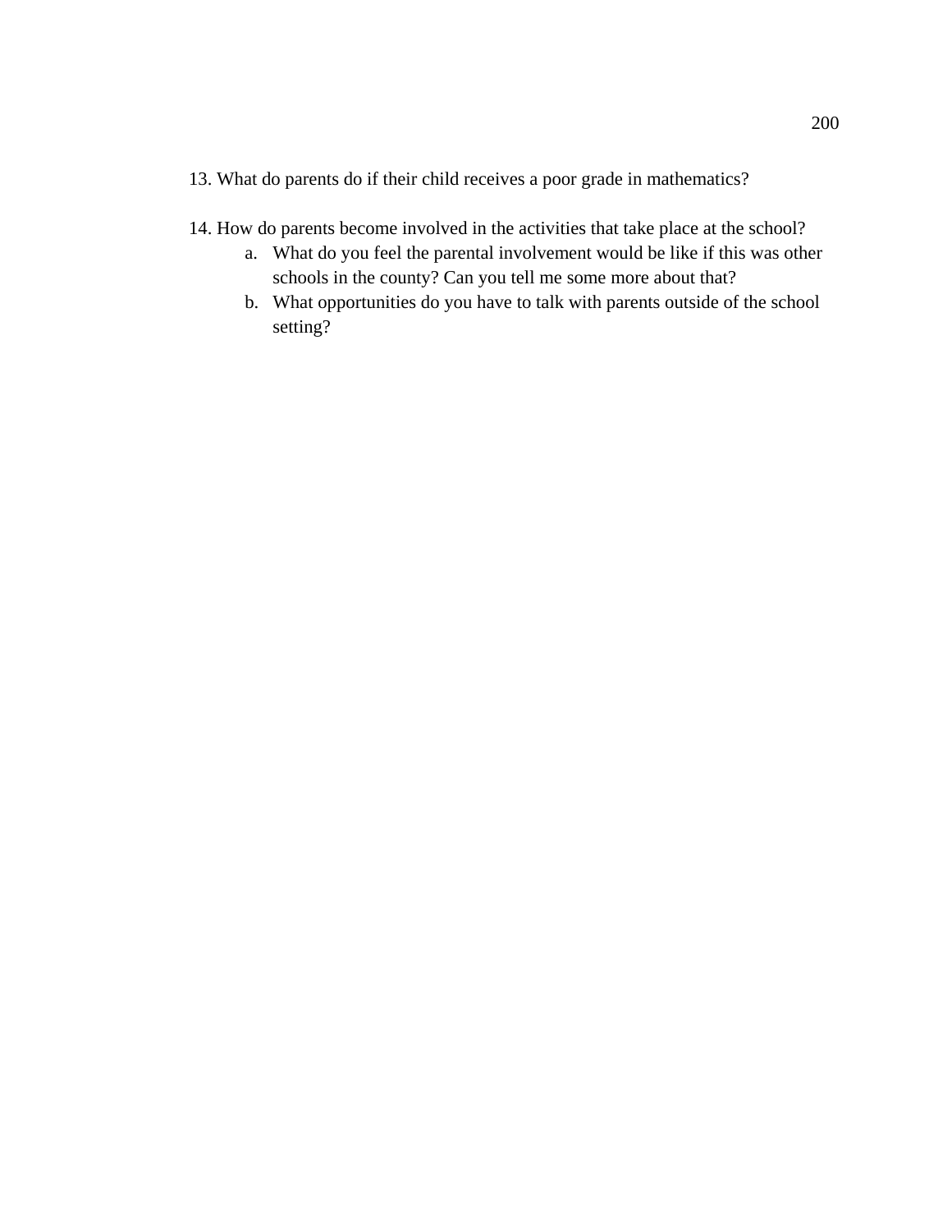13. What do parents do if their child receives a poor grade in mathematics?

14. How do parents become involved in the activities that take place at the school?
    a. What do you feel the parental involvement would be like if this was other schools in the county? Can you tell me some more about that?
    b. What opportunities do you have to talk with parents outside of the school setting?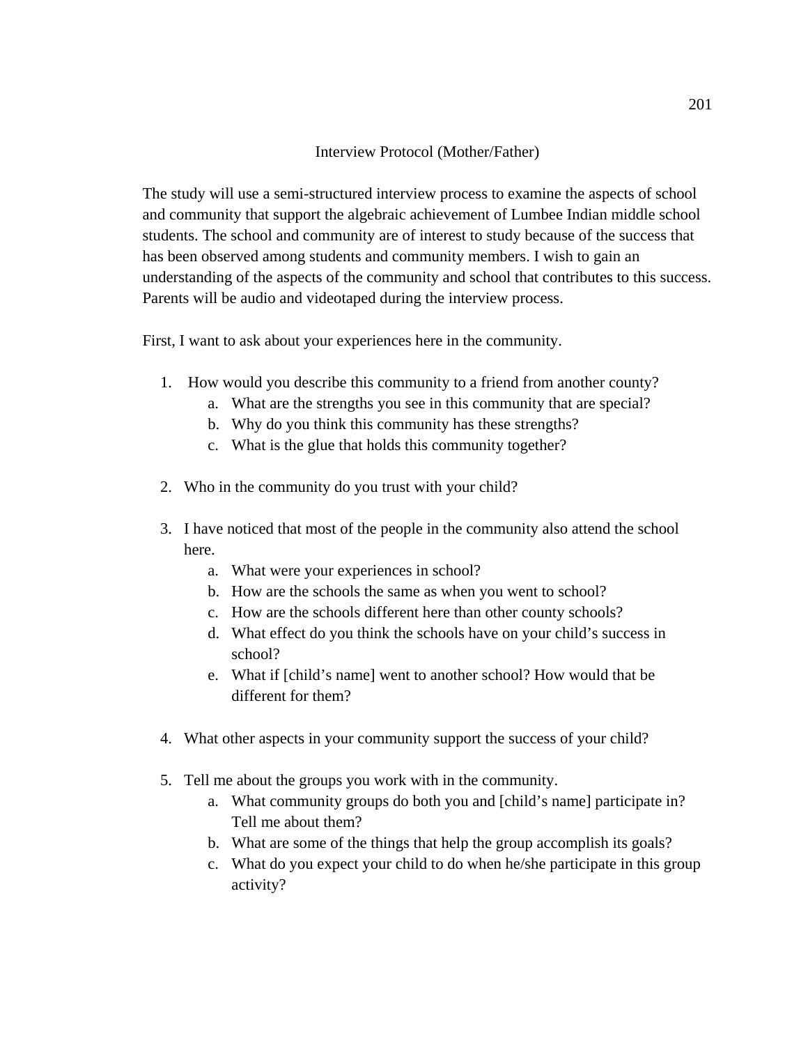## Interview Protocol (Mother/Father)

The study will use a semi-structured interview process to examine the aspects of school and community that support the algebraic achievement of Lumbee Indian middle school students. The school and community are of interest to study because of the success that has been observed among students and community members. I wish to gain an understanding of the aspects of the community and school that contributes to this success. Parents will be audio and videotaped during the interview process.

First, I want to ask about your experiences here in the community.

1. How would you describe this community to a friend from another county?
   a. What are the strengths you see in this community that are special?
   b. Why do you think this community has these strengths?
   c. What is the glue that holds this community together?

2. Who in the community do you trust with your child?

3. I have noticed that most of the people in the community also attend the school here.
   a. What were your experiences in school?
   b. How are the schools the same as when you went to school?
   c. How are the schools different here than other county schools?
   d. What effect do you think the schools have on your child's success in school?
   e. What if [child's name] went to another school? How would that be different for them?

4. What other aspects in your community support the success of your child?

5. Tell me about the groups you work with in the community.
   a. What community groups do both you and [child's name] participate in? Tell me about them?
   b. What are some of the things that help the group accomplish its goals?
   c. What do you expect your child to do when he/she participate in this group activity?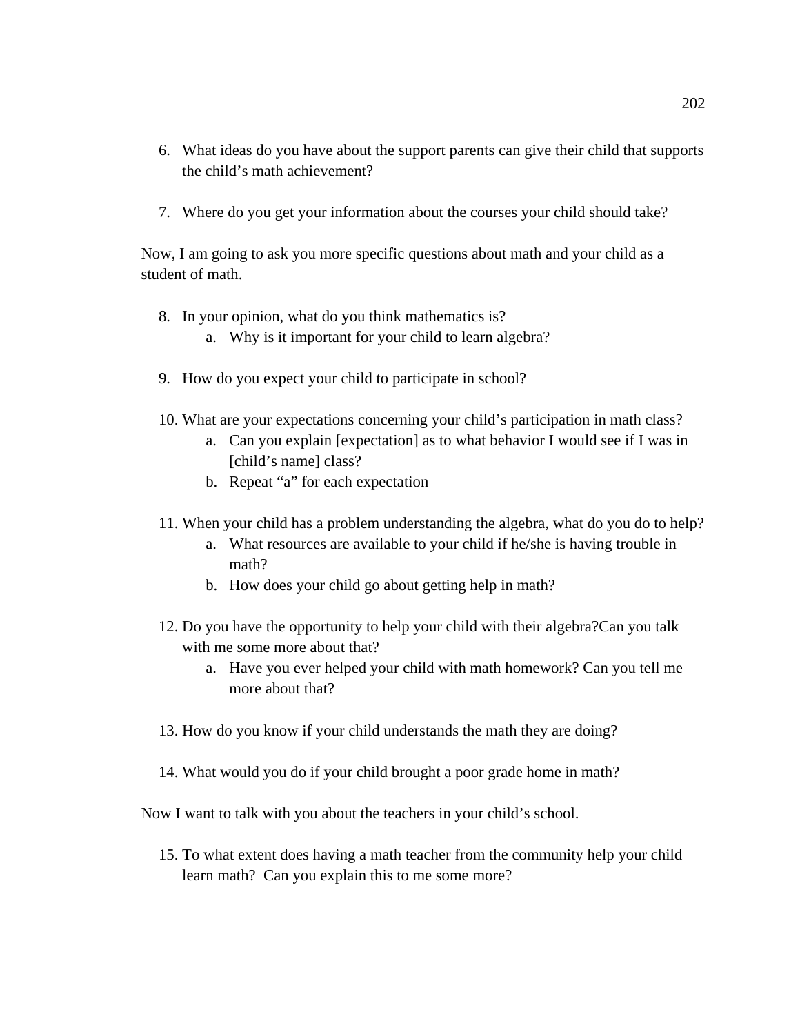6. What ideas do you have about the support parents can give their child that supports the child's math achievement?

7. Where do you get your information about the courses your child should take?

Now, I am going to ask you more specific questions about math and your child as a student of math.

8. In your opinion, what do you think mathematics is?
    a. Why is it important for your child to learn algebra?

9. How do you expect your child to participate in school?

10. What are your expectations concerning your child's participation in math class?
    a. Can you explain [expectation] as to what behavior I would see if I was in [child's name] class?
    b. Repeat "a" for each expectation

11. When your child has a problem understanding the algebra, what do you do to help?
    a. What resources are available to your child if he/she is having trouble in math?
    b. How does your child go about getting help in math?

12. Do you have the opportunity to help your child with their algebra?Can you talk with me some more about that?
    a. Have you ever helped your child with math homework? Can you tell me more about that?

13. How do you know if your child understands the math they are doing?

14. What would you do if your child brought a poor grade home in math?

Now I want to talk with you about the teachers in your child's school.

15. To what extent does having a math teacher from the community help your child learn math?  Can you explain this to me some more?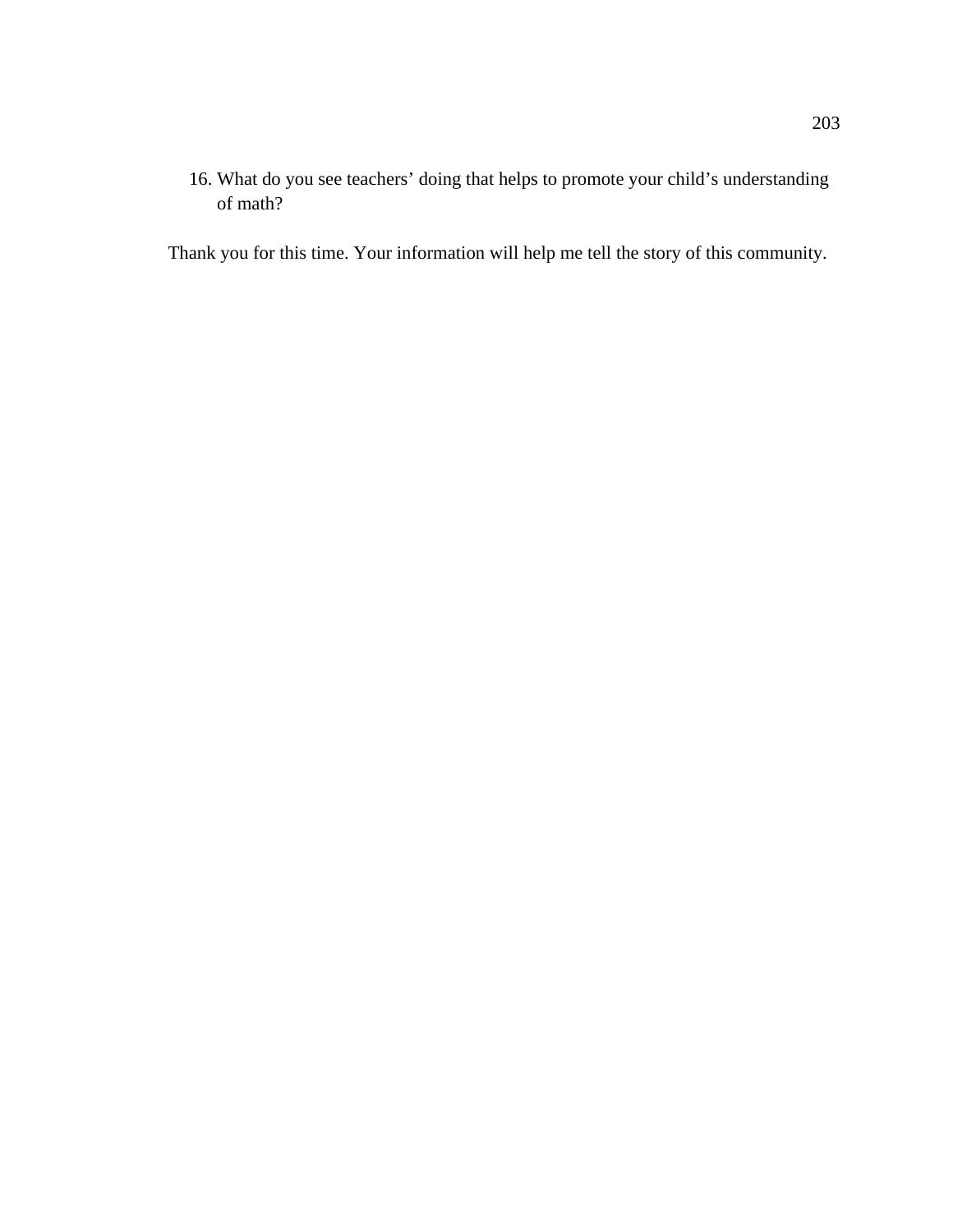16. What do you see teachers' doing that helps to promote your child's understanding of math?

Thank you for this time. Your information will help me tell the story of this community.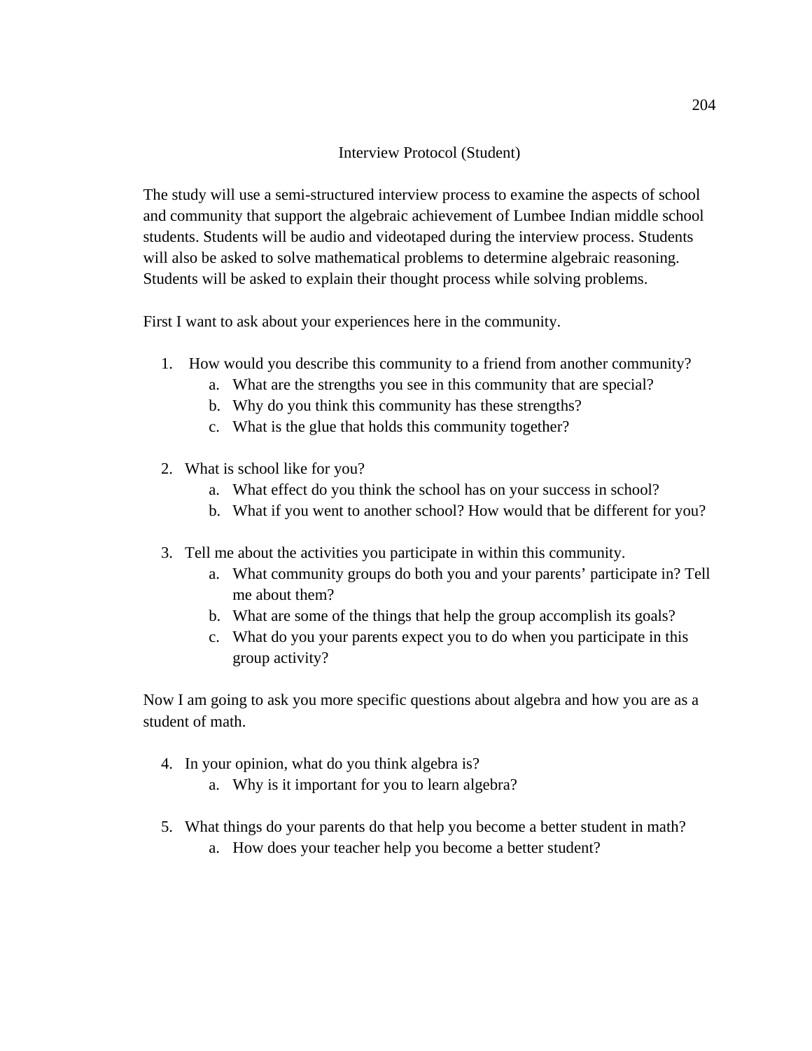## Interview Protocol (Student)

The study will use a semi-structured interview process to examine the aspects of school and community that support the algebraic achievement of Lumbee Indian middle school students. Students will be audio and videotaped during the interview process. Students will also be asked to solve mathematical problems to determine algebraic reasoning. Students will be asked to explain their thought process while solving problems.

First I want to ask about your experiences here in the community.

1. How would you describe this community to a friend from another community?
   a. What are the strengths you see in this community that are special?
   b. Why do you think this community has these strengths?
   c. What is the glue that holds this community together?

2. What is school like for you?
   a. What effect do you think the school has on your success in school?
   b. What if you went to another school? How would that be different for you?

3. Tell me about the activities you participate in within this community.
   a. What community groups do both you and your parents' participate in? Tell me about them?
   b. What are some of the things that help the group accomplish its goals?
   c. What do you your parents expect you to do when you participate in this group activity?

Now I am going to ask you more specific questions about algebra and how you are as a student of math.

4. In your opinion, what do you think algebra is?
   a. Why is it important for you to learn algebra?

5. What things do your parents do that help you become a better student in math?
   a. How does your teacher help you become a better student?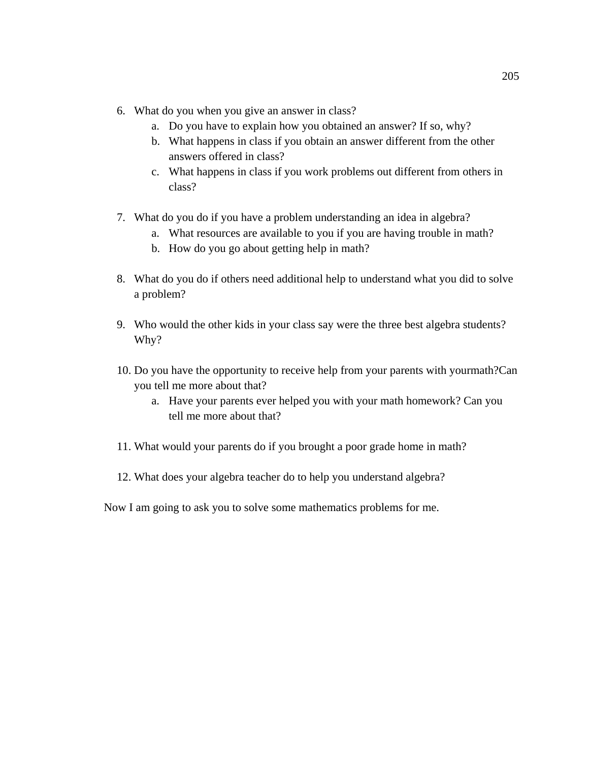6. What do you when you give an answer in class?
    a. Do you have to explain how you obtained an answer? If so, why?
    b. What happens in class if you obtain an answer different from the other answers offered in class?
    c. What happens in class if you work problems out different from others in class?

7. What do you do if you have a problem understanding an idea in algebra?
    a. What resources are available to you if you are having trouble in math?
    b. How do you go about getting help in math?

8. What do you do if others need additional help to understand what you did to solve a problem?

9. Who would the other kids in your class say were the three best algebra students? Why?

10. Do you have the opportunity to receive help from your parents with yourmath?Can you tell me more about that?
    a. Have your parents ever helped you with your math homework? Can you tell me more about that?

11. What would your parents do if you brought a poor grade home in math?

12. What does your algebra teacher do to help you understand algebra?

Now I am going to ask you to solve some mathematics problems for me.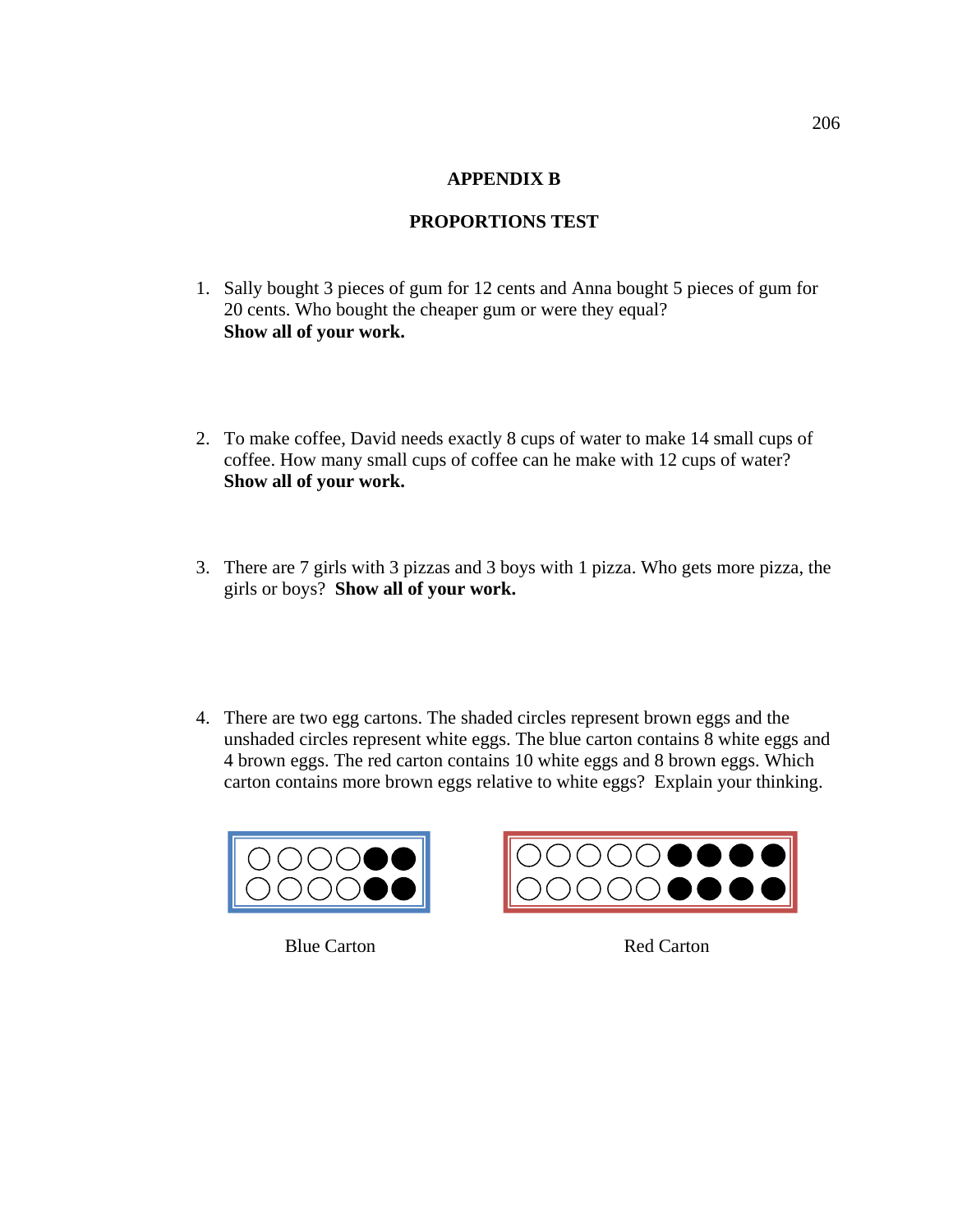# APPENDIX B

## PROPORTIONS TEST

1. Sally bought 3 pieces of gum for 12 cents and Anna bought 5 pieces of gum for 20 cents. Who bought the cheaper gum or were they equal?
**Show all of your work.**

2. To make coffee, David needs exactly 8 cups of water to make 14 small cups of coffee. How many small cups of coffee can he make with 12 cups of water?
**Show all of your work.**

3. There are 7 girls with 3 pizzas and 3 boys with 1 pizza. Who gets more pizza, the girls or boys? **Show all of your work.**

4. There are two egg cartons. The shaded circles represent brown eggs and the unshaded circles represent white eggs. The blue carton contains 8 white eggs and 4 brown eggs. The red carton contains 10 white eggs and 8 brown eggs. Which carton contains more brown eggs relative to white eggs? Explain your thinking.

Blue Carton

Red Carton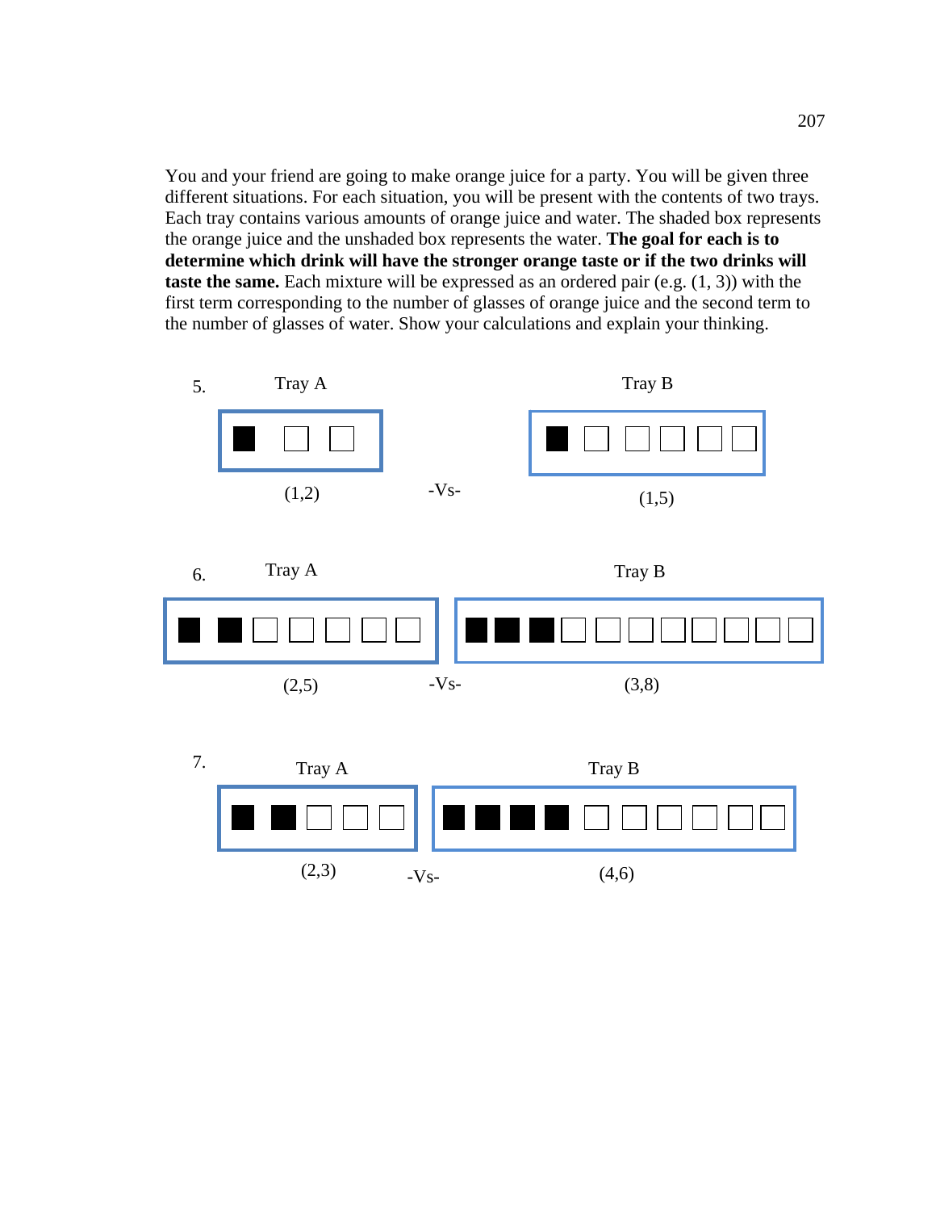You and your friend are going to make orange juice for a party. You will be given three different situations. For each situation, you will be present with the contents of two trays. Each tray contains various amounts of orange juice and water. The shaded box represents the orange juice and the unshaded box represents the water. **The goal for each is to determine which drink will have the stronger orange taste or if the two drinks will taste the same.** Each mixture will be expressed as an ordered pair (e.g. (1, 3)) with the first term corresponding to the number of glasses of orange juice and the second term to the number of glasses of water. Show your calculations and explain your thinking.

5. Tray A (1,2) -Vs- Tray B (1,5)

6. Tray A (2,5) -Vs- Tray B (3,8)

7. Tray A (2,3) -Vs- Tray B (4,6)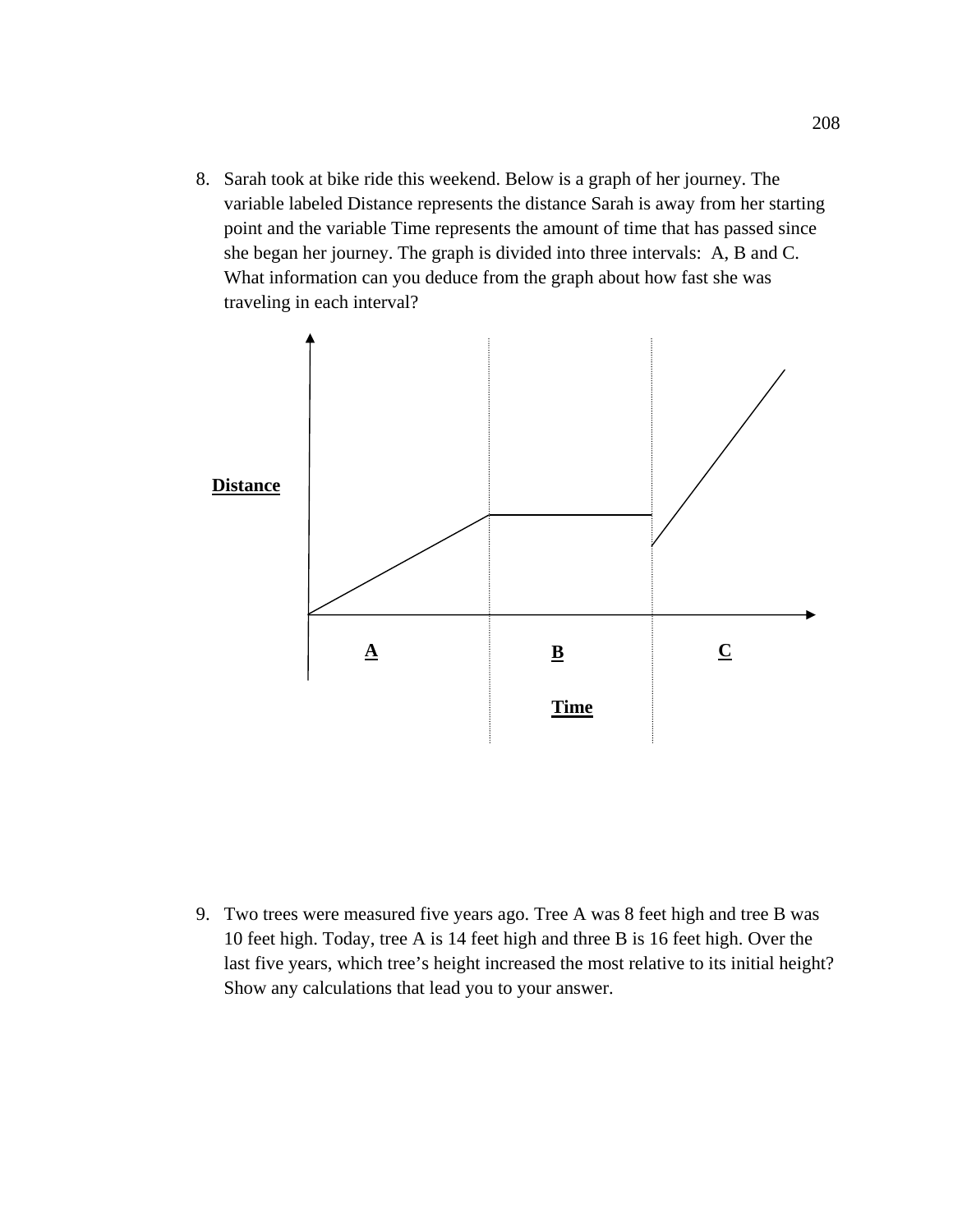8. Sarah took at bike ride this weekend. Below is a graph of her journey. The variable labeled Distance represents the distance Sarah is away from her starting point and the variable Time represents the amount of time that has passed since she began her journey. The graph is divided into three intervals: A, B and C. What information can you deduce from the graph about how fast she was traveling in each interval?

**Distance**

**A** **B** **C**

**Time**

9. Two trees were measured five years ago. Tree A was 8 feet high and tree B was 10 feet high. Today, tree A is 14 feet high and three B is 16 feet high. Over the last five years, which tree's height increased the most relative to its initial height? Show any calculations that lead you to your answer.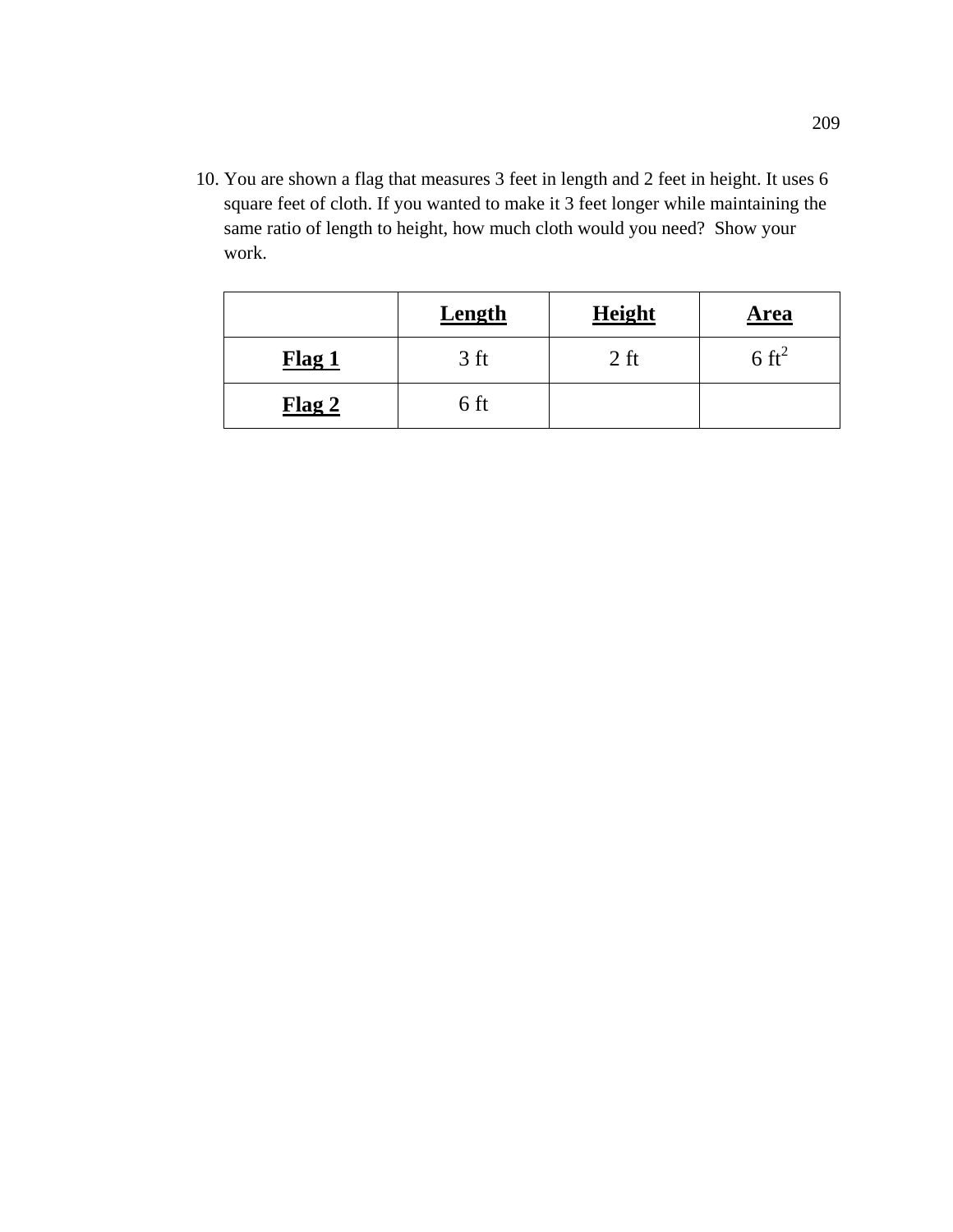10. You are shown a flag that measures 3 feet in length and 2 feet in height. It uses 6 square feet of cloth. If you wanted to make it 3 feet longer while maintaining the same ratio of length to height, how much cloth would you need? Show your work.

| | **Length** | **Height** | **Area** |
|---|---|---|---|
| **Flag 1** | 3 ft | 2 ft | 6 $ft^2$ |
| **Flag 2** | 6 ft | | |